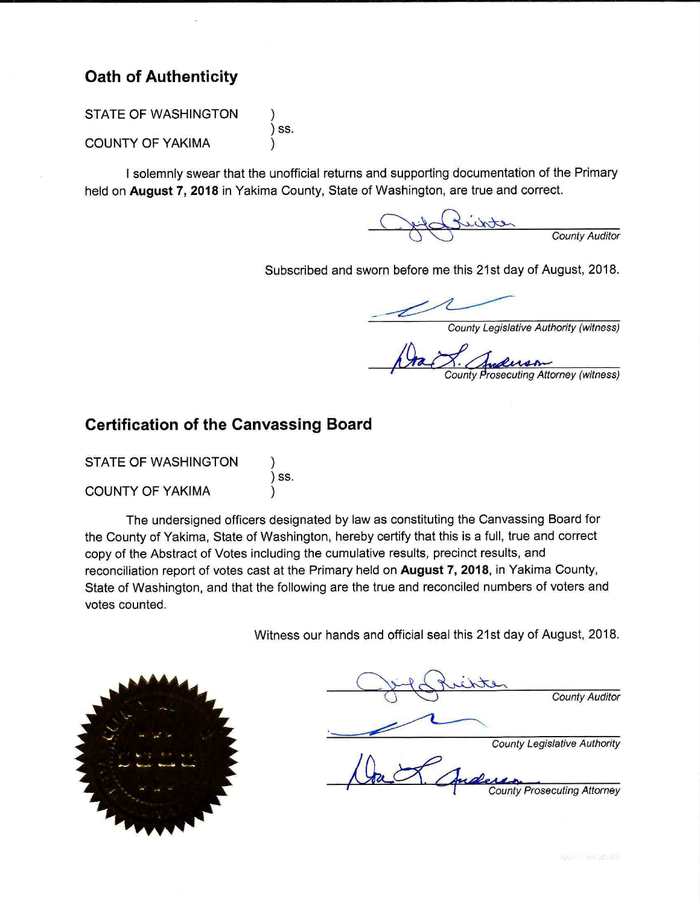## Oath of Authenticity

STATE OF WASHINGTON )
) ss.
COUNTY OF YAKIMA )

I solemnly swear that the unofficial returns and supporting documentation of the Primary held on **August 7, 2018** in Yakima County, State of Washington, are true and correct.

*County Auditor*

Subscribed and sworn before me this 21st day of August, 2018.

*County Legislative Authority (witness)*

*County Prosecuting Attorney (witness)*

## Certification of the Canvassing Board

STATE OF WASHINGTON )
) ss.
COUNTY OF YAKIMA )

The undersigned officers designated by law as constituting the Canvassing Board for the County of Yakima, State of Washington, hereby certify that this is a full, true and correct copy of the Abstract of Votes including the cumulative results, precinct results, and reconciliation report of votes cast at the Primary held on **August 7, 2018**, in Yakima County, State of Washington, and that the following are the true and reconciled numbers of voters and votes counted.

Witness our hands and official seal this 21st day of August, 2018.

*County Auditor*

*County Legislative Authority*

*County Prosecuting Attorney*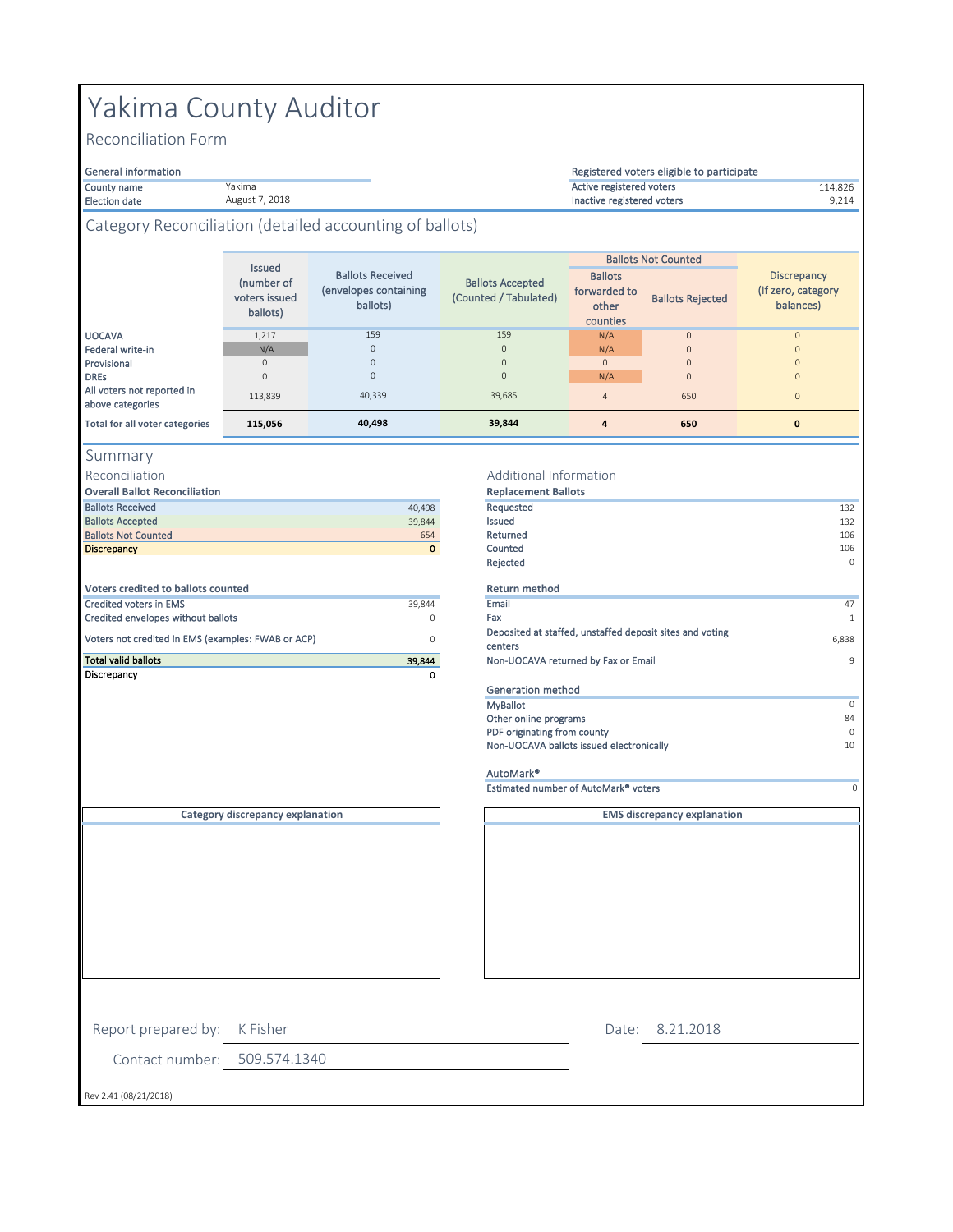# Yakima County Auditor

## Reconciliation Form

| General information | |
|---|---|
| County name | Yakima |
| Election date | August 7, 2018 |

| Registered voters eligible to participate | |
|---|---|
| Active registered voters | 114,826 |
| Inactive registered voters | 9,214 |

## Category Reconciliation (detailed accounting of ballots)

| | Issued (number of voters issued ballots) | Ballots Received (envelopes containing ballots) | Ballots Accepted (Counted / Tabulated) | Ballots Not Counted | | Discrepancy (If zero, category balances) |
|---|---|---|---|---|---|---|
| | | | | Ballots forwarded to other counties | Ballots Rejected | |
| UOCAVA | 1,217 | 159 | 159 | N/A | 0 | 0 |
| Federal write-in | N/A | 0 | 0 | N/A | 0 | 0 |
| Provisional | 0 | 0 | 0 | 0 | 0 | 0 |
| DREs | 0 | 0 | 0 | N/A | 0 | 0 |
| All voters not reported in above categories | 113,839 | 40,339 | 39,685 | 4 | 650 | 0 |
| **Total for all voter categories** | **115,056** | **40,498** | **39,844** | **4** | **650** | **0** |

## Summary

### Reconciliation

| Overall Ballot Reconciliation | |
|---|---|
| Ballots Received | 40,498 |
| Ballots Accepted | 39,844 |
| Ballots Not Counted | 654 |
| **Discrepancy** | **0** |

| Voters credited to ballots counted | |
|---|---|
| Credited voters in EMS | 39,844 |
| Credited envelopes without ballots | 0 |
| Voters not credited in EMS (examples: FWAB or ACP) | 0 |
| **Total valid ballots** | **39,844** |
| **Discrepancy** | **0** |

### Additional Information

| Replacement Ballots | |
|---|---|
| Requested | 132 |
| Issued | 132 |
| Returned | 106 |
| Counted | 106 |
| Rejected | 0 |

| Return method | |
|---|---|
| Email | 47 |
| Fax | 1 |
| Deposited at staffed, unstaffed deposit sites and voting centers | 6,838 |
| Non-UOCAVA returned by Fax or Email | 9 |

| Generation method | |
|---|---|
| MyBallot | 0 |
| Other online programs | 84 |
| PDF originating from county | 0 |
| Non-UOCAVA ballots issued electronically | 10 |

| AutoMark® | |
|---|---|
| Estimated number of AutoMark® voters | 0 |

**Category discrepancy explanation**

**EMS discrepancy explanation**

Report prepared by: K Fisher

Date: 8.21.2018

Contact number: 509.574.1340

Rev 2.41 (08/21/2018)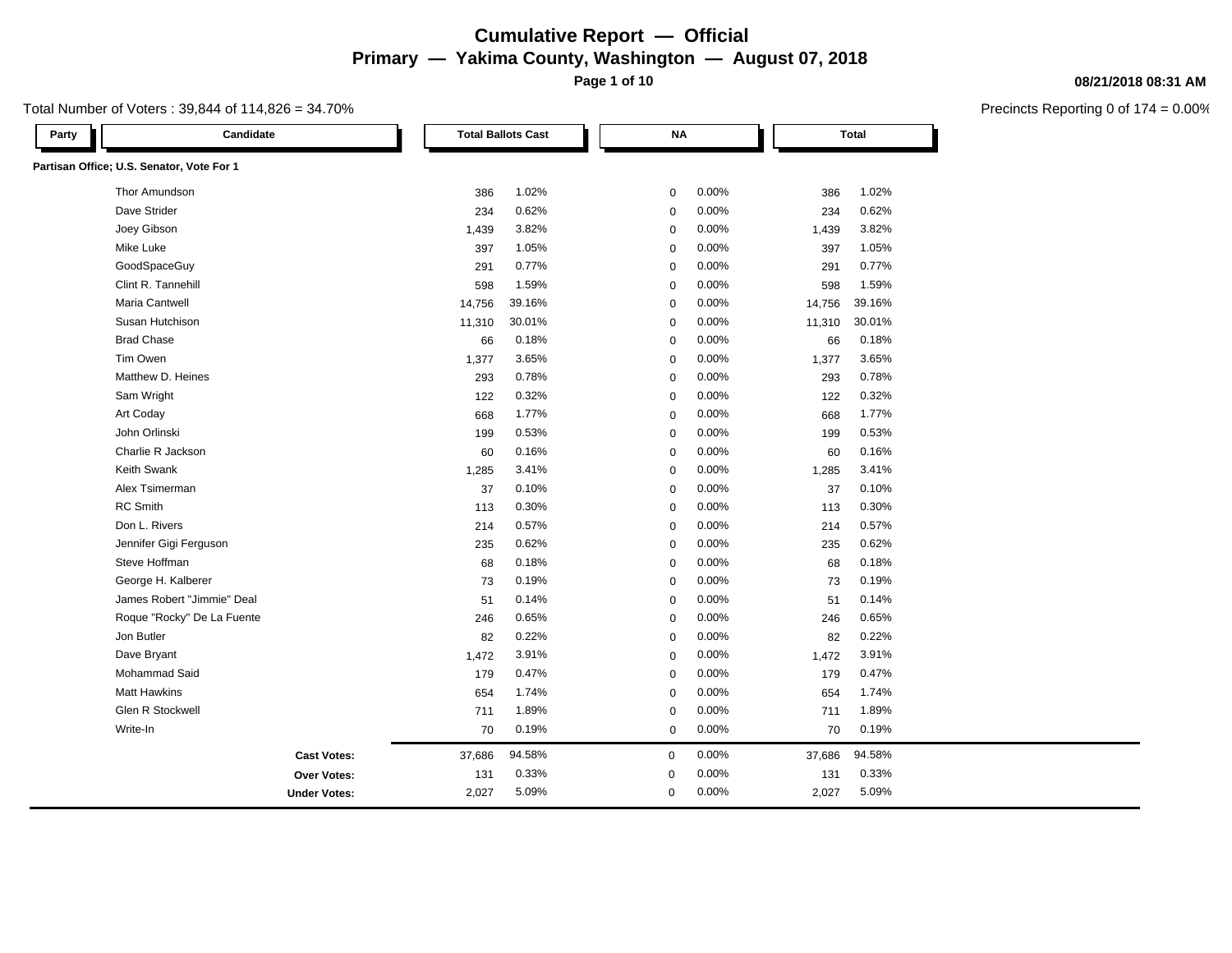# Cumulative Report — Official

## Primary — Yakima County, Washington — August 07, 2018

08/21/2018 08:31 AM

Total Number of Voters : 39,844 of 114,826 = 34.70%

Precincts Reporting 0 of 174 = 0.00%

| Party | Candidate | Total Ballots Cast | | NA | | Total | |
|---|---|---|---|---|---|---|---|
| **Partisan Office; U.S. Senator, Vote For 1** | | | | | | | |
| | Thor Amundson | 386 | 1.02% | 0 | 0.00% | 386 | 1.02% |
| | Dave Strider | 234 | 0.62% | 0 | 0.00% | 234 | 0.62% |
| | Joey Gibson | 1,439 | 3.82% | 0 | 0.00% | 1,439 | 3.82% |
| | Mike Luke | 397 | 1.05% | 0 | 0.00% | 397 | 1.05% |
| | GoodSpaceGuy | 291 | 0.77% | 0 | 0.00% | 291 | 0.77% |
| | Clint R. Tannehill | 598 | 1.59% | 0 | 0.00% | 598 | 1.59% |
| | Maria Cantwell | 14,756 | 39.16% | 0 | 0.00% | 14,756 | 39.16% |
| | Susan Hutchison | 11,310 | 30.01% | 0 | 0.00% | 11,310 | 30.01% |
| | Brad Chase | 66 | 0.18% | 0 | 0.00% | 66 | 0.18% |
| | Tim Owen | 1,377 | 3.65% | 0 | 0.00% | 1,377 | 3.65% |
| | Matthew D. Heines | 293 | 0.78% | 0 | 0.00% | 293 | 0.78% |
| | Sam Wright | 122 | 0.32% | 0 | 0.00% | 122 | 0.32% |
| | Art Coday | 668 | 1.77% | 0 | 0.00% | 668 | 1.77% |
| | John Orlinski | 199 | 0.53% | 0 | 0.00% | 199 | 0.53% |
| | Charlie R Jackson | 60 | 0.16% | 0 | 0.00% | 60 | 0.16% |
| | Keith Swank | 1,285 | 3.41% | 0 | 0.00% | 1,285 | 3.41% |
| | Alex Tsimerman | 37 | 0.10% | 0 | 0.00% | 37 | 0.10% |
| | RC Smith | 113 | 0.30% | 0 | 0.00% | 113 | 0.30% |
| | Don L. Rivers | 214 | 0.57% | 0 | 0.00% | 214 | 0.57% |
| | Jennifer Gigi Ferguson | 235 | 0.62% | 0 | 0.00% | 235 | 0.62% |
| | Steve Hoffman | 68 | 0.18% | 0 | 0.00% | 68 | 0.18% |
| | George H. Kalberer | 73 | 0.19% | 0 | 0.00% | 73 | 0.19% |
| | James Robert "Jimmie" Deal | 51 | 0.14% | 0 | 0.00% | 51 | 0.14% |
| | Roque "Rocky" De La Fuente | 246 | 0.65% | 0 | 0.00% | 246 | 0.65% |
| | Jon Butler | 82 | 0.22% | 0 | 0.00% | 82 | 0.22% |
| | Dave Bryant | 1,472 | 3.91% | 0 | 0.00% | 1,472 | 3.91% |
| | Mohammad Said | 179 | 0.47% | 0 | 0.00% | 179 | 0.47% |
| | Matt Hawkins | 654 | 1.74% | 0 | 0.00% | 654 | 1.74% |
| | Glen R Stockwell | 711 | 1.89% | 0 | 0.00% | 711 | 1.89% |
| | Write-In | 70 | 0.19% | 0 | 0.00% | 70 | 0.19% |
| | **Cast Votes:** | 37,686 | 94.58% | 0 | 0.00% | 37,686 | 94.58% |
| | **Over Votes:** | 131 | 0.33% | 0 | 0.00% | 131 | 0.33% |
| | **Under Votes:** | 2,027 | 5.09% | 0 | 0.00% | 2,027 | 5.09% |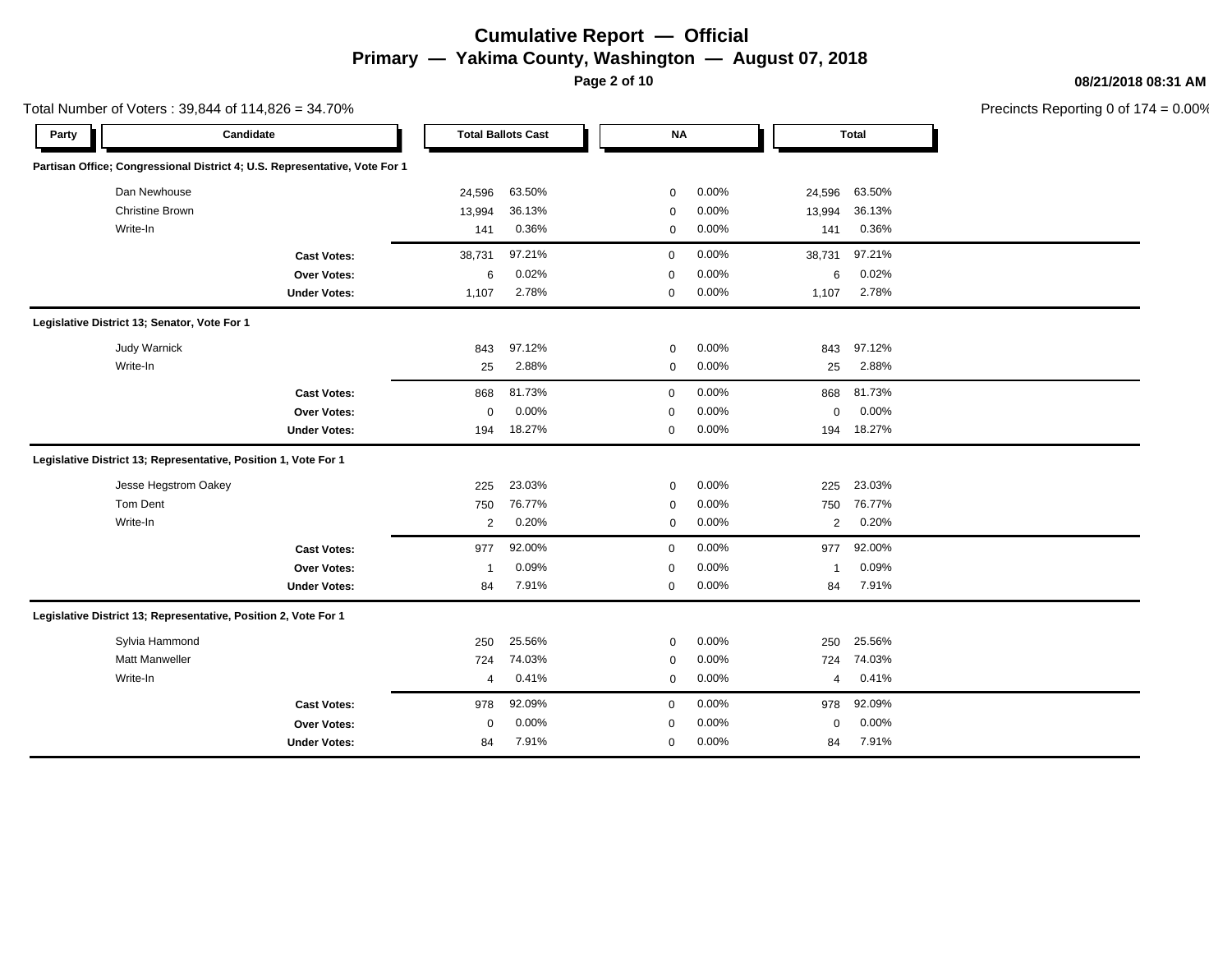# Cumulative Report — Official

## Primary — Yakima County, Washington — August 07, 2018

08/21/2018 08:31 AM

Total Number of Voters : 39,844 of 114,826 = 34.70%

Precincts Reporting 0 of 174 = 0.00%

| Party | Candidate | Total Ballots Cast | | NA | | Total | |
|---|---|---|---|---|---|---|---|
| **Partisan Office; Congressional District 4; U.S. Representative, Vote For 1** | | | | | | | |
| | Dan Newhouse | 24,596 | 63.50% | 0 | 0.00% | 24,596 | 63.50% |
| | Christine Brown | 13,994 | 36.13% | 0 | 0.00% | 13,994 | 36.13% |
| | Write-In | 141 | 0.36% | 0 | 0.00% | 141 | 0.36% |
| | **Cast Votes:** | 38,731 | 97.21% | 0 | 0.00% | 38,731 | 97.21% |
| | **Over Votes:** | 6 | 0.02% | 0 | 0.00% | 6 | 0.02% |
| | **Under Votes:** | 1,107 | 2.78% | 0 | 0.00% | 1,107 | 2.78% |
| **Legislative District 13; Senator, Vote For 1** | | | | | | | |
| | Judy Warnick | 843 | 97.12% | 0 | 0.00% | 843 | 97.12% |
| | Write-In | 25 | 2.88% | 0 | 0.00% | 25 | 2.88% |
| | **Cast Votes:** | 868 | 81.73% | 0 | 0.00% | 868 | 81.73% |
| | **Over Votes:** | 0 | 0.00% | 0 | 0.00% | 0 | 0.00% |
| | **Under Votes:** | 194 | 18.27% | 0 | 0.00% | 194 | 18.27% |
| **Legislative District 13; Representative, Position 1, Vote For 1** | | | | | | | |
| | Jesse Hegstrom Oakey | 225 | 23.03% | 0 | 0.00% | 225 | 23.03% |
| | Tom Dent | 750 | 76.77% | 0 | 0.00% | 750 | 76.77% |
| | Write-In | 2 | 0.20% | 0 | 0.00% | 2 | 0.20% |
| | **Cast Votes:** | 977 | 92.00% | 0 | 0.00% | 977 | 92.00% |
| | **Over Votes:** | 1 | 0.09% | 0 | 0.00% | 1 | 0.09% |
| | **Under Votes:** | 84 | 7.91% | 0 | 0.00% | 84 | 7.91% |
| **Legislative District 13; Representative, Position 2, Vote For 1** | | | | | | | |
| | Sylvia Hammond | 250 | 25.56% | 0 | 0.00% | 250 | 25.56% |
| | Matt Manweller | 724 | 74.03% | 0 | 0.00% | 724 | 74.03% |
| | Write-In | 4 | 0.41% | 0 | 0.00% | 4 | 0.41% |
| | **Cast Votes:** | 978 | 92.09% | 0 | 0.00% | 978 | 92.09% |
| | **Over Votes:** | 0 | 0.00% | 0 | 0.00% | 0 | 0.00% |
| | **Under Votes:** | 84 | 7.91% | 0 | 0.00% | 84 | 7.91% |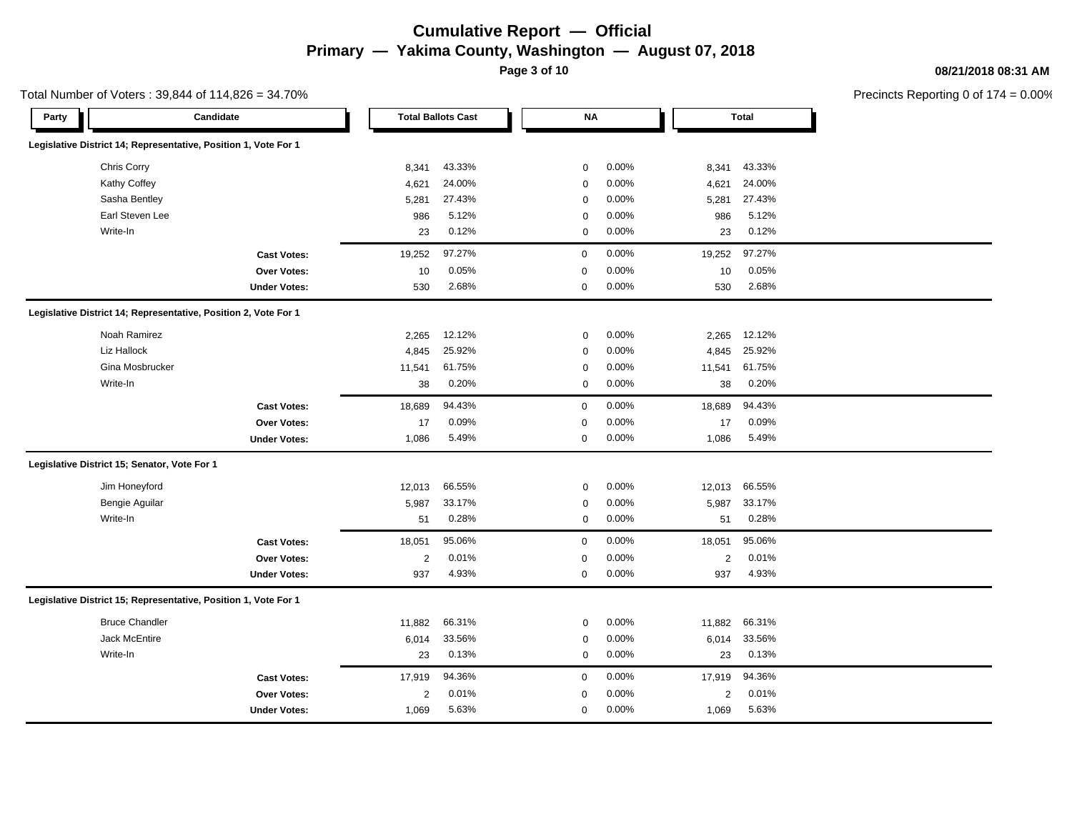# Cumulative Report — Official

## Primary — Yakima County, Washington — August 07, 2018

08/21/2018 08:31 AM

Total Number of Voters : 39,844 of 114,826 = 34.70%

Precincts Reporting 0 of 174 = 0.00%

| Party | Candidate | Total Ballots Cast | | NA | | Total | |
|---|---|---|---|---|---|---|---|
| **Legislative District 14; Representative, Position 1, Vote For 1** | | | | | | | |
| | Chris Corry | 8,341 | 43.33% | 0 | 0.00% | 8,341 | 43.33% |
| | Kathy Coffey | 4,621 | 24.00% | 0 | 0.00% | 4,621 | 24.00% |
| | Sasha Bentley | 5,281 | 27.43% | 0 | 0.00% | 5,281 | 27.43% |
| | Earl Steven Lee | 986 | 5.12% | 0 | 0.00% | 986 | 5.12% |
| | Write-In | 23 | 0.12% | 0 | 0.00% | 23 | 0.12% |
| | **Cast Votes:** | 19,252 | 97.27% | 0 | 0.00% | 19,252 | 97.27% |
| | **Over Votes:** | 10 | 0.05% | 0 | 0.00% | 10 | 0.05% |
| | **Under Votes:** | 530 | 2.68% | 0 | 0.00% | 530 | 2.68% |
| **Legislative District 14; Representative, Position 2, Vote For 1** | | | | | | | |
| | Noah Ramirez | 2,265 | 12.12% | 0 | 0.00% | 2,265 | 12.12% |
| | Liz Hallock | 4,845 | 25.92% | 0 | 0.00% | 4,845 | 25.92% |
| | Gina Mosbrucker | 11,541 | 61.75% | 0 | 0.00% | 11,541 | 61.75% |
| | Write-In | 38 | 0.20% | 0 | 0.00% | 38 | 0.20% |
| | **Cast Votes:** | 18,689 | 94.43% | 0 | 0.00% | 18,689 | 94.43% |
| | **Over Votes:** | 17 | 0.09% | 0 | 0.00% | 17 | 0.09% |
| | **Under Votes:** | 1,086 | 5.49% | 0 | 0.00% | 1,086 | 5.49% |
| **Legislative District 15; Senator, Vote For 1** | | | | | | | |
| | Jim Honeyford | 12,013 | 66.55% | 0 | 0.00% | 12,013 | 66.55% |
| | Bengie Aguilar | 5,987 | 33.17% | 0 | 0.00% | 5,987 | 33.17% |
| | Write-In | 51 | 0.28% | 0 | 0.00% | 51 | 0.28% |
| | **Cast Votes:** | 18,051 | 95.06% | 0 | 0.00% | 18,051 | 95.06% |
| | **Over Votes:** | 2 | 0.01% | 0 | 0.00% | 2 | 0.01% |
| | **Under Votes:** | 937 | 4.93% | 0 | 0.00% | 937 | 4.93% |
| **Legislative District 15; Representative, Position 1, Vote For 1** | | | | | | | |
| | Bruce Chandler | 11,882 | 66.31% | 0 | 0.00% | 11,882 | 66.31% |
| | Jack McEntire | 6,014 | 33.56% | 0 | 0.00% | 6,014 | 33.56% |
| | Write-In | 23 | 0.13% | 0 | 0.00% | 23 | 0.13% |
| | **Cast Votes:** | 17,919 | 94.36% | 0 | 0.00% | 17,919 | 94.36% |
| | **Over Votes:** | 2 | 0.01% | 0 | 0.00% | 2 | 0.01% |
| | **Under Votes:** | 1,069 | 5.63% | 0 | 0.00% | 1,069 | 5.63% |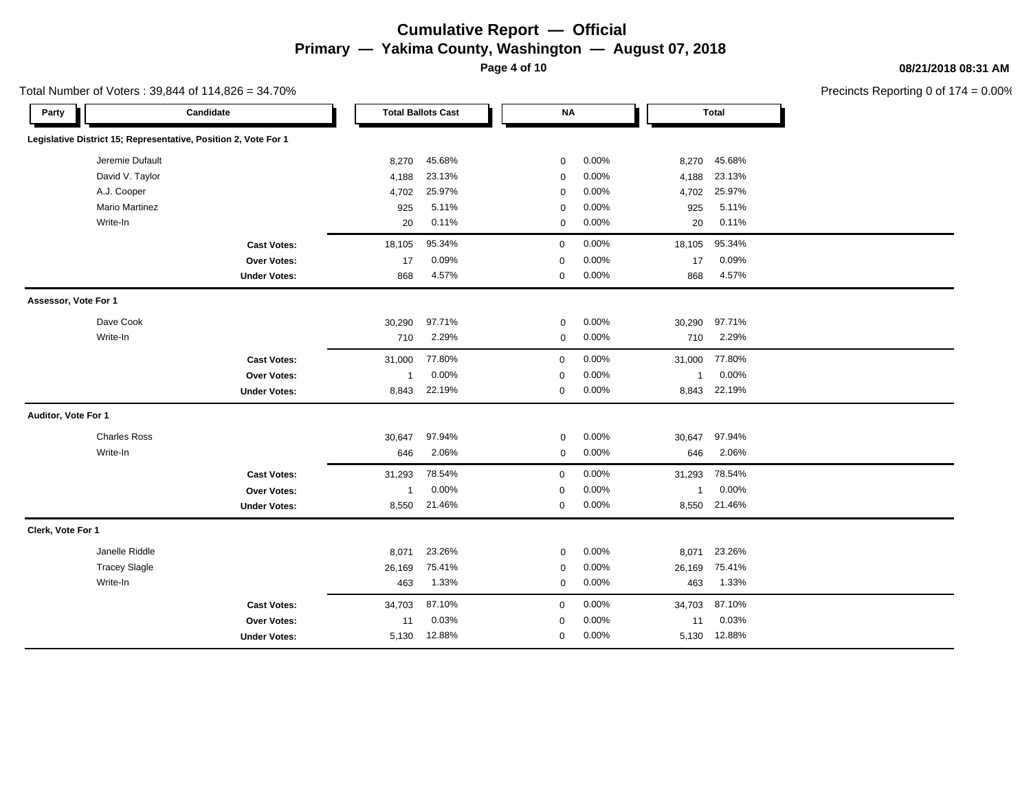# Cumulative Report — Official

## Primary — Yakima County, Washington — August 07, 2018

08/21/2018 08:31 AM

Total Number of Voters : 39,844 of 114,826 = 34.70%

Precincts Reporting 0 of 174 = 0.00%

| Party | Candidate | Total Ballots Cast | | NA | | Total | |
|---|---|---|---|---|---|---|---|
| **Legislative District 15; Representative, Position 2, Vote For 1** | | | | | | | |
| | Jeremie Dufault | 8,270 | 45.68% | 0 | 0.00% | 8,270 | 45.68% |
| | David V. Taylor | 4,188 | 23.13% | 0 | 0.00% | 4,188 | 23.13% |
| | A.J. Cooper | 4,702 | 25.97% | 0 | 0.00% | 4,702 | 25.97% |
| | Mario Martinez | 925 | 5.11% | 0 | 0.00% | 925 | 5.11% |
| | Write-In | 20 | 0.11% | 0 | 0.00% | 20 | 0.11% |
| | **Cast Votes:** | 18,105 | 95.34% | 0 | 0.00% | 18,105 | 95.34% |
| | **Over Votes:** | 17 | 0.09% | 0 | 0.00% | 17 | 0.09% |
| | **Under Votes:** | 868 | 4.57% | 0 | 0.00% | 868 | 4.57% |
| **Assessor, Vote For 1** | | | | | | | |
| | Dave Cook | 30,290 | 97.71% | 0 | 0.00% | 30,290 | 97.71% |
| | Write-In | 710 | 2.29% | 0 | 0.00% | 710 | 2.29% |
| | **Cast Votes:** | 31,000 | 77.80% | 0 | 0.00% | 31,000 | 77.80% |
| | **Over Votes:** | 1 | 0.00% | 0 | 0.00% | 1 | 0.00% |
| | **Under Votes:** | 8,843 | 22.19% | 0 | 0.00% | 8,843 | 22.19% |
| **Auditor, Vote For 1** | | | | | | | |
| | Charles Ross | 30,647 | 97.94% | 0 | 0.00% | 30,647 | 97.94% |
| | Write-In | 646 | 2.06% | 0 | 0.00% | 646 | 2.06% |
| | **Cast Votes:** | 31,293 | 78.54% | 0 | 0.00% | 31,293 | 78.54% |
| | **Over Votes:** | 1 | 0.00% | 0 | 0.00% | 1 | 0.00% |
| | **Under Votes:** | 8,550 | 21.46% | 0 | 0.00% | 8,550 | 21.46% |
| **Clerk, Vote For 1** | | | | | | | |
| | Janelle Riddle | 8,071 | 23.26% | 0 | 0.00% | 8,071 | 23.26% |
| | Tracey Slagle | 26,169 | 75.41% | 0 | 0.00% | 26,169 | 75.41% |
| | Write-In | 463 | 1.33% | 0 | 0.00% | 463 | 1.33% |
| | **Cast Votes:** | 34,703 | 87.10% | 0 | 0.00% | 34,703 | 87.10% |
| | **Over Votes:** | 11 | 0.03% | 0 | 0.00% | 11 | 0.03% |
| | **Under Votes:** | 5,130 | 12.88% | 0 | 0.00% | 5,130 | 12.88% |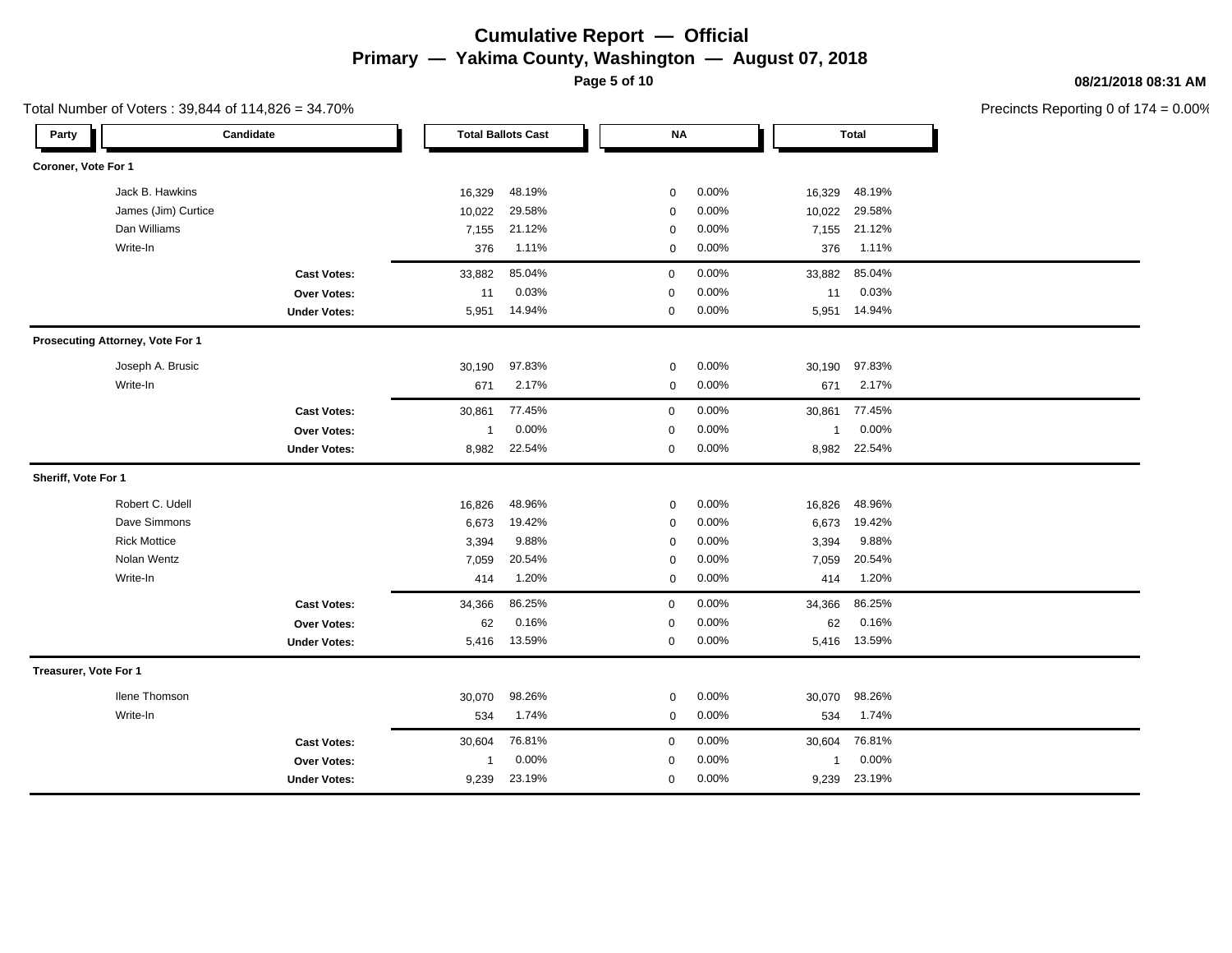# Cumulative Report — Official

## Primary — Yakima County, Washington — August 07, 2018

08/21/2018 08:31 AM

Total Number of Voters : 39,844 of 114,826 = 34.70%

Precincts Reporting 0 of 174 = 0.00%

| Party | Candidate | Total Ballots Cast | | NA | | Total | |
|---|---|---|---|---|---|---|---|
| **Coroner, Vote For 1** | | | | | | | |
| | Jack B. Hawkins | 16,329 | 48.19% | 0 | 0.00% | 16,329 | 48.19% |
| | James (Jim) Curtice | 10,022 | 29.58% | 0 | 0.00% | 10,022 | 29.58% |
| | Dan Williams | 7,155 | 21.12% | 0 | 0.00% | 7,155 | 21.12% |
| | Write-In | 376 | 1.11% | 0 | 0.00% | 376 | 1.11% |
| | **Cast Votes:** | 33,882 | 85.04% | 0 | 0.00% | 33,882 | 85.04% |
| | **Over Votes:** | 11 | 0.03% | 0 | 0.00% | 11 | 0.03% |
| | **Under Votes:** | 5,951 | 14.94% | 0 | 0.00% | 5,951 | 14.94% |
| **Prosecuting Attorney, Vote For 1** | | | | | | | |
| | Joseph A. Brusic | 30,190 | 97.83% | 0 | 0.00% | 30,190 | 97.83% |
| | Write-In | 671 | 2.17% | 0 | 0.00% | 671 | 2.17% |
| | **Cast Votes:** | 30,861 | 77.45% | 0 | 0.00% | 30,861 | 77.45% |
| | **Over Votes:** | 1 | 0.00% | 0 | 0.00% | 1 | 0.00% |
| | **Under Votes:** | 8,982 | 22.54% | 0 | 0.00% | 8,982 | 22.54% |
| **Sheriff, Vote For 1** | | | | | | | |
| | Robert C. Udell | 16,826 | 48.96% | 0 | 0.00% | 16,826 | 48.96% |
| | Dave Simmons | 6,673 | 19.42% | 0 | 0.00% | 6,673 | 19.42% |
| | Rick Mottice | 3,394 | 9.88% | 0 | 0.00% | 3,394 | 9.88% |
| | Nolan Wentz | 7,059 | 20.54% | 0 | 0.00% | 7,059 | 20.54% |
| | Write-In | 414 | 1.20% | 0 | 0.00% | 414 | 1.20% |
| | **Cast Votes:** | 34,366 | 86.25% | 0 | 0.00% | 34,366 | 86.25% |
| | **Over Votes:** | 62 | 0.16% | 0 | 0.00% | 62 | 0.16% |
| | **Under Votes:** | 5,416 | 13.59% | 0 | 0.00% | 5,416 | 13.59% |
| **Treasurer, Vote For 1** | | | | | | | |
| | Ilene Thomson | 30,070 | 98.26% | 0 | 0.00% | 30,070 | 98.26% |
| | Write-In | 534 | 1.74% | 0 | 0.00% | 534 | 1.74% |
| | **Cast Votes:** | 30,604 | 76.81% | 0 | 0.00% | 30,604 | 76.81% |
| | **Over Votes:** | 1 | 0.00% | 0 | 0.00% | 1 | 0.00% |
| | **Under Votes:** | 9,239 | 23.19% | 0 | 0.00% | 9,239 | 23.19% |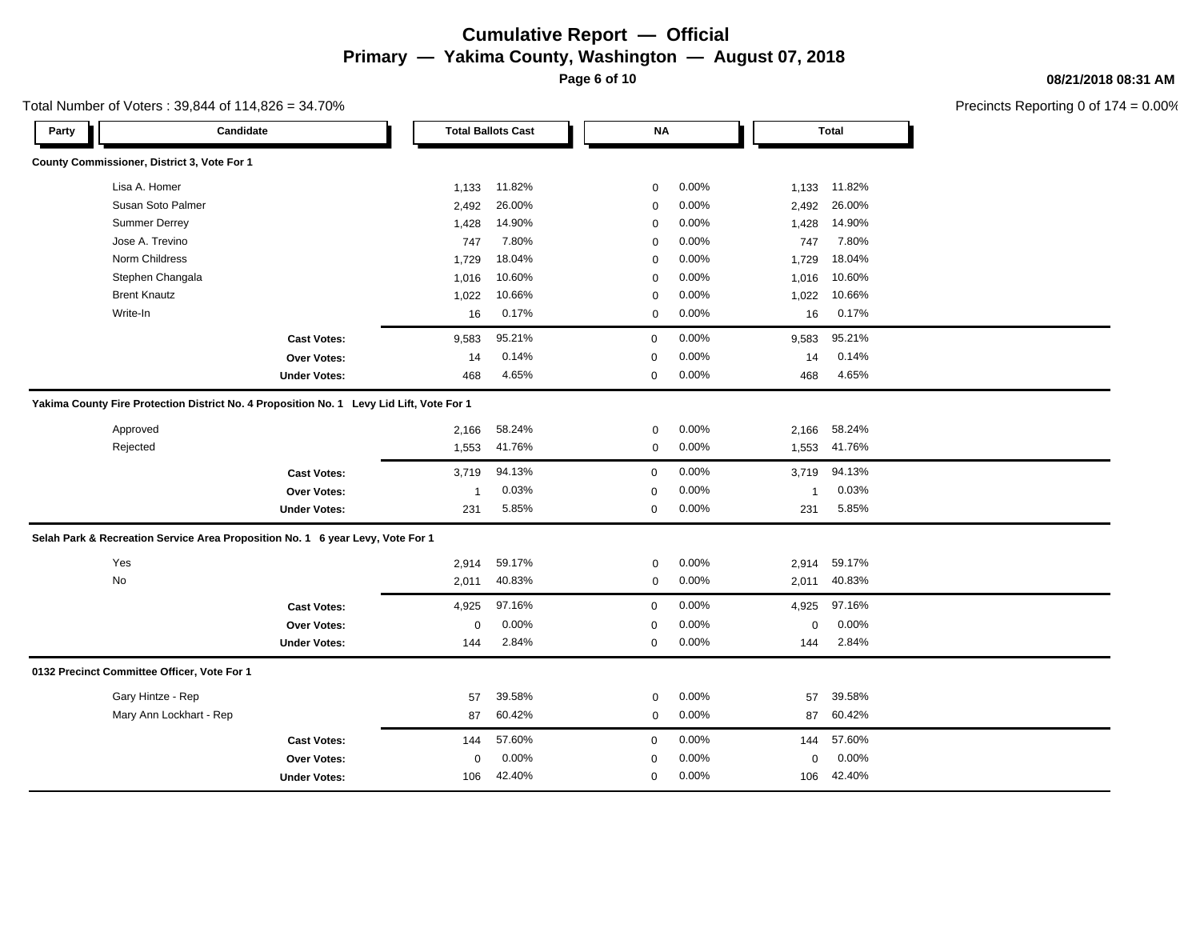# Cumulative Report — Official

## Primary — Yakima County, Washington — August 07, 2018

08/21/2018 08:31 AM

Total Number of Voters : 39,844 of 114,826 = 34.70%

Precincts Reporting 0 of 174 = 0.00%

| Party | Candidate | Total Ballots Cast | | NA | | Total | |
|---|---|---|---|---|---|---|---|
| **County Commissioner, District 3, Vote For 1** | | | | | | | |
| | Lisa A. Homer | 1,133 | 11.82% | 0 | 0.00% | 1,133 | 11.82% |
| | Susan Soto Palmer | 2,492 | 26.00% | 0 | 0.00% | 2,492 | 26.00% |
| | Summer Derrey | 1,428 | 14.90% | 0 | 0.00% | 1,428 | 14.90% |
| | Jose A. Trevino | 747 | 7.80% | 0 | 0.00% | 747 | 7.80% |
| | Norm Childress | 1,729 | 18.04% | 0 | 0.00% | 1,729 | 18.04% |
| | Stephen Changala | 1,016 | 10.60% | 0 | 0.00% | 1,016 | 10.60% |
| | Brent Knautz | 1,022 | 10.66% | 0 | 0.00% | 1,022 | 10.66% |
| | Write-In | 16 | 0.17% | 0 | 0.00% | 16 | 0.17% |
| | **Cast Votes:** | 9,583 | 95.21% | 0 | 0.00% | 9,583 | 95.21% |
| | **Over Votes:** | 14 | 0.14% | 0 | 0.00% | 14 | 0.14% |
| | **Under Votes:** | 468 | 4.65% | 0 | 0.00% | 468 | 4.65% |
| **Yakima County Fire Protection District No. 4 Proposition No. 1 Levy Lid Lift, Vote For 1** | | | | | | | |
| | Approved | 2,166 | 58.24% | 0 | 0.00% | 2,166 | 58.24% |
| | Rejected | 1,553 | 41.76% | 0 | 0.00% | 1,553 | 41.76% |
| | **Cast Votes:** | 3,719 | 94.13% | 0 | 0.00% | 3,719 | 94.13% |
| | **Over Votes:** | 1 | 0.03% | 0 | 0.00% | 1 | 0.03% |
| | **Under Votes:** | 231 | 5.85% | 0 | 0.00% | 231 | 5.85% |
| **Selah Park & Recreation Service Area Proposition No. 1 6 year Levy, Vote For 1** | | | | | | | |
| | Yes | 2,914 | 59.17% | 0 | 0.00% | 2,914 | 59.17% |
| | No | 2,011 | 40.83% | 0 | 0.00% | 2,011 | 40.83% |
| | **Cast Votes:** | 4,925 | 97.16% | 0 | 0.00% | 4,925 | 97.16% |
| | **Over Votes:** | 0 | 0.00% | 0 | 0.00% | 0 | 0.00% |
| | **Under Votes:** | 144 | 2.84% | 0 | 0.00% | 144 | 2.84% |
| **0132 Precinct Committee Officer, Vote For 1** | | | | | | | |
| | Gary Hintze - Rep | 57 | 39.58% | 0 | 0.00% | 57 | 39.58% |
| | Mary Ann Lockhart - Rep | 87 | 60.42% | 0 | 0.00% | 87 | 60.42% |
| | **Cast Votes:** | 144 | 57.60% | 0 | 0.00% | 144 | 57.60% |
| | **Over Votes:** | 0 | 0.00% | 0 | 0.00% | 0 | 0.00% |
| | **Under Votes:** | 106 | 42.40% | 0 | 0.00% | 106 | 42.40% |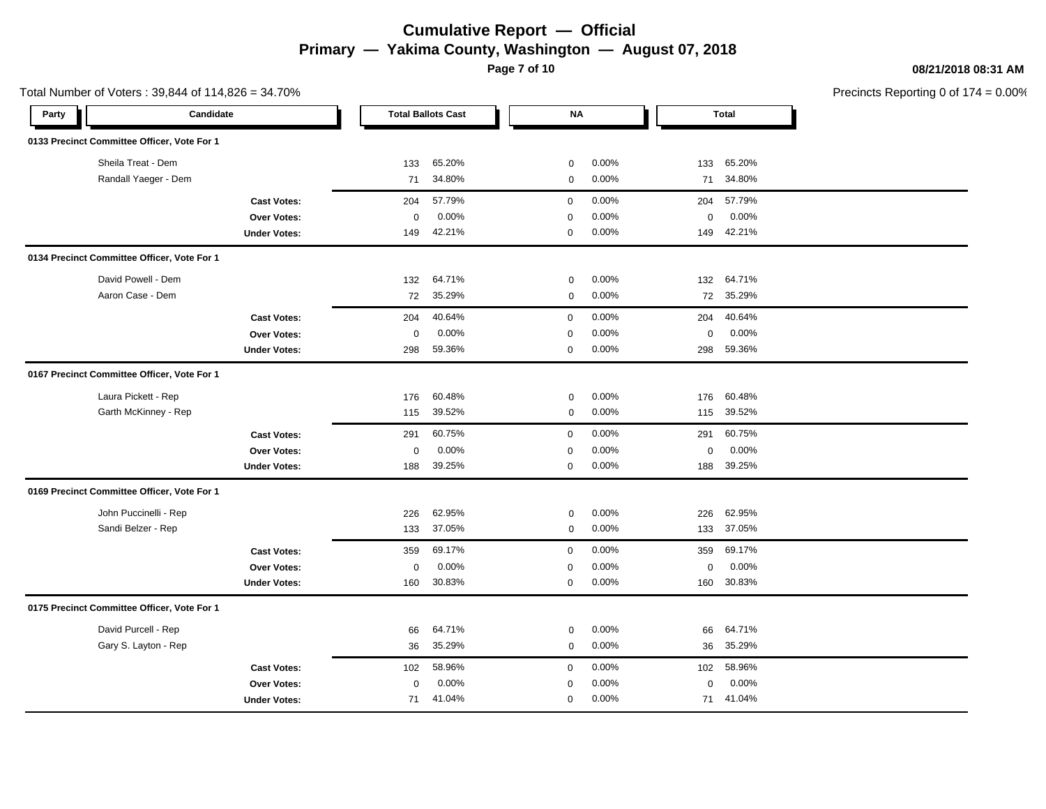# Cumulative Report — Official

## Primary — Yakima County, Washington — August 07, 2018

08/21/2018 08:31 AM

Total Number of Voters : 39,844 of 114,826 = 34.70%

Precincts Reporting 0 of 174 = 0.00%

| Party | Candidate | Total Ballots Cast | | NA | | Total | |
|---|---|---|---|---|---|---|---|
| **0133 Precinct Committee Officer, Vote For 1** | | | | | | | |
| | Sheila Treat - Dem | 133 | 65.20% | 0 | 0.00% | 133 | 65.20% |
| | Randall Yaeger - Dem | 71 | 34.80% | 0 | 0.00% | 71 | 34.80% |
| | **Cast Votes:** | 204 | 57.79% | 0 | 0.00% | 204 | 57.79% |
| | **Over Votes:** | 0 | 0.00% | 0 | 0.00% | 0 | 0.00% |
| | **Under Votes:** | 149 | 42.21% | 0 | 0.00% | 149 | 42.21% |
| **0134 Precinct Committee Officer, Vote For 1** | | | | | | | |
| | David Powell - Dem | 132 | 64.71% | 0 | 0.00% | 132 | 64.71% |
| | Aaron Case - Dem | 72 | 35.29% | 0 | 0.00% | 72 | 35.29% |
| | **Cast Votes:** | 204 | 40.64% | 0 | 0.00% | 204 | 40.64% |
| | **Over Votes:** | 0 | 0.00% | 0 | 0.00% | 0 | 0.00% |
| | **Under Votes:** | 298 | 59.36% | 0 | 0.00% | 298 | 59.36% |
| **0167 Precinct Committee Officer, Vote For 1** | | | | | | | |
| | Laura Pickett - Rep | 176 | 60.48% | 0 | 0.00% | 176 | 60.48% |
| | Garth McKinney - Rep | 115 | 39.52% | 0 | 0.00% | 115 | 39.52% |
| | **Cast Votes:** | 291 | 60.75% | 0 | 0.00% | 291 | 60.75% |
| | **Over Votes:** | 0 | 0.00% | 0 | 0.00% | 0 | 0.00% |
| | **Under Votes:** | 188 | 39.25% | 0 | 0.00% | 188 | 39.25% |
| **0169 Precinct Committee Officer, Vote For 1** | | | | | | | |
| | John Puccinelli - Rep | 226 | 62.95% | 0 | 0.00% | 226 | 62.95% |
| | Sandi Belzer - Rep | 133 | 37.05% | 0 | 0.00% | 133 | 37.05% |
| | **Cast Votes:** | 359 | 69.17% | 0 | 0.00% | 359 | 69.17% |
| | **Over Votes:** | 0 | 0.00% | 0 | 0.00% | 0 | 0.00% |
| | **Under Votes:** | 160 | 30.83% | 0 | 0.00% | 160 | 30.83% |
| **0175 Precinct Committee Officer, Vote For 1** | | | | | | | |
| | David Purcell - Rep | 66 | 64.71% | 0 | 0.00% | 66 | 64.71% |
| | Gary S. Layton - Rep | 36 | 35.29% | 0 | 0.00% | 36 | 35.29% |
| | **Cast Votes:** | 102 | 58.96% | 0 | 0.00% | 102 | 58.96% |
| | **Over Votes:** | 0 | 0.00% | 0 | 0.00% | 0 | 0.00% |
| | **Under Votes:** | 71 | 41.04% | 0 | 0.00% | 71 | 41.04% |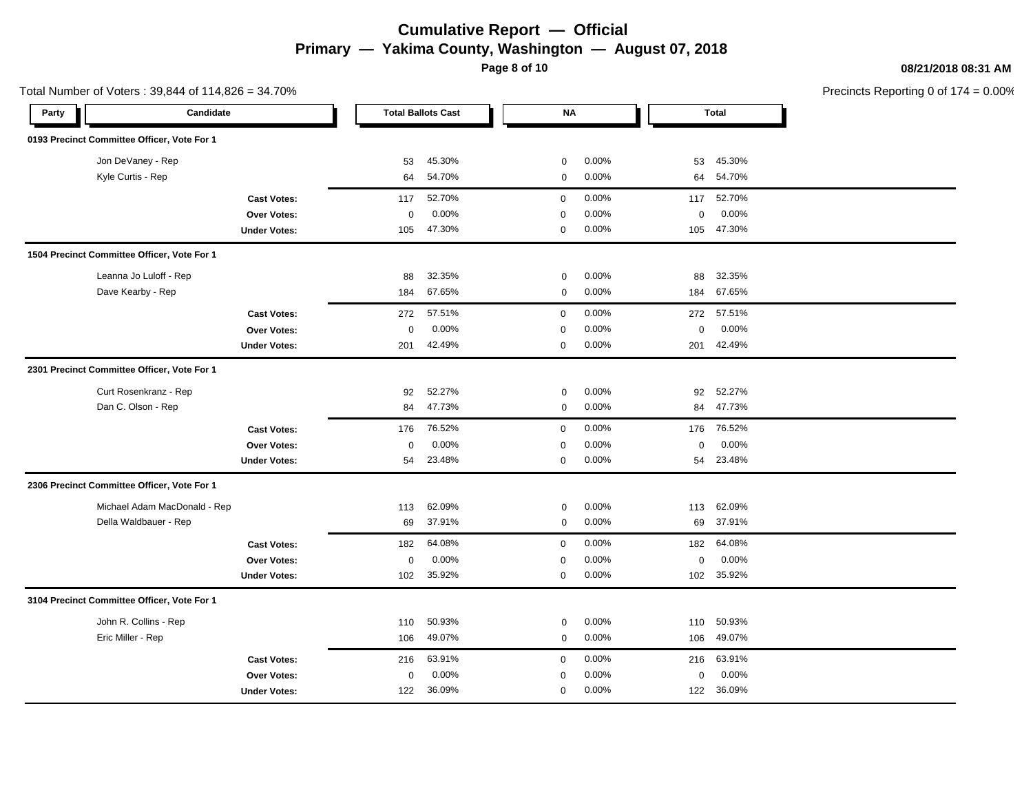# Cumulative Report — Official

## Primary — Yakima County, Washington — August 07, 2018

08/21/2018 08:31 AM

Total Number of Voters : 39,844 of 114,826 = 34.70%

Precincts Reporting 0 of 174 = 0.00%

| Party | Candidate | Total Ballots Cast | | NA | | Total | |
|---|---|---|---|---|---|---|---|
| **0193 Precinct Committee Officer, Vote For 1** | | | | | | | |
| | Jon DeVaney - Rep | 53 | 45.30% | 0 | 0.00% | 53 | 45.30% |
| | Kyle Curtis - Rep | 64 | 54.70% | 0 | 0.00% | 64 | 54.70% |
| | **Cast Votes:** | 117 | 52.70% | 0 | 0.00% | 117 | 52.70% |
| | **Over Votes:** | 0 | 0.00% | 0 | 0.00% | 0 | 0.00% |
| | **Under Votes:** | 105 | 47.30% | 0 | 0.00% | 105 | 47.30% |
| **1504 Precinct Committee Officer, Vote For 1** | | | | | | | |
| | Leanna Jo Luloff - Rep | 88 | 32.35% | 0 | 0.00% | 88 | 32.35% |
| | Dave Kearby - Rep | 184 | 67.65% | 0 | 0.00% | 184 | 67.65% |
| | **Cast Votes:** | 272 | 57.51% | 0 | 0.00% | 272 | 57.51% |
| | **Over Votes:** | 0 | 0.00% | 0 | 0.00% | 0 | 0.00% |
| | **Under Votes:** | 201 | 42.49% | 0 | 0.00% | 201 | 42.49% |
| **2301 Precinct Committee Officer, Vote For 1** | | | | | | | |
| | Curt Rosenkranz - Rep | 92 | 52.27% | 0 | 0.00% | 92 | 52.27% |
| | Dan C. Olson - Rep | 84 | 47.73% | 0 | 0.00% | 84 | 47.73% |
| | **Cast Votes:** | 176 | 76.52% | 0 | 0.00% | 176 | 76.52% |
| | **Over Votes:** | 0 | 0.00% | 0 | 0.00% | 0 | 0.00% |
| | **Under Votes:** | 54 | 23.48% | 0 | 0.00% | 54 | 23.48% |
| **2306 Precinct Committee Officer, Vote For 1** | | | | | | | |
| | Michael Adam MacDonald - Rep | 113 | 62.09% | 0 | 0.00% | 113 | 62.09% |
| | Della Waldbauer - Rep | 69 | 37.91% | 0 | 0.00% | 69 | 37.91% |
| | **Cast Votes:** | 182 | 64.08% | 0 | 0.00% | 182 | 64.08% |
| | **Over Votes:** | 0 | 0.00% | 0 | 0.00% | 0 | 0.00% |
| | **Under Votes:** | 102 | 35.92% | 0 | 0.00% | 102 | 35.92% |
| **3104 Precinct Committee Officer, Vote For 1** | | | | | | | |
| | John R. Collins - Rep | 110 | 50.93% | 0 | 0.00% | 110 | 50.93% |
| | Eric Miller - Rep | 106 | 49.07% | 0 | 0.00% | 106 | 49.07% |
| | **Cast Votes:** | 216 | 63.91% | 0 | 0.00% | 216 | 63.91% |
| | **Over Votes:** | 0 | 0.00% | 0 | 0.00% | 0 | 0.00% |
| | **Under Votes:** | 122 | 36.09% | 0 | 0.00% | 122 | 36.09% |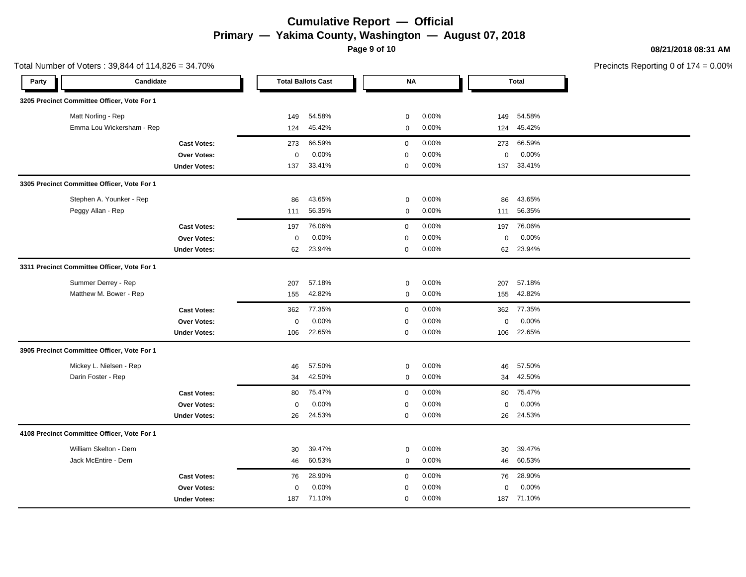# Cumulative Report — Official

## Primary — Yakima County, Washington — August 07, 2018

08/21/2018 08:31 AM

Total Number of Voters : 39,844 of 114,826 = 34.70%

Precincts Reporting 0 of 174 = 0.00%

| Party | Candidate | Total Ballots Cast | | NA | | Total | |
|---|---|---|---|---|---|---|---|
| **3205 Precinct Committee Officer, Vote For 1** | | | | | | | |
| | Matt Norling - Rep | 149 | 54.58% | 0 | 0.00% | 149 | 54.58% |
| | Emma Lou Wickersham - Rep | 124 | 45.42% | 0 | 0.00% | 124 | 45.42% |
| | **Cast Votes:** | 273 | 66.59% | 0 | 0.00% | 273 | 66.59% |
| | **Over Votes:** | 0 | 0.00% | 0 | 0.00% | 0 | 0.00% |
| | **Under Votes:** | 137 | 33.41% | 0 | 0.00% | 137 | 33.41% |
| **3305 Precinct Committee Officer, Vote For 1** | | | | | | | |
| | Stephen A. Younker - Rep | 86 | 43.65% | 0 | 0.00% | 86 | 43.65% |
| | Peggy Allan - Rep | 111 | 56.35% | 0 | 0.00% | 111 | 56.35% |
| | **Cast Votes:** | 197 | 76.06% | 0 | 0.00% | 197 | 76.06% |
| | **Over Votes:** | 0 | 0.00% | 0 | 0.00% | 0 | 0.00% |
| | **Under Votes:** | 62 | 23.94% | 0 | 0.00% | 62 | 23.94% |
| **3311 Precinct Committee Officer, Vote For 1** | | | | | | | |
| | Summer Derrey - Rep | 207 | 57.18% | 0 | 0.00% | 207 | 57.18% |
| | Matthew M. Bower - Rep | 155 | 42.82% | 0 | 0.00% | 155 | 42.82% |
| | **Cast Votes:** | 362 | 77.35% | 0 | 0.00% | 362 | 77.35% |
| | **Over Votes:** | 0 | 0.00% | 0 | 0.00% | 0 | 0.00% |
| | **Under Votes:** | 106 | 22.65% | 0 | 0.00% | 106 | 22.65% |
| **3905 Precinct Committee Officer, Vote For 1** | | | | | | | |
| | Mickey L. Nielsen - Rep | 46 | 57.50% | 0 | 0.00% | 46 | 57.50% |
| | Darin Foster - Rep | 34 | 42.50% | 0 | 0.00% | 34 | 42.50% |
| | **Cast Votes:** | 80 | 75.47% | 0 | 0.00% | 80 | 75.47% |
| | **Over Votes:** | 0 | 0.00% | 0 | 0.00% | 0 | 0.00% |
| | **Under Votes:** | 26 | 24.53% | 0 | 0.00% | 26 | 24.53% |
| **4108 Precinct Committee Officer, Vote For 1** | | | | | | | |
| | William Skelton - Dem | 30 | 39.47% | 0 | 0.00% | 30 | 39.47% |
| | Jack McEntire - Dem | 46 | 60.53% | 0 | 0.00% | 46 | 60.53% |
| | **Cast Votes:** | 76 | 28.90% | 0 | 0.00% | 76 | 28.90% |
| | **Over Votes:** | 0 | 0.00% | 0 | 0.00% | 0 | 0.00% |
| | **Under Votes:** | 187 | 71.10% | 0 | 0.00% | 187 | 71.10% |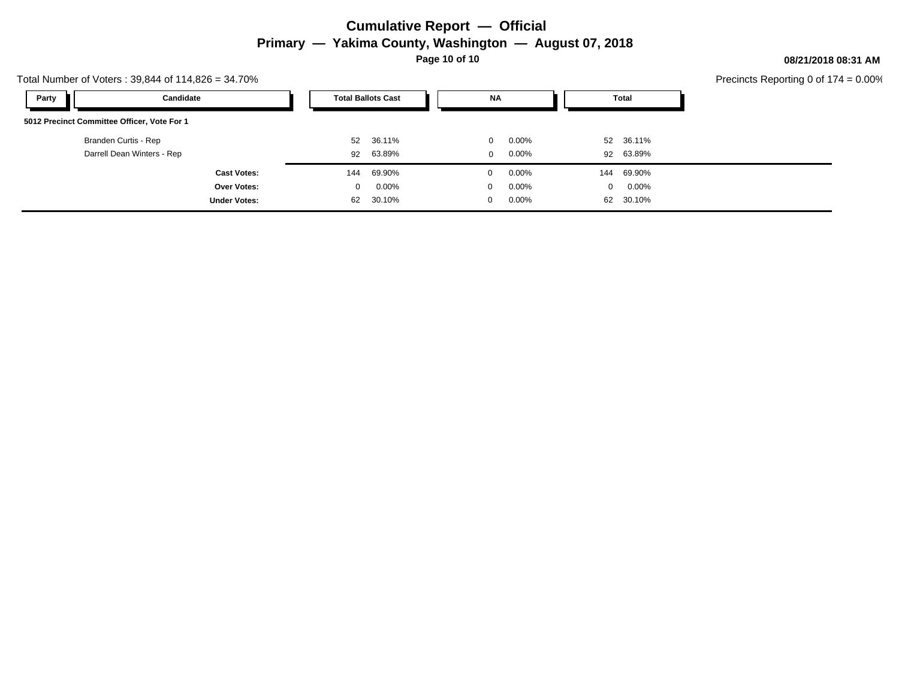# Cumulative Report — Official

## Primary — Yakima County, Washington — August 07, 2018

08/21/2018 08:31 AM

Total Number of Voters : 39,844 of 114,826 = 34.70%

Precincts Reporting 0 of 174 = 0.00%

| Party | Candidate | Total Ballots Cast | | NA | | Total | |
|---|---|---|---|---|---|---|---|
| **5012 Precinct Committee Officer, Vote For 1** | | | | | | | |
| | Branden Curtis - Rep | 52 | 36.11% | 0 | 0.00% | 52 | 36.11% |
| | Darrell Dean Winters - Rep | 92 | 63.89% | 0 | 0.00% | 92 | 63.89% |
| | **Cast Votes:** | 144 | 69.90% | 0 | 0.00% | 144 | 69.90% |
| | **Over Votes:** | 0 | 0.00% | 0 | 0.00% | 0 | 0.00% |
| | **Under Votes:** | 62 | 30.10% | 0 | 0.00% | 62 | 30.10% |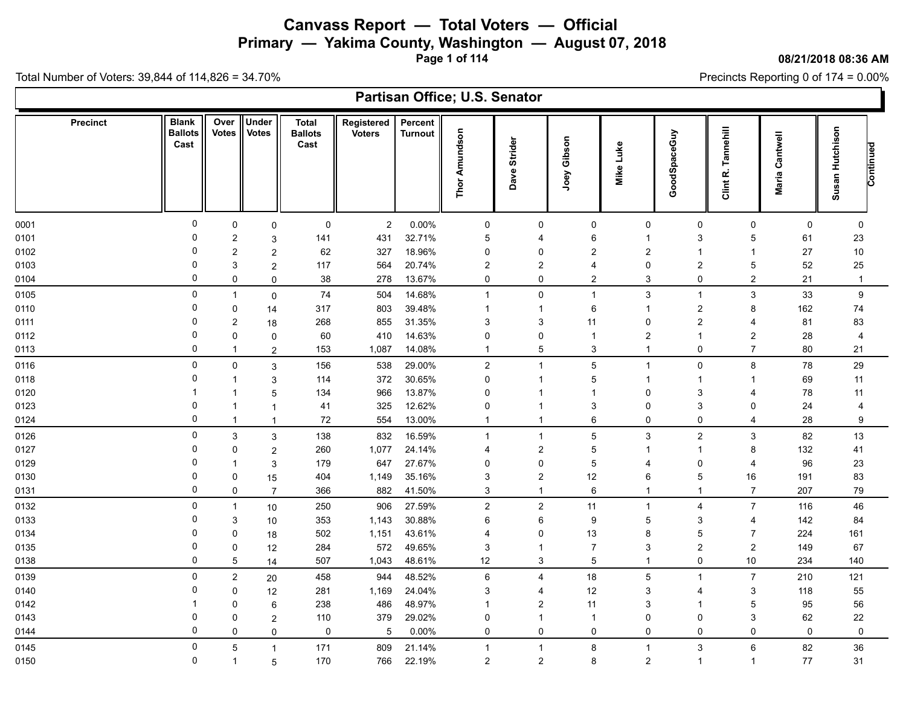# Canvass Report — Total Voters — Official

## Primary — Yakima County, Washington — August 07, 2018

08/21/2018 08:36 AM

Total Number of Voters: 39,844 of 114,826 = 34.70%

Precincts Reporting 0 of 174 = 0.00%

### Partisan Office; U.S. Senator

| Precinct | Blank Ballots Cast | Over Votes | Under Votes | Total Ballots Cast | Registered Voters | Percent Turnout | Thor Amundson | Dave Strider | Joey Gibson | Mike Luke | GoodSpaceGuy | Clint R. Tannehill | Maria Cantwell | Susan Hutchison | Continued |
|---|---|---|---|---|---|---|---|---|---|---|---|---|---|---|---|
| 0001 | 0 | 0 | 0 | 0 | 2 | 0.00% | 0 | 0 | 0 | 0 | 0 | 0 | 0 | 0 | |
| 0101 | 0 | 2 | 3 | 141 | 431 | 32.71% | 5 | 4 | 6 | 1 | 3 | 5 | 61 | 23 | |
| 0102 | 0 | 2 | 2 | 62 | 327 | 18.96% | 0 | 0 | 2 | 2 | 1 | 1 | 27 | 10 | |
| 0103 | 0 | 3 | 2 | 117 | 564 | 20.74% | 2 | 2 | 4 | 0 | 2 | 5 | 52 | 25 | |
| 0104 | 0 | 0 | 0 | 38 | 278 | 13.67% | 0 | 0 | 2 | 3 | 0 | 2 | 21 | 1 | |
| 0105 | 0 | 1 | 0 | 74 | 504 | 14.68% | 1 | 0 | 1 | 3 | 1 | 3 | 33 | 9 | |
| 0110 | 0 | 0 | 14 | 317 | 803 | 39.48% | 1 | 1 | 6 | 1 | 2 | 8 | 162 | 74 | |
| 0111 | 0 | 2 | 18 | 268 | 855 | 31.35% | 3 | 3 | 11 | 0 | 2 | 4 | 81 | 83 | |
| 0112 | 0 | 0 | 0 | 60 | 410 | 14.63% | 0 | 0 | 1 | 2 | 1 | 2 | 28 | 4 | |
| 0113 | 0 | 1 | 2 | 153 | 1,087 | 14.08% | 1 | 5 | 3 | 1 | 0 | 7 | 80 | 21 | |
| 0116 | 0 | 0 | 3 | 156 | 538 | 29.00% | 2 | 1 | 5 | 1 | 0 | 8 | 78 | 29 | |
| 0118 | 0 | 1 | 3 | 114 | 372 | 30.65% | 0 | 1 | 5 | 1 | 1 | 1 | 69 | 11 | |
| 0120 | 1 | 1 | 5 | 134 | 966 | 13.87% | 0 | 1 | 1 | 0 | 3 | 4 | 78 | 11 | |
| 0123 | 0 | 1 | 1 | 41 | 325 | 12.62% | 0 | 1 | 3 | 0 | 3 | 0 | 24 | 4 | |
| 0124 | 0 | 1 | 1 | 72 | 554 | 13.00% | 1 | 1 | 6 | 0 | 0 | 4 | 28 | 9 | |
| 0126 | 0 | 3 | 3 | 138 | 832 | 16.59% | 1 | 1 | 5 | 3 | 2 | 3 | 82 | 13 | |
| 0127 | 0 | 0 | 2 | 260 | 1,077 | 24.14% | 4 | 2 | 5 | 1 | 1 | 8 | 132 | 41 | |
| 0129 | 0 | 1 | 3 | 179 | 647 | 27.67% | 0 | 0 | 5 | 4 | 0 | 4 | 96 | 23 | |
| 0130 | 0 | 0 | 15 | 404 | 1,149 | 35.16% | 3 | 2 | 12 | 6 | 5 | 16 | 191 | 83 | |
| 0131 | 0 | 0 | 7 | 366 | 882 | 41.50% | 3 | 1 | 6 | 1 | 1 | 7 | 207 | 79 | |
| 0132 | 0 | 1 | 10 | 250 | 906 | 27.59% | 2 | 2 | 11 | 1 | 4 | 7 | 116 | 46 | |
| 0133 | 0 | 3 | 10 | 353 | 1,143 | 30.88% | 6 | 6 | 9 | 5 | 3 | 4 | 142 | 84 | |
| 0134 | 0 | 0 | 18 | 502 | 1,151 | 43.61% | 4 | 0 | 13 | 8 | 5 | 7 | 224 | 161 | |
| 0135 | 0 | 0 | 12 | 284 | 572 | 49.65% | 3 | 1 | 7 | 3 | 2 | 2 | 149 | 67 | |
| 0138 | 0 | 5 | 14 | 507 | 1,043 | 48.61% | 12 | 3 | 5 | 1 | 0 | 10 | 234 | 140 | |
| 0139 | 0 | 2 | 20 | 458 | 944 | 48.52% | 6 | 4 | 18 | 5 | 1 | 7 | 210 | 121 | |
| 0140 | 0 | 0 | 12 | 281 | 1,169 | 24.04% | 3 | 4 | 12 | 3 | 4 | 3 | 118 | 55 | |
| 0142 | 1 | 0 | 6 | 238 | 486 | 48.97% | 1 | 2 | 11 | 3 | 1 | 5 | 95 | 56 | |
| 0143 | 0 | 0 | 2 | 110 | 379 | 29.02% | 0 | 1 | 1 | 0 | 0 | 3 | 62 | 22 | |
| 0144 | 0 | 0 | 0 | 0 | 5 | 0.00% | 0 | 0 | 0 | 0 | 0 | 0 | 0 | 0 | |
| 0145 | 0 | 5 | 1 | 171 | 809 | 21.14% | 1 | 1 | 8 | 1 | 3 | 6 | 82 | 36 | |
| 0150 | 0 | 1 | 5 | 170 | 766 | 22.19% | 2 | 2 | 8 | 2 | 1 | 1 | 77 | 31 | |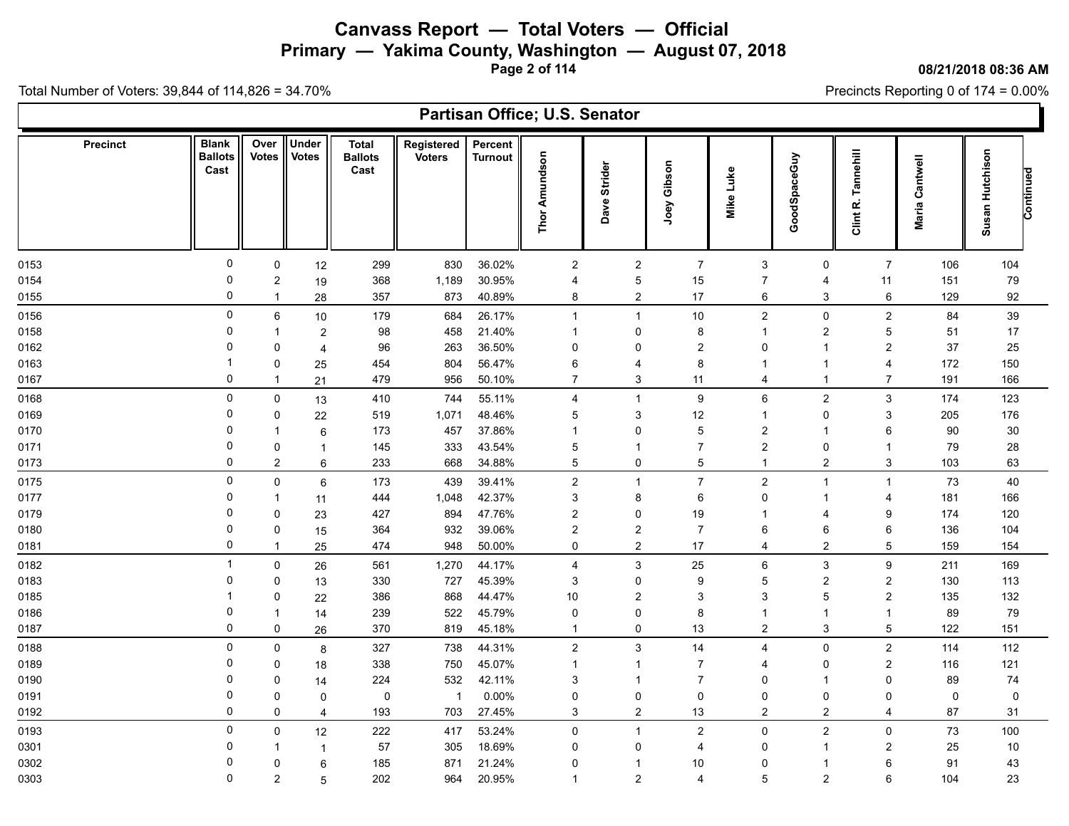# Canvass Report — Total Voters — Official

## Primary — Yakima County, Washington — August 07, 2018

08/21/2018 08:36 AM

Total Number of Voters: 39,844 of 114,826 = 34.70%

Precincts Reporting 0 of 174 = 0.00%

### Partisan Office; U.S. Senator

| Precinct | Blank Ballots Cast | Over Votes | Under Votes | Total Ballots Cast | Registered Voters | Percent Turnout | Thor Amundson | Dave Strider | Joey Gibson | Mike Luke | GoodSpaceGuy | Clint R. Tannehill | Maria Cantwell | Susan Hutchison | Continued |
|---|---|---|---|---|---|---|---|---|---|---|---|---|---|---|---|
| 0153 | 0 | 0 | 12 | 299 | 830 | 36.02% | 2 | 2 | 7 | 3 | 0 | 7 | 106 | 104 | |
| 0154 | 0 | 2 | 19 | 368 | 1,189 | 30.95% | 4 | 5 | 15 | 7 | 4 | 11 | 151 | 79 | |
| 0155 | 0 | 1 | 28 | 357 | 873 | 40.89% | 8 | 2 | 17 | 6 | 3 | 6 | 129 | 92 | |
| 0156 | 0 | 6 | 10 | 179 | 684 | 26.17% | 1 | 1 | 10 | 2 | 0 | 2 | 84 | 39 | |
| 0158 | 0 | 1 | 2 | 98 | 458 | 21.40% | 1 | 0 | 8 | 1 | 2 | 5 | 51 | 17 | |
| 0162 | 0 | 0 | 4 | 96 | 263 | 36.50% | 0 | 0 | 2 | 0 | 1 | 2 | 37 | 25 | |
| 0163 | 1 | 0 | 25 | 454 | 804 | 56.47% | 6 | 4 | 8 | 1 | 1 | 4 | 172 | 150 | |
| 0167 | 0 | 1 | 21 | 479 | 956 | 50.10% | 7 | 3 | 11 | 4 | 1 | 7 | 191 | 166 | |
| 0168 | 0 | 0 | 13 | 410 | 744 | 55.11% | 4 | 1 | 9 | 6 | 2 | 3 | 174 | 123 | |
| 0169 | 0 | 0 | 22 | 519 | 1,071 | 48.46% | 5 | 3 | 12 | 1 | 0 | 3 | 205 | 176 | |
| 0170 | 0 | 1 | 6 | 173 | 457 | 37.86% | 1 | 0 | 5 | 2 | 1 | 6 | 90 | 30 | |
| 0171 | 0 | 0 | 1 | 145 | 333 | 43.54% | 5 | 1 | 7 | 2 | 0 | 1 | 79 | 28 | |
| 0173 | 0 | 2 | 6 | 233 | 668 | 34.88% | 5 | 0 | 5 | 1 | 2 | 3 | 103 | 63 | |
| 0175 | 0 | 0 | 6 | 173 | 439 | 39.41% | 2 | 1 | 7 | 2 | 1 | 1 | 73 | 40 | |
| 0177 | 0 | 1 | 11 | 444 | 1,048 | 42.37% | 3 | 8 | 6 | 0 | 1 | 4 | 181 | 166 | |
| 0179 | 0 | 0 | 23 | 427 | 894 | 47.76% | 2 | 0 | 19 | 1 | 4 | 9 | 174 | 120 | |
| 0180 | 0 | 0 | 15 | 364 | 932 | 39.06% | 2 | 2 | 7 | 6 | 6 | 6 | 136 | 104 | |
| 0181 | 0 | 1 | 25 | 474 | 948 | 50.00% | 0 | 2 | 17 | 4 | 2 | 5 | 159 | 154 | |
| 0182 | 1 | 0 | 26 | 561 | 1,270 | 44.17% | 4 | 3 | 25 | 6 | 3 | 9 | 211 | 169 | |
| 0183 | 0 | 0 | 13 | 330 | 727 | 45.39% | 3 | 0 | 9 | 5 | 2 | 2 | 130 | 113 | |
| 0185 | 1 | 0 | 22 | 386 | 868 | 44.47% | 10 | 2 | 3 | 3 | 5 | 2 | 135 | 132 | |
| 0186 | 0 | 1 | 14 | 239 | 522 | 45.79% | 0 | 0 | 8 | 1 | 1 | 1 | 89 | 79 | |
| 0187 | 0 | 0 | 26 | 370 | 819 | 45.18% | 1 | 0 | 13 | 2 | 3 | 5 | 122 | 151 | |
| 0188 | 0 | 0 | 8 | 327 | 738 | 44.31% | 2 | 3 | 14 | 4 | 0 | 2 | 114 | 112 | |
| 0189 | 0 | 0 | 18 | 338 | 750 | 45.07% | 1 | 1 | 7 | 4 | 0 | 2 | 116 | 121 | |
| 0190 | 0 | 0 | 14 | 224 | 532 | 42.11% | 3 | 1 | 7 | 0 | 1 | 0 | 89 | 74 | |
| 0191 | 0 | 0 | 0 | 0 | 1 | 0.00% | 0 | 0 | 0 | 0 | 0 | 0 | 0 | 0 | |
| 0192 | 0 | 0 | 4 | 193 | 703 | 27.45% | 3 | 2 | 13 | 2 | 2 | 4 | 87 | 31 | |
| 0193 | 0 | 0 | 12 | 222 | 417 | 53.24% | 0 | 1 | 2 | 0 | 2 | 0 | 73 | 100 | |
| 0301 | 0 | 1 | 1 | 57 | 305 | 18.69% | 0 | 0 | 4 | 0 | 1 | 2 | 25 | 10 | |
| 0302 | 0 | 0 | 6 | 185 | 871 | 21.24% | 0 | 1 | 10 | 0 | 1 | 6 | 91 | 43 | |
| 0303 | 0 | 2 | 5 | 202 | 964 | 20.95% | 1 | 2 | 4 | 5 | 2 | 6 | 104 | 23 | |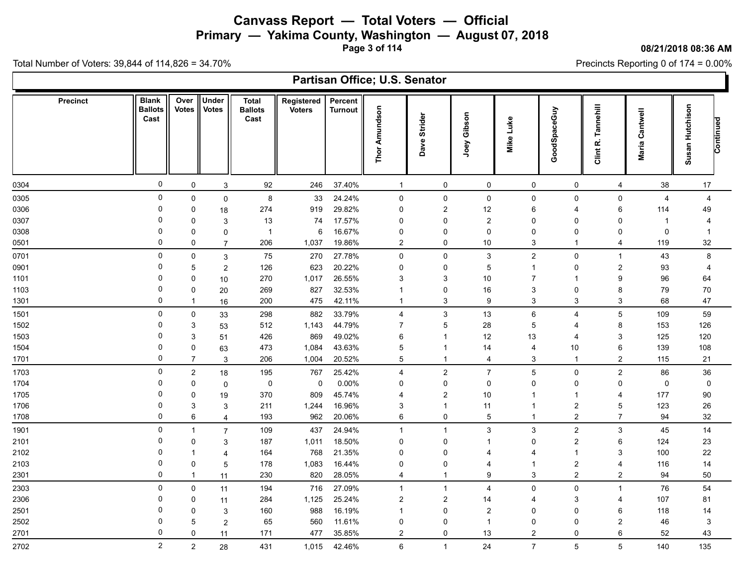# Canvass Report — Total Voters — Official

## Primary — Yakima County, Washington — August 07, 2018

08/21/2018 08:36 AM

Total Number of Voters: 39,844 of 114,826 = 34.70%

Precincts Reporting 0 of 174 = 0.00%

### Partisan Office; U.S. Senator

| Precinct | Blank Ballots Cast | Over Votes | Under Votes | Total Ballots Cast | Registered Voters | Percent Turnout | Thor Amundson | Dave Strider | Joey Gibson | Mike Luke | GoodSpaceGuy | Clint R. Tannehill | Maria Cantwell | Susan Hutchison | Continued |
|---|---|---|---|---|---|---|---|---|---|---|---|---|---|---|---|
| 0304 | 0 | 0 | 3 | 92 | 246 | 37.40% | 1 | 0 | 0 | 0 | 0 | 4 | 38 | 17 | |
| 0305 | 0 | 0 | 0 | 8 | 33 | 24.24% | 0 | 0 | 0 | 0 | 0 | 0 | 4 | 4 | |
| 0306 | 0 | 0 | 18 | 274 | 919 | 29.82% | 0 | 2 | 12 | 6 | 4 | 6 | 114 | 49 | |
| 0307 | 0 | 0 | 3 | 13 | 74 | 17.57% | 0 | 0 | 2 | 0 | 0 | 0 | 1 | 4 | |
| 0308 | 0 | 0 | 0 | 1 | 6 | 16.67% | 0 | 0 | 0 | 0 | 0 | 0 | 0 | 1 | |
| 0501 | 0 | 0 | 7 | 206 | 1,037 | 19.86% | 2 | 0 | 10 | 3 | 1 | 4 | 119 | 32 | |
| 0701 | 0 | 0 | 3 | 75 | 270 | 27.78% | 0 | 0 | 3 | 2 | 0 | 1 | 43 | 8 | |
| 0901 | 0 | 5 | 2 | 126 | 623 | 20.22% | 0 | 0 | 5 | 1 | 0 | 2 | 93 | 4 | |
| 1101 | 0 | 0 | 10 | 270 | 1,017 | 26.55% | 3 | 3 | 10 | 7 | 1 | 9 | 96 | 64 | |
| 1103 | 0 | 0 | 20 | 269 | 827 | 32.53% | 1 | 0 | 16 | 3 | 0 | 8 | 79 | 70 | |
| 1301 | 0 | 1 | 16 | 200 | 475 | 42.11% | 1 | 3 | 9 | 3 | 3 | 3 | 68 | 47 | |
| 1501 | 0 | 0 | 33 | 298 | 882 | 33.79% | 4 | 3 | 13 | 6 | 4 | 5 | 109 | 59 | |
| 1502 | 0 | 3 | 53 | 512 | 1,143 | 44.79% | 7 | 5 | 28 | 5 | 4 | 8 | 153 | 126 | |
| 1503 | 0 | 3 | 51 | 426 | 869 | 49.02% | 6 | 1 | 12 | 13 | 4 | 3 | 125 | 120 | |
| 1504 | 0 | 0 | 63 | 473 | 1,084 | 43.63% | 5 | 1 | 14 | 4 | 10 | 6 | 139 | 108 | |
| 1701 | 0 | 7 | 3 | 206 | 1,004 | 20.52% | 5 | 1 | 4 | 3 | 1 | 2 | 115 | 21 | |
| 1703 | 0 | 2 | 18 | 195 | 767 | 25.42% | 4 | 2 | 7 | 5 | 0 | 2 | 86 | 36 | |
| 1704 | 0 | 0 | 0 | 0 | 0 | 0.00% | 0 | 0 | 0 | 0 | 0 | 0 | 0 | 0 | |
| 1705 | 0 | 0 | 19 | 370 | 809 | 45.74% | 4 | 2 | 10 | 1 | 1 | 4 | 177 | 90 | |
| 1706 | 0 | 3 | 3 | 211 | 1,244 | 16.96% | 3 | 1 | 11 | 1 | 2 | 5 | 123 | 26 | |
| 1708 | 0 | 6 | 4 | 193 | 962 | 20.06% | 6 | 0 | 5 | 1 | 2 | 7 | 94 | 32 | |
| 1901 | 0 | 1 | 7 | 109 | 437 | 24.94% | 1 | 1 | 3 | 3 | 2 | 3 | 45 | 14 | |
| 2101 | 0 | 0 | 3 | 187 | 1,011 | 18.50% | 0 | 0 | 1 | 0 | 2 | 6 | 124 | 23 | |
| 2102 | 0 | 1 | 4 | 164 | 768 | 21.35% | 0 | 0 | 4 | 4 | 1 | 3 | 100 | 22 | |
| 2103 | 0 | 0 | 5 | 178 | 1,083 | 16.44% | 0 | 0 | 4 | 1 | 2 | 4 | 116 | 14 | |
| 2301 | 0 | 1 | 11 | 230 | 820 | 28.05% | 4 | 1 | 9 | 3 | 2 | 2 | 94 | 50 | |
| 2303 | 0 | 0 | 11 | 194 | 716 | 27.09% | 1 | 1 | 4 | 0 | 0 | 1 | 76 | 54 | |
| 2306 | 0 | 0 | 11 | 284 | 1,125 | 25.24% | 2 | 2 | 14 | 4 | 3 | 4 | 107 | 81 | |
| 2501 | 0 | 0 | 3 | 160 | 988 | 16.19% | 1 | 0 | 2 | 0 | 0 | 6 | 118 | 14 | |
| 2502 | 0 | 5 | 2 | 65 | 560 | 11.61% | 0 | 0 | 1 | 0 | 0 | 2 | 46 | 3 | |
| 2701 | 0 | 0 | 11 | 171 | 477 | 35.85% | 2 | 0 | 13 | 2 | 0 | 6 | 52 | 43 | |
| 2702 | 2 | 2 | 28 | 431 | 1,015 | 42.46% | 6 | 1 | 24 | 7 | 5 | 5 | 140 | 135 | |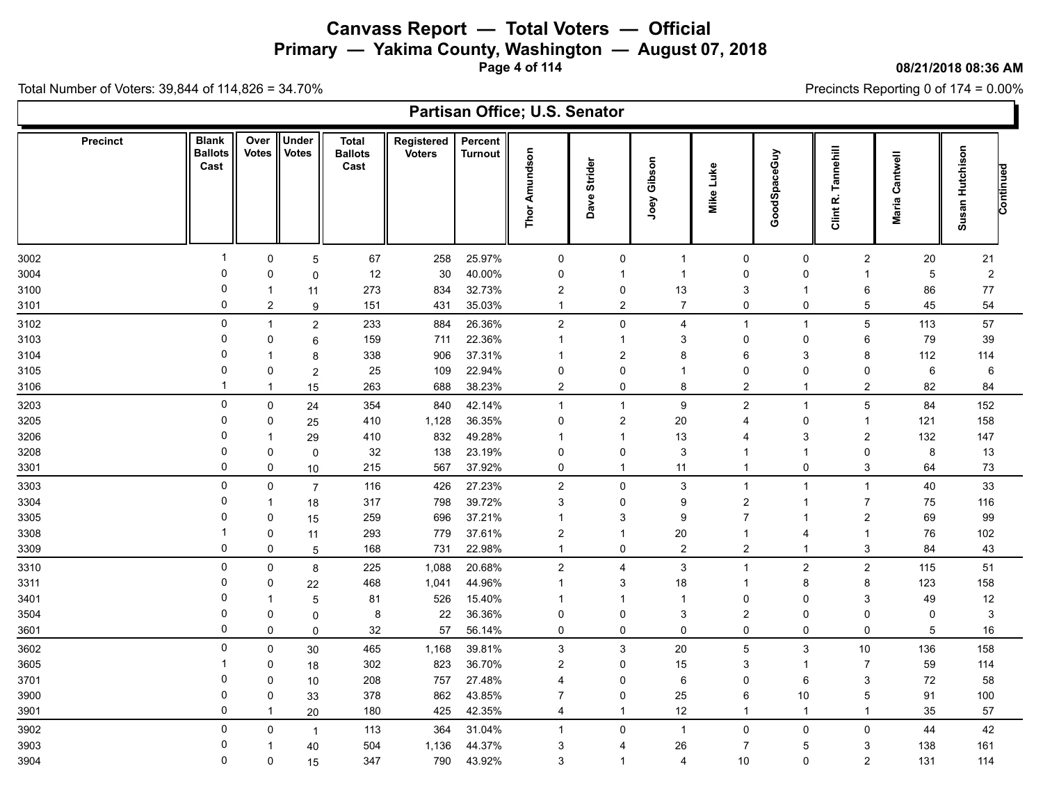# Canvass Report — Total Voters — Official

## Primary — Yakima County, Washington — August 07, 2018

08/21/2018 08:36 AM

Total Number of Voters: 39,844 of 114,826 = 34.70%

Precincts Reporting 0 of 174 = 0.00%

### Partisan Office; U.S. Senator

| Precinct | Blank Ballots Cast | Over Votes | Under Votes | Total Ballots Cast | Registered Voters | Percent Turnout | Thor Amundson | Dave Strider | Joey Gibson | Mike Luke | GoodSpaceGuy | Clint R. Tannehill | Maria Cantwell | Susan Hutchison | Continued |
|---|---|---|---|---|---|---|---|---|---|---|---|---|---|---|---|
| 3002 | 1 | 0 | 5 | 67 | 258 | 25.97% | 0 | 0 | 1 | 0 | 0 | 2 | 20 | 21 | |
| 3004 | 0 | 0 | 0 | 12 | 30 | 40.00% | 0 | 1 | 1 | 0 | 0 | 1 | 5 | 2 | |
| 3100 | 0 | 1 | 11 | 273 | 834 | 32.73% | 2 | 0 | 13 | 3 | 1 | 6 | 86 | 77 | |
| 3101 | 0 | 2 | 9 | 151 | 431 | 35.03% | 1 | 2 | 7 | 0 | 0 | 5 | 45 | 54 | |
| 3102 | 0 | 1 | 2 | 233 | 884 | 26.36% | 2 | 0 | 4 | 1 | 1 | 5 | 113 | 57 | |
| 3103 | 0 | 0 | 6 | 159 | 711 | 22.36% | 1 | 1 | 3 | 0 | 0 | 6 | 79 | 39 | |
| 3104 | 0 | 1 | 8 | 338 | 906 | 37.31% | 1 | 2 | 8 | 6 | 3 | 8 | 112 | 114 | |
| 3105 | 0 | 0 | 2 | 25 | 109 | 22.94% | 0 | 0 | 1 | 0 | 0 | 0 | 6 | 6 | |
| 3106 | 1 | 1 | 15 | 263 | 688 | 38.23% | 2 | 0 | 8 | 2 | 1 | 2 | 82 | 84 | |
| 3203 | 0 | 0 | 24 | 354 | 840 | 42.14% | 1 | 1 | 9 | 2 | 1 | 5 | 84 | 152 | |
| 3205 | 0 | 0 | 25 | 410 | 1,128 | 36.35% | 0 | 2 | 20 | 4 | 0 | 1 | 121 | 158 | |
| 3206 | 0 | 1 | 29 | 410 | 832 | 49.28% | 1 | 1 | 13 | 4 | 3 | 2 | 132 | 147 | |
| 3208 | 0 | 0 | 0 | 32 | 138 | 23.19% | 0 | 0 | 3 | 1 | 1 | 0 | 8 | 13 | |
| 3301 | 0 | 0 | 10 | 215 | 567 | 37.92% | 0 | 1 | 11 | 1 | 0 | 3 | 64 | 73 | |
| 3303 | 0 | 0 | 7 | 116 | 426 | 27.23% | 2 | 0 | 3 | 1 | 1 | 1 | 40 | 33 | |
| 3304 | 0 | 1 | 18 | 317 | 798 | 39.72% | 3 | 0 | 9 | 2 | 1 | 7 | 75 | 116 | |
| 3305 | 0 | 0 | 15 | 259 | 696 | 37.21% | 1 | 3 | 9 | 7 | 1 | 2 | 69 | 99 | |
| 3308 | 1 | 0 | 11 | 293 | 779 | 37.61% | 2 | 1 | 20 | 1 | 4 | 1 | 76 | 102 | |
| 3309 | 0 | 0 | 5 | 168 | 731 | 22.98% | 1 | 0 | 2 | 2 | 1 | 3 | 84 | 43 | |
| 3310 | 0 | 0 | 8 | 225 | 1,088 | 20.68% | 2 | 4 | 3 | 1 | 2 | 2 | 115 | 51 | |
| 3311 | 0 | 0 | 22 | 468 | 1,041 | 44.96% | 1 | 3 | 18 | 1 | 8 | 8 | 123 | 158 | |
| 3401 | 0 | 1 | 5 | 81 | 526 | 15.40% | 1 | 1 | 1 | 0 | 0 | 3 | 49 | 12 | |
| 3504 | 0 | 0 | 0 | 8 | 22 | 36.36% | 0 | 0 | 3 | 2 | 0 | 0 | 0 | 3 | |
| 3601 | 0 | 0 | 0 | 32 | 57 | 56.14% | 0 | 0 | 0 | 0 | 0 | 0 | 5 | 16 | |
| 3602 | 0 | 0 | 30 | 465 | 1,168 | 39.81% | 3 | 3 | 20 | 5 | 3 | 10 | 136 | 158 | |
| 3605 | 1 | 0 | 18 | 302 | 823 | 36.70% | 2 | 0 | 15 | 3 | 1 | 7 | 59 | 114 | |
| 3701 | 0 | 0 | 10 | 208 | 757 | 27.48% | 4 | 0 | 6 | 0 | 6 | 3 | 72 | 58 | |
| 3900 | 0 | 0 | 33 | 378 | 862 | 43.85% | 7 | 0 | 25 | 6 | 10 | 5 | 91 | 100 | |
| 3901 | 0 | 1 | 20 | 180 | 425 | 42.35% | 4 | 1 | 12 | 1 | 1 | 1 | 35 | 57 | |
| 3902 | 0 | 0 | 1 | 113 | 364 | 31.04% | 1 | 0 | 1 | 0 | 0 | 0 | 44 | 42 | |
| 3903 | 0 | 1 | 40 | 504 | 1,136 | 44.37% | 3 | 4 | 26 | 7 | 5 | 3 | 138 | 161 | |
| 3904 | 0 | 0 | 15 | 347 | 790 | 43.92% | 3 | 1 | 4 | 10 | 0 | 2 | 131 | 114 | |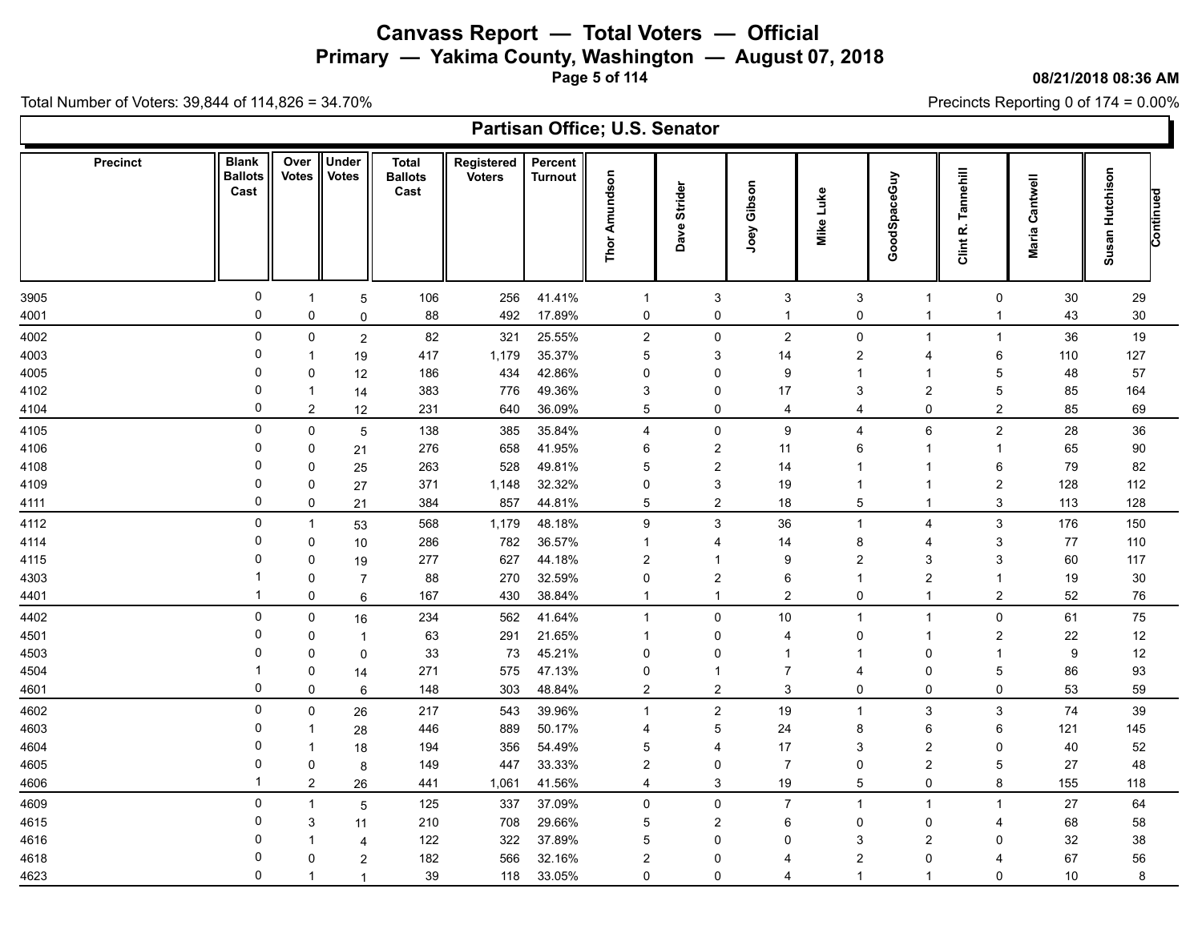# Canvass Report — Total Voters — Official

## Primary — Yakima County, Washington — August 07, 2018

08/21/2018 08:36 AM

Total Number of Voters: 39,844 of 114,826 = 34.70%

Precincts Reporting 0 of 174 = 0.00%

### Partisan Office; U.S. Senator

| Precinct | Blank Ballots Cast | Over Votes | Under Votes | Total Ballots Cast | Registered Voters | Percent Turnout | Thor Amundson | Dave Strider | Joey Gibson | Mike Luke | GoodSpaceGuy | Clint R. Tannehill | Maria Cantwell | Susan Hutchison | Continued |
|---|---|---|---|---|---|---|---|---|---|---|---|---|---|---|---|
| 3905 | 0 | 1 | 5 | 106 | 256 | 41.41% | 1 | 3 | 3 | 3 | 1 | 0 | 30 | 29 | |
| 4001 | 0 | 0 | 0 | 88 | 492 | 17.89% | 0 | 0 | 1 | 0 | 1 | 1 | 43 | 30 | |
| 4002 | 0 | 0 | 2 | 82 | 321 | 25.55% | 2 | 0 | 2 | 0 | 1 | 1 | 36 | 19 | |
| 4003 | 0 | 1 | 19 | 417 | 1,179 | 35.37% | 5 | 3 | 14 | 2 | 4 | 6 | 110 | 127 | |
| 4005 | 0 | 0 | 12 | 186 | 434 | 42.86% | 0 | 0 | 9 | 1 | 1 | 5 | 48 | 57 | |
| 4102 | 0 | 1 | 14 | 383 | 776 | 49.36% | 3 | 0 | 17 | 3 | 2 | 5 | 85 | 164 | |
| 4104 | 0 | 2 | 12 | 231 | 640 | 36.09% | 5 | 0 | 4 | 4 | 0 | 2 | 85 | 69 | |
| 4105 | 0 | 0 | 5 | 138 | 385 | 35.84% | 4 | 0 | 9 | 4 | 6 | 2 | 28 | 36 | |
| 4106 | 0 | 0 | 21 | 276 | 658 | 41.95% | 6 | 2 | 11 | 6 | 1 | 1 | 65 | 90 | |
| 4108 | 0 | 0 | 25 | 263 | 528 | 49.81% | 5 | 2 | 14 | 1 | 1 | 6 | 79 | 82 | |
| 4109 | 0 | 0 | 27 | 371 | 1,148 | 32.32% | 0 | 3 | 19 | 1 | 1 | 2 | 128 | 112 | |
| 4111 | 0 | 0 | 21 | 384 | 857 | 44.81% | 5 | 2 | 18 | 5 | 1 | 3 | 113 | 128 | |
| 4112 | 0 | 1 | 53 | 568 | 1,179 | 48.18% | 9 | 3 | 36 | 1 | 4 | 3 | 176 | 150 | |
| 4114 | 0 | 0 | 10 | 286 | 782 | 36.57% | 1 | 4 | 14 | 8 | 4 | 3 | 77 | 110 | |
| 4115 | 0 | 0 | 19 | 277 | 627 | 44.18% | 2 | 1 | 9 | 2 | 3 | 3 | 60 | 117 | |
| 4303 | 1 | 0 | 7 | 88 | 270 | 32.59% | 0 | 2 | 6 | 1 | 2 | 1 | 19 | 30 | |
| 4401 | 1 | 0 | 6 | 167 | 430 | 38.84% | 1 | 1 | 2 | 0 | 1 | 2 | 52 | 76 | |
| 4402 | 0 | 0 | 16 | 234 | 562 | 41.64% | 1 | 0 | 10 | 1 | 1 | 0 | 61 | 75 | |
| 4501 | 0 | 0 | 1 | 63 | 291 | 21.65% | 1 | 0 | 4 | 0 | 1 | 2 | 22 | 12 | |
| 4503 | 0 | 0 | 0 | 33 | 73 | 45.21% | 0 | 0 | 1 | 1 | 0 | 1 | 9 | 12 | |
| 4504 | 1 | 0 | 14 | 271 | 575 | 47.13% | 0 | 1 | 7 | 4 | 0 | 5 | 86 | 93 | |
| 4601 | 0 | 0 | 6 | 148 | 303 | 48.84% | 2 | 2 | 3 | 0 | 0 | 0 | 53 | 59 | |
| 4602 | 0 | 0 | 26 | 217 | 543 | 39.96% | 1 | 2 | 19 | 1 | 3 | 3 | 74 | 39 | |
| 4603 | 0 | 1 | 28 | 446 | 889 | 50.17% | 4 | 5 | 24 | 8 | 6 | 6 | 121 | 145 | |
| 4604 | 0 | 1 | 18 | 194 | 356 | 54.49% | 5 | 4 | 17 | 3 | 2 | 0 | 40 | 52 | |
| 4605 | 0 | 0 | 8 | 149 | 447 | 33.33% | 2 | 0 | 7 | 0 | 2 | 5 | 27 | 48 | |
| 4606 | 1 | 2 | 26 | 441 | 1,061 | 41.56% | 4 | 3 | 19 | 5 | 0 | 8 | 155 | 118 | |
| 4609 | 0 | 1 | 5 | 125 | 337 | 37.09% | 0 | 0 | 7 | 1 | 1 | 1 | 27 | 64 | |
| 4615 | 0 | 3 | 11 | 210 | 708 | 29.66% | 5 | 2 | 6 | 0 | 0 | 4 | 68 | 58 | |
| 4616 | 0 | 1 | 4 | 122 | 322 | 37.89% | 5 | 0 | 0 | 3 | 2 | 0 | 32 | 38 | |
| 4618 | 0 | 0 | 2 | 182 | 566 | 32.16% | 2 | 0 | 4 | 2 | 0 | 4 | 67 | 56 | |
| 4623 | 0 | 1 | 1 | 39 | 118 | 33.05% | 0 | 0 | 4 | 1 | 1 | 0 | 10 | 8 | |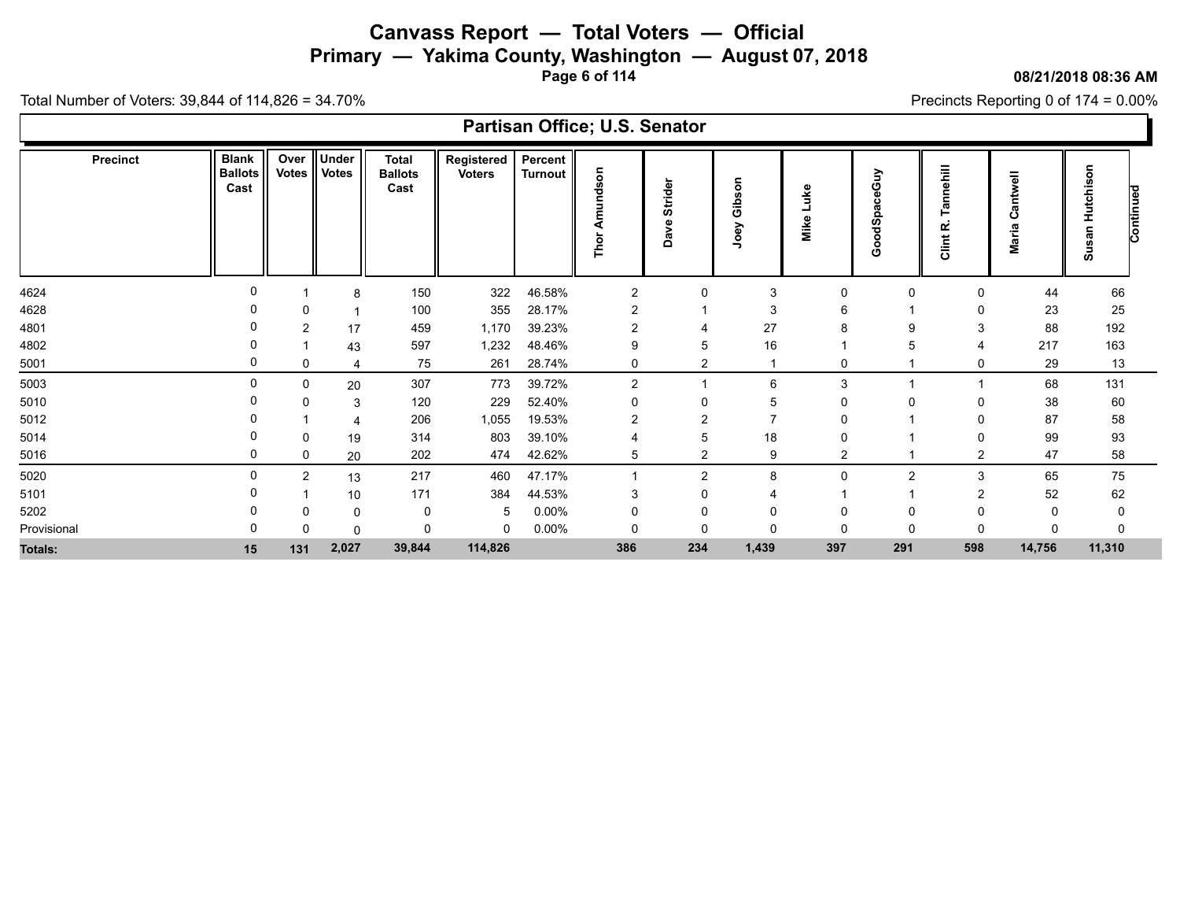# Canvass Report — Total Voters — Official

## Primary — Yakima County, Washington — August 07, 2018

08/21/2018 08:36 AM

Total Number of Voters: 39,844 of 114,826 = 34.70%

Precincts Reporting 0 of 174 = 0.00%

### Partisan Office; U.S. Senator

| Precinct | Blank Ballots Cast | Over Votes | Under Votes | Total Ballots Cast | Registered Voters | Percent Turnout | Thor Amundson | Dave Strider | Joey Gibson | Mike Luke | GoodSpaceGuy | Clint R. Tannehill | Maria Cantwell | Susan Hutchison |
|---|---|---|---|---|---|---|---|---|---|---|---|---|---|---|
| 4624 | 0 | 1 | 8 | 150 | 322 | 46.58% | 2 | 0 | 3 | 0 | 0 | 0 | 44 | 66 |
| 4628 | 0 | 0 | 1 | 100 | 355 | 28.17% | 2 | 1 | 3 | 6 | 1 | 0 | 23 | 25 |
| 4801 | 0 | 2 | 17 | 459 | 1,170 | 39.23% | 2 | 4 | 27 | 8 | 9 | 3 | 88 | 192 |
| 4802 | 0 | 1 | 43 | 597 | 1,232 | 48.46% | 9 | 5 | 16 | 1 | 5 | 4 | 217 | 163 |
| 5001 | 0 | 0 | 4 | 75 | 261 | 28.74% | 0 | 2 | 1 | 0 | 1 | 0 | 29 | 13 |
| 5003 | 0 | 0 | 20 | 307 | 773 | 39.72% | 2 | 1 | 6 | 3 | 1 | 1 | 68 | 131 |
| 5010 | 0 | 0 | 3 | 120 | 229 | 52.40% | 0 | 0 | 5 | 0 | 0 | 0 | 38 | 60 |
| 5012 | 0 | 1 | 4 | 206 | 1,055 | 19.53% | 2 | 2 | 7 | 0 | 1 | 0 | 87 | 58 |
| 5014 | 0 | 0 | 19 | 314 | 803 | 39.10% | 4 | 5 | 18 | 0 | 1 | 0 | 99 | 93 |
| 5016 | 0 | 0 | 20 | 202 | 474 | 42.62% | 5 | 2 | 9 | 2 | 1 | 2 | 47 | 58 |
| 5020 | 0 | 2 | 13 | 217 | 460 | 47.17% | 1 | 2 | 8 | 0 | 2 | 3 | 65 | 75 |
| 5101 | 0 | 1 | 10 | 171 | 384 | 44.53% | 3 | 0 | 4 | 1 | 1 | 2 | 52 | 62 |
| 5202 | 0 | 0 | 0 | 0 | 5 | 0.00% | 0 | 0 | 0 | 0 | 0 | 0 | 0 | 0 |
| Provisional | 0 | 0 | 0 | 0 | 0 | 0.00% | 0 | 0 | 0 | 0 | 0 | 0 | 0 | 0 |
| **Totals:** | **15** | **131** | **2,027** | **39,844** | **114,826** | | **386** | **234** | **1,439** | **397** | **291** | **598** | **14,756** | **11,310** |

Continued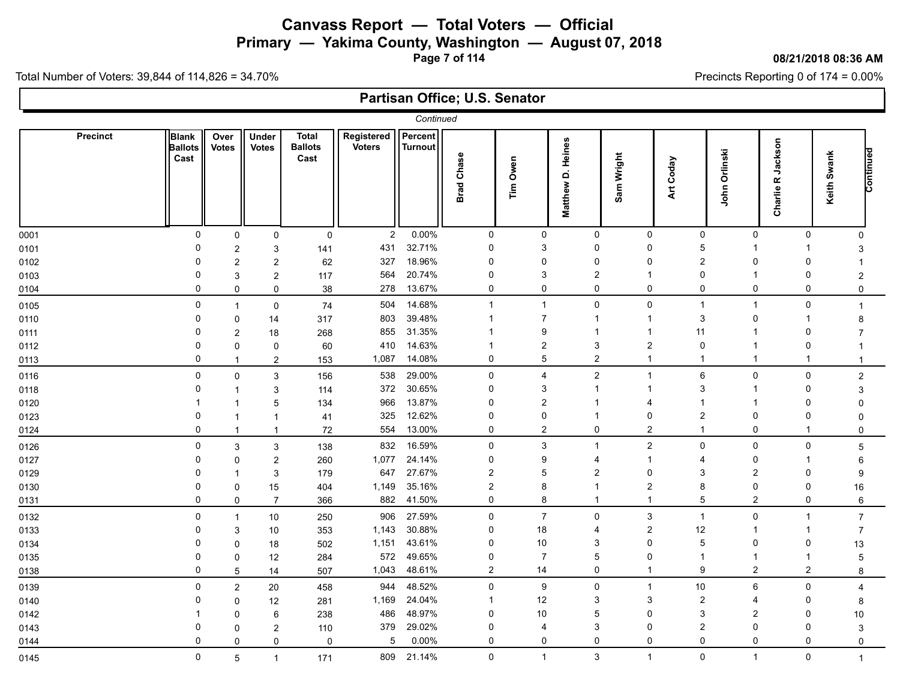# Canvass Report — Total Voters — Official

## Primary — Yakima County, Washington — August 07, 2018

08/21/2018 08:36 AM

Total Number of Voters: 39,844 of 114,826 = 34.70%

Precincts Reporting 0 of 174 = 0.00%

## Partisan Office; U.S. Senator

*Continued*

| Precinct | Blank Ballots Cast | Over Votes | Under Votes | Total Ballots Cast | Registered Voters | Percent Turnout | Brad Chase | Tim Owen | Matthew D. Heines | Sam Wright | Art Coday | John Orlinski | Charlie R Jackson | Keith Swank | Continued |
|---|---|---|---|---|---|---|---|---|---|---|---|---|---|---|---|
| 0001 | 0 | 0 | 0 | 0 | 2 | 0.00% | 0 | 0 | 0 | 0 | 0 | 0 | 0 | 0 | |
| 0101 | 0 | 2 | 3 | 141 | 431 | 32.71% | 0 | 3 | 0 | 0 | 5 | 1 | 1 | 3 | |
| 0102 | 0 | 2 | 2 | 62 | 327 | 18.96% | 0 | 0 | 0 | 0 | 2 | 0 | 0 | 1 | |
| 0103 | 0 | 3 | 2 | 117 | 564 | 20.74% | 0 | 3 | 2 | 1 | 0 | 1 | 0 | 2 | |
| 0104 | 0 | 0 | 0 | 38 | 278 | 13.67% | 0 | 0 | 0 | 0 | 0 | 0 | 0 | 0 | |
| 0105 | 0 | 1 | 0 | 74 | 504 | 14.68% | 1 | 1 | 0 | 0 | 1 | 1 | 0 | 1 | |
| 0110 | 0 | 0 | 14 | 317 | 803 | 39.48% | 1 | 7 | 1 | 1 | 3 | 0 | 1 | 8 | |
| 0111 | 0 | 2 | 18 | 268 | 855 | 31.35% | 1 | 9 | 1 | 1 | 11 | 1 | 0 | 7 | |
| 0112 | 0 | 0 | 0 | 60 | 410 | 14.63% | 1 | 2 | 3 | 2 | 0 | 1 | 0 | 1 | |
| 0113 | 0 | 1 | 2 | 153 | 1,087 | 14.08% | 0 | 5 | 2 | 1 | 1 | 1 | 1 | 1 | |
| 0116 | 0 | 0 | 3 | 156 | 538 | 29.00% | 0 | 4 | 2 | 1 | 6 | 0 | 0 | 2 | |
| 0118 | 0 | 1 | 3 | 114 | 372 | 30.65% | 0 | 3 | 1 | 1 | 3 | 1 | 0 | 3 | |
| 0120 | 1 | 1 | 5 | 134 | 966 | 13.87% | 0 | 2 | 1 | 4 | 1 | 1 | 0 | 0 | |
| 0123 | 0 | 1 | 1 | 41 | 325 | 12.62% | 0 | 0 | 1 | 0 | 2 | 0 | 0 | 0 | |
| 0124 | 0 | 1 | 1 | 72 | 554 | 13.00% | 0 | 2 | 0 | 2 | 1 | 0 | 1 | 0 | |
| 0126 | 0 | 3 | 3 | 138 | 832 | 16.59% | 0 | 3 | 1 | 2 | 0 | 0 | 0 | 5 | |
| 0127 | 0 | 0 | 2 | 260 | 1,077 | 24.14% | 0 | 9 | 4 | 1 | 4 | 0 | 1 | 6 | |
| 0129 | 0 | 1 | 3 | 179 | 647 | 27.67% | 2 | 5 | 2 | 0 | 3 | 2 | 0 | 9 | |
| 0130 | 0 | 0 | 15 | 404 | 1,149 | 35.16% | 2 | 8 | 1 | 2 | 8 | 0 | 0 | 16 | |
| 0131 | 0 | 0 | 7 | 366 | 882 | 41.50% | 0 | 8 | 1 | 1 | 5 | 2 | 0 | 6 | |
| 0132 | 0 | 1 | 10 | 250 | 906 | 27.59% | 0 | 7 | 0 | 3 | 1 | 0 | 1 | 7 | |
| 0133 | 0 | 3 | 10 | 353 | 1,143 | 30.88% | 0 | 18 | 4 | 2 | 12 | 1 | 1 | 7 | |
| 0134 | 0 | 0 | 18 | 502 | 1,151 | 43.61% | 0 | 10 | 3 | 0 | 5 | 0 | 0 | 13 | |
| 0135 | 0 | 0 | 12 | 284 | 572 | 49.65% | 0 | 7 | 5 | 0 | 1 | 1 | 1 | 5 | |
| 0138 | 0 | 5 | 14 | 507 | 1,043 | 48.61% | 2 | 14 | 0 | 1 | 9 | 2 | 2 | 8 | |
| 0139 | 0 | 2 | 20 | 458 | 944 | 48.52% | 0 | 9 | 0 | 1 | 10 | 6 | 0 | 4 | |
| 0140 | 0 | 0 | 12 | 281 | 1,169 | 24.04% | 1 | 12 | 3 | 3 | 2 | 4 | 0 | 8 | |
| 0142 | 1 | 0 | 6 | 238 | 486 | 48.97% | 0 | 10 | 5 | 0 | 3 | 2 | 0 | 10 | |
| 0143 | 0 | 0 | 2 | 110 | 379 | 29.02% | 0 | 4 | 3 | 0 | 2 | 0 | 0 | 3 | |
| 0144 | 0 | 0 | 0 | 0 | 5 | 0.00% | 0 | 0 | 0 | 0 | 0 | 0 | 0 | 0 | |
| 0145 | 0 | 5 | 1 | 171 | 809 | 21.14% | 0 | 1 | 3 | 1 | 0 | 1 | 0 | 1 | |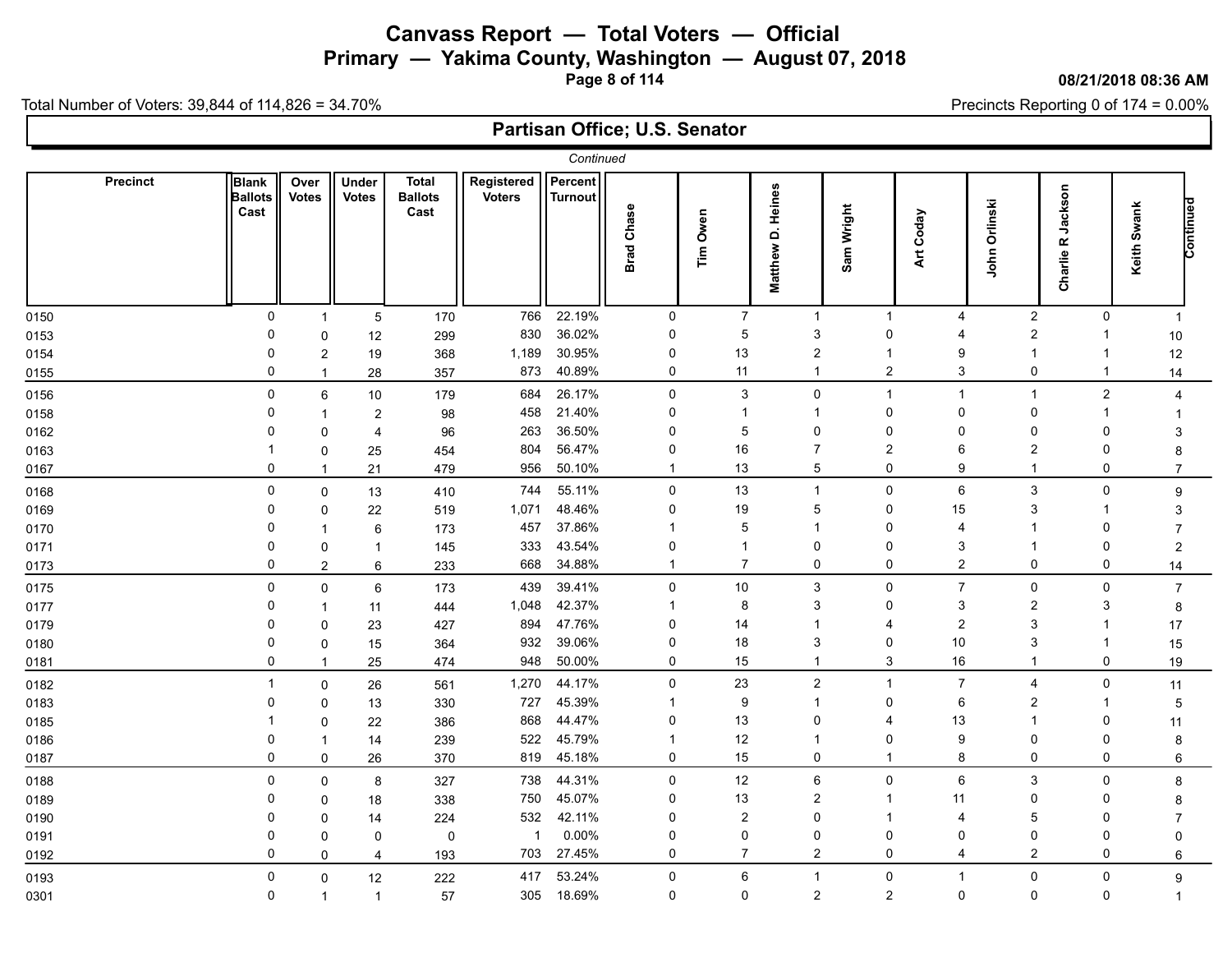# Canvass Report — Total Voters — Official

## Primary — Yakima County, Washington — August 07, 2018

08/21/2018 08:36 AM

Total Number of Voters: 39,844 of 114,826 = 34.70%

Precincts Reporting 0 of 174 = 0.00%

## Partisan Office; U.S. Senator

*Continued*

| Precinct | Blank Ballots Cast | Over Votes | Under Votes | Total Ballots Cast | Registered Voters | Percent Turnout | Brad Chase | Tim Owen | Matthew D. Heines | Sam Wright | Art Coday | John Orlinski | Charlie R Jackson | Keith Swank |
|---|---|---|---|---|---|---|---|---|---|---|---|---|---|---|
| 0150 | 0 | 1 | 5 | 170 | 766 | 22.19% | 0 | 7 | 1 | 1 | 4 | 2 | 0 | 1 |
| 0153 | 0 | 0 | 12 | 299 | 830 | 36.02% | 0 | 5 | 3 | 0 | 4 | 2 | 1 | 10 |
| 0154 | 0 | 2 | 19 | 368 | 1,189 | 30.95% | 0 | 13 | 2 | 1 | 9 | 1 | 1 | 12 |
| 0155 | 0 | 1 | 28 | 357 | 873 | 40.89% | 0 | 11 | 1 | 2 | 3 | 0 | 1 | 14 |
| 0156 | 0 | 6 | 10 | 179 | 684 | 26.17% | 0 | 3 | 0 | 1 | 1 | 1 | 2 | 4 |
| 0158 | 0 | 1 | 2 | 98 | 458 | 21.40% | 0 | 1 | 1 | 0 | 0 | 0 | 1 | 1 |
| 0162 | 0 | 0 | 4 | 96 | 263 | 36.50% | 0 | 5 | 0 | 0 | 0 | 0 | 0 | 3 |
| 0163 | 1 | 0 | 25 | 454 | 804 | 56.47% | 0 | 16 | 7 | 2 | 6 | 2 | 0 | 8 |
| 0167 | 0 | 1 | 21 | 479 | 956 | 50.10% | 1 | 13 | 5 | 0 | 9 | 1 | 0 | 7 |
| 0168 | 0 | 0 | 13 | 410 | 744 | 55.11% | 0 | 13 | 1 | 0 | 6 | 3 | 0 | 9 |
| 0169 | 0 | 0 | 22 | 519 | 1,071 | 48.46% | 0 | 19 | 5 | 0 | 15 | 3 | 1 | 3 |
| 0170 | 0 | 1 | 6 | 173 | 457 | 37.86% | 1 | 5 | 1 | 0 | 4 | 1 | 0 | 7 |
| 0171 | 0 | 0 | 1 | 145 | 333 | 43.54% | 0 | 1 | 0 | 0 | 3 | 1 | 0 | 2 |
| 0173 | 0 | 2 | 6 | 233 | 668 | 34.88% | 1 | 7 | 0 | 0 | 2 | 0 | 0 | 14 |
| 0175 | 0 | 0 | 6 | 173 | 439 | 39.41% | 0 | 10 | 3 | 0 | 7 | 0 | 0 | 7 |
| 0177 | 0 | 1 | 11 | 444 | 1,048 | 42.37% | 1 | 8 | 3 | 0 | 3 | 2 | 3 | 8 |
| 0179 | 0 | 0 | 23 | 427 | 894 | 47.76% | 0 | 14 | 1 | 4 | 2 | 3 | 1 | 17 |
| 0180 | 0 | 0 | 15 | 364 | 932 | 39.06% | 0 | 18 | 3 | 0 | 10 | 3 | 1 | 15 |
| 0181 | 0 | 1 | 25 | 474 | 948 | 50.00% | 0 | 15 | 1 | 3 | 16 | 1 | 0 | 19 |
| 0182 | 1 | 0 | 26 | 561 | 1,270 | 44.17% | 0 | 23 | 2 | 1 | 7 | 4 | 0 | 11 |
| 0183 | 0 | 0 | 13 | 330 | 727 | 45.39% | 1 | 9 | 1 | 0 | 6 | 2 | 1 | 5 |
| 0185 | 1 | 0 | 22 | 386 | 868 | 44.47% | 0 | 13 | 0 | 4 | 13 | 1 | 0 | 11 |
| 0186 | 0 | 1 | 14 | 239 | 522 | 45.79% | 1 | 12 | 1 | 0 | 9 | 0 | 0 | 8 |
| 0187 | 0 | 0 | 26 | 370 | 819 | 45.18% | 0 | 15 | 0 | 1 | 8 | 0 | 0 | 6 |
| 0188 | 0 | 0 | 8 | 327 | 738 | 44.31% | 0 | 12 | 6 | 0 | 6 | 3 | 0 | 8 |
| 0189 | 0 | 0 | 18 | 338 | 750 | 45.07% | 0 | 13 | 2 | 1 | 11 | 0 | 0 | 8 |
| 0190 | 0 | 0 | 14 | 224 | 532 | 42.11% | 0 | 2 | 0 | 1 | 4 | 5 | 0 | 7 |
| 0191 | 0 | 0 | 0 | 0 | 1 | 0.00% | 0 | 0 | 0 | 0 | 0 | 0 | 0 | 0 |
| 0192 | 0 | 0 | 4 | 193 | 703 | 27.45% | 0 | 7 | 2 | 0 | 4 | 2 | 0 | 6 |
| 0193 | 0 | 0 | 12 | 222 | 417 | 53.24% | 0 | 6 | 1 | 0 | 1 | 0 | 0 | 9 |
| 0301 | 0 | 1 | 1 | 57 | 305 | 18.69% | 0 | 0 | 2 | 2 | 0 | 0 | 0 | 1 |

Continued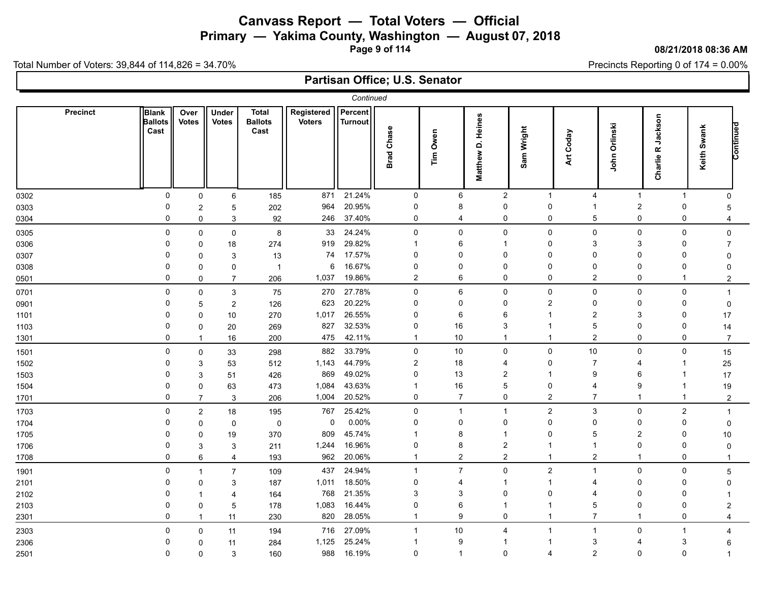# Canvass Report — Total Voters — Official

## Primary — Yakima County, Washington — August 07, 2018

08/21/2018 08:36 AM

Total Number of Voters: 39,844 of 114,826 = 34.70%

Precincts Reporting 0 of 174 = 0.00%

## Partisan Office; U.S. Senator

*Continued*

| Precinct | Blank Ballots Cast | Over Votes | Under Votes | Total Ballots Cast | Registered Voters | Percent Turnout | Brad Chase | Tim Owen | Matthew D. Heines | Sam Wright | Art Coday | John Orlinski | Charlie R Jackson | Keith Swank | Continued |
|---|---|---|---|---|---|---|---|---|---|---|---|---|---|---|---|
| 0302 | 0 | 0 | 6 | 185 | 871 | 21.24% | 0 | 6 | 2 | 1 | 4 | 1 | 1 | 0 | |
| 0303 | 0 | 2 | 5 | 202 | 964 | 20.95% | 0 | 8 | 0 | 0 | 1 | 2 | 0 | 5 | |
| 0304 | 0 | 0 | 3 | 92 | 246 | 37.40% | 0 | 4 | 0 | 0 | 5 | 0 | 0 | 4 | |
| 0305 | 0 | 0 | 0 | 8 | 33 | 24.24% | 0 | 0 | 0 | 0 | 0 | 0 | 0 | 0 | |
| 0306 | 0 | 0 | 18 | 274 | 919 | 29.82% | 1 | 6 | 1 | 0 | 3 | 3 | 0 | 7 | |
| 0307 | 0 | 0 | 3 | 13 | 74 | 17.57% | 0 | 0 | 0 | 0 | 0 | 0 | 0 | 0 | |
| 0308 | 0 | 0 | 0 | 1 | 6 | 16.67% | 0 | 0 | 0 | 0 | 0 | 0 | 0 | 0 | |
| 0501 | 0 | 0 | 7 | 206 | 1,037 | 19.86% | 2 | 6 | 0 | 0 | 2 | 0 | 1 | 2 | |
| 0701 | 0 | 0 | 3 | 75 | 270 | 27.78% | 0 | 6 | 0 | 0 | 0 | 0 | 0 | 1 | |
| 0901 | 0 | 5 | 2 | 126 | 623 | 20.22% | 0 | 0 | 0 | 2 | 0 | 0 | 0 | 0 | |
| 1101 | 0 | 0 | 10 | 270 | 1,017 | 26.55% | 0 | 6 | 6 | 1 | 2 | 3 | 0 | 17 | |
| 1103 | 0 | 0 | 20 | 269 | 827 | 32.53% | 0 | 16 | 3 | 1 | 5 | 0 | 0 | 14 | |
| 1301 | 0 | 1 | 16 | 200 | 475 | 42.11% | 1 | 10 | 1 | 1 | 2 | 0 | 0 | 7 | |
| 1501 | 0 | 0 | 33 | 298 | 882 | 33.79% | 0 | 10 | 0 | 0 | 10 | 0 | 0 | 15 | |
| 1502 | 0 | 3 | 53 | 512 | 1,143 | 44.79% | 2 | 18 | 4 | 0 | 7 | 4 | 1 | 25 | |
| 1503 | 0 | 3 | 51 | 426 | 869 | 49.02% | 0 | 13 | 2 | 1 | 9 | 6 | 1 | 17 | |
| 1504 | 0 | 0 | 63 | 473 | 1,084 | 43.63% | 1 | 16 | 5 | 0 | 4 | 9 | 1 | 19 | |
| 1701 | 0 | 7 | 3 | 206 | 1,004 | 20.52% | 0 | 7 | 0 | 2 | 7 | 1 | 1 | 2 | |
| 1703 | 0 | 2 | 18 | 195 | 767 | 25.42% | 0 | 1 | 1 | 2 | 3 | 0 | 2 | 1 | |
| 1704 | 0 | 0 | 0 | 0 | 0 | 0.00% | 0 | 0 | 0 | 0 | 0 | 0 | 0 | 0 | |
| 1705 | 0 | 0 | 19 | 370 | 809 | 45.74% | 1 | 8 | 1 | 0 | 5 | 2 | 0 | 10 | |
| 1706 | 0 | 3 | 3 | 211 | 1,244 | 16.96% | 0 | 8 | 2 | 1 | 1 | 0 | 0 | 0 | |
| 1708 | 0 | 6 | 4 | 193 | 962 | 20.06% | 1 | 2 | 2 | 1 | 2 | 1 | 0 | 1 | |
| 1901 | 0 | 1 | 7 | 109 | 437 | 24.94% | 1 | 7 | 0 | 2 | 1 | 0 | 0 | 5 | |
| 2101 | 0 | 0 | 3 | 187 | 1,011 | 18.50% | 0 | 4 | 1 | 1 | 4 | 0 | 0 | 0 | |
| 2102 | 0 | 1 | 4 | 164 | 768 | 21.35% | 3 | 3 | 0 | 0 | 4 | 0 | 0 | 1 | |
| 2103 | 0 | 0 | 5 | 178 | 1,083 | 16.44% | 0 | 6 | 1 | 1 | 5 | 0 | 0 | 2 | |
| 2301 | 0 | 1 | 11 | 230 | 820 | 28.05% | 1 | 9 | 0 | 1 | 7 | 1 | 0 | 4 | |
| 2303 | 0 | 0 | 11 | 194 | 716 | 27.09% | 1 | 10 | 4 | 1 | 1 | 0 | 1 | 4 | |
| 2306 | 0 | 0 | 11 | 284 | 1,125 | 25.24% | 1 | 9 | 1 | 1 | 3 | 4 | 3 | 6 | |
| 2501 | 0 | 0 | 3 | 160 | 988 | 16.19% | 0 | 1 | 0 | 4 | 2 | 0 | 0 | 1 | |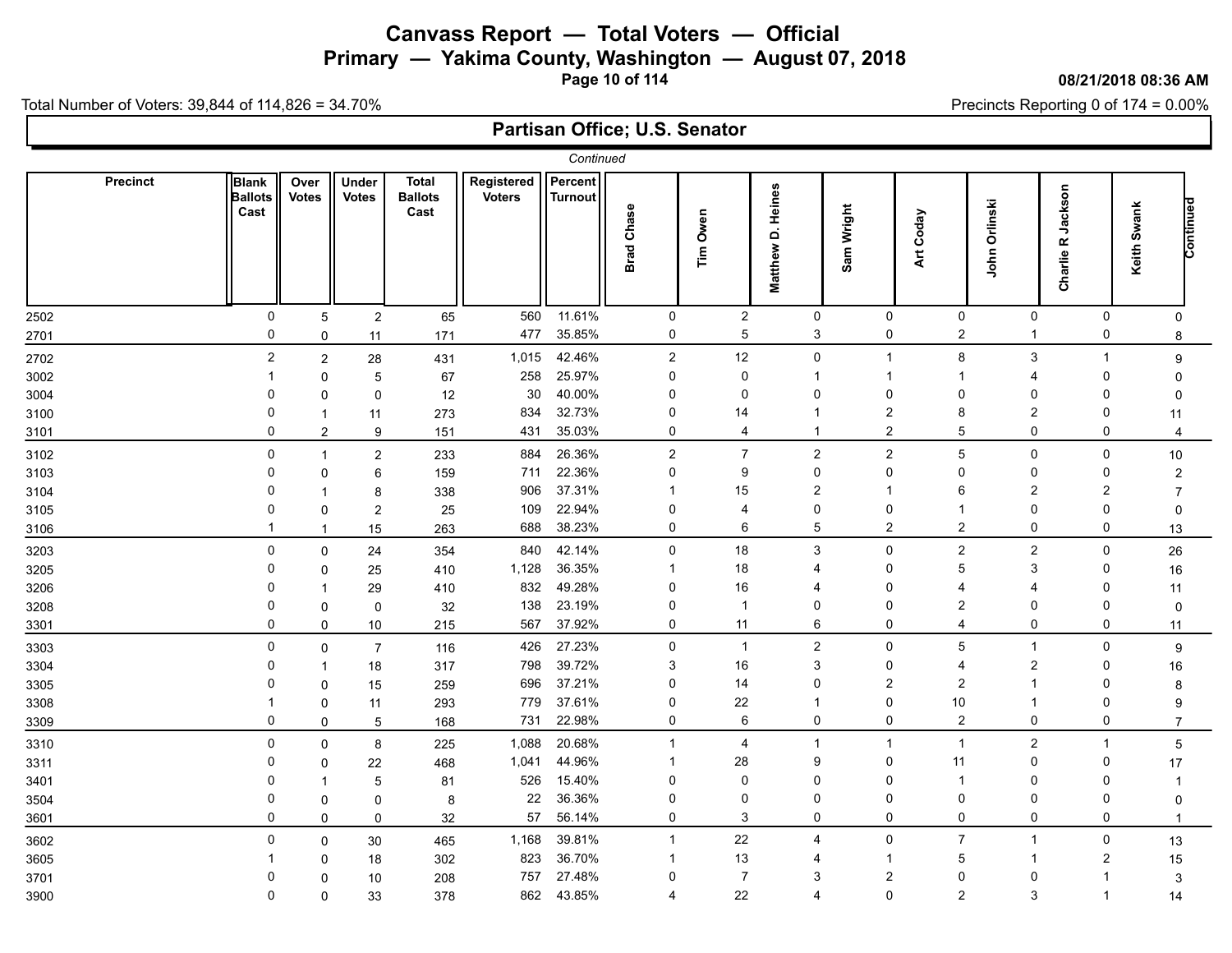# Canvass Report — Total Voters — Official

## Primary — Yakima County, Washington — August 07, 2018

08/21/2018 08:36 AM

Total Number of Voters: 39,844 of 114,826 = 34.70%

Precincts Reporting 0 of 174 = 0.00%

### Partisan Office; U.S. Senator

*Continued*

| Precinct | Blank Ballots Cast | Over Votes | Under Votes | Total Ballots Cast | Registered Voters | Percent Turnout | Brad Chase | Tim Owen | Matthew D. Heines | Sam Wright | Art Coday | John Orlinski | Charlie R Jackson | Keith Swank | Continued |
|---|---|---|---|---|---|---|---|---|---|---|---|---|---|---|---|
| 2502 | 0 | 5 | 2 | 65 | 560 | 11.61% | 0 | 2 | 0 | 0 | 0 | 0 | 0 | 0 | |
| 2701 | 0 | 0 | 11 | 171 | 477 | 35.85% | 0 | 5 | 3 | 0 | 2 | 1 | 0 | 8 | |
| 2702 | 2 | 2 | 28 | 431 | 1,015 | 42.46% | 2 | 12 | 0 | 1 | 8 | 3 | 1 | 9 | |
| 3002 | 1 | 0 | 5 | 67 | 258 | 25.97% | 0 | 0 | 1 | 1 | 1 | 4 | 0 | 0 | |
| 3004 | 0 | 0 | 0 | 12 | 30 | 40.00% | 0 | 0 | 0 | 0 | 0 | 0 | 0 | 0 | |
| 3100 | 0 | 1 | 11 | 273 | 834 | 32.73% | 0 | 14 | 1 | 2 | 8 | 2 | 0 | 11 | |
| 3101 | 0 | 2 | 9 | 151 | 431 | 35.03% | 0 | 4 | 1 | 2 | 5 | 0 | 0 | 4 | |
| 3102 | 0 | 1 | 2 | 233 | 884 | 26.36% | 2 | 7 | 2 | 2 | 5 | 0 | 0 | 10 | |
| 3103 | 0 | 0 | 6 | 159 | 711 | 22.36% | 0 | 9 | 0 | 0 | 0 | 0 | 0 | 2 | |
| 3104 | 0 | 1 | 8 | 338 | 906 | 37.31% | 1 | 15 | 2 | 1 | 6 | 2 | 2 | 7 | |
| 3105 | 0 | 0 | 2 | 25 | 109 | 22.94% | 0 | 4 | 0 | 0 | 1 | 0 | 0 | 0 | |
| 3106 | 1 | 1 | 15 | 263 | 688 | 38.23% | 0 | 6 | 5 | 2 | 2 | 0 | 0 | 13 | |
| 3203 | 0 | 0 | 24 | 354 | 840 | 42.14% | 0 | 18 | 3 | 0 | 2 | 2 | 0 | 26 | |
| 3205 | 0 | 0 | 25 | 410 | 1,128 | 36.35% | 1 | 18 | 4 | 0 | 5 | 3 | 0 | 16 | |
| 3206 | 0 | 1 | 29 | 410 | 832 | 49.28% | 0 | 16 | 4 | 0 | 4 | 4 | 0 | 11 | |
| 3208 | 0 | 0 | 0 | 32 | 138 | 23.19% | 0 | 1 | 0 | 0 | 2 | 0 | 0 | 0 | |
| 3301 | 0 | 0 | 10 | 215 | 567 | 37.92% | 0 | 11 | 6 | 0 | 4 | 0 | 0 | 11 | |
| 3303 | 0 | 0 | 7 | 116 | 426 | 27.23% | 0 | 1 | 2 | 0 | 5 | 1 | 0 | 9 | |
| 3304 | 0 | 1 | 18 | 317 | 798 | 39.72% | 3 | 16 | 3 | 0 | 4 | 2 | 0 | 16 | |
| 3305 | 0 | 0 | 15 | 259 | 696 | 37.21% | 0 | 14 | 0 | 2 | 2 | 1 | 0 | 8 | |
| 3308 | 1 | 0 | 11 | 293 | 779 | 37.61% | 0 | 22 | 1 | 0 | 10 | 1 | 0 | 9 | |
| 3309 | 0 | 0 | 5 | 168 | 731 | 22.98% | 0 | 6 | 0 | 0 | 2 | 0 | 0 | 7 | |
| 3310 | 0 | 0 | 8 | 225 | 1,088 | 20.68% | 1 | 4 | 1 | 1 | 1 | 2 | 1 | 5 | |
| 3311 | 0 | 0 | 22 | 468 | 1,041 | 44.96% | 1 | 28 | 9 | 0 | 11 | 0 | 0 | 17 | |
| 3401 | 0 | 1 | 5 | 81 | 526 | 15.40% | 0 | 0 | 0 | 0 | 1 | 0 | 0 | 1 | |
| 3504 | 0 | 0 | 0 | 8 | 22 | 36.36% | 0 | 0 | 0 | 0 | 0 | 0 | 0 | 0 | |
| 3601 | 0 | 0 | 0 | 32 | 57 | 56.14% | 0 | 3 | 0 | 0 | 0 | 0 | 0 | 1 | |
| 3602 | 0 | 0 | 30 | 465 | 1,168 | 39.81% | 1 | 22 | 4 | 0 | 7 | 1 | 0 | 13 | |
| 3605 | 1 | 0 | 18 | 302 | 823 | 36.70% | 1 | 13 | 4 | 1 | 5 | 1 | 2 | 15 | |
| 3701 | 0 | 0 | 10 | 208 | 757 | 27.48% | 0 | 7 | 3 | 2 | 0 | 0 | 1 | 3 | |
| 3900 | 0 | 0 | 33 | 378 | 862 | 43.85% | 4 | 22 | 4 | 0 | 2 | 3 | 1 | 14 | |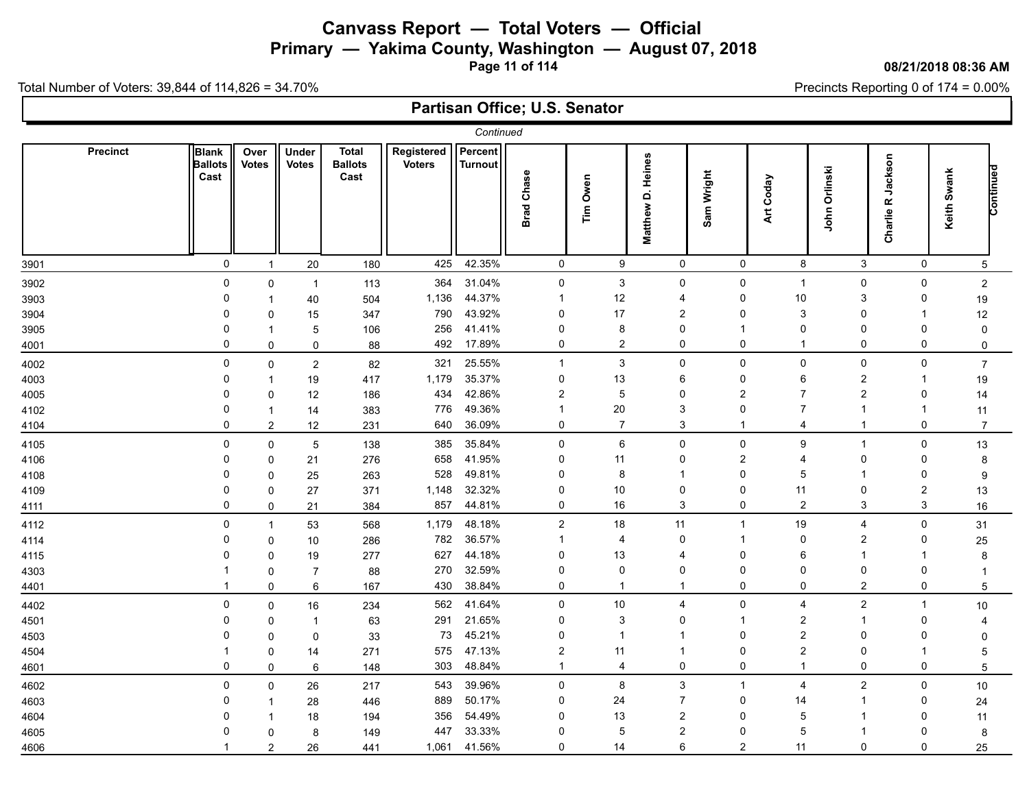# Canvass Report — Total Voters — Official

## Primary — Yakima County, Washington — August 07, 2018

08/21/2018 08:36 AM

Total Number of Voters: 39,844 of 114,826 = 34.70%

Precincts Reporting 0 of 174 = 0.00%

## Partisan Office; U.S. Senator

*Continued*

| Precinct | Blank Ballots Cast | Over Votes | Under Votes | Total Ballots Cast | Registered Voters | Percent Turnout | Brad Chase | Tim Owen | Matthew D. Heines | Sam Wright | Art Coday | John Orlinski | Charlie R Jackson | Keith Swank | Continued |
|---|---|---|---|---|---|---|---|---|---|---|---|---|---|---|---|
| 3901 | 0 | 1 | 20 | 180 | 425 | 42.35% | 0 | 9 | 0 | 0 | 8 | 3 | 0 | 5 | |
| 3902 | 0 | 0 | 1 | 113 | 364 | 31.04% | 0 | 3 | 0 | 0 | 1 | 0 | 0 | 2 | |
| 3903 | 0 | 1 | 40 | 504 | 1,136 | 44.37% | 1 | 12 | 4 | 0 | 10 | 3 | 0 | 19 | |
| 3904 | 0 | 0 | 15 | 347 | 790 | 43.92% | 0 | 17 | 2 | 0 | 3 | 0 | 1 | 12 | |
| 3905 | 0 | 1 | 5 | 106 | 256 | 41.41% | 0 | 8 | 0 | 1 | 0 | 0 | 0 | 0 | |
| 4001 | 0 | 0 | 0 | 88 | 492 | 17.89% | 0 | 2 | 0 | 0 | 1 | 0 | 0 | 0 | |
| 4002 | 0 | 0 | 2 | 82 | 321 | 25.55% | 1 | 3 | 0 | 0 | 0 | 0 | 0 | 7 | |
| 4003 | 0 | 1 | 19 | 417 | 1,179 | 35.37% | 0 | 13 | 6 | 0 | 6 | 2 | 1 | 19 | |
| 4005 | 0 | 0 | 12 | 186 | 434 | 42.86% | 2 | 5 | 0 | 2 | 7 | 2 | 0 | 14 | |
| 4102 | 0 | 1 | 14 | 383 | 776 | 49.36% | 1 | 20 | 3 | 0 | 7 | 1 | 1 | 11 | |
| 4104 | 0 | 2 | 12 | 231 | 640 | 36.09% | 0 | 7 | 3 | 1 | 4 | 1 | 0 | 7 | |
| 4105 | 0 | 0 | 5 | 138 | 385 | 35.84% | 0 | 6 | 0 | 0 | 9 | 1 | 0 | 13 | |
| 4106 | 0 | 0 | 21 | 276 | 658 | 41.95% | 0 | 11 | 0 | 2 | 4 | 0 | 0 | 8 | |
| 4108 | 0 | 0 | 25 | 263 | 528 | 49.81% | 0 | 8 | 1 | 0 | 5 | 1 | 0 | 9 | |
| 4109 | 0 | 0 | 27 | 371 | 1,148 | 32.32% | 0 | 10 | 0 | 0 | 11 | 0 | 2 | 13 | |
| 4111 | 0 | 0 | 21 | 384 | 857 | 44.81% | 0 | 16 | 3 | 0 | 2 | 3 | 3 | 16 | |
| 4112 | 0 | 1 | 53 | 568 | 1,179 | 48.18% | 2 | 18 | 11 | 1 | 19 | 4 | 0 | 31 | |
| 4114 | 0 | 0 | 10 | 286 | 782 | 36.57% | 1 | 4 | 0 | 1 | 0 | 2 | 0 | 25 | |
| 4115 | 0 | 0 | 19 | 277 | 627 | 44.18% | 0 | 13 | 4 | 0 | 6 | 1 | 1 | 8 | |
| 4303 | 1 | 0 | 7 | 88 | 270 | 32.59% | 0 | 0 | 0 | 0 | 0 | 0 | 0 | 1 | |
| 4401 | 1 | 0 | 6 | 167 | 430 | 38.84% | 0 | 1 | 1 | 0 | 0 | 2 | 0 | 5 | |
| 4402 | 0 | 0 | 16 | 234 | 562 | 41.64% | 0 | 10 | 4 | 0 | 4 | 2 | 1 | 10 | |
| 4501 | 0 | 0 | 1 | 63 | 291 | 21.65% | 0 | 3 | 0 | 1 | 2 | 1 | 0 | 4 | |
| 4503 | 0 | 0 | 0 | 33 | 73 | 45.21% | 0 | 1 | 1 | 0 | 2 | 0 | 0 | 0 | |
| 4504 | 1 | 0 | 14 | 271 | 575 | 47.13% | 2 | 11 | 1 | 0 | 2 | 0 | 1 | 5 | |
| 4601 | 0 | 0 | 6 | 148 | 303 | 48.84% | 1 | 4 | 0 | 0 | 1 | 0 | 0 | 5 | |
| 4602 | 0 | 0 | 26 | 217 | 543 | 39.96% | 0 | 8 | 3 | 1 | 4 | 2 | 0 | 10 | |
| 4603 | 0 | 1 | 28 | 446 | 889 | 50.17% | 0 | 24 | 7 | 0 | 14 | 1 | 0 | 24 | |
| 4604 | 0 | 1 | 18 | 194 | 356 | 54.49% | 0 | 13 | 2 | 0 | 5 | 1 | 0 | 11 | |
| 4605 | 0 | 0 | 8 | 149 | 447 | 33.33% | 0 | 5 | 2 | 0 | 5 | 1 | 0 | 8 | |
| 4606 | 1 | 2 | 26 | 441 | 1,061 | 41.56% | 0 | 14 | 6 | 2 | 11 | 0 | 0 | 25 | |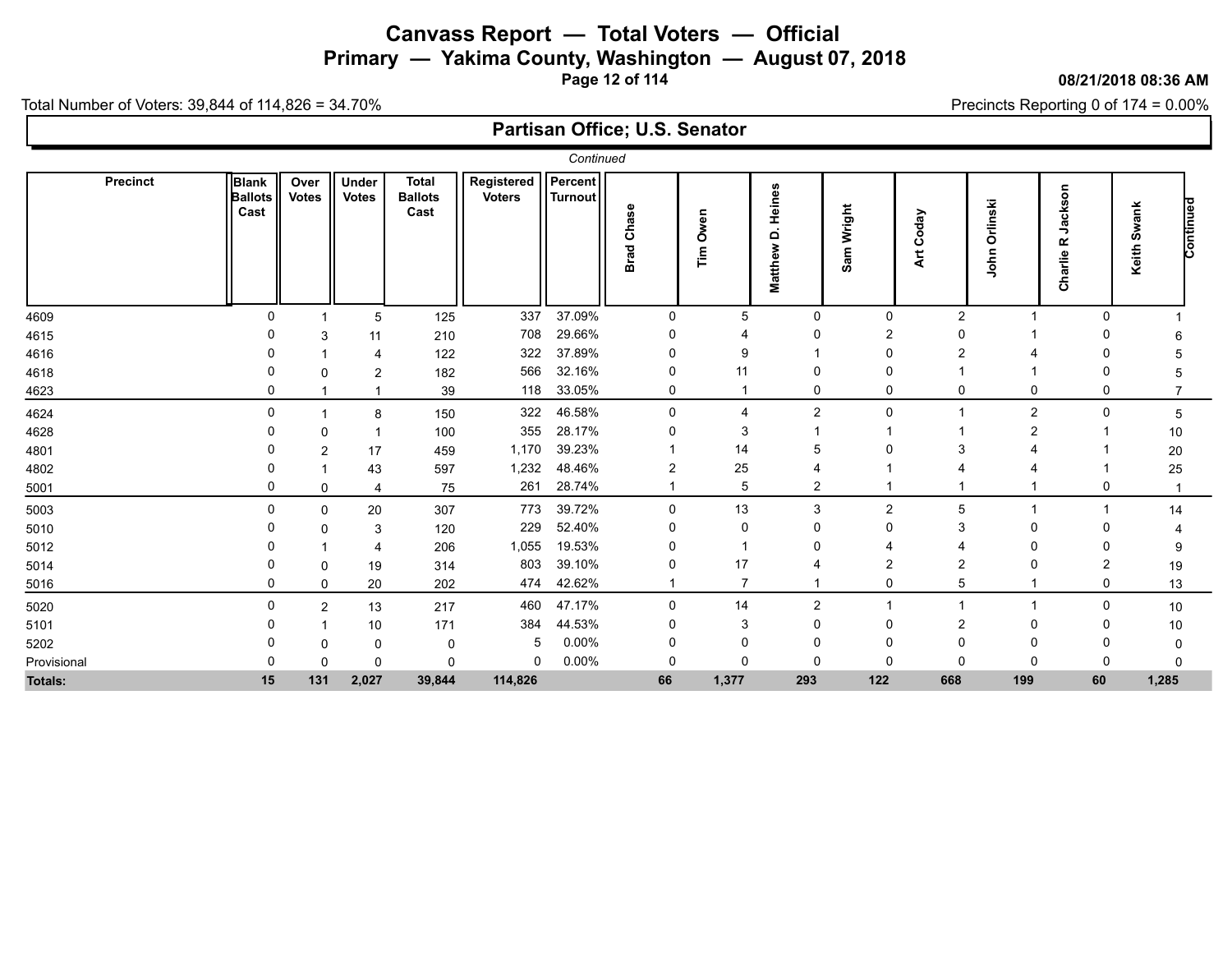# Canvass Report — Total Voters — Official

## Primary — Yakima County, Washington — August 07, 2018

08/21/2018 08:36 AM

Total Number of Voters: 39,844 of 114,826 = 34.70%

Precincts Reporting 0 of 174 = 0.00%

## Partisan Office; U.S. Senator

*Continued*

| Precinct | Blank Ballots Cast | Over Votes | Under Votes | Total Ballots Cast | Registered Voters | Percent Turnout | Brad Chase | Tim Owen | Matthew D. Heines | Sam Wright | Art Coday | John Orlinski | Charlie R Jackson | Keith Swank | Continued |
|---|---|---|---|---|---|---|---|---|---|---|---|---|---|---|---|
| 4609 | 0 | 1 | 5 | 125 | 337 | 37.09% | 0 | 5 | 0 | 0 | 2 | 1 | 0 | 1 | |
| 4615 | 0 | 3 | 11 | 210 | 708 | 29.66% | 0 | 4 | 0 | 2 | 0 | 1 | 0 | 6 | |
| 4616 | 0 | 1 | 4 | 122 | 322 | 37.89% | 0 | 9 | 1 | 0 | 2 | 4 | 0 | 5 | |
| 4618 | 0 | 0 | 2 | 182 | 566 | 32.16% | 0 | 11 | 0 | 0 | 1 | 1 | 0 | 5 | |
| 4623 | 0 | 1 | 1 | 39 | 118 | 33.05% | 0 | 1 | 0 | 0 | 0 | 0 | 0 | 7 | |
| 4624 | 0 | 1 | 8 | 150 | 322 | 46.58% | 0 | 4 | 2 | 0 | 1 | 2 | 0 | 5 | |
| 4628 | 0 | 0 | 1 | 100 | 355 | 28.17% | 0 | 3 | 1 | 1 | 1 | 2 | 1 | 10 | |
| 4801 | 0 | 2 | 17 | 459 | 1,170 | 39.23% | 1 | 14 | 5 | 0 | 3 | 4 | 1 | 20 | |
| 4802 | 0 | 1 | 43 | 597 | 1,232 | 48.46% | 2 | 25 | 4 | 1 | 4 | 4 | 1 | 25 | |
| 5001 | 0 | 0 | 4 | 75 | 261 | 28.74% | 1 | 5 | 2 | 1 | 1 | 1 | 0 | 1 | |
| 5003 | 0 | 0 | 20 | 307 | 773 | 39.72% | 0 | 13 | 3 | 2 | 5 | 1 | 1 | 14 | |
| 5010 | 0 | 0 | 3 | 120 | 229 | 52.40% | 0 | 0 | 0 | 0 | 3 | 0 | 0 | 4 | |
| 5012 | 0 | 1 | 4 | 206 | 1,055 | 19.53% | 0 | 1 | 0 | 4 | 4 | 0 | 0 | 9 | |
| 5014 | 0 | 0 | 19 | 314 | 803 | 39.10% | 0 | 17 | 4 | 2 | 2 | 0 | 2 | 19 | |
| 5016 | 0 | 0 | 20 | 202 | 474 | 42.62% | 1 | 7 | 1 | 0 | 5 | 1 | 0 | 13 | |
| 5020 | 0 | 2 | 13 | 217 | 460 | 47.17% | 0 | 14 | 2 | 1 | 1 | 1 | 0 | 10 | |
| 5101 | 0 | 1 | 10 | 171 | 384 | 44.53% | 0 | 3 | 0 | 0 | 2 | 0 | 0 | 10 | |
| 5202 | 0 | 0 | 0 | 0 | 5 | 0.00% | 0 | 0 | 0 | 0 | 0 | 0 | 0 | 0 | |
| Provisional | 0 | 0 | 0 | 0 | 0 | 0.00% | 0 | 0 | 0 | 0 | 0 | 0 | 0 | 0 | |
| **Totals:** | **15** | **131** | **2,027** | **39,844** | **114,826** | | **66** | **1,377** | **293** | **122** | **668** | **199** | **60** | **1,285** | |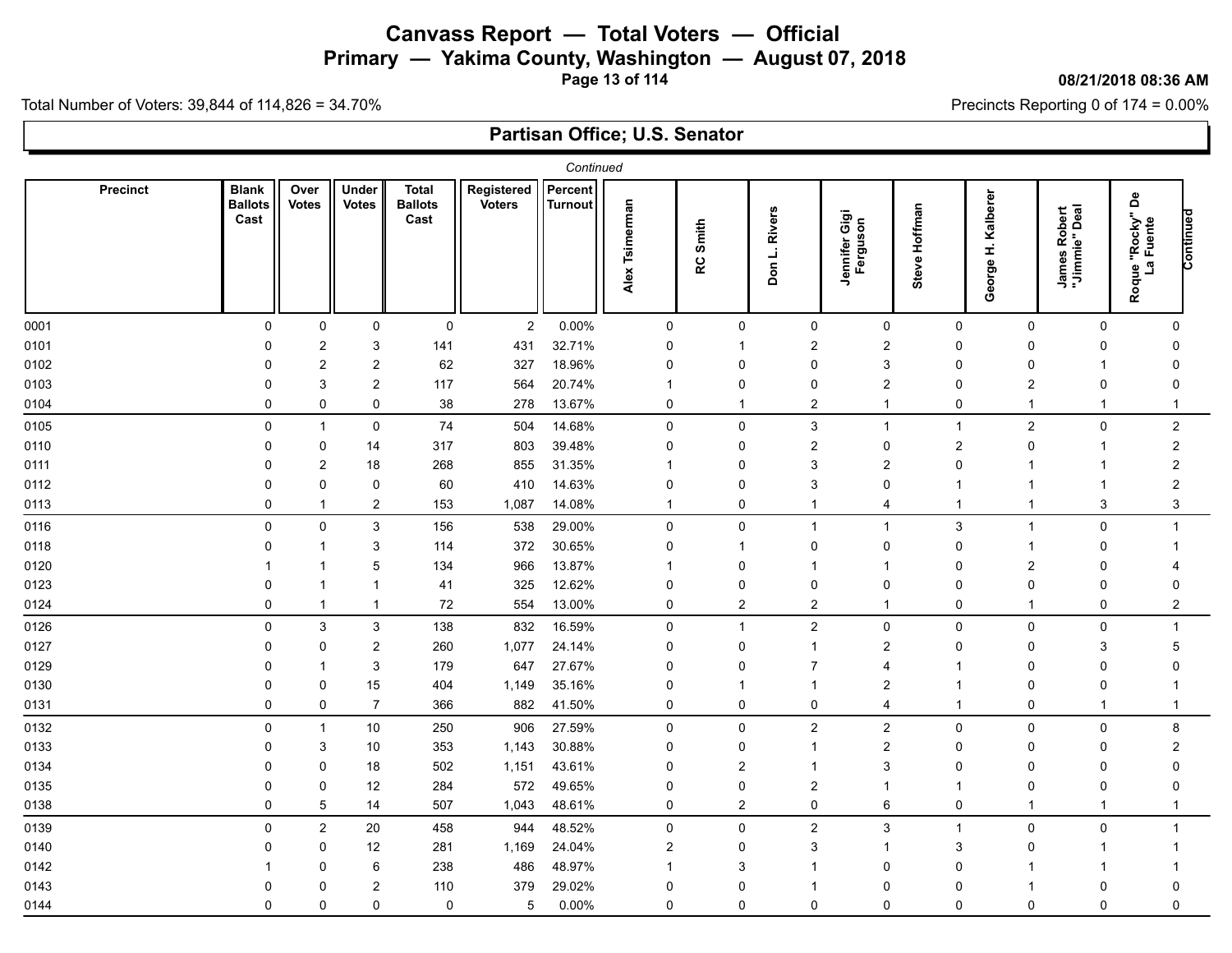# Canvass Report — Total Voters — Official

## Primary — Yakima County, Washington — August 07, 2018

08/21/2018 08:36 AM

Total Number of Voters: 39,844 of 114,826 = 34.70%

Precincts Reporting 0 of 174 = 0.00%

### Partisan Office; U.S. Senator

*Continued*

| Precinct | Blank Ballots Cast | Over Votes | Under Votes | Total Ballots Cast | Registered Voters | Percent Turnout | Alex Tsimerman | RC Smith | Don L. Rivers | Jennifer Gigi Ferguson | Steve Hoffman | George H. Kalberer | James Robert "Jimmie" Deal | Roque "Rocky" De La Fuente | Continued |
|---|---|---|---|---|---|---|---|---|---|---|---|---|---|---|---|
| 0001 | 0 | 0 | 0 | 0 | 2 | 0.00% | 0 | 0 | 0 | 0 | 0 | 0 | 0 | 0 | |
| 0101 | 0 | 2 | 3 | 141 | 431 | 32.71% | 0 | 1 | 2 | 2 | 0 | 0 | 0 | 0 | |
| 0102 | 0 | 2 | 2 | 62 | 327 | 18.96% | 0 | 0 | 0 | 3 | 0 | 0 | 1 | 0 | |
| 0103 | 0 | 3 | 2 | 117 | 564 | 20.74% | 1 | 0 | 0 | 2 | 0 | 2 | 0 | 0 | |
| 0104 | 0 | 0 | 0 | 38 | 278 | 13.67% | 0 | 1 | 2 | 1 | 0 | 1 | 1 | 1 | |
| 0105 | 0 | 1 | 0 | 74 | 504 | 14.68% | 0 | 0 | 3 | 1 | 1 | 2 | 0 | 2 | |
| 0110 | 0 | 0 | 14 | 317 | 803 | 39.48% | 0 | 0 | 2 | 0 | 2 | 0 | 1 | 2 | |
| 0111 | 0 | 2 | 18 | 268 | 855 | 31.35% | 1 | 0 | 3 | 2 | 0 | 1 | 1 | 2 | |
| 0112 | 0 | 0 | 0 | 60 | 410 | 14.63% | 0 | 0 | 3 | 0 | 1 | 1 | 1 | 2 | |
| 0113 | 0 | 1 | 2 | 153 | 1,087 | 14.08% | 1 | 0 | 1 | 4 | 1 | 1 | 3 | 3 | |
| 0116 | 0 | 0 | 3 | 156 | 538 | 29.00% | 0 | 0 | 1 | 1 | 3 | 1 | 0 | 1 | |
| 0118 | 0 | 1 | 3 | 114 | 372 | 30.65% | 0 | 1 | 0 | 0 | 0 | 1 | 0 | 1 | |
| 0120 | 1 | 1 | 5 | 134 | 966 | 13.87% | 1 | 0 | 1 | 1 | 0 | 2 | 0 | 4 | |
| 0123 | 0 | 1 | 1 | 41 | 325 | 12.62% | 0 | 0 | 0 | 0 | 0 | 0 | 0 | 0 | |
| 0124 | 0 | 1 | 1 | 72 | 554 | 13.00% | 0 | 2 | 2 | 1 | 0 | 1 | 0 | 2 | |
| 0126 | 0 | 3 | 3 | 138 | 832 | 16.59% | 0 | 1 | 2 | 0 | 0 | 0 | 0 | 1 | |
| 0127 | 0 | 0 | 2 | 260 | 1,077 | 24.14% | 0 | 0 | 1 | 2 | 0 | 0 | 3 | 5 | |
| 0129 | 0 | 1 | 3 | 179 | 647 | 27.67% | 0 | 0 | 7 | 4 | 1 | 0 | 0 | 0 | |
| 0130 | 0 | 0 | 15 | 404 | 1,149 | 35.16% | 0 | 1 | 1 | 2 | 1 | 0 | 0 | 1 | |
| 0131 | 0 | 0 | 7 | 366 | 882 | 41.50% | 0 | 0 | 0 | 4 | 1 | 0 | 1 | 1 | |
| 0132 | 0 | 1 | 10 | 250 | 906 | 27.59% | 0 | 0 | 2 | 2 | 0 | 0 | 0 | 8 | |
| 0133 | 0 | 3 | 10 | 353 | 1,143 | 30.88% | 0 | 0 | 1 | 2 | 0 | 0 | 0 | 2 | |
| 0134 | 0 | 0 | 18 | 502 | 1,151 | 43.61% | 0 | 2 | 1 | 3 | 0 | 0 | 0 | 0 | |
| 0135 | 0 | 0 | 12 | 284 | 572 | 49.65% | 0 | 0 | 2 | 1 | 1 | 0 | 0 | 0 | |
| 0138 | 0 | 5 | 14 | 507 | 1,043 | 48.61% | 0 | 2 | 0 | 6 | 0 | 1 | 1 | 1 | |
| 0139 | 0 | 2 | 20 | 458 | 944 | 48.52% | 0 | 0 | 2 | 3 | 1 | 0 | 0 | 1 | |
| 0140 | 0 | 0 | 12 | 281 | 1,169 | 24.04% | 2 | 0 | 3 | 1 | 3 | 0 | 1 | 1 | |
| 0142 | 1 | 0 | 6 | 238 | 486 | 48.97% | 1 | 3 | 1 | 0 | 0 | 1 | 1 | 1 | |
| 0143 | 0 | 0 | 2 | 110 | 379 | 29.02% | 0 | 0 | 1 | 0 | 0 | 1 | 0 | 0 | |
| 0144 | 0 | 0 | 0 | 0 | 5 | 0.00% | 0 | 0 | 0 | 0 | 0 | 0 | 0 | 0 | |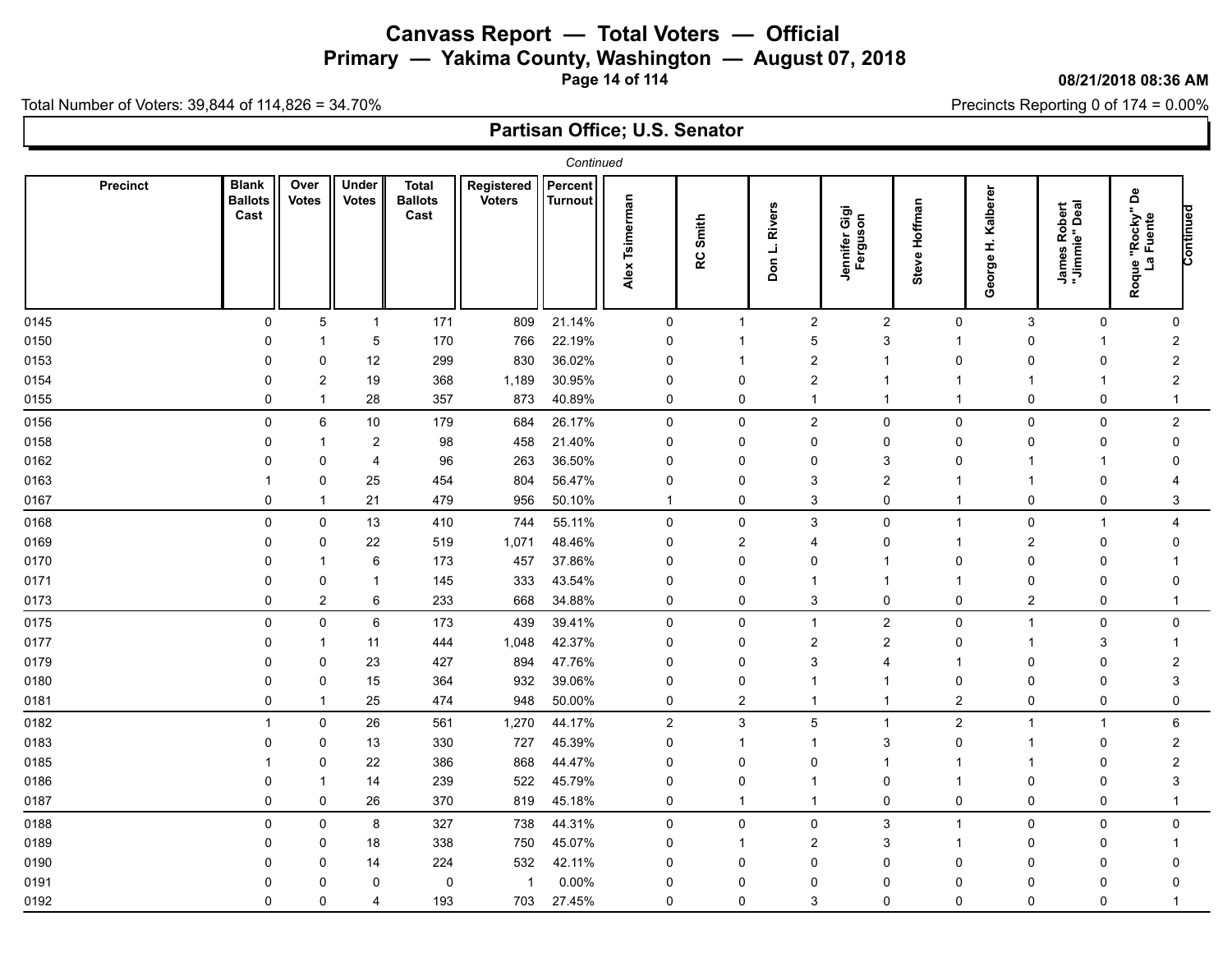# Canvass Report — Total Voters — Official

## Primary — Yakima County, Washington — August 07, 2018

08/21/2018 08:36 AM

Total Number of Voters: 39,844 of 114,826 = 34.70%

Precincts Reporting 0 of 174 = 0.00%

## Partisan Office; U.S. Senator

*Continued*

| Precinct | Blank Ballots Cast | Over Votes | Under Votes | Total Ballots Cast | Registered Voters | Percent Turnout | Alex Tsimerman | RC Smith | Don L. Rivers | Jennifer Gigi Ferguson | Steve Hoffman | George H. Kalberer | James Robert "Jimmie" Deal | Roque "Rocky" De La Fuente | Continued |
|---|---|---|---|---|---|---|---|---|---|---|---|---|---|---|---|
| 0145 | 0 | 5 | 1 | 171 | 809 | 21.14% | 0 | 1 | 2 | 2 | 0 | 3 | 0 | 0 | |
| 0150 | 0 | 1 | 5 | 170 | 766 | 22.19% | 0 | 1 | 5 | 3 | 1 | 0 | 1 | 2 | |
| 0153 | 0 | 0 | 12 | 299 | 830 | 36.02% | 0 | 1 | 2 | 1 | 0 | 0 | 0 | 2 | |
| 0154 | 0 | 2 | 19 | 368 | 1,189 | 30.95% | 0 | 0 | 2 | 1 | 1 | 1 | 1 | 2 | |
| 0155 | 0 | 1 | 28 | 357 | 873 | 40.89% | 0 | 0 | 1 | 1 | 1 | 0 | 0 | 1 | |
| 0156 | 0 | 6 | 10 | 179 | 684 | 26.17% | 0 | 0 | 2 | 0 | 0 | 0 | 0 | 2 | |
| 0158 | 0 | 1 | 2 | 98 | 458 | 21.40% | 0 | 0 | 0 | 0 | 0 | 0 | 0 | 0 | |
| 0162 | 0 | 0 | 4 | 96 | 263 | 36.50% | 0 | 0 | 0 | 3 | 0 | 1 | 1 | 0 | |
| 0163 | 1 | 0 | 25 | 454 | 804 | 56.47% | 0 | 0 | 3 | 2 | 1 | 1 | 0 | 4 | |
| 0167 | 0 | 1 | 21 | 479 | 956 | 50.10% | 1 | 0 | 3 | 0 | 1 | 0 | 0 | 3 | |
| 0168 | 0 | 0 | 13 | 410 | 744 | 55.11% | 0 | 0 | 3 | 0 | 1 | 0 | 1 | 4 | |
| 0169 | 0 | 0 | 22 | 519 | 1,071 | 48.46% | 0 | 2 | 4 | 0 | 1 | 2 | 0 | 0 | |
| 0170 | 0 | 1 | 6 | 173 | 457 | 37.86% | 0 | 0 | 0 | 1 | 0 | 0 | 0 | 1 | |
| 0171 | 0 | 0 | 1 | 145 | 333 | 43.54% | 0 | 0 | 1 | 1 | 1 | 0 | 0 | 0 | |
| 0173 | 0 | 2 | 6 | 233 | 668 | 34.88% | 0 | 0 | 3 | 0 | 0 | 2 | 0 | 1 | |
| 0175 | 0 | 0 | 6 | 173 | 439 | 39.41% | 0 | 0 | 1 | 2 | 0 | 1 | 0 | 0 | |
| 0177 | 0 | 1 | 11 | 444 | 1,048 | 42.37% | 0 | 0 | 2 | 2 | 0 | 1 | 3 | 1 | |
| 0179 | 0 | 0 | 23 | 427 | 894 | 47.76% | 0 | 0 | 3 | 4 | 1 | 0 | 0 | 2 | |
| 0180 | 0 | 0 | 15 | 364 | 932 | 39.06% | 0 | 0 | 1 | 1 | 0 | 0 | 0 | 3 | |
| 0181 | 0 | 1 | 25 | 474 | 948 | 50.00% | 0 | 2 | 1 | 1 | 2 | 0 | 0 | 0 | |
| 0182 | 1 | 0 | 26 | 561 | 1,270 | 44.17% | 2 | 3 | 5 | 1 | 2 | 1 | 1 | 6 | |
| 0183 | 0 | 0 | 13 | 330 | 727 | 45.39% | 0 | 1 | 1 | 3 | 0 | 1 | 0 | 2 | |
| 0185 | 1 | 0 | 22 | 386 | 868 | 44.47% | 0 | 0 | 0 | 1 | 1 | 1 | 0 | 2 | |
| 0186 | 0 | 1 | 14 | 239 | 522 | 45.79% | 0 | 0 | 1 | 0 | 1 | 0 | 0 | 3 | |
| 0187 | 0 | 0 | 26 | 370 | 819 | 45.18% | 0 | 1 | 1 | 0 | 0 | 0 | 0 | 1 | |
| 0188 | 0 | 0 | 8 | 327 | 738 | 44.31% | 0 | 0 | 0 | 3 | 1 | 0 | 0 | 0 | |
| 0189 | 0 | 0 | 18 | 338 | 750 | 45.07% | 0 | 1 | 2 | 3 | 1 | 0 | 0 | 1 | |
| 0190 | 0 | 0 | 14 | 224 | 532 | 42.11% | 0 | 0 | 0 | 0 | 0 | 0 | 0 | 0 | |
| 0191 | 0 | 0 | 0 | 0 | 1 | 0.00% | 0 | 0 | 0 | 0 | 0 | 0 | 0 | 0 | |
| 0192 | 0 | 0 | 4 | 193 | 703 | 27.45% | 0 | 0 | 3 | 0 | 0 | 0 | 0 | 1 | |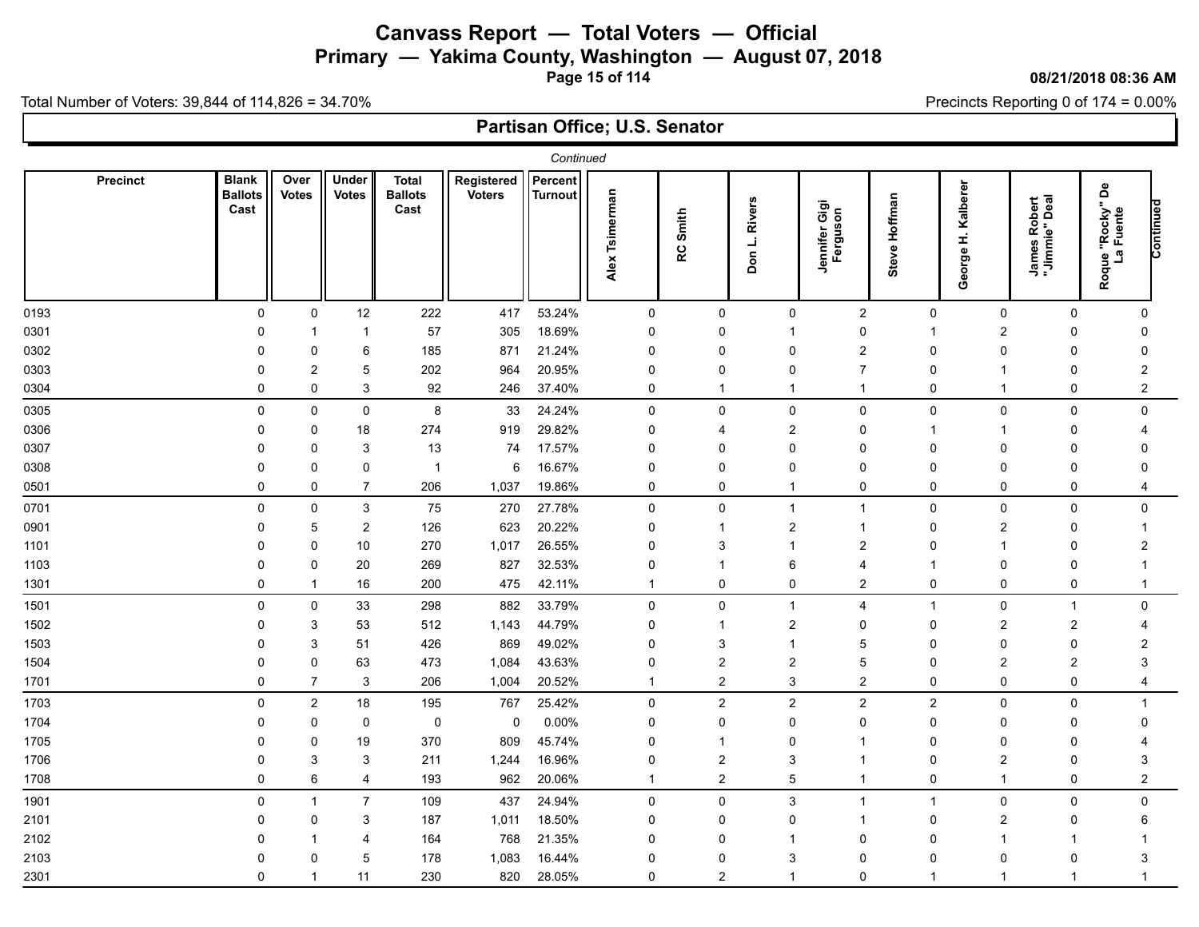# Canvass Report — Total Voters — Official

## Primary — Yakima County, Washington — August 07, 2018

08/21/2018 08:36 AM

Total Number of Voters: 39,844 of 114,826 = 34.70%

Precincts Reporting 0 of 174 = 0.00%

## Partisan Office; U.S. Senator

*Continued*

| Precinct | Blank Ballots Cast | Over Votes | Under Votes | Total Ballots Cast | Registered Voters | Percent Turnout | Alex Tsimerman | RC Smith | Don L. Rivers | Jennifer Gigi Ferguson | Steve Hoffman | George H. Kalberer | James Robert "Jimmie" Deal | Roque "Rocky" De La Fuente | Continued |
|---|---|---|---|---|---|---|---|---|---|---|---|---|---|---|---|
| 0193 | 0 | 0 | 12 | 222 | 417 | 53.24% | 0 | 0 | 0 | 2 | 0 | 0 | 0 | 0 | |
| 0301 | 0 | 1 | 1 | 57 | 305 | 18.69% | 0 | 0 | 1 | 0 | 1 | 2 | 0 | 0 | |
| 0302 | 0 | 0 | 6 | 185 | 871 | 21.24% | 0 | 0 | 0 | 2 | 0 | 0 | 0 | 0 | |
| 0303 | 0 | 2 | 5 | 202 | 964 | 20.95% | 0 | 0 | 0 | 7 | 0 | 1 | 0 | 2 | |
| 0304 | 0 | 0 | 3 | 92 | 246 | 37.40% | 0 | 1 | 1 | 1 | 0 | 1 | 0 | 2 | |
| 0305 | 0 | 0 | 0 | 8 | 33 | 24.24% | 0 | 0 | 0 | 0 | 0 | 0 | 0 | 0 | |
| 0306 | 0 | 0 | 18 | 274 | 919 | 29.82% | 0 | 4 | 2 | 0 | 1 | 1 | 0 | 4 | |
| 0307 | 0 | 0 | 3 | 13 | 74 | 17.57% | 0 | 0 | 0 | 0 | 0 | 0 | 0 | 0 | |
| 0308 | 0 | 0 | 0 | 1 | 6 | 16.67% | 0 | 0 | 0 | 0 | 0 | 0 | 0 | 0 | |
| 0501 | 0 | 0 | 7 | 206 | 1,037 | 19.86% | 0 | 0 | 1 | 0 | 0 | 0 | 0 | 4 | |
| 0701 | 0 | 0 | 3 | 75 | 270 | 27.78% | 0 | 0 | 1 | 1 | 0 | 0 | 0 | 0 | |
| 0901 | 0 | 5 | 2 | 126 | 623 | 20.22% | 0 | 1 | 2 | 1 | 0 | 2 | 0 | 1 | |
| 1101 | 0 | 0 | 10 | 270 | 1,017 | 26.55% | 0 | 3 | 1 | 2 | 0 | 1 | 0 | 2 | |
| 1103 | 0 | 0 | 20 | 269 | 827 | 32.53% | 0 | 1 | 6 | 4 | 1 | 0 | 0 | 1 | |
| 1301 | 0 | 1 | 16 | 200 | 475 | 42.11% | 1 | 0 | 0 | 2 | 0 | 0 | 0 | 1 | |
| 1501 | 0 | 0 | 33 | 298 | 882 | 33.79% | 0 | 0 | 1 | 4 | 1 | 0 | 1 | 0 | |
| 1502 | 0 | 3 | 53 | 512 | 1,143 | 44.79% | 0 | 1 | 2 | 0 | 0 | 2 | 2 | 4 | |
| 1503 | 0 | 3 | 51 | 426 | 869 | 49.02% | 0 | 3 | 1 | 5 | 0 | 0 | 0 | 2 | |
| 1504 | 0 | 0 | 63 | 473 | 1,084 | 43.63% | 0 | 2 | 2 | 5 | 0 | 2 | 2 | 3 | |
| 1701 | 0 | 7 | 3 | 206 | 1,004 | 20.52% | 1 | 2 | 3 | 2 | 0 | 0 | 0 | 4 | |
| 1703 | 0 | 2 | 18 | 195 | 767 | 25.42% | 0 | 2 | 2 | 2 | 2 | 0 | 0 | 1 | |
| 1704 | 0 | 0 | 0 | 0 | 0 | 0.00% | 0 | 0 | 0 | 0 | 0 | 0 | 0 | 0 | |
| 1705 | 0 | 0 | 19 | 370 | 809 | 45.74% | 0 | 1 | 0 | 1 | 0 | 0 | 0 | 4 | |
| 1706 | 0 | 3 | 3 | 211 | 1,244 | 16.96% | 0 | 2 | 3 | 1 | 0 | 2 | 0 | 3 | |
| 1708 | 0 | 6 | 4 | 193 | 962 | 20.06% | 1 | 2 | 5 | 1 | 0 | 1 | 0 | 2 | |
| 1901 | 0 | 1 | 7 | 109 | 437 | 24.94% | 0 | 0 | 3 | 1 | 1 | 0 | 0 | 0 | |
| 2101 | 0 | 0 | 3 | 187 | 1,011 | 18.50% | 0 | 0 | 0 | 1 | 0 | 2 | 0 | 6 | |
| 2102 | 0 | 1 | 4 | 164 | 768 | 21.35% | 0 | 0 | 1 | 0 | 0 | 1 | 1 | 1 | |
| 2103 | 0 | 0 | 5 | 178 | 1,083 | 16.44% | 0 | 0 | 3 | 0 | 0 | 0 | 0 | 3 | |
| 2301 | 0 | 1 | 11 | 230 | 820 | 28.05% | 0 | 2 | 1 | 0 | 1 | 1 | 1 | 1 | |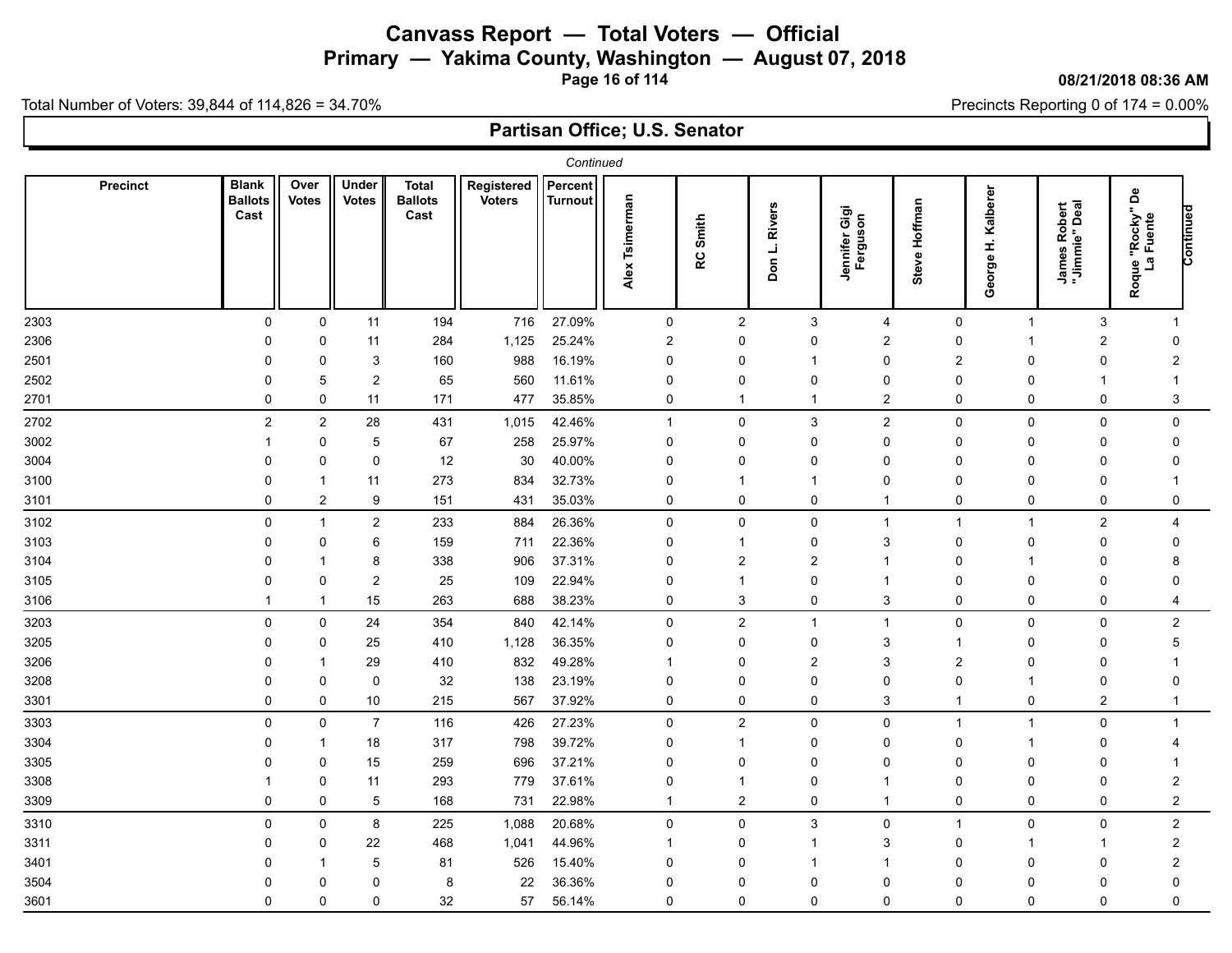# Canvass Report — Total Voters — Official

## Primary — Yakima County, Washington — August 07, 2018

08/21/2018 08:36 AM

Total Number of Voters: 39,844 of 114,826 = 34.70%

Precincts Reporting 0 of 174 = 0.00%

## Partisan Office; U.S. Senator

*Continued*

| Precinct | Blank Ballots Cast | Over Votes | Under Votes | Total Ballots Cast | Registered Voters | Percent Turnout | Alex Tsimerman | RC Smith | Don L. Rivers | Jennifer Gigi Ferguson | Steve Hoffman | George H. Kalberer | James Robert "Jimmie" Deal | Roque "Rocky" De La Fuente | Continued |
|---|---|---|---|---|---|---|---|---|---|---|---|---|---|---|---|
| 2303 | 0 | 0 | 11 | 194 | 716 | 27.09% | 0 | 2 | 3 | 4 | 0 | 1 | 3 | 1 | |
| 2306 | 0 | 0 | 11 | 284 | 1,125 | 25.24% | 2 | 0 | 0 | 2 | 0 | 1 | 2 | 0 | |
| 2501 | 0 | 0 | 3 | 160 | 988 | 16.19% | 0 | 0 | 1 | 0 | 2 | 0 | 0 | 2 | |
| 2502 | 0 | 5 | 2 | 65 | 560 | 11.61% | 0 | 0 | 0 | 0 | 0 | 0 | 1 | 1 | |
| 2701 | 0 | 0 | 11 | 171 | 477 | 35.85% | 0 | 1 | 1 | 2 | 0 | 0 | 0 | 3 | |
| 2702 | 2 | 2 | 28 | 431 | 1,015 | 42.46% | 1 | 0 | 3 | 2 | 0 | 0 | 0 | 0 | |
| 3002 | 1 | 0 | 5 | 67 | 258 | 25.97% | 0 | 0 | 0 | 0 | 0 | 0 | 0 | 0 | |
| 3004 | 0 | 0 | 0 | 12 | 30 | 40.00% | 0 | 0 | 0 | 0 | 0 | 0 | 0 | 0 | |
| 3100 | 0 | 1 | 11 | 273 | 834 | 32.73% | 0 | 1 | 1 | 0 | 0 | 0 | 0 | 1 | |
| 3101 | 0 | 2 | 9 | 151 | 431 | 35.03% | 0 | 0 | 0 | 1 | 0 | 0 | 0 | 0 | |
| 3102 | 0 | 1 | 2 | 233 | 884 | 26.36% | 0 | 0 | 0 | 1 | 1 | 1 | 2 | 4 | |
| 3103 | 0 | 0 | 6 | 159 | 711 | 22.36% | 0 | 1 | 0 | 3 | 0 | 0 | 0 | 0 | |
| 3104 | 0 | 1 | 8 | 338 | 906 | 37.31% | 0 | 2 | 2 | 1 | 0 | 1 | 0 | 8 | |
| 3105 | 0 | 0 | 2 | 25 | 109 | 22.94% | 0 | 1 | 0 | 1 | 0 | 0 | 0 | 0 | |
| 3106 | 1 | 1 | 15 | 263 | 688 | 38.23% | 0 | 3 | 0 | 3 | 0 | 0 | 0 | 4 | |
| 3203 | 0 | 0 | 24 | 354 | 840 | 42.14% | 0 | 2 | 1 | 1 | 0 | 0 | 0 | 2 | |
| 3205 | 0 | 0 | 25 | 410 | 1,128 | 36.35% | 0 | 0 | 0 | 3 | 1 | 0 | 0 | 5 | |
| 3206 | 0 | 1 | 29 | 410 | 832 | 49.28% | 1 | 0 | 2 | 3 | 2 | 0 | 0 | 1 | |
| 3208 | 0 | 0 | 0 | 32 | 138 | 23.19% | 0 | 0 | 0 | 0 | 0 | 1 | 0 | 0 | |
| 3301 | 0 | 0 | 10 | 215 | 567 | 37.92% | 0 | 0 | 0 | 3 | 1 | 0 | 2 | 1 | |
| 3303 | 0 | 0 | 7 | 116 | 426 | 27.23% | 0 | 2 | 0 | 0 | 1 | 1 | 0 | 1 | |
| 3304 | 0 | 1 | 18 | 317 | 798 | 39.72% | 0 | 1 | 0 | 0 | 0 | 1 | 0 | 4 | |
| 3305 | 0 | 0 | 15 | 259 | 696 | 37.21% | 0 | 0 | 0 | 0 | 0 | 0 | 0 | 1 | |
| 3308 | 1 | 0 | 11 | 293 | 779 | 37.61% | 0 | 1 | 0 | 1 | 0 | 0 | 0 | 2 | |
| 3309 | 0 | 0 | 5 | 168 | 731 | 22.98% | 1 | 2 | 0 | 1 | 0 | 0 | 0 | 2 | |
| 3310 | 0 | 0 | 8 | 225 | 1,088 | 20.68% | 0 | 0 | 3 | 0 | 1 | 0 | 0 | 2 | |
| 3311 | 0 | 0 | 22 | 468 | 1,041 | 44.96% | 1 | 0 | 1 | 3 | 0 | 1 | 1 | 2 | |
| 3401 | 0 | 1 | 5 | 81 | 526 | 15.40% | 0 | 0 | 1 | 1 | 0 | 0 | 0 | 2 | |
| 3504 | 0 | 0 | 0 | 8 | 22 | 36.36% | 0 | 0 | 0 | 0 | 0 | 0 | 0 | 0 | |
| 3601 | 0 | 0 | 0 | 32 | 57 | 56.14% | 0 | 0 | 0 | 0 | 0 | 0 | 0 | 0 | |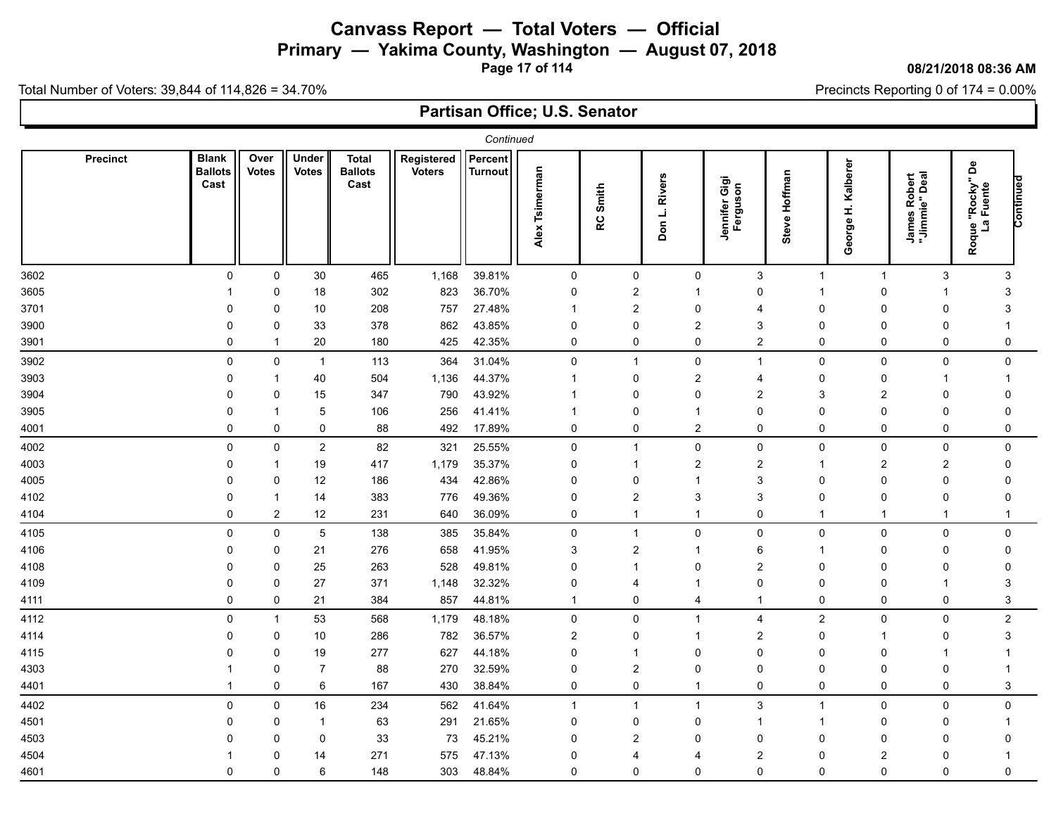# Canvass Report — Total Voters — Official

## Primary — Yakima County, Washington — August 07, 2018

08/21/2018 08:36 AM

Total Number of Voters: 39,844 of 114,826 = 34.70%

Precincts Reporting 0 of 174 = 0.00%

## Partisan Office; U.S. Senator

*Continued*

| Precinct | Blank Ballots Cast | Over Votes | Under Votes | Total Ballots Cast | Registered Voters | Percent Turnout | Alex Tsimerman | RC Smith | Don L. Rivers | Jennifer Gigi Ferguson | Steve Hoffman | George H. Kalberer | James Robert "Jimmie" Deal | Roque "Rocky" De La Fuente | Continued |
|---|---|---|---|---|---|---|---|---|---|---|---|---|---|---|---|
| 3602 | 0 | 0 | 30 | 465 | 1,168 | 39.81% | 0 | 0 | 0 | 3 | 1 | 1 | 3 | 3 | |
| 3605 | 1 | 0 | 18 | 302 | 823 | 36.70% | 0 | 2 | 1 | 0 | 1 | 0 | 1 | 3 | |
| 3701 | 0 | 0 | 10 | 208 | 757 | 27.48% | 1 | 2 | 0 | 4 | 0 | 0 | 0 | 3 | |
| 3900 | 0 | 0 | 33 | 378 | 862 | 43.85% | 0 | 0 | 2 | 3 | 0 | 0 | 0 | 1 | |
| 3901 | 0 | 1 | 20 | 180 | 425 | 42.35% | 0 | 0 | 0 | 2 | 0 | 0 | 0 | 0 | |
| 3902 | 0 | 0 | 1 | 113 | 364 | 31.04% | 0 | 1 | 0 | 1 | 0 | 0 | 0 | 0 | |
| 3903 | 0 | 1 | 40 | 504 | 1,136 | 44.37% | 1 | 0 | 2 | 4 | 0 | 0 | 1 | 1 | |
| 3904 | 0 | 0 | 15 | 347 | 790 | 43.92% | 1 | 0 | 0 | 2 | 3 | 2 | 0 | 0 | |
| 3905 | 0 | 1 | 5 | 106 | 256 | 41.41% | 1 | 0 | 1 | 0 | 0 | 0 | 0 | 0 | |
| 4001 | 0 | 0 | 0 | 88 | 492 | 17.89% | 0 | 0 | 2 | 0 | 0 | 0 | 0 | 0 | |
| 4002 | 0 | 0 | 2 | 82 | 321 | 25.55% | 0 | 1 | 0 | 0 | 0 | 0 | 0 | 0 | |
| 4003 | 0 | 1 | 19 | 417 | 1,179 | 35.37% | 0 | 1 | 2 | 2 | 1 | 2 | 2 | 0 | |
| 4005 | 0 | 0 | 12 | 186 | 434 | 42.86% | 0 | 0 | 1 | 3 | 0 | 0 | 0 | 0 | |
| 4102 | 0 | 1 | 14 | 383 | 776 | 49.36% | 0 | 2 | 3 | 3 | 0 | 0 | 0 | 0 | |
| 4104 | 0 | 2 | 12 | 231 | 640 | 36.09% | 0 | 1 | 1 | 0 | 1 | 1 | 1 | 1 | |
| 4105 | 0 | 0 | 5 | 138 | 385 | 35.84% | 0 | 1 | 0 | 0 | 0 | 0 | 0 | 0 | |
| 4106 | 0 | 0 | 21 | 276 | 658 | 41.95% | 3 | 2 | 1 | 6 | 1 | 0 | 0 | 0 | |
| 4108 | 0 | 0 | 25 | 263 | 528 | 49.81% | 0 | 1 | 0 | 2 | 0 | 0 | 0 | 0 | |
| 4109 | 0 | 0 | 27 | 371 | 1,148 | 32.32% | 0 | 4 | 1 | 0 | 0 | 0 | 1 | 3 | |
| 4111 | 0 | 0 | 21 | 384 | 857 | 44.81% | 1 | 0 | 4 | 1 | 0 | 0 | 0 | 3 | |
| 4112 | 0 | 1 | 53 | 568 | 1,179 | 48.18% | 0 | 0 | 1 | 4 | 2 | 0 | 0 | 2 | |
| 4114 | 0 | 0 | 10 | 286 | 782 | 36.57% | 2 | 0 | 1 | 2 | 0 | 1 | 0 | 3 | |
| 4115 | 0 | 0 | 19 | 277 | 627 | 44.18% | 0 | 1 | 0 | 0 | 0 | 0 | 1 | 1 | |
| 4303 | 1 | 0 | 7 | 88 | 270 | 32.59% | 0 | 2 | 0 | 0 | 0 | 0 | 0 | 1 | |
| 4401 | 1 | 0 | 6 | 167 | 430 | 38.84% | 0 | 0 | 1 | 0 | 0 | 0 | 0 | 3 | |
| 4402 | 0 | 0 | 16 | 234 | 562 | 41.64% | 1 | 1 | 1 | 3 | 1 | 0 | 0 | 0 | |
| 4501 | 0 | 0 | 1 | 63 | 291 | 21.65% | 0 | 0 | 0 | 1 | 1 | 0 | 0 | 1 | |
| 4503 | 0 | 0 | 0 | 33 | 73 | 45.21% | 0 | 2 | 0 | 0 | 0 | 0 | 0 | 0 | |
| 4504 | 1 | 0 | 14 | 271 | 575 | 47.13% | 0 | 4 | 4 | 2 | 0 | 2 | 0 | 1 | |
| 4601 | 0 | 0 | 6 | 148 | 303 | 48.84% | 0 | 0 | 0 | 0 | 0 | 0 | 0 | 0 | |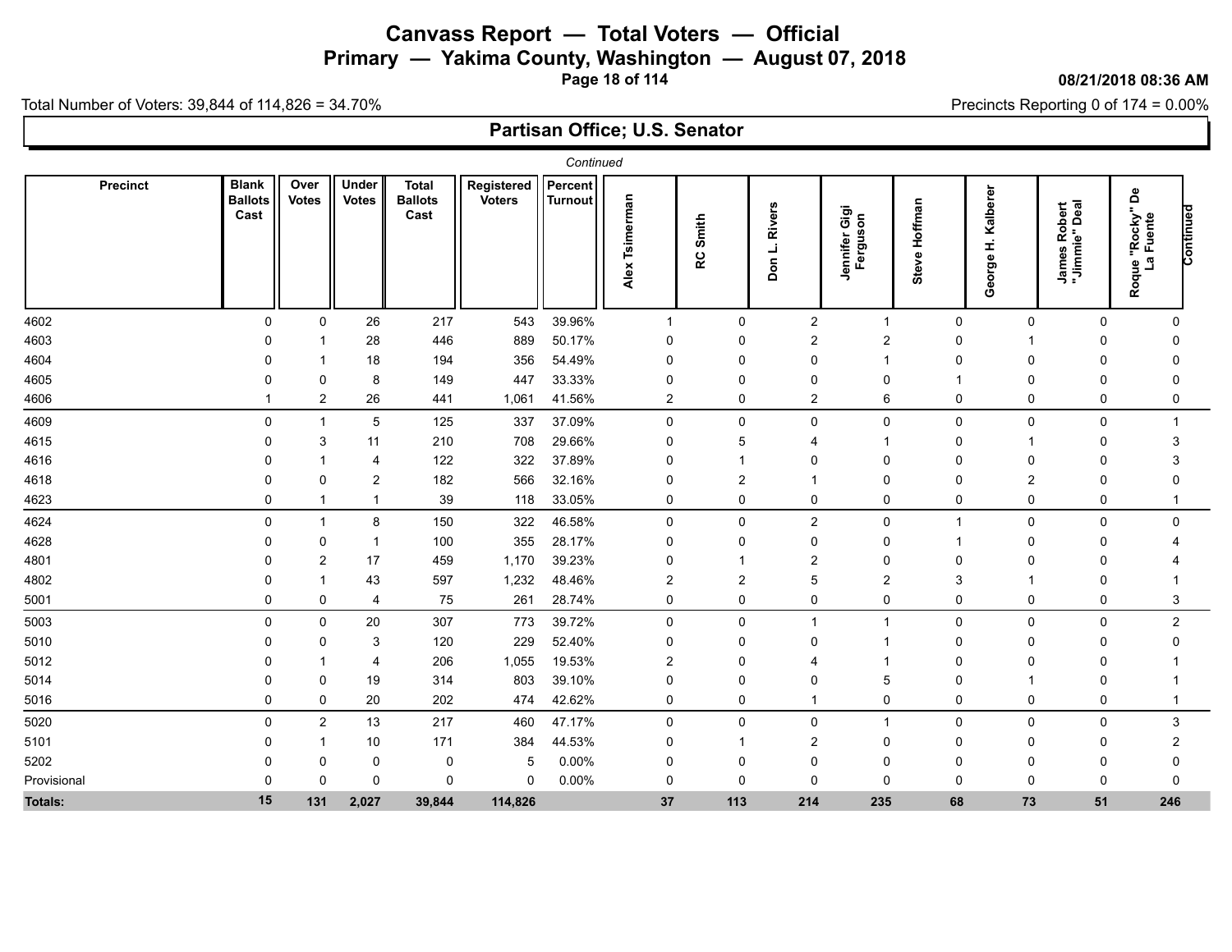# Canvass Report — Total Voters — Official

## Primary — Yakima County, Washington — August 07, 2018

08/21/2018 08:36 AM

Total Number of Voters: 39,844 of 114,826 = 34.70%

Precincts Reporting 0 of 174 = 0.00%

## Partisan Office; U.S. Senator

*Continued*

| Precinct | Blank Ballots Cast | Over Votes | Under Votes | Total Ballots Cast | Registered Voters | Percent Turnout | Alex Tsimerman | RC Smith | Don L. Rivers | Jennifer Gigi Ferguson | Steve Hoffman | George H. Kalberer | James Robert "Jimmie" Deal | Roque "Rocky" De La Fuente | Continued |
|---|---|---|---|---|---|---|---|---|---|---|---|---|---|---|---|
| 4602 | 0 | 0 | 26 | 217 | 543 | 39.96% | 1 | 0 | 2 | 1 | 0 | 0 | 0 | 0 | |
| 4603 | 0 | 1 | 28 | 446 | 889 | 50.17% | 0 | 0 | 2 | 2 | 0 | 1 | 0 | 0 | |
| 4604 | 0 | 1 | 18 | 194 | 356 | 54.49% | 0 | 0 | 0 | 1 | 0 | 0 | 0 | 0 | |
| 4605 | 0 | 0 | 8 | 149 | 447 | 33.33% | 0 | 0 | 0 | 0 | 1 | 0 | 0 | 0 | |
| 4606 | 1 | 2 | 26 | 441 | 1,061 | 41.56% | 2 | 0 | 2 | 6 | 0 | 0 | 0 | 0 | |
| 4609 | 0 | 1 | 5 | 125 | 337 | 37.09% | 0 | 0 | 0 | 0 | 0 | 0 | 0 | 1 | |
| 4615 | 0 | 3 | 11 | 210 | 708 | 29.66% | 0 | 5 | 4 | 1 | 0 | 1 | 0 | 3 | |
| 4616 | 0 | 1 | 4 | 122 | 322 | 37.89% | 0 | 1 | 0 | 0 | 0 | 0 | 0 | 3 | |
| 4618 | 0 | 0 | 2 | 182 | 566 | 32.16% | 0 | 2 | 1 | 0 | 0 | 2 | 0 | 0 | |
| 4623 | 0 | 1 | 1 | 39 | 118 | 33.05% | 0 | 0 | 0 | 0 | 0 | 0 | 0 | 1 | |
| 4624 | 0 | 1 | 8 | 150 | 322 | 46.58% | 0 | 0 | 2 | 0 | 1 | 0 | 0 | 0 | |
| 4628 | 0 | 0 | 1 | 100 | 355 | 28.17% | 0 | 0 | 0 | 0 | 1 | 0 | 0 | 4 | |
| 4801 | 0 | 2 | 17 | 459 | 1,170 | 39.23% | 0 | 1 | 2 | 0 | 0 | 0 | 0 | 4 | |
| 4802 | 0 | 1 | 43 | 597 | 1,232 | 48.46% | 2 | 2 | 5 | 2 | 3 | 1 | 0 | 1 | |
| 5001 | 0 | 0 | 4 | 75 | 261 | 28.74% | 0 | 0 | 0 | 0 | 0 | 0 | 0 | 3 | |
| 5003 | 0 | 0 | 20 | 307 | 773 | 39.72% | 0 | 0 | 1 | 1 | 0 | 0 | 0 | 2 | |
| 5010 | 0 | 0 | 3 | 120 | 229 | 52.40% | 0 | 0 | 0 | 1 | 0 | 0 | 0 | 0 | |
| 5012 | 0 | 1 | 4 | 206 | 1,055 | 19.53% | 2 | 0 | 4 | 1 | 0 | 0 | 0 | 1 | |
| 5014 | 0 | 0 | 19 | 314 | 803 | 39.10% | 0 | 0 | 0 | 5 | 0 | 1 | 0 | 1 | |
| 5016 | 0 | 0 | 20 | 202 | 474 | 42.62% | 0 | 0 | 1 | 0 | 0 | 0 | 0 | 1 | |
| 5020 | 0 | 2 | 13 | 217 | 460 | 47.17% | 0 | 0 | 0 | 1 | 0 | 0 | 0 | 3 | |
| 5101 | 0 | 1 | 10 | 171 | 384 | 44.53% | 0 | 1 | 2 | 0 | 0 | 0 | 0 | 2 | |
| 5202 | 0 | 0 | 0 | 0 | 5 | 0.00% | 0 | 0 | 0 | 0 | 0 | 0 | 0 | 0 | |
| Provisional | 0 | 0 | 0 | 0 | 0 | 0.00% | 0 | 0 | 0 | 0 | 0 | 0 | 0 | 0 | |
| **Totals:** | **15** | **131** | **2,027** | **39,844** | **114,826** | | **37** | **113** | **214** | **235** | **68** | **73** | **51** | **246** | |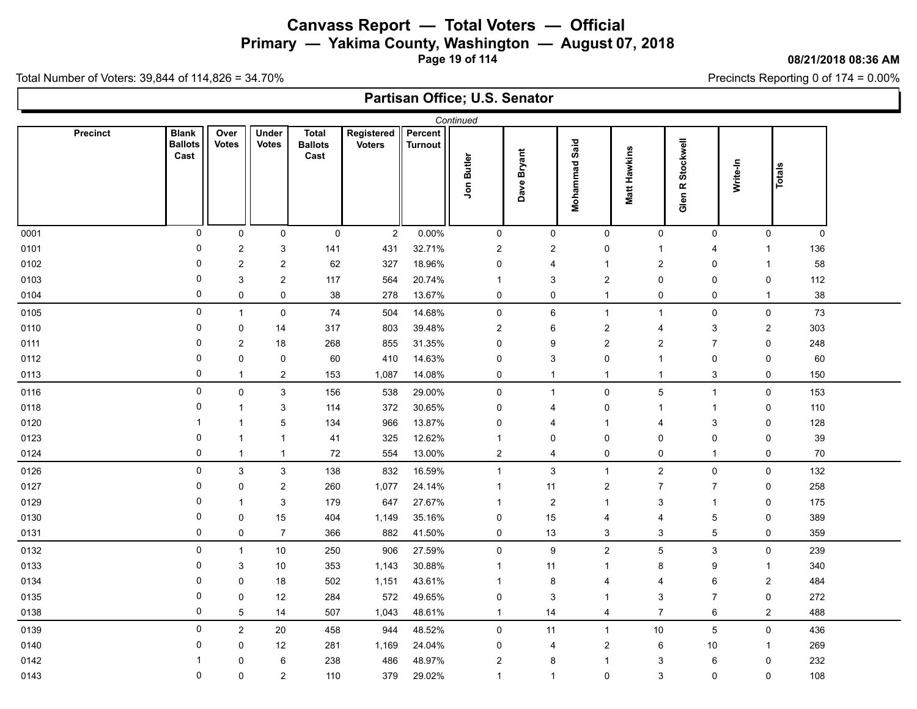# Canvass Report — Total Voters — Official

## Primary — Yakima County, Washington — August 07, 2018

08/21/2018 08:36 AM

Total Number of Voters: 39,844 of 114,826 = 34.70%

Precincts Reporting 0 of 174 = 0.00%

### Partisan Office; U.S. Senator

*Continued*

| Precinct | Blank Ballots Cast | Over Votes | Under Votes | Total Ballots Cast | Registered Voters | Percent Turnout | Jon Butler | Dave Bryant | Mohammad Said | Matt Hawkins | Glen R Stockwell | Write-In | Totals |
|---|---|---|---|---|---|---|---|---|---|---|---|---|---|
| 0001 | 0 | 0 | 0 | 0 | 2 | 0.00% | 0 | 0 | 0 | 0 | 0 | 0 | 0 |
| 0101 | 0 | 2 | 3 | 141 | 431 | 32.71% | 2 | 2 | 0 | 1 | 4 | 1 | 136 |
| 0102 | 0 | 2 | 2 | 62 | 327 | 18.96% | 0 | 4 | 1 | 2 | 0 | 1 | 58 |
| 0103 | 0 | 3 | 2 | 117 | 564 | 20.74% | 1 | 3 | 2 | 0 | 0 | 0 | 112 |
| 0104 | 0 | 0 | 0 | 38 | 278 | 13.67% | 0 | 0 | 1 | 0 | 0 | 1 | 38 |
| 0105 | 0 | 1 | 0 | 74 | 504 | 14.68% | 0 | 6 | 1 | 1 | 0 | 0 | 73 |
| 0110 | 0 | 0 | 14 | 317 | 803 | 39.48% | 2 | 6 | 2 | 4 | 3 | 2 | 303 |
| 0111 | 0 | 2 | 18 | 268 | 855 | 31.35% | 0 | 9 | 2 | 2 | 7 | 0 | 248 |
| 0112 | 0 | 0 | 0 | 60 | 410 | 14.63% | 0 | 3 | 0 | 1 | 0 | 0 | 60 |
| 0113 | 0 | 1 | 2 | 153 | 1,087 | 14.08% | 0 | 1 | 1 | 1 | 3 | 0 | 150 |
| 0116 | 0 | 0 | 3 | 156 | 538 | 29.00% | 0 | 1 | 0 | 5 | 1 | 0 | 153 |
| 0118 | 0 | 1 | 3 | 114 | 372 | 30.65% | 0 | 4 | 0 | 1 | 1 | 0 | 110 |
| 0120 | 1 | 1 | 5 | 134 | 966 | 13.87% | 0 | 4 | 1 | 4 | 3 | 0 | 128 |
| 0123 | 0 | 1 | 1 | 41 | 325 | 12.62% | 1 | 0 | 0 | 0 | 0 | 0 | 39 |
| 0124 | 0 | 1 | 1 | 72 | 554 | 13.00% | 2 | 4 | 0 | 0 | 1 | 0 | 70 |
| 0126 | 0 | 3 | 3 | 138 | 832 | 16.59% | 1 | 3 | 1 | 2 | 0 | 0 | 132 |
| 0127 | 0 | 0 | 2 | 260 | 1,077 | 24.14% | 1 | 11 | 2 | 7 | 7 | 0 | 258 |
| 0129 | 0 | 1 | 3 | 179 | 647 | 27.67% | 1 | 2 | 1 | 3 | 1 | 0 | 175 |
| 0130 | 0 | 0 | 15 | 404 | 1,149 | 35.16% | 0 | 15 | 4 | 4 | 5 | 0 | 389 |
| 0131 | 0 | 0 | 7 | 366 | 882 | 41.50% | 0 | 13 | 3 | 3 | 5 | 0 | 359 |
| 0132 | 0 | 1 | 10 | 250 | 906 | 27.59% | 0 | 9 | 2 | 5 | 3 | 0 | 239 |
| 0133 | 0 | 3 | 10 | 353 | 1,143 | 30.88% | 1 | 11 | 1 | 8 | 9 | 1 | 340 |
| 0134 | 0 | 0 | 18 | 502 | 1,151 | 43.61% | 1 | 8 | 4 | 4 | 6 | 2 | 484 |
| 0135 | 0 | 0 | 12 | 284 | 572 | 49.65% | 0 | 3 | 1 | 3 | 7 | 0 | 272 |
| 0138 | 0 | 5 | 14 | 507 | 1,043 | 48.61% | 1 | 14 | 4 | 7 | 6 | 2 | 488 |
| 0139 | 0 | 2 | 20 | 458 | 944 | 48.52% | 0 | 11 | 1 | 10 | 5 | 0 | 436 |
| 0140 | 0 | 0 | 12 | 281 | 1,169 | 24.04% | 0 | 4 | 2 | 6 | 10 | 1 | 269 |
| 0142 | 1 | 0 | 6 | 238 | 486 | 48.97% | 2 | 8 | 1 | 3 | 6 | 0 | 232 |
| 0143 | 0 | 0 | 2 | 110 | 379 | 29.02% | 1 | 1 | 0 | 3 | 0 | 0 | 108 |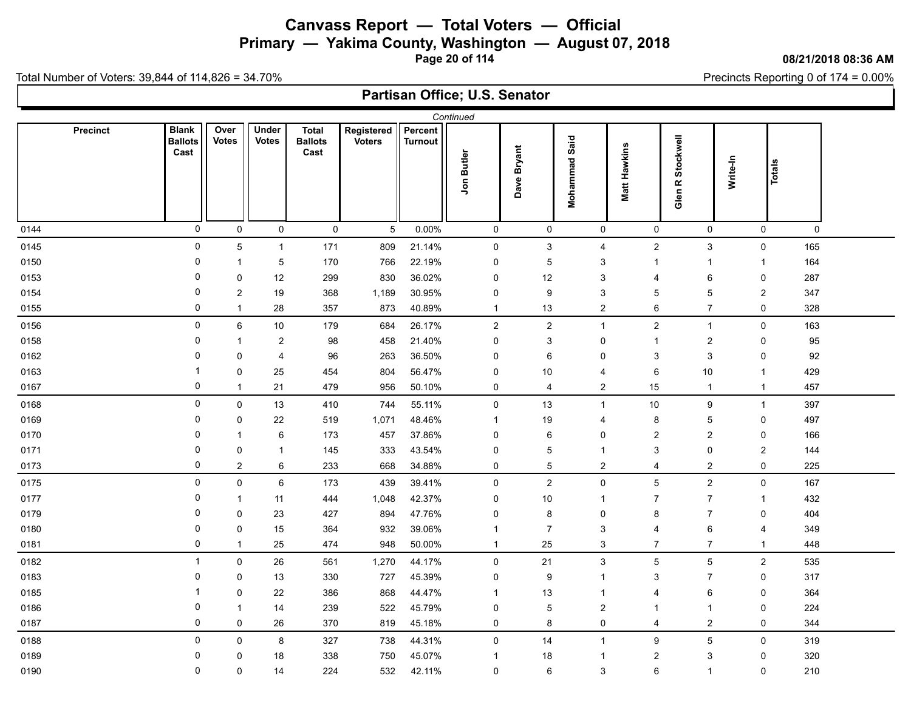# Canvass Report — Total Voters — Official

## Primary — Yakima County, Washington — August 07, 2018

08/21/2018 08:36 AM

Total Number of Voters: 39,844 of 114,826 = 34.70%

Precincts Reporting 0 of 174 = 0.00%

### Partisan Office; U.S. Senator

*Continued*

| Precinct | Blank Ballots Cast | Over Votes | Under Votes | Total Ballots Cast | Registered Voters | Percent Turnout | Jon Butler | Dave Bryant | Mohammad Said | Matt Hawkins | Glen R Stockwell | Write-In | Totals |
|---|---|---|---|---|---|---|---|---|---|---|---|---|---|
| 0144 | 0 | 0 | 0 | 0 | 5 | 0.00% | 0 | 0 | 0 | 0 | 0 | 0 | 0 |
| 0145 | 0 | 5 | 1 | 171 | 809 | 21.14% | 0 | 3 | 4 | 2 | 3 | 0 | 165 |
| 0150 | 0 | 1 | 5 | 170 | 766 | 22.19% | 0 | 5 | 3 | 1 | 1 | 1 | 164 |
| 0153 | 0 | 0 | 12 | 299 | 830 | 36.02% | 0 | 12 | 3 | 4 | 6 | 0 | 287 |
| 0154 | 0 | 2 | 19 | 368 | 1,189 | 30.95% | 0 | 9 | 3 | 5 | 5 | 2 | 347 |
| 0155 | 0 | 1 | 28 | 357 | 873 | 40.89% | 1 | 13 | 2 | 6 | 7 | 0 | 328 |
| 0156 | 0 | 6 | 10 | 179 | 684 | 26.17% | 2 | 2 | 1 | 2 | 1 | 0 | 163 |
| 0158 | 0 | 1 | 2 | 98 | 458 | 21.40% | 0 | 3 | 0 | 1 | 2 | 0 | 95 |
| 0162 | 0 | 0 | 4 | 96 | 263 | 36.50% | 0 | 6 | 0 | 3 | 3 | 0 | 92 |
| 0163 | 1 | 0 | 25 | 454 | 804 | 56.47% | 0 | 10 | 4 | 6 | 10 | 1 | 429 |
| 0167 | 0 | 1 | 21 | 479 | 956 | 50.10% | 0 | 4 | 2 | 15 | 1 | 1 | 457 |
| 0168 | 0 | 0 | 13 | 410 | 744 | 55.11% | 0 | 13 | 1 | 10 | 9 | 1 | 397 |
| 0169 | 0 | 0 | 22 | 519 | 1,071 | 48.46% | 1 | 19 | 4 | 8 | 5 | 0 | 497 |
| 0170 | 0 | 1 | 6 | 173 | 457 | 37.86% | 0 | 6 | 0 | 2 | 2 | 0 | 166 |
| 0171 | 0 | 0 | 1 | 145 | 333 | 43.54% | 0 | 5 | 1 | 3 | 0 | 2 | 144 |
| 0173 | 0 | 2 | 6 | 233 | 668 | 34.88% | 0 | 5 | 2 | 4 | 2 | 0 | 225 |
| 0175 | 0 | 0 | 6 | 173 | 439 | 39.41% | 0 | 2 | 0 | 5 | 2 | 0 | 167 |
| 0177 | 0 | 1 | 11 | 444 | 1,048 | 42.37% | 0 | 10 | 1 | 7 | 7 | 1 | 432 |
| 0179 | 0 | 0 | 23 | 427 | 894 | 47.76% | 0 | 8 | 0 | 8 | 7 | 0 | 404 |
| 0180 | 0 | 0 | 15 | 364 | 932 | 39.06% | 1 | 7 | 3 | 4 | 6 | 4 | 349 |
| 0181 | 0 | 1 | 25 | 474 | 948 | 50.00% | 1 | 25 | 3 | 7 | 7 | 1 | 448 |
| 0182 | 1 | 0 | 26 | 561 | 1,270 | 44.17% | 0 | 21 | 3 | 5 | 5 | 2 | 535 |
| 0183 | 0 | 0 | 13 | 330 | 727 | 45.39% | 0 | 9 | 1 | 3 | 7 | 0 | 317 |
| 0185 | 1 | 0 | 22 | 386 | 868 | 44.47% | 1 | 13 | 1 | 4 | 6 | 0 | 364 |
| 0186 | 0 | 1 | 14 | 239 | 522 | 45.79% | 0 | 5 | 2 | 1 | 1 | 0 | 224 |
| 0187 | 0 | 0 | 26 | 370 | 819 | 45.18% | 0 | 8 | 0 | 4 | 2 | 0 | 344 |
| 0188 | 0 | 0 | 8 | 327 | 738 | 44.31% | 0 | 14 | 1 | 9 | 5 | 0 | 319 |
| 0189 | 0 | 0 | 18 | 338 | 750 | 45.07% | 1 | 18 | 1 | 2 | 3 | 0 | 320 |
| 0190 | 0 | 0 | 14 | 224 | 532 | 42.11% | 0 | 6 | 3 | 6 | 1 | 0 | 210 |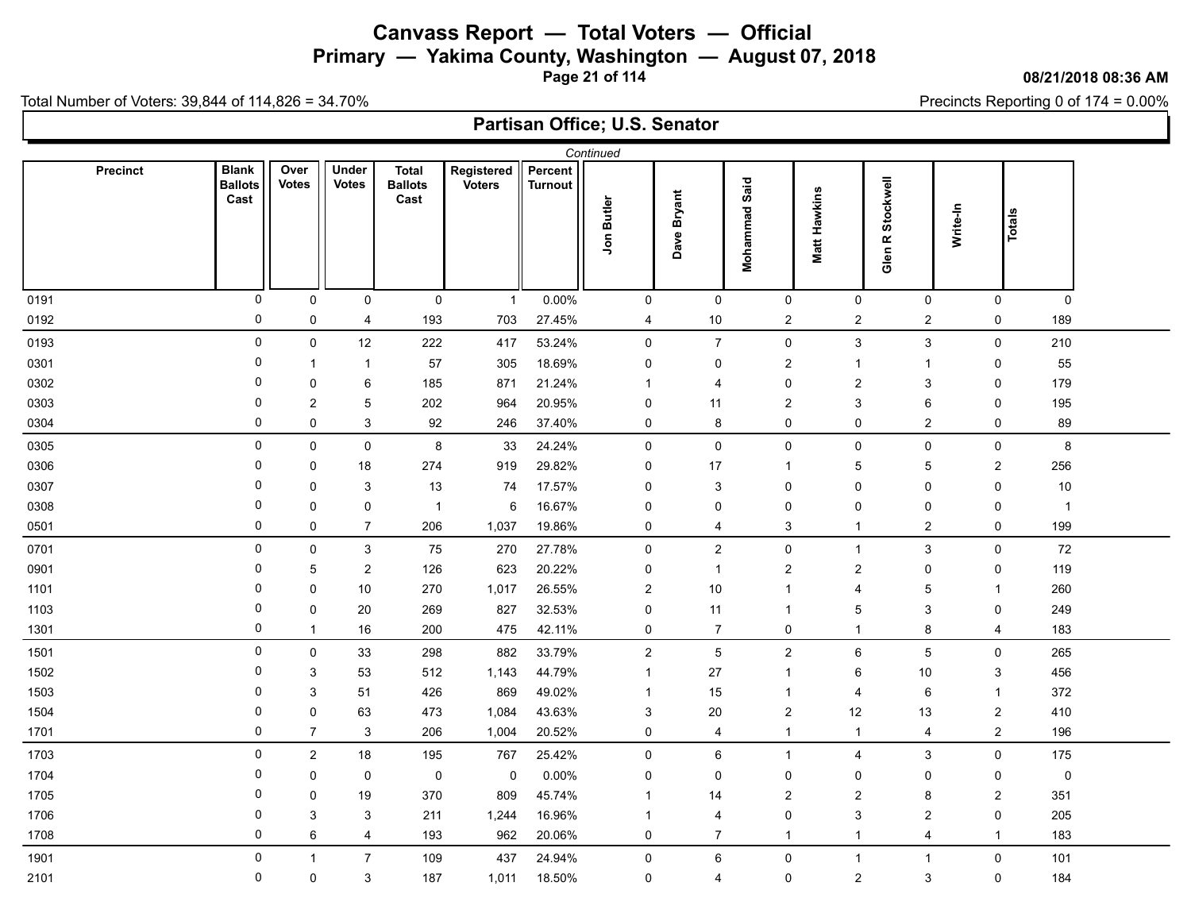# Canvass Report — Total Voters — Official

## Primary — Yakima County, Washington — August 07, 2018

08/21/2018 08:36 AM

Total Number of Voters: 39,844 of 114,826 = 34.70%

Precincts Reporting 0 of 174 = 0.00%

### Partisan Office; U.S. Senator

*Continued*

| Precinct | Blank Ballots Cast | Over Votes | Under Votes | Total Ballots Cast | Registered Voters | Percent Turnout | Jon Butler | Dave Bryant | Mohammad Said | Matt Hawkins | Glen R Stockwell | Write-In | Totals |
|---|---|---|---|---|---|---|---|---|---|---|---|---|---|
| 0191 | 0 | 0 | 0 | 0 | 1 | 0.00% | 0 | 0 | 0 | 0 | 0 | 0 | 0 |
| 0192 | 0 | 0 | 4 | 193 | 703 | 27.45% | 4 | 10 | 2 | 2 | 2 | 0 | 189 |
| 0193 | 0 | 0 | 12 | 222 | 417 | 53.24% | 0 | 7 | 0 | 3 | 3 | 0 | 210 |
| 0301 | 0 | 1 | 1 | 57 | 305 | 18.69% | 0 | 0 | 2 | 1 | 1 | 0 | 55 |
| 0302 | 0 | 0 | 6 | 185 | 871 | 21.24% | 1 | 4 | 0 | 2 | 3 | 0 | 179 |
| 0303 | 0 | 2 | 5 | 202 | 964 | 20.95% | 0 | 11 | 2 | 3 | 6 | 0 | 195 |
| 0304 | 0 | 0 | 3 | 92 | 246 | 37.40% | 0 | 8 | 0 | 0 | 2 | 0 | 89 |
| 0305 | 0 | 0 | 0 | 8 | 33 | 24.24% | 0 | 0 | 0 | 0 | 0 | 0 | 8 |
| 0306 | 0 | 0 | 18 | 274 | 919 | 29.82% | 0 | 17 | 1 | 5 | 5 | 2 | 256 |
| 0307 | 0 | 0 | 3 | 13 | 74 | 17.57% | 0 | 3 | 0 | 0 | 0 | 0 | 10 |
| 0308 | 0 | 0 | 0 | 1 | 6 | 16.67% | 0 | 0 | 0 | 0 | 0 | 0 | 1 |
| 0501 | 0 | 0 | 7 | 206 | 1,037 | 19.86% | 0 | 4 | 3 | 1 | 2 | 0 | 199 |
| 0701 | 0 | 0 | 3 | 75 | 270 | 27.78% | 0 | 2 | 0 | 1 | 3 | 0 | 72 |
| 0901 | 0 | 5 | 2 | 126 | 623 | 20.22% | 0 | 1 | 2 | 2 | 0 | 0 | 119 |
| 1101 | 0 | 0 | 10 | 270 | 1,017 | 26.55% | 2 | 10 | 1 | 4 | 5 | 1 | 260 |
| 1103 | 0 | 0 | 20 | 269 | 827 | 32.53% | 0 | 11 | 1 | 5 | 3 | 0 | 249 |
| 1301 | 0 | 1 | 16 | 200 | 475 | 42.11% | 0 | 7 | 0 | 1 | 8 | 4 | 183 |
| 1501 | 0 | 0 | 33 | 298 | 882 | 33.79% | 2 | 5 | 2 | 6 | 5 | 0 | 265 |
| 1502 | 0 | 3 | 53 | 512 | 1,143 | 44.79% | 1 | 27 | 1 | 6 | 10 | 3 | 456 |
| 1503 | 0 | 3 | 51 | 426 | 869 | 49.02% | 1 | 15 | 1 | 4 | 6 | 1 | 372 |
| 1504 | 0 | 0 | 63 | 473 | 1,084 | 43.63% | 3 | 20 | 2 | 12 | 13 | 2 | 410 |
| 1701 | 0 | 7 | 3 | 206 | 1,004 | 20.52% | 0 | 4 | 1 | 1 | 4 | 2 | 196 |
| 1703 | 0 | 2 | 18 | 195 | 767 | 25.42% | 0 | 6 | 1 | 4 | 3 | 0 | 175 |
| 1704 | 0 | 0 | 0 | 0 | 0 | 0.00% | 0 | 0 | 0 | 0 | 0 | 0 | 0 |
| 1705 | 0 | 0 | 19 | 370 | 809 | 45.74% | 1 | 14 | 2 | 2 | 8 | 2 | 351 |
| 1706 | 0 | 3 | 3 | 211 | 1,244 | 16.96% | 1 | 4 | 0 | 3 | 2 | 0 | 205 |
| 1708 | 0 | 6 | 4 | 193 | 962 | 20.06% | 0 | 7 | 1 | 1 | 4 | 1 | 183 |
| 1901 | 0 | 1 | 7 | 109 | 437 | 24.94% | 0 | 6 | 0 | 1 | 1 | 0 | 101 |
| 2101 | 0 | 0 | 3 | 187 | 1,011 | 18.50% | 0 | 4 | 0 | 2 | 3 | 0 | 184 |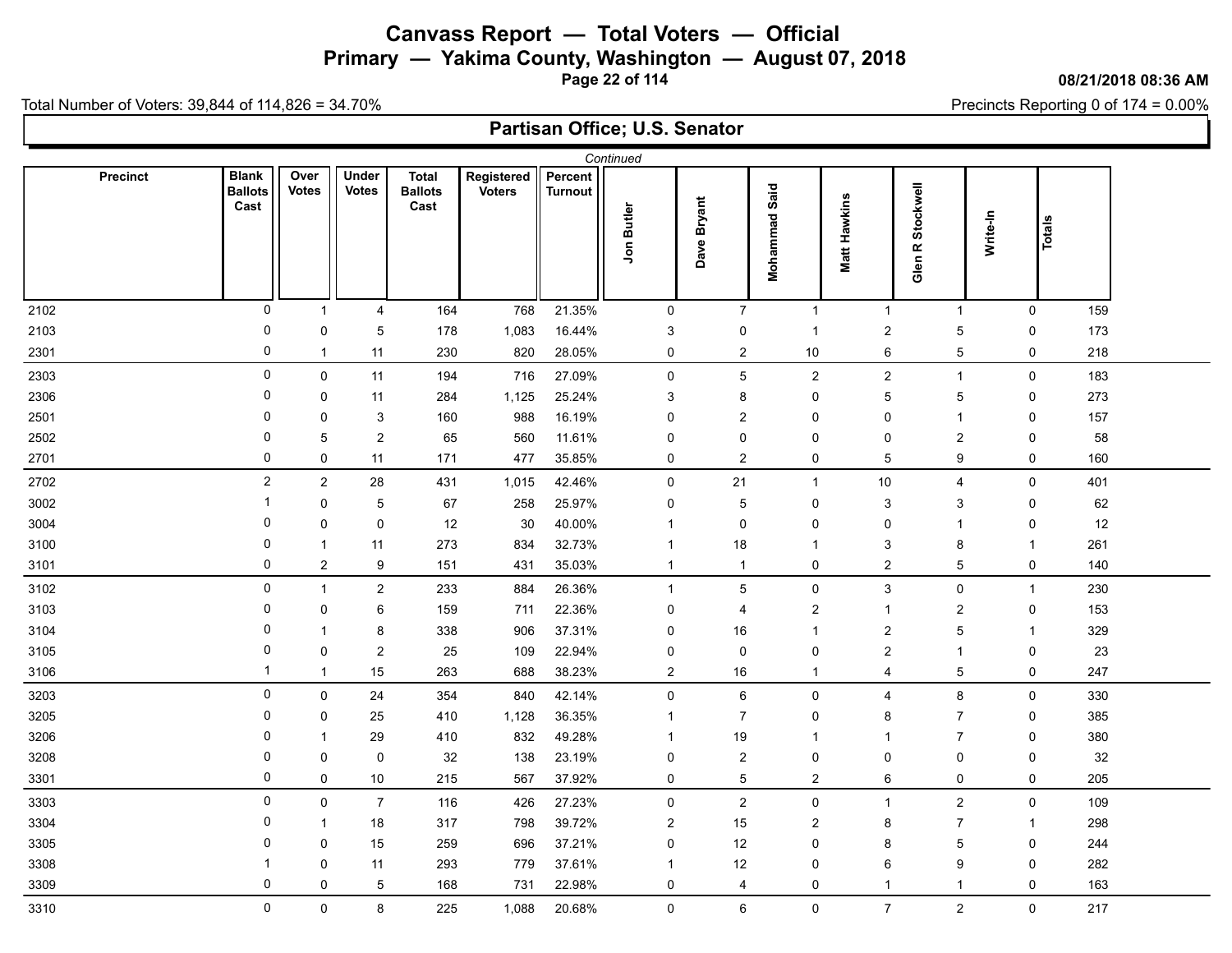# Canvass Report — Total Voters — Official

## Primary — Yakima County, Washington — August 07, 2018

08/21/2018 08:36 AM

Total Number of Voters: 39,844 of 114,826 = 34.70%

Precincts Reporting 0 of 174 = 0.00%

### Partisan Office; U.S. Senator

*Continued*

| Precinct | Blank Ballots Cast | Over Votes | Under Votes | Total Ballots Cast | Registered Voters | Percent Turnout | Jon Butler | Dave Bryant | Mohammad Said | Matt Hawkins | Glen R Stockwell | Write-In | Totals |
|---|---|---|---|---|---|---|---|---|---|---|---|---|---|
| 2102 | 0 | 1 | 4 | 164 | 768 | 21.35% | 0 | 7 | 1 | 1 | 1 | 0 | 159 |
| 2103 | 0 | 0 | 5 | 178 | 1,083 | 16.44% | 3 | 0 | 1 | 2 | 5 | 0 | 173 |
| 2301 | 0 | 1 | 11 | 230 | 820 | 28.05% | 0 | 2 | 10 | 6 | 5 | 0 | 218 |
| 2303 | 0 | 0 | 11 | 194 | 716 | 27.09% | 0 | 5 | 2 | 2 | 1 | 0 | 183 |
| 2306 | 0 | 0 | 11 | 284 | 1,125 | 25.24% | 3 | 8 | 0 | 5 | 5 | 0 | 273 |
| 2501 | 0 | 0 | 3 | 160 | 988 | 16.19% | 0 | 2 | 0 | 0 | 1 | 0 | 157 |
| 2502 | 0 | 5 | 2 | 65 | 560 | 11.61% | 0 | 0 | 0 | 0 | 2 | 0 | 58 |
| 2701 | 0 | 0 | 11 | 171 | 477 | 35.85% | 0 | 2 | 0 | 5 | 9 | 0 | 160 |
| 2702 | 2 | 2 | 28 | 431 | 1,015 | 42.46% | 0 | 21 | 1 | 10 | 4 | 0 | 401 |
| 3002 | 1 | 0 | 5 | 67 | 258 | 25.97% | 0 | 5 | 0 | 3 | 3 | 0 | 62 |
| 3004 | 0 | 0 | 0 | 12 | 30 | 40.00% | 1 | 0 | 0 | 0 | 1 | 0 | 12 |
| 3100 | 0 | 1 | 11 | 273 | 834 | 32.73% | 1 | 18 | 1 | 3 | 8 | 1 | 261 |
| 3101 | 0 | 2 | 9 | 151 | 431 | 35.03% | 1 | 1 | 0 | 2 | 5 | 0 | 140 |
| 3102 | 0 | 1 | 2 | 233 | 884 | 26.36% | 1 | 5 | 0 | 3 | 0 | 1 | 230 |
| 3103 | 0 | 0 | 6 | 159 | 711 | 22.36% | 0 | 4 | 2 | 1 | 2 | 0 | 153 |
| 3104 | 0 | 1 | 8 | 338 | 906 | 37.31% | 0 | 16 | 1 | 2 | 5 | 1 | 329 |
| 3105 | 0 | 0 | 2 | 25 | 109 | 22.94% | 0 | 0 | 0 | 2 | 1 | 0 | 23 |
| 3106 | 1 | 1 | 15 | 263 | 688 | 38.23% | 2 | 16 | 1 | 4 | 5 | 0 | 247 |
| 3203 | 0 | 0 | 24 | 354 | 840 | 42.14% | 0 | 6 | 0 | 4 | 8 | 0 | 330 |
| 3205 | 0 | 0 | 25 | 410 | 1,128 | 36.35% | 1 | 7 | 0 | 8 | 7 | 0 | 385 |
| 3206 | 0 | 1 | 29 | 410 | 832 | 49.28% | 1 | 19 | 1 | 1 | 7 | 0 | 380 |
| 3208 | 0 | 0 | 0 | 32 | 138 | 23.19% | 0 | 2 | 0 | 0 | 0 | 0 | 32 |
| 3301 | 0 | 0 | 10 | 215 | 567 | 37.92% | 0 | 5 | 2 | 6 | 0 | 0 | 205 |
| 3303 | 0 | 0 | 7 | 116 | 426 | 27.23% | 0 | 2 | 0 | 1 | 2 | 0 | 109 |
| 3304 | 0 | 1 | 18 | 317 | 798 | 39.72% | 2 | 15 | 2 | 8 | 7 | 1 | 298 |
| 3305 | 0 | 0 | 15 | 259 | 696 | 37.21% | 0 | 12 | 0 | 8 | 5 | 0 | 244 |
| 3308 | 1 | 0 | 11 | 293 | 779 | 37.61% | 1 | 12 | 0 | 6 | 9 | 0 | 282 |
| 3309 | 0 | 0 | 5 | 168 | 731 | 22.98% | 0 | 4 | 0 | 1 | 1 | 0 | 163 |
| 3310 | 0 | 0 | 8 | 225 | 1,088 | 20.68% | 0 | 6 | 0 | 7 | 2 | 0 | 217 |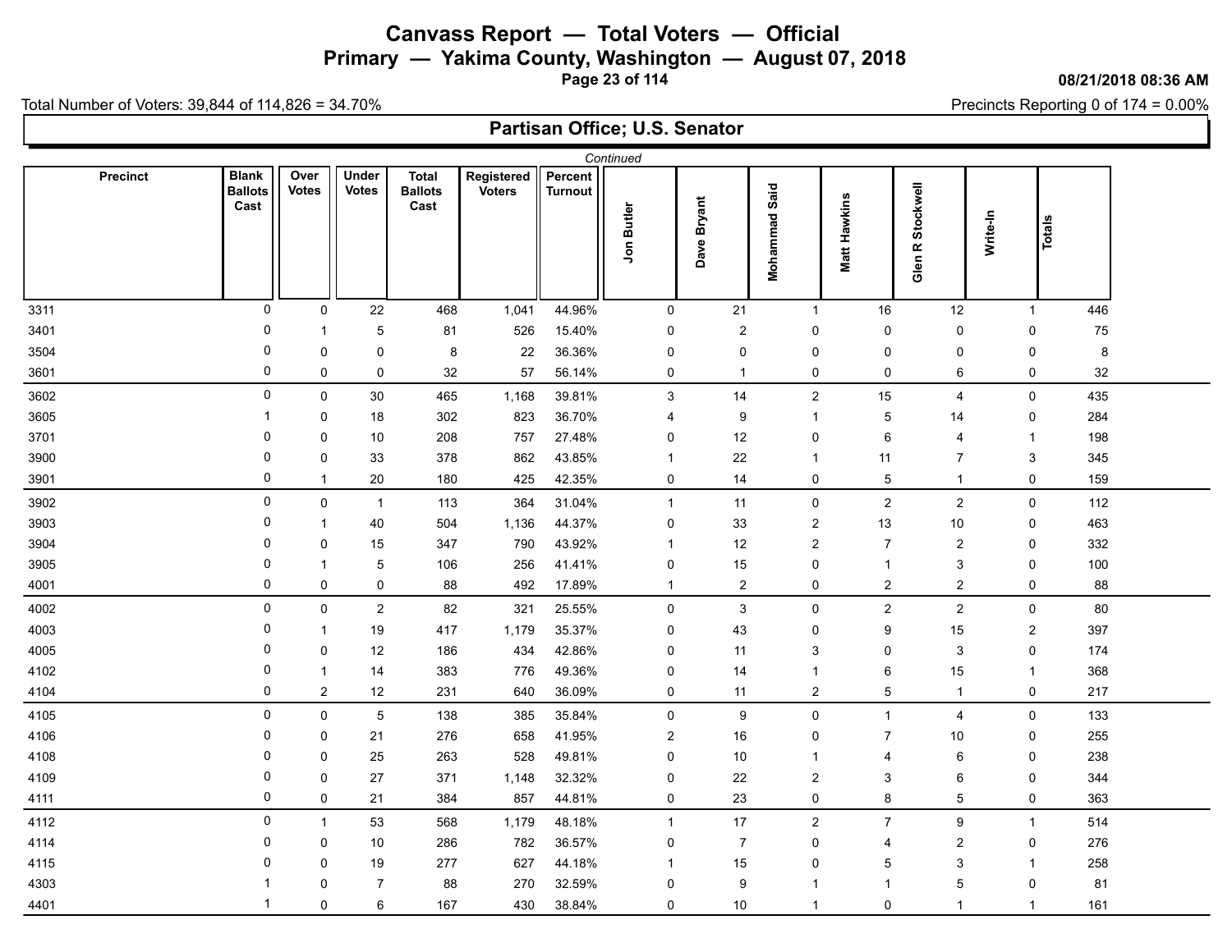# Canvass Report — Total Voters — Official

## Primary — Yakima County, Washington — August 07, 2018

08/21/2018 08:36 AM

Total Number of Voters: 39,844 of 114,826 = 34.70%

Precincts Reporting 0 of 174 = 0.00%

### Partisan Office; U.S. Senator

*Continued*

| Precinct | Blank Ballots Cast | Over Votes | Under Votes | Total Ballots Cast | Registered Voters | Percent Turnout | Jon Butler | Dave Bryant | Mohammad Said | Matt Hawkins | Glen R Stockwell | Write-In | Totals |
|---|---|---|---|---|---|---|---|---|---|---|---|---|---|
| 3311 | 0 | 0 | 22 | 468 | 1,041 | 44.96% | 0 | 21 | 1 | 16 | 12 | 1 | 446 |
| 3401 | 0 | 1 | 5 | 81 | 526 | 15.40% | 0 | 2 | 0 | 0 | 0 | 0 | 75 |
| 3504 | 0 | 0 | 0 | 8 | 22 | 36.36% | 0 | 0 | 0 | 0 | 0 | 0 | 8 |
| 3601 | 0 | 0 | 0 | 32 | 57 | 56.14% | 0 | 1 | 0 | 0 | 6 | 0 | 32 |
| 3602 | 0 | 0 | 30 | 465 | 1,168 | 39.81% | 3 | 14 | 2 | 15 | 4 | 0 | 435 |
| 3605 | 1 | 0 | 18 | 302 | 823 | 36.70% | 4 | 9 | 1 | 5 | 14 | 0 | 284 |
| 3701 | 0 | 0 | 10 | 208 | 757 | 27.48% | 0 | 12 | 0 | 6 | 4 | 1 | 198 |
| 3900 | 0 | 0 | 33 | 378 | 862 | 43.85% | 1 | 22 | 1 | 11 | 7 | 3 | 345 |
| 3901 | 0 | 1 | 20 | 180 | 425 | 42.35% | 0 | 14 | 0 | 5 | 1 | 0 | 159 |
| 3902 | 0 | 0 | 1 | 113 | 364 | 31.04% | 1 | 11 | 0 | 2 | 2 | 0 | 112 |
| 3903 | 0 | 1 | 40 | 504 | 1,136 | 44.37% | 0 | 33 | 2 | 13 | 10 | 0 | 463 |
| 3904 | 0 | 0 | 15 | 347 | 790 | 43.92% | 1 | 12 | 2 | 7 | 2 | 0 | 332 |
| 3905 | 0 | 1 | 5 | 106 | 256 | 41.41% | 0 | 15 | 0 | 1 | 3 | 0 | 100 |
| 4001 | 0 | 0 | 0 | 88 | 492 | 17.89% | 1 | 2 | 0 | 2 | 2 | 0 | 88 |
| 4002 | 0 | 0 | 2 | 82 | 321 | 25.55% | 0 | 3 | 0 | 2 | 2 | 0 | 80 |
| 4003 | 0 | 1 | 19 | 417 | 1,179 | 35.37% | 0 | 43 | 0 | 9 | 15 | 2 | 397 |
| 4005 | 0 | 0 | 12 | 186 | 434 | 42.86% | 0 | 11 | 3 | 0 | 3 | 0 | 174 |
| 4102 | 0 | 1 | 14 | 383 | 776 | 49.36% | 0 | 14 | 1 | 6 | 15 | 1 | 368 |
| 4104 | 0 | 2 | 12 | 231 | 640 | 36.09% | 0 | 11 | 2 | 5 | 1 | 0 | 217 |
| 4105 | 0 | 0 | 5 | 138 | 385 | 35.84% | 0 | 9 | 0 | 1 | 4 | 0 | 133 |
| 4106 | 0 | 0 | 21 | 276 | 658 | 41.95% | 2 | 16 | 0 | 7 | 10 | 0 | 255 |
| 4108 | 0 | 0 | 25 | 263 | 528 | 49.81% | 0 | 10 | 1 | 4 | 6 | 0 | 238 |
| 4109 | 0 | 0 | 27 | 371 | 1,148 | 32.32% | 0 | 22 | 2 | 3 | 6 | 0 | 344 |
| 4111 | 0 | 0 | 21 | 384 | 857 | 44.81% | 0 | 23 | 0 | 8 | 5 | 0 | 363 |
| 4112 | 0 | 1 | 53 | 568 | 1,179 | 48.18% | 1 | 17 | 2 | 7 | 9 | 1 | 514 |
| 4114 | 0 | 0 | 10 | 286 | 782 | 36.57% | 0 | 7 | 0 | 4 | 2 | 0 | 276 |
| 4115 | 0 | 0 | 19 | 277 | 627 | 44.18% | 1 | 15 | 0 | 5 | 3 | 1 | 258 |
| 4303 | 1 | 0 | 7 | 88 | 270 | 32.59% | 0 | 9 | 1 | 1 | 5 | 0 | 81 |
| 4401 | 1 | 0 | 6 | 167 | 430 | 38.84% | 0 | 10 | 1 | 0 | 1 | 1 | 161 |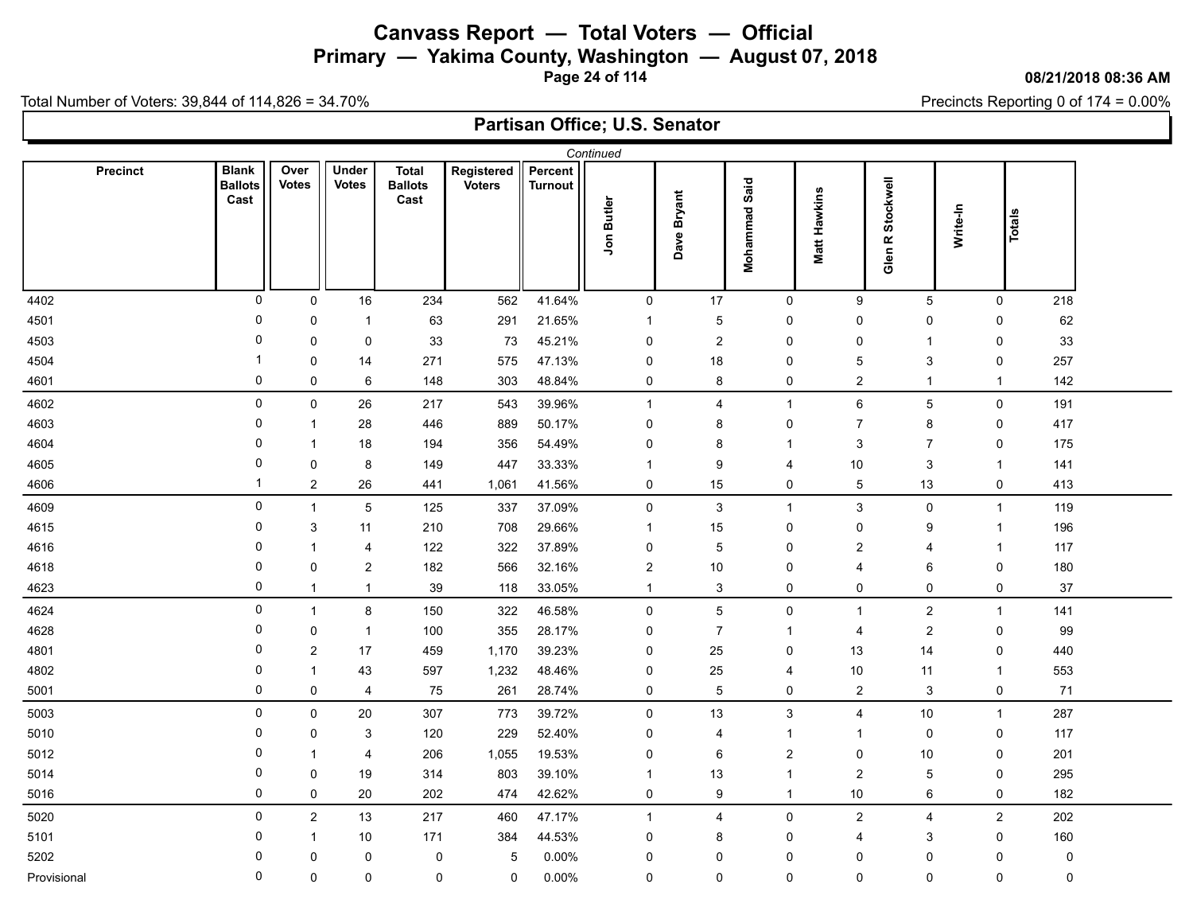# Canvass Report — Total Voters — Official

## Primary — Yakima County, Washington — August 07, 2018

08/21/2018 08:36 AM

Total Number of Voters: 39,844 of 114,826 = 34.70%

Precincts Reporting 0 of 174 = 0.00%

### Partisan Office; U.S. Senator

*Continued*

| Precinct | Blank Ballots Cast | Over Votes | Under Votes | Total Ballots Cast | Registered Voters | Percent Turnout | Jon Butler | Dave Bryant | Mohammad Said | Matt Hawkins | Glen R Stockwell | Write-In | Totals |
|---|---|---|---|---|---|---|---|---|---|---|---|---|---|
| 4402 | 0 | 0 | 16 | 234 | 562 | 41.64% | 0 | 17 | 0 | 9 | 5 | 0 | 218 |
| 4501 | 0 | 0 | 1 | 63 | 291 | 21.65% | 1 | 5 | 0 | 0 | 0 | 0 | 62 |
| 4503 | 0 | 0 | 0 | 33 | 73 | 45.21% | 0 | 2 | 0 | 0 | 1 | 0 | 33 |
| 4504 | 1 | 0 | 14 | 271 | 575 | 47.13% | 0 | 18 | 0 | 5 | 3 | 0 | 257 |
| 4601 | 0 | 0 | 6 | 148 | 303 | 48.84% | 0 | 8 | 0 | 2 | 1 | 1 | 142 |
| 4602 | 0 | 0 | 26 | 217 | 543 | 39.96% | 1 | 4 | 1 | 6 | 5 | 0 | 191 |
| 4603 | 0 | 1 | 28 | 446 | 889 | 50.17% | 0 | 8 | 0 | 7 | 8 | 0 | 417 |
| 4604 | 0 | 1 | 18 | 194 | 356 | 54.49% | 0 | 8 | 1 | 3 | 7 | 0 | 175 |
| 4605 | 0 | 0 | 8 | 149 | 447 | 33.33% | 1 | 9 | 4 | 10 | 3 | 1 | 141 |
| 4606 | 1 | 2 | 26 | 441 | 1,061 | 41.56% | 0 | 15 | 0 | 5 | 13 | 0 | 413 |
| 4609 | 0 | 1 | 5 | 125 | 337 | 37.09% | 0 | 3 | 1 | 3 | 0 | 1 | 119 |
| 4615 | 0 | 3 | 11 | 210 | 708 | 29.66% | 1 | 15 | 0 | 0 | 9 | 1 | 196 |
| 4616 | 0 | 1 | 4 | 122 | 322 | 37.89% | 0 | 5 | 0 | 2 | 4 | 1 | 117 |
| 4618 | 0 | 0 | 2 | 182 | 566 | 32.16% | 2 | 10 | 0 | 4 | 6 | 0 | 180 |
| 4623 | 0 | 1 | 1 | 39 | 118 | 33.05% | 1 | 3 | 0 | 0 | 0 | 0 | 37 |
| 4624 | 0 | 1 | 8 | 150 | 322 | 46.58% | 0 | 5 | 0 | 1 | 2 | 1 | 141 |
| 4628 | 0 | 0 | 1 | 100 | 355 | 28.17% | 0 | 7 | 1 | 4 | 2 | 0 | 99 |
| 4801 | 0 | 2 | 17 | 459 | 1,170 | 39.23% | 0 | 25 | 0 | 13 | 14 | 0 | 440 |
| 4802 | 0 | 1 | 43 | 597 | 1,232 | 48.46% | 0 | 25 | 4 | 10 | 11 | 1 | 553 |
| 5001 | 0 | 0 | 4 | 75 | 261 | 28.74% | 0 | 5 | 0 | 2 | 3 | 0 | 71 |
| 5003 | 0 | 0 | 20 | 307 | 773 | 39.72% | 0 | 13 | 3 | 4 | 10 | 1 | 287 |
| 5010 | 0 | 0 | 3 | 120 | 229 | 52.40% | 0 | 4 | 1 | 1 | 0 | 0 | 117 |
| 5012 | 0 | 1 | 4 | 206 | 1,055 | 19.53% | 0 | 6 | 2 | 0 | 10 | 0 | 201 |
| 5014 | 0 | 0 | 19 | 314 | 803 | 39.10% | 1 | 13 | 1 | 2 | 5 | 0 | 295 |
| 5016 | 0 | 0 | 20 | 202 | 474 | 42.62% | 0 | 9 | 1 | 10 | 6 | 0 | 182 |
| 5020 | 0 | 2 | 13 | 217 | 460 | 47.17% | 1 | 4 | 0 | 2 | 4 | 2 | 202 |
| 5101 | 0 | 1 | 10 | 171 | 384 | 44.53% | 0 | 8 | 0 | 4 | 3 | 0 | 160 |
| 5202 | 0 | 0 | 0 | 0 | 5 | 0.00% | 0 | 0 | 0 | 0 | 0 | 0 | 0 |
| Provisional | 0 | 0 | 0 | 0 | 0 | 0.00% | 0 | 0 | 0 | 0 | 0 | 0 | 0 |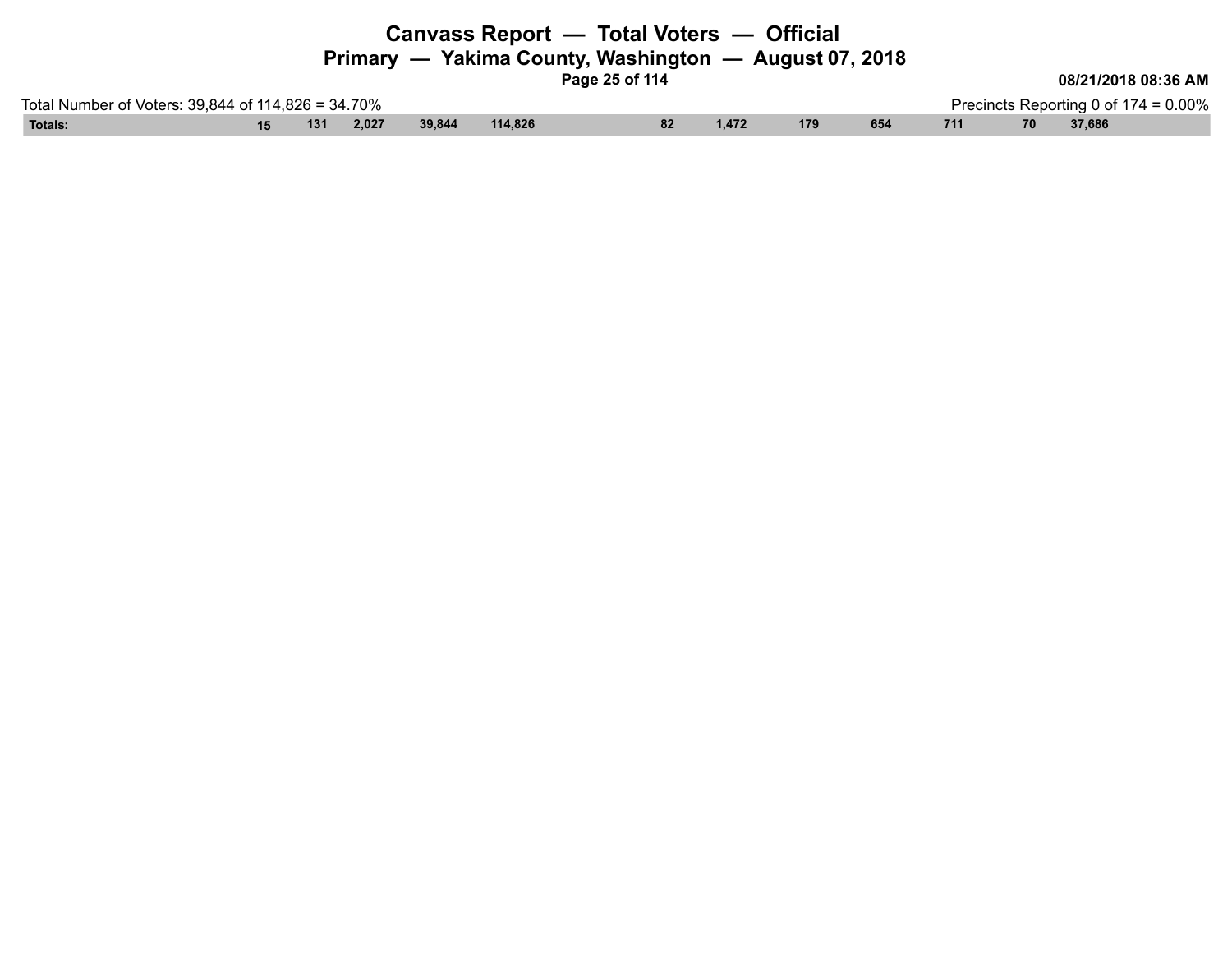# Canvass Report — Total Voters — Official

## Primary — Yakima County, Washington — August 07, 2018

**08/21/2018 08:36 AM**

Total Number of Voters: 39,844 of 114,826 = 34.70%

Precincts Reporting 0 of 174 = 0.00%

| Totals: | 15 | 131 | 2,027 | 39,844 | 114,826 | 82 | 1,472 | 179 | 654 | 711 | 70 | 37,686 |
|---|---|---|---|---|---|---|---|---|---|---|---|---|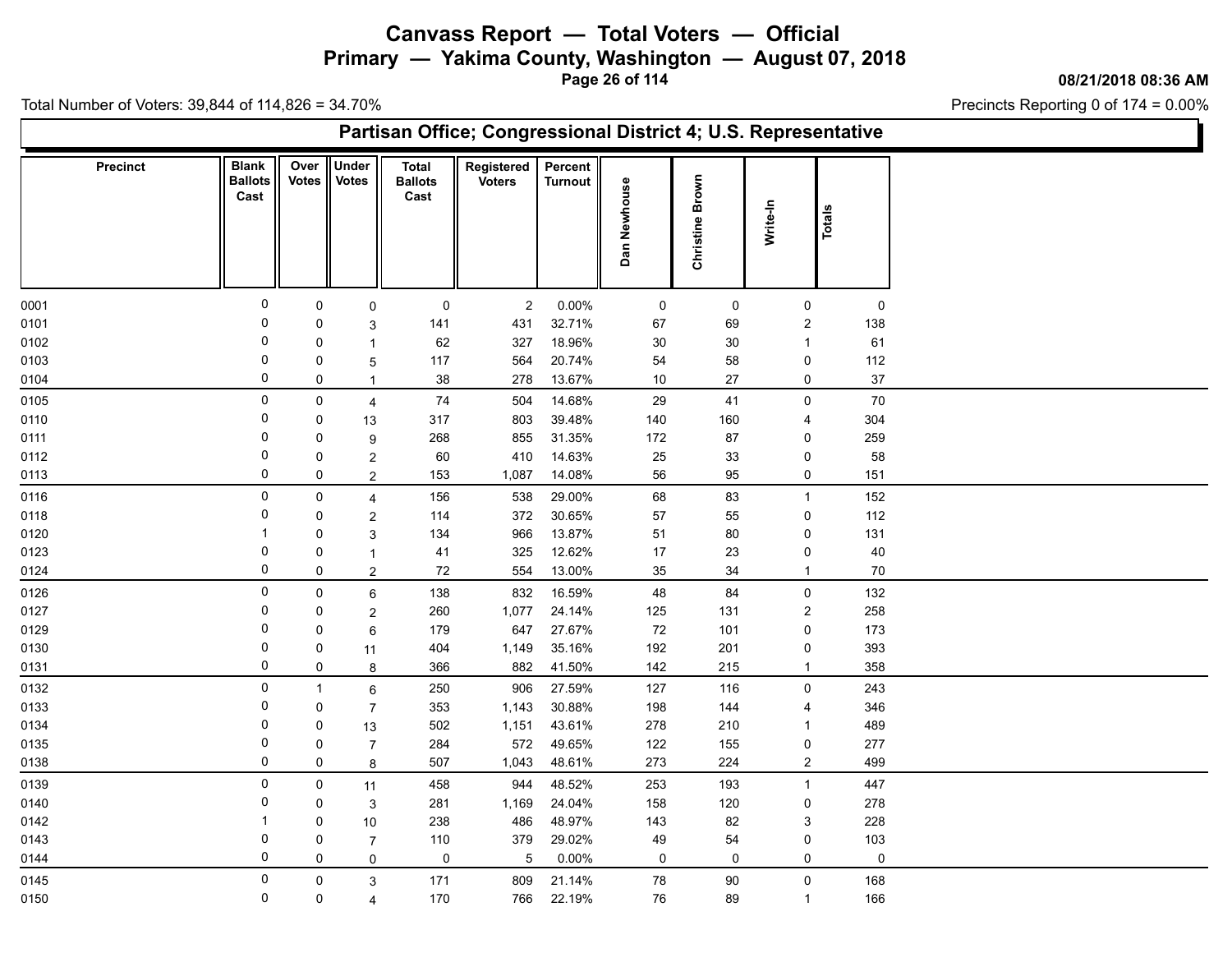# Canvass Report — Total Voters — Official

## Primary — Yakima County, Washington — August 07, 2018

08/21/2018 08:36 AM

Total Number of Voters: 39,844 of 114,826 = 34.70%

Precincts Reporting 0 of 174 = 0.00%

### Partisan Office; Congressional District 4; U.S. Representative

| Precinct | Blank Ballots Cast | Over Votes | Under Votes | Total Ballots Cast | Registered Voters | Percent Turnout | Dan Newhouse | Christine Brown | Write-In | Totals |
|---|---|---|---|---|---|---|---|---|---|---|
| 0001 | 0 | 0 | 0 | 0 | 2 | 0.00% | 0 | 0 | 0 | 0 |
| 0101 | 0 | 0 | 3 | 141 | 431 | 32.71% | 67 | 69 | 2 | 138 |
| 0102 | 0 | 0 | 1 | 62 | 327 | 18.96% | 30 | 30 | 1 | 61 |
| 0103 | 0 | 0 | 5 | 117 | 564 | 20.74% | 54 | 58 | 0 | 112 |
| 0104 | 0 | 0 | 1 | 38 | 278 | 13.67% | 10 | 27 | 0 | 37 |
| 0105 | 0 | 0 | 4 | 74 | 504 | 14.68% | 29 | 41 | 0 | 70 |
| 0110 | 0 | 0 | 13 | 317 | 803 | 39.48% | 140 | 160 | 4 | 304 |
| 0111 | 0 | 0 | 9 | 268 | 855 | 31.35% | 172 | 87 | 0 | 259 |
| 0112 | 0 | 0 | 2 | 60 | 410 | 14.63% | 25 | 33 | 0 | 58 |
| 0113 | 0 | 0 | 2 | 153 | 1,087 | 14.08% | 56 | 95 | 0 | 151 |
| 0116 | 0 | 0 | 4 | 156 | 538 | 29.00% | 68 | 83 | 1 | 152 |
| 0118 | 0 | 0 | 2 | 114 | 372 | 30.65% | 57 | 55 | 0 | 112 |
| 0120 | 1 | 0 | 3 | 134 | 966 | 13.87% | 51 | 80 | 0 | 131 |
| 0123 | 0 | 0 | 1 | 41 | 325 | 12.62% | 17 | 23 | 0 | 40 |
| 0124 | 0 | 0 | 2 | 72 | 554 | 13.00% | 35 | 34 | 1 | 70 |
| 0126 | 0 | 0 | 6 | 138 | 832 | 16.59% | 48 | 84 | 0 | 132 |
| 0127 | 0 | 0 | 2 | 260 | 1,077 | 24.14% | 125 | 131 | 2 | 258 |
| 0129 | 0 | 0 | 6 | 179 | 647 | 27.67% | 72 | 101 | 0 | 173 |
| 0130 | 0 | 0 | 11 | 404 | 1,149 | 35.16% | 192 | 201 | 0 | 393 |
| 0131 | 0 | 0 | 8 | 366 | 882 | 41.50% | 142 | 215 | 1 | 358 |
| 0132 | 0 | 1 | 6 | 250 | 906 | 27.59% | 127 | 116 | 0 | 243 |
| 0133 | 0 | 0 | 7 | 353 | 1,143 | 30.88% | 198 | 144 | 4 | 346 |
| 0134 | 0 | 0 | 13 | 502 | 1,151 | 43.61% | 278 | 210 | 1 | 489 |
| 0135 | 0 | 0 | 7 | 284 | 572 | 49.65% | 122 | 155 | 0 | 277 |
| 0138 | 0 | 0 | 8 | 507 | 1,043 | 48.61% | 273 | 224 | 2 | 499 |
| 0139 | 0 | 0 | 11 | 458 | 944 | 48.52% | 253 | 193 | 1 | 447 |
| 0140 | 0 | 0 | 3 | 281 | 1,169 | 24.04% | 158 | 120 | 0 | 278 |
| 0142 | 1 | 0 | 10 | 238 | 486 | 48.97% | 143 | 82 | 3 | 228 |
| 0143 | 0 | 0 | 7 | 110 | 379 | 29.02% | 49 | 54 | 0 | 103 |
| 0144 | 0 | 0 | 0 | 0 | 5 | 0.00% | 0 | 0 | 0 | 0 |
| 0145 | 0 | 0 | 3 | 171 | 809 | 21.14% | 78 | 90 | 0 | 168 |
| 0150 | 0 | 0 | 4 | 170 | 766 | 22.19% | 76 | 89 | 1 | 166 |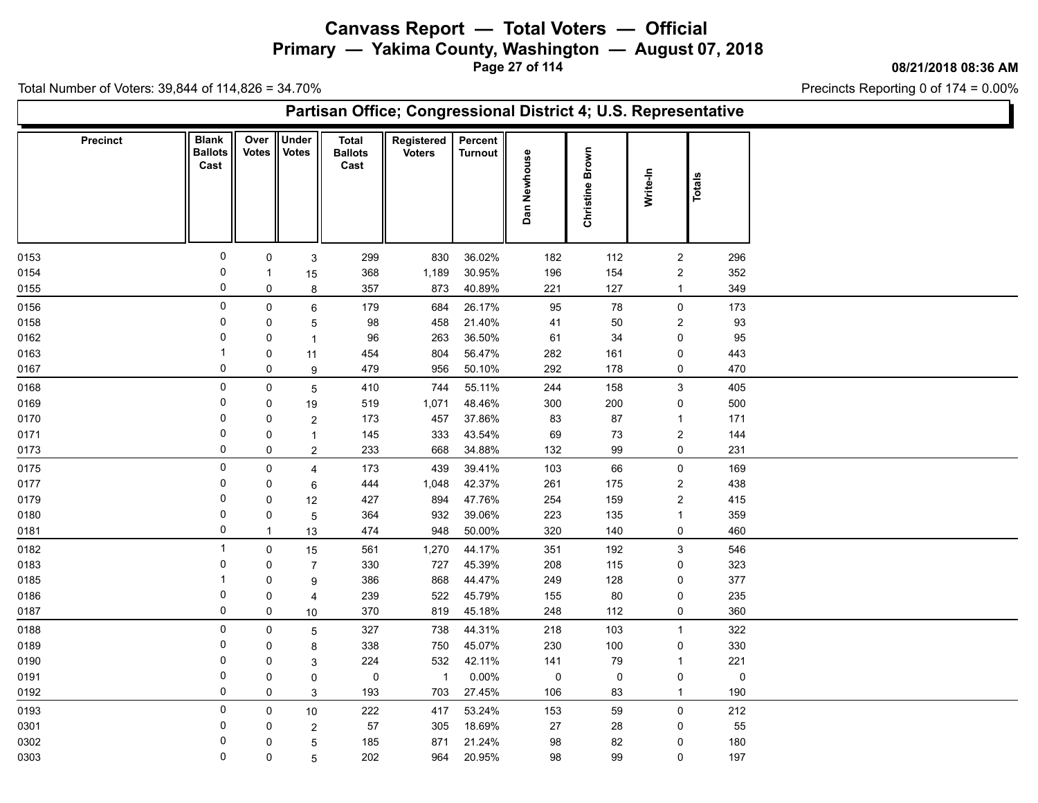# Canvass Report — Total Voters — Official

## Primary — Yakima County, Washington — August 07, 2018

08/21/2018 08:36 AM

Total Number of Voters: 39,844 of 114,826 = 34.70%

Precincts Reporting 0 of 174 = 0.00%

### Partisan Office; Congressional District 4; U.S. Representative

| Precinct | Blank Ballots Cast | Over Votes | Under Votes | Total Ballots Cast | Registered Voters | Percent Turnout | Dan Newhouse | Christine Brown | Write-In | Totals |
|---|---|---|---|---|---|---|---|---|---|---|
| 0153 | 0 | 0 | 3 | 299 | 830 | 36.02% | 182 | 112 | 2 | 296 |
| 0154 | 0 | 1 | 15 | 368 | 1,189 | 30.95% | 196 | 154 | 2 | 352 |
| 0155 | 0 | 0 | 8 | 357 | 873 | 40.89% | 221 | 127 | 1 | 349 |
| 0156 | 0 | 0 | 6 | 179 | 684 | 26.17% | 95 | 78 | 0 | 173 |
| 0158 | 0 | 0 | 5 | 98 | 458 | 21.40% | 41 | 50 | 2 | 93 |
| 0162 | 0 | 0 | 1 | 96 | 263 | 36.50% | 61 | 34 | 0 | 95 |
| 0163 | 1 | 0 | 11 | 454 | 804 | 56.47% | 282 | 161 | 0 | 443 |
| 0167 | 0 | 0 | 9 | 479 | 956 | 50.10% | 292 | 178 | 0 | 470 |
| 0168 | 0 | 0 | 5 | 410 | 744 | 55.11% | 244 | 158 | 3 | 405 |
| 0169 | 0 | 0 | 19 | 519 | 1,071 | 48.46% | 300 | 200 | 0 | 500 |
| 0170 | 0 | 0 | 2 | 173 | 457 | 37.86% | 83 | 87 | 1 | 171 |
| 0171 | 0 | 0 | 1 | 145 | 333 | 43.54% | 69 | 73 | 2 | 144 |
| 0173 | 0 | 0 | 2 | 233 | 668 | 34.88% | 132 | 99 | 0 | 231 |
| 0175 | 0 | 0 | 4 | 173 | 439 | 39.41% | 103 | 66 | 0 | 169 |
| 0177 | 0 | 0 | 6 | 444 | 1,048 | 42.37% | 261 | 175 | 2 | 438 |
| 0179 | 0 | 0 | 12 | 427 | 894 | 47.76% | 254 | 159 | 2 | 415 |
| 0180 | 0 | 0 | 5 | 364 | 932 | 39.06% | 223 | 135 | 1 | 359 |
| 0181 | 0 | 1 | 13 | 474 | 948 | 50.00% | 320 | 140 | 0 | 460 |
| 0182 | 1 | 0 | 15 | 561 | 1,270 | 44.17% | 351 | 192 | 3 | 546 |
| 0183 | 0 | 0 | 7 | 330 | 727 | 45.39% | 208 | 115 | 0 | 323 |
| 0185 | 1 | 0 | 9 | 386 | 868 | 44.47% | 249 | 128 | 0 | 377 |
| 0186 | 0 | 0 | 4 | 239 | 522 | 45.79% | 155 | 80 | 0 | 235 |
| 0187 | 0 | 0 | 10 | 370 | 819 | 45.18% | 248 | 112 | 0 | 360 |
| 0188 | 0 | 0 | 5 | 327 | 738 | 44.31% | 218 | 103 | 1 | 322 |
| 0189 | 0 | 0 | 8 | 338 | 750 | 45.07% | 230 | 100 | 0 | 330 |
| 0190 | 0 | 0 | 3 | 224 | 532 | 42.11% | 141 | 79 | 1 | 221 |
| 0191 | 0 | 0 | 0 | 0 | 1 | 0.00% | 0 | 0 | 0 | 0 |
| 0192 | 0 | 0 | 3 | 193 | 703 | 27.45% | 106 | 83 | 1 | 190 |
| 0193 | 0 | 0 | 10 | 222 | 417 | 53.24% | 153 | 59 | 0 | 212 |
| 0301 | 0 | 0 | 2 | 57 | 305 | 18.69% | 27 | 28 | 0 | 55 |
| 0302 | 0 | 0 | 5 | 185 | 871 | 21.24% | 98 | 82 | 0 | 180 |
| 0303 | 0 | 0 | 5 | 202 | 964 | 20.95% | 98 | 99 | 0 | 197 |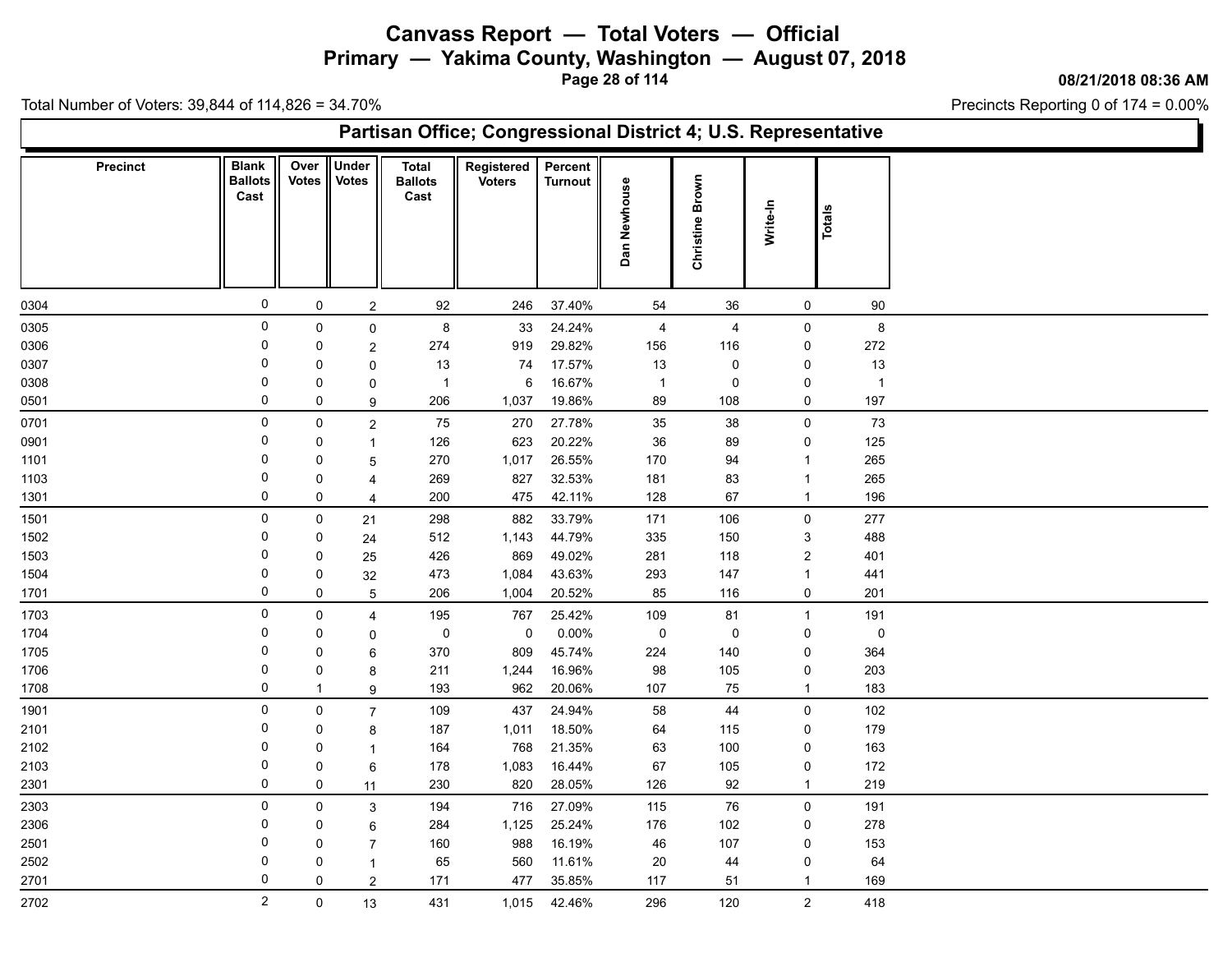# Canvass Report — Total Voters — Official

## Primary — Yakima County, Washington — August 07, 2018

08/21/2018 08:36 AM

Total Number of Voters: 39,844 of 114,826 = 34.70%

Precincts Reporting 0 of 174 = 0.00%

### Partisan Office; Congressional District 4; U.S. Representative

| Precinct | Blank Ballots Cast | Over Votes | Under Votes | Total Ballots Cast | Registered Voters | Percent Turnout | Dan Newhouse | Christine Brown | Write-In | Totals |
|---|---|---|---|---|---|---|---|---|---|---|
| 0304 | 0 | 0 | 2 | 92 | 246 | 37.40% | 54 | 36 | 0 | 90 |
| 0305 | 0 | 0 | 0 | 8 | 33 | 24.24% | 4 | 4 | 0 | 8 |
| 0306 | 0 | 0 | 2 | 274 | 919 | 29.82% | 156 | 116 | 0 | 272 |
| 0307 | 0 | 0 | 0 | 13 | 74 | 17.57% | 13 | 0 | 0 | 13 |
| 0308 | 0 | 0 | 0 | 1 | 6 | 16.67% | 1 | 0 | 0 | 1 |
| 0501 | 0 | 0 | 9 | 206 | 1,037 | 19.86% | 89 | 108 | 0 | 197 |
| 0701 | 0 | 0 | 2 | 75 | 270 | 27.78% | 35 | 38 | 0 | 73 |
| 0901 | 0 | 0 | 1 | 126 | 623 | 20.22% | 36 | 89 | 0 | 125 |
| 1101 | 0 | 0 | 5 | 270 | 1,017 | 26.55% | 170 | 94 | 1 | 265 |
| 1103 | 0 | 0 | 4 | 269 | 827 | 32.53% | 181 | 83 | 1 | 265 |
| 1301 | 0 | 0 | 4 | 200 | 475 | 42.11% | 128 | 67 | 1 | 196 |
| 1501 | 0 | 0 | 21 | 298 | 882 | 33.79% | 171 | 106 | 0 | 277 |
| 1502 | 0 | 0 | 24 | 512 | 1,143 | 44.79% | 335 | 150 | 3 | 488 |
| 1503 | 0 | 0 | 25 | 426 | 869 | 49.02% | 281 | 118 | 2 | 401 |
| 1504 | 0 | 0 | 32 | 473 | 1,084 | 43.63% | 293 | 147 | 1 | 441 |
| 1701 | 0 | 0 | 5 | 206 | 1,004 | 20.52% | 85 | 116 | 0 | 201 |
| 1703 | 0 | 0 | 4 | 195 | 767 | 25.42% | 109 | 81 | 1 | 191 |
| 1704 | 0 | 0 | 0 | 0 | 0 | 0.00% | 0 | 0 | 0 | 0 |
| 1705 | 0 | 0 | 6 | 370 | 809 | 45.74% | 224 | 140 | 0 | 364 |
| 1706 | 0 | 0 | 8 | 211 | 1,244 | 16.96% | 98 | 105 | 0 | 203 |
| 1708 | 0 | 1 | 9 | 193 | 962 | 20.06% | 107 | 75 | 1 | 183 |
| 1901 | 0 | 0 | 7 | 109 | 437 | 24.94% | 58 | 44 | 0 | 102 |
| 2101 | 0 | 0 | 8 | 187 | 1,011 | 18.50% | 64 | 115 | 0 | 179 |
| 2102 | 0 | 0 | 1 | 164 | 768 | 21.35% | 63 | 100 | 0 | 163 |
| 2103 | 0 | 0 | 6 | 178 | 1,083 | 16.44% | 67 | 105 | 0 | 172 |
| 2301 | 0 | 0 | 11 | 230 | 820 | 28.05% | 126 | 92 | 1 | 219 |
| 2303 | 0 | 0 | 3 | 194 | 716 | 27.09% | 115 | 76 | 0 | 191 |
| 2306 | 0 | 0 | 6 | 284 | 1,125 | 25.24% | 176 | 102 | 0 | 278 |
| 2501 | 0 | 0 | 7 | 160 | 988 | 16.19% | 46 | 107 | 0 | 153 |
| 2502 | 0 | 0 | 1 | 65 | 560 | 11.61% | 20 | 44 | 0 | 64 |
| 2701 | 0 | 0 | 2 | 171 | 477 | 35.85% | 117 | 51 | 1 | 169 |
| 2702 | 2 | 0 | 13 | 431 | 1,015 | 42.46% | 296 | 120 | 2 | 418 |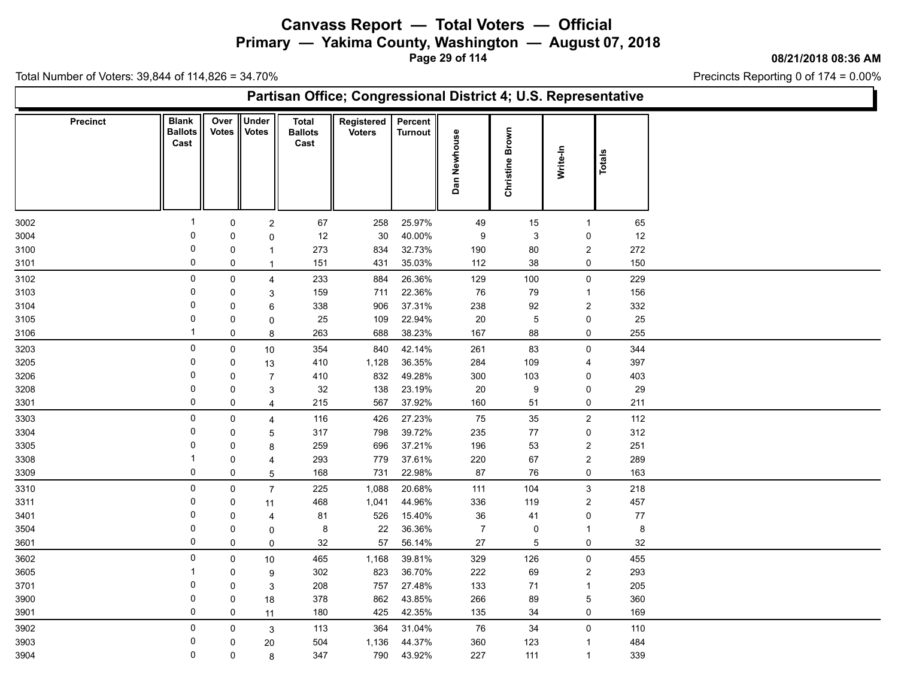# Canvass Report — Total Voters — Official

## Primary — Yakima County, Washington — August 07, 2018

08/21/2018 08:36 AM

Total Number of Voters: 39,844 of 114,826 = 34.70%

Precincts Reporting 0 of 174 = 0.00%

## Partisan Office; Congressional District 4; U.S. Representative

| Precinct | Blank Ballots Cast | Over Votes | Under Votes | Total Ballots Cast | Registered Voters | Percent Turnout | Dan Newhouse | Christine Brown | Write-In | Totals |
|---|---|---|---|---|---|---|---|---|---|---|
| 3002 | 1 | 0 | 2 | 67 | 258 | 25.97% | 49 | 15 | 1 | 65 |
| 3004 | 0 | 0 | 0 | 12 | 30 | 40.00% | 9 | 3 | 0 | 12 |
| 3100 | 0 | 0 | 1 | 273 | 834 | 32.73% | 190 | 80 | 2 | 272 |
| 3101 | 0 | 0 | 1 | 151 | 431 | 35.03% | 112 | 38 | 0 | 150 |
| 3102 | 0 | 0 | 4 | 233 | 884 | 26.36% | 129 | 100 | 0 | 229 |
| 3103 | 0 | 0 | 3 | 159 | 711 | 22.36% | 76 | 79 | 1 | 156 |
| 3104 | 0 | 0 | 6 | 338 | 906 | 37.31% | 238 | 92 | 2 | 332 |
| 3105 | 0 | 0 | 0 | 25 | 109 | 22.94% | 20 | 5 | 0 | 25 |
| 3106 | 1 | 0 | 8 | 263 | 688 | 38.23% | 167 | 88 | 0 | 255 |
| 3203 | 0 | 0 | 10 | 354 | 840 | 42.14% | 261 | 83 | 0 | 344 |
| 3205 | 0 | 0 | 13 | 410 | 1,128 | 36.35% | 284 | 109 | 4 | 397 |
| 3206 | 0 | 0 | 7 | 410 | 832 | 49.28% | 300 | 103 | 0 | 403 |
| 3208 | 0 | 0 | 3 | 32 | 138 | 23.19% | 20 | 9 | 0 | 29 |
| 3301 | 0 | 0 | 4 | 215 | 567 | 37.92% | 160 | 51 | 0 | 211 |
| 3303 | 0 | 0 | 4 | 116 | 426 | 27.23% | 75 | 35 | 2 | 112 |
| 3304 | 0 | 0 | 5 | 317 | 798 | 39.72% | 235 | 77 | 0 | 312 |
| 3305 | 0 | 0 | 8 | 259 | 696 | 37.21% | 196 | 53 | 2 | 251 |
| 3308 | 1 | 0 | 4 | 293 | 779 | 37.61% | 220 | 67 | 2 | 289 |
| 3309 | 0 | 0 | 5 | 168 | 731 | 22.98% | 87 | 76 | 0 | 163 |
| 3310 | 0 | 0 | 7 | 225 | 1,088 | 20.68% | 111 | 104 | 3 | 218 |
| 3311 | 0 | 0 | 11 | 468 | 1,041 | 44.96% | 336 | 119 | 2 | 457 |
| 3401 | 0 | 0 | 4 | 81 | 526 | 15.40% | 36 | 41 | 0 | 77 |
| 3504 | 0 | 0 | 0 | 8 | 22 | 36.36% | 7 | 0 | 1 | 8 |
| 3601 | 0 | 0 | 0 | 32 | 57 | 56.14% | 27 | 5 | 0 | 32 |
| 3602 | 0 | 0 | 10 | 465 | 1,168 | 39.81% | 329 | 126 | 0 | 455 |
| 3605 | 1 | 0 | 9 | 302 | 823 | 36.70% | 222 | 69 | 2 | 293 |
| 3701 | 0 | 0 | 3 | 208 | 757 | 27.48% | 133 | 71 | 1 | 205 |
| 3900 | 0 | 0 | 18 | 378 | 862 | 43.85% | 266 | 89 | 5 | 360 |
| 3901 | 0 | 0 | 11 | 180 | 425 | 42.35% | 135 | 34 | 0 | 169 |
| 3902 | 0 | 0 | 3 | 113 | 364 | 31.04% | 76 | 34 | 0 | 110 |
| 3903 | 0 | 0 | 20 | 504 | 1,136 | 44.37% | 360 | 123 | 1 | 484 |
| 3904 | 0 | 0 | 8 | 347 | 790 | 43.92% | 227 | 111 | 1 | 339 |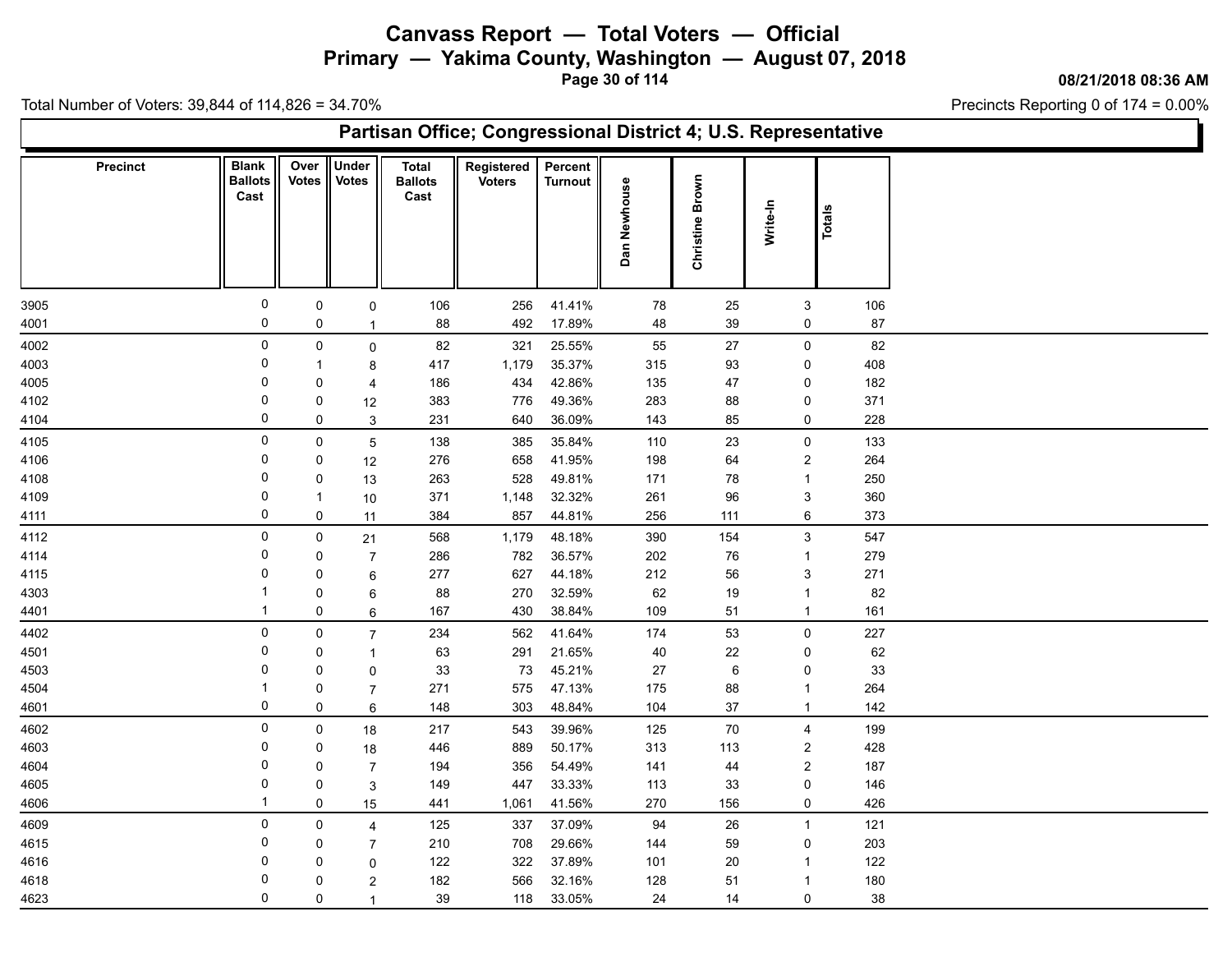# Canvass Report — Total Voters — Official

## Primary — Yakima County, Washington — August 07, 2018

08/21/2018 08:36 AM

Total Number of Voters: 39,844 of 114,826 = 34.70%

Precincts Reporting 0 of 174 = 0.00%

### Partisan Office; Congressional District 4; U.S. Representative

| Precinct | Blank Ballots Cast | Over Votes | Under Votes | Total Ballots Cast | Registered Voters | Percent Turnout | Dan Newhouse | Christine Brown | Write-In | Totals |
|---|---|---|---|---|---|---|---|---|---|---|
| 3905 | 0 | 0 | 0 | 106 | 256 | 41.41% | 78 | 25 | 3 | 106 |
| 4001 | 0 | 0 | 1 | 88 | 492 | 17.89% | 48 | 39 | 0 | 87 |
| 4002 | 0 | 0 | 0 | 82 | 321 | 25.55% | 55 | 27 | 0 | 82 |
| 4003 | 0 | 1 | 8 | 417 | 1,179 | 35.37% | 315 | 93 | 0 | 408 |
| 4005 | 0 | 0 | 4 | 186 | 434 | 42.86% | 135 | 47 | 0 | 182 |
| 4102 | 0 | 0 | 12 | 383 | 776 | 49.36% | 283 | 88 | 0 | 371 |
| 4104 | 0 | 0 | 3 | 231 | 640 | 36.09% | 143 | 85 | 0 | 228 |
| 4105 | 0 | 0 | 5 | 138 | 385 | 35.84% | 110 | 23 | 0 | 133 |
| 4106 | 0 | 0 | 12 | 276 | 658 | 41.95% | 198 | 64 | 2 | 264 |
| 4108 | 0 | 0 | 13 | 263 | 528 | 49.81% | 171 | 78 | 1 | 250 |
| 4109 | 0 | 1 | 10 | 371 | 1,148 | 32.32% | 261 | 96 | 3 | 360 |
| 4111 | 0 | 0 | 11 | 384 | 857 | 44.81% | 256 | 111 | 6 | 373 |
| 4112 | 0 | 0 | 21 | 568 | 1,179 | 48.18% | 390 | 154 | 3 | 547 |
| 4114 | 0 | 0 | 7 | 286 | 782 | 36.57% | 202 | 76 | 1 | 279 |
| 4115 | 0 | 0 | 6 | 277 | 627 | 44.18% | 212 | 56 | 3 | 271 |
| 4303 | 1 | 0 | 6 | 88 | 270 | 32.59% | 62 | 19 | 1 | 82 |
| 4401 | 1 | 0 | 6 | 167 | 430 | 38.84% | 109 | 51 | 1 | 161 |
| 4402 | 0 | 0 | 7 | 234 | 562 | 41.64% | 174 | 53 | 0 | 227 |
| 4501 | 0 | 0 | 1 | 63 | 291 | 21.65% | 40 | 22 | 0 | 62 |
| 4503 | 0 | 0 | 0 | 33 | 73 | 45.21% | 27 | 6 | 0 | 33 |
| 4504 | 1 | 0 | 7 | 271 | 575 | 47.13% | 175 | 88 | 1 | 264 |
| 4601 | 0 | 0 | 6 | 148 | 303 | 48.84% | 104 | 37 | 1 | 142 |
| 4602 | 0 | 0 | 18 | 217 | 543 | 39.96% | 125 | 70 | 4 | 199 |
| 4603 | 0 | 0 | 18 | 446 | 889 | 50.17% | 313 | 113 | 2 | 428 |
| 4604 | 0 | 0 | 7 | 194 | 356 | 54.49% | 141 | 44 | 2 | 187 |
| 4605 | 0 | 0 | 3 | 149 | 447 | 33.33% | 113 | 33 | 0 | 146 |
| 4606 | 1 | 0 | 15 | 441 | 1,061 | 41.56% | 270 | 156 | 0 | 426 |
| 4609 | 0 | 0 | 4 | 125 | 337 | 37.09% | 94 | 26 | 1 | 121 |
| 4615 | 0 | 0 | 7 | 210 | 708 | 29.66% | 144 | 59 | 0 | 203 |
| 4616 | 0 | 0 | 0 | 122 | 322 | 37.89% | 101 | 20 | 1 | 122 |
| 4618 | 0 | 0 | 2 | 182 | 566 | 32.16% | 128 | 51 | 1 | 180 |
| 4623 | 0 | 0 | 1 | 39 | 118 | 33.05% | 24 | 14 | 0 | 38 |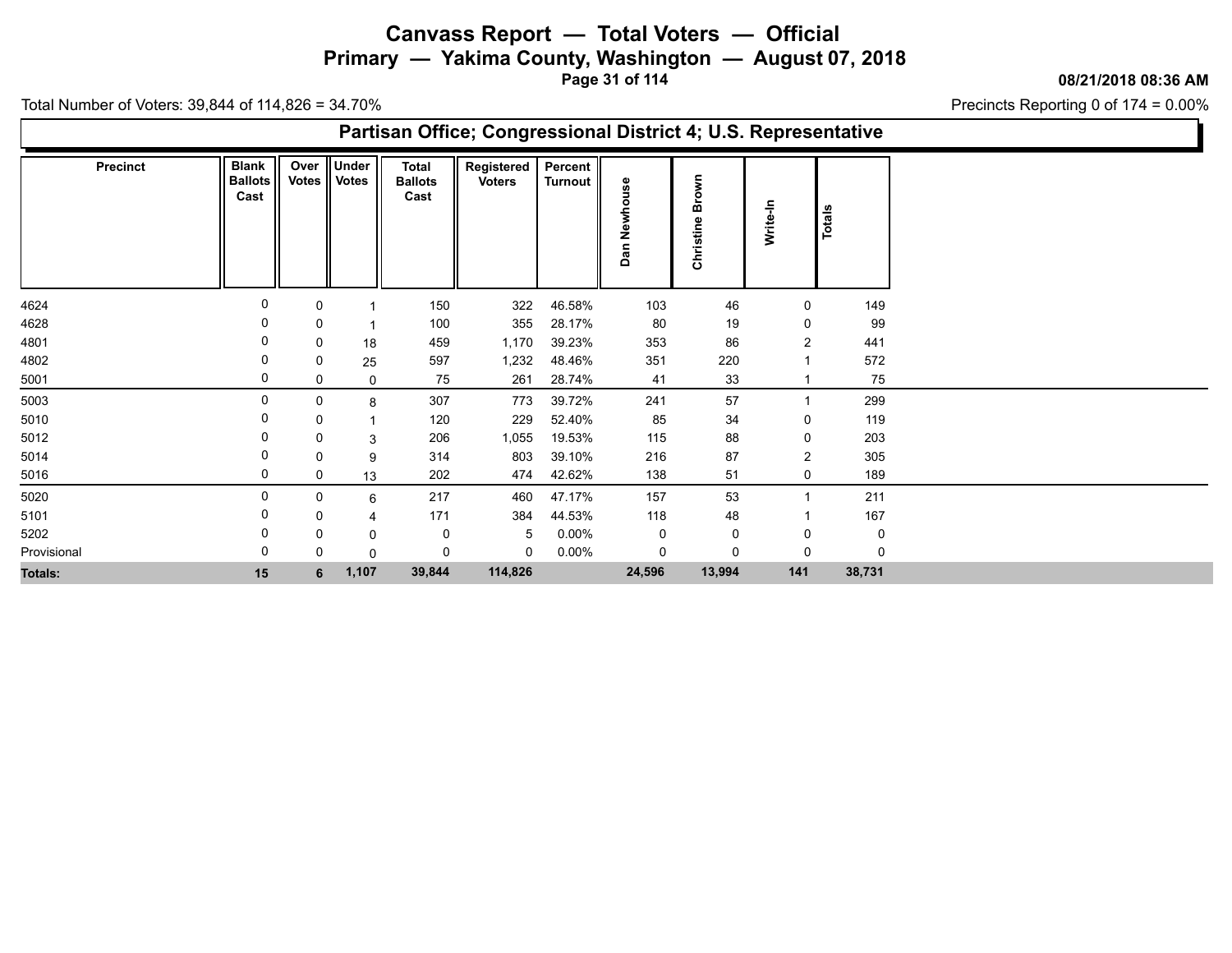# Canvass Report — Total Voters — Official

## Primary — Yakima County, Washington — August 07, 2018

08/21/2018 08:36 AM

Total Number of Voters: 39,844 of 114,826 = 34.70%

Precincts Reporting 0 of 174 = 0.00%

### Partisan Office; Congressional District 4; U.S. Representative

| Precinct | Blank Ballots Cast | Over Votes | Under Votes | Total Ballots Cast | Registered Voters | Percent Turnout | Dan Newhouse | Christine Brown | Write-In | Totals |
|---|---|---|---|---|---|---|---|---|---|---|
| 4624 | 0 | 0 | 1 | 150 | 322 | 46.58% | 103 | 46 | 0 | 149 |
| 4628 | 0 | 0 | 1 | 100 | 355 | 28.17% | 80 | 19 | 0 | 99 |
| 4801 | 0 | 0 | 18 | 459 | 1,170 | 39.23% | 353 | 86 | 2 | 441 |
| 4802 | 0 | 0 | 25 | 597 | 1,232 | 48.46% | 351 | 220 | 1 | 572 |
| 5001 | 0 | 0 | 0 | 75 | 261 | 28.74% | 41 | 33 | 1 | 75 |
| 5003 | 0 | 0 | 8 | 307 | 773 | 39.72% | 241 | 57 | 1 | 299 |
| 5010 | 0 | 0 | 1 | 120 | 229 | 52.40% | 85 | 34 | 0 | 119 |
| 5012 | 0 | 0 | 3 | 206 | 1,055 | 19.53% | 115 | 88 | 0 | 203 |
| 5014 | 0 | 0 | 9 | 314 | 803 | 39.10% | 216 | 87 | 2 | 305 |
| 5016 | 0 | 0 | 13 | 202 | 474 | 42.62% | 138 | 51 | 0 | 189 |
| 5020 | 0 | 0 | 6 | 217 | 460 | 47.17% | 157 | 53 | 1 | 211 |
| 5101 | 0 | 0 | 4 | 171 | 384 | 44.53% | 118 | 48 | 1 | 167 |
| 5202 | 0 | 0 | 0 | 0 | 5 | 0.00% | 0 | 0 | 0 | 0 |
| Provisional | 0 | 0 | 0 | 0 | 0 | 0.00% | 0 | 0 | 0 | 0 |
| **Totals:** | **15** | **6** | **1,107** | **39,844** | **114,826** | | **24,596** | **13,994** | **141** | **38,731** |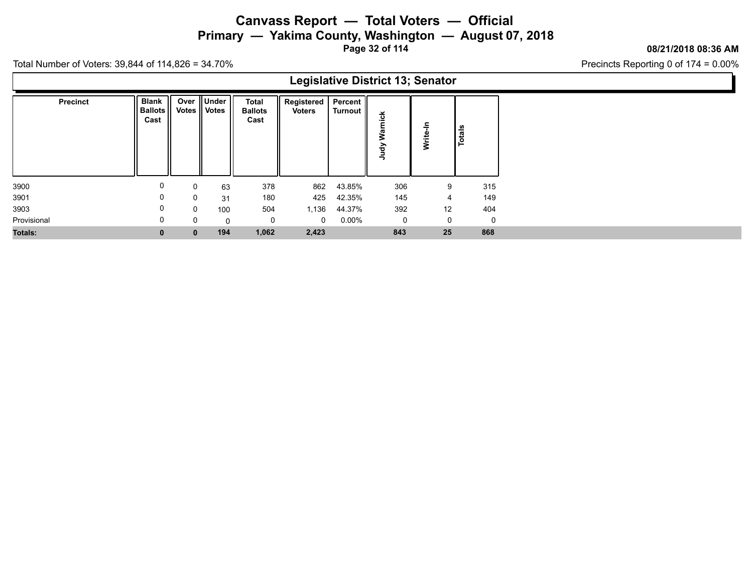# Canvass Report — Total Voters — Official

## Primary — Yakima County, Washington — August 07, 2018

08/21/2018 08:36 AM

Total Number of Voters: 39,844 of 114,826 = 34.70%

Precincts Reporting 0 of 174 = 0.00%

### Legislative District 13; Senator

| Precinct | Blank Ballots Cast | Over Votes | Under Votes | Total Ballots Cast | Registered Voters | Percent Turnout | Judy Warnick | Write-In | Totals |
|---|---|---|---|---|---|---|---|---|---|
| 3900 | 0 | 0 | 63 | 378 | 862 | 43.85% | 306 | 9 | 315 |
| 3901 | 0 | 0 | 31 | 180 | 425 | 42.35% | 145 | 4 | 149 |
| 3903 | 0 | 0 | 100 | 504 | 1,136 | 44.37% | 392 | 12 | 404 |
| Provisional | 0 | 0 | 0 | 0 | 0 | 0.00% | 0 | 0 | 0 |
| **Totals:** | **0** | **0** | **194** | **1,062** | **2,423** | | **843** | **25** | **868** |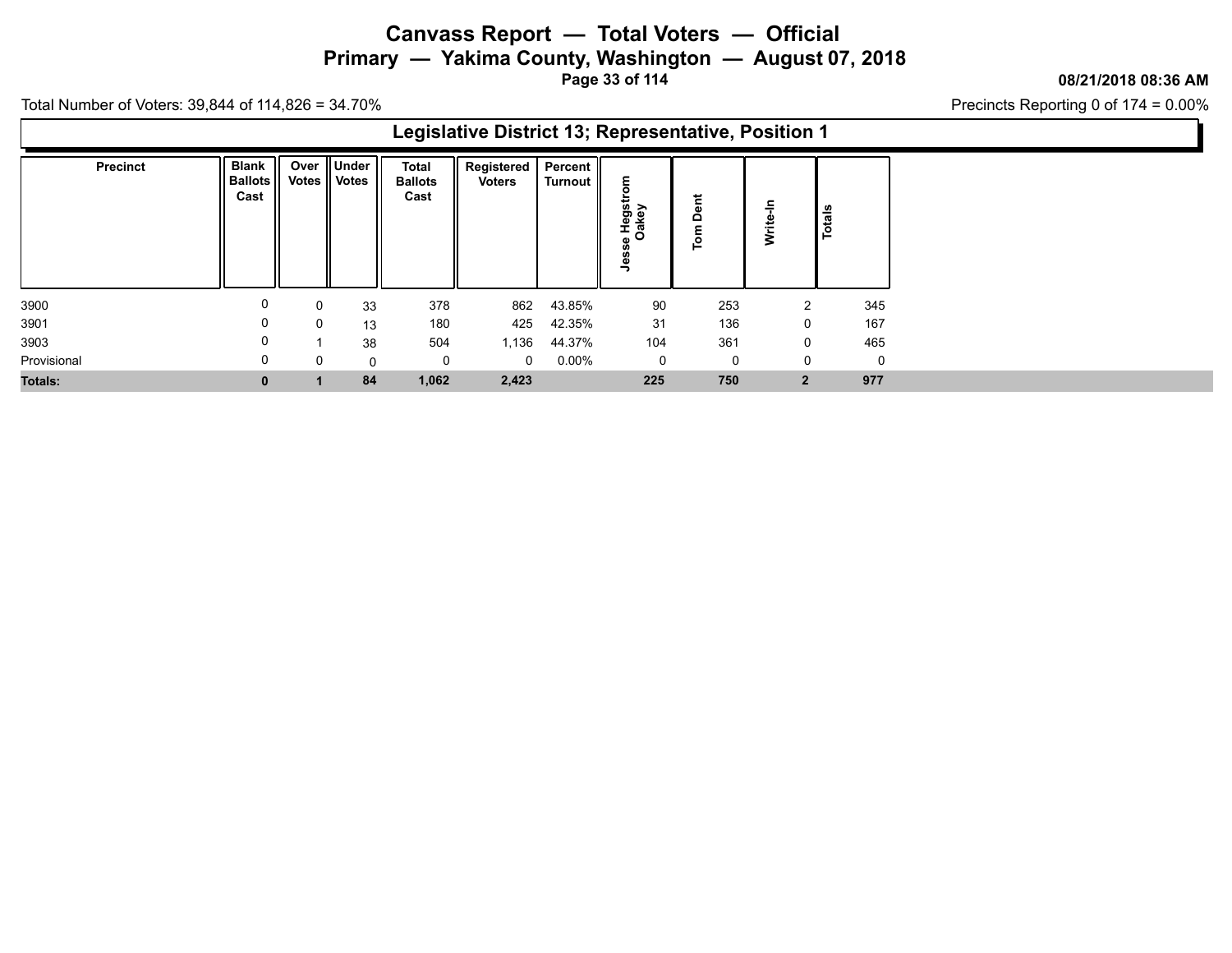# Canvass Report — Total Voters — Official

## Primary — Yakima County, Washington — August 07, 2018

08/21/2018 08:36 AM

Total Number of Voters: 39,844 of 114,826 = 34.70%

Precincts Reporting 0 of 174 = 0.00%

### Legislative District 13; Representative, Position 1

| Precinct | Blank Ballots Cast | Over Votes | Under Votes | Total Ballots Cast | Registered Voters | Percent Turnout | Jesse Hegstrom Oakey | Tom Dent | Write-In | Totals |
|---|---|---|---|---|---|---|---|---|---|---|
| 3900 | 0 | 0 | 33 | 378 | 862 | 43.85% | 90 | 253 | 2 | 345 |
| 3901 | 0 | 0 | 13 | 180 | 425 | 42.35% | 31 | 136 | 0 | 167 |
| 3903 | 0 | 1 | 38 | 504 | 1,136 | 44.37% | 104 | 361 | 0 | 465 |
| Provisional | 0 | 0 | 0 | 0 | 0 | 0.00% | 0 | 0 | 0 | 0 |
| **Totals:** | **0** | **1** | **84** | **1,062** | **2,423** | | **225** | **750** | **2** | **977** |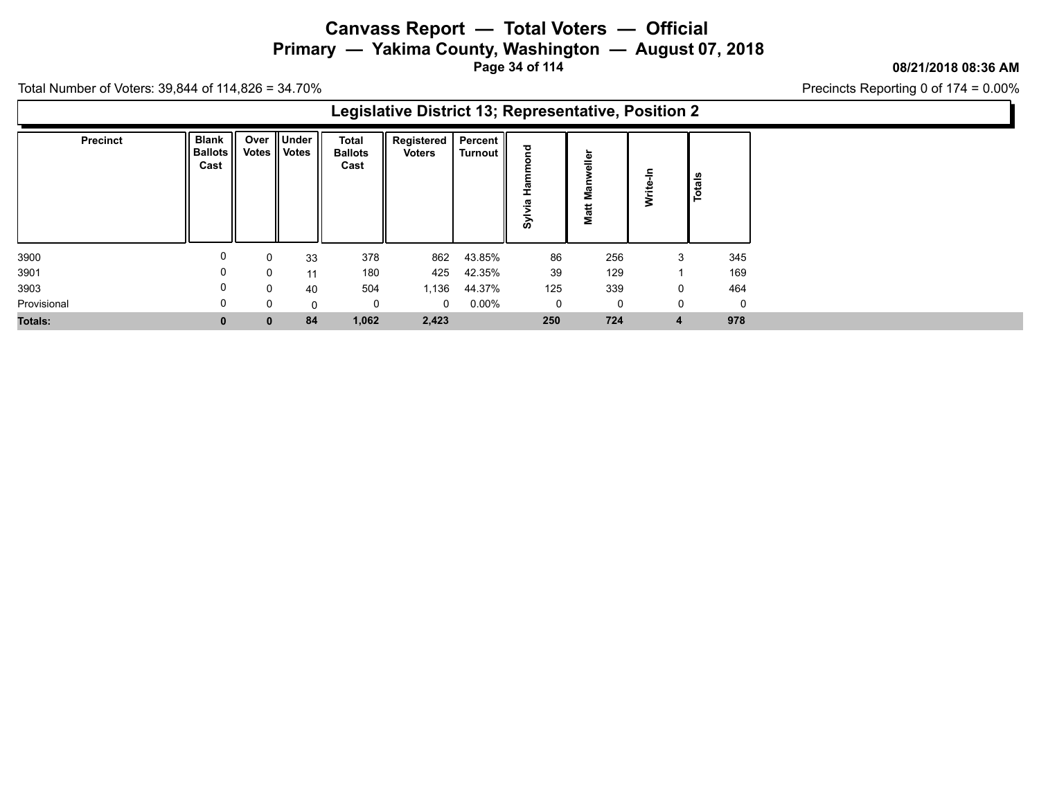# Canvass Report — Total Voters — Official

## Primary — Yakima County, Washington — August 07, 2018

08/21/2018 08:36 AM

Total Number of Voters: 39,844 of 114,826 = 34.70%

Precincts Reporting 0 of 174 = 0.00%

### Legislative District 13; Representative, Position 2

| Precinct | Blank Ballots Cast | Over Votes | Under Votes | Total Ballots Cast | Registered Voters | Percent Turnout | Sylvia Hammond | Matt Manweller | Write-In | Totals |
|---|---|---|---|---|---|---|---|---|---|---|
| 3900 | 0 | 0 | 33 | 378 | 862 | 43.85% | 86 | 256 | 3 | 345 |
| 3901 | 0 | 0 | 11 | 180 | 425 | 42.35% | 39 | 129 | 1 | 169 |
| 3903 | 0 | 0 | 40 | 504 | 1,136 | 44.37% | 125 | 339 | 0 | 464 |
| Provisional | 0 | 0 | 0 | 0 | 0 | 0.00% | 0 | 0 | 0 | 0 |
| **Totals:** | **0** | **0** | **84** | **1,062** | **2,423** | | **250** | **724** | **4** | **978** |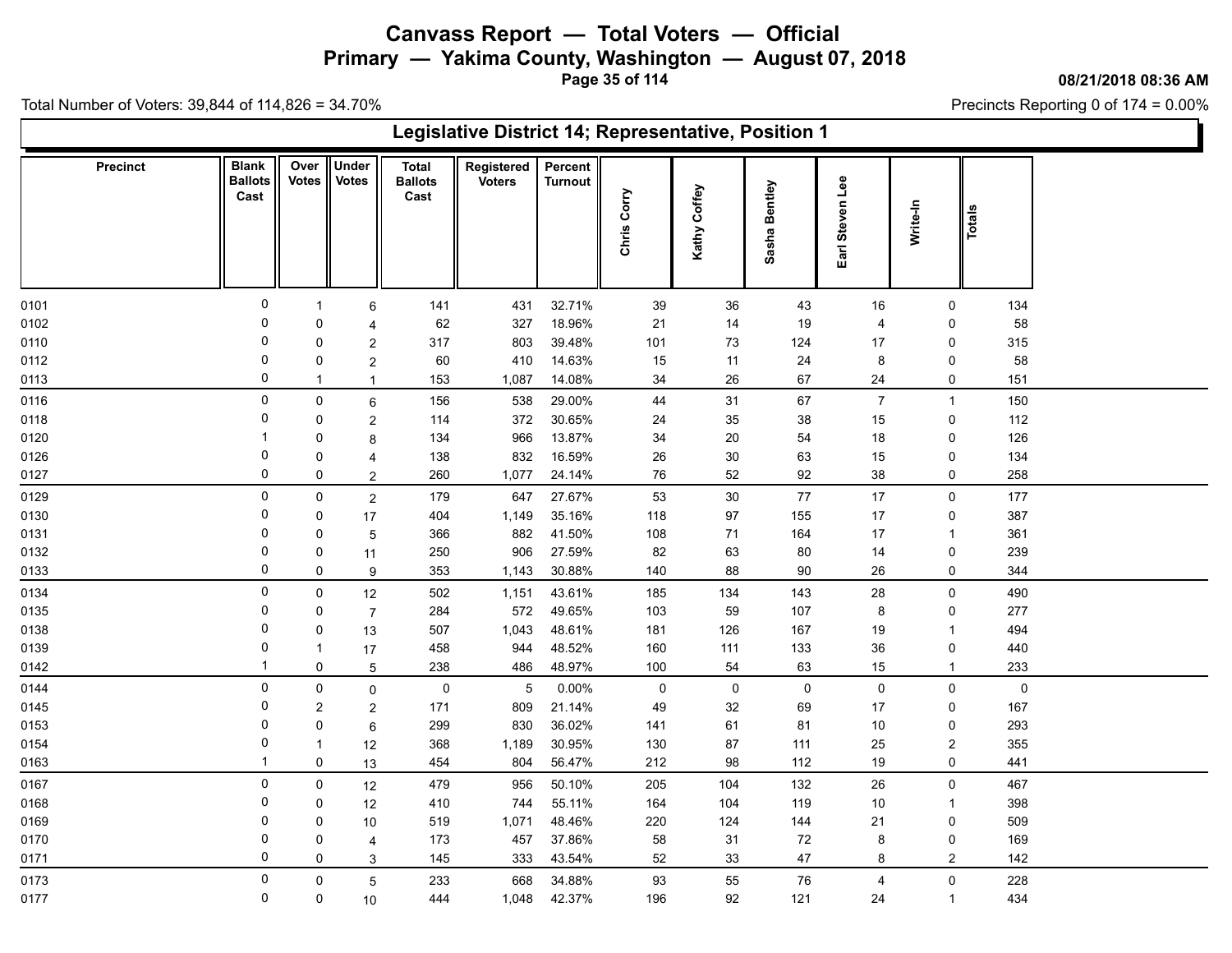# Canvass Report — Total Voters — Official

## Primary — Yakima County, Washington — August 07, 2018

08/21/2018 08:36 AM

Total Number of Voters: 39,844 of 114,826 = 34.70%

Precincts Reporting 0 of 174 = 0.00%

### Legislative District 14; Representative, Position 1

| Precinct | Blank Ballots Cast | Over Votes | Under Votes | Total Ballots Cast | Registered Voters | Percent Turnout | Chris Corry | Kathy Coffey | Sasha Bentley | Earl Steven Lee | Write-In | Totals |
|---|---|---|---|---|---|---|---|---|---|---|---|---|
| 0101 | 0 | 1 | 6 | 141 | 431 | 32.71% | 39 | 36 | 43 | 16 | 0 | 134 |
| 0102 | 0 | 0 | 4 | 62 | 327 | 18.96% | 21 | 14 | 19 | 4 | 0 | 58 |
| 0110 | 0 | 0 | 2 | 317 | 803 | 39.48% | 101 | 73 | 124 | 17 | 0 | 315 |
| 0112 | 0 | 0 | 2 | 60 | 410 | 14.63% | 15 | 11 | 24 | 8 | 0 | 58 |
| 0113 | 0 | 1 | 1 | 153 | 1,087 | 14.08% | 34 | 26 | 67 | 24 | 0 | 151 |
| 0116 | 0 | 0 | 6 | 156 | 538 | 29.00% | 44 | 31 | 67 | 7 | 1 | 150 |
| 0118 | 0 | 0 | 2 | 114 | 372 | 30.65% | 24 | 35 | 38 | 15 | 0 | 112 |
| 0120 | 1 | 0 | 8 | 134 | 966 | 13.87% | 34 | 20 | 54 | 18 | 0 | 126 |
| 0126 | 0 | 0 | 4 | 138 | 832 | 16.59% | 26 | 30 | 63 | 15 | 0 | 134 |
| 0127 | 0 | 0 | 2 | 260 | 1,077 | 24.14% | 76 | 52 | 92 | 38 | 0 | 258 |
| 0129 | 0 | 0 | 2 | 179 | 647 | 27.67% | 53 | 30 | 77 | 17 | 0 | 177 |
| 0130 | 0 | 0 | 17 | 404 | 1,149 | 35.16% | 118 | 97 | 155 | 17 | 0 | 387 |
| 0131 | 0 | 0 | 5 | 366 | 882 | 41.50% | 108 | 71 | 164 | 17 | 1 | 361 |
| 0132 | 0 | 0 | 11 | 250 | 906 | 27.59% | 82 | 63 | 80 | 14 | 0 | 239 |
| 0133 | 0 | 0 | 9 | 353 | 1,143 | 30.88% | 140 | 88 | 90 | 26 | 0 | 344 |
| 0134 | 0 | 0 | 12 | 502 | 1,151 | 43.61% | 185 | 134 | 143 | 28 | 0 | 490 |
| 0135 | 0 | 0 | 7 | 284 | 572 | 49.65% | 103 | 59 | 107 | 8 | 0 | 277 |
| 0138 | 0 | 0 | 13 | 507 | 1,043 | 48.61% | 181 | 126 | 167 | 19 | 1 | 494 |
| 0139 | 0 | 1 | 17 | 458 | 944 | 48.52% | 160 | 111 | 133 | 36 | 0 | 440 |
| 0142 | 1 | 0 | 5 | 238 | 486 | 48.97% | 100 | 54 | 63 | 15 | 1 | 233 |
| 0144 | 0 | 0 | 0 | 0 | 5 | 0.00% | 0 | 0 | 0 | 0 | 0 | 0 |
| 0145 | 0 | 2 | 2 | 171 | 809 | 21.14% | 49 | 32 | 69 | 17 | 0 | 167 |
| 0153 | 0 | 0 | 6 | 299 | 830 | 36.02% | 141 | 61 | 81 | 10 | 0 | 293 |
| 0154 | 0 | 1 | 12 | 368 | 1,189 | 30.95% | 130 | 87 | 111 | 25 | 2 | 355 |
| 0163 | 1 | 0 | 13 | 454 | 804 | 56.47% | 212 | 98 | 112 | 19 | 0 | 441 |
| 0167 | 0 | 0 | 12 | 479 | 956 | 50.10% | 205 | 104 | 132 | 26 | 0 | 467 |
| 0168 | 0 | 0 | 12 | 410 | 744 | 55.11% | 164 | 104 | 119 | 10 | 1 | 398 |
| 0169 | 0 | 0 | 10 | 519 | 1,071 | 48.46% | 220 | 124 | 144 | 21 | 0 | 509 |
| 0170 | 0 | 0 | 4 | 173 | 457 | 37.86% | 58 | 31 | 72 | 8 | 0 | 169 |
| 0171 | 0 | 0 | 3 | 145 | 333 | 43.54% | 52 | 33 | 47 | 8 | 2 | 142 |
| 0173 | 0 | 0 | 5 | 233 | 668 | 34.88% | 93 | 55 | 76 | 4 | 0 | 228 |
| 0177 | 0 | 0 | 10 | 444 | 1,048 | 42.37% | 196 | 92 | 121 | 24 | 1 | 434 |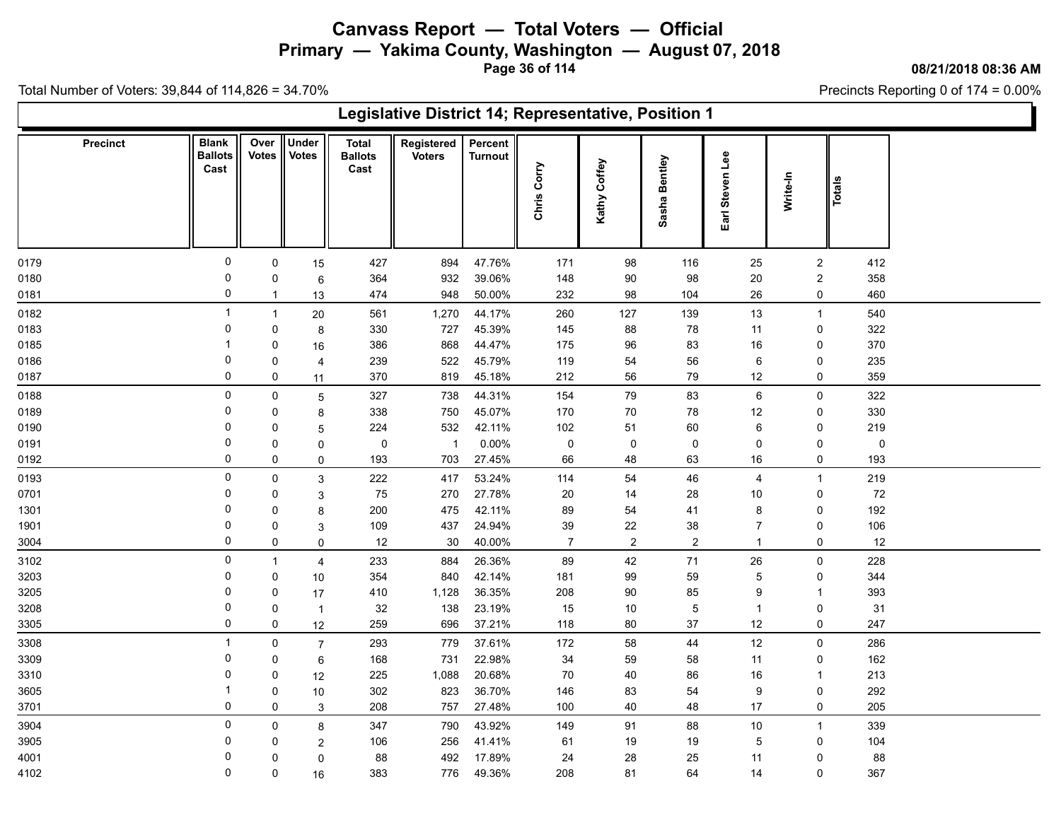# Canvass Report — Total Voters — Official

## Primary — Yakima County, Washington — August 07, 2018

08/21/2018 08:36 AM

Total Number of Voters: 39,844 of 114,826 = 34.70%

Precincts Reporting 0 of 174 = 0.00%

### Legislative District 14; Representative, Position 1

| Precinct | Blank Ballots Cast | Over Votes | Under Votes | Total Ballots Cast | Registered Voters | Percent Turnout | Chris Corry | Kathy Coffey | Sasha Bentley | Earl Steven Lee | Write-In | Totals |
|---|---|---|---|---|---|---|---|---|---|---|---|---|
| 0179 | 0 | 0 | 15 | 427 | 894 | 47.76% | 171 | 98 | 116 | 25 | 2 | 412 |
| 0180 | 0 | 0 | 6 | 364 | 932 | 39.06% | 148 | 90 | 98 | 20 | 2 | 358 |
| 0181 | 0 | 1 | 13 | 474 | 948 | 50.00% | 232 | 98 | 104 | 26 | 0 | 460 |
| 0182 | 1 | 1 | 20 | 561 | 1,270 | 44.17% | 260 | 127 | 139 | 13 | 1 | 540 |
| 0183 | 0 | 0 | 8 | 330 | 727 | 45.39% | 145 | 88 | 78 | 11 | 0 | 322 |
| 0185 | 1 | 0 | 16 | 386 | 868 | 44.47% | 175 | 96 | 83 | 16 | 0 | 370 |
| 0186 | 0 | 0 | 4 | 239 | 522 | 45.79% | 119 | 54 | 56 | 6 | 0 | 235 |
| 0187 | 0 | 0 | 11 | 370 | 819 | 45.18% | 212 | 56 | 79 | 12 | 0 | 359 |
| 0188 | 0 | 0 | 5 | 327 | 738 | 44.31% | 154 | 79 | 83 | 6 | 0 | 322 |
| 0189 | 0 | 0 | 8 | 338 | 750 | 45.07% | 170 | 70 | 78 | 12 | 0 | 330 |
| 0190 | 0 | 0 | 5 | 224 | 532 | 42.11% | 102 | 51 | 60 | 6 | 0 | 219 |
| 0191 | 0 | 0 | 0 | 0 | 1 | 0.00% | 0 | 0 | 0 | 0 | 0 | 0 |
| 0192 | 0 | 0 | 0 | 193 | 703 | 27.45% | 66 | 48 | 63 | 16 | 0 | 193 |
| 0193 | 0 | 0 | 3 | 222 | 417 | 53.24% | 114 | 54 | 46 | 4 | 1 | 219 |
| 0701 | 0 | 0 | 3 | 75 | 270 | 27.78% | 20 | 14 | 28 | 10 | 0 | 72 |
| 1301 | 0 | 0 | 8 | 200 | 475 | 42.11% | 89 | 54 | 41 | 8 | 0 | 192 |
| 1901 | 0 | 0 | 3 | 109 | 437 | 24.94% | 39 | 22 | 38 | 7 | 0 | 106 |
| 3004 | 0 | 0 | 0 | 12 | 30 | 40.00% | 7 | 2 | 2 | 1 | 0 | 12 |
| 3102 | 0 | 1 | 4 | 233 | 884 | 26.36% | 89 | 42 | 71 | 26 | 0 | 228 |
| 3203 | 0 | 0 | 10 | 354 | 840 | 42.14% | 181 | 99 | 59 | 5 | 0 | 344 |
| 3205 | 0 | 0 | 17 | 410 | 1,128 | 36.35% | 208 | 90 | 85 | 9 | 1 | 393 |
| 3208 | 0 | 0 | 1 | 32 | 138 | 23.19% | 15 | 10 | 5 | 1 | 0 | 31 |
| 3305 | 0 | 0 | 12 | 259 | 696 | 37.21% | 118 | 80 | 37 | 12 | 0 | 247 |
| 3308 | 1 | 0 | 7 | 293 | 779 | 37.61% | 172 | 58 | 44 | 12 | 0 | 286 |
| 3309 | 0 | 0 | 6 | 168 | 731 | 22.98% | 34 | 59 | 58 | 11 | 0 | 162 |
| 3310 | 0 | 0 | 12 | 225 | 1,088 | 20.68% | 70 | 40 | 86 | 16 | 1 | 213 |
| 3605 | 1 | 0 | 10 | 302 | 823 | 36.70% | 146 | 83 | 54 | 9 | 0 | 292 |
| 3701 | 0 | 0 | 3 | 208 | 757 | 27.48% | 100 | 40 | 48 | 17 | 0 | 205 |
| 3904 | 0 | 0 | 8 | 347 | 790 | 43.92% | 149 | 91 | 88 | 10 | 1 | 339 |
| 3905 | 0 | 0 | 2 | 106 | 256 | 41.41% | 61 | 19 | 19 | 5 | 0 | 104 |
| 4001 | 0 | 0 | 0 | 88 | 492 | 17.89% | 24 | 28 | 25 | 11 | 0 | 88 |
| 4102 | 0 | 0 | 16 | 383 | 776 | 49.36% | 208 | 81 | 64 | 14 | 0 | 367 |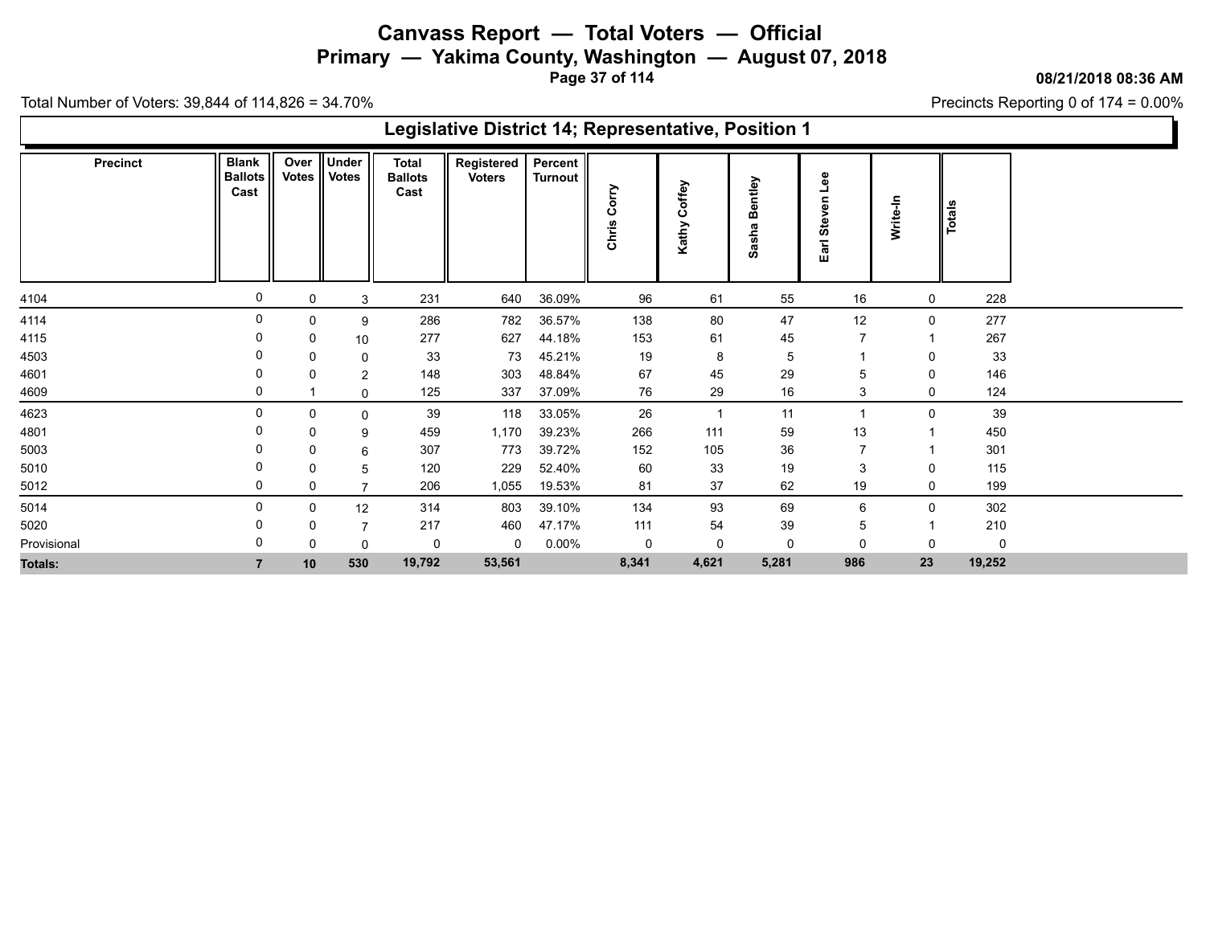# Canvass Report — Total Voters — Official

## Primary — Yakima County, Washington — August 07, 2018

08/21/2018 08:36 AM

Total Number of Voters: 39,844 of 114,826 = 34.70%

Precincts Reporting 0 of 174 = 0.00%

### Legislative District 14; Representative, Position 1

| Precinct | Blank Ballots Cast | Over Votes | Under Votes | Total Ballots Cast | Registered Voters | Percent Turnout | Chris Corry | Kathy Coffey | Sasha Bentley | Earl Steven Lee | Write-In | Totals |
|---|---|---|---|---|---|---|---|---|---|---|---|---|
| 4104 | 0 | 0 | 3 | 231 | 640 | 36.09% | 96 | 61 | 55 | 16 | 0 | 228 |
| 4114 | 0 | 0 | 9 | 286 | 782 | 36.57% | 138 | 80 | 47 | 12 | 0 | 277 |
| 4115 | 0 | 0 | 10 | 277 | 627 | 44.18% | 153 | 61 | 45 | 7 | 1 | 267 |
| 4503 | 0 | 0 | 0 | 33 | 73 | 45.21% | 19 | 8 | 5 | 1 | 0 | 33 |
| 4601 | 0 | 0 | 2 | 148 | 303 | 48.84% | 67 | 45 | 29 | 5 | 0 | 146 |
| 4609 | 0 | 1 | 0 | 125 | 337 | 37.09% | 76 | 29 | 16 | 3 | 0 | 124 |
| 4623 | 0 | 0 | 0 | 39 | 118 | 33.05% | 26 | 1 | 11 | 1 | 0 | 39 |
| 4801 | 0 | 0 | 9 | 459 | 1,170 | 39.23% | 266 | 111 | 59 | 13 | 1 | 450 |
| 5003 | 0 | 0 | 6 | 307 | 773 | 39.72% | 152 | 105 | 36 | 7 | 1 | 301 |
| 5010 | 0 | 0 | 5 | 120 | 229 | 52.40% | 60 | 33 | 19 | 3 | 0 | 115 |
| 5012 | 0 | 0 | 7 | 206 | 1,055 | 19.53% | 81 | 37 | 62 | 19 | 0 | 199 |
| 5014 | 0 | 0 | 12 | 314 | 803 | 39.10% | 134 | 93 | 69 | 6 | 0 | 302 |
| 5020 | 0 | 0 | 7 | 217 | 460 | 47.17% | 111 | 54 | 39 | 5 | 1 | 210 |
| Provisional | 0 | 0 | 0 | 0 | 0 | 0.00% | 0 | 0 | 0 | 0 | 0 | 0 |
| **Totals:** | **7** | **10** | **530** | **19,792** | **53,561** | | **8,341** | **4,621** | **5,281** | **986** | **23** | **19,252** |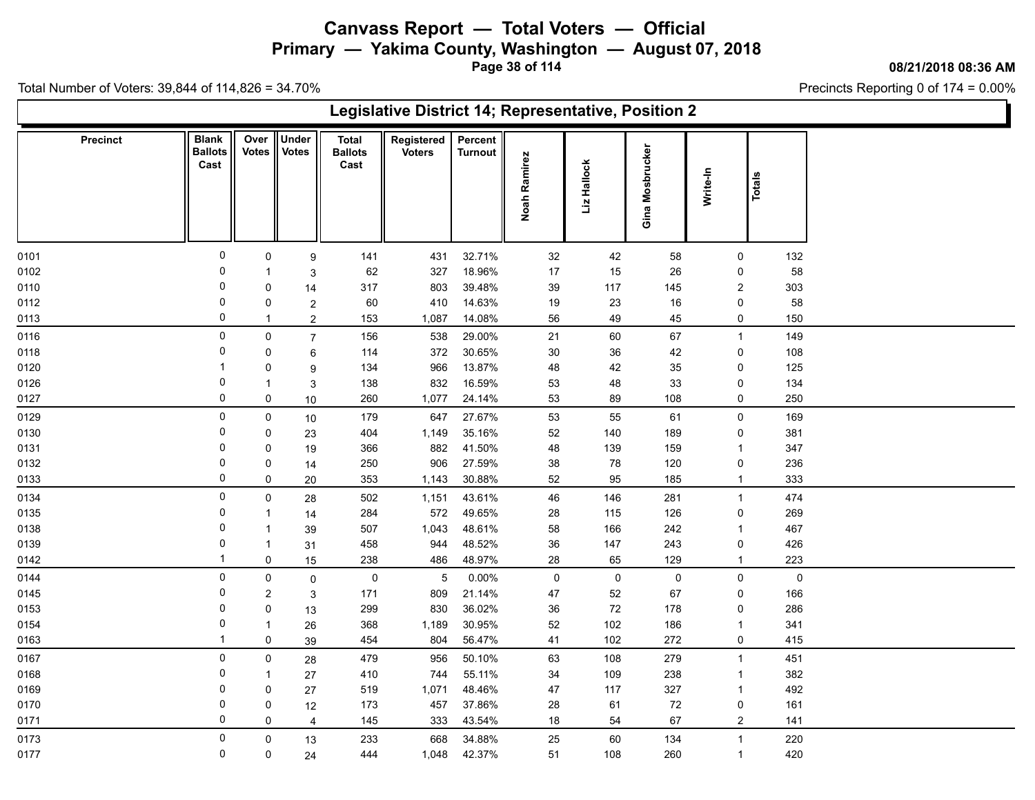# Canvass Report — Total Voters — Official

## Primary — Yakima County, Washington — August 07, 2018

08/21/2018 08:36 AM

Total Number of Voters: 39,844 of 114,826 = 34.70%

Precincts Reporting 0 of 174 = 0.00%

### Legislative District 14; Representative, Position 2

| Precinct | Blank Ballots Cast | Over Votes | Under Votes | Total Ballots Cast | Registered Voters | Percent Turnout | Noah Ramirez | Liz Hallock | Gina Mosbrucker | Write-In | Totals |
|---|---|---|---|---|---|---|---|---|---|---|---|
| 0101 | 0 | 0 | 9 | 141 | 431 | 32.71% | 32 | 42 | 58 | 0 | 132 |
| 0102 | 0 | 1 | 3 | 62 | 327 | 18.96% | 17 | 15 | 26 | 0 | 58 |
| 0110 | 0 | 0 | 14 | 317 | 803 | 39.48% | 39 | 117 | 145 | 2 | 303 |
| 0112 | 0 | 0 | 2 | 60 | 410 | 14.63% | 19 | 23 | 16 | 0 | 58 |
| 0113 | 0 | 1 | 2 | 153 | 1,087 | 14.08% | 56 | 49 | 45 | 0 | 150 |
| 0116 | 0 | 0 | 7 | 156 | 538 | 29.00% | 21 | 60 | 67 | 1 | 149 |
| 0118 | 0 | 0 | 6 | 114 | 372 | 30.65% | 30 | 36 | 42 | 0 | 108 |
| 0120 | 1 | 0 | 9 | 134 | 966 | 13.87% | 48 | 42 | 35 | 0 | 125 |
| 0126 | 0 | 1 | 3 | 138 | 832 | 16.59% | 53 | 48 | 33 | 0 | 134 |
| 0127 | 0 | 0 | 10 | 260 | 1,077 | 24.14% | 53 | 89 | 108 | 0 | 250 |
| 0129 | 0 | 0 | 10 | 179 | 647 | 27.67% | 53 | 55 | 61 | 0 | 169 |
| 0130 | 0 | 0 | 23 | 404 | 1,149 | 35.16% | 52 | 140 | 189 | 0 | 381 |
| 0131 | 0 | 0 | 19 | 366 | 882 | 41.50% | 48 | 139 | 159 | 1 | 347 |
| 0132 | 0 | 0 | 14 | 250 | 906 | 27.59% | 38 | 78 | 120 | 0 | 236 |
| 0133 | 0 | 0 | 20 | 353 | 1,143 | 30.88% | 52 | 95 | 185 | 1 | 333 |
| 0134 | 0 | 0 | 28 | 502 | 1,151 | 43.61% | 46 | 146 | 281 | 1 | 474 |
| 0135 | 0 | 1 | 14 | 284 | 572 | 49.65% | 28 | 115 | 126 | 0 | 269 |
| 0138 | 0 | 1 | 39 | 507 | 1,043 | 48.61% | 58 | 166 | 242 | 1 | 467 |
| 0139 | 0 | 1 | 31 | 458 | 944 | 48.52% | 36 | 147 | 243 | 0 | 426 |
| 0142 | 1 | 0 | 15 | 238 | 486 | 48.97% | 28 | 65 | 129 | 1 | 223 |
| 0144 | 0 | 0 | 0 | 0 | 5 | 0.00% | 0 | 0 | 0 | 0 | 0 |
| 0145 | 0 | 2 | 3 | 171 | 809 | 21.14% | 47 | 52 | 67 | 0 | 166 |
| 0153 | 0 | 0 | 13 | 299 | 830 | 36.02% | 36 | 72 | 178 | 0 | 286 |
| 0154 | 0 | 1 | 26 | 368 | 1,189 | 30.95% | 52 | 102 | 186 | 1 | 341 |
| 0163 | 1 | 0 | 39 | 454 | 804 | 56.47% | 41 | 102 | 272 | 0 | 415 |
| 0167 | 0 | 0 | 28 | 479 | 956 | 50.10% | 63 | 108 | 279 | 1 | 451 |
| 0168 | 0 | 1 | 27 | 410 | 744 | 55.11% | 34 | 109 | 238 | 1 | 382 |
| 0169 | 0 | 0 | 27 | 519 | 1,071 | 48.46% | 47 | 117 | 327 | 1 | 492 |
| 0170 | 0 | 0 | 12 | 173 | 457 | 37.86% | 28 | 61 | 72 | 0 | 161 |
| 0171 | 0 | 0 | 4 | 145 | 333 | 43.54% | 18 | 54 | 67 | 2 | 141 |
| 0173 | 0 | 0 | 13 | 233 | 668 | 34.88% | 25 | 60 | 134 | 1 | 220 |
| 0177 | 0 | 0 | 24 | 444 | 1,048 | 42.37% | 51 | 108 | 260 | 1 | 420 |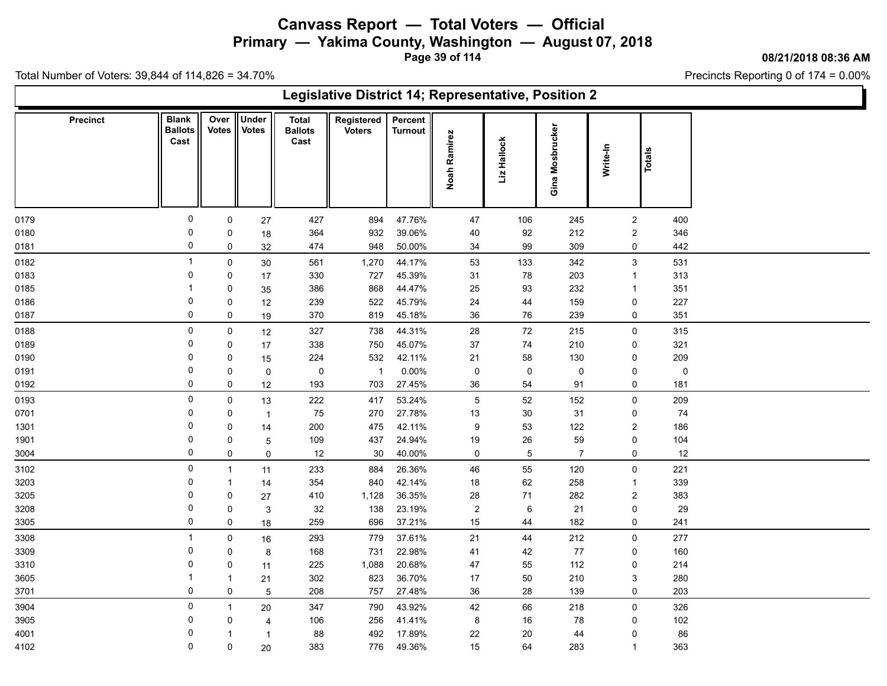# Canvass Report — Total Voters — Official

## Primary — Yakima County, Washington — August 07, 2018

08/21/2018 08:36 AM

Total Number of Voters: 39,844 of 114,826 = 34.70%

Precincts Reporting 0 of 174 = 0.00%

### Legislative District 14; Representative, Position 2

| Precinct | Blank Ballots Cast | Over Votes | Under Votes | Total Ballots Cast | Registered Voters | Percent Turnout | Noah Ramirez | Liz Hallock | Gina Mosbrucker | Write-In | Totals |
|---|---|---|---|---|---|---|---|---|---|---|---|
| 0179 | 0 | 0 | 27 | 427 | 894 | 47.76% | 47 | 106 | 245 | 2 | 400 |
| 0180 | 0 | 0 | 18 | 364 | 932 | 39.06% | 40 | 92 | 212 | 2 | 346 |
| 0181 | 0 | 0 | 32 | 474 | 948 | 50.00% | 34 | 99 | 309 | 0 | 442 |
| 0182 | 1 | 0 | 30 | 561 | 1,270 | 44.17% | 53 | 133 | 342 | 3 | 531 |
| 0183 | 0 | 0 | 17 | 330 | 727 | 45.39% | 31 | 78 | 203 | 1 | 313 |
| 0185 | 1 | 0 | 35 | 386 | 868 | 44.47% | 25 | 93 | 232 | 1 | 351 |
| 0186 | 0 | 0 | 12 | 239 | 522 | 45.79% | 24 | 44 | 159 | 0 | 227 |
| 0187 | 0 | 0 | 19 | 370 | 819 | 45.18% | 36 | 76 | 239 | 0 | 351 |
| 0188 | 0 | 0 | 12 | 327 | 738 | 44.31% | 28 | 72 | 215 | 0 | 315 |
| 0189 | 0 | 0 | 17 | 338 | 750 | 45.07% | 37 | 74 | 210 | 0 | 321 |
| 0190 | 0 | 0 | 15 | 224 | 532 | 42.11% | 21 | 58 | 130 | 0 | 209 |
| 0191 | 0 | 0 | 0 | 0 | 1 | 0.00% | 0 | 0 | 0 | 0 | 0 |
| 0192 | 0 | 0 | 12 | 193 | 703 | 27.45% | 36 | 54 | 91 | 0 | 181 |
| 0193 | 0 | 0 | 13 | 222 | 417 | 53.24% | 5 | 52 | 152 | 0 | 209 |
| 0701 | 0 | 0 | 1 | 75 | 270 | 27.78% | 13 | 30 | 31 | 0 | 74 |
| 1301 | 0 | 0 | 14 | 200 | 475 | 42.11% | 9 | 53 | 122 | 2 | 186 |
| 1901 | 0 | 0 | 5 | 109 | 437 | 24.94% | 19 | 26 | 59 | 0 | 104 |
| 3004 | 0 | 0 | 0 | 12 | 30 | 40.00% | 0 | 5 | 7 | 0 | 12 |
| 3102 | 0 | 1 | 11 | 233 | 884 | 26.36% | 46 | 55 | 120 | 0 | 221 |
| 3203 | 0 | 1 | 14 | 354 | 840 | 42.14% | 18 | 62 | 258 | 1 | 339 |
| 3205 | 0 | 0 | 27 | 410 | 1,128 | 36.35% | 28 | 71 | 282 | 2 | 383 |
| 3208 | 0 | 0 | 3 | 32 | 138 | 23.19% | 2 | 6 | 21 | 0 | 29 |
| 3305 | 0 | 0 | 18 | 259 | 696 | 37.21% | 15 | 44 | 182 | 0 | 241 |
| 3308 | 1 | 0 | 16 | 293 | 779 | 37.61% | 21 | 44 | 212 | 0 | 277 |
| 3309 | 0 | 0 | 8 | 168 | 731 | 22.98% | 41 | 42 | 77 | 0 | 160 |
| 3310 | 0 | 0 | 11 | 225 | 1,088 | 20.68% | 47 | 55 | 112 | 0 | 214 |
| 3605 | 1 | 1 | 21 | 302 | 823 | 36.70% | 17 | 50 | 210 | 3 | 280 |
| 3701 | 0 | 0 | 5 | 208 | 757 | 27.48% | 36 | 28 | 139 | 0 | 203 |
| 3904 | 0 | 1 | 20 | 347 | 790 | 43.92% | 42 | 66 | 218 | 0 | 326 |
| 3905 | 0 | 0 | 4 | 106 | 256 | 41.41% | 8 | 16 | 78 | 0 | 102 |
| 4001 | 0 | 1 | 1 | 88 | 492 | 17.89% | 22 | 20 | 44 | 0 | 86 |
| 4102 | 0 | 0 | 20 | 383 | 776 | 49.36% | 15 | 64 | 283 | 1 | 363 |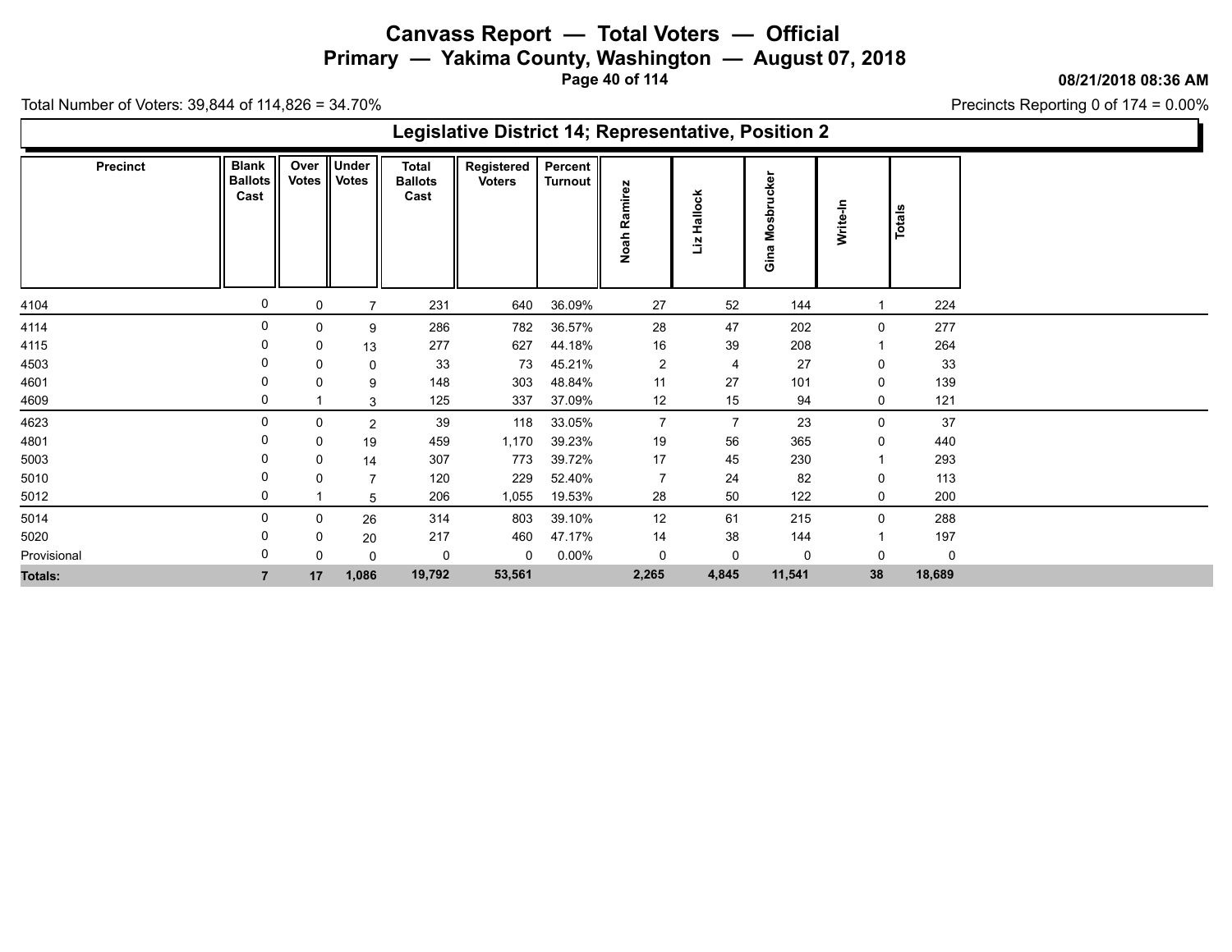# Canvass Report — Total Voters — Official

## Primary — Yakima County, Washington — August 07, 2018

08/21/2018 08:36 AM

Total Number of Voters: 39,844 of 114,826 = 34.70%

Precincts Reporting 0 of 174 = 0.00%

### Legislative District 14; Representative, Position 2

| Precinct | Blank Ballots Cast | Over Votes | Under Votes | Total Ballots Cast | Registered Voters | Percent Turnout | Noah Ramirez | Liz Hallock | Gina Mosbrucker | Write-In | Totals |
|---|---|---|---|---|---|---|---|---|---|---|---|
| 4104 | 0 | 0 | 7 | 231 | 640 | 36.09% | 27 | 52 | 144 | 1 | 224 |
| 4114 | 0 | 0 | 9 | 286 | 782 | 36.57% | 28 | 47 | 202 | 0 | 277 |
| 4115 | 0 | 0 | 13 | 277 | 627 | 44.18% | 16 | 39 | 208 | 1 | 264 |
| 4503 | 0 | 0 | 0 | 33 | 73 | 45.21% | 2 | 4 | 27 | 0 | 33 |
| 4601 | 0 | 0 | 9 | 148 | 303 | 48.84% | 11 | 27 | 101 | 0 | 139 |
| 4609 | 0 | 1 | 3 | 125 | 337 | 37.09% | 12 | 15 | 94 | 0 | 121 |
| 4623 | 0 | 0 | 2 | 39 | 118 | 33.05% | 7 | 7 | 23 | 0 | 37 |
| 4801 | 0 | 0 | 19 | 459 | 1,170 | 39.23% | 19 | 56 | 365 | 0 | 440 |
| 5003 | 0 | 0 | 14 | 307 | 773 | 39.72% | 17 | 45 | 230 | 1 | 293 |
| 5010 | 0 | 0 | 7 | 120 | 229 | 52.40% | 7 | 24 | 82 | 0 | 113 |
| 5012 | 0 | 1 | 5 | 206 | 1,055 | 19.53% | 28 | 50 | 122 | 0 | 200 |
| 5014 | 0 | 0 | 26 | 314 | 803 | 39.10% | 12 | 61 | 215 | 0 | 288 |
| 5020 | 0 | 0 | 20 | 217 | 460 | 47.17% | 14 | 38 | 144 | 1 | 197 |
| Provisional | 0 | 0 | 0 | 0 | 0 | 0.00% | 0 | 0 | 0 | 0 | 0 |
| **Totals:** | **7** | **17** | **1,086** | **19,792** | **53,561** | | **2,265** | **4,845** | **11,541** | **38** | **18,689** |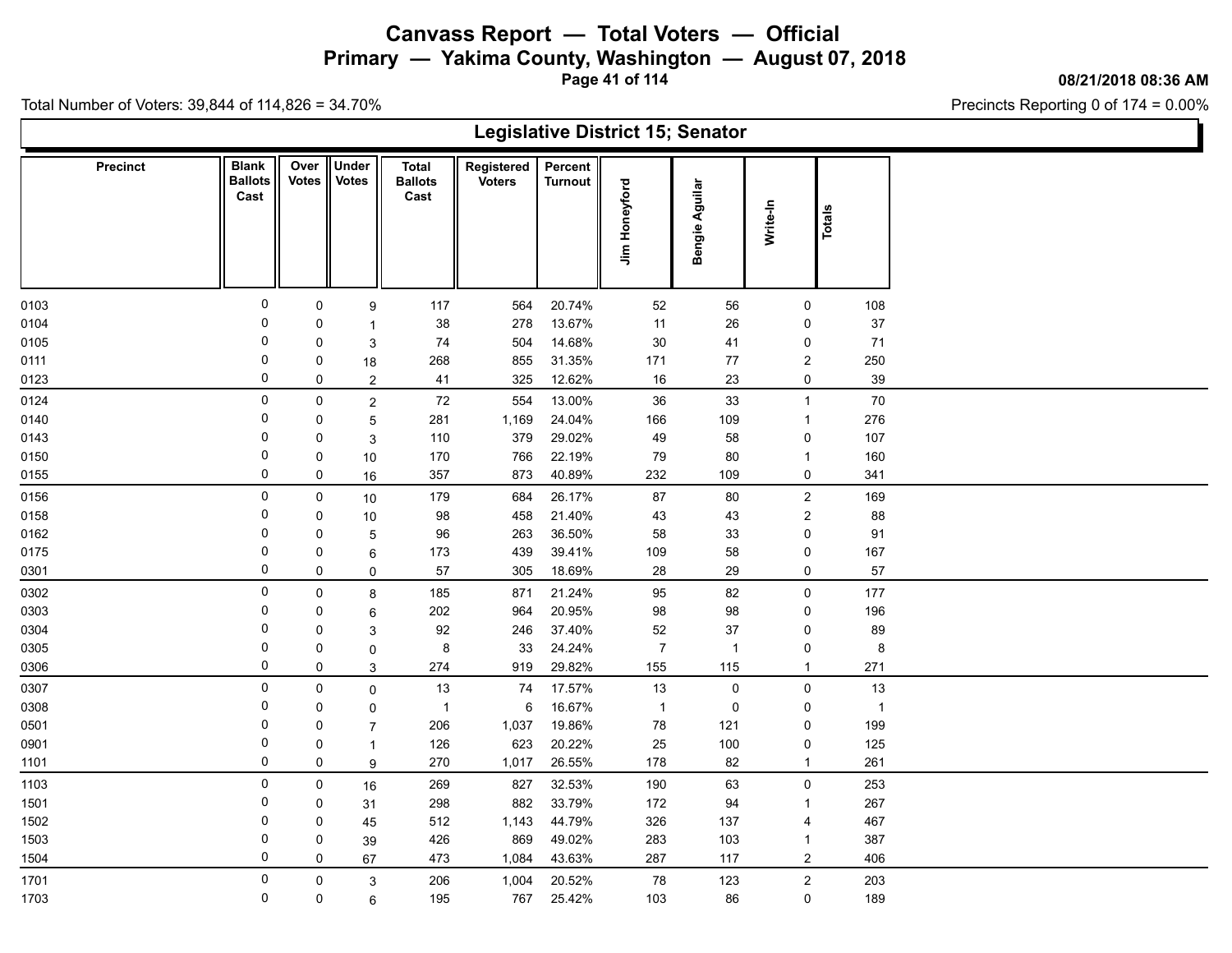# Canvass Report — Total Voters — Official

## Primary — Yakima County, Washington — August 07, 2018

Total Number of Voters: 39,844 of 114,826 = 34.70%

Precincts Reporting 0 of 174 = 0.00%

### Legislative District 15; Senator

| Precinct | Blank Ballots Cast | Over Votes | Under Votes | Total Ballots Cast | Registered Voters | Percent Turnout | Jim Honeyford | Bengie Aguilar | Write-In | Totals |
|---|---|---|---|---|---|---|---|---|---|---|
| 0103 | 0 | 0 | 9 | 117 | 564 | 20.74% | 52 | 56 | 0 | 108 |
| 0104 | 0 | 0 | 1 | 38 | 278 | 13.67% | 11 | 26 | 0 | 37 |
| 0105 | 0 | 0 | 3 | 74 | 504 | 14.68% | 30 | 41 | 0 | 71 |
| 0111 | 0 | 0 | 18 | 268 | 855 | 31.35% | 171 | 77 | 2 | 250 |
| 0123 | 0 | 0 | 2 | 41 | 325 | 12.62% | 16 | 23 | 0 | 39 |
| 0124 | 0 | 0 | 2 | 72 | 554 | 13.00% | 36 | 33 | 1 | 70 |
| 0140 | 0 | 0 | 5 | 281 | 1,169 | 24.04% | 166 | 109 | 1 | 276 |
| 0143 | 0 | 0 | 3 | 110 | 379 | 29.02% | 49 | 58 | 0 | 107 |
| 0150 | 0 | 0 | 10 | 170 | 766 | 22.19% | 79 | 80 | 1 | 160 |
| 0155 | 0 | 0 | 16 | 357 | 873 | 40.89% | 232 | 109 | 0 | 341 |
| 0156 | 0 | 0 | 10 | 179 | 684 | 26.17% | 87 | 80 | 2 | 169 |
| 0158 | 0 | 0 | 10 | 98 | 458 | 21.40% | 43 | 43 | 2 | 88 |
| 0162 | 0 | 0 | 5 | 96 | 263 | 36.50% | 58 | 33 | 0 | 91 |
| 0175 | 0 | 0 | 6 | 173 | 439 | 39.41% | 109 | 58 | 0 | 167 |
| 0301 | 0 | 0 | 0 | 57 | 305 | 18.69% | 28 | 29 | 0 | 57 |
| 0302 | 0 | 0 | 8 | 185 | 871 | 21.24% | 95 | 82 | 0 | 177 |
| 0303 | 0 | 0 | 6 | 202 | 964 | 20.95% | 98 | 98 | 0 | 196 |
| 0304 | 0 | 0 | 3 | 92 | 246 | 37.40% | 52 | 37 | 0 | 89 |
| 0305 | 0 | 0 | 0 | 8 | 33 | 24.24% | 7 | 1 | 0 | 8 |
| 0306 | 0 | 0 | 3 | 274 | 919 | 29.82% | 155 | 115 | 1 | 271 |
| 0307 | 0 | 0 | 0 | 13 | 74 | 17.57% | 13 | 0 | 0 | 13 |
| 0308 | 0 | 0 | 0 | 1 | 6 | 16.67% | 1 | 0 | 0 | 1 |
| 0501 | 0 | 0 | 7 | 206 | 1,037 | 19.86% | 78 | 121 | 0 | 199 |
| 0901 | 0 | 0 | 1 | 126 | 623 | 20.22% | 25 | 100 | 0 | 125 |
| 1101 | 0 | 0 | 9 | 270 | 1,017 | 26.55% | 178 | 82 | 1 | 261 |
| 1103 | 0 | 0 | 16 | 269 | 827 | 32.53% | 190 | 63 | 0 | 253 |
| 1501 | 0 | 0 | 31 | 298 | 882 | 33.79% | 172 | 94 | 1 | 267 |
| 1502 | 0 | 0 | 45 | 512 | 1,143 | 44.79% | 326 | 137 | 4 | 467 |
| 1503 | 0 | 0 | 39 | 426 | 869 | 49.02% | 283 | 103 | 1 | 387 |
| 1504 | 0 | 0 | 67 | 473 | 1,084 | 43.63% | 287 | 117 | 2 | 406 |
| 1701 | 0 | 0 | 3 | 206 | 1,004 | 20.52% | 78 | 123 | 2 | 203 |
| 1703 | 0 | 0 | 6 | 195 | 767 | 25.42% | 103 | 86 | 0 | 189 |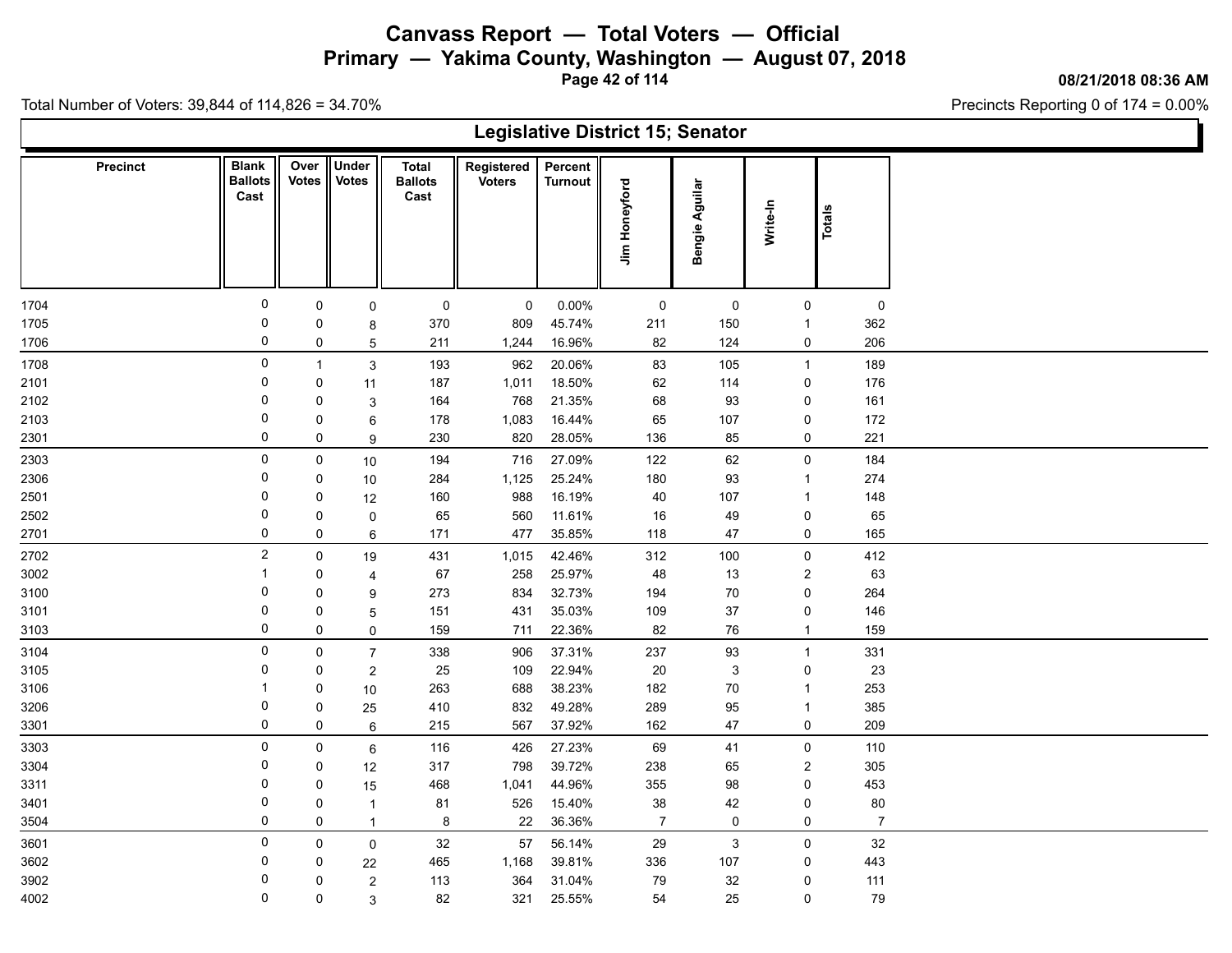# Canvass Report — Total Voters — Official

## Primary — Yakima County, Washington — August 07, 2018

08/21/2018 08:36 AM

Total Number of Voters: 39,844 of 114,826 = 34.70%

Precincts Reporting 0 of 174 = 0.00%

### Legislative District 15; Senator

| Precinct | Blank Ballots Cast | Over Votes | Under Votes | Total Ballots Cast | Registered Voters | Percent Turnout | Jim Honeyford | Bengie Aguilar | Write-In | Totals |
|---|---|---|---|---|---|---|---|---|---|---|
| 1704 | 0 | 0 | 0 | 0 | 0 | 0.00% | 0 | 0 | 0 | 0 |
| 1705 | 0 | 0 | 8 | 370 | 809 | 45.74% | 211 | 150 | 1 | 362 |
| 1706 | 0 | 0 | 5 | 211 | 1,244 | 16.96% | 82 | 124 | 0 | 206 |
| 1708 | 0 | 1 | 3 | 193 | 962 | 20.06% | 83 | 105 | 1 | 189 |
| 2101 | 0 | 0 | 11 | 187 | 1,011 | 18.50% | 62 | 114 | 0 | 176 |
| 2102 | 0 | 0 | 3 | 164 | 768 | 21.35% | 68 | 93 | 0 | 161 |
| 2103 | 0 | 0 | 6 | 178 | 1,083 | 16.44% | 65 | 107 | 0 | 172 |
| 2301 | 0 | 0 | 9 | 230 | 820 | 28.05% | 136 | 85 | 0 | 221 |
| 2303 | 0 | 0 | 10 | 194 | 716 | 27.09% | 122 | 62 | 0 | 184 |
| 2306 | 0 | 0 | 10 | 284 | 1,125 | 25.24% | 180 | 93 | 1 | 274 |
| 2501 | 0 | 0 | 12 | 160 | 988 | 16.19% | 40 | 107 | 1 | 148 |
| 2502 | 0 | 0 | 0 | 65 | 560 | 11.61% | 16 | 49 | 0 | 65 |
| 2701 | 0 | 0 | 6 | 171 | 477 | 35.85% | 118 | 47 | 0 | 165 |
| 2702 | 2 | 0 | 19 | 431 | 1,015 | 42.46% | 312 | 100 | 0 | 412 |
| 3002 | 1 | 0 | 4 | 67 | 258 | 25.97% | 48 | 13 | 2 | 63 |
| 3100 | 0 | 0 | 9 | 273 | 834 | 32.73% | 194 | 70 | 0 | 264 |
| 3101 | 0 | 0 | 5 | 151 | 431 | 35.03% | 109 | 37 | 0 | 146 |
| 3103 | 0 | 0 | 0 | 159 | 711 | 22.36% | 82 | 76 | 1 | 159 |
| 3104 | 0 | 0 | 7 | 338 | 906 | 37.31% | 237 | 93 | 1 | 331 |
| 3105 | 0 | 0 | 2 | 25 | 109 | 22.94% | 20 | 3 | 0 | 23 |
| 3106 | 1 | 0 | 10 | 263 | 688 | 38.23% | 182 | 70 | 1 | 253 |
| 3206 | 0 | 0 | 25 | 410 | 832 | 49.28% | 289 | 95 | 1 | 385 |
| 3301 | 0 | 0 | 6 | 215 | 567 | 37.92% | 162 | 47 | 0 | 209 |
| 3303 | 0 | 0 | 6 | 116 | 426 | 27.23% | 69 | 41 | 0 | 110 |
| 3304 | 0 | 0 | 12 | 317 | 798 | 39.72% | 238 | 65 | 2 | 305 |
| 3311 | 0 | 0 | 15 | 468 | 1,041 | 44.96% | 355 | 98 | 0 | 453 |
| 3401 | 0 | 0 | 1 | 81 | 526 | 15.40% | 38 | 42 | 0 | 80 |
| 3504 | 0 | 0 | 1 | 8 | 22 | 36.36% | 7 | 0 | 0 | 7 |
| 3601 | 0 | 0 | 0 | 32 | 57 | 56.14% | 29 | 3 | 0 | 32 |
| 3602 | 0 | 0 | 22 | 465 | 1,168 | 39.81% | 336 | 107 | 0 | 443 |
| 3902 | 0 | 0 | 2 | 113 | 364 | 31.04% | 79 | 32 | 0 | 111 |
| 4002 | 0 | 0 | 3 | 82 | 321 | 25.55% | 54 | 25 | 0 | 79 |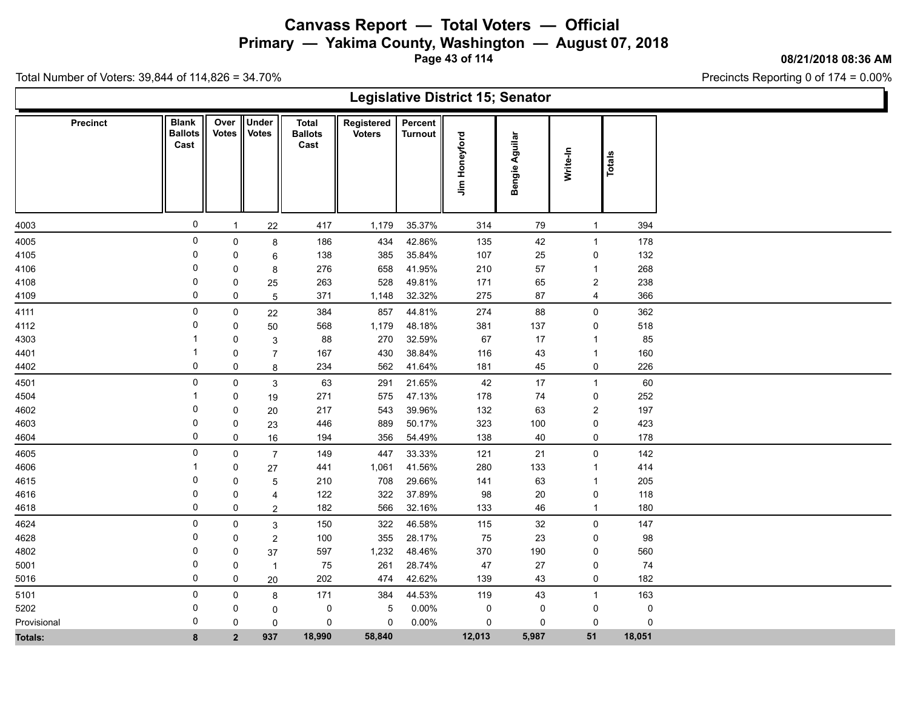# Canvass Report — Total Voters — Official

## Primary — Yakima County, Washington — August 07, 2018

08/21/2018 08:36 AM

Total Number of Voters: 39,844 of 114,826 = 34.70%

Precincts Reporting 0 of 174 = 0.00%

### Legislative District 15; Senator

| Precinct | Blank Ballots Cast | Over Votes | Under Votes | Total Ballots Cast | Registered Voters | Percent Turnout | Jim Honeyford | Bengie Aguilar | Write-In | Totals |
|---|---|---|---|---|---|---|---|---|---|---|
| 4003 | 0 | 1 | 22 | 417 | 1,179 | 35.37% | 314 | 79 | 1 | 394 |
| 4005 | 0 | 0 | 8 | 186 | 434 | 42.86% | 135 | 42 | 1 | 178 |
| 4105 | 0 | 0 | 6 | 138 | 385 | 35.84% | 107 | 25 | 0 | 132 |
| 4106 | 0 | 0 | 8 | 276 | 658 | 41.95% | 210 | 57 | 1 | 268 |
| 4108 | 0 | 0 | 25 | 263 | 528 | 49.81% | 171 | 65 | 2 | 238 |
| 4109 | 0 | 0 | 5 | 371 | 1,148 | 32.32% | 275 | 87 | 4 | 366 |
| 4111 | 0 | 0 | 22 | 384 | 857 | 44.81% | 274 | 88 | 0 | 362 |
| 4112 | 0 | 0 | 50 | 568 | 1,179 | 48.18% | 381 | 137 | 0 | 518 |
| 4303 | 1 | 0 | 3 | 88 | 270 | 32.59% | 67 | 17 | 1 | 85 |
| 4401 | 1 | 0 | 7 | 167 | 430 | 38.84% | 116 | 43 | 1 | 160 |
| 4402 | 0 | 0 | 8 | 234 | 562 | 41.64% | 181 | 45 | 0 | 226 |
| 4501 | 0 | 0 | 3 | 63 | 291 | 21.65% | 42 | 17 | 1 | 60 |
| 4504 | 1 | 0 | 19 | 271 | 575 | 47.13% | 178 | 74 | 0 | 252 |
| 4602 | 0 | 0 | 20 | 217 | 543 | 39.96% | 132 | 63 | 2 | 197 |
| 4603 | 0 | 0 | 23 | 446 | 889 | 50.17% | 323 | 100 | 0 | 423 |
| 4604 | 0 | 0 | 16 | 194 | 356 | 54.49% | 138 | 40 | 0 | 178 |
| 4605 | 0 | 0 | 7 | 149 | 447 | 33.33% | 121 | 21 | 0 | 142 |
| 4606 | 1 | 0 | 27 | 441 | 1,061 | 41.56% | 280 | 133 | 1 | 414 |
| 4615 | 0 | 0 | 5 | 210 | 708 | 29.66% | 141 | 63 | 1 | 205 |
| 4616 | 0 | 0 | 4 | 122 | 322 | 37.89% | 98 | 20 | 0 | 118 |
| 4618 | 0 | 0 | 2 | 182 | 566 | 32.16% | 133 | 46 | 1 | 180 |
| 4624 | 0 | 0 | 3 | 150 | 322 | 46.58% | 115 | 32 | 0 | 147 |
| 4628 | 0 | 0 | 2 | 100 | 355 | 28.17% | 75 | 23 | 0 | 98 |
| 4802 | 0 | 0 | 37 | 597 | 1,232 | 48.46% | 370 | 190 | 0 | 560 |
| 5001 | 0 | 0 | 1 | 75 | 261 | 28.74% | 47 | 27 | 0 | 74 |
| 5016 | 0 | 0 | 20 | 202 | 474 | 42.62% | 139 | 43 | 0 | 182 |
| 5101 | 0 | 0 | 8 | 171 | 384 | 44.53% | 119 | 43 | 1 | 163 |
| 5202 | 0 | 0 | 0 | 0 | 5 | 0.00% | 0 | 0 | 0 | 0 |
| Provisional | 0 | 0 | 0 | 0 | 0 | 0.00% | 0 | 0 | 0 | 0 |
| **Totals:** | **8** | **2** | **937** | **18,990** | **58,840** | | **12,013** | **5,987** | **51** | **18,051** |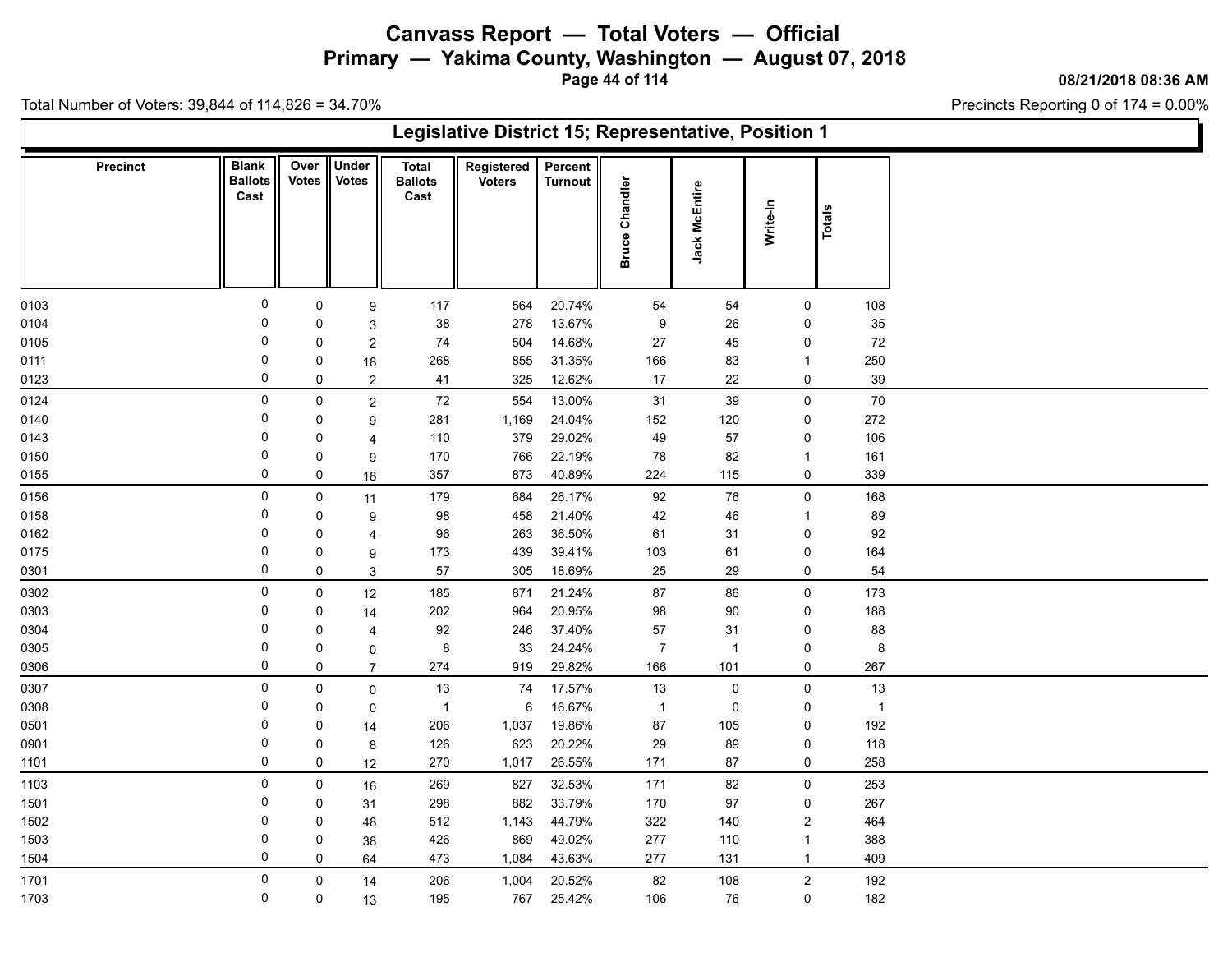# Canvass Report — Total Voters — Official

## Primary — Yakima County, Washington — August 07, 2018

08/21/2018 08:36 AM

Total Number of Voters: 39,844 of 114,826 = 34.70%

Precincts Reporting 0 of 174 = 0.00%

### Legislative District 15; Representative, Position 1

| Precinct | Blank Ballots Cast | Over Votes | Under Votes | Total Ballots Cast | Registered Voters | Percent Turnout | Bruce Chandler | Jack McEntire | Write-In | Totals |
|---|---|---|---|---|---|---|---|---|---|---|
| 0103 | 0 | 0 | 9 | 117 | 564 | 20.74% | 54 | 54 | 0 | 108 |
| 0104 | 0 | 0 | 3 | 38 | 278 | 13.67% | 9 | 26 | 0 | 35 |
| 0105 | 0 | 0 | 2 | 74 | 504 | 14.68% | 27 | 45 | 0 | 72 |
| 0111 | 0 | 0 | 18 | 268 | 855 | 31.35% | 166 | 83 | 1 | 250 |
| 0123 | 0 | 0 | 2 | 41 | 325 | 12.62% | 17 | 22 | 0 | 39 |
| 0124 | 0 | 0 | 2 | 72 | 554 | 13.00% | 31 | 39 | 0 | 70 |
| 0140 | 0 | 0 | 9 | 281 | 1,169 | 24.04% | 152 | 120 | 0 | 272 |
| 0143 | 0 | 0 | 4 | 110 | 379 | 29.02% | 49 | 57 | 0 | 106 |
| 0150 | 0 | 0 | 9 | 170 | 766 | 22.19% | 78 | 82 | 1 | 161 |
| 0155 | 0 | 0 | 18 | 357 | 873 | 40.89% | 224 | 115 | 0 | 339 |
| 0156 | 0 | 0 | 11 | 179 | 684 | 26.17% | 92 | 76 | 0 | 168 |
| 0158 | 0 | 0 | 9 | 98 | 458 | 21.40% | 42 | 46 | 1 | 89 |
| 0162 | 0 | 0 | 4 | 96 | 263 | 36.50% | 61 | 31 | 0 | 92 |
| 0175 | 0 | 0 | 9 | 173 | 439 | 39.41% | 103 | 61 | 0 | 164 |
| 0301 | 0 | 0 | 3 | 57 | 305 | 18.69% | 25 | 29 | 0 | 54 |
| 0302 | 0 | 0 | 12 | 185 | 871 | 21.24% | 87 | 86 | 0 | 173 |
| 0303 | 0 | 0 | 14 | 202 | 964 | 20.95% | 98 | 90 | 0 | 188 |
| 0304 | 0 | 0 | 4 | 92 | 246 | 37.40% | 57 | 31 | 0 | 88 |
| 0305 | 0 | 0 | 0 | 8 | 33 | 24.24% | 7 | 1 | 0 | 8 |
| 0306 | 0 | 0 | 7 | 274 | 919 | 29.82% | 166 | 101 | 0 | 267 |
| 0307 | 0 | 0 | 0 | 13 | 74 | 17.57% | 13 | 0 | 0 | 13 |
| 0308 | 0 | 0 | 0 | 1 | 6 | 16.67% | 1 | 0 | 0 | 1 |
| 0501 | 0 | 0 | 14 | 206 | 1,037 | 19.86% | 87 | 105 | 0 | 192 |
| 0901 | 0 | 0 | 8 | 126 | 623 | 20.22% | 29 | 89 | 0 | 118 |
| 1101 | 0 | 0 | 12 | 270 | 1,017 | 26.55% | 171 | 87 | 0 | 258 |
| 1103 | 0 | 0 | 16 | 269 | 827 | 32.53% | 171 | 82 | 0 | 253 |
| 1501 | 0 | 0 | 31 | 298 | 882 | 33.79% | 170 | 97 | 0 | 267 |
| 1502 | 0 | 0 | 48 | 512 | 1,143 | 44.79% | 322 | 140 | 2 | 464 |
| 1503 | 0 | 0 | 38 | 426 | 869 | 49.02% | 277 | 110 | 1 | 388 |
| 1504 | 0 | 0 | 64 | 473 | 1,084 | 43.63% | 277 | 131 | 1 | 409 |
| 1701 | 0 | 0 | 14 | 206 | 1,004 | 20.52% | 82 | 108 | 2 | 192 |
| 1703 | 0 | 0 | 13 | 195 | 767 | 25.42% | 106 | 76 | 0 | 182 |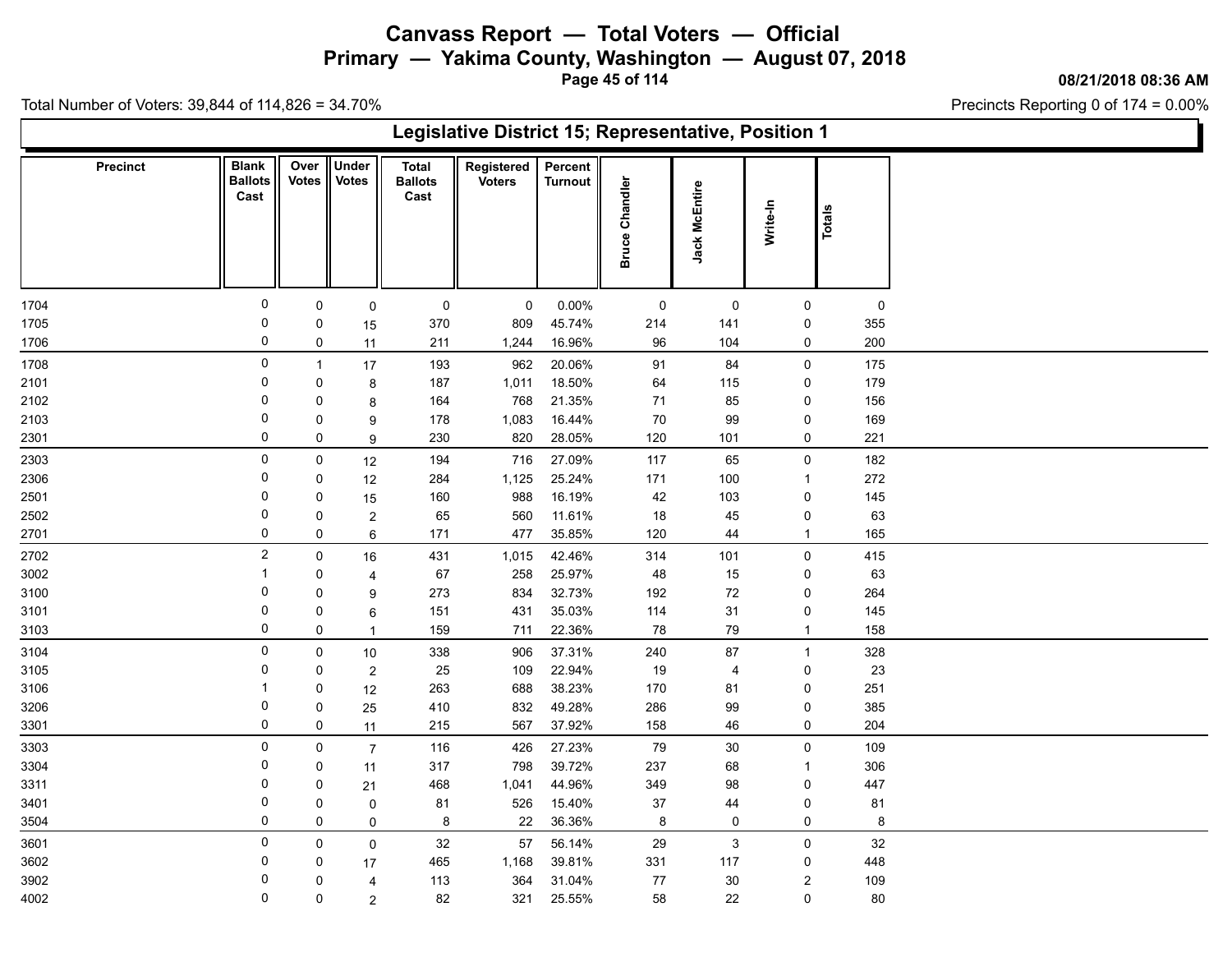# Canvass Report — Total Voters — Official

## Primary — Yakima County, Washington — August 07, 2018

08/21/2018 08:36 AM

Total Number of Voters: 39,844 of 114,826 = 34.70%

Precincts Reporting 0 of 174 = 0.00%

## Legislative District 15; Representative, Position 1

| Precinct | Blank Ballots Cast | Over Votes | Under Votes | Total Ballots Cast | Registered Voters | Percent Turnout | Bruce Chandler | Jack McEntire | Write-In | Totals |
|---|---|---|---|---|---|---|---|---|---|---|
| 1704 | 0 | 0 | 0 | 0 | 0 | 0.00% | 0 | 0 | 0 | 0 |
| 1705 | 0 | 0 | 15 | 370 | 809 | 45.74% | 214 | 141 | 0 | 355 |
| 1706 | 0 | 0 | 11 | 211 | 1,244 | 16.96% | 96 | 104 | 0 | 200 |
| 1708 | 0 | 1 | 17 | 193 | 962 | 20.06% | 91 | 84 | 0 | 175 |
| 2101 | 0 | 0 | 8 | 187 | 1,011 | 18.50% | 64 | 115 | 0 | 179 |
| 2102 | 0 | 0 | 8 | 164 | 768 | 21.35% | 71 | 85 | 0 | 156 |
| 2103 | 0 | 0 | 9 | 178 | 1,083 | 16.44% | 70 | 99 | 0 | 169 |
| 2301 | 0 | 0 | 9 | 230 | 820 | 28.05% | 120 | 101 | 0 | 221 |
| 2303 | 0 | 0 | 12 | 194 | 716 | 27.09% | 117 | 65 | 0 | 182 |
| 2306 | 0 | 0 | 12 | 284 | 1,125 | 25.24% | 171 | 100 | 1 | 272 |
| 2501 | 0 | 0 | 15 | 160 | 988 | 16.19% | 42 | 103 | 0 | 145 |
| 2502 | 0 | 0 | 2 | 65 | 560 | 11.61% | 18 | 45 | 0 | 63 |
| 2701 | 0 | 0 | 6 | 171 | 477 | 35.85% | 120 | 44 | 1 | 165 |
| 2702 | 2 | 0 | 16 | 431 | 1,015 | 42.46% | 314 | 101 | 0 | 415 |
| 3002 | 1 | 0 | 4 | 67 | 258 | 25.97% | 48 | 15 | 0 | 63 |
| 3100 | 0 | 0 | 9 | 273 | 834 | 32.73% | 192 | 72 | 0 | 264 |
| 3101 | 0 | 0 | 6 | 151 | 431 | 35.03% | 114 | 31 | 0 | 145 |
| 3103 | 0 | 0 | 1 | 159 | 711 | 22.36% | 78 | 79 | 1 | 158 |
| 3104 | 0 | 0 | 10 | 338 | 906 | 37.31% | 240 | 87 | 1 | 328 |
| 3105 | 0 | 0 | 2 | 25 | 109 | 22.94% | 19 | 4 | 0 | 23 |
| 3106 | 1 | 0 | 12 | 263 | 688 | 38.23% | 170 | 81 | 0 | 251 |
| 3206 | 0 | 0 | 25 | 410 | 832 | 49.28% | 286 | 99 | 0 | 385 |
| 3301 | 0 | 0 | 11 | 215 | 567 | 37.92% | 158 | 46 | 0 | 204 |
| 3303 | 0 | 0 | 7 | 116 | 426 | 27.23% | 79 | 30 | 0 | 109 |
| 3304 | 0 | 0 | 11 | 317 | 798 | 39.72% | 237 | 68 | 1 | 306 |
| 3311 | 0 | 0 | 21 | 468 | 1,041 | 44.96% | 349 | 98 | 0 | 447 |
| 3401 | 0 | 0 | 0 | 81 | 526 | 15.40% | 37 | 44 | 0 | 81 |
| 3504 | 0 | 0 | 0 | 8 | 22 | 36.36% | 8 | 0 | 0 | 8 |
| 3601 | 0 | 0 | 0 | 32 | 57 | 56.14% | 29 | 3 | 0 | 32 |
| 3602 | 0 | 0 | 17 | 465 | 1,168 | 39.81% | 331 | 117 | 0 | 448 |
| 3902 | 0 | 0 | 4 | 113 | 364 | 31.04% | 77 | 30 | 2 | 109 |
| 4002 | 0 | 0 | 2 | 82 | 321 | 25.55% | 58 | 22 | 0 | 80 |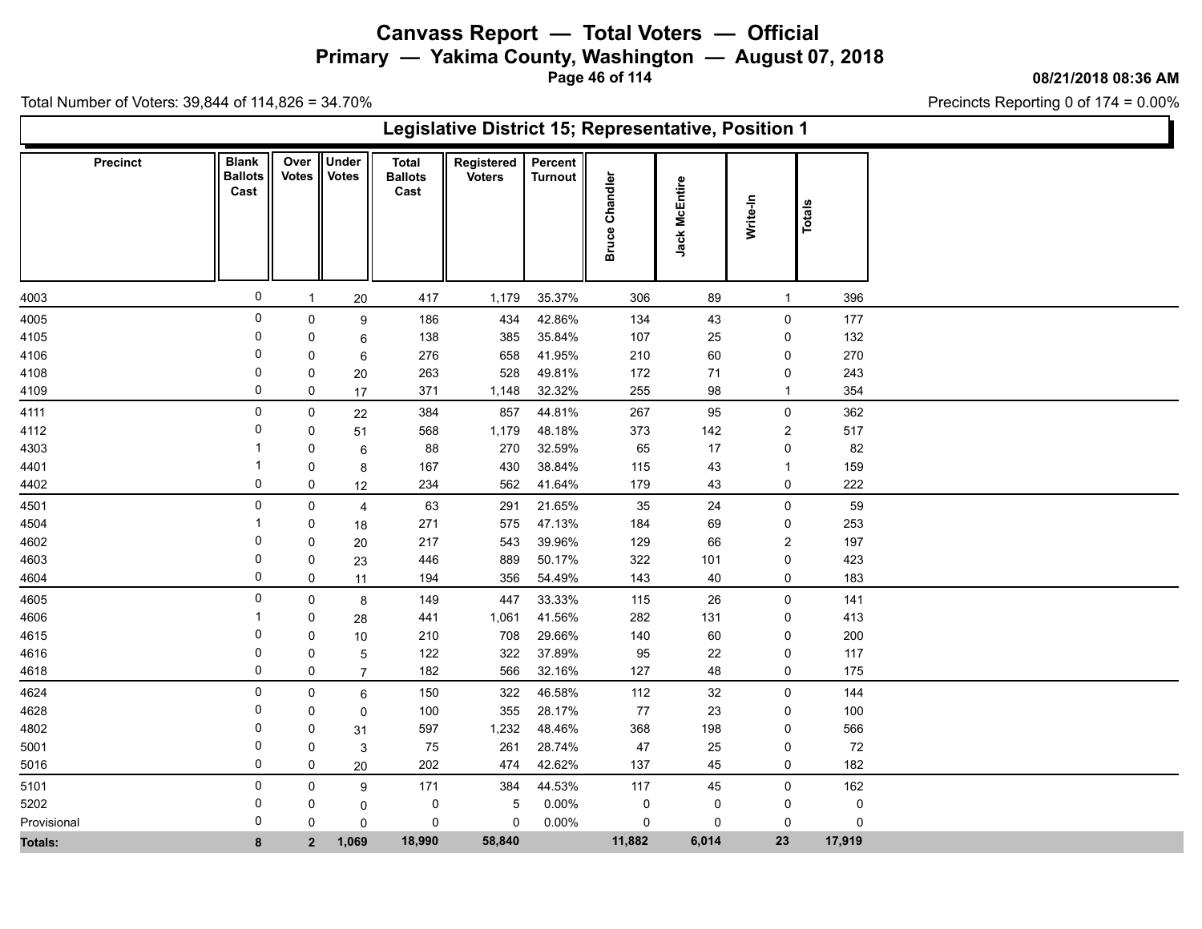# Canvass Report — Total Voters — Official

## Primary — Yakima County, Washington — August 07, 2018

08/21/2018 08:36 AM

Total Number of Voters: 39,844 of 114,826 = 34.70%

Precincts Reporting 0 of 174 = 0.00%

### Legislative District 15; Representative, Position 1

| Precinct | Blank Ballots Cast | Over Votes | Under Votes | Total Ballots Cast | Registered Voters | Percent Turnout | Bruce Chandler | Jack McEntire | Write-In | Totals |
|---|---|---|---|---|---|---|---|---|---|---|
| 4003 | 0 | 1 | 20 | 417 | 1,179 | 35.37% | 306 | 89 | 1 | 396 |
| 4005 | 0 | 0 | 9 | 186 | 434 | 42.86% | 134 | 43 | 0 | 177 |
| 4105 | 0 | 0 | 6 | 138 | 385 | 35.84% | 107 | 25 | 0 | 132 |
| 4106 | 0 | 0 | 6 | 276 | 658 | 41.95% | 210 | 60 | 0 | 270 |
| 4108 | 0 | 0 | 20 | 263 | 528 | 49.81% | 172 | 71 | 0 | 243 |
| 4109 | 0 | 0 | 17 | 371 | 1,148 | 32.32% | 255 | 98 | 1 | 354 |
| 4111 | 0 | 0 | 22 | 384 | 857 | 44.81% | 267 | 95 | 0 | 362 |
| 4112 | 0 | 0 | 51 | 568 | 1,179 | 48.18% | 373 | 142 | 2 | 517 |
| 4303 | 1 | 0 | 6 | 88 | 270 | 32.59% | 65 | 17 | 0 | 82 |
| 4401 | 1 | 0 | 8 | 167 | 430 | 38.84% | 115 | 43 | 1 | 159 |
| 4402 | 0 | 0 | 12 | 234 | 562 | 41.64% | 179 | 43 | 0 | 222 |
| 4501 | 0 | 0 | 4 | 63 | 291 | 21.65% | 35 | 24 | 0 | 59 |
| 4504 | 1 | 0 | 18 | 271 | 575 | 47.13% | 184 | 69 | 0 | 253 |
| 4602 | 0 | 0 | 20 | 217 | 543 | 39.96% | 129 | 66 | 2 | 197 |
| 4603 | 0 | 0 | 23 | 446 | 889 | 50.17% | 322 | 101 | 0 | 423 |
| 4604 | 0 | 0 | 11 | 194 | 356 | 54.49% | 143 | 40 | 0 | 183 |
| 4605 | 0 | 0 | 8 | 149 | 447 | 33.33% | 115 | 26 | 0 | 141 |
| 4606 | 1 | 0 | 28 | 441 | 1,061 | 41.56% | 282 | 131 | 0 | 413 |
| 4615 | 0 | 0 | 10 | 210 | 708 | 29.66% | 140 | 60 | 0 | 200 |
| 4616 | 0 | 0 | 5 | 122 | 322 | 37.89% | 95 | 22 | 0 | 117 |
| 4618 | 0 | 0 | 7 | 182 | 566 | 32.16% | 127 | 48 | 0 | 175 |
| 4624 | 0 | 0 | 6 | 150 | 322 | 46.58% | 112 | 32 | 0 | 144 |
| 4628 | 0 | 0 | 0 | 100 | 355 | 28.17% | 77 | 23 | 0 | 100 |
| 4802 | 0 | 0 | 31 | 597 | 1,232 | 48.46% | 368 | 198 | 0 | 566 |
| 5001 | 0 | 0 | 3 | 75 | 261 | 28.74% | 47 | 25 | 0 | 72 |
| 5016 | 0 | 0 | 20 | 202 | 474 | 42.62% | 137 | 45 | 0 | 182 |
| 5101 | 0 | 0 | 9 | 171 | 384 | 44.53% | 117 | 45 | 0 | 162 |
| 5202 | 0 | 0 | 0 | 0 | 5 | 0.00% | 0 | 0 | 0 | 0 |
| Provisional | 0 | 0 | 0 | 0 | 0 | 0.00% | 0 | 0 | 0 | 0 |
| **Totals:** | **8** | **2** | **1,069** | **18,990** | **58,840** | | **11,882** | **6,014** | **23** | **17,919** |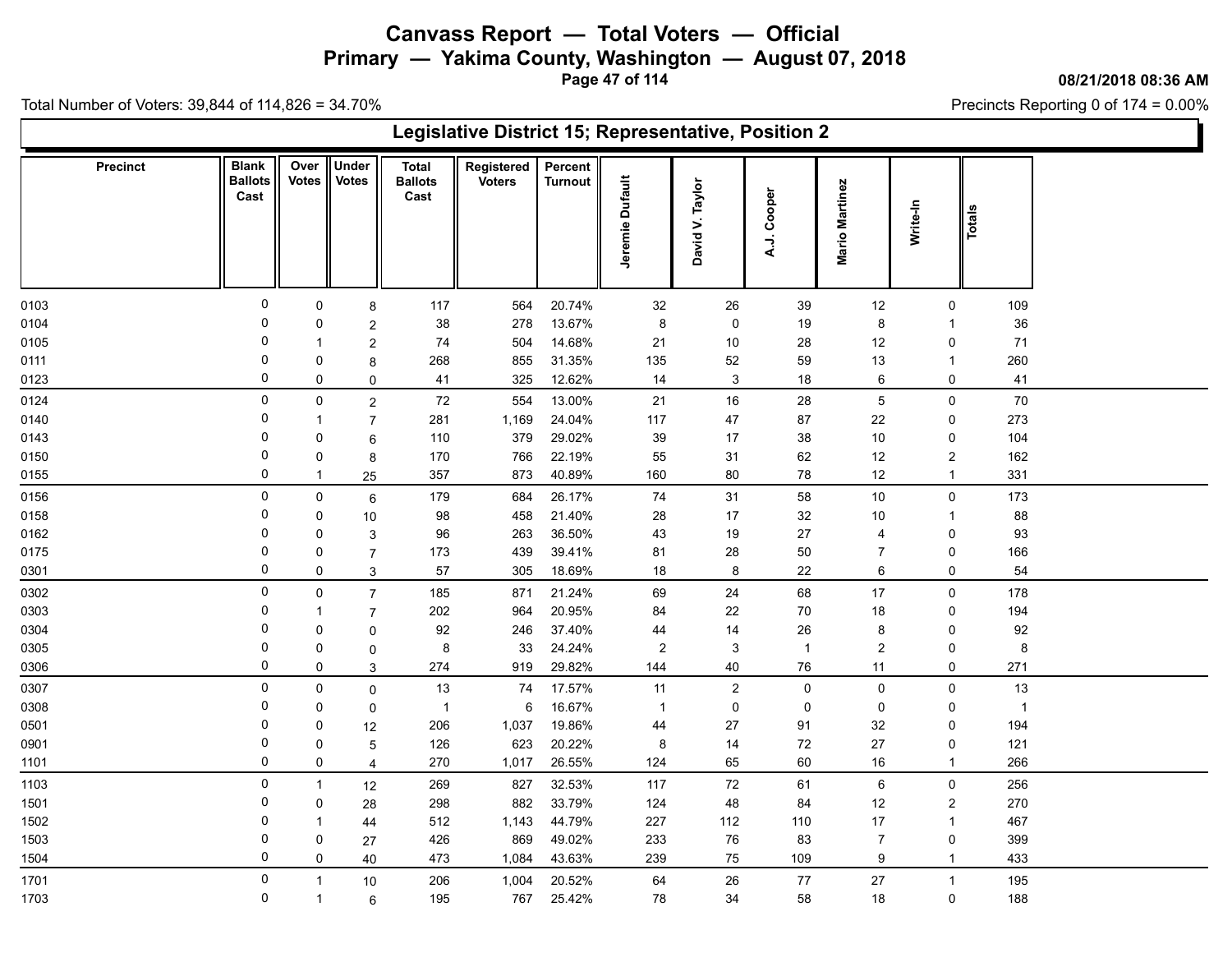# Canvass Report — Total Voters — Official

## Primary — Yakima County, Washington — August 07, 2018

08/21/2018 08:36 AM

Total Number of Voters: 39,844 of 114,826 = 34.70%

Precincts Reporting 0 of 174 = 0.00%

### Legislative District 15; Representative, Position 2

| Precinct | Blank Ballots Cast | Over Votes | Under Votes | Total Ballots Cast | Registered Voters | Percent Turnout | Jeremie Dufault | David V. Taylor | A.J. Cooper | Mario Martinez | Write-In | Totals |
|---|---|---|---|---|---|---|---|---|---|---|---|---|
| 0103 | 0 | 0 | 8 | 117 | 564 | 20.74% | 32 | 26 | 39 | 12 | 0 | 109 |
| 0104 | 0 | 0 | 2 | 38 | 278 | 13.67% | 8 | 0 | 19 | 8 | 1 | 36 |
| 0105 | 0 | 1 | 2 | 74 | 504 | 14.68% | 21 | 10 | 28 | 12 | 0 | 71 |
| 0111 | 0 | 0 | 8 | 268 | 855 | 31.35% | 135 | 52 | 59 | 13 | 1 | 260 |
| 0123 | 0 | 0 | 0 | 41 | 325 | 12.62% | 14 | 3 | 18 | 6 | 0 | 41 |
| 0124 | 0 | 0 | 2 | 72 | 554 | 13.00% | 21 | 16 | 28 | 5 | 0 | 70 |
| 0140 | 0 | 1 | 7 | 281 | 1,169 | 24.04% | 117 | 47 | 87 | 22 | 0 | 273 |
| 0143 | 0 | 0 | 6 | 110 | 379 | 29.02% | 39 | 17 | 38 | 10 | 0 | 104 |
| 0150 | 0 | 0 | 8 | 170 | 766 | 22.19% | 55 | 31 | 62 | 12 | 2 | 162 |
| 0155 | 0 | 1 | 25 | 357 | 873 | 40.89% | 160 | 80 | 78 | 12 | 1 | 331 |
| 0156 | 0 | 0 | 6 | 179 | 684 | 26.17% | 74 | 31 | 58 | 10 | 0 | 173 |
| 0158 | 0 | 0 | 10 | 98 | 458 | 21.40% | 28 | 17 | 32 | 10 | 1 | 88 |
| 0162 | 0 | 0 | 3 | 96 | 263 | 36.50% | 43 | 19 | 27 | 4 | 0 | 93 |
| 0175 | 0 | 0 | 7 | 173 | 439 | 39.41% | 81 | 28 | 50 | 7 | 0 | 166 |
| 0301 | 0 | 0 | 3 | 57 | 305 | 18.69% | 18 | 8 | 22 | 6 | 0 | 54 |
| 0302 | 0 | 0 | 7 | 185 | 871 | 21.24% | 69 | 24 | 68 | 17 | 0 | 178 |
| 0303 | 0 | 1 | 7 | 202 | 964 | 20.95% | 84 | 22 | 70 | 18 | 0 | 194 |
| 0304 | 0 | 0 | 0 | 92 | 246 | 37.40% | 44 | 14 | 26 | 8 | 0 | 92 |
| 0305 | 0 | 0 | 0 | 8 | 33 | 24.24% | 2 | 3 | 1 | 2 | 0 | 8 |
| 0306 | 0 | 0 | 3 | 274 | 919 | 29.82% | 144 | 40 | 76 | 11 | 0 | 271 |
| 0307 | 0 | 0 | 0 | 13 | 74 | 17.57% | 11 | 2 | 0 | 0 | 0 | 13 |
| 0308 | 0 | 0 | 0 | 1 | 6 | 16.67% | 1 | 0 | 0 | 0 | 0 | 1 |
| 0501 | 0 | 0 | 12 | 206 | 1,037 | 19.86% | 44 | 27 | 91 | 32 | 0 | 194 |
| 0901 | 0 | 0 | 5 | 126 | 623 | 20.22% | 8 | 14 | 72 | 27 | 0 | 121 |
| 1101 | 0 | 0 | 4 | 270 | 1,017 | 26.55% | 124 | 65 | 60 | 16 | 1 | 266 |
| 1103 | 0 | 1 | 12 | 269 | 827 | 32.53% | 117 | 72 | 61 | 6 | 0 | 256 |
| 1501 | 0 | 0 | 28 | 298 | 882 | 33.79% | 124 | 48 | 84 | 12 | 2 | 270 |
| 1502 | 0 | 1 | 44 | 512 | 1,143 | 44.79% | 227 | 112 | 110 | 17 | 1 | 467 |
| 1503 | 0 | 0 | 27 | 426 | 869 | 49.02% | 233 | 76 | 83 | 7 | 0 | 399 |
| 1504 | 0 | 0 | 40 | 473 | 1,084 | 43.63% | 239 | 75 | 109 | 9 | 1 | 433 |
| 1701 | 0 | 1 | 10 | 206 | 1,004 | 20.52% | 64 | 26 | 77 | 27 | 1 | 195 |
| 1703 | 0 | 1 | 6 | 195 | 767 | 25.42% | 78 | 34 | 58 | 18 | 0 | 188 |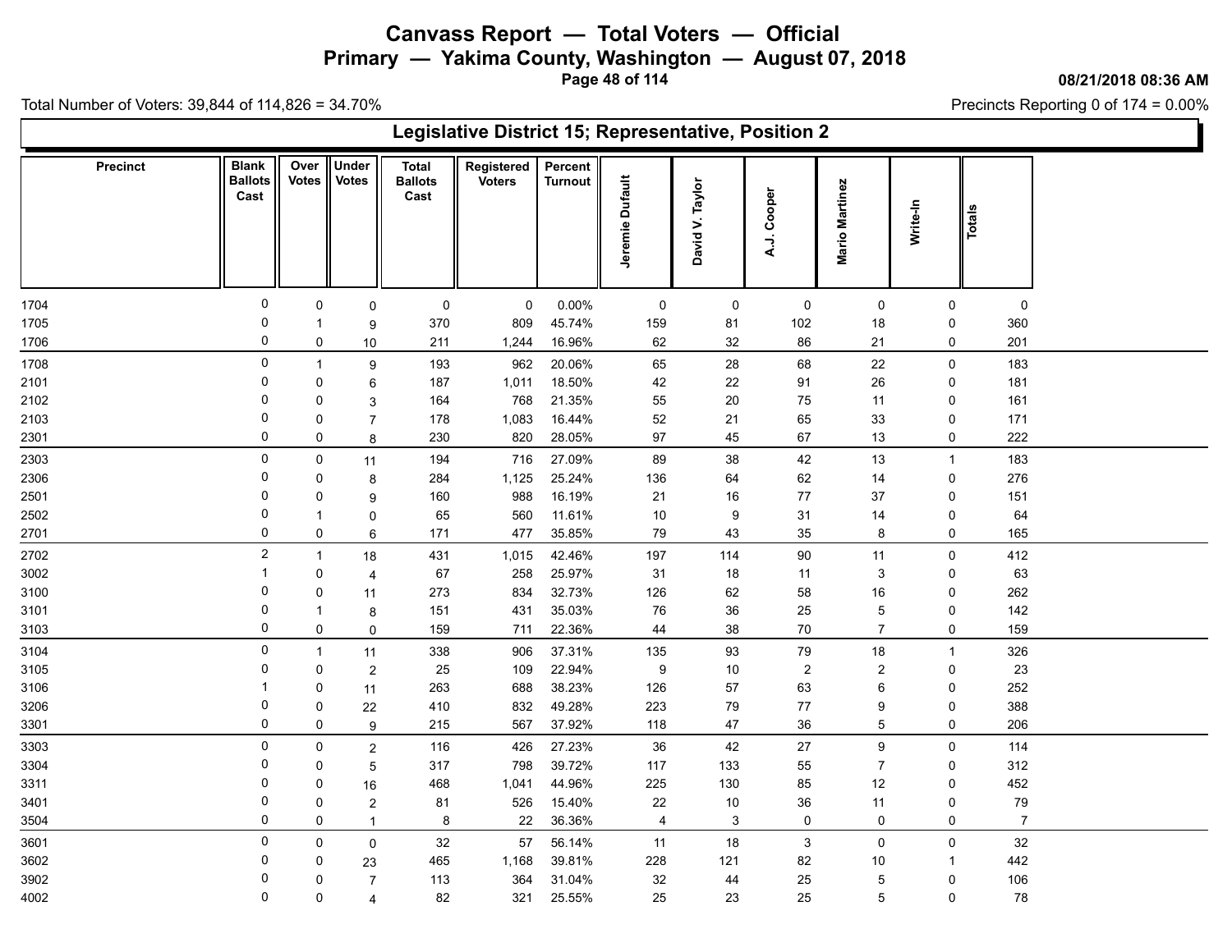# Canvass Report — Total Voters — Official

## Primary — Yakima County, Washington — August 07, 2018

08/21/2018 08:36 AM

Total Number of Voters: 39,844 of 114,826 = 34.70%

Precincts Reporting 0 of 174 = 0.00%

### Legislative District 15; Representative, Position 2

| Precinct | Blank Ballots Cast | Over Votes | Under Votes | Total Ballots Cast | Registered Voters | Percent Turnout | Jeremie Dufault | David V. Taylor | A.J. Cooper | Mario Martinez | Write-In | Totals |
|---|---|---|---|---|---|---|---|---|---|---|---|---|
| 1704 | 0 | 0 | 0 | 0 | 0 | 0.00% | 0 | 0 | 0 | 0 | 0 | 0 |
| 1705 | 0 | 1 | 9 | 370 | 809 | 45.74% | 159 | 81 | 102 | 18 | 0 | 360 |
| 1706 | 0 | 0 | 10 | 211 | 1,244 | 16.96% | 62 | 32 | 86 | 21 | 0 | 201 |
| 1708 | 0 | 1 | 9 | 193 | 962 | 20.06% | 65 | 28 | 68 | 22 | 0 | 183 |
| 2101 | 0 | 0 | 6 | 187 | 1,011 | 18.50% | 42 | 22 | 91 | 26 | 0 | 181 |
| 2102 | 0 | 0 | 3 | 164 | 768 | 21.35% | 55 | 20 | 75 | 11 | 0 | 161 |
| 2103 | 0 | 0 | 7 | 178 | 1,083 | 16.44% | 52 | 21 | 65 | 33 | 0 | 171 |
| 2301 | 0 | 0 | 8 | 230 | 820 | 28.05% | 97 | 45 | 67 | 13 | 0 | 222 |
| 2303 | 0 | 0 | 11 | 194 | 716 | 27.09% | 89 | 38 | 42 | 13 | 1 | 183 |
| 2306 | 0 | 0 | 8 | 284 | 1,125 | 25.24% | 136 | 64 | 62 | 14 | 0 | 276 |
| 2501 | 0 | 0 | 9 | 160 | 988 | 16.19% | 21 | 16 | 77 | 37 | 0 | 151 |
| 2502 | 0 | 1 | 0 | 65 | 560 | 11.61% | 10 | 9 | 31 | 14 | 0 | 64 |
| 2701 | 0 | 0 | 6 | 171 | 477 | 35.85% | 79 | 43 | 35 | 8 | 0 | 165 |
| 2702 | 2 | 1 | 18 | 431 | 1,015 | 42.46% | 197 | 114 | 90 | 11 | 0 | 412 |
| 3002 | 1 | 0 | 4 | 67 | 258 | 25.97% | 31 | 18 | 11 | 3 | 0 | 63 |
| 3100 | 0 | 0 | 11 | 273 | 834 | 32.73% | 126 | 62 | 58 | 16 | 0 | 262 |
| 3101 | 0 | 1 | 8 | 151 | 431 | 35.03% | 76 | 36 | 25 | 5 | 0 | 142 |
| 3103 | 0 | 0 | 0 | 159 | 711 | 22.36% | 44 | 38 | 70 | 7 | 0 | 159 |
| 3104 | 0 | 1 | 11 | 338 | 906 | 37.31% | 135 | 93 | 79 | 18 | 1 | 326 |
| 3105 | 0 | 0 | 2 | 25 | 109 | 22.94% | 9 | 10 | 2 | 2 | 0 | 23 |
| 3106 | 1 | 0 | 11 | 263 | 688 | 38.23% | 126 | 57 | 63 | 6 | 0 | 252 |
| 3206 | 0 | 0 | 22 | 410 | 832 | 49.28% | 223 | 79 | 77 | 9 | 0 | 388 |
| 3301 | 0 | 0 | 9 | 215 | 567 | 37.92% | 118 | 47 | 36 | 5 | 0 | 206 |
| 3303 | 0 | 0 | 2 | 116 | 426 | 27.23% | 36 | 42 | 27 | 9 | 0 | 114 |
| 3304 | 0 | 0 | 5 | 317 | 798 | 39.72% | 117 | 133 | 55 | 7 | 0 | 312 |
| 3311 | 0 | 0 | 16 | 468 | 1,041 | 44.96% | 225 | 130 | 85 | 12 | 0 | 452 |
| 3401 | 0 | 0 | 2 | 81 | 526 | 15.40% | 22 | 10 | 36 | 11 | 0 | 79 |
| 3504 | 0 | 0 | 1 | 8 | 22 | 36.36% | 4 | 3 | 0 | 0 | 0 | 7 |
| 3601 | 0 | 0 | 0 | 32 | 57 | 56.14% | 11 | 18 | 3 | 0 | 0 | 32 |
| 3602 | 0 | 0 | 23 | 465 | 1,168 | 39.81% | 228 | 121 | 82 | 10 | 1 | 442 |
| 3902 | 0 | 0 | 7 | 113 | 364 | 31.04% | 32 | 44 | 25 | 5 | 0 | 106 |
| 4002 | 0 | 0 | 4 | 82 | 321 | 25.55% | 25 | 23 | 25 | 5 | 0 | 78 |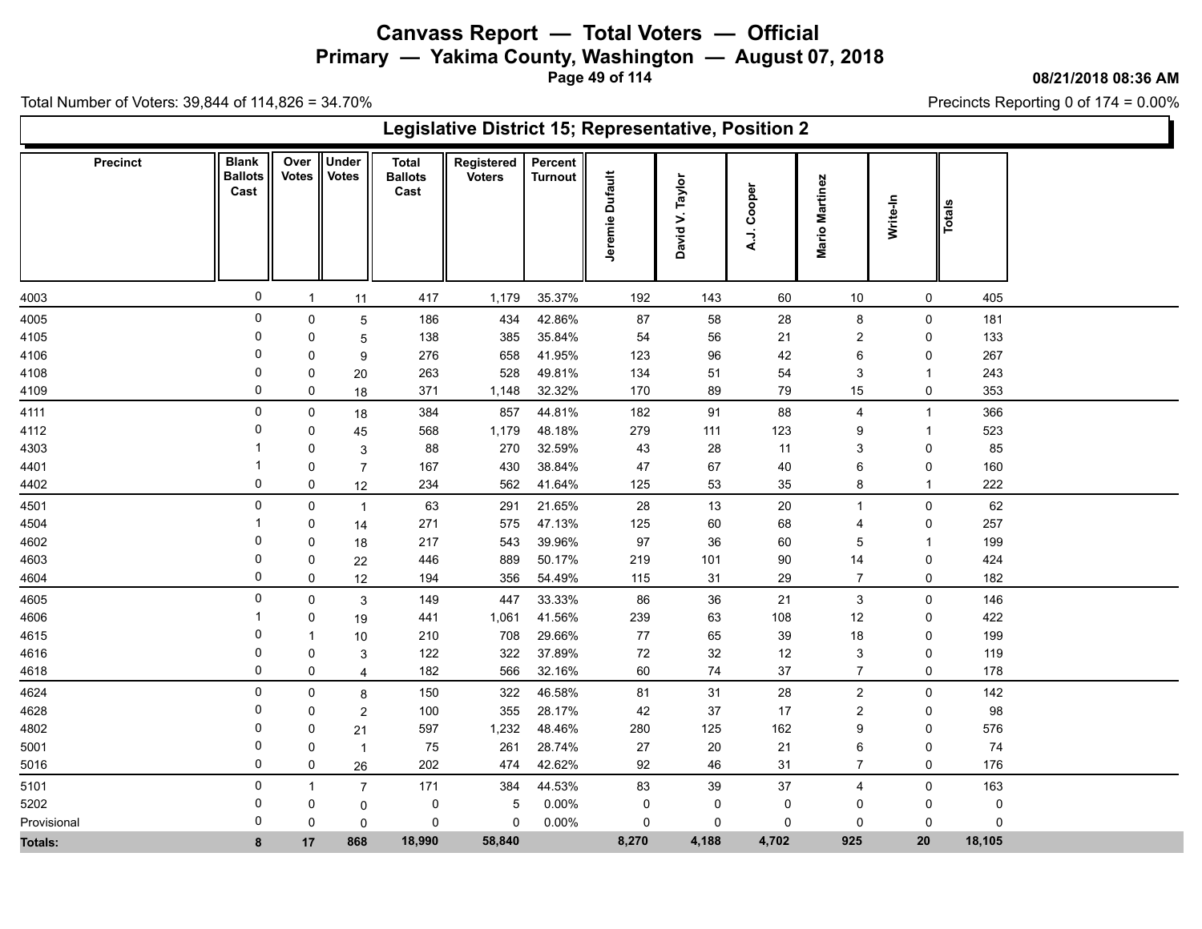# Canvass Report — Total Voters — Official

## Primary — Yakima County, Washington — August 07, 2018

08/21/2018 08:36 AM

Total Number of Voters: 39,844 of 114,826 = 34.70%

Precincts Reporting 0 of 174 = 0.00%

### Legislative District 15; Representative, Position 2

| Precinct | Blank Ballots Cast | Over Votes | Under Votes | Total Ballots Cast | Registered Voters | Percent Turnout | Jeremie Dufault | David V. Taylor | A.J. Cooper | Mario Martinez | Write-In | Totals |
|---|---|---|---|---|---|---|---|---|---|---|---|---|
| 4003 | 0 | 1 | 11 | 417 | 1,179 | 35.37% | 192 | 143 | 60 | 10 | 0 | 405 |
| 4005 | 0 | 0 | 5 | 186 | 434 | 42.86% | 87 | 58 | 28 | 8 | 0 | 181 |
| 4105 | 0 | 0 | 5 | 138 | 385 | 35.84% | 54 | 56 | 21 | 2 | 0 | 133 |
| 4106 | 0 | 0 | 9 | 276 | 658 | 41.95% | 123 | 96 | 42 | 6 | 0 | 267 |
| 4108 | 0 | 0 | 20 | 263 | 528 | 49.81% | 134 | 51 | 54 | 3 | 1 | 243 |
| 4109 | 0 | 0 | 18 | 371 | 1,148 | 32.32% | 170 | 89 | 79 | 15 | 0 | 353 |
| 4111 | 0 | 0 | 18 | 384 | 857 | 44.81% | 182 | 91 | 88 | 4 | 1 | 366 |
| 4112 | 0 | 0 | 45 | 568 | 1,179 | 48.18% | 279 | 111 | 123 | 9 | 1 | 523 |
| 4303 | 1 | 0 | 3 | 88 | 270 | 32.59% | 43 | 28 | 11 | 3 | 0 | 85 |
| 4401 | 1 | 0 | 7 | 167 | 430 | 38.84% | 47 | 67 | 40 | 6 | 0 | 160 |
| 4402 | 0 | 0 | 12 | 234 | 562 | 41.64% | 125 | 53 | 35 | 8 | 1 | 222 |
| 4501 | 0 | 0 | 1 | 63 | 291 | 21.65% | 28 | 13 | 20 | 1 | 0 | 62 |
| 4504 | 1 | 0 | 14 | 271 | 575 | 47.13% | 125 | 60 | 68 | 4 | 0 | 257 |
| 4602 | 0 | 0 | 18 | 217 | 543 | 39.96% | 97 | 36 | 60 | 5 | 1 | 199 |
| 4603 | 0 | 0 | 22 | 446 | 889 | 50.17% | 219 | 101 | 90 | 14 | 0 | 424 |
| 4604 | 0 | 0 | 12 | 194 | 356 | 54.49% | 115 | 31 | 29 | 7 | 0 | 182 |
| 4605 | 0 | 0 | 3 | 149 | 447 | 33.33% | 86 | 36 | 21 | 3 | 0 | 146 |
| 4606 | 1 | 0 | 19 | 441 | 1,061 | 41.56% | 239 | 63 | 108 | 12 | 0 | 422 |
| 4615 | 0 | 1 | 10 | 210 | 708 | 29.66% | 77 | 65 | 39 | 18 | 0 | 199 |
| 4616 | 0 | 0 | 3 | 122 | 322 | 37.89% | 72 | 32 | 12 | 3 | 0 | 119 |
| 4618 | 0 | 0 | 4 | 182 | 566 | 32.16% | 60 | 74 | 37 | 7 | 0 | 178 |
| 4624 | 0 | 0 | 8 | 150 | 322 | 46.58% | 81 | 31 | 28 | 2 | 0 | 142 |
| 4628 | 0 | 0 | 2 | 100 | 355 | 28.17% | 42 | 37 | 17 | 2 | 0 | 98 |
| 4802 | 0 | 0 | 21 | 597 | 1,232 | 48.46% | 280 | 125 | 162 | 9 | 0 | 576 |
| 5001 | 0 | 0 | 1 | 75 | 261 | 28.74% | 27 | 20 | 21 | 6 | 0 | 74 |
| 5016 | 0 | 0 | 26 | 202 | 474 | 42.62% | 92 | 46 | 31 | 7 | 0 | 176 |
| 5101 | 0 | 1 | 7 | 171 | 384 | 44.53% | 83 | 39 | 37 | 4 | 0 | 163 |
| 5202 | 0 | 0 | 0 | 0 | 5 | 0.00% | 0 | 0 | 0 | 0 | 0 | 0 |
| Provisional | 0 | 0 | 0 | 0 | 0 | 0.00% | 0 | 0 | 0 | 0 | 0 | 0 |
| **Totals:** | **8** | **17** | **868** | **18,990** | **58,840** | | **8,270** | **4,188** | **4,702** | **925** | **20** | **18,105** |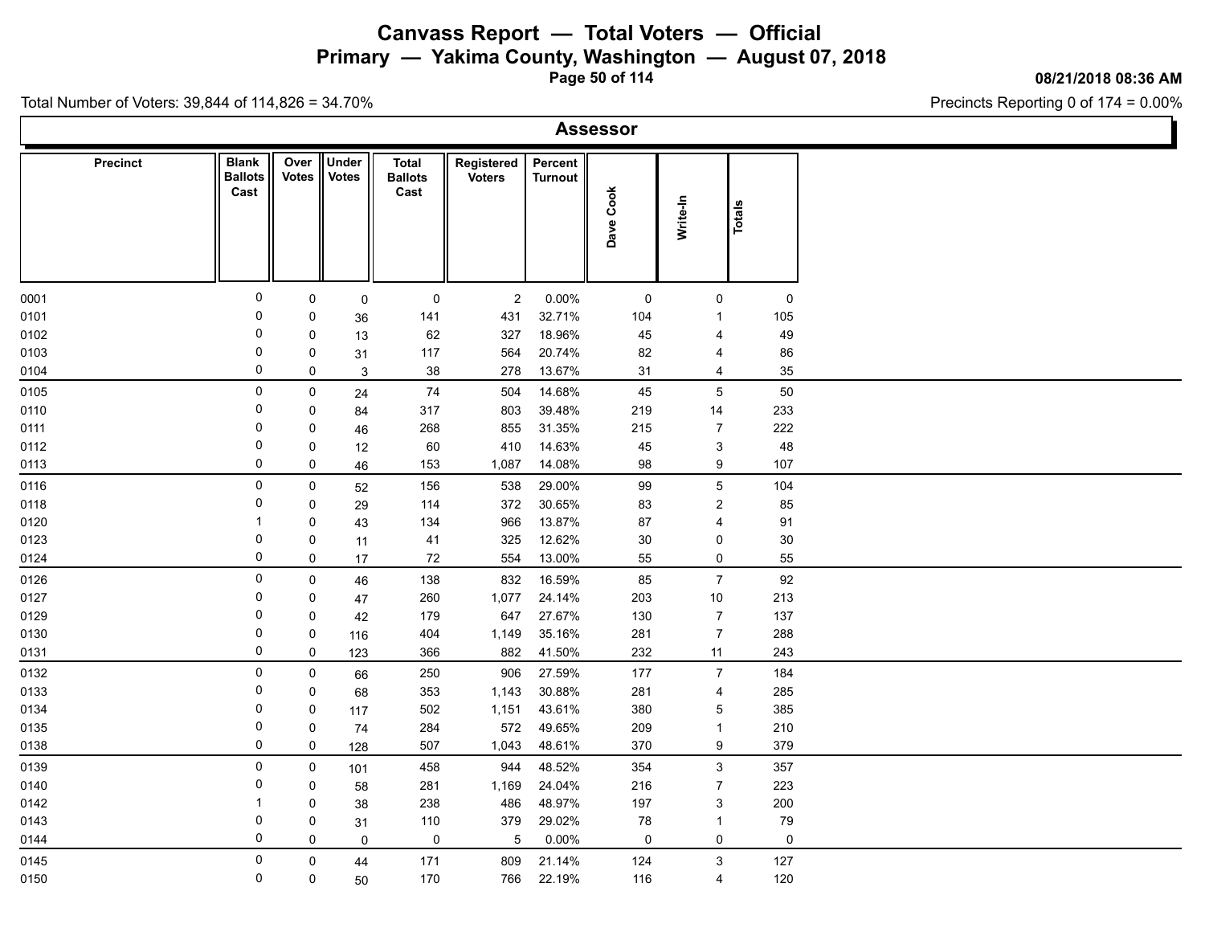# Canvass Report — Total Voters — Official

## Primary — Yakima County, Washington — August 07, 2018

08/21/2018 08:36 AM

Total Number of Voters: 39,844 of 114,826 = 34.70%

Precincts Reporting 0 of 174 = 0.00%

### Assessor

| Precinct | Blank Ballots Cast | Over Votes | Under Votes | Total Ballots Cast | Registered Voters | Percent Turnout | Dave Cook | Write-In | Totals |
|---|---|---|---|---|---|---|---|---|---|
| 0001 | 0 | 0 | 0 | 0 | 2 | 0.00% | 0 | 0 | 0 |
| 0101 | 0 | 0 | 36 | 141 | 431 | 32.71% | 104 | 1 | 105 |
| 0102 | 0 | 0 | 13 | 62 | 327 | 18.96% | 45 | 4 | 49 |
| 0103 | 0 | 0 | 31 | 117 | 564 | 20.74% | 82 | 4 | 86 |
| 0104 | 0 | 0 | 3 | 38 | 278 | 13.67% | 31 | 4 | 35 |
| 0105 | 0 | 0 | 24 | 74 | 504 | 14.68% | 45 | 5 | 50 |
| 0110 | 0 | 0 | 84 | 317 | 803 | 39.48% | 219 | 14 | 233 |
| 0111 | 0 | 0 | 46 | 268 | 855 | 31.35% | 215 | 7 | 222 |
| 0112 | 0 | 0 | 12 | 60 | 410 | 14.63% | 45 | 3 | 48 |
| 0113 | 0 | 0 | 46 | 153 | 1,087 | 14.08% | 98 | 9 | 107 |
| 0116 | 0 | 0 | 52 | 156 | 538 | 29.00% | 99 | 5 | 104 |
| 0118 | 0 | 0 | 29 | 114 | 372 | 30.65% | 83 | 2 | 85 |
| 0120 | 1 | 0 | 43 | 134 | 966 | 13.87% | 87 | 4 | 91 |
| 0123 | 0 | 0 | 11 | 41 | 325 | 12.62% | 30 | 0 | 30 |
| 0124 | 0 | 0 | 17 | 72 | 554 | 13.00% | 55 | 0 | 55 |
| 0126 | 0 | 0 | 46 | 138 | 832 | 16.59% | 85 | 7 | 92 |
| 0127 | 0 | 0 | 47 | 260 | 1,077 | 24.14% | 203 | 10 | 213 |
| 0129 | 0 | 0 | 42 | 179 | 647 | 27.67% | 130 | 7 | 137 |
| 0130 | 0 | 0 | 116 | 404 | 1,149 | 35.16% | 281 | 7 | 288 |
| 0131 | 0 | 0 | 123 | 366 | 882 | 41.50% | 232 | 11 | 243 |
| 0132 | 0 | 0 | 66 | 250 | 906 | 27.59% | 177 | 7 | 184 |
| 0133 | 0 | 0 | 68 | 353 | 1,143 | 30.88% | 281 | 4 | 285 |
| 0134 | 0 | 0 | 117 | 502 | 1,151 | 43.61% | 380 | 5 | 385 |
| 0135 | 0 | 0 | 74 | 284 | 572 | 49.65% | 209 | 1 | 210 |
| 0138 | 0 | 0 | 128 | 507 | 1,043 | 48.61% | 370 | 9 | 379 |
| 0139 | 0 | 0 | 101 | 458 | 944 | 48.52% | 354 | 3 | 357 |
| 0140 | 0 | 0 | 58 | 281 | 1,169 | 24.04% | 216 | 7 | 223 |
| 0142 | 1 | 0 | 38 | 238 | 486 | 48.97% | 197 | 3 | 200 |
| 0143 | 0 | 0 | 31 | 110 | 379 | 29.02% | 78 | 1 | 79 |
| 0144 | 0 | 0 | 0 | 0 | 5 | 0.00% | 0 | 0 | 0 |
| 0145 | 0 | 0 | 44 | 171 | 809 | 21.14% | 124 | 3 | 127 |
| 0150 | 0 | 0 | 50 | 170 | 766 | 22.19% | 116 | 4 | 120 |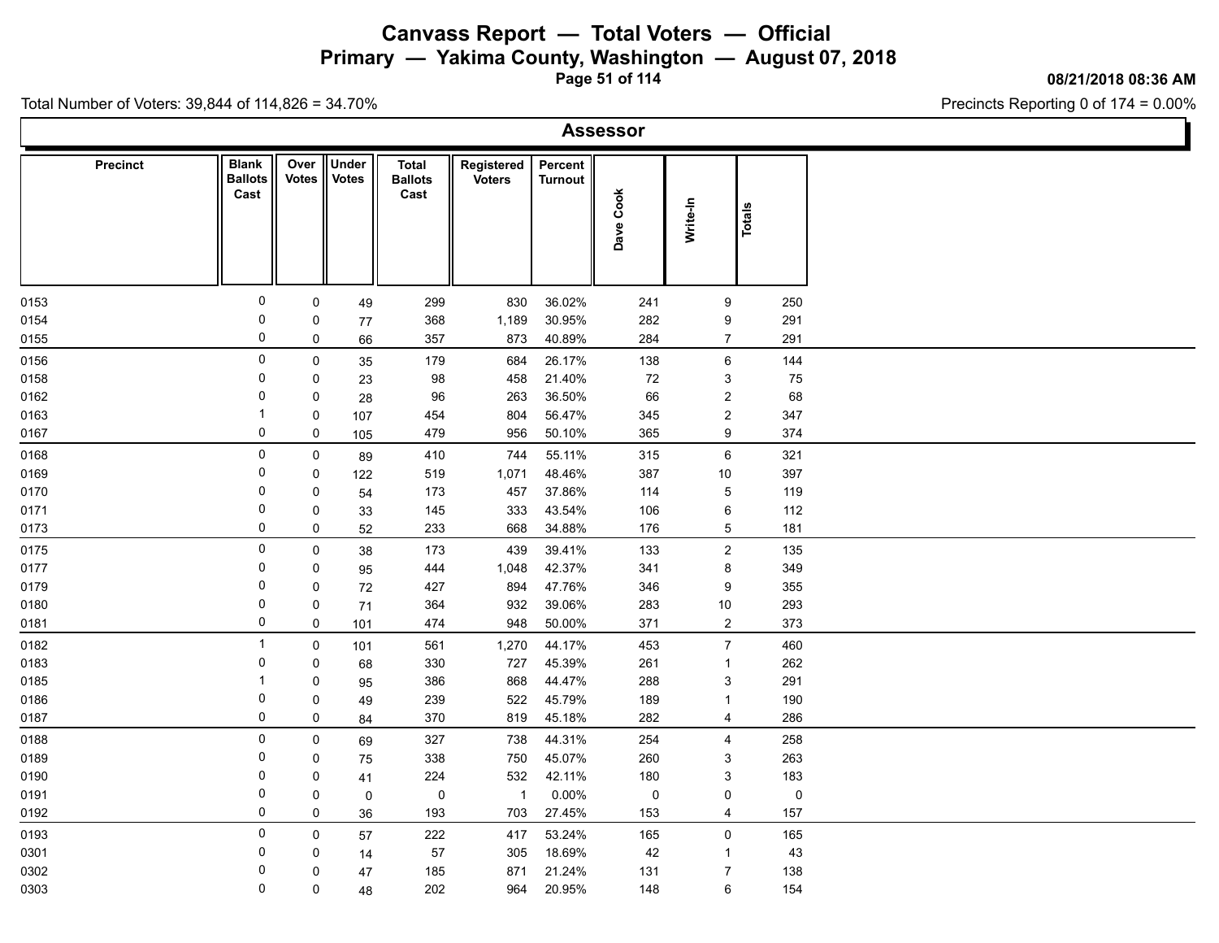# Canvass Report — Total Voters — Official

## Primary — Yakima County, Washington — August 07, 2018

08/21/2018 08:36 AM

Total Number of Voters: 39,844 of 114,826 = 34.70%

Precincts Reporting 0 of 174 = 0.00%

### Assessor

| Precinct | Blank Ballots Cast | Over Votes | Under Votes | Total Ballots Cast | Registered Voters | Percent Turnout | Dave Cook | Write-In | Totals |
|---|---|---|---|---|---|---|---|---|---|
| 0153 | 0 | 0 | 49 | 299 | 830 | 36.02% | 241 | 9 | 250 |
| 0154 | 0 | 0 | 77 | 368 | 1,189 | 30.95% | 282 | 9 | 291 |
| 0155 | 0 | 0 | 66 | 357 | 873 | 40.89% | 284 | 7 | 291 |
| 0156 | 0 | 0 | 35 | 179 | 684 | 26.17% | 138 | 6 | 144 |
| 0158 | 0 | 0 | 23 | 98 | 458 | 21.40% | 72 | 3 | 75 |
| 0162 | 0 | 0 | 28 | 96 | 263 | 36.50% | 66 | 2 | 68 |
| 0163 | 1 | 0 | 107 | 454 | 804 | 56.47% | 345 | 2 | 347 |
| 0167 | 0 | 0 | 105 | 479 | 956 | 50.10% | 365 | 9 | 374 |
| 0168 | 0 | 0 | 89 | 410 | 744 | 55.11% | 315 | 6 | 321 |
| 0169 | 0 | 0 | 122 | 519 | 1,071 | 48.46% | 387 | 10 | 397 |
| 0170 | 0 | 0 | 54 | 173 | 457 | 37.86% | 114 | 5 | 119 |
| 0171 | 0 | 0 | 33 | 145 | 333 | 43.54% | 106 | 6 | 112 |
| 0173 | 0 | 0 | 52 | 233 | 668 | 34.88% | 176 | 5 | 181 |
| 0175 | 0 | 0 | 38 | 173 | 439 | 39.41% | 133 | 2 | 135 |
| 0177 | 0 | 0 | 95 | 444 | 1,048 | 42.37% | 341 | 8 | 349 |
| 0179 | 0 | 0 | 72 | 427 | 894 | 47.76% | 346 | 9 | 355 |
| 0180 | 0 | 0 | 71 | 364 | 932 | 39.06% | 283 | 10 | 293 |
| 0181 | 0 | 0 | 101 | 474 | 948 | 50.00% | 371 | 2 | 373 |
| 0182 | 1 | 0 | 101 | 561 | 1,270 | 44.17% | 453 | 7 | 460 |
| 0183 | 0 | 0 | 68 | 330 | 727 | 45.39% | 261 | 1 | 262 |
| 0185 | 1 | 0 | 95 | 386 | 868 | 44.47% | 288 | 3 | 291 |
| 0186 | 0 | 0 | 49 | 239 | 522 | 45.79% | 189 | 1 | 190 |
| 0187 | 0 | 0 | 84 | 370 | 819 | 45.18% | 282 | 4 | 286 |
| 0188 | 0 | 0 | 69 | 327 | 738 | 44.31% | 254 | 4 | 258 |
| 0189 | 0 | 0 | 75 | 338 | 750 | 45.07% | 260 | 3 | 263 |
| 0190 | 0 | 0 | 41 | 224 | 532 | 42.11% | 180 | 3 | 183 |
| 0191 | 0 | 0 | 0 | 0 | 1 | 0.00% | 0 | 0 | 0 |
| 0192 | 0 | 0 | 36 | 193 | 703 | 27.45% | 153 | 4 | 157 |
| 0193 | 0 | 0 | 57 | 222 | 417 | 53.24% | 165 | 0 | 165 |
| 0301 | 0 | 0 | 14 | 57 | 305 | 18.69% | 42 | 1 | 43 |
| 0302 | 0 | 0 | 47 | 185 | 871 | 21.24% | 131 | 7 | 138 |
| 0303 | 0 | 0 | 48 | 202 | 964 | 20.95% | 148 | 6 | 154 |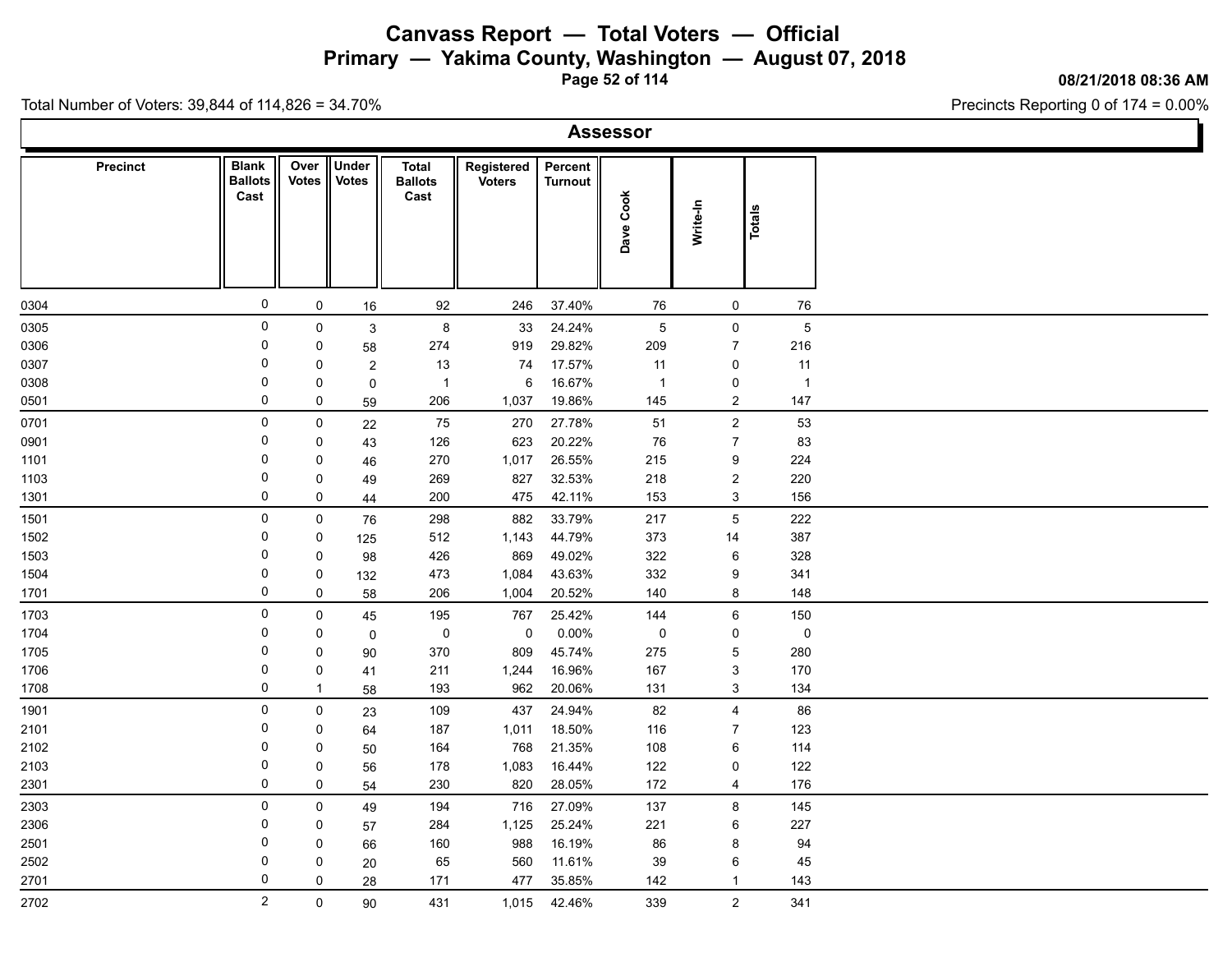# Canvass Report — Total Voters — Official

## Primary — Yakima County, Washington — August 07, 2018

08/21/2018 08:36 AM

Total Number of Voters: 39,844 of 114,826 = 34.70%

Precincts Reporting 0 of 174 = 0.00%

### Assessor

| Precinct | Blank Ballots Cast | Over Votes | Under Votes | Total Ballots Cast | Registered Voters | Percent Turnout | Dave Cook | Write-In | Totals |
|---|---|---|---|---|---|---|---|---|---|
| 0304 | 0 | 0 | 16 | 92 | 246 | 37.40% | 76 | 0 | 76 |
| 0305 | 0 | 0 | 3 | 8 | 33 | 24.24% | 5 | 0 | 5 |
| 0306 | 0 | 0 | 58 | 274 | 919 | 29.82% | 209 | 7 | 216 |
| 0307 | 0 | 0 | 2 | 13 | 74 | 17.57% | 11 | 0 | 11 |
| 0308 | 0 | 0 | 0 | 1 | 6 | 16.67% | 1 | 0 | 1 |
| 0501 | 0 | 0 | 59 | 206 | 1,037 | 19.86% | 145 | 2 | 147 |
| 0701 | 0 | 0 | 22 | 75 | 270 | 27.78% | 51 | 2 | 53 |
| 0901 | 0 | 0 | 43 | 126 | 623 | 20.22% | 76 | 7 | 83 |
| 1101 | 0 | 0 | 46 | 270 | 1,017 | 26.55% | 215 | 9 | 224 |
| 1103 | 0 | 0 | 49 | 269 | 827 | 32.53% | 218 | 2 | 220 |
| 1301 | 0 | 0 | 44 | 200 | 475 | 42.11% | 153 | 3 | 156 |
| 1501 | 0 | 0 | 76 | 298 | 882 | 33.79% | 217 | 5 | 222 |
| 1502 | 0 | 0 | 125 | 512 | 1,143 | 44.79% | 373 | 14 | 387 |
| 1503 | 0 | 0 | 98 | 426 | 869 | 49.02% | 322 | 6 | 328 |
| 1504 | 0 | 0 | 132 | 473 | 1,084 | 43.63% | 332 | 9 | 341 |
| 1701 | 0 | 0 | 58 | 206 | 1,004 | 20.52% | 140 | 8 | 148 |
| 1703 | 0 | 0 | 45 | 195 | 767 | 25.42% | 144 | 6 | 150 |
| 1704 | 0 | 0 | 0 | 0 | 0 | 0.00% | 0 | 0 | 0 |
| 1705 | 0 | 0 | 90 | 370 | 809 | 45.74% | 275 | 5 | 280 |
| 1706 | 0 | 0 | 41 | 211 | 1,244 | 16.96% | 167 | 3 | 170 |
| 1708 | 0 | 1 | 58 | 193 | 962 | 20.06% | 131 | 3 | 134 |
| 1901 | 0 | 0 | 23 | 109 | 437 | 24.94% | 82 | 4 | 86 |
| 2101 | 0 | 0 | 64 | 187 | 1,011 | 18.50% | 116 | 7 | 123 |
| 2102 | 0 | 0 | 50 | 164 | 768 | 21.35% | 108 | 6 | 114 |
| 2103 | 0 | 0 | 56 | 178 | 1,083 | 16.44% | 122 | 0 | 122 |
| 2301 | 0 | 0 | 54 | 230 | 820 | 28.05% | 172 | 4 | 176 |
| 2303 | 0 | 0 | 49 | 194 | 716 | 27.09% | 137 | 8 | 145 |
| 2306 | 0 | 0 | 57 | 284 | 1,125 | 25.24% | 221 | 6 | 227 |
| 2501 | 0 | 0 | 66 | 160 | 988 | 16.19% | 86 | 8 | 94 |
| 2502 | 0 | 0 | 20 | 65 | 560 | 11.61% | 39 | 6 | 45 |
| 2701 | 0 | 0 | 28 | 171 | 477 | 35.85% | 142 | 1 | 143 |
| 2702 | 2 | 0 | 90 | 431 | 1,015 | 42.46% | 339 | 2 | 341 |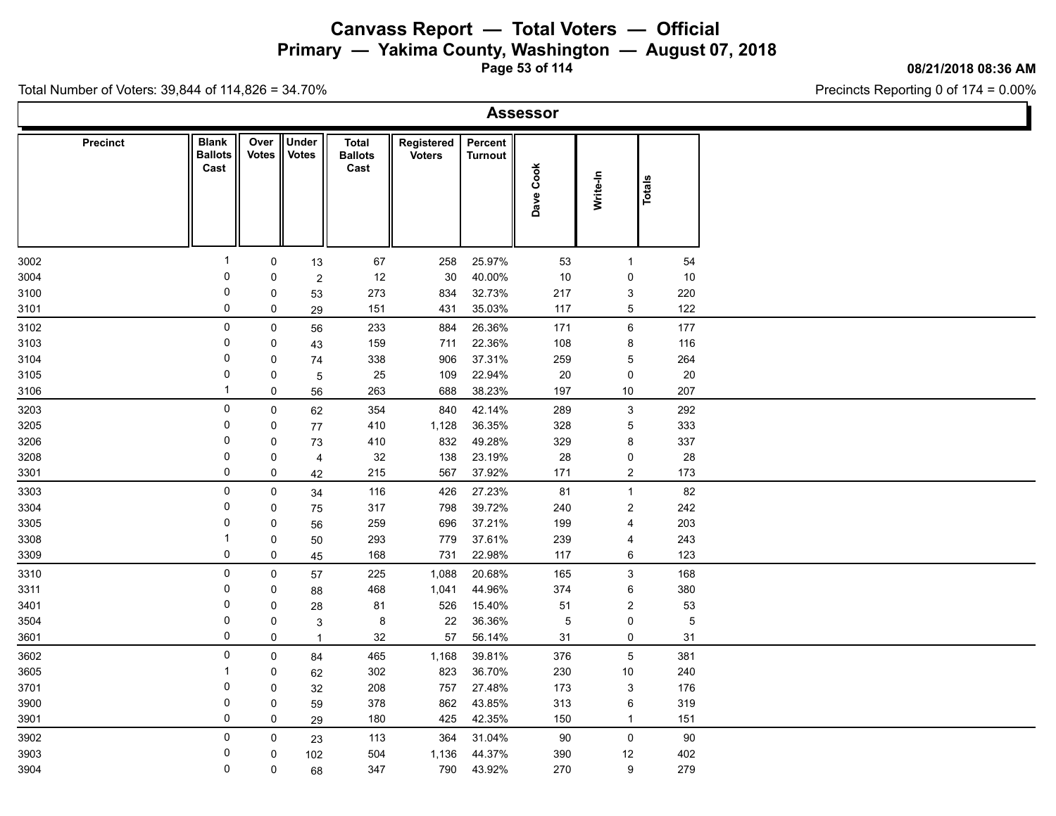# Canvass Report — Total Voters — Official

## Primary — Yakima County, Washington — August 07, 2018

08/21/2018 08:36 AM

Total Number of Voters: 39,844 of 114,826 = 34.70%

Precincts Reporting 0 of 174 = 0.00%

### Assessor

| Precinct | Blank Ballots Cast | Over Votes | Under Votes | Total Ballots Cast | Registered Voters | Percent Turnout | Dave Cook | Write-In | Totals |
|---|---|---|---|---|---|---|---|---|---|
| 3002 | 1 | 0 | 13 | 67 | 258 | 25.97% | 53 | 1 | 54 |
| 3004 | 0 | 0 | 2 | 12 | 30 | 40.00% | 10 | 0 | 10 |
| 3100 | 0 | 0 | 53 | 273 | 834 | 32.73% | 217 | 3 | 220 |
| 3101 | 0 | 0 | 29 | 151 | 431 | 35.03% | 117 | 5 | 122 |
| 3102 | 0 | 0 | 56 | 233 | 884 | 26.36% | 171 | 6 | 177 |
| 3103 | 0 | 0 | 43 | 159 | 711 | 22.36% | 108 | 8 | 116 |
| 3104 | 0 | 0 | 74 | 338 | 906 | 37.31% | 259 | 5 | 264 |
| 3105 | 0 | 0 | 5 | 25 | 109 | 22.94% | 20 | 0 | 20 |
| 3106 | 1 | 0 | 56 | 263 | 688 | 38.23% | 197 | 10 | 207 |
| 3203 | 0 | 0 | 62 | 354 | 840 | 42.14% | 289 | 3 | 292 |
| 3205 | 0 | 0 | 77 | 410 | 1,128 | 36.35% | 328 | 5 | 333 |
| 3206 | 0 | 0 | 73 | 410 | 832 | 49.28% | 329 | 8 | 337 |
| 3208 | 0 | 0 | 4 | 32 | 138 | 23.19% | 28 | 0 | 28 |
| 3301 | 0 | 0 | 42 | 215 | 567 | 37.92% | 171 | 2 | 173 |
| 3303 | 0 | 0 | 34 | 116 | 426 | 27.23% | 81 | 1 | 82 |
| 3304 | 0 | 0 | 75 | 317 | 798 | 39.72% | 240 | 2 | 242 |
| 3305 | 0 | 0 | 56 | 259 | 696 | 37.21% | 199 | 4 | 203 |
| 3308 | 1 | 0 | 50 | 293 | 779 | 37.61% | 239 | 4 | 243 |
| 3309 | 0 | 0 | 45 | 168 | 731 | 22.98% | 117 | 6 | 123 |
| 3310 | 0 | 0 | 57 | 225 | 1,088 | 20.68% | 165 | 3 | 168 |
| 3311 | 0 | 0 | 88 | 468 | 1,041 | 44.96% | 374 | 6 | 380 |
| 3401 | 0 | 0 | 28 | 81 | 526 | 15.40% | 51 | 2 | 53 |
| 3504 | 0 | 0 | 3 | 8 | 22 | 36.36% | 5 | 0 | 5 |
| 3601 | 0 | 0 | 1 | 32 | 57 | 56.14% | 31 | 0 | 31 |
| 3602 | 0 | 0 | 84 | 465 | 1,168 | 39.81% | 376 | 5 | 381 |
| 3605 | 1 | 0 | 62 | 302 | 823 | 36.70% | 230 | 10 | 240 |
| 3701 | 0 | 0 | 32 | 208 | 757 | 27.48% | 173 | 3 | 176 |
| 3900 | 0 | 0 | 59 | 378 | 862 | 43.85% | 313 | 6 | 319 |
| 3901 | 0 | 0 | 29 | 180 | 425 | 42.35% | 150 | 1 | 151 |
| 3902 | 0 | 0 | 23 | 113 | 364 | 31.04% | 90 | 0 | 90 |
| 3903 | 0 | 0 | 102 | 504 | 1,136 | 44.37% | 390 | 12 | 402 |
| 3904 | 0 | 0 | 68 | 347 | 790 | 43.92% | 270 | 9 | 279 |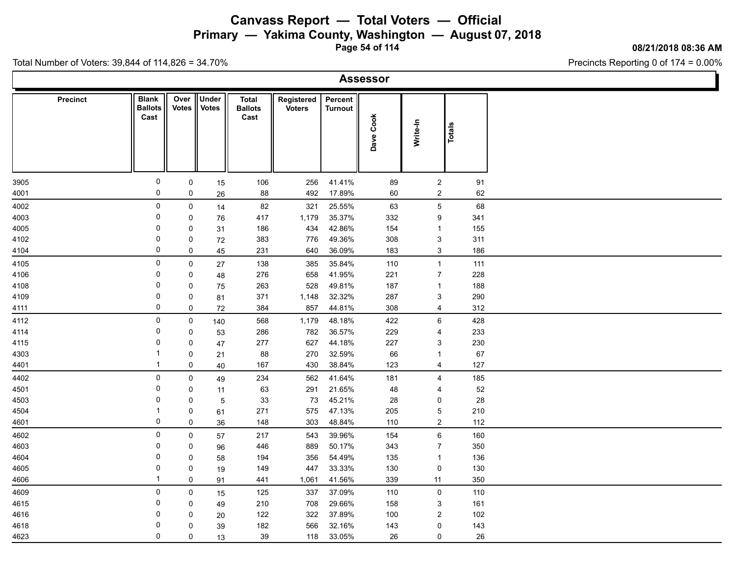# Canvass Report — Total Voters — Official

## Primary — Yakima County, Washington — August 07, 2018

08/21/2018 08:36 AM

Total Number of Voters: 39,844 of 114,826 = 34.70%

Precincts Reporting 0 of 174 = 0.00%

### Assessor

| Precinct | Blank Ballots Cast | Over Votes | Under Votes | Total Ballots Cast | Registered Voters | Percent Turnout | Dave Cook | Write-In | Totals |
|---|---|---|---|---|---|---|---|---|---|
| 3905 | 0 | 0 | 15 | 106 | 256 | 41.41% | 89 | 2 | 91 |
| 4001 | 0 | 0 | 26 | 88 | 492 | 17.89% | 60 | 2 | 62 |
| 4002 | 0 | 0 | 14 | 82 | 321 | 25.55% | 63 | 5 | 68 |
| 4003 | 0 | 0 | 76 | 417 | 1,179 | 35.37% | 332 | 9 | 341 |
| 4005 | 0 | 0 | 31 | 186 | 434 | 42.86% | 154 | 1 | 155 |
| 4102 | 0 | 0 | 72 | 383 | 776 | 49.36% | 308 | 3 | 311 |
| 4104 | 0 | 0 | 45 | 231 | 640 | 36.09% | 183 | 3 | 186 |
| 4105 | 0 | 0 | 27 | 138 | 385 | 35.84% | 110 | 1 | 111 |
| 4106 | 0 | 0 | 48 | 276 | 658 | 41.95% | 221 | 7 | 228 |
| 4108 | 0 | 0 | 75 | 263 | 528 | 49.81% | 187 | 1 | 188 |
| 4109 | 0 | 0 | 81 | 371 | 1,148 | 32.32% | 287 | 3 | 290 |
| 4111 | 0 | 0 | 72 | 384 | 857 | 44.81% | 308 | 4 | 312 |
| 4112 | 0 | 0 | 140 | 568 | 1,179 | 48.18% | 422 | 6 | 428 |
| 4114 | 0 | 0 | 53 | 286 | 782 | 36.57% | 229 | 4 | 233 |
| 4115 | 0 | 0 | 47 | 277 | 627 | 44.18% | 227 | 3 | 230 |
| 4303 | 1 | 0 | 21 | 88 | 270 | 32.59% | 66 | 1 | 67 |
| 4401 | 1 | 0 | 40 | 167 | 430 | 38.84% | 123 | 4 | 127 |
| 4402 | 0 | 0 | 49 | 234 | 562 | 41.64% | 181 | 4 | 185 |
| 4501 | 0 | 0 | 11 | 63 | 291 | 21.65% | 48 | 4 | 52 |
| 4503 | 0 | 0 | 5 | 33 | 73 | 45.21% | 28 | 0 | 28 |
| 4504 | 1 | 0 | 61 | 271 | 575 | 47.13% | 205 | 5 | 210 |
| 4601 | 0 | 0 | 36 | 148 | 303 | 48.84% | 110 | 2 | 112 |
| 4602 | 0 | 0 | 57 | 217 | 543 | 39.96% | 154 | 6 | 160 |
| 4603 | 0 | 0 | 96 | 446 | 889 | 50.17% | 343 | 7 | 350 |
| 4604 | 0 | 0 | 58 | 194 | 356 | 54.49% | 135 | 1 | 136 |
| 4605 | 0 | 0 | 19 | 149 | 447 | 33.33% | 130 | 0 | 130 |
| 4606 | 1 | 0 | 91 | 441 | 1,061 | 41.56% | 339 | 11 | 350 |
| 4609 | 0 | 0 | 15 | 125 | 337 | 37.09% | 110 | 0 | 110 |
| 4615 | 0 | 0 | 49 | 210 | 708 | 29.66% | 158 | 3 | 161 |
| 4616 | 0 | 0 | 20 | 122 | 322 | 37.89% | 100 | 2 | 102 |
| 4618 | 0 | 0 | 39 | 182 | 566 | 32.16% | 143 | 0 | 143 |
| 4623 | 0 | 0 | 13 | 39 | 118 | 33.05% | 26 | 0 | 26 |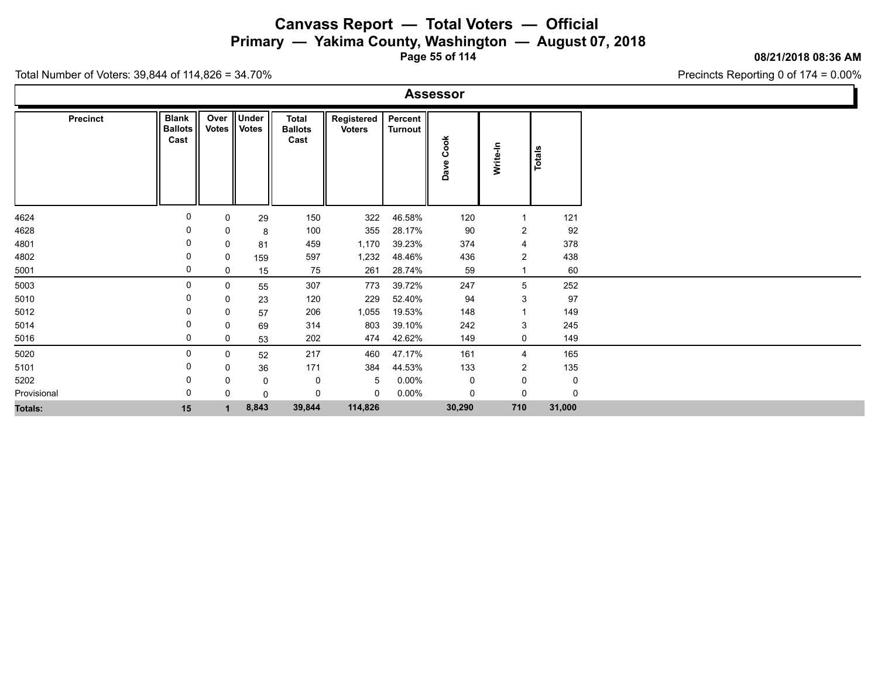# Canvass Report — Total Voters — Official

## Primary — Yakima County, Washington — August 07, 2018

08/21/2018 08:36 AM

Total Number of Voters: 39,844 of 114,826 = 34.70%

Precincts Reporting 0 of 174 = 0.00%

### Assessor

| Precinct | Blank Ballots Cast | Over Votes | Under Votes | Total Ballots Cast | Registered Voters | Percent Turnout | Dave Cook | Write-In | Totals |
|---|---|---|---|---|---|---|---|---|---|
| 4624 | 0 | 0 | 29 | 150 | 322 | 46.58% | 120 | 1 | 121 |
| 4628 | 0 | 0 | 8 | 100 | 355 | 28.17% | 90 | 2 | 92 |
| 4801 | 0 | 0 | 81 | 459 | 1,170 | 39.23% | 374 | 4 | 378 |
| 4802 | 0 | 0 | 159 | 597 | 1,232 | 48.46% | 436 | 2 | 438 |
| 5001 | 0 | 0 | 15 | 75 | 261 | 28.74% | 59 | 1 | 60 |
| 5003 | 0 | 0 | 55 | 307 | 773 | 39.72% | 247 | 5 | 252 |
| 5010 | 0 | 0 | 23 | 120 | 229 | 52.40% | 94 | 3 | 97 |
| 5012 | 0 | 0 | 57 | 206 | 1,055 | 19.53% | 148 | 1 | 149 |
| 5014 | 0 | 0 | 69 | 314 | 803 | 39.10% | 242 | 3 | 245 |
| 5016 | 0 | 0 | 53 | 202 | 474 | 42.62% | 149 | 0 | 149 |
| 5020 | 0 | 0 | 52 | 217 | 460 | 47.17% | 161 | 4 | 165 |
| 5101 | 0 | 0 | 36 | 171 | 384 | 44.53% | 133 | 2 | 135 |
| 5202 | 0 | 0 | 0 | 0 | 5 | 0.00% | 0 | 0 | 0 |
| Provisional | 0 | 0 | 0 | 0 | 0 | 0.00% | 0 | 0 | 0 |
| **Totals:** | **15** | **1** | **8,843** | **39,844** | **114,826** | | **30,290** | **710** | **31,000** |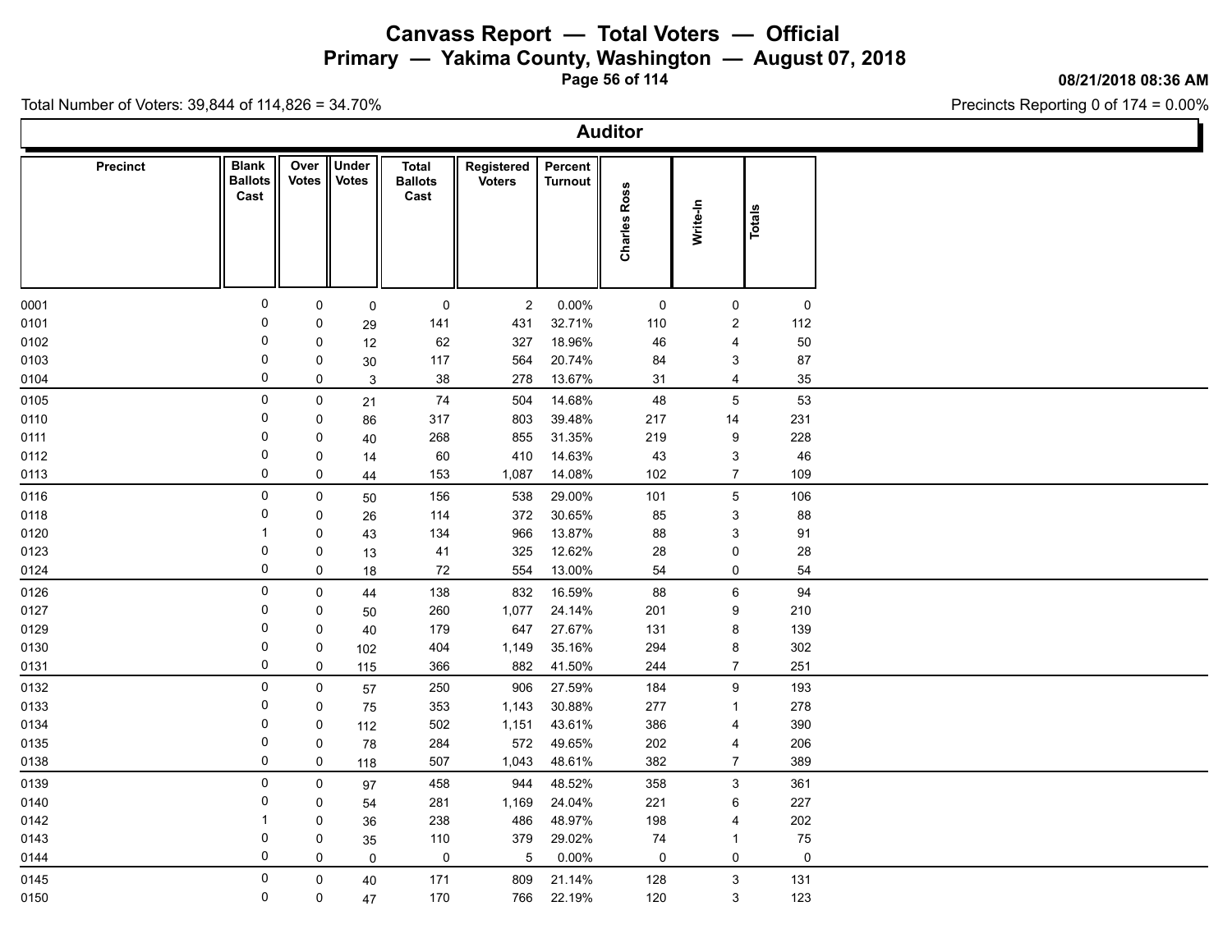# Canvass Report — Total Voters — Official

## Primary — Yakima County, Washington — August 07, 2018

08/21/2018 08:36 AM

Total Number of Voters: 39,844 of 114,826 = 34.70%

Precincts Reporting 0 of 174 = 0.00%

### Auditor

| Precinct | Blank Ballots Cast | Over Votes | Under Votes | Total Ballots Cast | Registered Voters | Percent Turnout | Charles Ross | Write-In | Totals |
|---|---|---|---|---|---|---|---|---|---|
| 0001 | 0 | 0 | 0 | 0 | 2 | 0.00% | 0 | 0 | 0 |
| 0101 | 0 | 0 | 29 | 141 | 431 | 32.71% | 110 | 2 | 112 |
| 0102 | 0 | 0 | 12 | 62 | 327 | 18.96% | 46 | 4 | 50 |
| 0103 | 0 | 0 | 30 | 117 | 564 | 20.74% | 84 | 3 | 87 |
| 0104 | 0 | 0 | 3 | 38 | 278 | 13.67% | 31 | 4 | 35 |
| 0105 | 0 | 0 | 21 | 74 | 504 | 14.68% | 48 | 5 | 53 |
| 0110 | 0 | 0 | 86 | 317 | 803 | 39.48% | 217 | 14 | 231 |
| 0111 | 0 | 0 | 40 | 268 | 855 | 31.35% | 219 | 9 | 228 |
| 0112 | 0 | 0 | 14 | 60 | 410 | 14.63% | 43 | 3 | 46 |
| 0113 | 0 | 0 | 44 | 153 | 1,087 | 14.08% | 102 | 7 | 109 |
| 0116 | 0 | 0 | 50 | 156 | 538 | 29.00% | 101 | 5 | 106 |
| 0118 | 0 | 0 | 26 | 114 | 372 | 30.65% | 85 | 3 | 88 |
| 0120 | 1 | 0 | 43 | 134 | 966 | 13.87% | 88 | 3 | 91 |
| 0123 | 0 | 0 | 13 | 41 | 325 | 12.62% | 28 | 0 | 28 |
| 0124 | 0 | 0 | 18 | 72 | 554 | 13.00% | 54 | 0 | 54 |
| 0126 | 0 | 0 | 44 | 138 | 832 | 16.59% | 88 | 6 | 94 |
| 0127 | 0 | 0 | 50 | 260 | 1,077 | 24.14% | 201 | 9 | 210 |
| 0129 | 0 | 0 | 40 | 179 | 647 | 27.67% | 131 | 8 | 139 |
| 0130 | 0 | 0 | 102 | 404 | 1,149 | 35.16% | 294 | 8 | 302 |
| 0131 | 0 | 0 | 115 | 366 | 882 | 41.50% | 244 | 7 | 251 |
| 0132 | 0 | 0 | 57 | 250 | 906 | 27.59% | 184 | 9 | 193 |
| 0133 | 0 | 0 | 75 | 353 | 1,143 | 30.88% | 277 | 1 | 278 |
| 0134 | 0 | 0 | 112 | 502 | 1,151 | 43.61% | 386 | 4 | 390 |
| 0135 | 0 | 0 | 78 | 284 | 572 | 49.65% | 202 | 4 | 206 |
| 0138 | 0 | 0 | 118 | 507 | 1,043 | 48.61% | 382 | 7 | 389 |
| 0139 | 0 | 0 | 97 | 458 | 944 | 48.52% | 358 | 3 | 361 |
| 0140 | 0 | 0 | 54 | 281 | 1,169 | 24.04% | 221 | 6 | 227 |
| 0142 | 1 | 0 | 36 | 238 | 486 | 48.97% | 198 | 4 | 202 |
| 0143 | 0 | 0 | 35 | 110 | 379 | 29.02% | 74 | 1 | 75 |
| 0144 | 0 | 0 | 0 | 0 | 5 | 0.00% | 0 | 0 | 0 |
| 0145 | 0 | 0 | 40 | 171 | 809 | 21.14% | 128 | 3 | 131 |
| 0150 | 0 | 0 | 47 | 170 | 766 | 22.19% | 120 | 3 | 123 |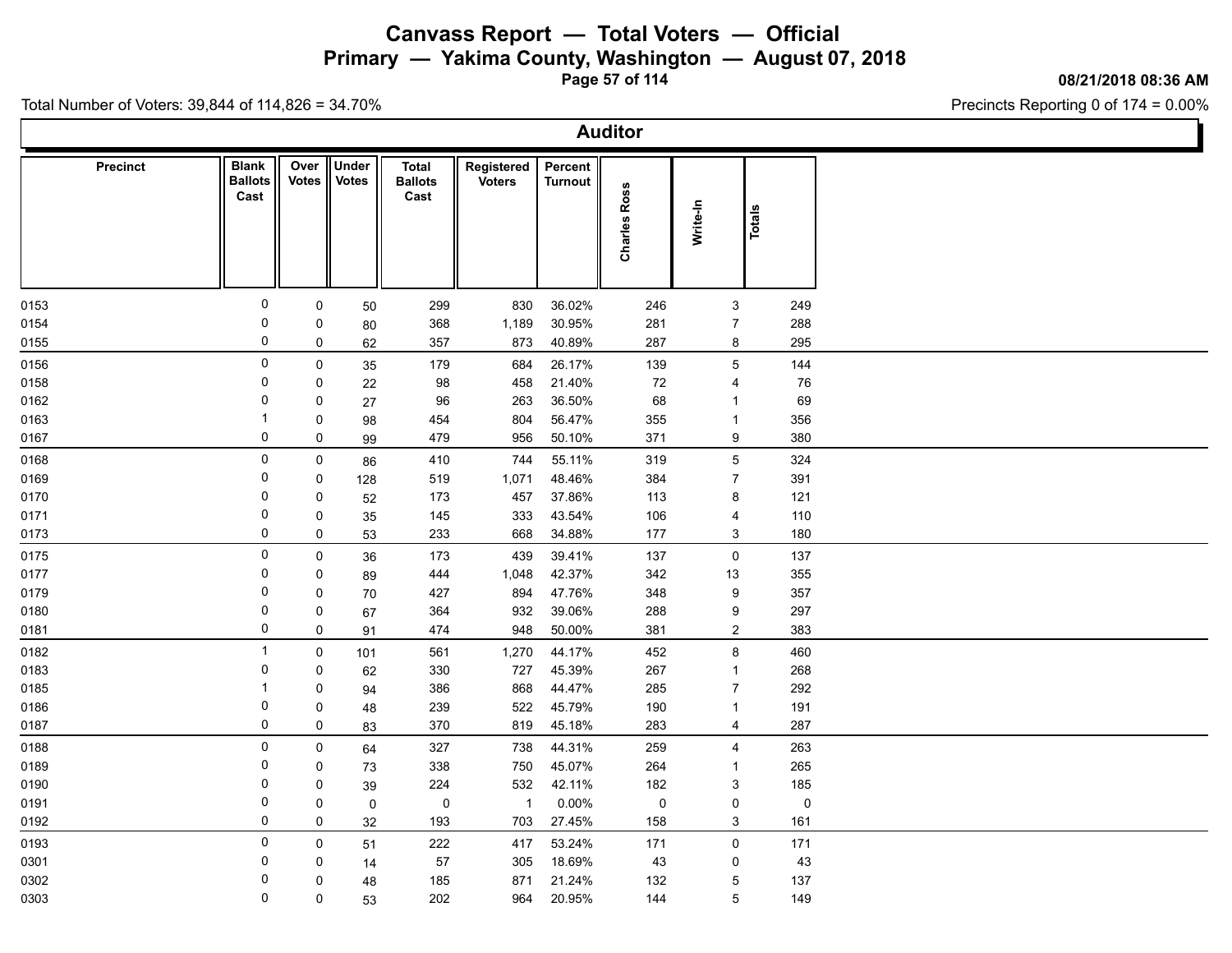# Canvass Report — Total Voters — Official

## Primary — Yakima County, Washington — August 07, 2018

08/21/2018 08:36 AM

Total Number of Voters: 39,844 of 114,826 = 34.70%

Precincts Reporting 0 of 174 = 0.00%

### Auditor

| Precinct | Blank Ballots Cast | Over Votes | Under Votes | Total Ballots Cast | Registered Voters | Percent Turnout | Charles Ross | Write-In | Totals |
|---|---|---|---|---|---|---|---|---|---|
| 0153 | 0 | 0 | 50 | 299 | 830 | 36.02% | 246 | 3 | 249 |
| 0154 | 0 | 0 | 80 | 368 | 1,189 | 30.95% | 281 | 7 | 288 |
| 0155 | 0 | 0 | 62 | 357 | 873 | 40.89% | 287 | 8 | 295 |
| 0156 | 0 | 0 | 35 | 179 | 684 | 26.17% | 139 | 5 | 144 |
| 0158 | 0 | 0 | 22 | 98 | 458 | 21.40% | 72 | 4 | 76 |
| 0162 | 0 | 0 | 27 | 96 | 263 | 36.50% | 68 | 1 | 69 |
| 0163 | 1 | 0 | 98 | 454 | 804 | 56.47% | 355 | 1 | 356 |
| 0167 | 0 | 0 | 99 | 479 | 956 | 50.10% | 371 | 9 | 380 |
| 0168 | 0 | 0 | 86 | 410 | 744 | 55.11% | 319 | 5 | 324 |
| 0169 | 0 | 0 | 128 | 519 | 1,071 | 48.46% | 384 | 7 | 391 |
| 0170 | 0 | 0 | 52 | 173 | 457 | 37.86% | 113 | 8 | 121 |
| 0171 | 0 | 0 | 35 | 145 | 333 | 43.54% | 106 | 4 | 110 |
| 0173 | 0 | 0 | 53 | 233 | 668 | 34.88% | 177 | 3 | 180 |
| 0175 | 0 | 0 | 36 | 173 | 439 | 39.41% | 137 | 0 | 137 |
| 0177 | 0 | 0 | 89 | 444 | 1,048 | 42.37% | 342 | 13 | 355 |
| 0179 | 0 | 0 | 70 | 427 | 894 | 47.76% | 348 | 9 | 357 |
| 0180 | 0 | 0 | 67 | 364 | 932 | 39.06% | 288 | 9 | 297 |
| 0181 | 0 | 0 | 91 | 474 | 948 | 50.00% | 381 | 2 | 383 |
| 0182 | 1 | 0 | 101 | 561 | 1,270 | 44.17% | 452 | 8 | 460 |
| 0183 | 0 | 0 | 62 | 330 | 727 | 45.39% | 267 | 1 | 268 |
| 0185 | 1 | 0 | 94 | 386 | 868 | 44.47% | 285 | 7 | 292 |
| 0186 | 0 | 0 | 48 | 239 | 522 | 45.79% | 190 | 1 | 191 |
| 0187 | 0 | 0 | 83 | 370 | 819 | 45.18% | 283 | 4 | 287 |
| 0188 | 0 | 0 | 64 | 327 | 738 | 44.31% | 259 | 4 | 263 |
| 0189 | 0 | 0 | 73 | 338 | 750 | 45.07% | 264 | 1 | 265 |
| 0190 | 0 | 0 | 39 | 224 | 532 | 42.11% | 182 | 3 | 185 |
| 0191 | 0 | 0 | 0 | 0 | 1 | 0.00% | 0 | 0 | 0 |
| 0192 | 0 | 0 | 32 | 193 | 703 | 27.45% | 158 | 3 | 161 |
| 0193 | 0 | 0 | 51 | 222 | 417 | 53.24% | 171 | 0 | 171 |
| 0301 | 0 | 0 | 14 | 57 | 305 | 18.69% | 43 | 0 | 43 |
| 0302 | 0 | 0 | 48 | 185 | 871 | 21.24% | 132 | 5 | 137 |
| 0303 | 0 | 0 | 53 | 202 | 964 | 20.95% | 144 | 5 | 149 |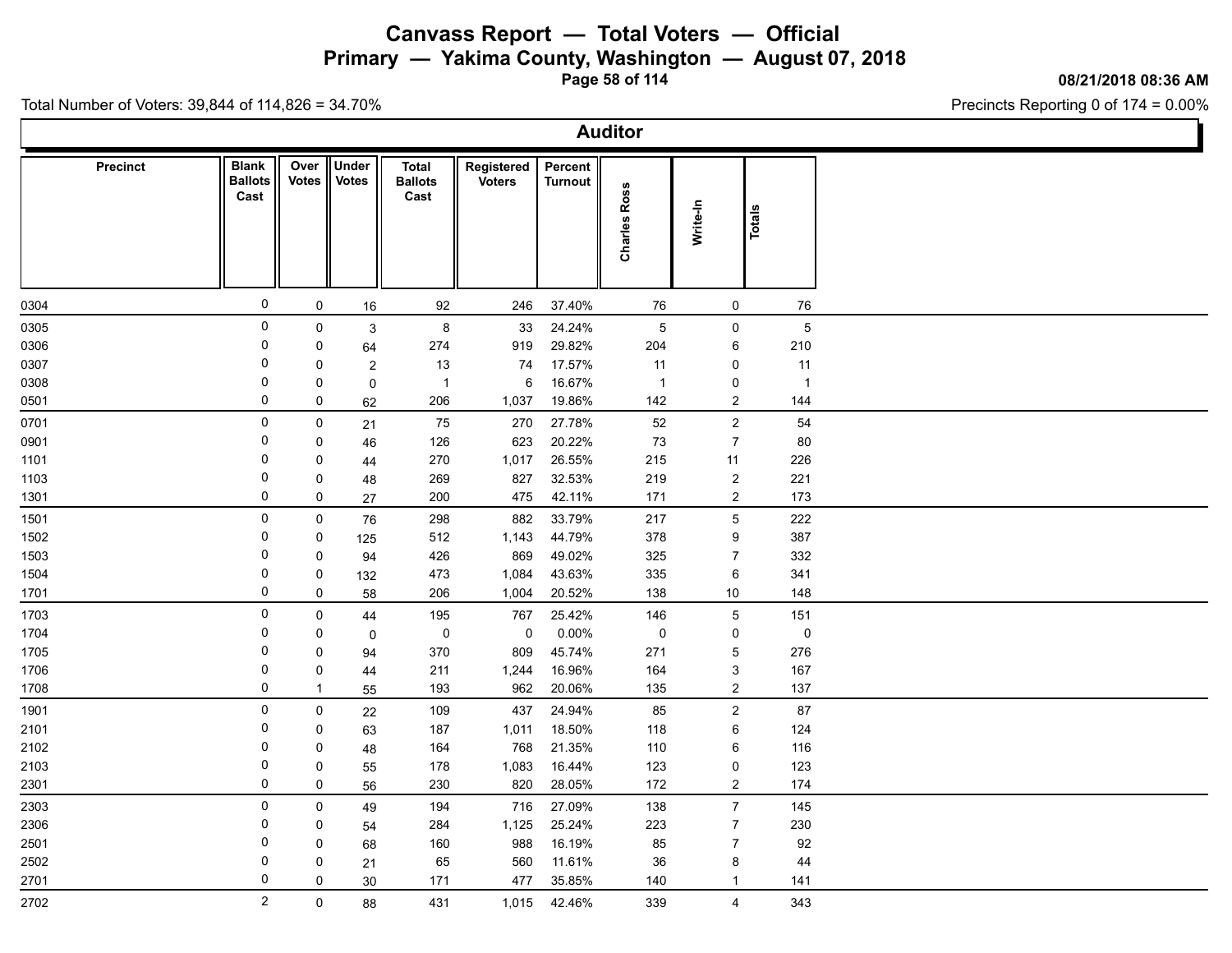# Canvass Report — Total Voters — Official

## Primary — Yakima County, Washington — August 07, 2018

08/21/2018 08:36 AM

Total Number of Voters: 39,844 of 114,826 = 34.70%

Precincts Reporting 0 of 174 = 0.00%

### Auditor

| Precinct | Blank Ballots Cast | Over Votes | Under Votes | Total Ballots Cast | Registered Voters | Percent Turnout | Charles Ross | Write-In | Totals |
|---|---|---|---|---|---|---|---|---|---|
| 0304 | 0 | 0 | 16 | 92 | 246 | 37.40% | 76 | 0 | 76 |
| 0305 | 0 | 0 | 3 | 8 | 33 | 24.24% | 5 | 0 | 5 |
| 0306 | 0 | 0 | 64 | 274 | 919 | 29.82% | 204 | 6 | 210 |
| 0307 | 0 | 0 | 2 | 13 | 74 | 17.57% | 11 | 0 | 11 |
| 0308 | 0 | 0 | 0 | 1 | 6 | 16.67% | 1 | 0 | 1 |
| 0501 | 0 | 0 | 62 | 206 | 1,037 | 19.86% | 142 | 2 | 144 |
| 0701 | 0 | 0 | 21 | 75 | 270 | 27.78% | 52 | 2 | 54 |
| 0901 | 0 | 0 | 46 | 126 | 623 | 20.22% | 73 | 7 | 80 |
| 1101 | 0 | 0 | 44 | 270 | 1,017 | 26.55% | 215 | 11 | 226 |
| 1103 | 0 | 0 | 48 | 269 | 827 | 32.53% | 219 | 2 | 221 |
| 1301 | 0 | 0 | 27 | 200 | 475 | 42.11% | 171 | 2 | 173 |
| 1501 | 0 | 0 | 76 | 298 | 882 | 33.79% | 217 | 5 | 222 |
| 1502 | 0 | 0 | 125 | 512 | 1,143 | 44.79% | 378 | 9 | 387 |
| 1503 | 0 | 0 | 94 | 426 | 869 | 49.02% | 325 | 7 | 332 |
| 1504 | 0 | 0 | 132 | 473 | 1,084 | 43.63% | 335 | 6 | 341 |
| 1701 | 0 | 0 | 58 | 206 | 1,004 | 20.52% | 138 | 10 | 148 |
| 1703 | 0 | 0 | 44 | 195 | 767 | 25.42% | 146 | 5 | 151 |
| 1704 | 0 | 0 | 0 | 0 | 0 | 0.00% | 0 | 0 | 0 |
| 1705 | 0 | 0 | 94 | 370 | 809 | 45.74% | 271 | 5 | 276 |
| 1706 | 0 | 0 | 44 | 211 | 1,244 | 16.96% | 164 | 3 | 167 |
| 1708 | 0 | 1 | 55 | 193 | 962 | 20.06% | 135 | 2 | 137 |
| 1901 | 0 | 0 | 22 | 109 | 437 | 24.94% | 85 | 2 | 87 |
| 2101 | 0 | 0 | 63 | 187 | 1,011 | 18.50% | 118 | 6 | 124 |
| 2102 | 0 | 0 | 48 | 164 | 768 | 21.35% | 110 | 6 | 116 |
| 2103 | 0 | 0 | 55 | 178 | 1,083 | 16.44% | 123 | 0 | 123 |
| 2301 | 0 | 0 | 56 | 230 | 820 | 28.05% | 172 | 2 | 174 |
| 2303 | 0 | 0 | 49 | 194 | 716 | 27.09% | 138 | 7 | 145 |
| 2306 | 0 | 0 | 54 | 284 | 1,125 | 25.24% | 223 | 7 | 230 |
| 2501 | 0 | 0 | 68 | 160 | 988 | 16.19% | 85 | 7 | 92 |
| 2502 | 0 | 0 | 21 | 65 | 560 | 11.61% | 36 | 8 | 44 |
| 2701 | 0 | 0 | 30 | 171 | 477 | 35.85% | 140 | 1 | 141 |
| 2702 | 2 | 0 | 88 | 431 | 1,015 | 42.46% | 339 | 4 | 343 |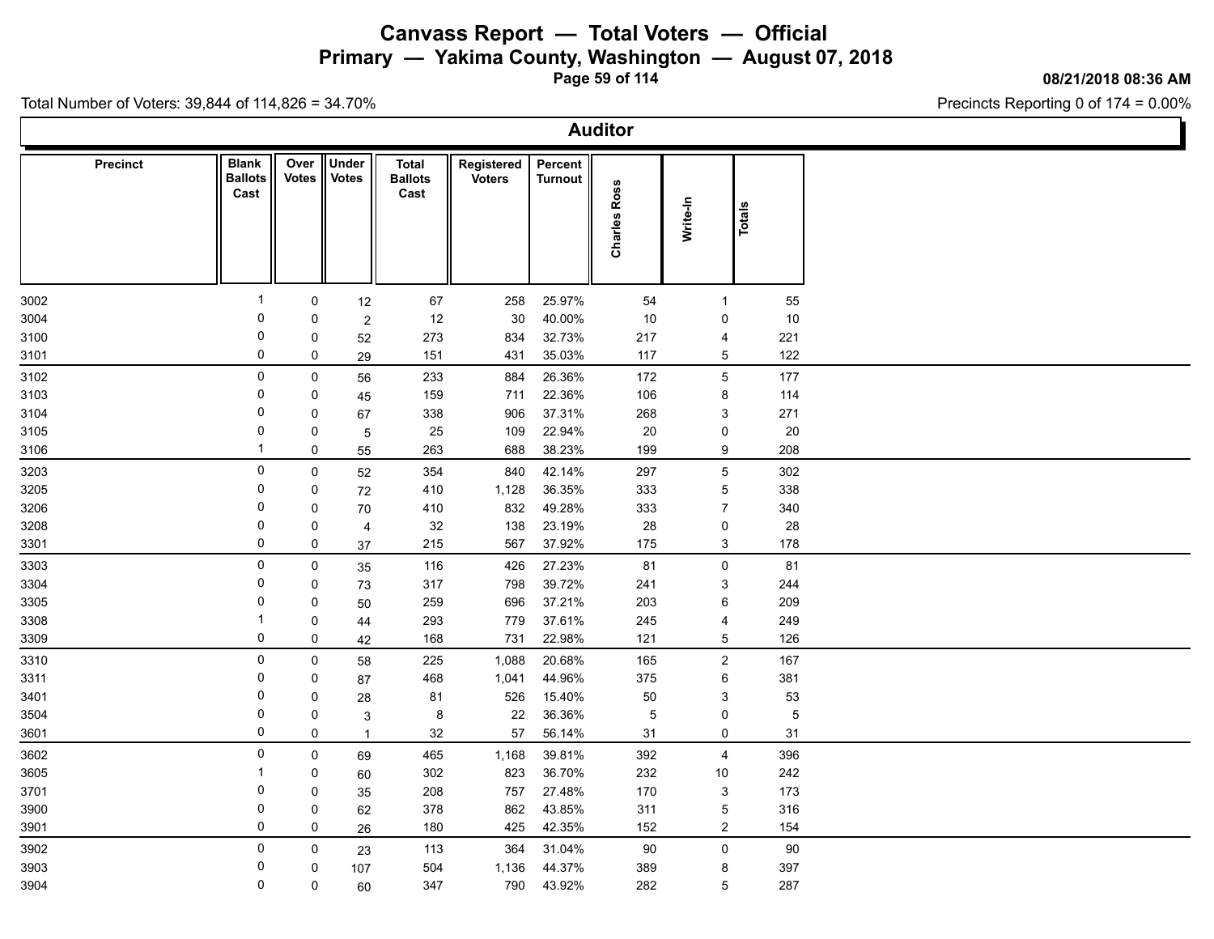# Canvass Report — Total Voters — Official

## Primary — Yakima County, Washington — August 07, 2018

08/21/2018 08:36 AM

Total Number of Voters: 39,844 of 114,826 = 34.70%

Precincts Reporting 0 of 174 = 0.00%

### Auditor

| Precinct | Blank Ballots Cast | Over Votes | Under Votes | Total Ballots Cast | Registered Voters | Percent Turnout | Charles Ross | Write-In | Totals |
|---|---|---|---|---|---|---|---|---|---|
| 3002 | 1 | 0 | 12 | 67 | 258 | 25.97% | 54 | 1 | 55 |
| 3004 | 0 | 0 | 2 | 12 | 30 | 40.00% | 10 | 0 | 10 |
| 3100 | 0 | 0 | 52 | 273 | 834 | 32.73% | 217 | 4 | 221 |
| 3101 | 0 | 0 | 29 | 151 | 431 | 35.03% | 117 | 5 | 122 |
| 3102 | 0 | 0 | 56 | 233 | 884 | 26.36% | 172 | 5 | 177 |
| 3103 | 0 | 0 | 45 | 159 | 711 | 22.36% | 106 | 8 | 114 |
| 3104 | 0 | 0 | 67 | 338 | 906 | 37.31% | 268 | 3 | 271 |
| 3105 | 0 | 0 | 5 | 25 | 109 | 22.94% | 20 | 0 | 20 |
| 3106 | 1 | 0 | 55 | 263 | 688 | 38.23% | 199 | 9 | 208 |
| 3203 | 0 | 0 | 52 | 354 | 840 | 42.14% | 297 | 5 | 302 |
| 3205 | 0 | 0 | 72 | 410 | 1,128 | 36.35% | 333 | 5 | 338 |
| 3206 | 0 | 0 | 70 | 410 | 832 | 49.28% | 333 | 7 | 340 |
| 3208 | 0 | 0 | 4 | 32 | 138 | 23.19% | 28 | 0 | 28 |
| 3301 | 0 | 0 | 37 | 215 | 567 | 37.92% | 175 | 3 | 178 |
| 3303 | 0 | 0 | 35 | 116 | 426 | 27.23% | 81 | 0 | 81 |
| 3304 | 0 | 0 | 73 | 317 | 798 | 39.72% | 241 | 3 | 244 |
| 3305 | 0 | 0 | 50 | 259 | 696 | 37.21% | 203 | 6 | 209 |
| 3308 | 1 | 0 | 44 | 293 | 779 | 37.61% | 245 | 4 | 249 |
| 3309 | 0 | 0 | 42 | 168 | 731 | 22.98% | 121 | 5 | 126 |
| 3310 | 0 | 0 | 58 | 225 | 1,088 | 20.68% | 165 | 2 | 167 |
| 3311 | 0 | 0 | 87 | 468 | 1,041 | 44.96% | 375 | 6 | 381 |
| 3401 | 0 | 0 | 28 | 81 | 526 | 15.40% | 50 | 3 | 53 |
| 3504 | 0 | 0 | 3 | 8 | 22 | 36.36% | 5 | 0 | 5 |
| 3601 | 0 | 0 | 1 | 32 | 57 | 56.14% | 31 | 0 | 31 |
| 3602 | 0 | 0 | 69 | 465 | 1,168 | 39.81% | 392 | 4 | 396 |
| 3605 | 1 | 0 | 60 | 302 | 823 | 36.70% | 232 | 10 | 242 |
| 3701 | 0 | 0 | 35 | 208 | 757 | 27.48% | 170 | 3 | 173 |
| 3900 | 0 | 0 | 62 | 378 | 862 | 43.85% | 311 | 5 | 316 |
| 3901 | 0 | 0 | 26 | 180 | 425 | 42.35% | 152 | 2 | 154 |
| 3902 | 0 | 0 | 23 | 113 | 364 | 31.04% | 90 | 0 | 90 |
| 3903 | 0 | 0 | 107 | 504 | 1,136 | 44.37% | 389 | 8 | 397 |
| 3904 | 0 | 0 | 60 | 347 | 790 | 43.92% | 282 | 5 | 287 |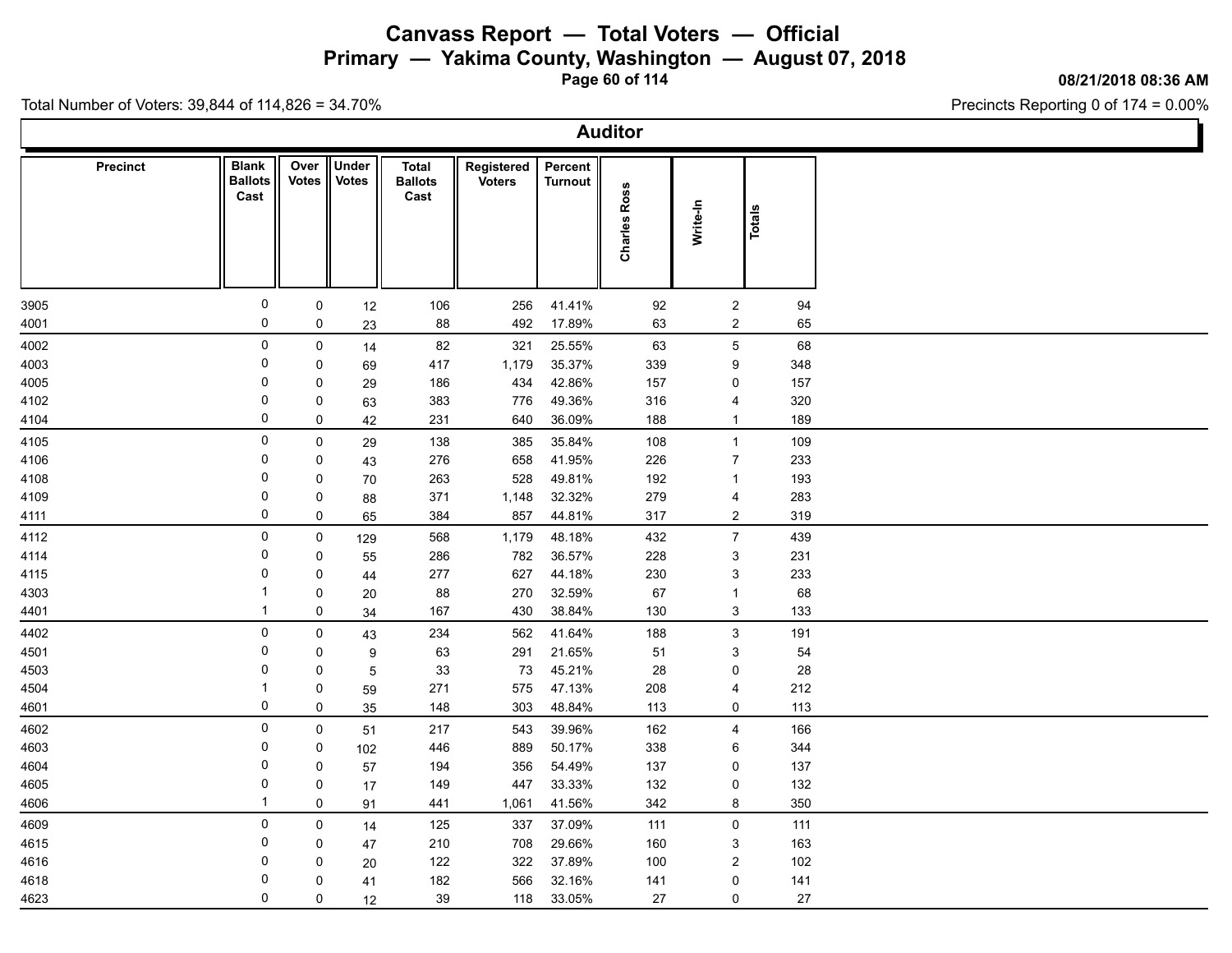# Canvass Report — Total Voters — Official

## Primary — Yakima County, Washington — August 07, 2018

08/21/2018 08:36 AM

Total Number of Voters: 39,844 of 114,826 = 34.70%

Precincts Reporting 0 of 174 = 0.00%

### Auditor

| Precinct | Blank Ballots Cast | Over Votes | Under Votes | Total Ballots Cast | Registered Voters | Percent Turnout | Charles Ross | Write-In | Totals |
|---|---|---|---|---|---|---|---|---|---|
| 3905 | 0 | 0 | 12 | 106 | 256 | 41.41% | 92 | 2 | 94 |
| 4001 | 0 | 0 | 23 | 88 | 492 | 17.89% | 63 | 2 | 65 |
| 4002 | 0 | 0 | 14 | 82 | 321 | 25.55% | 63 | 5 | 68 |
| 4003 | 0 | 0 | 69 | 417 | 1,179 | 35.37% | 339 | 9 | 348 |
| 4005 | 0 | 0 | 29 | 186 | 434 | 42.86% | 157 | 0 | 157 |
| 4102 | 0 | 0 | 63 | 383 | 776 | 49.36% | 316 | 4 | 320 |
| 4104 | 0 | 0 | 42 | 231 | 640 | 36.09% | 188 | 1 | 189 |
| 4105 | 0 | 0 | 29 | 138 | 385 | 35.84% | 108 | 1 | 109 |
| 4106 | 0 | 0 | 43 | 276 | 658 | 41.95% | 226 | 7 | 233 |
| 4108 | 0 | 0 | 70 | 263 | 528 | 49.81% | 192 | 1 | 193 |
| 4109 | 0 | 0 | 88 | 371 | 1,148 | 32.32% | 279 | 4 | 283 |
| 4111 | 0 | 0 | 65 | 384 | 857 | 44.81% | 317 | 2 | 319 |
| 4112 | 0 | 0 | 129 | 568 | 1,179 | 48.18% | 432 | 7 | 439 |
| 4114 | 0 | 0 | 55 | 286 | 782 | 36.57% | 228 | 3 | 231 |
| 4115 | 0 | 0 | 44 | 277 | 627 | 44.18% | 230 | 3 | 233 |
| 4303 | 1 | 0 | 20 | 88 | 270 | 32.59% | 67 | 1 | 68 |
| 4401 | 1 | 0 | 34 | 167 | 430 | 38.84% | 130 | 3 | 133 |
| 4402 | 0 | 0 | 43 | 234 | 562 | 41.64% | 188 | 3 | 191 |
| 4501 | 0 | 0 | 9 | 63 | 291 | 21.65% | 51 | 3 | 54 |
| 4503 | 0 | 0 | 5 | 33 | 73 | 45.21% | 28 | 0 | 28 |
| 4504 | 1 | 0 | 59 | 271 | 575 | 47.13% | 208 | 4 | 212 |
| 4601 | 0 | 0 | 35 | 148 | 303 | 48.84% | 113 | 0 | 113 |
| 4602 | 0 | 0 | 51 | 217 | 543 | 39.96% | 162 | 4 | 166 |
| 4603 | 0 | 0 | 102 | 446 | 889 | 50.17% | 338 | 6 | 344 |
| 4604 | 0 | 0 | 57 | 194 | 356 | 54.49% | 137 | 0 | 137 |
| 4605 | 0 | 0 | 17 | 149 | 447 | 33.33% | 132 | 0 | 132 |
| 4606 | 1 | 0 | 91 | 441 | 1,061 | 41.56% | 342 | 8 | 350 |
| 4609 | 0 | 0 | 14 | 125 | 337 | 37.09% | 111 | 0 | 111 |
| 4615 | 0 | 0 | 47 | 210 | 708 | 29.66% | 160 | 3 | 163 |
| 4616 | 0 | 0 | 20 | 122 | 322 | 37.89% | 100 | 2 | 102 |
| 4618 | 0 | 0 | 41 | 182 | 566 | 32.16% | 141 | 0 | 141 |
| 4623 | 0 | 0 | 12 | 39 | 118 | 33.05% | 27 | 0 | 27 |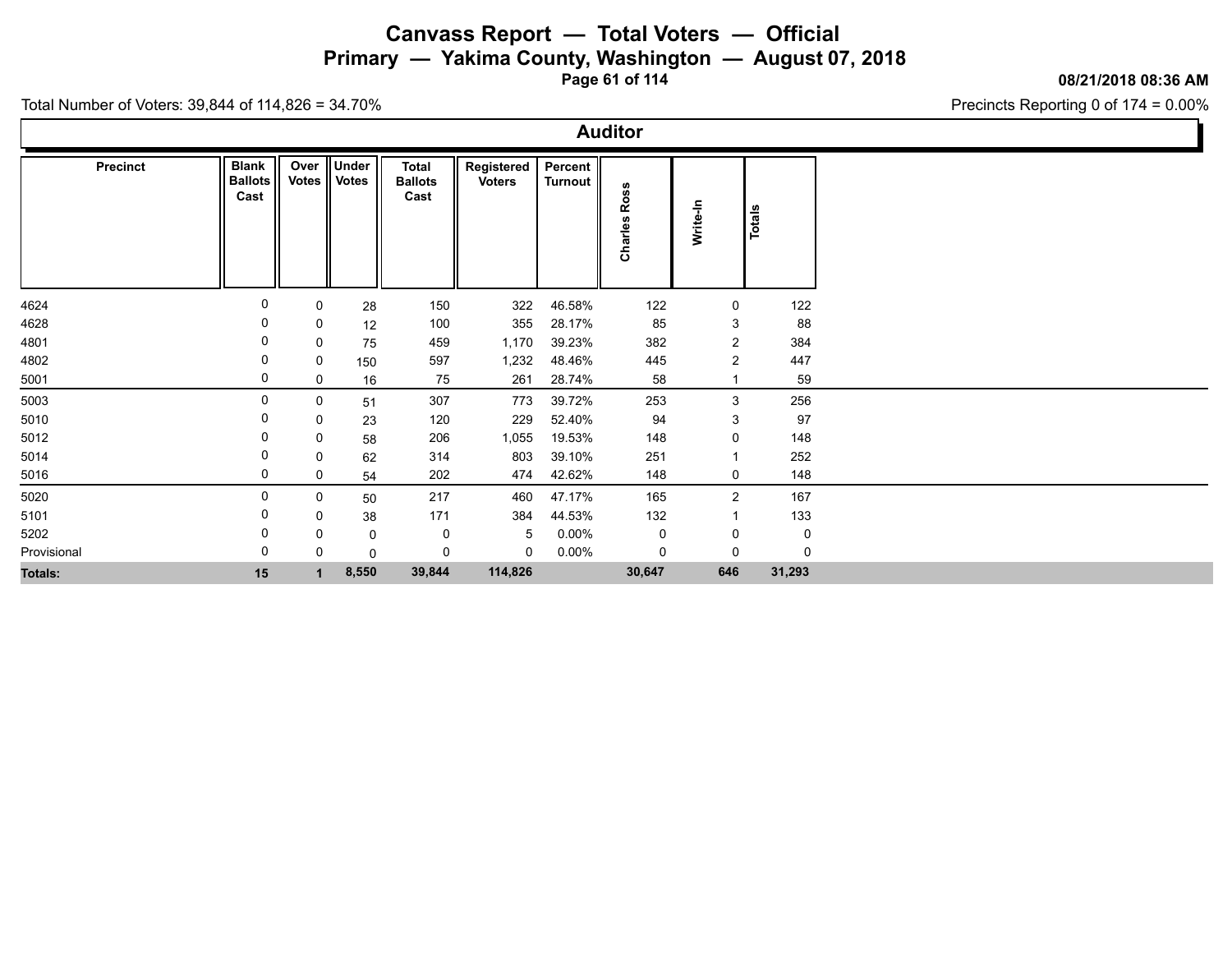# Canvass Report — Total Voters — Official

## Primary — Yakima County, Washington — August 07, 2018

08/21/2018 08:36 AM

Total Number of Voters: 39,844 of 114,826 = 34.70%

Precincts Reporting 0 of 174 = 0.00%

### Auditor

| Precinct | Blank Ballots Cast | Over Votes | Under Votes | Total Ballots Cast | Registered Voters | Percent Turnout | Charles Ross | Write-In | Totals |
|---|---|---|---|---|---|---|---|---|---|
| 4624 | 0 | 0 | 28 | 150 | 322 | 46.58% | 122 | 0 | 122 |
| 4628 | 0 | 0 | 12 | 100 | 355 | 28.17% | 85 | 3 | 88 |
| 4801 | 0 | 0 | 75 | 459 | 1,170 | 39.23% | 382 | 2 | 384 |
| 4802 | 0 | 0 | 150 | 597 | 1,232 | 48.46% | 445 | 2 | 447 |
| 5001 | 0 | 0 | 16 | 75 | 261 | 28.74% | 58 | 1 | 59 |
| 5003 | 0 | 0 | 51 | 307 | 773 | 39.72% | 253 | 3 | 256 |
| 5010 | 0 | 0 | 23 | 120 | 229 | 52.40% | 94 | 3 | 97 |
| 5012 | 0 | 0 | 58 | 206 | 1,055 | 19.53% | 148 | 0 | 148 |
| 5014 | 0 | 0 | 62 | 314 | 803 | 39.10% | 251 | 1 | 252 |
| 5016 | 0 | 0 | 54 | 202 | 474 | 42.62% | 148 | 0 | 148 |
| 5020 | 0 | 0 | 50 | 217 | 460 | 47.17% | 165 | 2 | 167 |
| 5101 | 0 | 0 | 38 | 171 | 384 | 44.53% | 132 | 1 | 133 |
| 5202 | 0 | 0 | 0 | 0 | 5 | 0.00% | 0 | 0 | 0 |
| Provisional | 0 | 0 | 0 | 0 | 0 | 0.00% | 0 | 0 | 0 |
| **Totals:** | **15** | **1** | **8,550** | **39,844** | **114,826** | | **30,647** | **646** | **31,293** |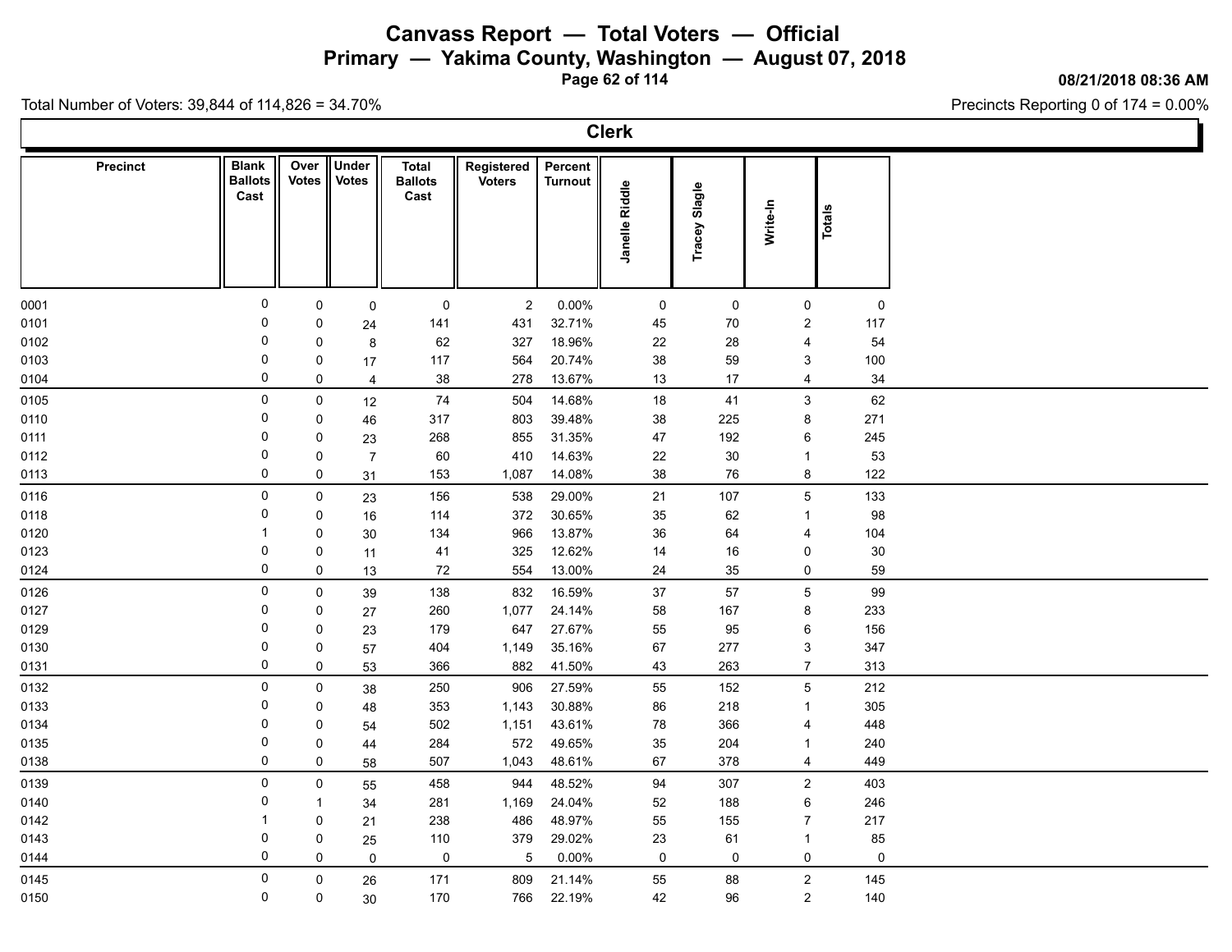# Canvass Report — Total Voters — Official

## Primary — Yakima County, Washington — August 07, 2018

08/21/2018 08:36 AM

Total Number of Voters: 39,844 of 114,826 = 34.70%

Precincts Reporting 0 of 174 = 0.00%

## Clerk

| Precinct | Blank Ballots Cast | Over Votes | Under Votes | Total Ballots Cast | Registered Voters | Percent Turnout | Janelle Riddle | Tracey Slagle | Write-In | Totals |
|---|---|---|---|---|---|---|---|---|---|---|
| 0001 | 0 | 0 | 0 | 0 | 2 | 0.00% | 0 | 0 | 0 | 0 |
| 0101 | 0 | 0 | 24 | 141 | 431 | 32.71% | 45 | 70 | 2 | 117 |
| 0102 | 0 | 0 | 8 | 62 | 327 | 18.96% | 22 | 28 | 4 | 54 |
| 0103 | 0 | 0 | 17 | 117 | 564 | 20.74% | 38 | 59 | 3 | 100 |
| 0104 | 0 | 0 | 4 | 38 | 278 | 13.67% | 13 | 17 | 4 | 34 |
| 0105 | 0 | 0 | 12 | 74 | 504 | 14.68% | 18 | 41 | 3 | 62 |
| 0110 | 0 | 0 | 46 | 317 | 803 | 39.48% | 38 | 225 | 8 | 271 |
| 0111 | 0 | 0 | 23 | 268 | 855 | 31.35% | 47 | 192 | 6 | 245 |
| 0112 | 0 | 0 | 7 | 60 | 410 | 14.63% | 22 | 30 | 1 | 53 |
| 0113 | 0 | 0 | 31 | 153 | 1,087 | 14.08% | 38 | 76 | 8 | 122 |
| 0116 | 0 | 0 | 23 | 156 | 538 | 29.00% | 21 | 107 | 5 | 133 |
| 0118 | 0 | 0 | 16 | 114 | 372 | 30.65% | 35 | 62 | 1 | 98 |
| 0120 | 1 | 0 | 30 | 134 | 966 | 13.87% | 36 | 64 | 4 | 104 |
| 0123 | 0 | 0 | 11 | 41 | 325 | 12.62% | 14 | 16 | 0 | 30 |
| 0124 | 0 | 0 | 13 | 72 | 554 | 13.00% | 24 | 35 | 0 | 59 |
| 0126 | 0 | 0 | 39 | 138 | 832 | 16.59% | 37 | 57 | 5 | 99 |
| 0127 | 0 | 0 | 27 | 260 | 1,077 | 24.14% | 58 | 167 | 8 | 233 |
| 0129 | 0 | 0 | 23 | 179 | 647 | 27.67% | 55 | 95 | 6 | 156 |
| 0130 | 0 | 0 | 57 | 404 | 1,149 | 35.16% | 67 | 277 | 3 | 347 |
| 0131 | 0 | 0 | 53 | 366 | 882 | 41.50% | 43 | 263 | 7 | 313 |
| 0132 | 0 | 0 | 38 | 250 | 906 | 27.59% | 55 | 152 | 5 | 212 |
| 0133 | 0 | 0 | 48 | 353 | 1,143 | 30.88% | 86 | 218 | 1 | 305 |
| 0134 | 0 | 0 | 54 | 502 | 1,151 | 43.61% | 78 | 366 | 4 | 448 |
| 0135 | 0 | 0 | 44 | 284 | 572 | 49.65% | 35 | 204 | 1 | 240 |
| 0138 | 0 | 0 | 58 | 507 | 1,043 | 48.61% | 67 | 378 | 4 | 449 |
| 0139 | 0 | 0 | 55 | 458 | 944 | 48.52% | 94 | 307 | 2 | 403 |
| 0140 | 0 | 1 | 34 | 281 | 1,169 | 24.04% | 52 | 188 | 6 | 246 |
| 0142 | 1 | 0 | 21 | 238 | 486 | 48.97% | 55 | 155 | 7 | 217 |
| 0143 | 0 | 0 | 25 | 110 | 379 | 29.02% | 23 | 61 | 1 | 85 |
| 0144 | 0 | 0 | 0 | 0 | 5 | 0.00% | 0 | 0 | 0 | 0 |
| 0145 | 0 | 0 | 26 | 171 | 809 | 21.14% | 55 | 88 | 2 | 145 |
| 0150 | 0 | 0 | 30 | 170 | 766 | 22.19% | 42 | 96 | 2 | 140 |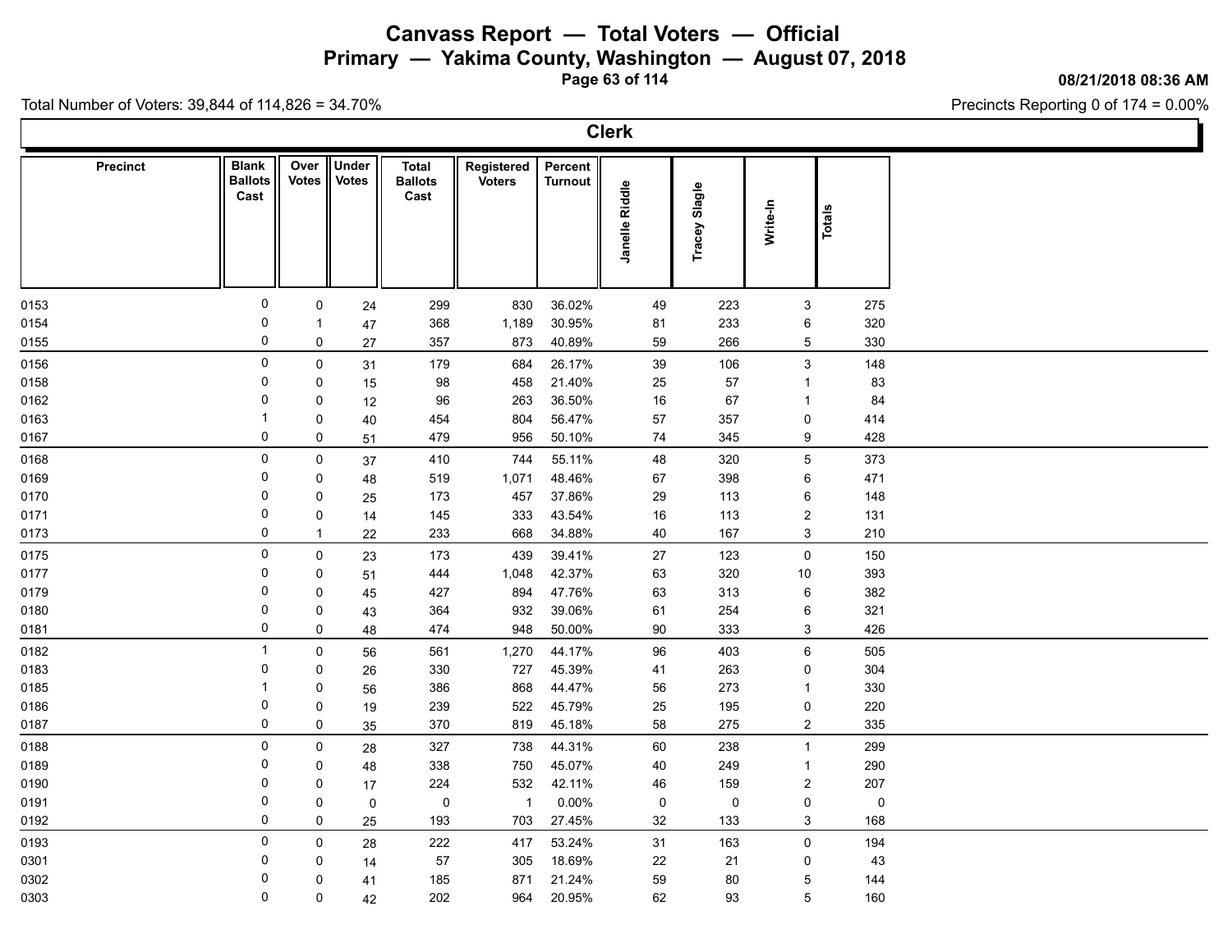# Canvass Report — Total Voters — Official

## Primary — Yakima County, Washington — August 07, 2018

08/21/2018 08:36 AM

Total Number of Voters: 39,844 of 114,826 = 34.70%

Precincts Reporting 0 of 174 = 0.00%

### Clerk

| Precinct | Blank Ballots Cast | Over Votes | Under Votes | Total Ballots Cast | Registered Voters | Percent Turnout | Janelle Riddle | Tracey Slagle | Write-In | Totals |
|---|---|---|---|---|---|---|---|---|---|---|
| 0153 | 0 | 0 | 24 | 299 | 830 | 36.02% | 49 | 223 | 3 | 275 |
| 0154 | 0 | 1 | 47 | 368 | 1,189 | 30.95% | 81 | 233 | 6 | 320 |
| 0155 | 0 | 0 | 27 | 357 | 873 | 40.89% | 59 | 266 | 5 | 330 |
| 0156 | 0 | 0 | 31 | 179 | 684 | 26.17% | 39 | 106 | 3 | 148 |
| 0158 | 0 | 0 | 15 | 98 | 458 | 21.40% | 25 | 57 | 1 | 83 |
| 0162 | 0 | 0 | 12 | 96 | 263 | 36.50% | 16 | 67 | 1 | 84 |
| 0163 | 1 | 0 | 40 | 454 | 804 | 56.47% | 57 | 357 | 0 | 414 |
| 0167 | 0 | 0 | 51 | 479 | 956 | 50.10% | 74 | 345 | 9 | 428 |
| 0168 | 0 | 0 | 37 | 410 | 744 | 55.11% | 48 | 320 | 5 | 373 |
| 0169 | 0 | 0 | 48 | 519 | 1,071 | 48.46% | 67 | 398 | 6 | 471 |
| 0170 | 0 | 0 | 25 | 173 | 457 | 37.86% | 29 | 113 | 6 | 148 |
| 0171 | 0 | 0 | 14 | 145 | 333 | 43.54% | 16 | 113 | 2 | 131 |
| 0173 | 0 | 1 | 22 | 233 | 668 | 34.88% | 40 | 167 | 3 | 210 |
| 0175 | 0 | 0 | 23 | 173 | 439 | 39.41% | 27 | 123 | 0 | 150 |
| 0177 | 0 | 0 | 51 | 444 | 1,048 | 42.37% | 63 | 320 | 10 | 393 |
| 0179 | 0 | 0 | 45 | 427 | 894 | 47.76% | 63 | 313 | 6 | 382 |
| 0180 | 0 | 0 | 43 | 364 | 932 | 39.06% | 61 | 254 | 6 | 321 |
| 0181 | 0 | 0 | 48 | 474 | 948 | 50.00% | 90 | 333 | 3 | 426 |
| 0182 | 1 | 0 | 56 | 561 | 1,270 | 44.17% | 96 | 403 | 6 | 505 |
| 0183 | 0 | 0 | 26 | 330 | 727 | 45.39% | 41 | 263 | 0 | 304 |
| 0185 | 1 | 0 | 56 | 386 | 868 | 44.47% | 56 | 273 | 1 | 330 |
| 0186 | 0 | 0 | 19 | 239 | 522 | 45.79% | 25 | 195 | 0 | 220 |
| 0187 | 0 | 0 | 35 | 370 | 819 | 45.18% | 58 | 275 | 2 | 335 |
| 0188 | 0 | 0 | 28 | 327 | 738 | 44.31% | 60 | 238 | 1 | 299 |
| 0189 | 0 | 0 | 48 | 338 | 750 | 45.07% | 40 | 249 | 1 | 290 |
| 0190 | 0 | 0 | 17 | 224 | 532 | 42.11% | 46 | 159 | 2 | 207 |
| 0191 | 0 | 0 | 0 | 0 | 1 | 0.00% | 0 | 0 | 0 | 0 |
| 0192 | 0 | 0 | 25 | 193 | 703 | 27.45% | 32 | 133 | 3 | 168 |
| 0193 | 0 | 0 | 28 | 222 | 417 | 53.24% | 31 | 163 | 0 | 194 |
| 0301 | 0 | 0 | 14 | 57 | 305 | 18.69% | 22 | 21 | 0 | 43 |
| 0302 | 0 | 0 | 41 | 185 | 871 | 21.24% | 59 | 80 | 5 | 144 |
| 0303 | 0 | 0 | 42 | 202 | 964 | 20.95% | 62 | 93 | 5 | 160 |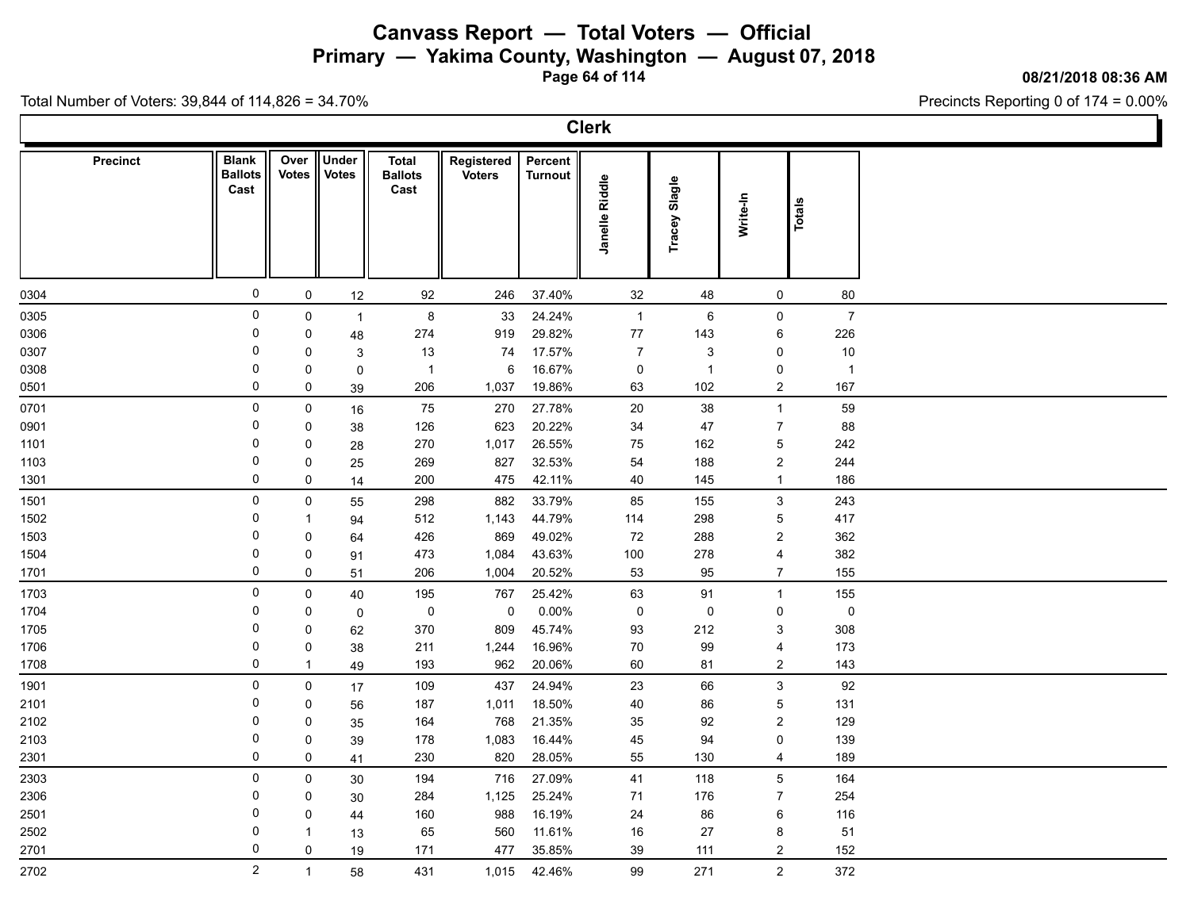# Canvass Report — Total Voters — Official

## Primary — Yakima County, Washington — August 07, 2018

08/21/2018 08:36 AM

Total Number of Voters: 39,844 of 114,826 = 34.70%

Precincts Reporting 0 of 174 = 0.00%

### Clerk

| Precinct | Blank Ballots Cast | Over Votes | Under Votes | Total Ballots Cast | Registered Voters | Percent Turnout | Janelle Riddle | Tracey Slagle | Write-In | Totals |
|---|---|---|---|---|---|---|---|---|---|---|
| 0304 | 0 | 0 | 12 | 92 | 246 | 37.40% | 32 | 48 | 0 | 80 |
| 0305 | 0 | 0 | 1 | 8 | 33 | 24.24% | 1 | 6 | 0 | 7 |
| 0306 | 0 | 0 | 48 | 274 | 919 | 29.82% | 77 | 143 | 6 | 226 |
| 0307 | 0 | 0 | 3 | 13 | 74 | 17.57% | 7 | 3 | 0 | 10 |
| 0308 | 0 | 0 | 0 | 1 | 6 | 16.67% | 0 | 1 | 0 | 1 |
| 0501 | 0 | 0 | 39 | 206 | 1,037 | 19.86% | 63 | 102 | 2 | 167 |
| 0701 | 0 | 0 | 16 | 75 | 270 | 27.78% | 20 | 38 | 1 | 59 |
| 0901 | 0 | 0 | 38 | 126 | 623 | 20.22% | 34 | 47 | 7 | 88 |
| 1101 | 0 | 0 | 28 | 270 | 1,017 | 26.55% | 75 | 162 | 5 | 242 |
| 1103 | 0 | 0 | 25 | 269 | 827 | 32.53% | 54 | 188 | 2 | 244 |
| 1301 | 0 | 0 | 14 | 200 | 475 | 42.11% | 40 | 145 | 1 | 186 |
| 1501 | 0 | 0 | 55 | 298 | 882 | 33.79% | 85 | 155 | 3 | 243 |
| 1502 | 0 | 1 | 94 | 512 | 1,143 | 44.79% | 114 | 298 | 5 | 417 |
| 1503 | 0 | 0 | 64 | 426 | 869 | 49.02% | 72 | 288 | 2 | 362 |
| 1504 | 0 | 0 | 91 | 473 | 1,084 | 43.63% | 100 | 278 | 4 | 382 |
| 1701 | 0 | 0 | 51 | 206 | 1,004 | 20.52% | 53 | 95 | 7 | 155 |
| 1703 | 0 | 0 | 40 | 195 | 767 | 25.42% | 63 | 91 | 1 | 155 |
| 1704 | 0 | 0 | 0 | 0 | 0 | 0.00% | 0 | 0 | 0 | 0 |
| 1705 | 0 | 0 | 62 | 370 | 809 | 45.74% | 93 | 212 | 3 | 308 |
| 1706 | 0 | 0 | 38 | 211 | 1,244 | 16.96% | 70 | 99 | 4 | 173 |
| 1708 | 0 | 1 | 49 | 193 | 962 | 20.06% | 60 | 81 | 2 | 143 |
| 1901 | 0 | 0 | 17 | 109 | 437 | 24.94% | 23 | 66 | 3 | 92 |
| 2101 | 0 | 0 | 56 | 187 | 1,011 | 18.50% | 40 | 86 | 5 | 131 |
| 2102 | 0 | 0 | 35 | 164 | 768 | 21.35% | 35 | 92 | 2 | 129 |
| 2103 | 0 | 0 | 39 | 178 | 1,083 | 16.44% | 45 | 94 | 0 | 139 |
| 2301 | 0 | 0 | 41 | 230 | 820 | 28.05% | 55 | 130 | 4 | 189 |
| 2303 | 0 | 0 | 30 | 194 | 716 | 27.09% | 41 | 118 | 5 | 164 |
| 2306 | 0 | 0 | 30 | 284 | 1,125 | 25.24% | 71 | 176 | 7 | 254 |
| 2501 | 0 | 0 | 44 | 160 | 988 | 16.19% | 24 | 86 | 6 | 116 |
| 2502 | 0 | 1 | 13 | 65 | 560 | 11.61% | 16 | 27 | 8 | 51 |
| 2701 | 0 | 0 | 19 | 171 | 477 | 35.85% | 39 | 111 | 2 | 152 |
| 2702 | 2 | 1 | 58 | 431 | 1,015 | 42.46% | 99 | 271 | 2 | 372 |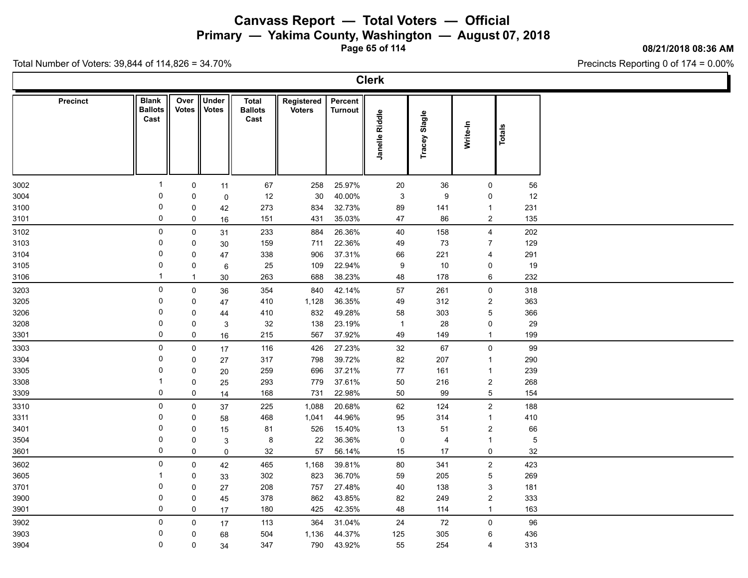# Canvass Report — Total Voters — Official

## Primary — Yakima County, Washington — August 07, 2018

08/21/2018 08:36 AM

Total Number of Voters: 39,844 of 114,826 = 34.70%

Precincts Reporting 0 of 174 = 0.00%

### Clerk

| Precinct | Blank Ballots Cast | Over Votes | Under Votes | Total Ballots Cast | Registered Voters | Percent Turnout | Janelle Riddle | Tracey Slagle | Write-In | Totals |
|---|---|---|---|---|---|---|---|---|---|---|
| 3002 | 1 | 0 | 11 | 67 | 258 | 25.97% | 20 | 36 | 0 | 56 |
| 3004 | 0 | 0 | 0 | 12 | 30 | 40.00% | 3 | 9 | 0 | 12 |
| 3100 | 0 | 0 | 42 | 273 | 834 | 32.73% | 89 | 141 | 1 | 231 |
| 3101 | 0 | 0 | 16 | 151 | 431 | 35.03% | 47 | 86 | 2 | 135 |
| 3102 | 0 | 0 | 31 | 233 | 884 | 26.36% | 40 | 158 | 4 | 202 |
| 3103 | 0 | 0 | 30 | 159 | 711 | 22.36% | 49 | 73 | 7 | 129 |
| 3104 | 0 | 0 | 47 | 338 | 906 | 37.31% | 66 | 221 | 4 | 291 |
| 3105 | 0 | 0 | 6 | 25 | 109 | 22.94% | 9 | 10 | 0 | 19 |
| 3106 | 1 | 1 | 30 | 263 | 688 | 38.23% | 48 | 178 | 6 | 232 |
| 3203 | 0 | 0 | 36 | 354 | 840 | 42.14% | 57 | 261 | 0 | 318 |
| 3205 | 0 | 0 | 47 | 410 | 1,128 | 36.35% | 49 | 312 | 2 | 363 |
| 3206 | 0 | 0 | 44 | 410 | 832 | 49.28% | 58 | 303 | 5 | 366 |
| 3208 | 0 | 0 | 3 | 32 | 138 | 23.19% | 1 | 28 | 0 | 29 |
| 3301 | 0 | 0 | 16 | 215 | 567 | 37.92% | 49 | 149 | 1 | 199 |
| 3303 | 0 | 0 | 17 | 116 | 426 | 27.23% | 32 | 67 | 0 | 99 |
| 3304 | 0 | 0 | 27 | 317 | 798 | 39.72% | 82 | 207 | 1 | 290 |
| 3305 | 0 | 0 | 20 | 259 | 696 | 37.21% | 77 | 161 | 1 | 239 |
| 3308 | 1 | 0 | 25 | 293 | 779 | 37.61% | 50 | 216 | 2 | 268 |
| 3309 | 0 | 0 | 14 | 168 | 731 | 22.98% | 50 | 99 | 5 | 154 |
| 3310 | 0 | 0 | 37 | 225 | 1,088 | 20.68% | 62 | 124 | 2 | 188 |
| 3311 | 0 | 0 | 58 | 468 | 1,041 | 44.96% | 95 | 314 | 1 | 410 |
| 3401 | 0 | 0 | 15 | 81 | 526 | 15.40% | 13 | 51 | 2 | 66 |
| 3504 | 0 | 0 | 3 | 8 | 22 | 36.36% | 0 | 4 | 1 | 5 |
| 3601 | 0 | 0 | 0 | 32 | 57 | 56.14% | 15 | 17 | 0 | 32 |
| 3602 | 0 | 0 | 42 | 465 | 1,168 | 39.81% | 80 | 341 | 2 | 423 |
| 3605 | 1 | 0 | 33 | 302 | 823 | 36.70% | 59 | 205 | 5 | 269 |
| 3701 | 0 | 0 | 27 | 208 | 757 | 27.48% | 40 | 138 | 3 | 181 |
| 3900 | 0 | 0 | 45 | 378 | 862 | 43.85% | 82 | 249 | 2 | 333 |
| 3901 | 0 | 0 | 17 | 180 | 425 | 42.35% | 48 | 114 | 1 | 163 |
| 3902 | 0 | 0 | 17 | 113 | 364 | 31.04% | 24 | 72 | 0 | 96 |
| 3903 | 0 | 0 | 68 | 504 | 1,136 | 44.37% | 125 | 305 | 6 | 436 |
| 3904 | 0 | 0 | 34 | 347 | 790 | 43.92% | 55 | 254 | 4 | 313 |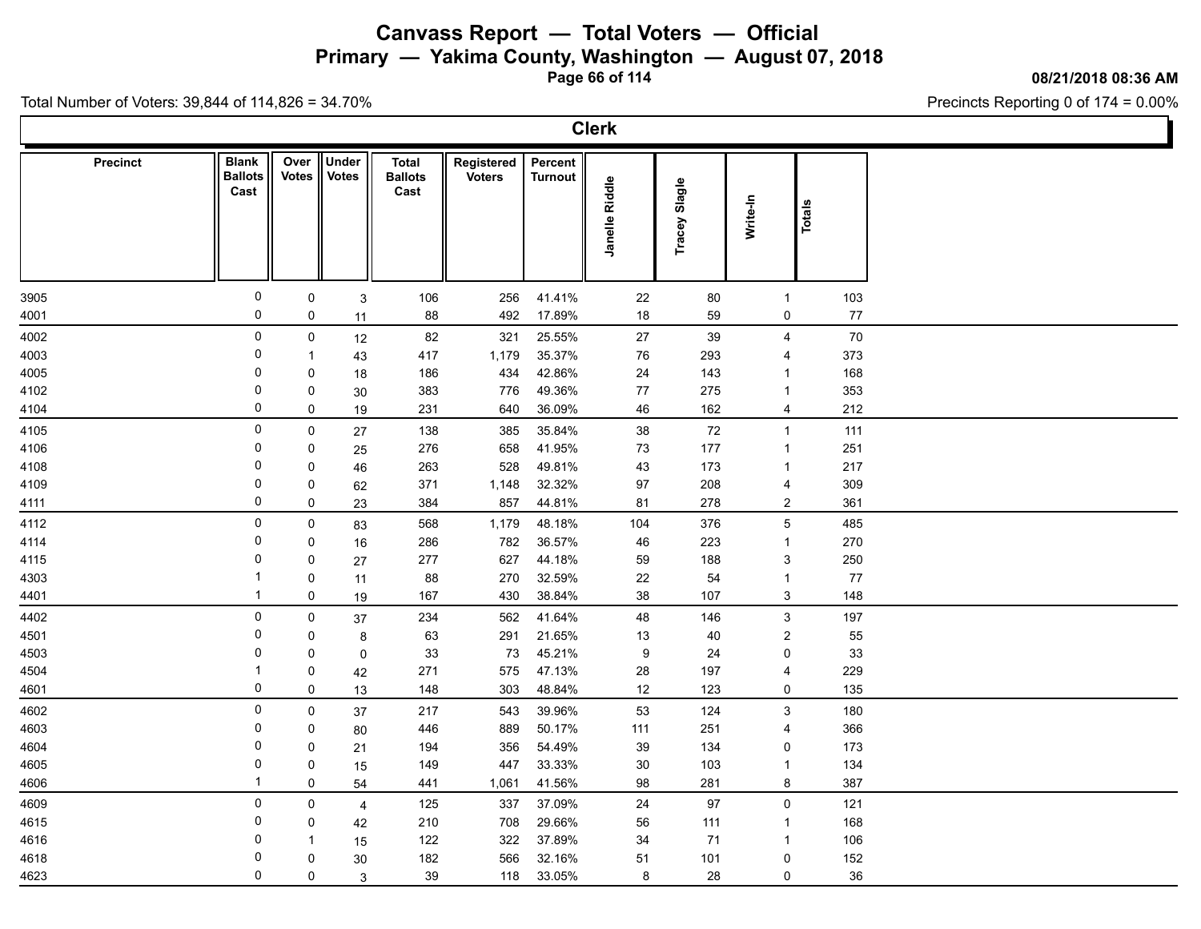# Canvass Report — Total Voters — Official

## Primary — Yakima County, Washington — August 07, 2018

08/21/2018 08:36 AM

Total Number of Voters: 39,844 of 114,826 = 34.70%

Precincts Reporting 0 of 174 = 0.00%

### Clerk

| Precinct | Blank Ballots Cast | Over Votes | Under Votes | Total Ballots Cast | Registered Voters | Percent Turnout | Janelle Riddle | Tracey Slagle | Write-In | Totals |
|---|---|---|---|---|---|---|---|---|---|---|
| 3905 | 0 | 0 | 3 | 106 | 256 | 41.41% | 22 | 80 | 1 | 103 |
| 4001 | 0 | 0 | 11 | 88 | 492 | 17.89% | 18 | 59 | 0 | 77 |
| 4002 | 0 | 0 | 12 | 82 | 321 | 25.55% | 27 | 39 | 4 | 70 |
| 4003 | 0 | 1 | 43 | 417 | 1,179 | 35.37% | 76 | 293 | 4 | 373 |
| 4005 | 0 | 0 | 18 | 186 | 434 | 42.86% | 24 | 143 | 1 | 168 |
| 4102 | 0 | 0 | 30 | 383 | 776 | 49.36% | 77 | 275 | 1 | 353 |
| 4104 | 0 | 0 | 19 | 231 | 640 | 36.09% | 46 | 162 | 4 | 212 |
| 4105 | 0 | 0 | 27 | 138 | 385 | 35.84% | 38 | 72 | 1 | 111 |
| 4106 | 0 | 0 | 25 | 276 | 658 | 41.95% | 73 | 177 | 1 | 251 |
| 4108 | 0 | 0 | 46 | 263 | 528 | 49.81% | 43 | 173 | 1 | 217 |
| 4109 | 0 | 0 | 62 | 371 | 1,148 | 32.32% | 97 | 208 | 4 | 309 |
| 4111 | 0 | 0 | 23 | 384 | 857 | 44.81% | 81 | 278 | 2 | 361 |
| 4112 | 0 | 0 | 83 | 568 | 1,179 | 48.18% | 104 | 376 | 5 | 485 |
| 4114 | 0 | 0 | 16 | 286 | 782 | 36.57% | 46 | 223 | 1 | 270 |
| 4115 | 0 | 0 | 27 | 277 | 627 | 44.18% | 59 | 188 | 3 | 250 |
| 4303 | 1 | 0 | 11 | 88 | 270 | 32.59% | 22 | 54 | 1 | 77 |
| 4401 | 1 | 0 | 19 | 167 | 430 | 38.84% | 38 | 107 | 3 | 148 |
| 4402 | 0 | 0 | 37 | 234 | 562 | 41.64% | 48 | 146 | 3 | 197 |
| 4501 | 0 | 0 | 8 | 63 | 291 | 21.65% | 13 | 40 | 2 | 55 |
| 4503 | 0 | 0 | 0 | 33 | 73 | 45.21% | 9 | 24 | 0 | 33 |
| 4504 | 1 | 0 | 42 | 271 | 575 | 47.13% | 28 | 197 | 4 | 229 |
| 4601 | 0 | 0 | 13 | 148 | 303 | 48.84% | 12 | 123 | 0 | 135 |
| 4602 | 0 | 0 | 37 | 217 | 543 | 39.96% | 53 | 124 | 3 | 180 |
| 4603 | 0 | 0 | 80 | 446 | 889 | 50.17% | 111 | 251 | 4 | 366 |
| 4604 | 0 | 0 | 21 | 194 | 356 | 54.49% | 39 | 134 | 0 | 173 |
| 4605 | 0 | 0 | 15 | 149 | 447 | 33.33% | 30 | 103 | 1 | 134 |
| 4606 | 1 | 0 | 54 | 441 | 1,061 | 41.56% | 98 | 281 | 8 | 387 |
| 4609 | 0 | 0 | 4 | 125 | 337 | 37.09% | 24 | 97 | 0 | 121 |
| 4615 | 0 | 0 | 42 | 210 | 708 | 29.66% | 56 | 111 | 1 | 168 |
| 4616 | 0 | 1 | 15 | 122 | 322 | 37.89% | 34 | 71 | 1 | 106 |
| 4618 | 0 | 0 | 30 | 182 | 566 | 32.16% | 51 | 101 | 0 | 152 |
| 4623 | 0 | 0 | 3 | 39 | 118 | 33.05% | 8 | 28 | 0 | 36 |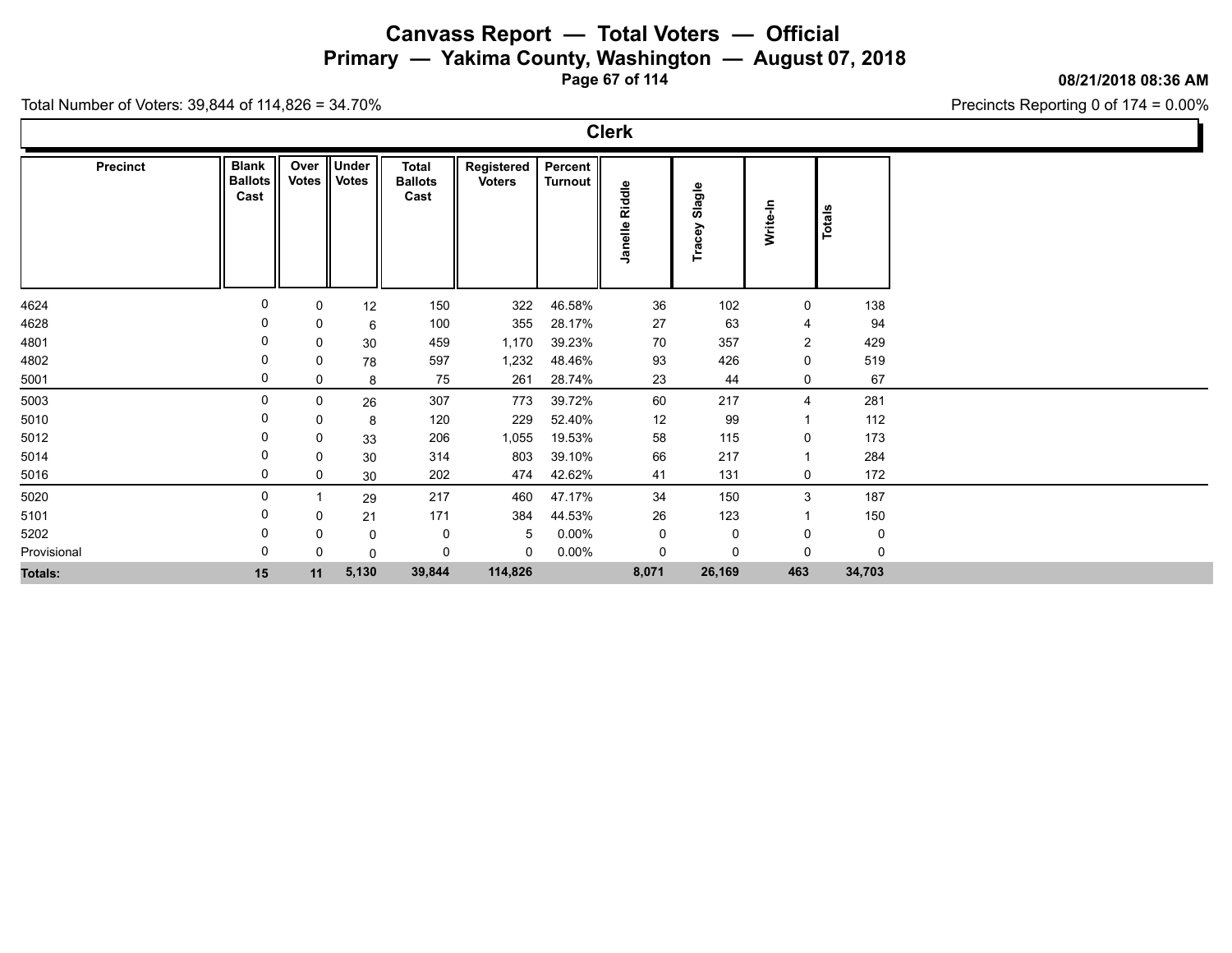# Canvass Report — Total Voters — Official

## Primary — Yakima County, Washington — August 07, 2018

08/21/2018 08:36 AM

Total Number of Voters: 39,844 of 114,826 = 34.70%

Precincts Reporting 0 of 174 = 0.00%

### Clerk

| Precinct | Blank Ballots Cast | Over Votes | Under Votes | Total Ballots Cast | Registered Voters | Percent Turnout | Janelle Riddle | Tracey Slagle | Write-In | Totals |
|---|---|---|---|---|---|---|---|---|---|---|
| 4624 | 0 | 0 | 12 | 150 | 322 | 46.58% | 36 | 102 | 0 | 138 |
| 4628 | 0 | 0 | 6 | 100 | 355 | 28.17% | 27 | 63 | 4 | 94 |
| 4801 | 0 | 0 | 30 | 459 | 1,170 | 39.23% | 70 | 357 | 2 | 429 |
| 4802 | 0 | 0 | 78 | 597 | 1,232 | 48.46% | 93 | 426 | 0 | 519 |
| 5001 | 0 | 0 | 8 | 75 | 261 | 28.74% | 23 | 44 | 0 | 67 |
| 5003 | 0 | 0 | 26 | 307 | 773 | 39.72% | 60 | 217 | 4 | 281 |
| 5010 | 0 | 0 | 8 | 120 | 229 | 52.40% | 12 | 99 | 1 | 112 |
| 5012 | 0 | 0 | 33 | 206 | 1,055 | 19.53% | 58 | 115 | 0 | 173 |
| 5014 | 0 | 0 | 30 | 314 | 803 | 39.10% | 66 | 217 | 1 | 284 |
| 5016 | 0 | 0 | 30 | 202 | 474 | 42.62% | 41 | 131 | 0 | 172 |
| 5020 | 0 | 1 | 29 | 217 | 460 | 47.17% | 34 | 150 | 3 | 187 |
| 5101 | 0 | 0 | 21 | 171 | 384 | 44.53% | 26 | 123 | 1 | 150 |
| 5202 | 0 | 0 | 0 | 0 | 5 | 0.00% | 0 | 0 | 0 | 0 |
| Provisional | 0 | 0 | 0 | 0 | 0 | 0.00% | 0 | 0 | 0 | 0 |
| **Totals:** | **15** | **11** | **5,130** | **39,844** | **114,826** | | **8,071** | **26,169** | **463** | **34,703** |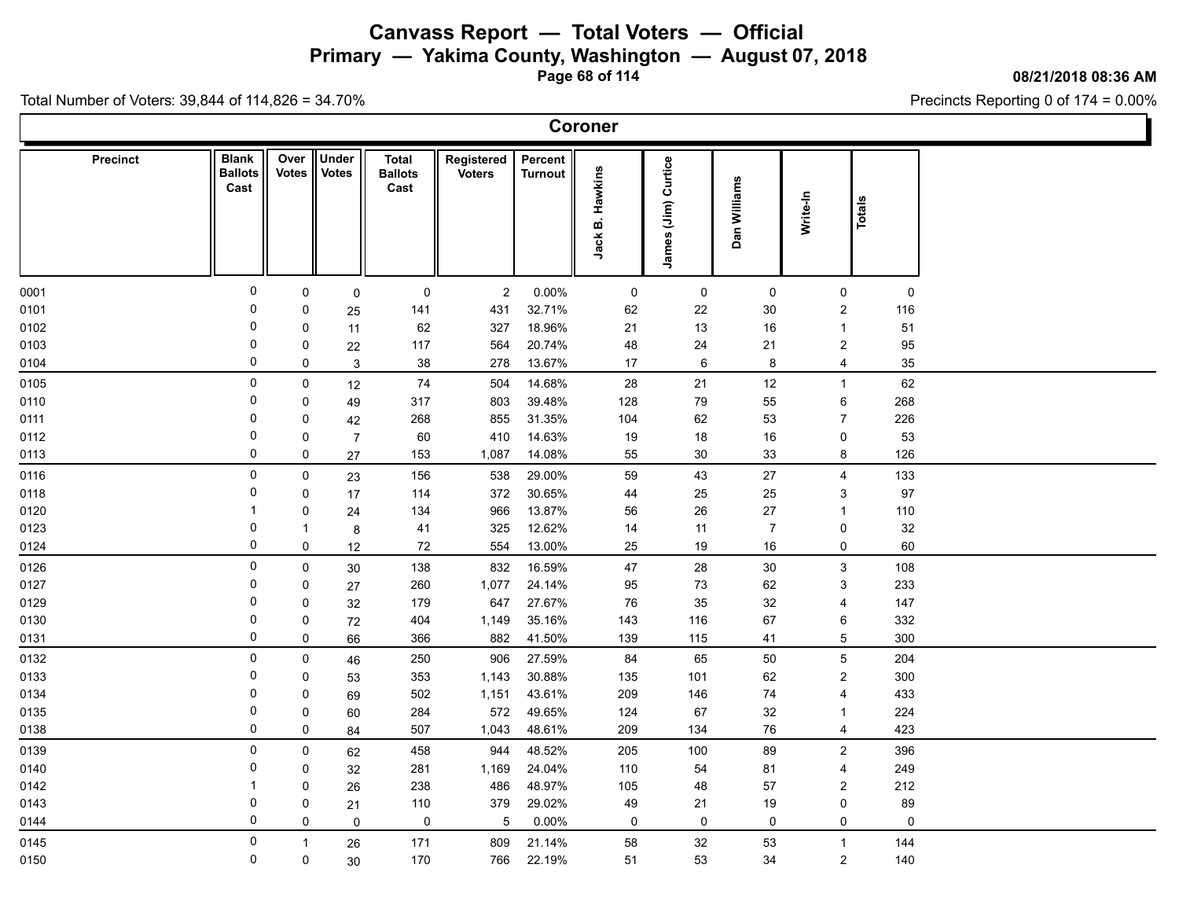# Canvass Report — Total Voters — Official

## Primary — Yakima County, Washington — August 07, 2018

08/21/2018 08:36 AM

Total Number of Voters: 39,844 of 114,826 = 34.70%

Precincts Reporting 0 of 174 = 0.00%

### Coroner

| Precinct | Blank Ballots Cast | Over Votes | Under Votes | Total Ballots Cast | Registered Voters | Percent Turnout | Jack B. Hawkins | James (Jim) Curtice | Dan Williams | Write-In | Totals |
|---|---|---|---|---|---|---|---|---|---|---|---|
| 0001 | 0 | 0 | 0 | 0 | 2 | 0.00% | 0 | 0 | 0 | 0 | 0 |
| 0101 | 0 | 0 | 25 | 141 | 431 | 32.71% | 62 | 22 | 30 | 2 | 116 |
| 0102 | 0 | 0 | 11 | 62 | 327 | 18.96% | 21 | 13 | 16 | 1 | 51 |
| 0103 | 0 | 0 | 22 | 117 | 564 | 20.74% | 48 | 24 | 21 | 2 | 95 |
| 0104 | 0 | 0 | 3 | 38 | 278 | 13.67% | 17 | 6 | 8 | 4 | 35 |
| 0105 | 0 | 0 | 12 | 74 | 504 | 14.68% | 28 | 21 | 12 | 1 | 62 |
| 0110 | 0 | 0 | 49 | 317 | 803 | 39.48% | 128 | 79 | 55 | 6 | 268 |
| 0111 | 0 | 0 | 42 | 268 | 855 | 31.35% | 104 | 62 | 53 | 7 | 226 |
| 0112 | 0 | 0 | 7 | 60 | 410 | 14.63% | 19 | 18 | 16 | 0 | 53 |
| 0113 | 0 | 0 | 27 | 153 | 1,087 | 14.08% | 55 | 30 | 33 | 8 | 126 |
| 0116 | 0 | 0 | 23 | 156 | 538 | 29.00% | 59 | 43 | 27 | 4 | 133 |
| 0118 | 0 | 0 | 17 | 114 | 372 | 30.65% | 44 | 25 | 25 | 3 | 97 |
| 0120 | 1 | 0 | 24 | 134 | 966 | 13.87% | 56 | 26 | 27 | 1 | 110 |
| 0123 | 0 | 1 | 8 | 41 | 325 | 12.62% | 14 | 11 | 7 | 0 | 32 |
| 0124 | 0 | 0 | 12 | 72 | 554 | 13.00% | 25 | 19 | 16 | 0 | 60 |
| 0126 | 0 | 0 | 30 | 138 | 832 | 16.59% | 47 | 28 | 30 | 3 | 108 |
| 0127 | 0 | 0 | 27 | 260 | 1,077 | 24.14% | 95 | 73 | 62 | 3 | 233 |
| 0129 | 0 | 0 | 32 | 179 | 647 | 27.67% | 76 | 35 | 32 | 4 | 147 |
| 0130 | 0 | 0 | 72 | 404 | 1,149 | 35.16% | 143 | 116 | 67 | 6 | 332 |
| 0131 | 0 | 0 | 66 | 366 | 882 | 41.50% | 139 | 115 | 41 | 5 | 300 |
| 0132 | 0 | 0 | 46 | 250 | 906 | 27.59% | 84 | 65 | 50 | 5 | 204 |
| 0133 | 0 | 0 | 53 | 353 | 1,143 | 30.88% | 135 | 101 | 62 | 2 | 300 |
| 0134 | 0 | 0 | 69 | 502 | 1,151 | 43.61% | 209 | 146 | 74 | 4 | 433 |
| 0135 | 0 | 0 | 60 | 284 | 572 | 49.65% | 124 | 67 | 32 | 1 | 224 |
| 0138 | 0 | 0 | 84 | 507 | 1,043 | 48.61% | 209 | 134 | 76 | 4 | 423 |
| 0139 | 0 | 0 | 62 | 458 | 944 | 48.52% | 205 | 100 | 89 | 2 | 396 |
| 0140 | 0 | 0 | 32 | 281 | 1,169 | 24.04% | 110 | 54 | 81 | 4 | 249 |
| 0142 | 1 | 0 | 26 | 238 | 486 | 48.97% | 105 | 48 | 57 | 2 | 212 |
| 0143 | 0 | 0 | 21 | 110 | 379 | 29.02% | 49 | 21 | 19 | 0 | 89 |
| 0144 | 0 | 0 | 0 | 0 | 5 | 0.00% | 0 | 0 | 0 | 0 | 0 |
| 0145 | 0 | 1 | 26 | 171 | 809 | 21.14% | 58 | 32 | 53 | 1 | 144 |
| 0150 | 0 | 0 | 30 | 170 | 766 | 22.19% | 51 | 53 | 34 | 2 | 140 |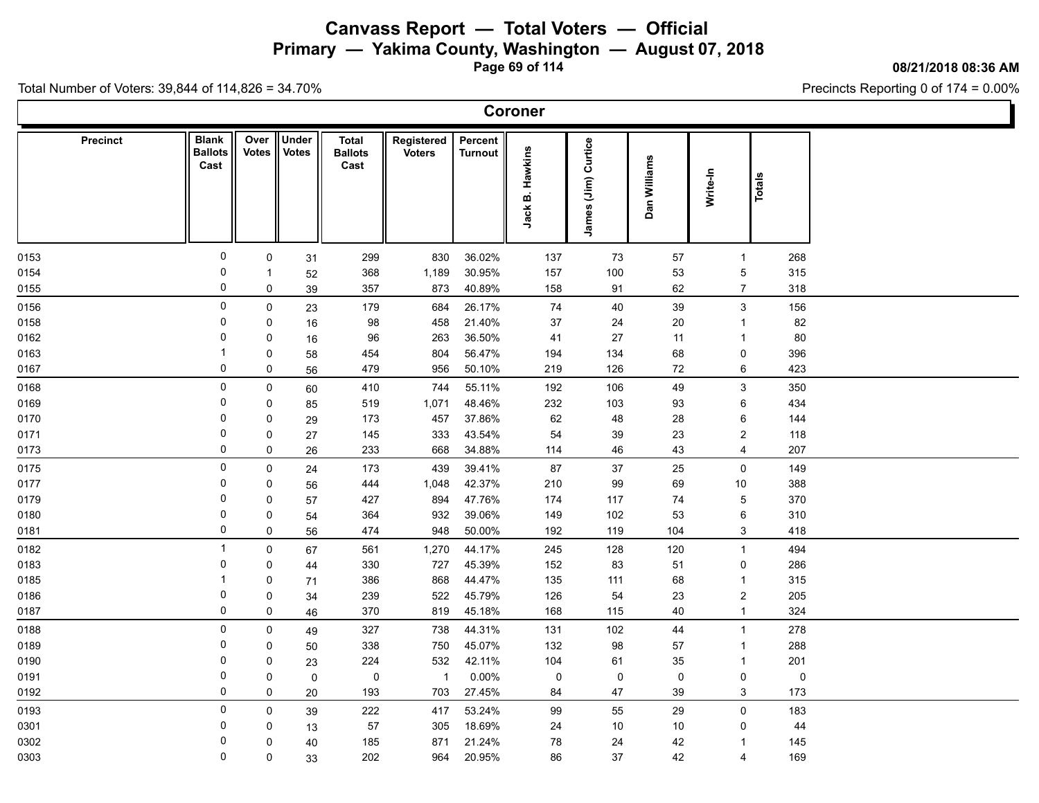# Canvass Report — Total Voters — Official

## Primary — Yakima County, Washington — August 07, 2018

08/21/2018 08:36 AM

Total Number of Voters: 39,844 of 114,826 = 34.70%

Precincts Reporting 0 of 174 = 0.00%

### Coroner

| Precinct | Blank Ballots Cast | Over Votes | Under Votes | Total Ballots Cast | Registered Voters | Percent Turnout | Jack B. Hawkins | James (Jim) Curtice | Dan Williams | Write-In | Totals |
|---|---|---|---|---|---|---|---|---|---|---|---|
| 0153 | 0 | 0 | 31 | 299 | 830 | 36.02% | 137 | 73 | 57 | 1 | 268 |
| 0154 | 0 | 1 | 52 | 368 | 1,189 | 30.95% | 157 | 100 | 53 | 5 | 315 |
| 0155 | 0 | 0 | 39 | 357 | 873 | 40.89% | 158 | 91 | 62 | 7 | 318 |
| 0156 | 0 | 0 | 23 | 179 | 684 | 26.17% | 74 | 40 | 39 | 3 | 156 |
| 0158 | 0 | 0 | 16 | 98 | 458 | 21.40% | 37 | 24 | 20 | 1 | 82 |
| 0162 | 0 | 0 | 16 | 96 | 263 | 36.50% | 41 | 27 | 11 | 1 | 80 |
| 0163 | 1 | 0 | 58 | 454 | 804 | 56.47% | 194 | 134 | 68 | 0 | 396 |
| 0167 | 0 | 0 | 56 | 479 | 956 | 50.10% | 219 | 126 | 72 | 6 | 423 |
| 0168 | 0 | 0 | 60 | 410 | 744 | 55.11% | 192 | 106 | 49 | 3 | 350 |
| 0169 | 0 | 0 | 85 | 519 | 1,071 | 48.46% | 232 | 103 | 93 | 6 | 434 |
| 0170 | 0 | 0 | 29 | 173 | 457 | 37.86% | 62 | 48 | 28 | 6 | 144 |
| 0171 | 0 | 0 | 27 | 145 | 333 | 43.54% | 54 | 39 | 23 | 2 | 118 |
| 0173 | 0 | 0 | 26 | 233 | 668 | 34.88% | 114 | 46 | 43 | 4 | 207 |
| 0175 | 0 | 0 | 24 | 173 | 439 | 39.41% | 87 | 37 | 25 | 0 | 149 |
| 0177 | 0 | 0 | 56 | 444 | 1,048 | 42.37% | 210 | 99 | 69 | 10 | 388 |
| 0179 | 0 | 0 | 57 | 427 | 894 | 47.76% | 174 | 117 | 74 | 5 | 370 |
| 0180 | 0 | 0 | 54 | 364 | 932 | 39.06% | 149 | 102 | 53 | 6 | 310 |
| 0181 | 0 | 0 | 56 | 474 | 948 | 50.00% | 192 | 119 | 104 | 3 | 418 |
| 0182 | 1 | 0 | 67 | 561 | 1,270 | 44.17% | 245 | 128 | 120 | 1 | 494 |
| 0183 | 0 | 0 | 44 | 330 | 727 | 45.39% | 152 | 83 | 51 | 0 | 286 |
| 0185 | 1 | 0 | 71 | 386 | 868 | 44.47% | 135 | 111 | 68 | 1 | 315 |
| 0186 | 0 | 0 | 34 | 239 | 522 | 45.79% | 126 | 54 | 23 | 2 | 205 |
| 0187 | 0 | 0 | 46 | 370 | 819 | 45.18% | 168 | 115 | 40 | 1 | 324 |
| 0188 | 0 | 0 | 49 | 327 | 738 | 44.31% | 131 | 102 | 44 | 1 | 278 |
| 0189 | 0 | 0 | 50 | 338 | 750 | 45.07% | 132 | 98 | 57 | 1 | 288 |
| 0190 | 0 | 0 | 23 | 224 | 532 | 42.11% | 104 | 61 | 35 | 1 | 201 |
| 0191 | 0 | 0 | 0 | 0 | 1 | 0.00% | 0 | 0 | 0 | 0 | 0 |
| 0192 | 0 | 0 | 20 | 193 | 703 | 27.45% | 84 | 47 | 39 | 3 | 173 |
| 0193 | 0 | 0 | 39 | 222 | 417 | 53.24% | 99 | 55 | 29 | 0 | 183 |
| 0301 | 0 | 0 | 13 | 57 | 305 | 18.69% | 24 | 10 | 10 | 0 | 44 |
| 0302 | 0 | 0 | 40 | 185 | 871 | 21.24% | 78 | 24 | 42 | 1 | 145 |
| 0303 | 0 | 0 | 33 | 202 | 964 | 20.95% | 86 | 37 | 42 | 4 | 169 |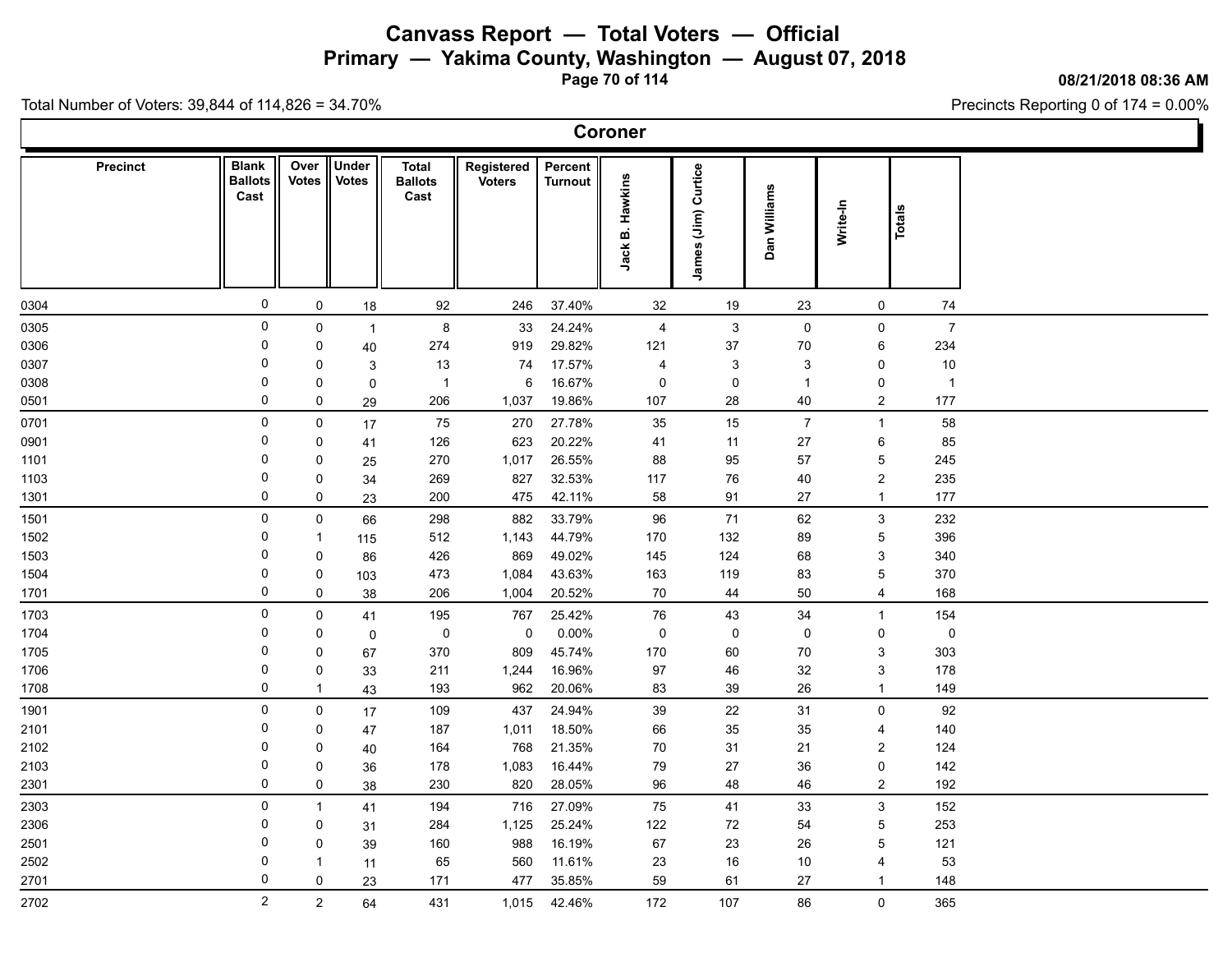# Canvass Report — Total Voters — Official

## Primary — Yakima County, Washington — August 07, 2018

08/21/2018 08:36 AM

Total Number of Voters: 39,844 of 114,826 = 34.70%

Precincts Reporting 0 of 174 = 0.00%

### Coroner

| Precinct | Blank Ballots Cast | Over Votes | Under Votes | Total Ballots Cast | Registered Voters | Percent Turnout | Jack B. Hawkins | James (Jim) Curtice | Dan Williams | Write-In | Totals |
|---|---|---|---|---|---|---|---|---|---|---|---|
| 0304 | 0 | 0 | 18 | 92 | 246 | 37.40% | 32 | 19 | 23 | 0 | 74 |
| 0305 | 0 | 0 | 1 | 8 | 33 | 24.24% | 4 | 3 | 0 | 0 | 7 |
| 0306 | 0 | 0 | 40 | 274 | 919 | 29.82% | 121 | 37 | 70 | 6 | 234 |
| 0307 | 0 | 0 | 3 | 13 | 74 | 17.57% | 4 | 3 | 3 | 0 | 10 |
| 0308 | 0 | 0 | 0 | 1 | 6 | 16.67% | 0 | 0 | 1 | 0 | 1 |
| 0501 | 0 | 0 | 29 | 206 | 1,037 | 19.86% | 107 | 28 | 40 | 2 | 177 |
| 0701 | 0 | 0 | 17 | 75 | 270 | 27.78% | 35 | 15 | 7 | 1 | 58 |
| 0901 | 0 | 0 | 41 | 126 | 623 | 20.22% | 41 | 11 | 27 | 6 | 85 |
| 1101 | 0 | 0 | 25 | 270 | 1,017 | 26.55% | 88 | 95 | 57 | 5 | 245 |
| 1103 | 0 | 0 | 34 | 269 | 827 | 32.53% | 117 | 76 | 40 | 2 | 235 |
| 1301 | 0 | 0 | 23 | 200 | 475 | 42.11% | 58 | 91 | 27 | 1 | 177 |
| 1501 | 0 | 0 | 66 | 298 | 882 | 33.79% | 96 | 71 | 62 | 3 | 232 |
| 1502 | 0 | 1 | 115 | 512 | 1,143 | 44.79% | 170 | 132 | 89 | 5 | 396 |
| 1503 | 0 | 0 | 86 | 426 | 869 | 49.02% | 145 | 124 | 68 | 3 | 340 |
| 1504 | 0 | 0 | 103 | 473 | 1,084 | 43.63% | 163 | 119 | 83 | 5 | 370 |
| 1701 | 0 | 0 | 38 | 206 | 1,004 | 20.52% | 70 | 44 | 50 | 4 | 168 |
| 1703 | 0 | 0 | 41 | 195 | 767 | 25.42% | 76 | 43 | 34 | 1 | 154 |
| 1704 | 0 | 0 | 0 | 0 | 0 | 0.00% | 0 | 0 | 0 | 0 | 0 |
| 1705 | 0 | 0 | 67 | 370 | 809 | 45.74% | 170 | 60 | 70 | 3 | 303 |
| 1706 | 0 | 0 | 33 | 211 | 1,244 | 16.96% | 97 | 46 | 32 | 3 | 178 |
| 1708 | 0 | 1 | 43 | 193 | 962 | 20.06% | 83 | 39 | 26 | 1 | 149 |
| 1901 | 0 | 0 | 17 | 109 | 437 | 24.94% | 39 | 22 | 31 | 0 | 92 |
| 2101 | 0 | 0 | 47 | 187 | 1,011 | 18.50% | 66 | 35 | 35 | 4 | 140 |
| 2102 | 0 | 0 | 40 | 164 | 768 | 21.35% | 70 | 31 | 21 | 2 | 124 |
| 2103 | 0 | 0 | 36 | 178 | 1,083 | 16.44% | 79 | 27 | 36 | 0 | 142 |
| 2301 | 0 | 0 | 38 | 230 | 820 | 28.05% | 96 | 48 | 46 | 2 | 192 |
| 2303 | 0 | 1 | 41 | 194 | 716 | 27.09% | 75 | 41 | 33 | 3 | 152 |
| 2306 | 0 | 0 | 31 | 284 | 1,125 | 25.24% | 122 | 72 | 54 | 5 | 253 |
| 2501 | 0 | 0 | 39 | 160 | 988 | 16.19% | 67 | 23 | 26 | 5 | 121 |
| 2502 | 0 | 1 | 11 | 65 | 560 | 11.61% | 23 | 16 | 10 | 4 | 53 |
| 2701 | 0 | 0 | 23 | 171 | 477 | 35.85% | 59 | 61 | 27 | 1 | 148 |
| 2702 | 2 | 2 | 64 | 431 | 1,015 | 42.46% | 172 | 107 | 86 | 0 | 365 |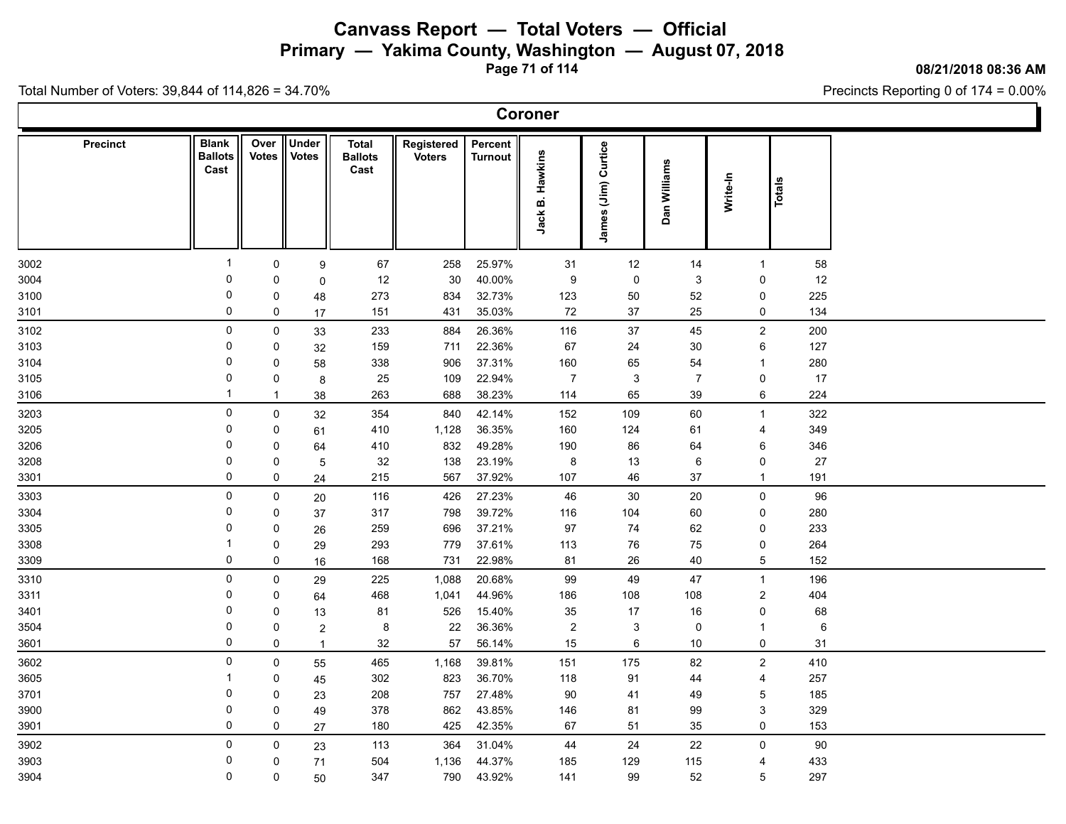# Canvass Report — Total Voters — Official

## Primary — Yakima County, Washington — August 07, 2018

08/21/2018 08:36 AM

Total Number of Voters: 39,844 of 114,826 = 34.70%

Precincts Reporting 0 of 174 = 0.00%

### Coroner

| Precinct | Blank Ballots Cast | Over Votes | Under Votes | Total Ballots Cast | Registered Voters | Percent Turnout | Jack B. Hawkins | James (Jim) Curtice | Dan Williams | Write-In | Totals |
|---|---|---|---|---|---|---|---|---|---|---|---|
| 3002 | 1 | 0 | 9 | 67 | 258 | 25.97% | 31 | 12 | 14 | 1 | 58 |
| 3004 | 0 | 0 | 0 | 12 | 30 | 40.00% | 9 | 0 | 3 | 0 | 12 |
| 3100 | 0 | 0 | 48 | 273 | 834 | 32.73% | 123 | 50 | 52 | 0 | 225 |
| 3101 | 0 | 0 | 17 | 151 | 431 | 35.03% | 72 | 37 | 25 | 0 | 134 |
| 3102 | 0 | 0 | 33 | 233 | 884 | 26.36% | 116 | 37 | 45 | 2 | 200 |
| 3103 | 0 | 0 | 32 | 159 | 711 | 22.36% | 67 | 24 | 30 | 6 | 127 |
| 3104 | 0 | 0 | 58 | 338 | 906 | 37.31% | 160 | 65 | 54 | 1 | 280 |
| 3105 | 0 | 0 | 8 | 25 | 109 | 22.94% | 7 | 3 | 7 | 0 | 17 |
| 3106 | 1 | 1 | 38 | 263 | 688 | 38.23% | 114 | 65 | 39 | 6 | 224 |
| 3203 | 0 | 0 | 32 | 354 | 840 | 42.14% | 152 | 109 | 60 | 1 | 322 |
| 3205 | 0 | 0 | 61 | 410 | 1,128 | 36.35% | 160 | 124 | 61 | 4 | 349 |
| 3206 | 0 | 0 | 64 | 410 | 832 | 49.28% | 190 | 86 | 64 | 6 | 346 |
| 3208 | 0 | 0 | 5 | 32 | 138 | 23.19% | 8 | 13 | 6 | 0 | 27 |
| 3301 | 0 | 0 | 24 | 215 | 567 | 37.92% | 107 | 46 | 37 | 1 | 191 |
| 3303 | 0 | 0 | 20 | 116 | 426 | 27.23% | 46 | 30 | 20 | 0 | 96 |
| 3304 | 0 | 0 | 37 | 317 | 798 | 39.72% | 116 | 104 | 60 | 0 | 280 |
| 3305 | 0 | 0 | 26 | 259 | 696 | 37.21% | 97 | 74 | 62 | 0 | 233 |
| 3308 | 1 | 0 | 29 | 293 | 779 | 37.61% | 113 | 76 | 75 | 0 | 264 |
| 3309 | 0 | 0 | 16 | 168 | 731 | 22.98% | 81 | 26 | 40 | 5 | 152 |
| 3310 | 0 | 0 | 29 | 225 | 1,088 | 20.68% | 99 | 49 | 47 | 1 | 196 |
| 3311 | 0 | 0 | 64 | 468 | 1,041 | 44.96% | 186 | 108 | 108 | 2 | 404 |
| 3401 | 0 | 0 | 13 | 81 | 526 | 15.40% | 35 | 17 | 16 | 0 | 68 |
| 3504 | 0 | 0 | 2 | 8 | 22 | 36.36% | 2 | 3 | 0 | 1 | 6 |
| 3601 | 0 | 0 | 1 | 32 | 57 | 56.14% | 15 | 6 | 10 | 0 | 31 |
| 3602 | 0 | 0 | 55 | 465 | 1,168 | 39.81% | 151 | 175 | 82 | 2 | 410 |
| 3605 | 1 | 0 | 45 | 302 | 823 | 36.70% | 118 | 91 | 44 | 4 | 257 |
| 3701 | 0 | 0 | 23 | 208 | 757 | 27.48% | 90 | 41 | 49 | 5 | 185 |
| 3900 | 0 | 0 | 49 | 378 | 862 | 43.85% | 146 | 81 | 99 | 3 | 329 |
| 3901 | 0 | 0 | 27 | 180 | 425 | 42.35% | 67 | 51 | 35 | 0 | 153 |
| 3902 | 0 | 0 | 23 | 113 | 364 | 31.04% | 44 | 24 | 22 | 0 | 90 |
| 3903 | 0 | 0 | 71 | 504 | 1,136 | 44.37% | 185 | 129 | 115 | 4 | 433 |
| 3904 | 0 | 0 | 50 | 347 | 790 | 43.92% | 141 | 99 | 52 | 5 | 297 |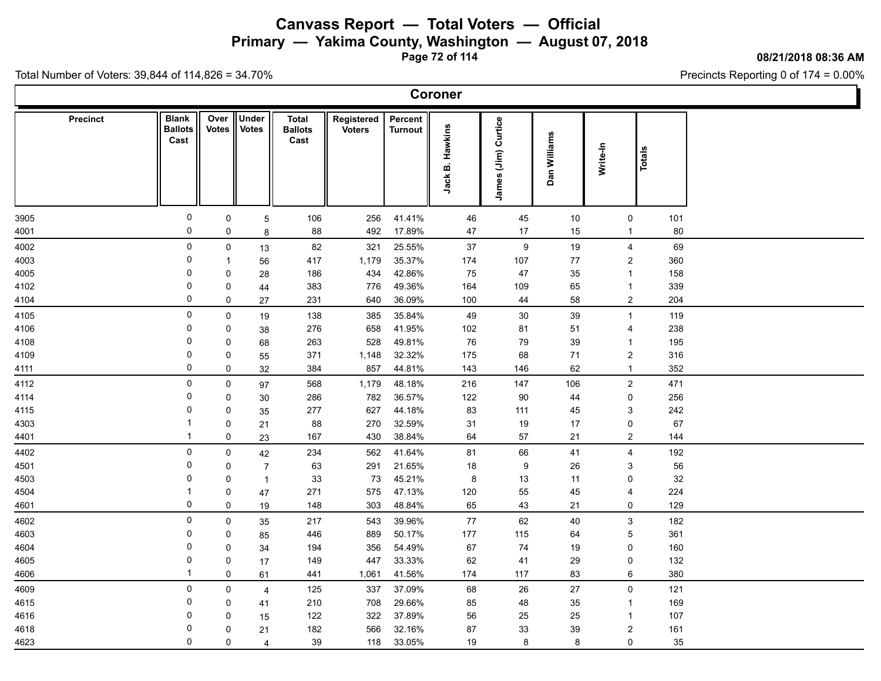# Canvass Report — Total Voters — Official

## Primary — Yakima County, Washington — August 07, 2018

08/21/2018 08:36 AM

Total Number of Voters: 39,844 of 114,826 = 34.70%

Precincts Reporting 0 of 174 = 0.00%

### Coroner

| Precinct | Blank Ballots Cast | Over Votes | Under Votes | Total Ballots Cast | Registered Voters | Percent Turnout | Jack B. Hawkins | James (Jim) Curtice | Dan Williams | Write-In | Totals |
|---|---|---|---|---|---|---|---|---|---|---|---|
| 3905 | 0 | 0 | 5 | 106 | 256 | 41.41% | 46 | 45 | 10 | 0 | 101 |
| 4001 | 0 | 0 | 8 | 88 | 492 | 17.89% | 47 | 17 | 15 | 1 | 80 |
| 4002 | 0 | 0 | 13 | 82 | 321 | 25.55% | 37 | 9 | 19 | 4 | 69 |
| 4003 | 0 | 1 | 56 | 417 | 1,179 | 35.37% | 174 | 107 | 77 | 2 | 360 |
| 4005 | 0 | 0 | 28 | 186 | 434 | 42.86% | 75 | 47 | 35 | 1 | 158 |
| 4102 | 0 | 0 | 44 | 383 | 776 | 49.36% | 164 | 109 | 65 | 1 | 339 |
| 4104 | 0 | 0 | 27 | 231 | 640 | 36.09% | 100 | 44 | 58 | 2 | 204 |
| 4105 | 0 | 0 | 19 | 138 | 385 | 35.84% | 49 | 30 | 39 | 1 | 119 |
| 4106 | 0 | 0 | 38 | 276 | 658 | 41.95% | 102 | 81 | 51 | 4 | 238 |
| 4108 | 0 | 0 | 68 | 263 | 528 | 49.81% | 76 | 79 | 39 | 1 | 195 |
| 4109 | 0 | 0 | 55 | 371 | 1,148 | 32.32% | 175 | 68 | 71 | 2 | 316 |
| 4111 | 0 | 0 | 32 | 384 | 857 | 44.81% | 143 | 146 | 62 | 1 | 352 |
| 4112 | 0 | 0 | 97 | 568 | 1,179 | 48.18% | 216 | 147 | 106 | 2 | 471 |
| 4114 | 0 | 0 | 30 | 286 | 782 | 36.57% | 122 | 90 | 44 | 0 | 256 |
| 4115 | 0 | 0 | 35 | 277 | 627 | 44.18% | 83 | 111 | 45 | 3 | 242 |
| 4303 | 1 | 0 | 21 | 88 | 270 | 32.59% | 31 | 19 | 17 | 0 | 67 |
| 4401 | 1 | 0 | 23 | 167 | 430 | 38.84% | 64 | 57 | 21 | 2 | 144 |
| 4402 | 0 | 0 | 42 | 234 | 562 | 41.64% | 81 | 66 | 41 | 4 | 192 |
| 4501 | 0 | 0 | 7 | 63 | 291 | 21.65% | 18 | 9 | 26 | 3 | 56 |
| 4503 | 0 | 0 | 1 | 33 | 73 | 45.21% | 8 | 13 | 11 | 0 | 32 |
| 4504 | 1 | 0 | 47 | 271 | 575 | 47.13% | 120 | 55 | 45 | 4 | 224 |
| 4601 | 0 | 0 | 19 | 148 | 303 | 48.84% | 65 | 43 | 21 | 0 | 129 |
| 4602 | 0 | 0 | 35 | 217 | 543 | 39.96% | 77 | 62 | 40 | 3 | 182 |
| 4603 | 0 | 0 | 85 | 446 | 889 | 50.17% | 177 | 115 | 64 | 5 | 361 |
| 4604 | 0 | 0 | 34 | 194 | 356 | 54.49% | 67 | 74 | 19 | 0 | 160 |
| 4605 | 0 | 0 | 17 | 149 | 447 | 33.33% | 62 | 41 | 29 | 0 | 132 |
| 4606 | 1 | 0 | 61 | 441 | 1,061 | 41.56% | 174 | 117 | 83 | 6 | 380 |
| 4609 | 0 | 0 | 4 | 125 | 337 | 37.09% | 68 | 26 | 27 | 0 | 121 |
| 4615 | 0 | 0 | 41 | 210 | 708 | 29.66% | 85 | 48 | 35 | 1 | 169 |
| 4616 | 0 | 0 | 15 | 122 | 322 | 37.89% | 56 | 25 | 25 | 1 | 107 |
| 4618 | 0 | 0 | 21 | 182 | 566 | 32.16% | 87 | 33 | 39 | 2 | 161 |
| 4623 | 0 | 0 | 4 | 39 | 118 | 33.05% | 19 | 8 | 8 | 0 | 35 |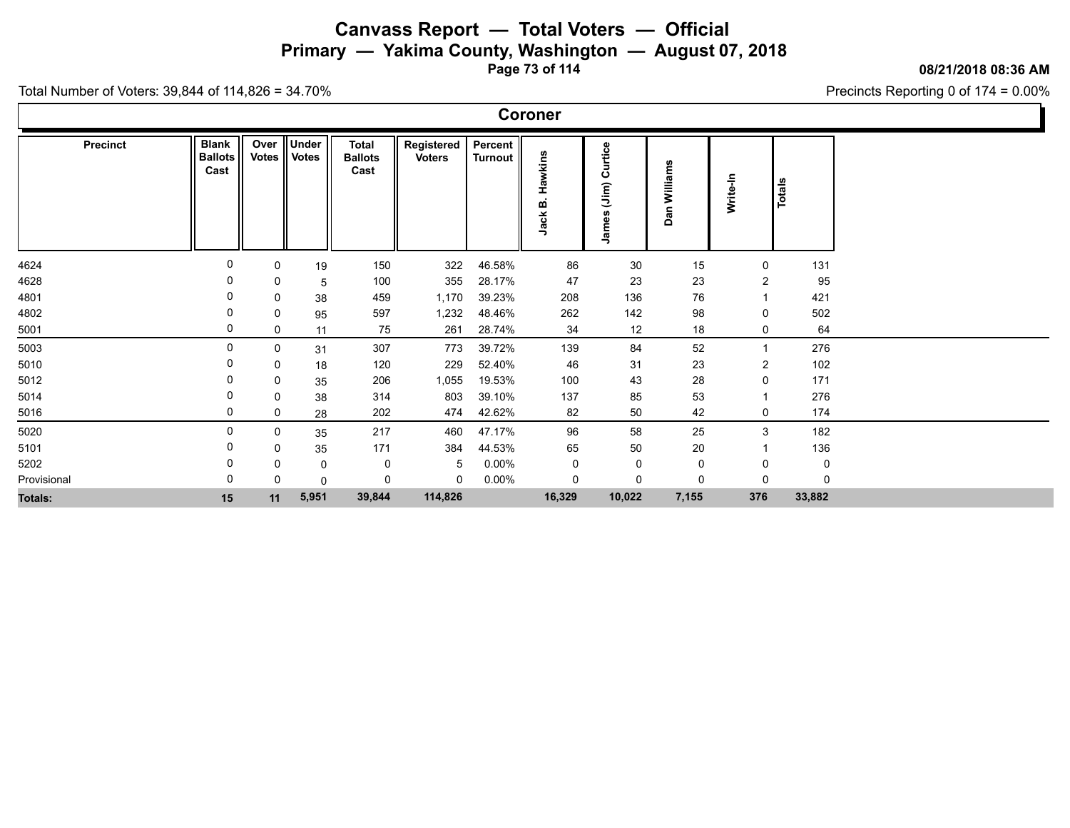# Canvass Report — Total Voters — Official

## Primary — Yakima County, Washington — August 07, 2018

08/21/2018 08:36 AM

Total Number of Voters: 39,844 of 114,826 = 34.70%

Precincts Reporting 0 of 174 = 0.00%

### Coroner

| Precinct | Blank Ballots Cast | Over Votes | Under Votes | Total Ballots Cast | Registered Voters | Percent Turnout | Jack B. Hawkins | James (Jim) Curtice | Dan Williams | Write-In | Totals |
|---|---|---|---|---|---|---|---|---|---|---|---|
| 4624 | 0 | 0 | 19 | 150 | 322 | 46.58% | 86 | 30 | 15 | 0 | 131 |
| 4628 | 0 | 0 | 5 | 100 | 355 | 28.17% | 47 | 23 | 23 | 2 | 95 |
| 4801 | 0 | 0 | 38 | 459 | 1,170 | 39.23% | 208 | 136 | 76 | 1 | 421 |
| 4802 | 0 | 0 | 95 | 597 | 1,232 | 48.46% | 262 | 142 | 98 | 0 | 502 |
| 5001 | 0 | 0 | 11 | 75 | 261 | 28.74% | 34 | 12 | 18 | 0 | 64 |
| 5003 | 0 | 0 | 31 | 307 | 773 | 39.72% | 139 | 84 | 52 | 1 | 276 |
| 5010 | 0 | 0 | 18 | 120 | 229 | 52.40% | 46 | 31 | 23 | 2 | 102 |
| 5012 | 0 | 0 | 35 | 206 | 1,055 | 19.53% | 100 | 43 | 28 | 0 | 171 |
| 5014 | 0 | 0 | 38 | 314 | 803 | 39.10% | 137 | 85 | 53 | 1 | 276 |
| 5016 | 0 | 0 | 28 | 202 | 474 | 42.62% | 82 | 50 | 42 | 0 | 174 |
| 5020 | 0 | 0 | 35 | 217 | 460 | 47.17% | 96 | 58 | 25 | 3 | 182 |
| 5101 | 0 | 0 | 35 | 171 | 384 | 44.53% | 65 | 50 | 20 | 1 | 136 |
| 5202 | 0 | 0 | 0 | 0 | 5 | 0.00% | 0 | 0 | 0 | 0 | 0 |
| Provisional | 0 | 0 | 0 | 0 | 0 | 0.00% | 0 | 0 | 0 | 0 | 0 |
| **Totals:** | **15** | **11** | **5,951** | **39,844** | **114,826** | | **16,329** | **10,022** | **7,155** | **376** | **33,882** |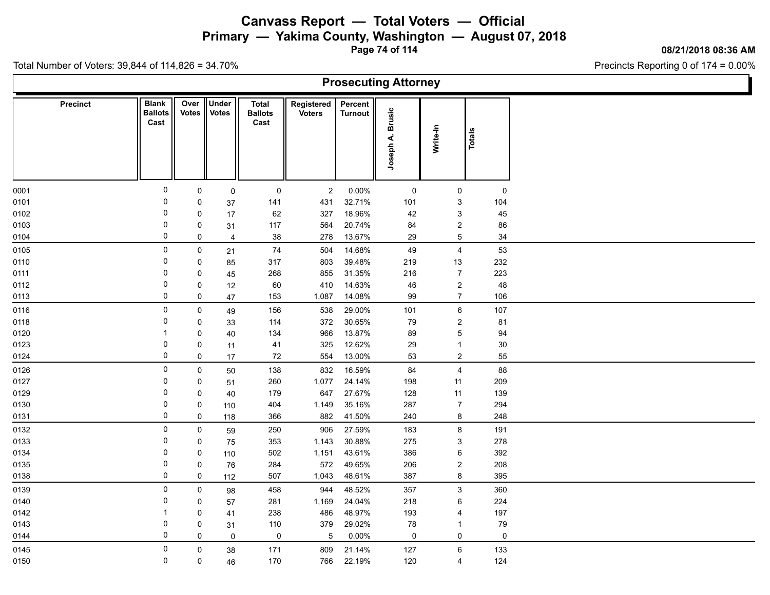# Canvass Report — Total Voters — Official

## Primary — Yakima County, Washington — August 07, 2018

08/21/2018 08:36 AM

Total Number of Voters: 39,844 of 114,826 = 34.70%

Precincts Reporting 0 of 174 = 0.00%

### Prosecuting Attorney

| Precinct | Blank Ballots Cast | Over Votes | Under Votes | Total Ballots Cast | Registered Voters | Percent Turnout | Joseph A. Brusic | Write-In | Totals |
|---|---|---|---|---|---|---|---|---|---|
| 0001 | 0 | 0 | 0 | 0 | 2 | 0.00% | 0 | 0 | 0 |
| 0101 | 0 | 0 | 37 | 141 | 431 | 32.71% | 101 | 3 | 104 |
| 0102 | 0 | 0 | 17 | 62 | 327 | 18.96% | 42 | 3 | 45 |
| 0103 | 0 | 0 | 31 | 117 | 564 | 20.74% | 84 | 2 | 86 |
| 0104 | 0 | 0 | 4 | 38 | 278 | 13.67% | 29 | 5 | 34 |
| 0105 | 0 | 0 | 21 | 74 | 504 | 14.68% | 49 | 4 | 53 |
| 0110 | 0 | 0 | 85 | 317 | 803 | 39.48% | 219 | 13 | 232 |
| 0111 | 0 | 0 | 45 | 268 | 855 | 31.35% | 216 | 7 | 223 |
| 0112 | 0 | 0 | 12 | 60 | 410 | 14.63% | 46 | 2 | 48 |
| 0113 | 0 | 0 | 47 | 153 | 1,087 | 14.08% | 99 | 7 | 106 |
| 0116 | 0 | 0 | 49 | 156 | 538 | 29.00% | 101 | 6 | 107 |
| 0118 | 0 | 0 | 33 | 114 | 372 | 30.65% | 79 | 2 | 81 |
| 0120 | 1 | 0 | 40 | 134 | 966 | 13.87% | 89 | 5 | 94 |
| 0123 | 0 | 0 | 11 | 41 | 325 | 12.62% | 29 | 1 | 30 |
| 0124 | 0 | 0 | 17 | 72 | 554 | 13.00% | 53 | 2 | 55 |
| 0126 | 0 | 0 | 50 | 138 | 832 | 16.59% | 84 | 4 | 88 |
| 0127 | 0 | 0 | 51 | 260 | 1,077 | 24.14% | 198 | 11 | 209 |
| 0129 | 0 | 0 | 40 | 179 | 647 | 27.67% | 128 | 11 | 139 |
| 0130 | 0 | 0 | 110 | 404 | 1,149 | 35.16% | 287 | 7 | 294 |
| 0131 | 0 | 0 | 118 | 366 | 882 | 41.50% | 240 | 8 | 248 |
| 0132 | 0 | 0 | 59 | 250 | 906 | 27.59% | 183 | 8 | 191 |
| 0133 | 0 | 0 | 75 | 353 | 1,143 | 30.88% | 275 | 3 | 278 |
| 0134 | 0 | 0 | 110 | 502 | 1,151 | 43.61% | 386 | 6 | 392 |
| 0135 | 0 | 0 | 76 | 284 | 572 | 49.65% | 206 | 2 | 208 |
| 0138 | 0 | 0 | 112 | 507 | 1,043 | 48.61% | 387 | 8 | 395 |
| 0139 | 0 | 0 | 98 | 458 | 944 | 48.52% | 357 | 3 | 360 |
| 0140 | 0 | 0 | 57 | 281 | 1,169 | 24.04% | 218 | 6 | 224 |
| 0142 | 1 | 0 | 41 | 238 | 486 | 48.97% | 193 | 4 | 197 |
| 0143 | 0 | 0 | 31 | 110 | 379 | 29.02% | 78 | 1 | 79 |
| 0144 | 0 | 0 | 0 | 0 | 5 | 0.00% | 0 | 0 | 0 |
| 0145 | 0 | 0 | 38 | 171 | 809 | 21.14% | 127 | 6 | 133 |
| 0150 | 0 | 0 | 46 | 170 | 766 | 22.19% | 120 | 4 | 124 |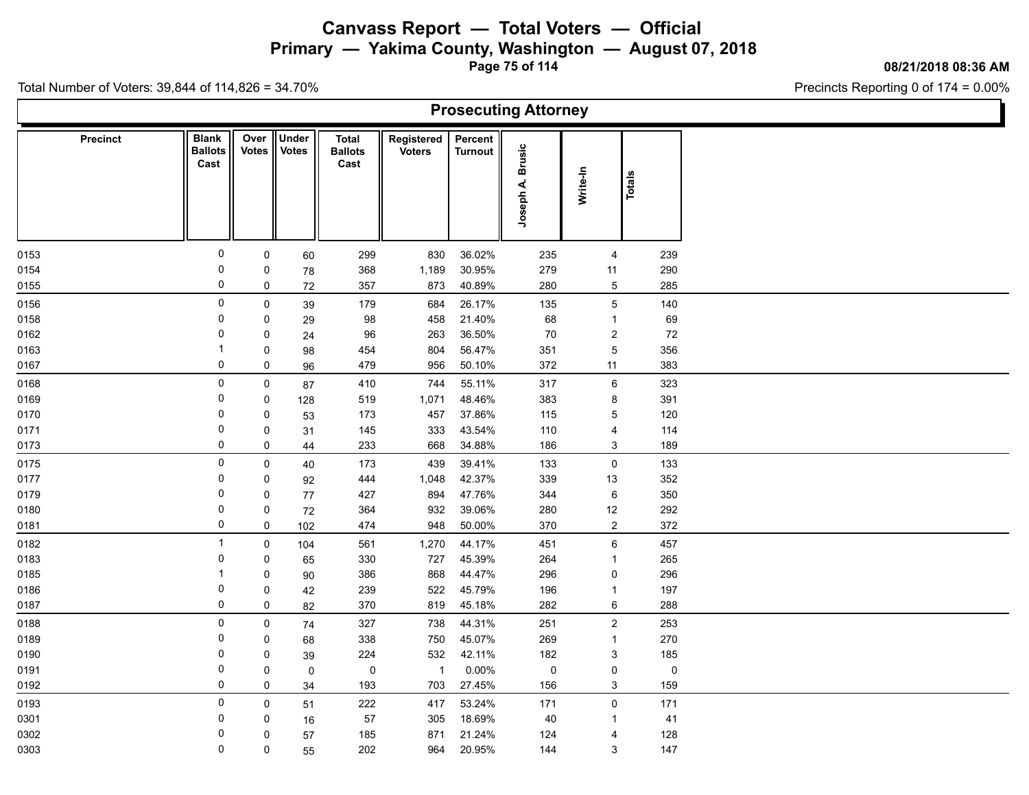# Canvass Report — Total Voters — Official

## Primary — Yakima County, Washington — August 07, 2018

08/21/2018 08:36 AM

Total Number of Voters: 39,844 of 114,826 = 34.70%

Precincts Reporting 0 of 174 = 0.00%

### Prosecuting Attorney

| Precinct | Blank Ballots Cast | Over Votes | Under Votes | Total Ballots Cast | Registered Voters | Percent Turnout | Joseph A. Brusic | Write-In | Totals |
|---|---|---|---|---|---|---|---|---|---|
| 0153 | 0 | 0 | 60 | 299 | 830 | 36.02% | 235 | 4 | 239 |
| 0154 | 0 | 0 | 78 | 368 | 1,189 | 30.95% | 279 | 11 | 290 |
| 0155 | 0 | 0 | 72 | 357 | 873 | 40.89% | 280 | 5 | 285 |
| 0156 | 0 | 0 | 39 | 179 | 684 | 26.17% | 135 | 5 | 140 |
| 0158 | 0 | 0 | 29 | 98 | 458 | 21.40% | 68 | 1 | 69 |
| 0162 | 0 | 0 | 24 | 96 | 263 | 36.50% | 70 | 2 | 72 |
| 0163 | 1 | 0 | 98 | 454 | 804 | 56.47% | 351 | 5 | 356 |
| 0167 | 0 | 0 | 96 | 479 | 956 | 50.10% | 372 | 11 | 383 |
| 0168 | 0 | 0 | 87 | 410 | 744 | 55.11% | 317 | 6 | 323 |
| 0169 | 0 | 0 | 128 | 519 | 1,071 | 48.46% | 383 | 8 | 391 |
| 0170 | 0 | 0 | 53 | 173 | 457 | 37.86% | 115 | 5 | 120 |
| 0171 | 0 | 0 | 31 | 145 | 333 | 43.54% | 110 | 4 | 114 |
| 0173 | 0 | 0 | 44 | 233 | 668 | 34.88% | 186 | 3 | 189 |
| 0175 | 0 | 0 | 40 | 173 | 439 | 39.41% | 133 | 0 | 133 |
| 0177 | 0 | 0 | 92 | 444 | 1,048 | 42.37% | 339 | 13 | 352 |
| 0179 | 0 | 0 | 77 | 427 | 894 | 47.76% | 344 | 6 | 350 |
| 0180 | 0 | 0 | 72 | 364 | 932 | 39.06% | 280 | 12 | 292 |
| 0181 | 0 | 0 | 102 | 474 | 948 | 50.00% | 370 | 2 | 372 |
| 0182 | 1 | 0 | 104 | 561 | 1,270 | 44.17% | 451 | 6 | 457 |
| 0183 | 0 | 0 | 65 | 330 | 727 | 45.39% | 264 | 1 | 265 |
| 0185 | 1 | 0 | 90 | 386 | 868 | 44.47% | 296 | 0 | 296 |
| 0186 | 0 | 0 | 42 | 239 | 522 | 45.79% | 196 | 1 | 197 |
| 0187 | 0 | 0 | 82 | 370 | 819 | 45.18% | 282 | 6 | 288 |
| 0188 | 0 | 0 | 74 | 327 | 738 | 44.31% | 251 | 2 | 253 |
| 0189 | 0 | 0 | 68 | 338 | 750 | 45.07% | 269 | 1 | 270 |
| 0190 | 0 | 0 | 39 | 224 | 532 | 42.11% | 182 | 3 | 185 |
| 0191 | 0 | 0 | 0 | 0 | 1 | 0.00% | 0 | 0 | 0 |
| 0192 | 0 | 0 | 34 | 193 | 703 | 27.45% | 156 | 3 | 159 |
| 0193 | 0 | 0 | 51 | 222 | 417 | 53.24% | 171 | 0 | 171 |
| 0301 | 0 | 0 | 16 | 57 | 305 | 18.69% | 40 | 1 | 41 |
| 0302 | 0 | 0 | 57 | 185 | 871 | 21.24% | 124 | 4 | 128 |
| 0303 | 0 | 0 | 55 | 202 | 964 | 20.95% | 144 | 3 | 147 |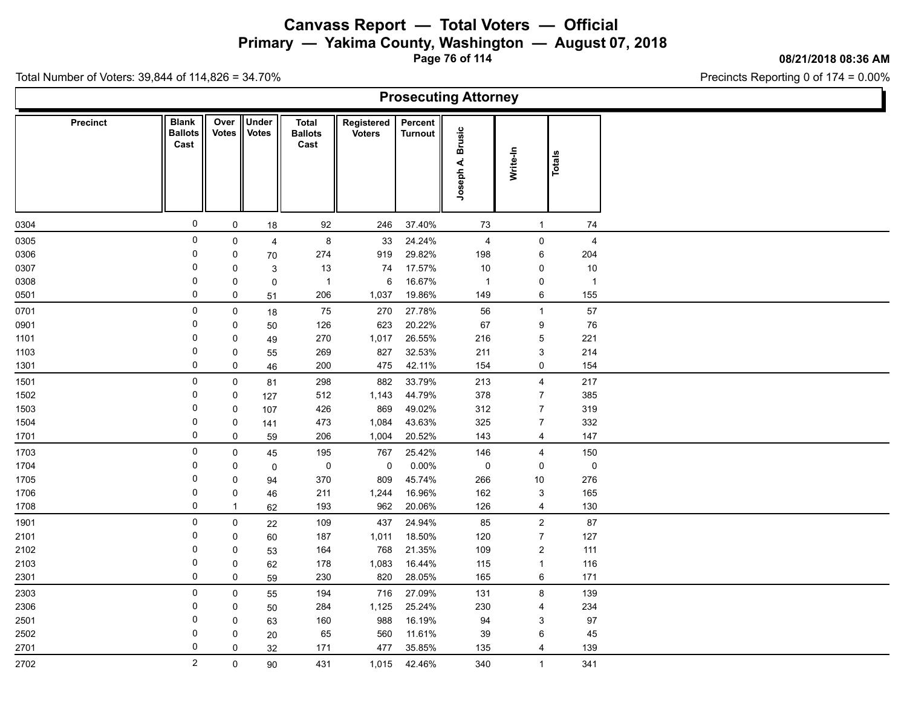# Canvass Report — Total Voters — Official

## Primary — Yakima County, Washington — August 07, 2018

08/21/2018 08:36 AM

Total Number of Voters: 39,844 of 114,826 = 34.70%

Precincts Reporting 0 of 174 = 0.00%

### Prosecuting Attorney

| Precinct | Blank Ballots Cast | Over Votes | Under Votes | Total Ballots Cast | Registered Voters | Percent Turnout | Joseph A. Brusic | Write-In | Totals |
|---|---|---|---|---|---|---|---|---|---|
| 0304 | 0 | 0 | 18 | 92 | 246 | 37.40% | 73 | 1 | 74 |
| 0305 | 0 | 0 | 4 | 8 | 33 | 24.24% | 4 | 0 | 4 |
| 0306 | 0 | 0 | 70 | 274 | 919 | 29.82% | 198 | 6 | 204 |
| 0307 | 0 | 0 | 3 | 13 | 74 | 17.57% | 10 | 0 | 10 |
| 0308 | 0 | 0 | 0 | 1 | 6 | 16.67% | 1 | 0 | 1 |
| 0501 | 0 | 0 | 51 | 206 | 1,037 | 19.86% | 149 | 6 | 155 |
| 0701 | 0 | 0 | 18 | 75 | 270 | 27.78% | 56 | 1 | 57 |
| 0901 | 0 | 0 | 50 | 126 | 623 | 20.22% | 67 | 9 | 76 |
| 1101 | 0 | 0 | 49 | 270 | 1,017 | 26.55% | 216 | 5 | 221 |
| 1103 | 0 | 0 | 55 | 269 | 827 | 32.53% | 211 | 3 | 214 |
| 1301 | 0 | 0 | 46 | 200 | 475 | 42.11% | 154 | 0 | 154 |
| 1501 | 0 | 0 | 81 | 298 | 882 | 33.79% | 213 | 4 | 217 |
| 1502 | 0 | 0 | 127 | 512 | 1,143 | 44.79% | 378 | 7 | 385 |
| 1503 | 0 | 0 | 107 | 426 | 869 | 49.02% | 312 | 7 | 319 |
| 1504 | 0 | 0 | 141 | 473 | 1,084 | 43.63% | 325 | 7 | 332 |
| 1701 | 0 | 0 | 59 | 206 | 1,004 | 20.52% | 143 | 4 | 147 |
| 1703 | 0 | 0 | 45 | 195 | 767 | 25.42% | 146 | 4 | 150 |
| 1704 | 0 | 0 | 0 | 0 | 0 | 0.00% | 0 | 0 | 0 |
| 1705 | 0 | 0 | 94 | 370 | 809 | 45.74% | 266 | 10 | 276 |
| 1706 | 0 | 0 | 46 | 211 | 1,244 | 16.96% | 162 | 3 | 165 |
| 1708 | 0 | 1 | 62 | 193 | 962 | 20.06% | 126 | 4 | 130 |
| 1901 | 0 | 0 | 22 | 109 | 437 | 24.94% | 85 | 2 | 87 |
| 2101 | 0 | 0 | 60 | 187 | 1,011 | 18.50% | 120 | 7 | 127 |
| 2102 | 0 | 0 | 53 | 164 | 768 | 21.35% | 109 | 2 | 111 |
| 2103 | 0 | 0 | 62 | 178 | 1,083 | 16.44% | 115 | 1 | 116 |
| 2301 | 0 | 0 | 59 | 230 | 820 | 28.05% | 165 | 6 | 171 |
| 2303 | 0 | 0 | 55 | 194 | 716 | 27.09% | 131 | 8 | 139 |
| 2306 | 0 | 0 | 50 | 284 | 1,125 | 25.24% | 230 | 4 | 234 |
| 2501 | 0 | 0 | 63 | 160 | 988 | 16.19% | 94 | 3 | 97 |
| 2502 | 0 | 0 | 20 | 65 | 560 | 11.61% | 39 | 6 | 45 |
| 2701 | 0 | 0 | 32 | 171 | 477 | 35.85% | 135 | 4 | 139 |
| 2702 | 2 | 0 | 90 | 431 | 1,015 | 42.46% | 340 | 1 | 341 |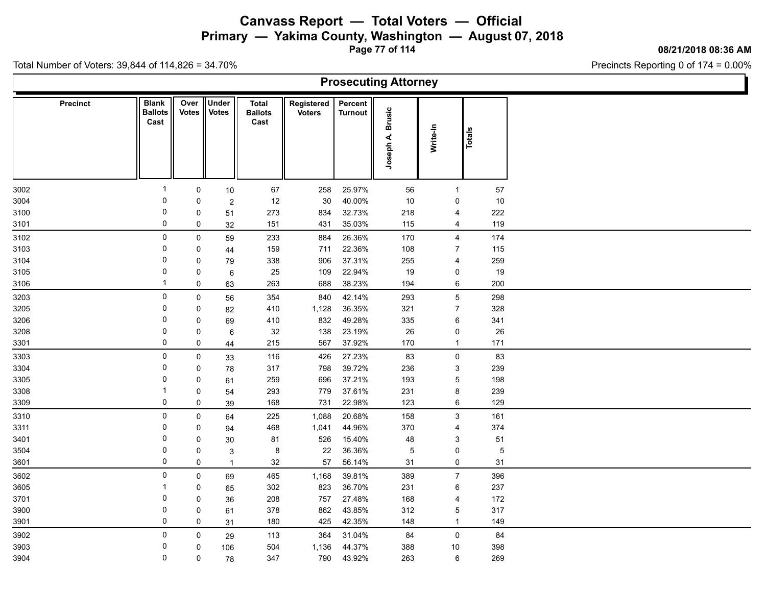# Canvass Report — Total Voters — Official

## Primary — Yakima County, Washington — August 07, 2018

08/21/2018 08:36 AM

Total Number of Voters: 39,844 of 114,826 = 34.70%

Precincts Reporting 0 of 174 = 0.00%

### Prosecuting Attorney

| Precinct | Blank Ballots Cast | Over Votes | Under Votes | Total Ballots Cast | Registered Voters | Percent Turnout | Joseph A. Brusic | Write-In | Totals |
|---|---|---|---|---|---|---|---|---|---|
| 3002 | 1 | 0 | 10 | 67 | 258 | 25.97% | 56 | 1 | 57 |
| 3004 | 0 | 0 | 2 | 12 | 30 | 40.00% | 10 | 0 | 10 |
| 3100 | 0 | 0 | 51 | 273 | 834 | 32.73% | 218 | 4 | 222 |
| 3101 | 0 | 0 | 32 | 151 | 431 | 35.03% | 115 | 4 | 119 |
| 3102 | 0 | 0 | 59 | 233 | 884 | 26.36% | 170 | 4 | 174 |
| 3103 | 0 | 0 | 44 | 159 | 711 | 22.36% | 108 | 7 | 115 |
| 3104 | 0 | 0 | 79 | 338 | 906 | 37.31% | 255 | 4 | 259 |
| 3105 | 0 | 0 | 6 | 25 | 109 | 22.94% | 19 | 0 | 19 |
| 3106 | 1 | 0 | 63 | 263 | 688 | 38.23% | 194 | 6 | 200 |
| 3203 | 0 | 0 | 56 | 354 | 840 | 42.14% | 293 | 5 | 298 |
| 3205 | 0 | 0 | 82 | 410 | 1,128 | 36.35% | 321 | 7 | 328 |
| 3206 | 0 | 0 | 69 | 410 | 832 | 49.28% | 335 | 6 | 341 |
| 3208 | 0 | 0 | 6 | 32 | 138 | 23.19% | 26 | 0 | 26 |
| 3301 | 0 | 0 | 44 | 215 | 567 | 37.92% | 170 | 1 | 171 |
| 3303 | 0 | 0 | 33 | 116 | 426 | 27.23% | 83 | 0 | 83 |
| 3304 | 0 | 0 | 78 | 317 | 798 | 39.72% | 236 | 3 | 239 |
| 3305 | 0 | 0 | 61 | 259 | 696 | 37.21% | 193 | 5 | 198 |
| 3308 | 1 | 0 | 54 | 293 | 779 | 37.61% | 231 | 8 | 239 |
| 3309 | 0 | 0 | 39 | 168 | 731 | 22.98% | 123 | 6 | 129 |
| 3310 | 0 | 0 | 64 | 225 | 1,088 | 20.68% | 158 | 3 | 161 |
| 3311 | 0 | 0 | 94 | 468 | 1,041 | 44.96% | 370 | 4 | 374 |
| 3401 | 0 | 0 | 30 | 81 | 526 | 15.40% | 48 | 3 | 51 |
| 3504 | 0 | 0 | 3 | 8 | 22 | 36.36% | 5 | 0 | 5 |
| 3601 | 0 | 0 | 1 | 32 | 57 | 56.14% | 31 | 0 | 31 |
| 3602 | 0 | 0 | 69 | 465 | 1,168 | 39.81% | 389 | 7 | 396 |
| 3605 | 1 | 0 | 65 | 302 | 823 | 36.70% | 231 | 6 | 237 |
| 3701 | 0 | 0 | 36 | 208 | 757 | 27.48% | 168 | 4 | 172 |
| 3900 | 0 | 0 | 61 | 378 | 862 | 43.85% | 312 | 5 | 317 |
| 3901 | 0 | 0 | 31 | 180 | 425 | 42.35% | 148 | 1 | 149 |
| 3902 | 0 | 0 | 29 | 113 | 364 | 31.04% | 84 | 0 | 84 |
| 3903 | 0 | 0 | 106 | 504 | 1,136 | 44.37% | 388 | 10 | 398 |
| 3904 | 0 | 0 | 78 | 347 | 790 | 43.92% | 263 | 6 | 269 |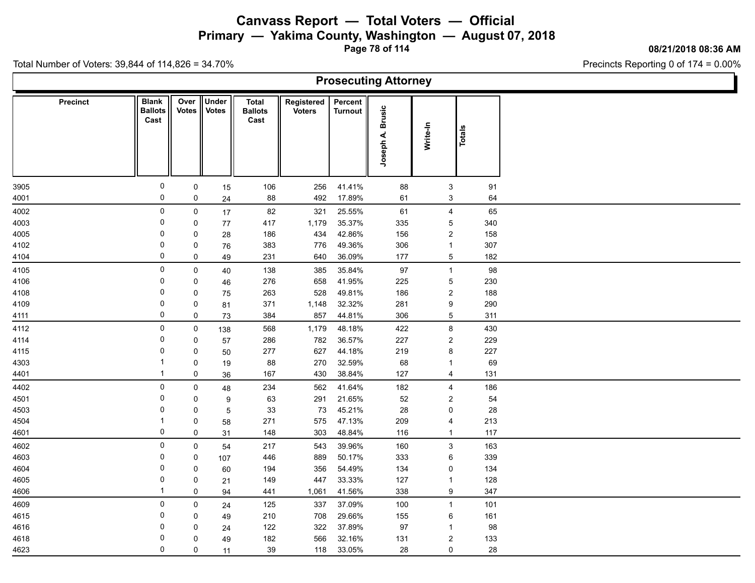# Canvass Report — Total Voters — Official

## Primary — Yakima County, Washington — August 07, 2018

08/21/2018 08:36 AM

Total Number of Voters: 39,844 of 114,826 = 34.70%

Precincts Reporting 0 of 174 = 0.00%

### Prosecuting Attorney

| Precinct | Blank Ballots Cast | Over Votes | Under Votes | Total Ballots Cast | Registered Voters | Percent Turnout | Joseph A. Brusic | Write-In | Totals |
|---|---|---|---|---|---|---|---|---|---|
| 3905 | 0 | 0 | 15 | 106 | 256 | 41.41% | 88 | 3 | 91 |
| 4001 | 0 | 0 | 24 | 88 | 492 | 17.89% | 61 | 3 | 64 |
| 4002 | 0 | 0 | 17 | 82 | 321 | 25.55% | 61 | 4 | 65 |
| 4003 | 0 | 0 | 77 | 417 | 1,179 | 35.37% | 335 | 5 | 340 |
| 4005 | 0 | 0 | 28 | 186 | 434 | 42.86% | 156 | 2 | 158 |
| 4102 | 0 | 0 | 76 | 383 | 776 | 49.36% | 306 | 1 | 307 |
| 4104 | 0 | 0 | 49 | 231 | 640 | 36.09% | 177 | 5 | 182 |
| 4105 | 0 | 0 | 40 | 138 | 385 | 35.84% | 97 | 1 | 98 |
| 4106 | 0 | 0 | 46 | 276 | 658 | 41.95% | 225 | 5 | 230 |
| 4108 | 0 | 0 | 75 | 263 | 528 | 49.81% | 186 | 2 | 188 |
| 4109 | 0 | 0 | 81 | 371 | 1,148 | 32.32% | 281 | 9 | 290 |
| 4111 | 0 | 0 | 73 | 384 | 857 | 44.81% | 306 | 5 | 311 |
| 4112 | 0 | 0 | 138 | 568 | 1,179 | 48.18% | 422 | 8 | 430 |
| 4114 | 0 | 0 | 57 | 286 | 782 | 36.57% | 227 | 2 | 229 |
| 4115 | 0 | 0 | 50 | 277 | 627 | 44.18% | 219 | 8 | 227 |
| 4303 | 1 | 0 | 19 | 88 | 270 | 32.59% | 68 | 1 | 69 |
| 4401 | 1 | 0 | 36 | 167 | 430 | 38.84% | 127 | 4 | 131 |
| 4402 | 0 | 0 | 48 | 234 | 562 | 41.64% | 182 | 4 | 186 |
| 4501 | 0 | 0 | 9 | 63 | 291 | 21.65% | 52 | 2 | 54 |
| 4503 | 0 | 0 | 5 | 33 | 73 | 45.21% | 28 | 0 | 28 |
| 4504 | 1 | 0 | 58 | 271 | 575 | 47.13% | 209 | 4 | 213 |
| 4601 | 0 | 0 | 31 | 148 | 303 | 48.84% | 116 | 1 | 117 |
| 4602 | 0 | 0 | 54 | 217 | 543 | 39.96% | 160 | 3 | 163 |
| 4603 | 0 | 0 | 107 | 446 | 889 | 50.17% | 333 | 6 | 339 |
| 4604 | 0 | 0 | 60 | 194 | 356 | 54.49% | 134 | 0 | 134 |
| 4605 | 0 | 0 | 21 | 149 | 447 | 33.33% | 127 | 1 | 128 |
| 4606 | 1 | 0 | 94 | 441 | 1,061 | 41.56% | 338 | 9 | 347 |
| 4609 | 0 | 0 | 24 | 125 | 337 | 37.09% | 100 | 1 | 101 |
| 4615 | 0 | 0 | 49 | 210 | 708 | 29.66% | 155 | 6 | 161 |
| 4616 | 0 | 0 | 24 | 122 | 322 | 37.89% | 97 | 1 | 98 |
| 4618 | 0 | 0 | 49 | 182 | 566 | 32.16% | 131 | 2 | 133 |
| 4623 | 0 | 0 | 11 | 39 | 118 | 33.05% | 28 | 0 | 28 |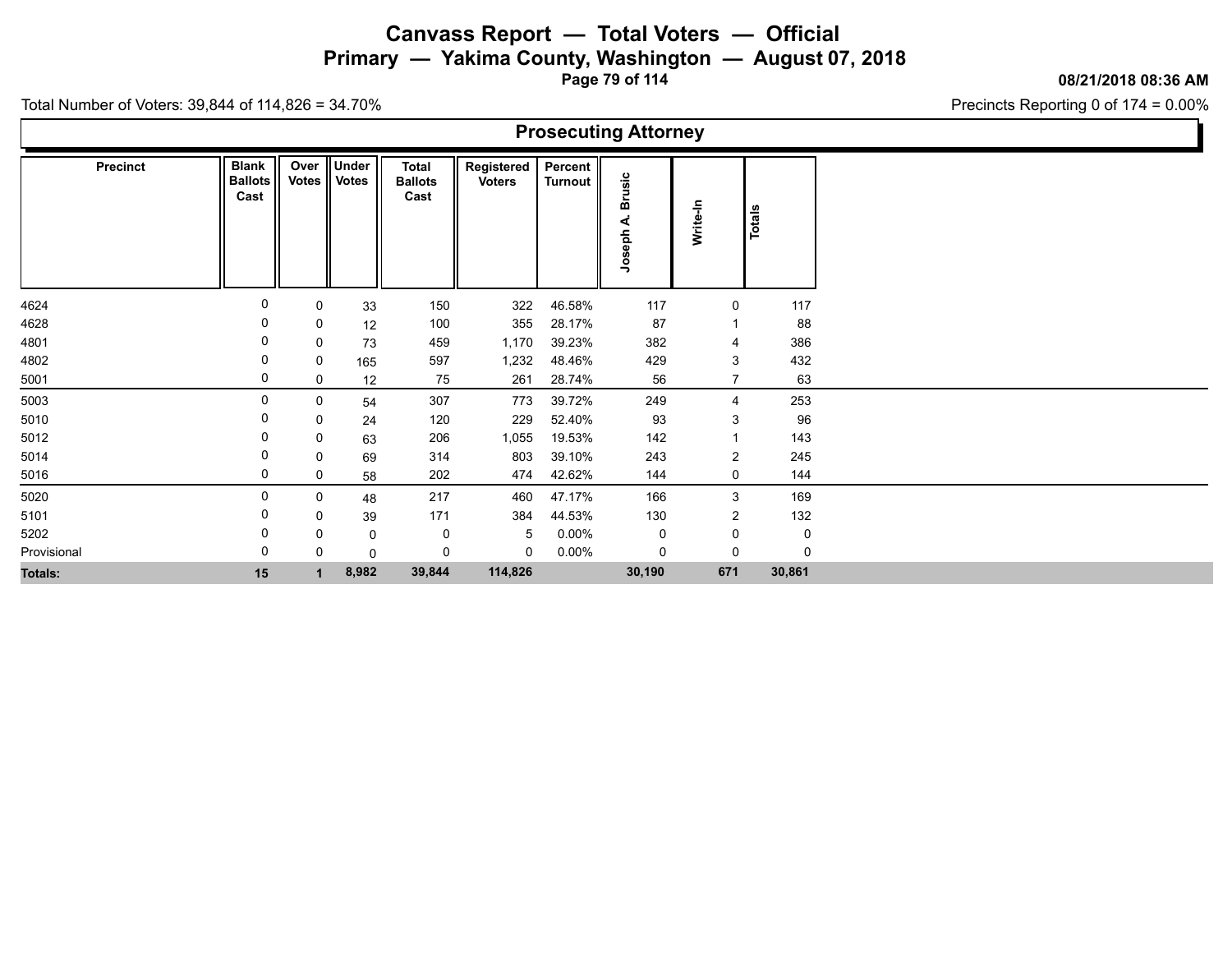# Canvass Report — Total Voters — Official

## Primary — Yakima County, Washington — August 07, 2018

08/21/2018 08:36 AM

Total Number of Voters: 39,844 of 114,826 = 34.70%

Precincts Reporting 0 of 174 = 0.00%

### Prosecuting Attorney

| Precinct | Blank Ballots Cast | Over Votes | Under Votes | Total Ballots Cast | Registered Voters | Percent Turnout | Joseph A. Brusic | Write-In | Totals |
|---|---|---|---|---|---|---|---|---|---|
| 4624 | 0 | 0 | 33 | 150 | 322 | 46.58% | 117 | 0 | 117 |
| 4628 | 0 | 0 | 12 | 100 | 355 | 28.17% | 87 | 1 | 88 |
| 4801 | 0 | 0 | 73 | 459 | 1,170 | 39.23% | 382 | 4 | 386 |
| 4802 | 0 | 0 | 165 | 597 | 1,232 | 48.46% | 429 | 3 | 432 |
| 5001 | 0 | 0 | 12 | 75 | 261 | 28.74% | 56 | 7 | 63 |
| 5003 | 0 | 0 | 54 | 307 | 773 | 39.72% | 249 | 4 | 253 |
| 5010 | 0 | 0 | 24 | 120 | 229 | 52.40% | 93 | 3 | 96 |
| 5012 | 0 | 0 | 63 | 206 | 1,055 | 19.53% | 142 | 1 | 143 |
| 5014 | 0 | 0 | 69 | 314 | 803 | 39.10% | 243 | 2 | 245 |
| 5016 | 0 | 0 | 58 | 202 | 474 | 42.62% | 144 | 0 | 144 |
| 5020 | 0 | 0 | 48 | 217 | 460 | 47.17% | 166 | 3 | 169 |
| 5101 | 0 | 0 | 39 | 171 | 384 | 44.53% | 130 | 2 | 132 |
| 5202 | 0 | 0 | 0 | 0 | 5 | 0.00% | 0 | 0 | 0 |
| Provisional | 0 | 0 | 0 | 0 | 0 | 0.00% | 0 | 0 | 0 |
| **Totals:** | **15** | **1** | **8,982** | **39,844** | **114,826** | | **30,190** | **671** | **30,861** |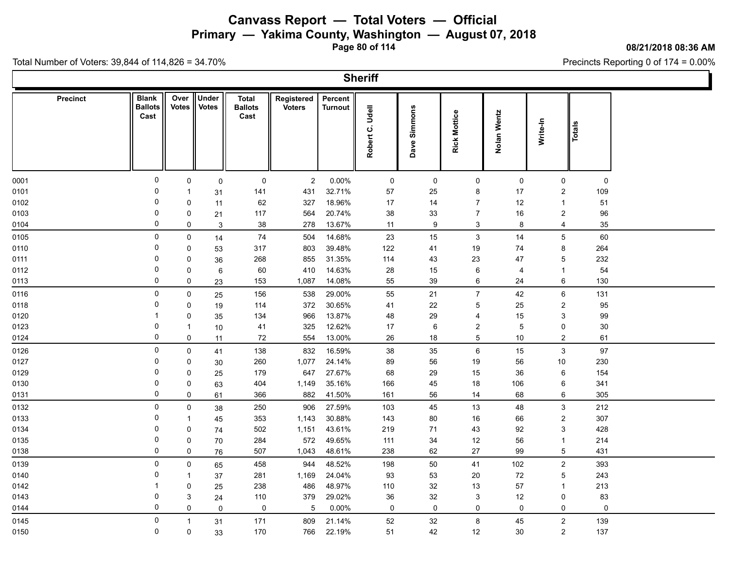# Canvass Report — Total Voters — Official

## Primary — Yakima County, Washington — August 07, 2018

08/21/2018 08:36 AM

Total Number of Voters: 39,844 of 114,826 = 34.70%

Precincts Reporting 0 of 174 = 0.00%

### Sheriff

| Precinct | Blank Ballots Cast | Over Votes | Under Votes | Total Ballots Cast | Registered Voters | Percent Turnout | Robert C. Udell | Dave Simmons | Rick Mottice | Nolan Wentz | Write-In | Totals |
|---|---|---|---|---|---|---|---|---|---|---|---|---|
| 0001 | 0 | 0 | 0 | 0 | 2 | 0.00% | 0 | 0 | 0 | 0 | 0 | 0 |
| 0101 | 0 | 1 | 31 | 141 | 431 | 32.71% | 57 | 25 | 8 | 17 | 2 | 109 |
| 0102 | 0 | 0 | 11 | 62 | 327 | 18.96% | 17 | 14 | 7 | 12 | 1 | 51 |
| 0103 | 0 | 0 | 21 | 117 | 564 | 20.74% | 38 | 33 | 7 | 16 | 2 | 96 |
| 0104 | 0 | 0 | 3 | 38 | 278 | 13.67% | 11 | 9 | 3 | 8 | 4 | 35 |
| 0105 | 0 | 0 | 14 | 74 | 504 | 14.68% | 23 | 15 | 3 | 14 | 5 | 60 |
| 0110 | 0 | 0 | 53 | 317 | 803 | 39.48% | 122 | 41 | 19 | 74 | 8 | 264 |
| 0111 | 0 | 0 | 36 | 268 | 855 | 31.35% | 114 | 43 | 23 | 47 | 5 | 232 |
| 0112 | 0 | 0 | 6 | 60 | 410 | 14.63% | 28 | 15 | 6 | 4 | 1 | 54 |
| 0113 | 0 | 0 | 23 | 153 | 1,087 | 14.08% | 55 | 39 | 6 | 24 | 6 | 130 |
| 0116 | 0 | 0 | 25 | 156 | 538 | 29.00% | 55 | 21 | 7 | 42 | 6 | 131 |
| 0118 | 0 | 0 | 19 | 114 | 372 | 30.65% | 41 | 22 | 5 | 25 | 2 | 95 |
| 0120 | 1 | 0 | 35 | 134 | 966 | 13.87% | 48 | 29 | 4 | 15 | 3 | 99 |
| 0123 | 0 | 1 | 10 | 41 | 325 | 12.62% | 17 | 6 | 2 | 5 | 0 | 30 |
| 0124 | 0 | 0 | 11 | 72 | 554 | 13.00% | 26 | 18 | 5 | 10 | 2 | 61 |
| 0126 | 0 | 0 | 41 | 138 | 832 | 16.59% | 38 | 35 | 6 | 15 | 3 | 97 |
| 0127 | 0 | 0 | 30 | 260 | 1,077 | 24.14% | 89 | 56 | 19 | 56 | 10 | 230 |
| 0129 | 0 | 0 | 25 | 179 | 647 | 27.67% | 68 | 29 | 15 | 36 | 6 | 154 |
| 0130 | 0 | 0 | 63 | 404 | 1,149 | 35.16% | 166 | 45 | 18 | 106 | 6 | 341 |
| 0131 | 0 | 0 | 61 | 366 | 882 | 41.50% | 161 | 56 | 14 | 68 | 6 | 305 |
| 0132 | 0 | 0 | 38 | 250 | 906 | 27.59% | 103 | 45 | 13 | 48 | 3 | 212 |
| 0133 | 0 | 1 | 45 | 353 | 1,143 | 30.88% | 143 | 80 | 16 | 66 | 2 | 307 |
| 0134 | 0 | 0 | 74 | 502 | 1,151 | 43.61% | 219 | 71 | 43 | 92 | 3 | 428 |
| 0135 | 0 | 0 | 70 | 284 | 572 | 49.65% | 111 | 34 | 12 | 56 | 1 | 214 |
| 0138 | 0 | 0 | 76 | 507 | 1,043 | 48.61% | 238 | 62 | 27 | 99 | 5 | 431 |
| 0139 | 0 | 0 | 65 | 458 | 944 | 48.52% | 198 | 50 | 41 | 102 | 2 | 393 |
| 0140 | 0 | 1 | 37 | 281 | 1,169 | 24.04% | 93 | 53 | 20 | 72 | 5 | 243 |
| 0142 | 1 | 0 | 25 | 238 | 486 | 48.97% | 110 | 32 | 13 | 57 | 1 | 213 |
| 0143 | 0 | 3 | 24 | 110 | 379 | 29.02% | 36 | 32 | 3 | 12 | 0 | 83 |
| 0144 | 0 | 0 | 0 | 0 | 5 | 0.00% | 0 | 0 | 0 | 0 | 0 | 0 |
| 0145 | 0 | 1 | 31 | 171 | 809 | 21.14% | 52 | 32 | 8 | 45 | 2 | 139 |
| 0150 | 0 | 0 | 33 | 170 | 766 | 22.19% | 51 | 42 | 12 | 30 | 2 | 137 |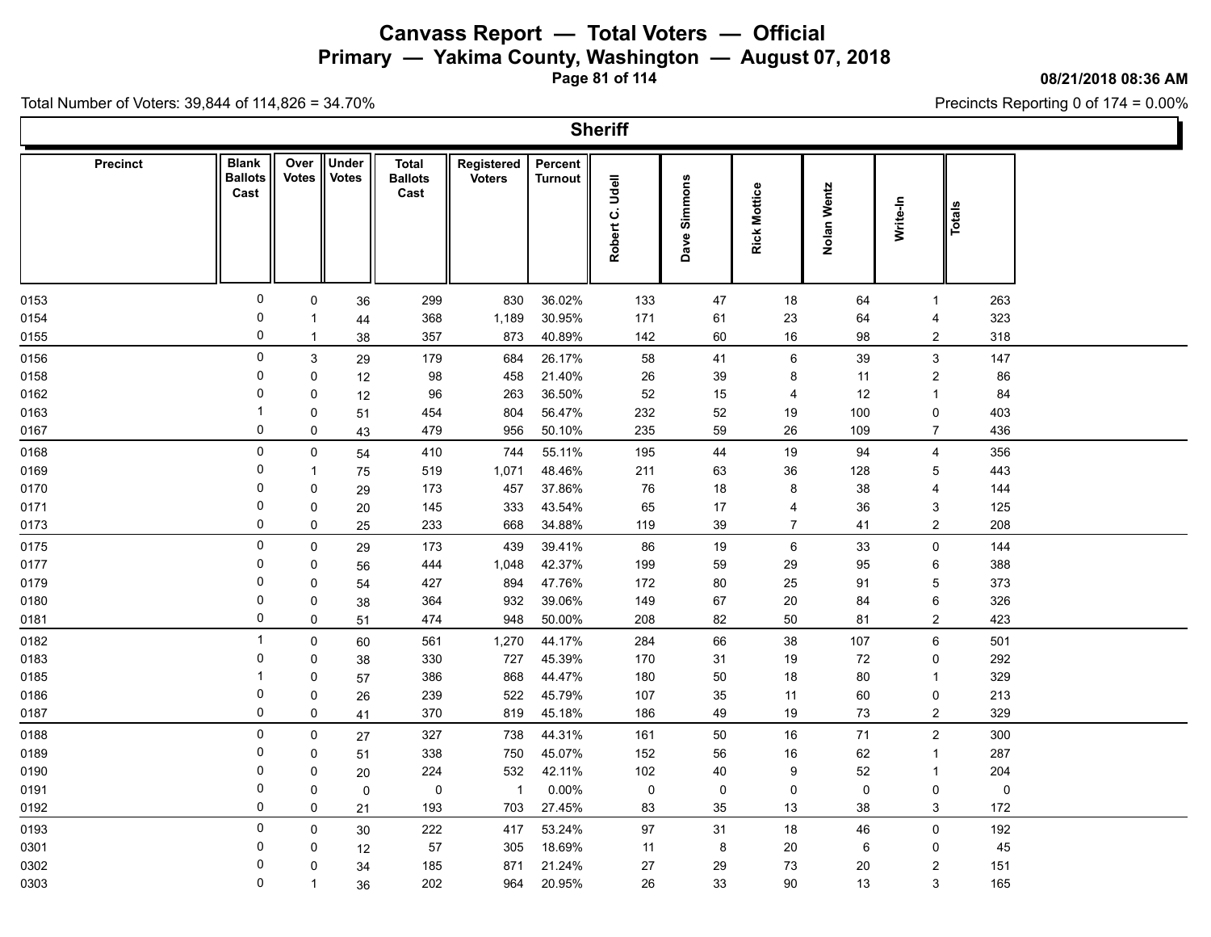# Canvass Report — Total Voters — Official

## Primary — Yakima County, Washington — August 07, 2018

08/21/2018 08:36 AM

Total Number of Voters: 39,844 of 114,826 = 34.70%

Precincts Reporting 0 of 174 = 0.00%

### Sheriff

| Precinct | Blank Ballots Cast | Over Votes | Under Votes | Total Ballots Cast | Registered Voters | Percent Turnout | Robert C. Udell | Dave Simmons | Rick Mottice | Nolan Wentz | Write-In | Totals |
|---|---|---|---|---|---|---|---|---|---|---|---|---|
| 0153 | 0 | 0 | 36 | 299 | 830 | 36.02% | 133 | 47 | 18 | 64 | 1 | 263 |
| 0154 | 0 | 1 | 44 | 368 | 1,189 | 30.95% | 171 | 61 | 23 | 64 | 4 | 323 |
| 0155 | 0 | 1 | 38 | 357 | 873 | 40.89% | 142 | 60 | 16 | 98 | 2 | 318 |
| 0156 | 0 | 3 | 29 | 179 | 684 | 26.17% | 58 | 41 | 6 | 39 | 3 | 147 |
| 0158 | 0 | 0 | 12 | 98 | 458 | 21.40% | 26 | 39 | 8 | 11 | 2 | 86 |
| 0162 | 0 | 0 | 12 | 96 | 263 | 36.50% | 52 | 15 | 4 | 12 | 1 | 84 |
| 0163 | 1 | 0 | 51 | 454 | 804 | 56.47% | 232 | 52 | 19 | 100 | 0 | 403 |
| 0167 | 0 | 0 | 43 | 479 | 956 | 50.10% | 235 | 59 | 26 | 109 | 7 | 436 |
| 0168 | 0 | 0 | 54 | 410 | 744 | 55.11% | 195 | 44 | 19 | 94 | 4 | 356 |
| 0169 | 0 | 1 | 75 | 519 | 1,071 | 48.46% | 211 | 63 | 36 | 128 | 5 | 443 |
| 0170 | 0 | 0 | 29 | 173 | 457 | 37.86% | 76 | 18 | 8 | 38 | 4 | 144 |
| 0171 | 0 | 0 | 20 | 145 | 333 | 43.54% | 65 | 17 | 4 | 36 | 3 | 125 |
| 0173 | 0 | 0 | 25 | 233 | 668 | 34.88% | 119 | 39 | 7 | 41 | 2 | 208 |
| 0175 | 0 | 0 | 29 | 173 | 439 | 39.41% | 86 | 19 | 6 | 33 | 0 | 144 |
| 0177 | 0 | 0 | 56 | 444 | 1,048 | 42.37% | 199 | 59 | 29 | 95 | 6 | 388 |
| 0179 | 0 | 0 | 54 | 427 | 894 | 47.76% | 172 | 80 | 25 | 91 | 5 | 373 |
| 0180 | 0 | 0 | 38 | 364 | 932 | 39.06% | 149 | 67 | 20 | 84 | 6 | 326 |
| 0181 | 0 | 0 | 51 | 474 | 948 | 50.00% | 208 | 82 | 50 | 81 | 2 | 423 |
| 0182 | 1 | 0 | 60 | 561 | 1,270 | 44.17% | 284 | 66 | 38 | 107 | 6 | 501 |
| 0183 | 0 | 0 | 38 | 330 | 727 | 45.39% | 170 | 31 | 19 | 72 | 0 | 292 |
| 0185 | 1 | 0 | 57 | 386 | 868 | 44.47% | 180 | 50 | 18 | 80 | 1 | 329 |
| 0186 | 0 | 0 | 26 | 239 | 522 | 45.79% | 107 | 35 | 11 | 60 | 0 | 213 |
| 0187 | 0 | 0 | 41 | 370 | 819 | 45.18% | 186 | 49 | 19 | 73 | 2 | 329 |
| 0188 | 0 | 0 | 27 | 327 | 738 | 44.31% | 161 | 50 | 16 | 71 | 2 | 300 |
| 0189 | 0 | 0 | 51 | 338 | 750 | 45.07% | 152 | 56 | 16 | 62 | 1 | 287 |
| 0190 | 0 | 0 | 20 | 224 | 532 | 42.11% | 102 | 40 | 9 | 52 | 1 | 204 |
| 0191 | 0 | 0 | 0 | 0 | 1 | 0.00% | 0 | 0 | 0 | 0 | 0 | 0 |
| 0192 | 0 | 0 | 21 | 193 | 703 | 27.45% | 83 | 35 | 13 | 38 | 3 | 172 |
| 0193 | 0 | 0 | 30 | 222 | 417 | 53.24% | 97 | 31 | 18 | 46 | 0 | 192 |
| 0301 | 0 | 0 | 12 | 57 | 305 | 18.69% | 11 | 8 | 20 | 6 | 0 | 45 |
| 0302 | 0 | 0 | 34 | 185 | 871 | 21.24% | 27 | 29 | 73 | 20 | 2 | 151 |
| 0303 | 0 | 1 | 36 | 202 | 964 | 20.95% | 26 | 33 | 90 | 13 | 3 | 165 |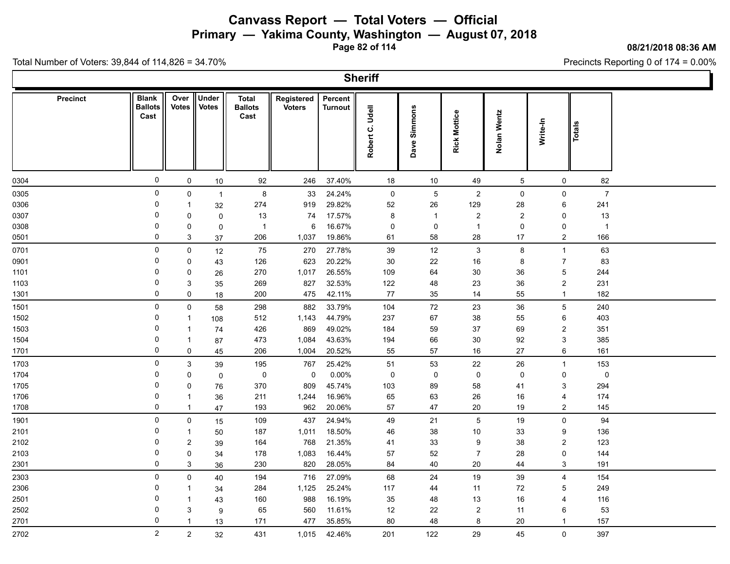# Canvass Report — Total Voters — Official

## Primary — Yakima County, Washington — August 07, 2018

08/21/2018 08:36 AM

Total Number of Voters: 39,844 of 114,826 = 34.70%

Precincts Reporting 0 of 174 = 0.00%

### Sheriff

| Precinct | Blank Ballots Cast | Over Votes | Under Votes | Total Ballots Cast | Registered Voters | Percent Turnout | Robert C. Udell | Dave Simmons | Rick Mottice | Nolan Wentz | Write-In | Totals |
|---|---|---|---|---|---|---|---|---|---|---|---|---|
| 0304 | 0 | 0 | 10 | 92 | 246 | 37.40% | 18 | 10 | 49 | 5 | 0 | 82 |
| 0305 | 0 | 0 | 1 | 8 | 33 | 24.24% | 0 | 5 | 2 | 0 | 0 | 7 |
| 0306 | 0 | 1 | 32 | 274 | 919 | 29.82% | 52 | 26 | 129 | 28 | 6 | 241 |
| 0307 | 0 | 0 | 0 | 13 | 74 | 17.57% | 8 | 1 | 2 | 2 | 0 | 13 |
| 0308 | 0 | 0 | 0 | 1 | 6 | 16.67% | 0 | 0 | 1 | 0 | 0 | 1 |
| 0501 | 0 | 3 | 37 | 206 | 1,037 | 19.86% | 61 | 58 | 28 | 17 | 2 | 166 |
| 0701 | 0 | 0 | 12 | 75 | 270 | 27.78% | 39 | 12 | 3 | 8 | 1 | 63 |
| 0901 | 0 | 0 | 43 | 126 | 623 | 20.22% | 30 | 22 | 16 | 8 | 7 | 83 |
| 1101 | 0 | 0 | 26 | 270 | 1,017 | 26.55% | 109 | 64 | 30 | 36 | 5 | 244 |
| 1103 | 0 | 3 | 35 | 269 | 827 | 32.53% | 122 | 48 | 23 | 36 | 2 | 231 |
| 1301 | 0 | 0 | 18 | 200 | 475 | 42.11% | 77 | 35 | 14 | 55 | 1 | 182 |
| 1501 | 0 | 0 | 58 | 298 | 882 | 33.79% | 104 | 72 | 23 | 36 | 5 | 240 |
| 1502 | 0 | 1 | 108 | 512 | 1,143 | 44.79% | 237 | 67 | 38 | 55 | 6 | 403 |
| 1503 | 0 | 1 | 74 | 426 | 869 | 49.02% | 184 | 59 | 37 | 69 | 2 | 351 |
| 1504 | 0 | 1 | 87 | 473 | 1,084 | 43.63% | 194 | 66 | 30 | 92 | 3 | 385 |
| 1701 | 0 | 0 | 45 | 206 | 1,004 | 20.52% | 55 | 57 | 16 | 27 | 6 | 161 |
| 1703 | 0 | 3 | 39 | 195 | 767 | 25.42% | 51 | 53 | 22 | 26 | 1 | 153 |
| 1704 | 0 | 0 | 0 | 0 | 0 | 0.00% | 0 | 0 | 0 | 0 | 0 | 0 |
| 1705 | 0 | 0 | 76 | 370 | 809 | 45.74% | 103 | 89 | 58 | 41 | 3 | 294 |
| 1706 | 0 | 1 | 36 | 211 | 1,244 | 16.96% | 65 | 63 | 26 | 16 | 4 | 174 |
| 1708 | 0 | 1 | 47 | 193 | 962 | 20.06% | 57 | 47 | 20 | 19 | 2 | 145 |
| 1901 | 0 | 0 | 15 | 109 | 437 | 24.94% | 49 | 21 | 5 | 19 | 0 | 94 |
| 2101 | 0 | 1 | 50 | 187 | 1,011 | 18.50% | 46 | 38 | 10 | 33 | 9 | 136 |
| 2102 | 0 | 2 | 39 | 164 | 768 | 21.35% | 41 | 33 | 9 | 38 | 2 | 123 |
| 2103 | 0 | 0 | 34 | 178 | 1,083 | 16.44% | 57 | 52 | 7 | 28 | 0 | 144 |
| 2301 | 0 | 3 | 36 | 230 | 820 | 28.05% | 84 | 40 | 20 | 44 | 3 | 191 |
| 2303 | 0 | 0 | 40 | 194 | 716 | 27.09% | 68 | 24 | 19 | 39 | 4 | 154 |
| 2306 | 0 | 1 | 34 | 284 | 1,125 | 25.24% | 117 | 44 | 11 | 72 | 5 | 249 |
| 2501 | 0 | 1 | 43 | 160 | 988 | 16.19% | 35 | 48 | 13 | 16 | 4 | 116 |
| 2502 | 0 | 3 | 9 | 65 | 560 | 11.61% | 12 | 22 | 2 | 11 | 6 | 53 |
| 2701 | 0 | 1 | 13 | 171 | 477 | 35.85% | 80 | 48 | 8 | 20 | 1 | 157 |
| 2702 | 2 | 2 | 32 | 431 | 1,015 | 42.46% | 201 | 122 | 29 | 45 | 0 | 397 |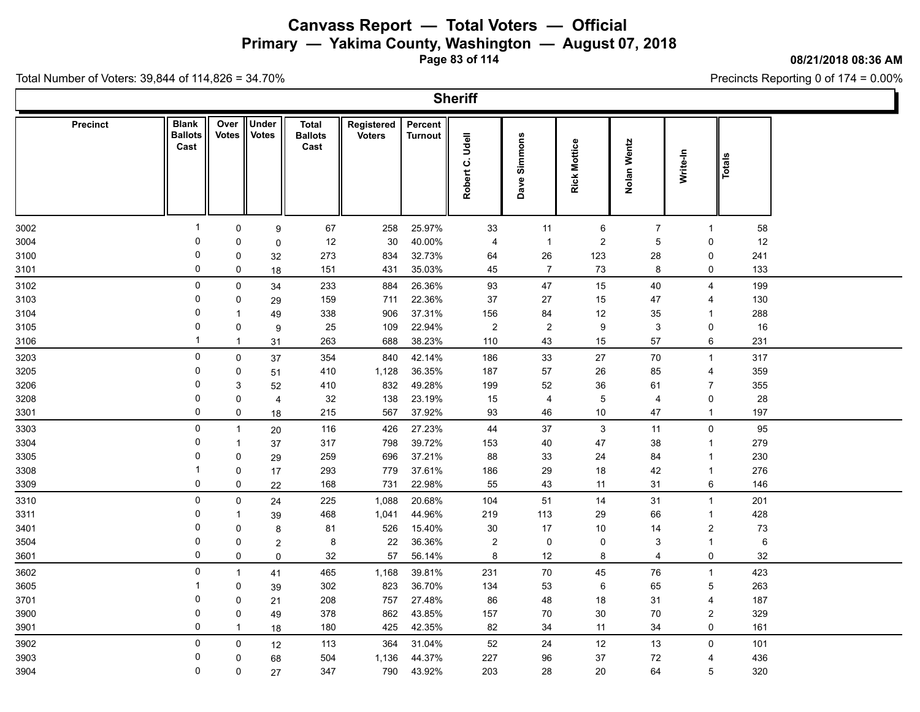# Canvass Report — Total Voters — Official

## Primary — Yakima County, Washington — August 07, 2018

08/21/2018 08:36 AM

Total Number of Voters: 39,844 of 114,826 = 34.70%

Precincts Reporting 0 of 174 = 0.00%

### Sheriff

| Precinct | Blank Ballots Cast | Over Votes | Under Votes | Total Ballots Cast | Registered Voters | Percent Turnout | Robert C. Udell | Dave Simmons | Rick Mottice | Nolan Wentz | Write-In | Totals |
|---|---|---|---|---|---|---|---|---|---|---|---|---|
| 3002 | 1 | 0 | 9 | 67 | 258 | 25.97% | 33 | 11 | 6 | 7 | 1 | 58 |
| 3004 | 0 | 0 | 0 | 12 | 30 | 40.00% | 4 | 1 | 2 | 5 | 0 | 12 |
| 3100 | 0 | 0 | 32 | 273 | 834 | 32.73% | 64 | 26 | 123 | 28 | 0 | 241 |
| 3101 | 0 | 0 | 18 | 151 | 431 | 35.03% | 45 | 7 | 73 | 8 | 0 | 133 |
| 3102 | 0 | 0 | 34 | 233 | 884 | 26.36% | 93 | 47 | 15 | 40 | 4 | 199 |
| 3103 | 0 | 0 | 29 | 159 | 711 | 22.36% | 37 | 27 | 15 | 47 | 4 | 130 |
| 3104 | 0 | 1 | 49 | 338 | 906 | 37.31% | 156 | 84 | 12 | 35 | 1 | 288 |
| 3105 | 0 | 0 | 9 | 25 | 109 | 22.94% | 2 | 2 | 9 | 3 | 0 | 16 |
| 3106 | 1 | 1 | 31 | 263 | 688 | 38.23% | 110 | 43 | 15 | 57 | 6 | 231 |
| 3203 | 0 | 0 | 37 | 354 | 840 | 42.14% | 186 | 33 | 27 | 70 | 1 | 317 |
| 3205 | 0 | 0 | 51 | 410 | 1,128 | 36.35% | 187 | 57 | 26 | 85 | 4 | 359 |
| 3206 | 0 | 3 | 52 | 410 | 832 | 49.28% | 199 | 52 | 36 | 61 | 7 | 355 |
| 3208 | 0 | 0 | 4 | 32 | 138 | 23.19% | 15 | 4 | 5 | 4 | 0 | 28 |
| 3301 | 0 | 0 | 18 | 215 | 567 | 37.92% | 93 | 46 | 10 | 47 | 1 | 197 |
| 3303 | 0 | 1 | 20 | 116 | 426 | 27.23% | 44 | 37 | 3 | 11 | 0 | 95 |
| 3304 | 0 | 1 | 37 | 317 | 798 | 39.72% | 153 | 40 | 47 | 38 | 1 | 279 |
| 3305 | 0 | 0 | 29 | 259 | 696 | 37.21% | 88 | 33 | 24 | 84 | 1 | 230 |
| 3308 | 1 | 0 | 17 | 293 | 779 | 37.61% | 186 | 29 | 18 | 42 | 1 | 276 |
| 3309 | 0 | 0 | 22 | 168 | 731 | 22.98% | 55 | 43 | 11 | 31 | 6 | 146 |
| 3310 | 0 | 0 | 24 | 225 | 1,088 | 20.68% | 104 | 51 | 14 | 31 | 1 | 201 |
| 3311 | 0 | 1 | 39 | 468 | 1,041 | 44.96% | 219 | 113 | 29 | 66 | 1 | 428 |
| 3401 | 0 | 0 | 8 | 81 | 526 | 15.40% | 30 | 17 | 10 | 14 | 2 | 73 |
| 3504 | 0 | 0 | 2 | 8 | 22 | 36.36% | 2 | 0 | 0 | 3 | 1 | 6 |
| 3601 | 0 | 0 | 0 | 32 | 57 | 56.14% | 8 | 12 | 8 | 4 | 0 | 32 |
| 3602 | 0 | 1 | 41 | 465 | 1,168 | 39.81% | 231 | 70 | 45 | 76 | 1 | 423 |
| 3605 | 1 | 0 | 39 | 302 | 823 | 36.70% | 134 | 53 | 6 | 65 | 5 | 263 |
| 3701 | 0 | 0 | 21 | 208 | 757 | 27.48% | 86 | 48 | 18 | 31 | 4 | 187 |
| 3900 | 0 | 0 | 49 | 378 | 862 | 43.85% | 157 | 70 | 30 | 70 | 2 | 329 |
| 3901 | 0 | 1 | 18 | 180 | 425 | 42.35% | 82 | 34 | 11 | 34 | 0 | 161 |
| 3902 | 0 | 0 | 12 | 113 | 364 | 31.04% | 52 | 24 | 12 | 13 | 0 | 101 |
| 3903 | 0 | 0 | 68 | 504 | 1,136 | 44.37% | 227 | 96 | 37 | 72 | 4 | 436 |
| 3904 | 0 | 0 | 27 | 347 | 790 | 43.92% | 203 | 28 | 20 | 64 | 5 | 320 |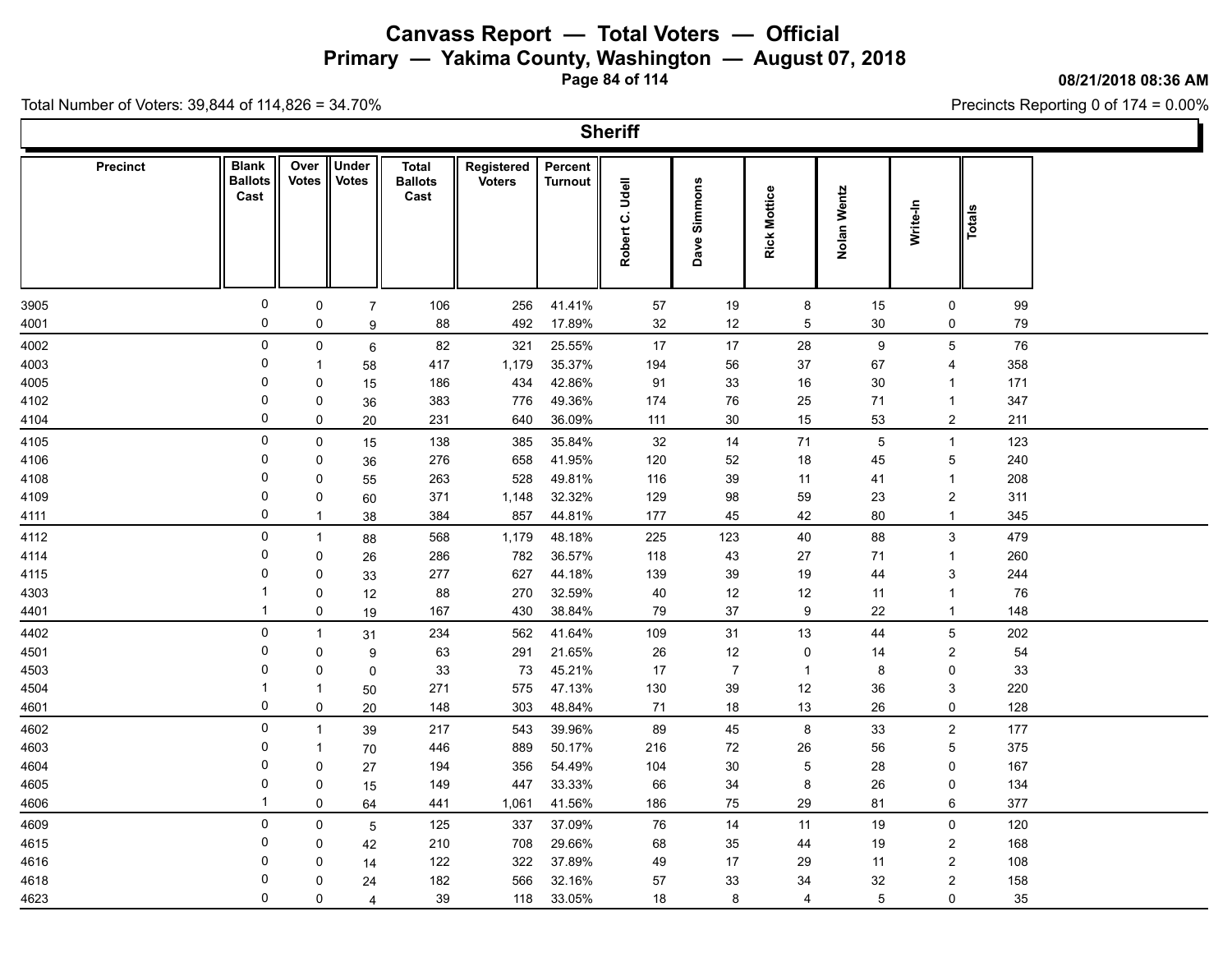# Canvass Report — Total Voters — Official

## Primary — Yakima County, Washington — August 07, 2018

08/21/2018 08:36 AM

Total Number of Voters: 39,844 of 114,826 = 34.70%

Precincts Reporting 0 of 174 = 0.00%

### Sheriff

| Precinct | Blank Ballots Cast | Over Votes | Under Votes | Total Ballots Cast | Registered Voters | Percent Turnout | Robert C. Udell | Dave Simmons | Rick Mottice | Nolan Wentz | Write-In | Totals |
|---|---|---|---|---|---|---|---|---|---|---|---|---|
| 3905 | 0 | 0 | 7 | 106 | 256 | 41.41% | 57 | 19 | 8 | 15 | 0 | 99 |
| 4001 | 0 | 0 | 9 | 88 | 492 | 17.89% | 32 | 12 | 5 | 30 | 0 | 79 |
| 4002 | 0 | 0 | 6 | 82 | 321 | 25.55% | 17 | 17 | 28 | 9 | 5 | 76 |
| 4003 | 0 | 1 | 58 | 417 | 1,179 | 35.37% | 194 | 56 | 37 | 67 | 4 | 358 |
| 4005 | 0 | 0 | 15 | 186 | 434 | 42.86% | 91 | 33 | 16 | 30 | 1 | 171 |
| 4102 | 0 | 0 | 36 | 383 | 776 | 49.36% | 174 | 76 | 25 | 71 | 1 | 347 |
| 4104 | 0 | 0 | 20 | 231 | 640 | 36.09% | 111 | 30 | 15 | 53 | 2 | 211 |
| 4105 | 0 | 0 | 15 | 138 | 385 | 35.84% | 32 | 14 | 71 | 5 | 1 | 123 |
| 4106 | 0 | 0 | 36 | 276 | 658 | 41.95% | 120 | 52 | 18 | 45 | 5 | 240 |
| 4108 | 0 | 0 | 55 | 263 | 528 | 49.81% | 116 | 39 | 11 | 41 | 1 | 208 |
| 4109 | 0 | 0 | 60 | 371 | 1,148 | 32.32% | 129 | 98 | 59 | 23 | 2 | 311 |
| 4111 | 0 | 1 | 38 | 384 | 857 | 44.81% | 177 | 45 | 42 | 80 | 1 | 345 |
| 4112 | 0 | 1 | 88 | 568 | 1,179 | 48.18% | 225 | 123 | 40 | 88 | 3 | 479 |
| 4114 | 0 | 0 | 26 | 286 | 782 | 36.57% | 118 | 43 | 27 | 71 | 1 | 260 |
| 4115 | 0 | 0 | 33 | 277 | 627 | 44.18% | 139 | 39 | 19 | 44 | 3 | 244 |
| 4303 | 1 | 0 | 12 | 88 | 270 | 32.59% | 40 | 12 | 12 | 11 | 1 | 76 |
| 4401 | 1 | 0 | 19 | 167 | 430 | 38.84% | 79 | 37 | 9 | 22 | 1 | 148 |
| 4402 | 0 | 1 | 31 | 234 | 562 | 41.64% | 109 | 31 | 13 | 44 | 5 | 202 |
| 4501 | 0 | 0 | 9 | 63 | 291 | 21.65% | 26 | 12 | 0 | 14 | 2 | 54 |
| 4503 | 0 | 0 | 0 | 33 | 73 | 45.21% | 17 | 7 | 1 | 8 | 0 | 33 |
| 4504 | 1 | 1 | 50 | 271 | 575 | 47.13% | 130 | 39 | 12 | 36 | 3 | 220 |
| 4601 | 0 | 0 | 20 | 148 | 303 | 48.84% | 71 | 18 | 13 | 26 | 0 | 128 |
| 4602 | 0 | 1 | 39 | 217 | 543 | 39.96% | 89 | 45 | 8 | 33 | 2 | 177 |
| 4603 | 0 | 1 | 70 | 446 | 889 | 50.17% | 216 | 72 | 26 | 56 | 5 | 375 |
| 4604 | 0 | 0 | 27 | 194 | 356 | 54.49% | 104 | 30 | 5 | 28 | 0 | 167 |
| 4605 | 0 | 0 | 15 | 149 | 447 | 33.33% | 66 | 34 | 8 | 26 | 0 | 134 |
| 4606 | 1 | 0 | 64 | 441 | 1,061 | 41.56% | 186 | 75 | 29 | 81 | 6 | 377 |
| 4609 | 0 | 0 | 5 | 125 | 337 | 37.09% | 76 | 14 | 11 | 19 | 0 | 120 |
| 4615 | 0 | 0 | 42 | 210 | 708 | 29.66% | 68 | 35 | 44 | 19 | 2 | 168 |
| 4616 | 0 | 0 | 14 | 122 | 322 | 37.89% | 49 | 17 | 29 | 11 | 2 | 108 |
| 4618 | 0 | 0 | 24 | 182 | 566 | 32.16% | 57 | 33 | 34 | 32 | 2 | 158 |
| 4623 | 0 | 0 | 4 | 39 | 118 | 33.05% | 18 | 8 | 4 | 5 | 0 | 35 |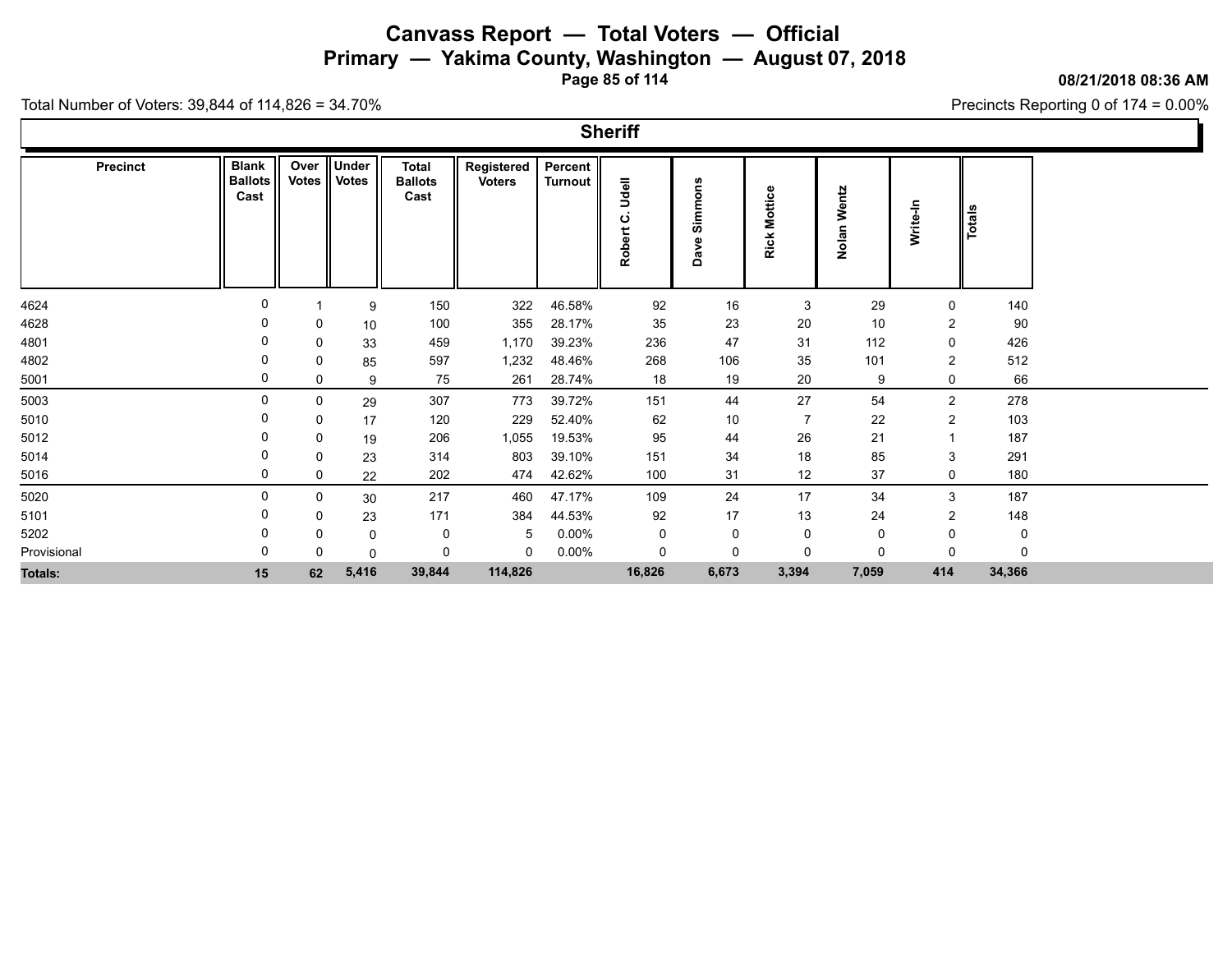# Canvass Report — Total Voters — Official

## Primary — Yakima County, Washington — August 07, 2018

08/21/2018 08:36 AM

Total Number of Voters: 39,844 of 114,826 = 34.70%

Precincts Reporting 0 of 174 = 0.00%

## Sheriff

| Precinct | Blank Ballots Cast | Over Votes | Under Votes | Total Ballots Cast | Registered Voters | Percent Turnout | Robert C. Udell | Dave Simmons | Rick Mottice | Nolan Wentz | Write-In | Totals |
|---|---|---|---|---|---|---|---|---|---|---|---|---|
| 4624 | 0 | 1 | 9 | 150 | 322 | 46.58% | 92 | 16 | 3 | 29 | 0 | 140 |
| 4628 | 0 | 0 | 10 | 100 | 355 | 28.17% | 35 | 23 | 20 | 10 | 2 | 90 |
| 4801 | 0 | 0 | 33 | 459 | 1,170 | 39.23% | 236 | 47 | 31 | 112 | 0 | 426 |
| 4802 | 0 | 0 | 85 | 597 | 1,232 | 48.46% | 268 | 106 | 35 | 101 | 2 | 512 |
| 5001 | 0 | 0 | 9 | 75 | 261 | 28.74% | 18 | 19 | 20 | 9 | 0 | 66 |
| 5003 | 0 | 0 | 29 | 307 | 773 | 39.72% | 151 | 44 | 27 | 54 | 2 | 278 |
| 5010 | 0 | 0 | 17 | 120 | 229 | 52.40% | 62 | 10 | 7 | 22 | 2 | 103 |
| 5012 | 0 | 0 | 19 | 206 | 1,055 | 19.53% | 95 | 44 | 26 | 21 | 1 | 187 |
| 5014 | 0 | 0 | 23 | 314 | 803 | 39.10% | 151 | 34 | 18 | 85 | 3 | 291 |
| 5016 | 0 | 0 | 22 | 202 | 474 | 42.62% | 100 | 31 | 12 | 37 | 0 | 180 |
| 5020 | 0 | 0 | 30 | 217 | 460 | 47.17% | 109 | 24 | 17 | 34 | 3 | 187 |
| 5101 | 0 | 0 | 23 | 171 | 384 | 44.53% | 92 | 17 | 13 | 24 | 2 | 148 |
| 5202 | 0 | 0 | 0 | 0 | 5 | 0.00% | 0 | 0 | 0 | 0 | 0 | 0 |
| Provisional | 0 | 0 | 0 | 0 | 0 | 0.00% | 0 | 0 | 0 | 0 | 0 | 0 |
| **Totals:** | **15** | **62** | **5,416** | **39,844** | **114,826** | | **16,826** | **6,673** | **3,394** | **7,059** | **414** | **34,366** |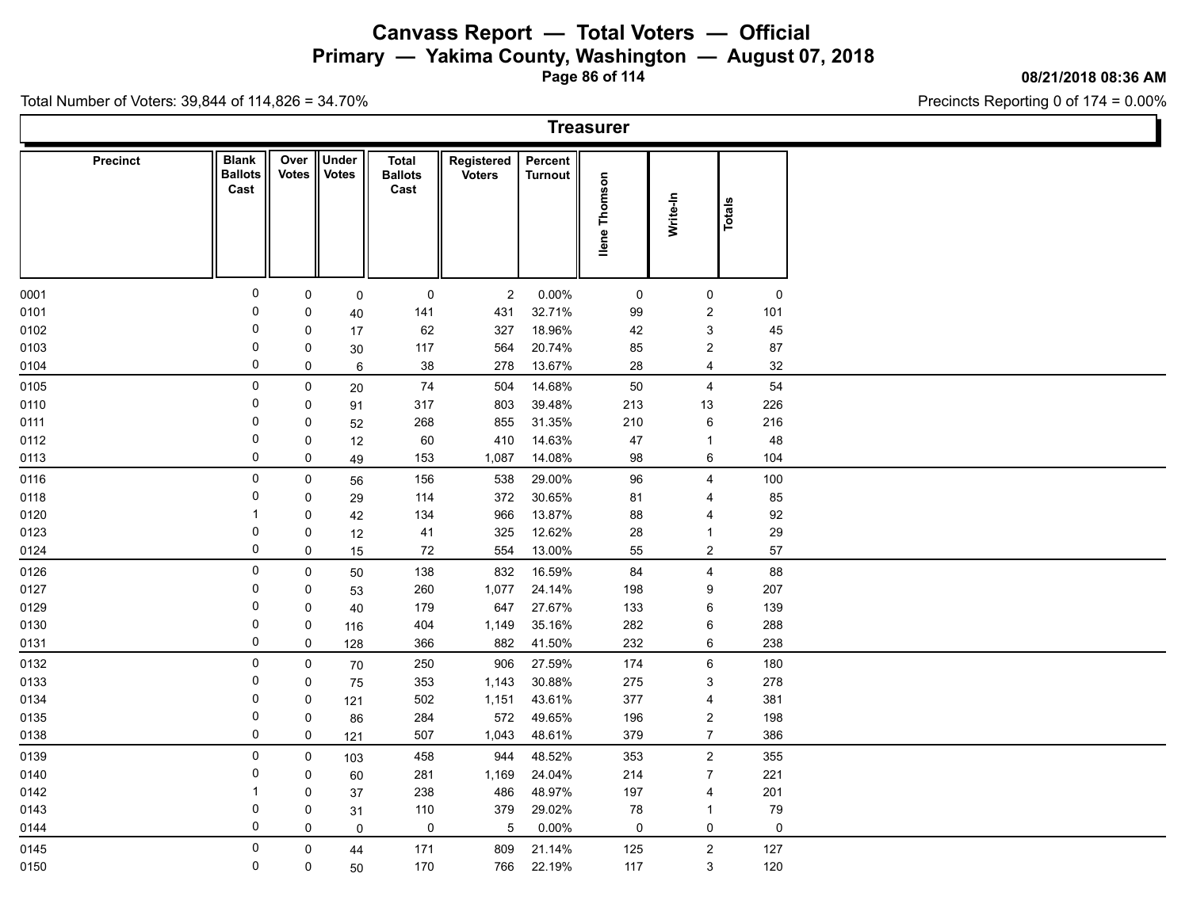# Canvass Report — Total Voters — Official

## Primary — Yakima County, Washington — August 07, 2018

08/21/2018 08:36 AM

Total Number of Voters: 39,844 of 114,826 = 34.70%

Precincts Reporting 0 of 174 = 0.00%

### Treasurer

| Precinct | Blank Ballots Cast | Over Votes | Under Votes | Total Ballots Cast | Registered Voters | Percent Turnout | Ilene Thomson | Write-In | Totals |
|---|---|---|---|---|---|---|---|---|---|
| 0001 | 0 | 0 | 0 | 0 | 2 | 0.00% | 0 | 0 | 0 |
| 0101 | 0 | 0 | 40 | 141 | 431 | 32.71% | 99 | 2 | 101 |
| 0102 | 0 | 0 | 17 | 62 | 327 | 18.96% | 42 | 3 | 45 |
| 0103 | 0 | 0 | 30 | 117 | 564 | 20.74% | 85 | 2 | 87 |
| 0104 | 0 | 0 | 6 | 38 | 278 | 13.67% | 28 | 4 | 32 |
| 0105 | 0 | 0 | 20 | 74 | 504 | 14.68% | 50 | 4 | 54 |
| 0110 | 0 | 0 | 91 | 317 | 803 | 39.48% | 213 | 13 | 226 |
| 0111 | 0 | 0 | 52 | 268 | 855 | 31.35% | 210 | 6 | 216 |
| 0112 | 0 | 0 | 12 | 60 | 410 | 14.63% | 47 | 1 | 48 |
| 0113 | 0 | 0 | 49 | 153 | 1,087 | 14.08% | 98 | 6 | 104 |
| 0116 | 0 | 0 | 56 | 156 | 538 | 29.00% | 96 | 4 | 100 |
| 0118 | 0 | 0 | 29 | 114 | 372 | 30.65% | 81 | 4 | 85 |
| 0120 | 1 | 0 | 42 | 134 | 966 | 13.87% | 88 | 4 | 92 |
| 0123 | 0 | 0 | 12 | 41 | 325 | 12.62% | 28 | 1 | 29 |
| 0124 | 0 | 0 | 15 | 72 | 554 | 13.00% | 55 | 2 | 57 |
| 0126 | 0 | 0 | 50 | 138 | 832 | 16.59% | 84 | 4 | 88 |
| 0127 | 0 | 0 | 53 | 260 | 1,077 | 24.14% | 198 | 9 | 207 |
| 0129 | 0 | 0 | 40 | 179 | 647 | 27.67% | 133 | 6 | 139 |
| 0130 | 0 | 0 | 116 | 404 | 1,149 | 35.16% | 282 | 6 | 288 |
| 0131 | 0 | 0 | 128 | 366 | 882 | 41.50% | 232 | 6 | 238 |
| 0132 | 0 | 0 | 70 | 250 | 906 | 27.59% | 174 | 6 | 180 |
| 0133 | 0 | 0 | 75 | 353 | 1,143 | 30.88% | 275 | 3 | 278 |
| 0134 | 0 | 0 | 121 | 502 | 1,151 | 43.61% | 377 | 4 | 381 |
| 0135 | 0 | 0 | 86 | 284 | 572 | 49.65% | 196 | 2 | 198 |
| 0138 | 0 | 0 | 121 | 507 | 1,043 | 48.61% | 379 | 7 | 386 |
| 0139 | 0 | 0 | 103 | 458 | 944 | 48.52% | 353 | 2 | 355 |
| 0140 | 0 | 0 | 60 | 281 | 1,169 | 24.04% | 214 | 7 | 221 |
| 0142 | 1 | 0 | 37 | 238 | 486 | 48.97% | 197 | 4 | 201 |
| 0143 | 0 | 0 | 31 | 110 | 379 | 29.02% | 78 | 1 | 79 |
| 0144 | 0 | 0 | 0 | 0 | 5 | 0.00% | 0 | 0 | 0 |
| 0145 | 0 | 0 | 44 | 171 | 809 | 21.14% | 125 | 2 | 127 |
| 0150 | 0 | 0 | 50 | 170 | 766 | 22.19% | 117 | 3 | 120 |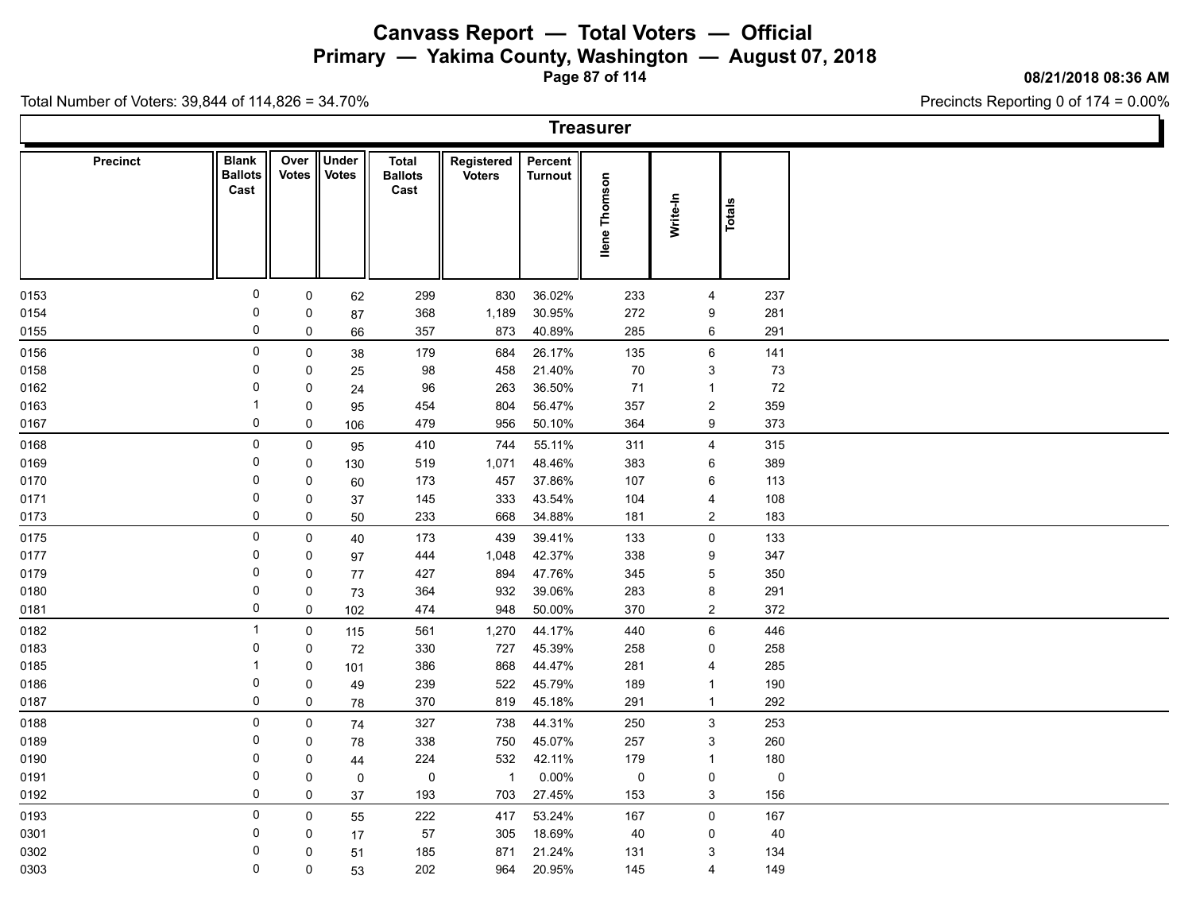# Canvass Report — Total Voters — Official

## Primary — Yakima County, Washington — August 07, 2018

08/21/2018 08:36 AM

Total Number of Voters: 39,844 of 114,826 = 34.70%

Precincts Reporting 0 of 174 = 0.00%

### Treasurer

| Precinct | Blank Ballots Cast | Over Votes | Under Votes | Total Ballots Cast | Registered Voters | Percent Turnout | Ilene Thomson | Write-In | Totals |
|---|---|---|---|---|---|---|---|---|---|
| 0153 | 0 | 0 | 62 | 299 | 830 | 36.02% | 233 | 4 | 237 |
| 0154 | 0 | 0 | 87 | 368 | 1,189 | 30.95% | 272 | 9 | 281 |
| 0155 | 0 | 0 | 66 | 357 | 873 | 40.89% | 285 | 6 | 291 |
| 0156 | 0 | 0 | 38 | 179 | 684 | 26.17% | 135 | 6 | 141 |
| 0158 | 0 | 0 | 25 | 98 | 458 | 21.40% | 70 | 3 | 73 |
| 0162 | 0 | 0 | 24 | 96 | 263 | 36.50% | 71 | 1 | 72 |
| 0163 | 1 | 0 | 95 | 454 | 804 | 56.47% | 357 | 2 | 359 |
| 0167 | 0 | 0 | 106 | 479 | 956 | 50.10% | 364 | 9 | 373 |
| 0168 | 0 | 0 | 95 | 410 | 744 | 55.11% | 311 | 4 | 315 |
| 0169 | 0 | 0 | 130 | 519 | 1,071 | 48.46% | 383 | 6 | 389 |
| 0170 | 0 | 0 | 60 | 173 | 457 | 37.86% | 107 | 6 | 113 |
| 0171 | 0 | 0 | 37 | 145 | 333 | 43.54% | 104 | 4 | 108 |
| 0173 | 0 | 0 | 50 | 233 | 668 | 34.88% | 181 | 2 | 183 |
| 0175 | 0 | 0 | 40 | 173 | 439 | 39.41% | 133 | 0 | 133 |
| 0177 | 0 | 0 | 97 | 444 | 1,048 | 42.37% | 338 | 9 | 347 |
| 0179 | 0 | 0 | 77 | 427 | 894 | 47.76% | 345 | 5 | 350 |
| 0180 | 0 | 0 | 73 | 364 | 932 | 39.06% | 283 | 8 | 291 |
| 0181 | 0 | 0 | 102 | 474 | 948 | 50.00% | 370 | 2 | 372 |
| 0182 | 1 | 0 | 115 | 561 | 1,270 | 44.17% | 440 | 6 | 446 |
| 0183 | 0 | 0 | 72 | 330 | 727 | 45.39% | 258 | 0 | 258 |
| 0185 | 1 | 0 | 101 | 386 | 868 | 44.47% | 281 | 4 | 285 |
| 0186 | 0 | 0 | 49 | 239 | 522 | 45.79% | 189 | 1 | 190 |
| 0187 | 0 | 0 | 78 | 370 | 819 | 45.18% | 291 | 1 | 292 |
| 0188 | 0 | 0 | 74 | 327 | 738 | 44.31% | 250 | 3 | 253 |
| 0189 | 0 | 0 | 78 | 338 | 750 | 45.07% | 257 | 3 | 260 |
| 0190 | 0 | 0 | 44 | 224 | 532 | 42.11% | 179 | 1 | 180 |
| 0191 | 0 | 0 | 0 | 0 | 1 | 0.00% | 0 | 0 | 0 |
| 0192 | 0 | 0 | 37 | 193 | 703 | 27.45% | 153 | 3 | 156 |
| 0193 | 0 | 0 | 55 | 222 | 417 | 53.24% | 167 | 0 | 167 |
| 0301 | 0 | 0 | 17 | 57 | 305 | 18.69% | 40 | 0 | 40 |
| 0302 | 0 | 0 | 51 | 185 | 871 | 21.24% | 131 | 3 | 134 |
| 0303 | 0 | 0 | 53 | 202 | 964 | 20.95% | 145 | 4 | 149 |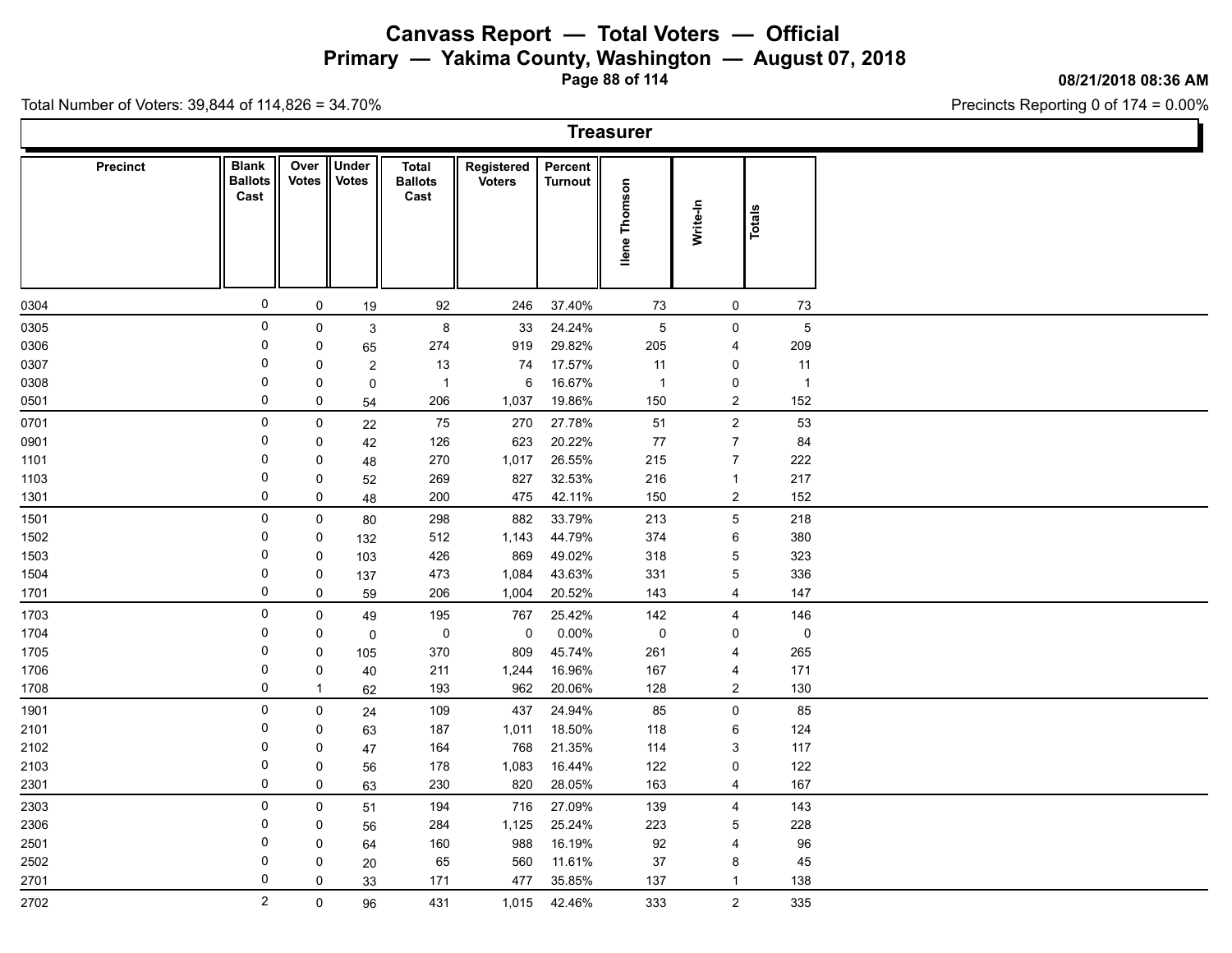# Canvass Report — Total Voters — Official

## Primary — Yakima County, Washington — August 07, 2018

08/21/2018 08:36 AM

Total Number of Voters: 39,844 of 114,826 = 34.70%

Precincts Reporting 0 of 174 = 0.00%

### Treasurer

| Precinct | Blank Ballots Cast | Over Votes | Under Votes | Total Ballots Cast | Registered Voters | Percent Turnout | Ilene Thomson | Write-In | Totals |
|---|---|---|---|---|---|---|---|---|---|
| 0304 | 0 | 0 | 19 | 92 | 246 | 37.40% | 73 | 0 | 73 |
| 0305 | 0 | 0 | 3 | 8 | 33 | 24.24% | 5 | 0 | 5 |
| 0306 | 0 | 0 | 65 | 274 | 919 | 29.82% | 205 | 4 | 209 |
| 0307 | 0 | 0 | 2 | 13 | 74 | 17.57% | 11 | 0 | 11 |
| 0308 | 0 | 0 | 0 | 1 | 6 | 16.67% | 1 | 0 | 1 |
| 0501 | 0 | 0 | 54 | 206 | 1,037 | 19.86% | 150 | 2 | 152 |
| 0701 | 0 | 0 | 22 | 75 | 270 | 27.78% | 51 | 2 | 53 |
| 0901 | 0 | 0 | 42 | 126 | 623 | 20.22% | 77 | 7 | 84 |
| 1101 | 0 | 0 | 48 | 270 | 1,017 | 26.55% | 215 | 7 | 222 |
| 1103 | 0 | 0 | 52 | 269 | 827 | 32.53% | 216 | 1 | 217 |
| 1301 | 0 | 0 | 48 | 200 | 475 | 42.11% | 150 | 2 | 152 |
| 1501 | 0 | 0 | 80 | 298 | 882 | 33.79% | 213 | 5 | 218 |
| 1502 | 0 | 0 | 132 | 512 | 1,143 | 44.79% | 374 | 6 | 380 |
| 1503 | 0 | 0 | 103 | 426 | 869 | 49.02% | 318 | 5 | 323 |
| 1504 | 0 | 0 | 137 | 473 | 1,084 | 43.63% | 331 | 5 | 336 |
| 1701 | 0 | 0 | 59 | 206 | 1,004 | 20.52% | 143 | 4 | 147 |
| 1703 | 0 | 0 | 49 | 195 | 767 | 25.42% | 142 | 4 | 146 |
| 1704 | 0 | 0 | 0 | 0 | 0 | 0.00% | 0 | 0 | 0 |
| 1705 | 0 | 0 | 105 | 370 | 809 | 45.74% | 261 | 4 | 265 |
| 1706 | 0 | 0 | 40 | 211 | 1,244 | 16.96% | 167 | 4 | 171 |
| 1708 | 0 | 1 | 62 | 193 | 962 | 20.06% | 128 | 2 | 130 |
| 1901 | 0 | 0 | 24 | 109 | 437 | 24.94% | 85 | 0 | 85 |
| 2101 | 0 | 0 | 63 | 187 | 1,011 | 18.50% | 118 | 6 | 124 |
| 2102 | 0 | 0 | 47 | 164 | 768 | 21.35% | 114 | 3 | 117 |
| 2103 | 0 | 0 | 56 | 178 | 1,083 | 16.44% | 122 | 0 | 122 |
| 2301 | 0 | 0 | 63 | 230 | 820 | 28.05% | 163 | 4 | 167 |
| 2303 | 0 | 0 | 51 | 194 | 716 | 27.09% | 139 | 4 | 143 |
| 2306 | 0 | 0 | 56 | 284 | 1,125 | 25.24% | 223 | 5 | 228 |
| 2501 | 0 | 0 | 64 | 160 | 988 | 16.19% | 92 | 4 | 96 |
| 2502 | 0 | 0 | 20 | 65 | 560 | 11.61% | 37 | 8 | 45 |
| 2701 | 0 | 0 | 33 | 171 | 477 | 35.85% | 137 | 1 | 138 |
| 2702 | 2 | 0 | 96 | 431 | 1,015 | 42.46% | 333 | 2 | 335 |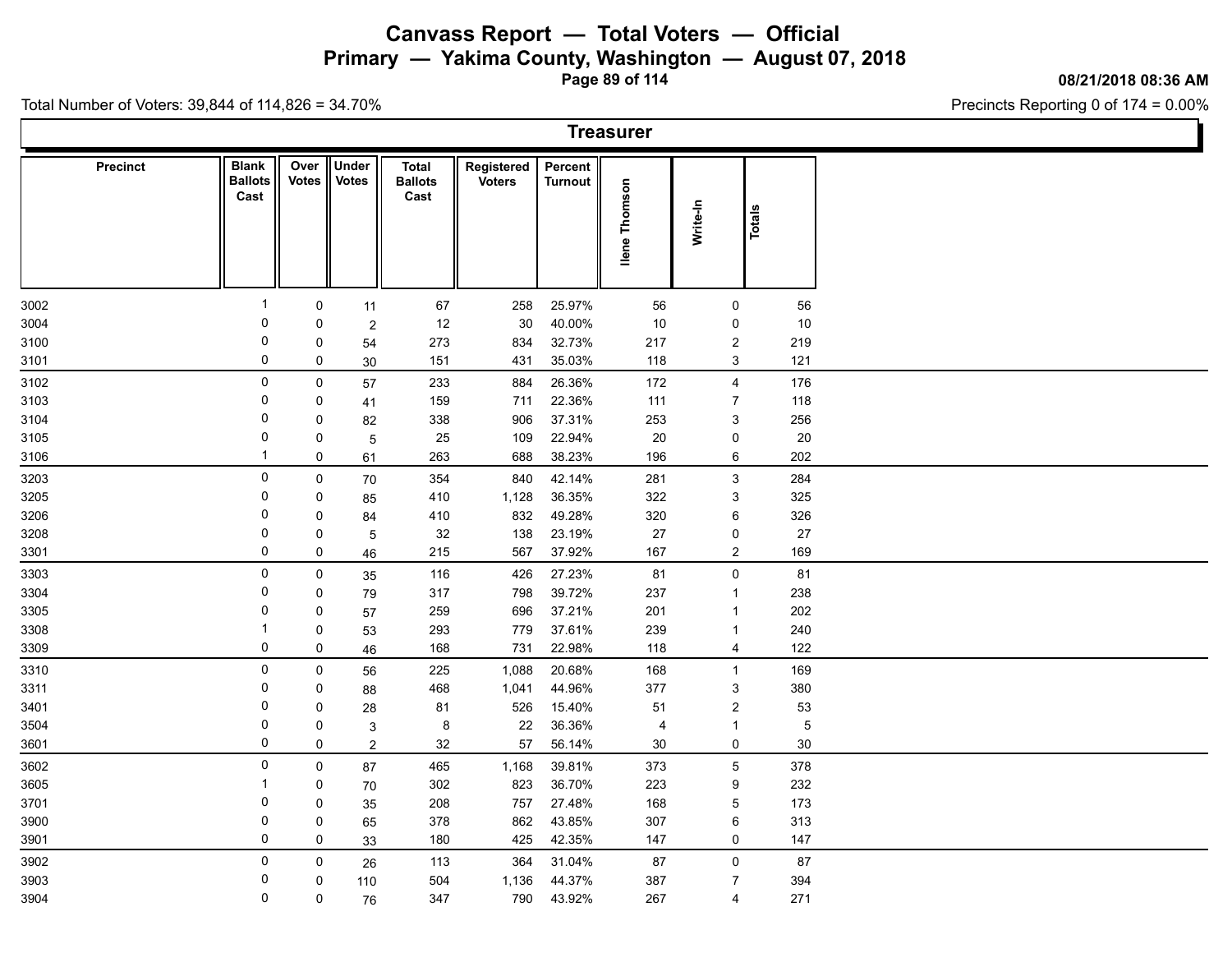# Canvass Report — Total Voters — Official

## Primary — Yakima County, Washington — August 07, 2018

08/21/2018 08:36 AM

Total Number of Voters: 39,844 of 114,826 = 34.70%

Precincts Reporting 0 of 174 = 0.00%

### Treasurer

| Precinct | Blank Ballots Cast | Over Votes | Under Votes | Total Ballots Cast | Registered Voters | Percent Turnout | Ilene Thomson | Write-In | Totals |
|---|---|---|---|---|---|---|---|---|---|
| 3002 | 1 | 0 | 11 | 67 | 258 | 25.97% | 56 | 0 | 56 |
| 3004 | 0 | 0 | 2 | 12 | 30 | 40.00% | 10 | 0 | 10 |
| 3100 | 0 | 0 | 54 | 273 | 834 | 32.73% | 217 | 2 | 219 |
| 3101 | 0 | 0 | 30 | 151 | 431 | 35.03% | 118 | 3 | 121 |
| 3102 | 0 | 0 | 57 | 233 | 884 | 26.36% | 172 | 4 | 176 |
| 3103 | 0 | 0 | 41 | 159 | 711 | 22.36% | 111 | 7 | 118 |
| 3104 | 0 | 0 | 82 | 338 | 906 | 37.31% | 253 | 3 | 256 |
| 3105 | 0 | 0 | 5 | 25 | 109 | 22.94% | 20 | 0 | 20 |
| 3106 | 1 | 0 | 61 | 263 | 688 | 38.23% | 196 | 6 | 202 |
| 3203 | 0 | 0 | 70 | 354 | 840 | 42.14% | 281 | 3 | 284 |
| 3205 | 0 | 0 | 85 | 410 | 1,128 | 36.35% | 322 | 3 | 325 |
| 3206 | 0 | 0 | 84 | 410 | 832 | 49.28% | 320 | 6 | 326 |
| 3208 | 0 | 0 | 5 | 32 | 138 | 23.19% | 27 | 0 | 27 |
| 3301 | 0 | 0 | 46 | 215 | 567 | 37.92% | 167 | 2 | 169 |
| 3303 | 0 | 0 | 35 | 116 | 426 | 27.23% | 81 | 0 | 81 |
| 3304 | 0 | 0 | 79 | 317 | 798 | 39.72% | 237 | 1 | 238 |
| 3305 | 0 | 0 | 57 | 259 | 696 | 37.21% | 201 | 1 | 202 |
| 3308 | 1 | 0 | 53 | 293 | 779 | 37.61% | 239 | 1 | 240 |
| 3309 | 0 | 0 | 46 | 168 | 731 | 22.98% | 118 | 4 | 122 |
| 3310 | 0 | 0 | 56 | 225 | 1,088 | 20.68% | 168 | 1 | 169 |
| 3311 | 0 | 0 | 88 | 468 | 1,041 | 44.96% | 377 | 3 | 380 |
| 3401 | 0 | 0 | 28 | 81 | 526 | 15.40% | 51 | 2 | 53 |
| 3504 | 0 | 0 | 3 | 8 | 22 | 36.36% | 4 | 1 | 5 |
| 3601 | 0 | 0 | 2 | 32 | 57 | 56.14% | 30 | 0 | 30 |
| 3602 | 0 | 0 | 87 | 465 | 1,168 | 39.81% | 373 | 5 | 378 |
| 3605 | 1 | 0 | 70 | 302 | 823 | 36.70% | 223 | 9 | 232 |
| 3701 | 0 | 0 | 35 | 208 | 757 | 27.48% | 168 | 5 | 173 |
| 3900 | 0 | 0 | 65 | 378 | 862 | 43.85% | 307 | 6 | 313 |
| 3901 | 0 | 0 | 33 | 180 | 425 | 42.35% | 147 | 0 | 147 |
| 3902 | 0 | 0 | 26 | 113 | 364 | 31.04% | 87 | 0 | 87 |
| 3903 | 0 | 0 | 110 | 504 | 1,136 | 44.37% | 387 | 7 | 394 |
| 3904 | 0 | 0 | 76 | 347 | 790 | 43.92% | 267 | 4 | 271 |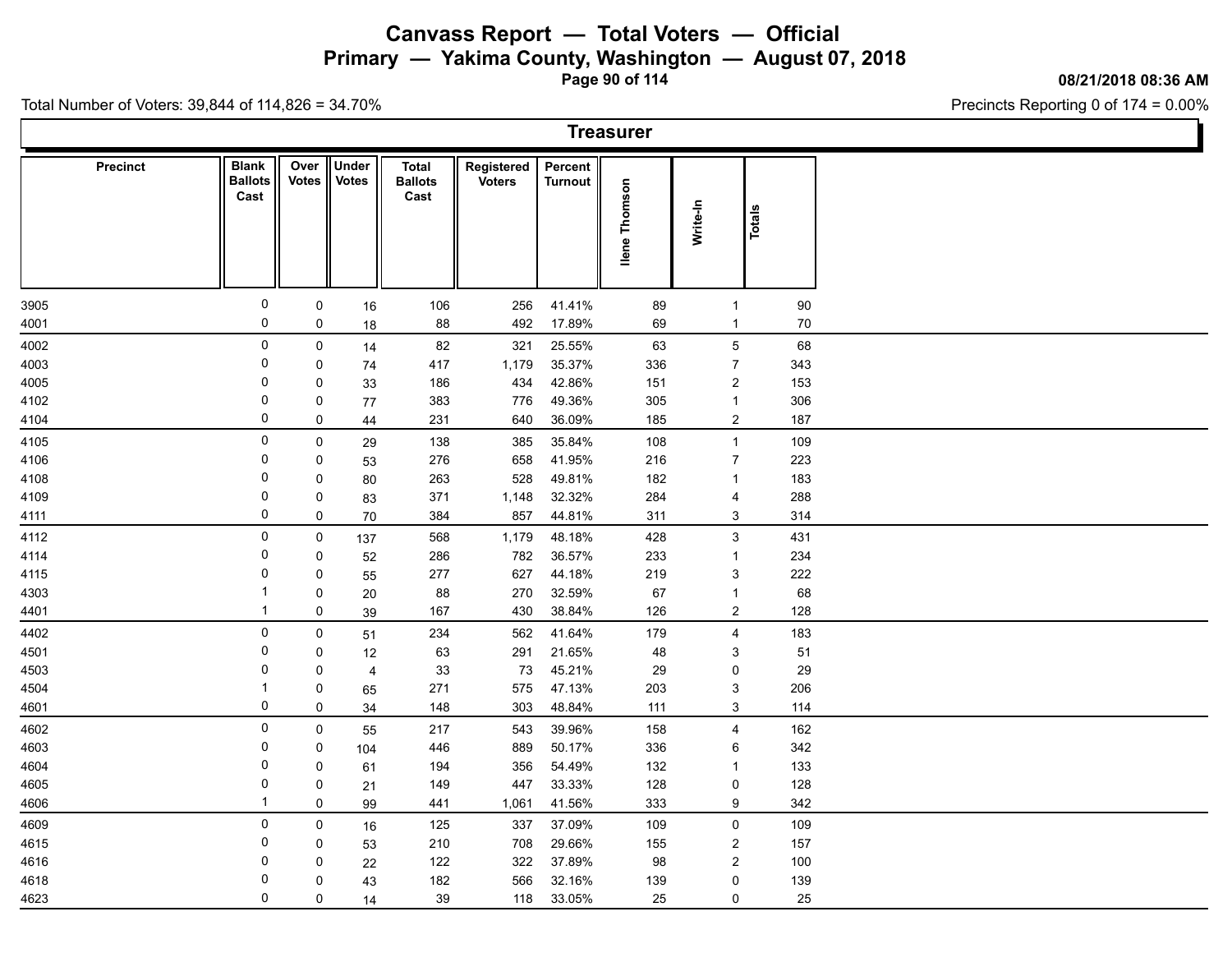# Canvass Report — Total Voters — Official

## Primary — Yakima County, Washington — August 07, 2018

08/21/2018 08:36 AM

Total Number of Voters: 39,844 of 114,826 = 34.70%

Precincts Reporting 0 of 174 = 0.00%

### Treasurer

| Precinct | Blank Ballots Cast | Over Votes | Under Votes | Total Ballots Cast | Registered Voters | Percent Turnout | Ilene Thomson | Write-In | Totals |
|---|---|---|---|---|---|---|---|---|---|
| 3905 | 0 | 0 | 16 | 106 | 256 | 41.41% | 89 | 1 | 90 |
| 4001 | 0 | 0 | 18 | 88 | 492 | 17.89% | 69 | 1 | 70 |
| 4002 | 0 | 0 | 14 | 82 | 321 | 25.55% | 63 | 5 | 68 |
| 4003 | 0 | 0 | 74 | 417 | 1,179 | 35.37% | 336 | 7 | 343 |
| 4005 | 0 | 0 | 33 | 186 | 434 | 42.86% | 151 | 2 | 153 |
| 4102 | 0 | 0 | 77 | 383 | 776 | 49.36% | 305 | 1 | 306 |
| 4104 | 0 | 0 | 44 | 231 | 640 | 36.09% | 185 | 2 | 187 |
| 4105 | 0 | 0 | 29 | 138 | 385 | 35.84% | 108 | 1 | 109 |
| 4106 | 0 | 0 | 53 | 276 | 658 | 41.95% | 216 | 7 | 223 |
| 4108 | 0 | 0 | 80 | 263 | 528 | 49.81% | 182 | 1 | 183 |
| 4109 | 0 | 0 | 83 | 371 | 1,148 | 32.32% | 284 | 4 | 288 |
| 4111 | 0 | 0 | 70 | 384 | 857 | 44.81% | 311 | 3 | 314 |
| 4112 | 0 | 0 | 137 | 568 | 1,179 | 48.18% | 428 | 3 | 431 |
| 4114 | 0 | 0 | 52 | 286 | 782 | 36.57% | 233 | 1 | 234 |
| 4115 | 0 | 0 | 55 | 277 | 627 | 44.18% | 219 | 3 | 222 |
| 4303 | 1 | 0 | 20 | 88 | 270 | 32.59% | 67 | 1 | 68 |
| 4401 | 1 | 0 | 39 | 167 | 430 | 38.84% | 126 | 2 | 128 |
| 4402 | 0 | 0 | 51 | 234 | 562 | 41.64% | 179 | 4 | 183 |
| 4501 | 0 | 0 | 12 | 63 | 291 | 21.65% | 48 | 3 | 51 |
| 4503 | 0 | 0 | 4 | 33 | 73 | 45.21% | 29 | 0 | 29 |
| 4504 | 1 | 0 | 65 | 271 | 575 | 47.13% | 203 | 3 | 206 |
| 4601 | 0 | 0 | 34 | 148 | 303 | 48.84% | 111 | 3 | 114 |
| 4602 | 0 | 0 | 55 | 217 | 543 | 39.96% | 158 | 4 | 162 |
| 4603 | 0 | 0 | 104 | 446 | 889 | 50.17% | 336 | 6 | 342 |
| 4604 | 0 | 0 | 61 | 194 | 356 | 54.49% | 132 | 1 | 133 |
| 4605 | 0 | 0 | 21 | 149 | 447 | 33.33% | 128 | 0 | 128 |
| 4606 | 1 | 0 | 99 | 441 | 1,061 | 41.56% | 333 | 9 | 342 |
| 4609 | 0 | 0 | 16 | 125 | 337 | 37.09% | 109 | 0 | 109 |
| 4615 | 0 | 0 | 53 | 210 | 708 | 29.66% | 155 | 2 | 157 |
| 4616 | 0 | 0 | 22 | 122 | 322 | 37.89% | 98 | 2 | 100 |
| 4618 | 0 | 0 | 43 | 182 | 566 | 32.16% | 139 | 0 | 139 |
| 4623 | 0 | 0 | 14 | 39 | 118 | 33.05% | 25 | 0 | 25 |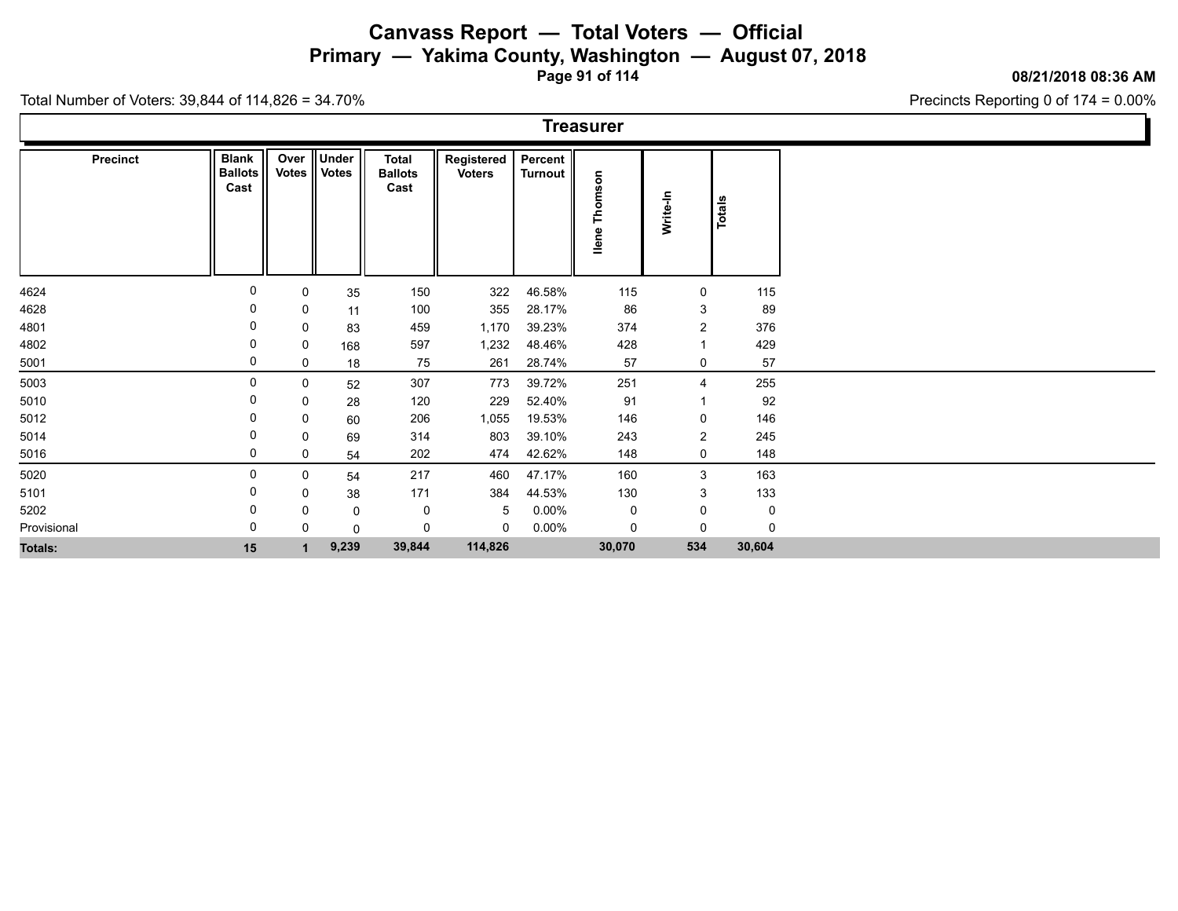# Canvass Report — Total Voters — Official

## Primary — Yakima County, Washington — August 07, 2018

08/21/2018 08:36 AM

Total Number of Voters: 39,844 of 114,826 = 34.70%

Precincts Reporting 0 of 174 = 0.00%

### Treasurer

| Precinct | Blank Ballots Cast | Over Votes | Under Votes | Total Ballots Cast | Registered Voters | Percent Turnout | Ilene Thomson | Write-In | Totals |
|---|---|---|---|---|---|---|---|---|---|
| 4624 | 0 | 0 | 35 | 150 | 322 | 46.58% | 115 | 0 | 115 |
| 4628 | 0 | 0 | 11 | 100 | 355 | 28.17% | 86 | 3 | 89 |
| 4801 | 0 | 0 | 83 | 459 | 1,170 | 39.23% | 374 | 2 | 376 |
| 4802 | 0 | 0 | 168 | 597 | 1,232 | 48.46% | 428 | 1 | 429 |
| 5001 | 0 | 0 | 18 | 75 | 261 | 28.74% | 57 | 0 | 57 |
| 5003 | 0 | 0 | 52 | 307 | 773 | 39.72% | 251 | 4 | 255 |
| 5010 | 0 | 0 | 28 | 120 | 229 | 52.40% | 91 | 1 | 92 |
| 5012 | 0 | 0 | 60 | 206 | 1,055 | 19.53% | 146 | 0 | 146 |
| 5014 | 0 | 0 | 69 | 314 | 803 | 39.10% | 243 | 2 | 245 |
| 5016 | 0 | 0 | 54 | 202 | 474 | 42.62% | 148 | 0 | 148 |
| 5020 | 0 | 0 | 54 | 217 | 460 | 47.17% | 160 | 3 | 163 |
| 5101 | 0 | 0 | 38 | 171 | 384 | 44.53% | 130 | 3 | 133 |
| 5202 | 0 | 0 | 0 | 0 | 5 | 0.00% | 0 | 0 | 0 |
| Provisional | 0 | 0 | 0 | 0 | 0 | 0.00% | 0 | 0 | 0 |
| **Totals:** | **15** | **1** | **9,239** | **39,844** | **114,826** | | **30,070** | **534** | **30,604** |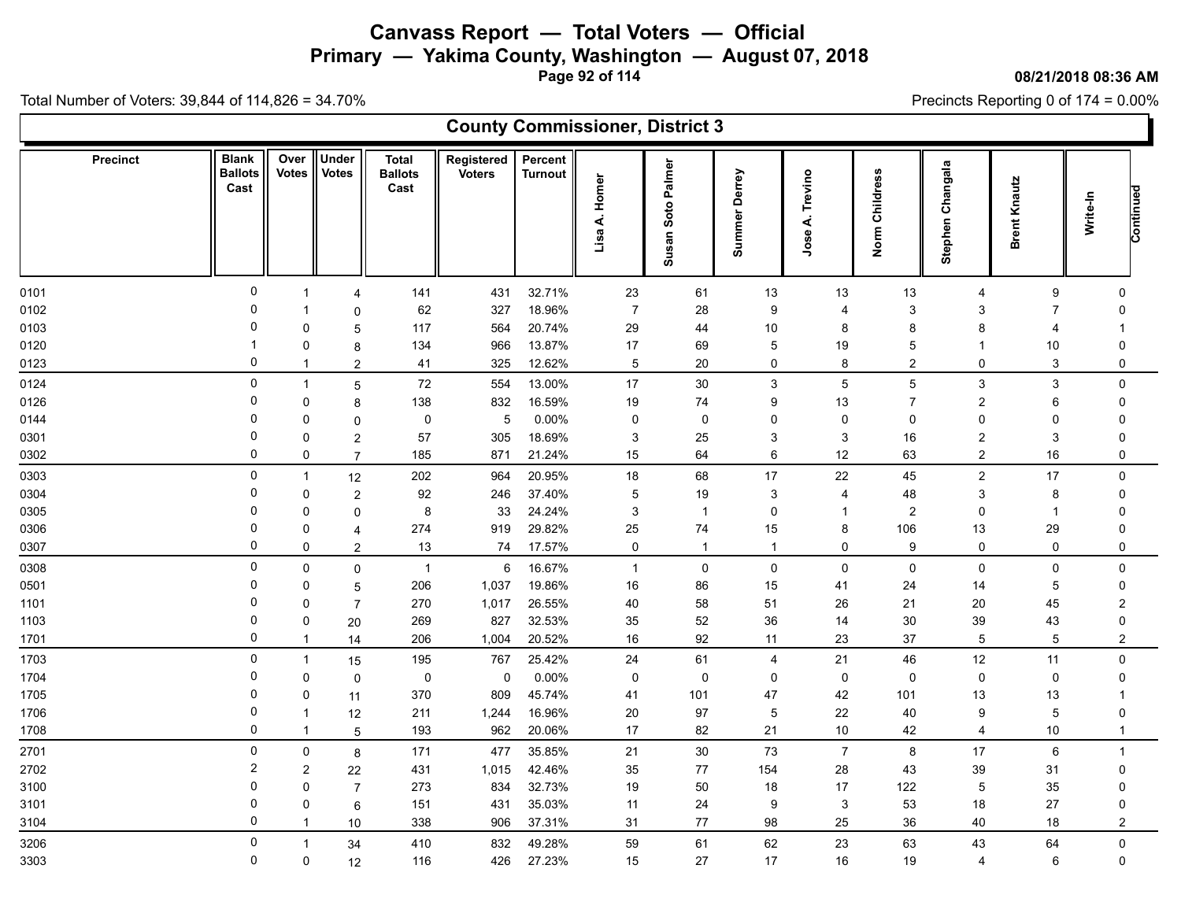# Canvass Report — Total Voters — Official

## Primary — Yakima County, Washington — August 07, 2018

08/21/2018 08:36 AM

Total Number of Voters: 39,844 of 114,826 = 34.70%

Precincts Reporting 0 of 174 = 0.00%

### County Commissioner, District 3

| Precinct | Blank Ballots Cast | Over Votes | Under Votes | Total Ballots Cast | Registered Voters | Percent Turnout | Lisa A. Homer | Susan Soto Palmer | Summer Derrey | Jose A. Trevino | Norm Childress | Stephen Changala | Brent Knautz | Write-In | Continued |
|---|---|---|---|---|---|---|---|---|---|---|---|---|---|---|---|
| 0101 | 0 | 1 | 4 | 141 | 431 | 32.71% | 23 | 61 | 13 | 13 | 13 | 4 | 9 | 0 | |
| 0102 | 0 | 1 | 0 | 62 | 327 | 18.96% | 7 | 28 | 9 | 4 | 3 | 3 | 7 | 0 | |
| 0103 | 0 | 0 | 5 | 117 | 564 | 20.74% | 29 | 44 | 10 | 8 | 8 | 8 | 4 | 1 | |
| 0120 | 1 | 0 | 8 | 134 | 966 | 13.87% | 17 | 69 | 5 | 19 | 5 | 1 | 10 | 0 | |
| 0123 | 0 | 1 | 2 | 41 | 325 | 12.62% | 5 | 20 | 0 | 8 | 2 | 0 | 3 | 0 | |
| 0124 | 0 | 1 | 5 | 72 | 554 | 13.00% | 17 | 30 | 3 | 5 | 5 | 3 | 3 | 0 | |
| 0126 | 0 | 0 | 8 | 138 | 832 | 16.59% | 19 | 74 | 9 | 13 | 7 | 2 | 6 | 0 | |
| 0144 | 0 | 0 | 0 | 0 | 5 | 0.00% | 0 | 0 | 0 | 0 | 0 | 0 | 0 | 0 | |
| 0301 | 0 | 0 | 2 | 57 | 305 | 18.69% | 3 | 25 | 3 | 3 | 16 | 2 | 3 | 0 | |
| 0302 | 0 | 0 | 7 | 185 | 871 | 21.24% | 15 | 64 | 6 | 12 | 63 | 2 | 16 | 0 | |
| 0303 | 0 | 1 | 12 | 202 | 964 | 20.95% | 18 | 68 | 17 | 22 | 45 | 2 | 17 | 0 | |
| 0304 | 0 | 0 | 2 | 92 | 246 | 37.40% | 5 | 19 | 3 | 4 | 48 | 3 | 8 | 0 | |
| 0305 | 0 | 0 | 0 | 8 | 33 | 24.24% | 3 | 1 | 0 | 1 | 2 | 0 | 1 | 0 | |
| 0306 | 0 | 0 | 4 | 274 | 919 | 29.82% | 25 | 74 | 15 | 8 | 106 | 13 | 29 | 0 | |
| 0307 | 0 | 0 | 2 | 13 | 74 | 17.57% | 0 | 1 | 1 | 0 | 9 | 0 | 0 | 0 | |
| 0308 | 0 | 0 | 0 | 1 | 6 | 16.67% | 1 | 0 | 0 | 0 | 0 | 0 | 0 | 0 | |
| 0501 | 0 | 0 | 5 | 206 | 1,037 | 19.86% | 16 | 86 | 15 | 41 | 24 | 14 | 5 | 0 | |
| 1101 | 0 | 0 | 7 | 270 | 1,017 | 26.55% | 40 | 58 | 51 | 26 | 21 | 20 | 45 | 2 | |
| 1103 | 0 | 0 | 20 | 269 | 827 | 32.53% | 35 | 52 | 36 | 14 | 30 | 39 | 43 | 0 | |
| 1701 | 0 | 1 | 14 | 206 | 1,004 | 20.52% | 16 | 92 | 11 | 23 | 37 | 5 | 5 | 2 | |
| 1703 | 0 | 1 | 15 | 195 | 767 | 25.42% | 24 | 61 | 4 | 21 | 46 | 12 | 11 | 0 | |
| 1704 | 0 | 0 | 0 | 0 | 0 | 0.00% | 0 | 0 | 0 | 0 | 0 | 0 | 0 | 0 | |
| 1705 | 0 | 0 | 11 | 370 | 809 | 45.74% | 41 | 101 | 47 | 42 | 101 | 13 | 13 | 1 | |
| 1706 | 0 | 1 | 12 | 211 | 1,244 | 16.96% | 20 | 97 | 5 | 22 | 40 | 9 | 5 | 0 | |
| 1708 | 0 | 1 | 5 | 193 | 962 | 20.06% | 17 | 82 | 21 | 10 | 42 | 4 | 10 | 1 | |
| 2701 | 0 | 0 | 8 | 171 | 477 | 35.85% | 21 | 30 | 73 | 7 | 8 | 17 | 6 | 1 | |
| 2702 | 2 | 2 | 22 | 431 | 1,015 | 42.46% | 35 | 77 | 154 | 28 | 43 | 39 | 31 | 0 | |
| 3100 | 0 | 0 | 7 | 273 | 834 | 32.73% | 19 | 50 | 18 | 17 | 122 | 5 | 35 | 0 | |
| 3101 | 0 | 0 | 6 | 151 | 431 | 35.03% | 11 | 24 | 9 | 3 | 53 | 18 | 27 | 0 | |
| 3104 | 0 | 1 | 10 | 338 | 906 | 37.31% | 31 | 77 | 98 | 25 | 36 | 40 | 18 | 2 | |
| 3206 | 0 | 1 | 34 | 410 | 832 | 49.28% | 59 | 61 | 62 | 23 | 63 | 43 | 64 | 0 | |
| 3303 | 0 | 0 | 12 | 116 | 426 | 27.23% | 15 | 27 | 17 | 16 | 19 | 4 | 6 | 0 | |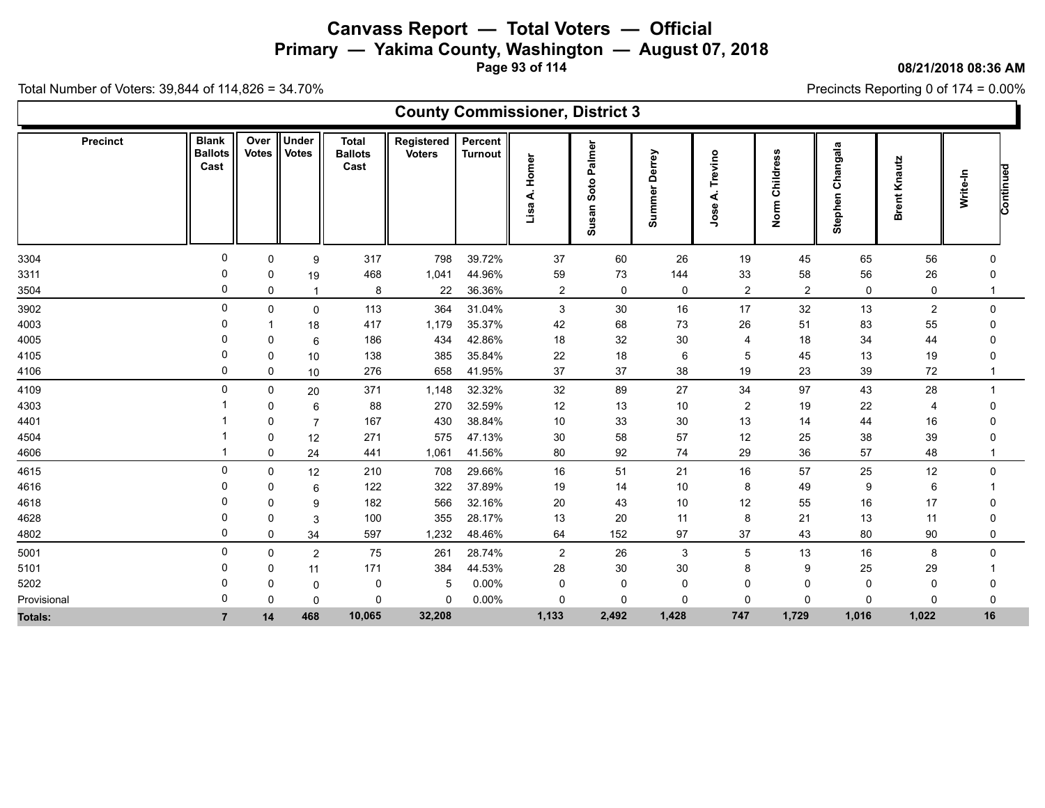# Canvass Report — Total Voters — Official

## Primary — Yakima County, Washington — August 07, 2018

08/21/2018 08:36 AM

Total Number of Voters: 39,844 of 114,826 = 34.70%

Precincts Reporting 0 of 174 = 0.00%

### County Commissioner, District 3

| Precinct | Blank Ballots Cast | Over Votes | Under Votes | Total Ballots Cast | Registered Voters | Percent Turnout | Lisa A. Homer | Susan Soto Palmer | Summer Derrey | Jose A. Trevino | Norm Childress | Stephen Changala | Brent Knautz | Write-In |
|---|---|---|---|---|---|---|---|---|---|---|---|---|---|---|
| 3304 | 0 | 0 | 9 | 317 | 798 | 39.72% | 37 | 60 | 26 | 19 | 45 | 65 | 56 | 0 |
| 3311 | 0 | 0 | 19 | 468 | 1,041 | 44.96% | 59 | 73 | 144 | 33 | 58 | 56 | 26 | 0 |
| 3504 | 0 | 0 | 1 | 8 | 22 | 36.36% | 2 | 0 | 0 | 2 | 2 | 0 | 0 | 1 |
| 3902 | 0 | 0 | 0 | 113 | 364 | 31.04% | 3 | 30 | 16 | 17 | 32 | 13 | 2 | 0 |
| 4003 | 0 | 1 | 18 | 417 | 1,179 | 35.37% | 42 | 68 | 73 | 26 | 51 | 83 | 55 | 0 |
| 4005 | 0 | 0 | 6 | 186 | 434 | 42.86% | 18 | 32 | 30 | 4 | 18 | 34 | 44 | 0 |
| 4105 | 0 | 0 | 10 | 138 | 385 | 35.84% | 22 | 18 | 6 | 5 | 45 | 13 | 19 | 0 |
| 4106 | 0 | 0 | 10 | 276 | 658 | 41.95% | 37 | 37 | 38 | 19 | 23 | 39 | 72 | 1 |
| 4109 | 0 | 0 | 20 | 371 | 1,148 | 32.32% | 32 | 89 | 27 | 34 | 97 | 43 | 28 | 1 |
| 4303 | 1 | 0 | 6 | 88 | 270 | 32.59% | 12 | 13 | 10 | 2 | 19 | 22 | 4 | 0 |
| 4401 | 1 | 0 | 7 | 167 | 430 | 38.84% | 10 | 33 | 30 | 13 | 14 | 44 | 16 | 0 |
| 4504 | 1 | 0 | 12 | 271 | 575 | 47.13% | 30 | 58 | 57 | 12 | 25 | 38 | 39 | 0 |
| 4606 | 1 | 0 | 24 | 441 | 1,061 | 41.56% | 80 | 92 | 74 | 29 | 36 | 57 | 48 | 1 |
| 4615 | 0 | 0 | 12 | 210 | 708 | 29.66% | 16 | 51 | 21 | 16 | 57 | 25 | 12 | 0 |
| 4616 | 0 | 0 | 6 | 122 | 322 | 37.89% | 19 | 14 | 10 | 8 | 49 | 9 | 6 | 1 |
| 4618 | 0 | 0 | 9 | 182 | 566 | 32.16% | 20 | 43 | 10 | 12 | 55 | 16 | 17 | 0 |
| 4628 | 0 | 0 | 3 | 100 | 355 | 28.17% | 13 | 20 | 11 | 8 | 21 | 13 | 11 | 0 |
| 4802 | 0 | 0 | 34 | 597 | 1,232 | 48.46% | 64 | 152 | 97 | 37 | 43 | 80 | 90 | 0 |
| 5001 | 0 | 0 | 2 | 75 | 261 | 28.74% | 2 | 26 | 3 | 5 | 13 | 16 | 8 | 0 |
| 5101 | 0 | 0 | 11 | 171 | 384 | 44.53% | 28 | 30 | 30 | 8 | 9 | 25 | 29 | 1 |
| 5202 | 0 | 0 | 0 | 0 | 5 | 0.00% | 0 | 0 | 0 | 0 | 0 | 0 | 0 | 0 |
| Provisional | 0 | 0 | 0 | 0 | 0 | 0.00% | 0 | 0 | 0 | 0 | 0 | 0 | 0 | 0 |
| **Totals:** | **7** | **14** | **468** | **10,065** | **32,208** | | **1,133** | **2,492** | **1,428** | **747** | **1,729** | **1,016** | **1,022** | **16** |

Continued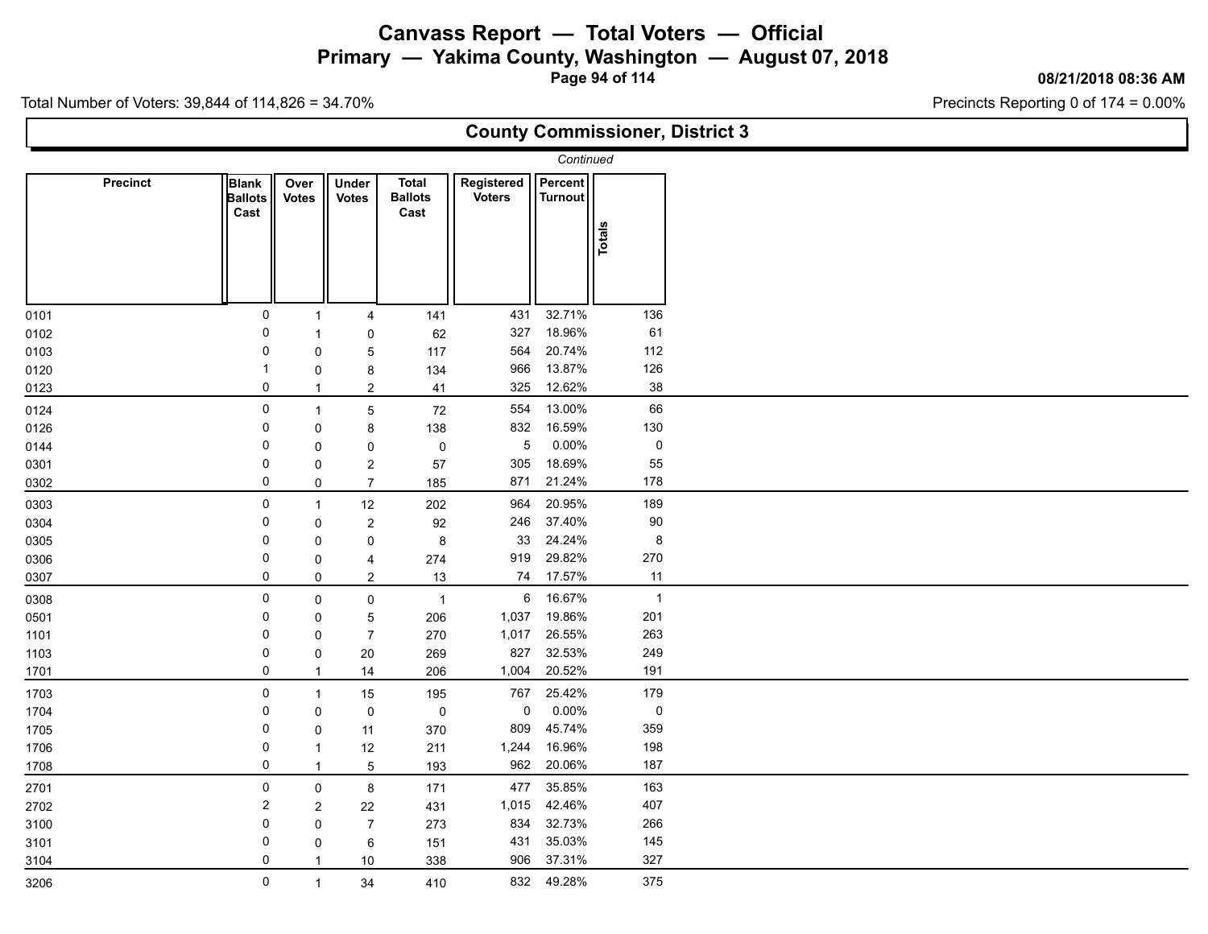# Canvass Report — Total Voters — Official

## Primary — Yakima County, Washington — August 07, 2018

08/21/2018 08:36 AM

Total Number of Voters: 39,844 of 114,826 = 34.70%

Precincts Reporting 0 of 174 = 0.00%

### County Commissioner, District 3

*Continued*

| Precinct | Blank Ballots Cast | Over Votes | Under Votes | Total Ballots Cast | Registered Voters | Percent Turnout | Totals |
|---|---|---|---|---|---|---|---|
| 0101 | 0 | 1 | 4 | 141 | 431 | 32.71% | 136 |
| 0102 | 0 | 1 | 0 | 62 | 327 | 18.96% | 61 |
| 0103 | 0 | 0 | 5 | 117 | 564 | 20.74% | 112 |
| 0120 | 1 | 0 | 8 | 134 | 966 | 13.87% | 126 |
| 0123 | 0 | 1 | 2 | 41 | 325 | 12.62% | 38 |
| 0124 | 0 | 1 | 5 | 72 | 554 | 13.00% | 66 |
| 0126 | 0 | 0 | 8 | 138 | 832 | 16.59% | 130 |
| 0144 | 0 | 0 | 0 | 0 | 5 | 0.00% | 0 |
| 0301 | 0 | 0 | 2 | 57 | 305 | 18.69% | 55 |
| 0302 | 0 | 0 | 7 | 185 | 871 | 21.24% | 178 |
| 0303 | 0 | 1 | 12 | 202 | 964 | 20.95% | 189 |
| 0304 | 0 | 0 | 2 | 92 | 246 | 37.40% | 90 |
| 0305 | 0 | 0 | 0 | 8 | 33 | 24.24% | 8 |
| 0306 | 0 | 0 | 4 | 274 | 919 | 29.82% | 270 |
| 0307 | 0 | 0 | 2 | 13 | 74 | 17.57% | 11 |
| 0308 | 0 | 0 | 0 | 1 | 6 | 16.67% | 1 |
| 0501 | 0 | 0 | 5 | 206 | 1,037 | 19.86% | 201 |
| 1101 | 0 | 0 | 7 | 270 | 1,017 | 26.55% | 263 |
| 1103 | 0 | 0 | 20 | 269 | 827 | 32.53% | 249 |
| 1701 | 0 | 1 | 14 | 206 | 1,004 | 20.52% | 191 |
| 1703 | 0 | 1 | 15 | 195 | 767 | 25.42% | 179 |
| 1704 | 0 | 0 | 0 | 0 | 0 | 0.00% | 0 |
| 1705 | 0 | 0 | 11 | 370 | 809 | 45.74% | 359 |
| 1706 | 0 | 1 | 12 | 211 | 1,244 | 16.96% | 198 |
| 1708 | 0 | 1 | 5 | 193 | 962 | 20.06% | 187 |
| 2701 | 0 | 0 | 8 | 171 | 477 | 35.85% | 163 |
| 2702 | 2 | 2 | 22 | 431 | 1,015 | 42.46% | 407 |
| 3100 | 0 | 0 | 7 | 273 | 834 | 32.73% | 266 |
| 3101 | 0 | 0 | 6 | 151 | 431 | 35.03% | 145 |
| 3104 | 0 | 1 | 10 | 338 | 906 | 37.31% | 327 |
| 3206 | 0 | 1 | 34 | 410 | 832 | 49.28% | 375 |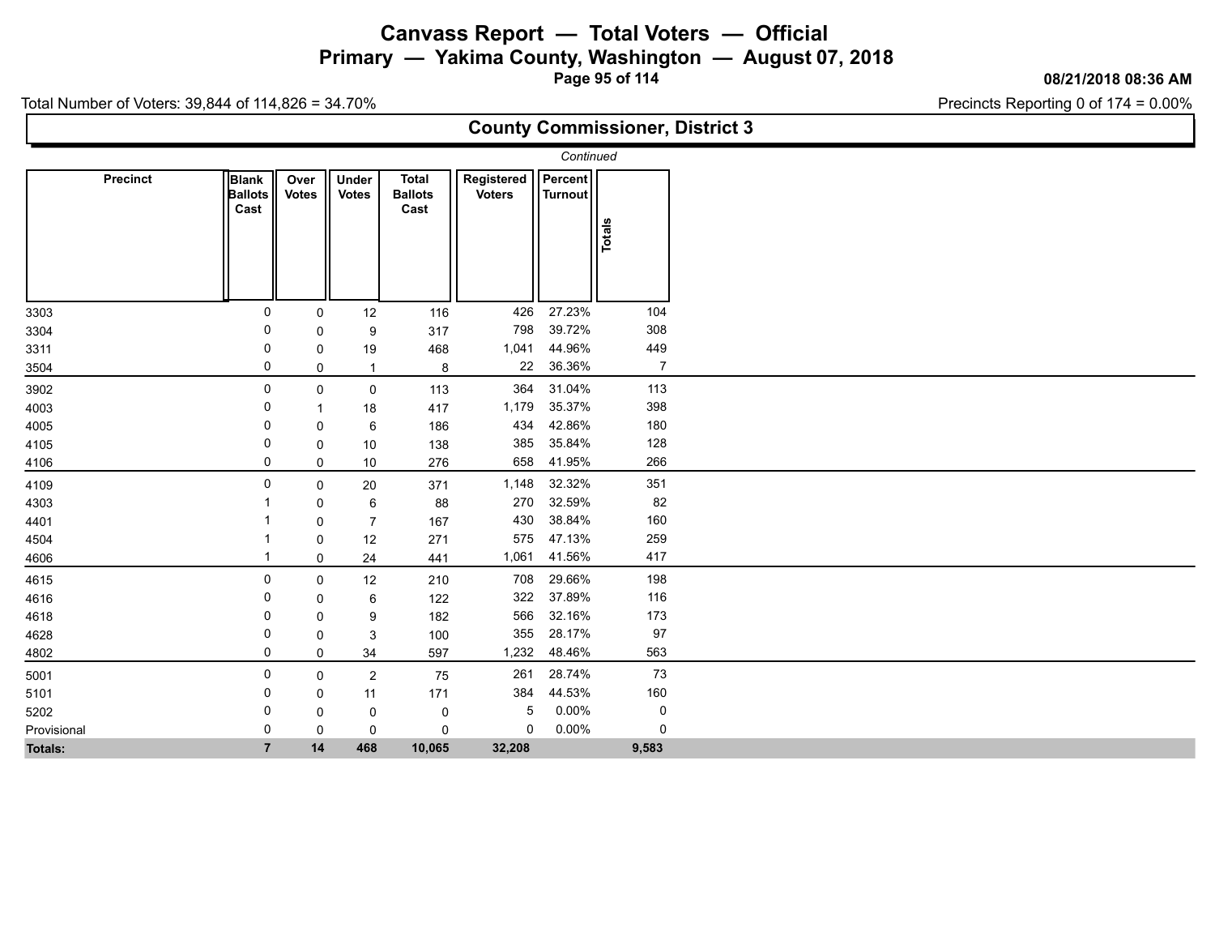# Canvass Report — Total Voters — Official

## Primary — Yakima County, Washington — August 07, 2018

08/21/2018 08:36 AM

Total Number of Voters: 39,844 of 114,826 = 34.70%

Precincts Reporting 0 of 174 = 0.00%

## County Commissioner, District 3

*Continued*

| Precinct | Blank Ballots Cast | Over Votes | Under Votes | Total Ballots Cast | Registered Voters | Percent Turnout | Totals |
|---|---|---|---|---|---|---|---|
| 3303 | 0 | 0 | 12 | 116 | 426 | 27.23% | 104 |
| 3304 | 0 | 0 | 9 | 317 | 798 | 39.72% | 308 |
| 3311 | 0 | 0 | 19 | 468 | 1,041 | 44.96% | 449 |
| 3504 | 0 | 0 | 1 | 8 | 22 | 36.36% | 7 |
| 3902 | 0 | 0 | 0 | 113 | 364 | 31.04% | 113 |
| 4003 | 0 | 1 | 18 | 417 | 1,179 | 35.37% | 398 |
| 4005 | 0 | 0 | 6 | 186 | 434 | 42.86% | 180 |
| 4105 | 0 | 0 | 10 | 138 | 385 | 35.84% | 128 |
| 4106 | 0 | 0 | 10 | 276 | 658 | 41.95% | 266 |
| 4109 | 0 | 0 | 20 | 371 | 1,148 | 32.32% | 351 |
| 4303 | 1 | 0 | 6 | 88 | 270 | 32.59% | 82 |
| 4401 | 1 | 0 | 7 | 167 | 430 | 38.84% | 160 |
| 4504 | 1 | 0 | 12 | 271 | 575 | 47.13% | 259 |
| 4606 | 1 | 0 | 24 | 441 | 1,061 | 41.56% | 417 |
| 4615 | 0 | 0 | 12 | 210 | 708 | 29.66% | 198 |
| 4616 | 0 | 0 | 6 | 122 | 322 | 37.89% | 116 |
| 4618 | 0 | 0 | 9 | 182 | 566 | 32.16% | 173 |
| 4628 | 0 | 0 | 3 | 100 | 355 | 28.17% | 97 |
| 4802 | 0 | 0 | 34 | 597 | 1,232 | 48.46% | 563 |
| 5001 | 0 | 0 | 2 | 75 | 261 | 28.74% | 73 |
| 5101 | 0 | 0 | 11 | 171 | 384 | 44.53% | 160 |
| 5202 | 0 | 0 | 0 | 0 | 5 | 0.00% | 0 |
| Provisional | 0 | 0 | 0 | 0 | 0 | 0.00% | 0 |
| **Totals:** | **7** | **14** | **468** | **10,065** | **32,208** | | **9,583** |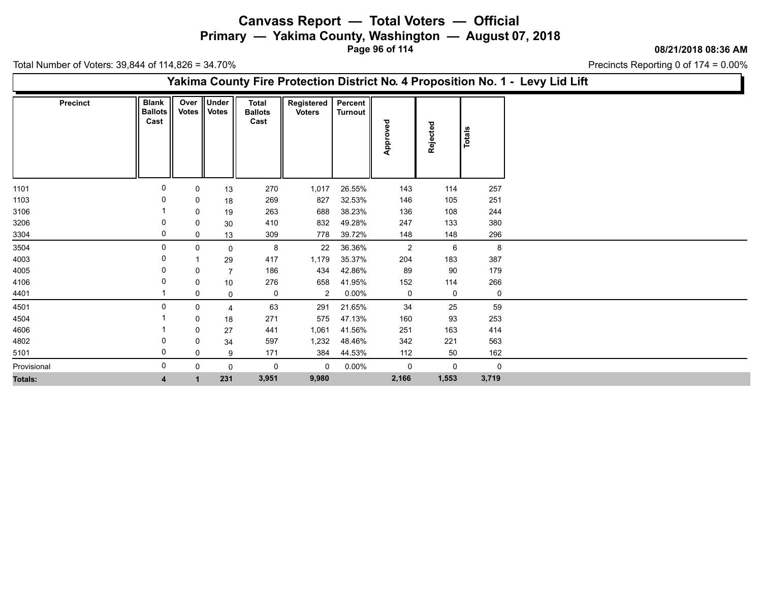# Canvass Report — Total Voters — Official

## Primary — Yakima County, Washington — August 07, 2018

08/21/2018 08:36 AM

Total Number of Voters: 39,844 of 114,826 = 34.70%

Precincts Reporting 0 of 174 = 0.00%

### Yakima County Fire Protection District No. 4 Proposition No. 1 - Levy Lid Lift

| Precinct | Blank Ballots Cast | Over Votes | Under Votes | Total Ballots Cast | Registered Voters | Percent Turnout | Approved | Rejected | Totals |
|---|---|---|---|---|---|---|---|---|---|
| 1101 | 0 | 0 | 13 | 270 | 1,017 | 26.55% | 143 | 114 | 257 |
| 1103 | 0 | 0 | 18 | 269 | 827 | 32.53% | 146 | 105 | 251 |
| 3106 | 1 | 0 | 19 | 263 | 688 | 38.23% | 136 | 108 | 244 |
| 3206 | 0 | 0 | 30 | 410 | 832 | 49.28% | 247 | 133 | 380 |
| 3304 | 0 | 0 | 13 | 309 | 778 | 39.72% | 148 | 148 | 296 |
| 3504 | 0 | 0 | 0 | 8 | 22 | 36.36% | 2 | 6 | 8 |
| 4003 | 0 | 1 | 29 | 417 | 1,179 | 35.37% | 204 | 183 | 387 |
| 4005 | 0 | 0 | 7 | 186 | 434 | 42.86% | 89 | 90 | 179 |
| 4106 | 0 | 0 | 10 | 276 | 658 | 41.95% | 152 | 114 | 266 |
| 4401 | 1 | 0 | 0 | 0 | 2 | 0.00% | 0 | 0 | 0 |
| 4501 | 0 | 0 | 4 | 63 | 291 | 21.65% | 34 | 25 | 59 |
| 4504 | 1 | 0 | 18 | 271 | 575 | 47.13% | 160 | 93 | 253 |
| 4606 | 1 | 0 | 27 | 441 | 1,061 | 41.56% | 251 | 163 | 414 |
| 4802 | 0 | 0 | 34 | 597 | 1,232 | 48.46% | 342 | 221 | 563 |
| 5101 | 0 | 0 | 9 | 171 | 384 | 44.53% | 112 | 50 | 162 |
| Provisional | 0 | 0 | 0 | 0 | 0 | 0.00% | 0 | 0 | 0 |
| **Totals:** | **4** | **1** | **231** | **3,951** | **9,980** | | **2,166** | **1,553** | **3,719** |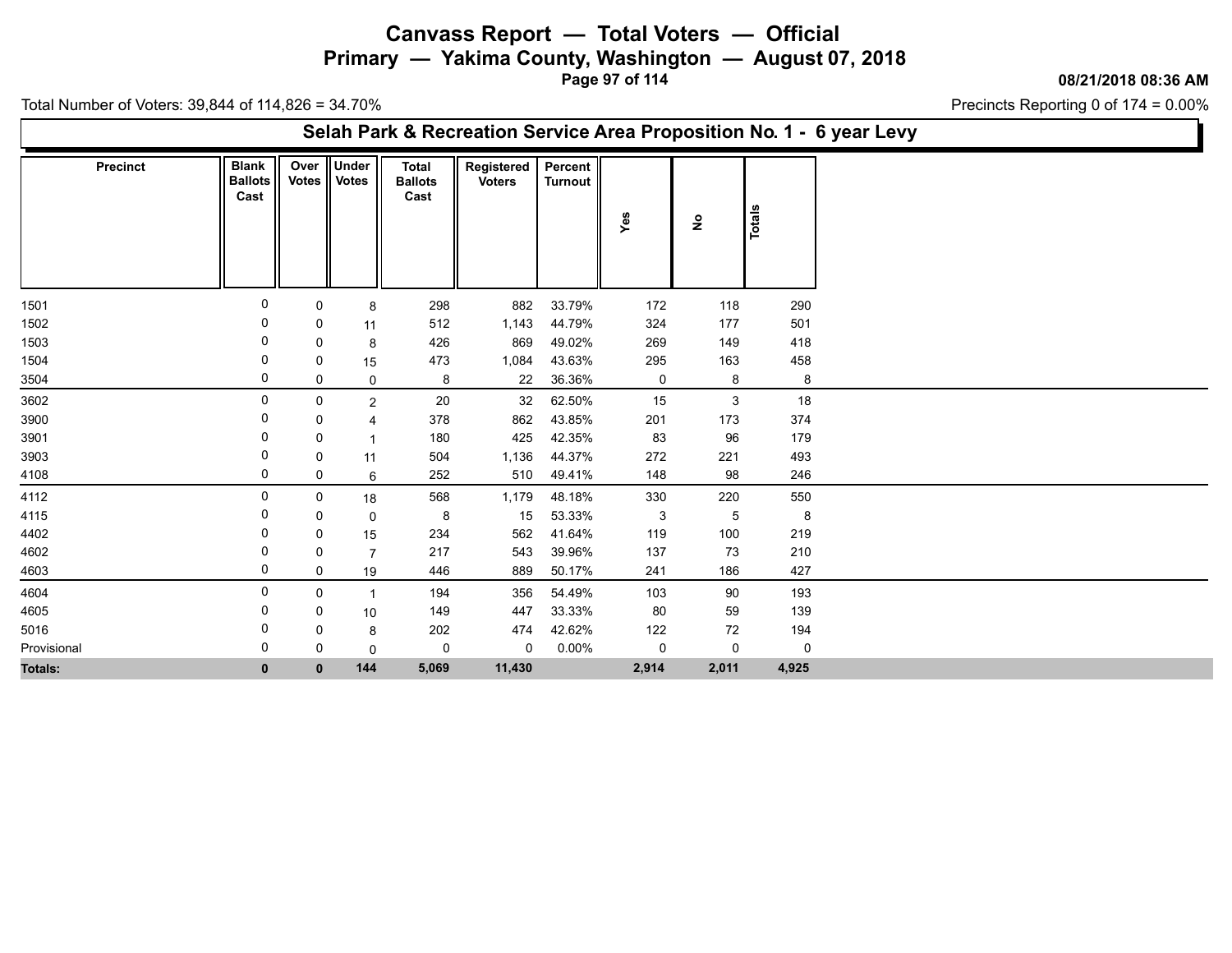# Canvass Report — Total Voters — Official

## Primary — Yakima County, Washington — August 07, 2018

08/21/2018 08:36 AM

Total Number of Voters: 39,844 of 114,826 = 34.70%

Precincts Reporting 0 of 174 = 0.00%

### Selah Park & Recreation Service Area Proposition No. 1 - 6 year Levy

| Precinct | Blank Ballots Cast | Over Votes | Under Votes | Total Ballots Cast | Registered Voters | Percent Turnout | Yes | No | Totals |
|---|---|---|---|---|---|---|---|---|---|
| 1501 | 0 | 0 | 8 | 298 | 882 | 33.79% | 172 | 118 | 290 |
| 1502 | 0 | 0 | 11 | 512 | 1,143 | 44.79% | 324 | 177 | 501 |
| 1503 | 0 | 0 | 8 | 426 | 869 | 49.02% | 269 | 149 | 418 |
| 1504 | 0 | 0 | 15 | 473 | 1,084 | 43.63% | 295 | 163 | 458 |
| 3504 | 0 | 0 | 0 | 8 | 22 | 36.36% | 0 | 8 | 8 |
| 3602 | 0 | 0 | 2 | 20 | 32 | 62.50% | 15 | 3 | 18 |
| 3900 | 0 | 0 | 4 | 378 | 862 | 43.85% | 201 | 173 | 374 |
| 3901 | 0 | 0 | 1 | 180 | 425 | 42.35% | 83 | 96 | 179 |
| 3903 | 0 | 0 | 11 | 504 | 1,136 | 44.37% | 272 | 221 | 493 |
| 4108 | 0 | 0 | 6 | 252 | 510 | 49.41% | 148 | 98 | 246 |
| 4112 | 0 | 0 | 18 | 568 | 1,179 | 48.18% | 330 | 220 | 550 |
| 4115 | 0 | 0 | 0 | 8 | 15 | 53.33% | 3 | 5 | 8 |
| 4402 | 0 | 0 | 15 | 234 | 562 | 41.64% | 119 | 100 | 219 |
| 4602 | 0 | 0 | 7 | 217 | 543 | 39.96% | 137 | 73 | 210 |
| 4603 | 0 | 0 | 19 | 446 | 889 | 50.17% | 241 | 186 | 427 |
| 4604 | 0 | 0 | 1 | 194 | 356 | 54.49% | 103 | 90 | 193 |
| 4605 | 0 | 0 | 10 | 149 | 447 | 33.33% | 80 | 59 | 139 |
| 5016 | 0 | 0 | 8 | 202 | 474 | 42.62% | 122 | 72 | 194 |
| Provisional | 0 | 0 | 0 | 0 | 0 | 0.00% | 0 | 0 | 0 |
| **Totals:** | **0** | **0** | **144** | **5,069** | **11,430** | | **2,914** | **2,011** | **4,925** |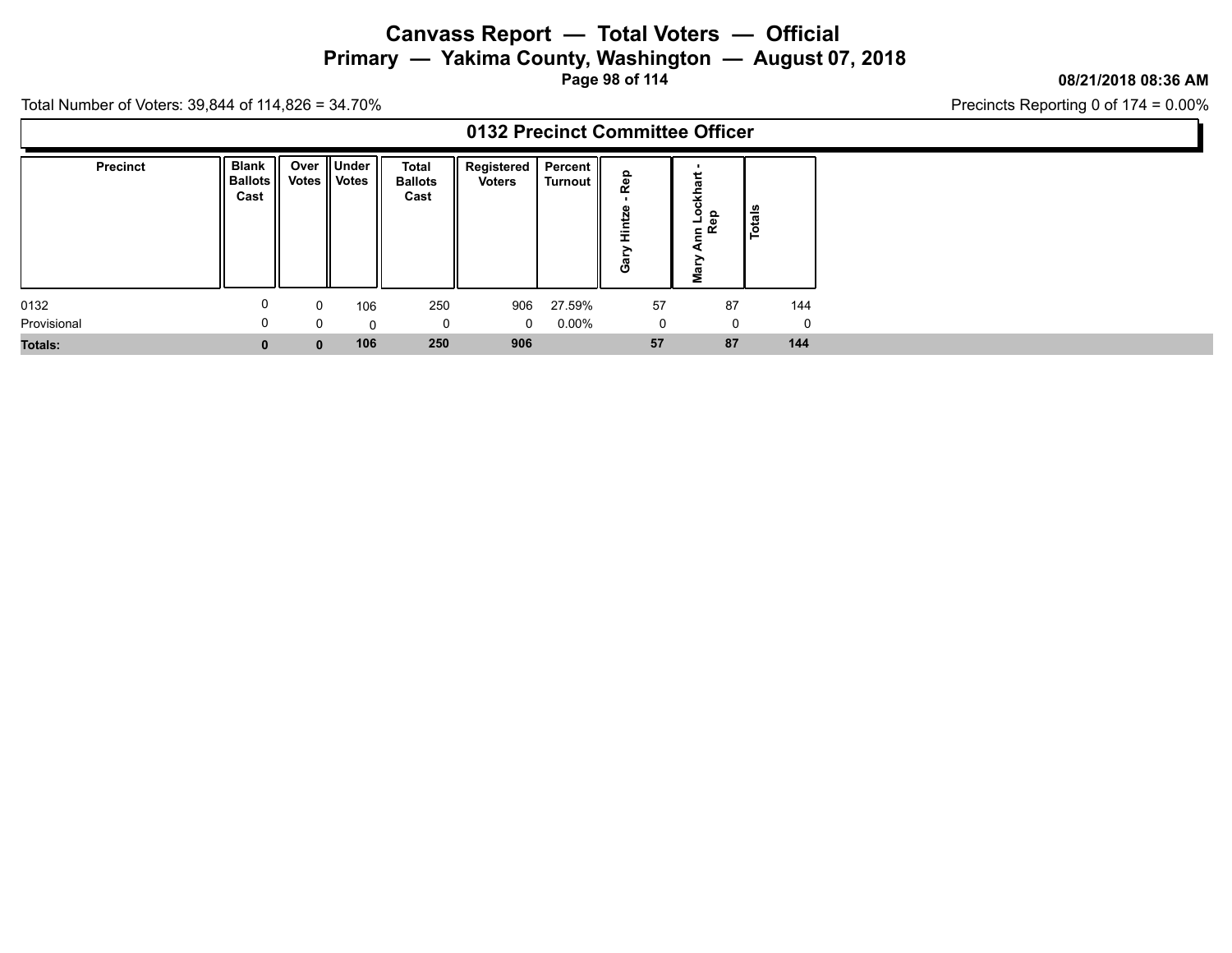# Canvass Report — Total Voters — Official

## Primary — Yakima County, Washington — August 07, 2018

**08/21/2018 08:36 AM**

Total Number of Voters: 39,844 of 114,826 = 34.70%

Precincts Reporting 0 of 174 = 0.00%

## 0132 Precinct Committee Officer

| Precinct | Blank Ballots Cast | Over Votes | Under Votes | Total Ballots Cast | Registered Voters | Percent Turnout | Gary Hintze - Rep | Mary Ann Lockhart - Rep | Totals |
|---|---|---|---|---|---|---|---|---|---|
| 0132 | 0 | 0 | 106 | 250 | 906 | 27.59% | 57 | 87 | 144 |
| Provisional | 0 | 0 | 0 | 0 | 0 | 0.00% | 0 | 0 | 0 |
| **Totals:** | **0** | **0** | **106** | **250** | **906** | | **57** | **87** | **144** |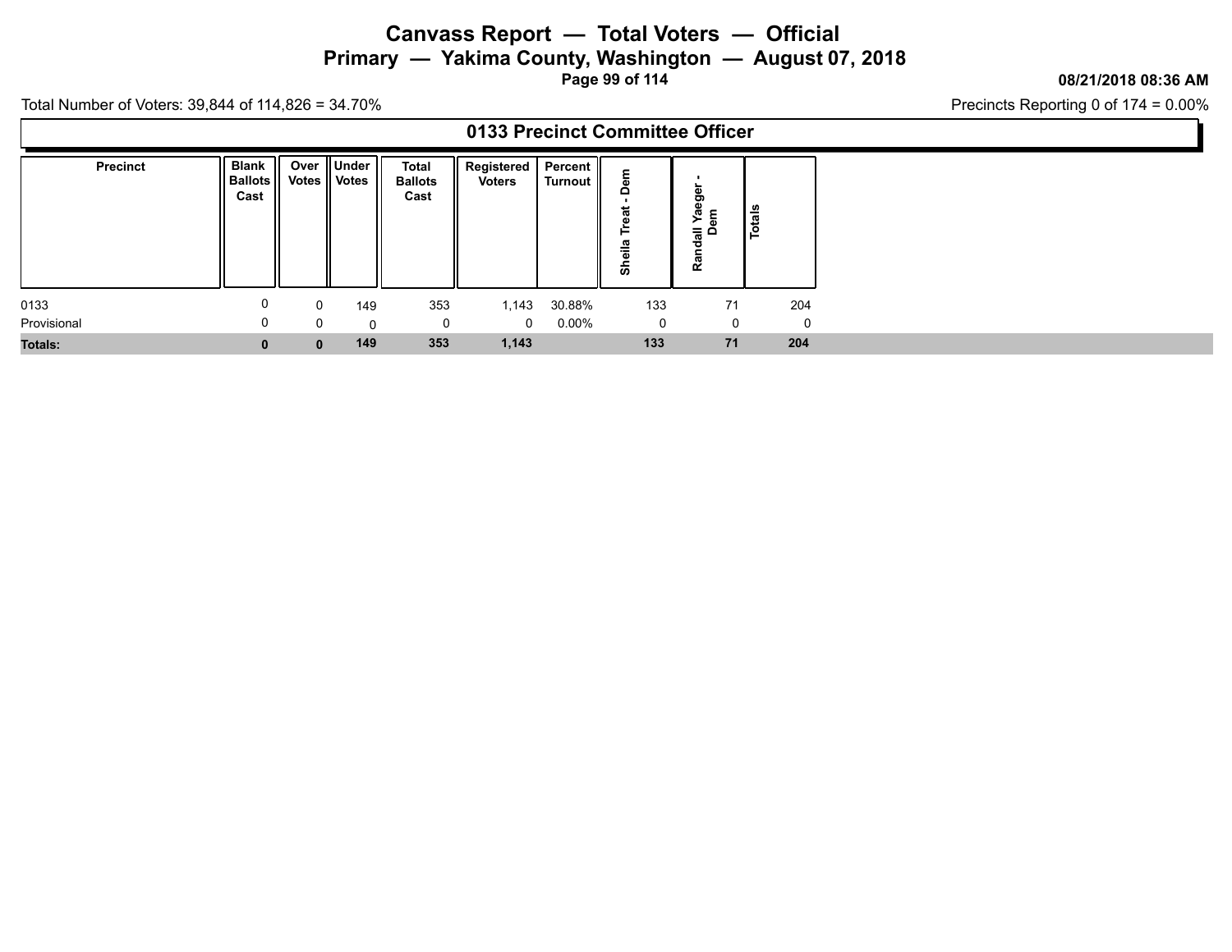# Canvass Report — Total Voters — Official
## Primary — Yakima County, Washington — August 07, 2018

08/21/2018 08:36 AM

Total Number of Voters: 39,844 of 114,826 = 34.70%

Precincts Reporting 0 of 174 = 0.00%

### 0133 Precinct Committee Officer

| Precinct | Blank Ballots Cast | Over Votes | Under Votes | Total Ballots Cast | Registered Voters | Percent Turnout | Sheila Treat - Dem | Randall Yaeger - Dem | Totals |
|---|---|---|---|---|---|---|---|---|---|
| 0133 | 0 | 0 | 149 | 353 | 1,143 | 30.88% | 133 | 71 | 204 |
| Provisional | 0 | 0 | 0 | 0 | 0 | 0.00% | 0 | 0 | 0 |
| **Totals:** | **0** | **0** | **149** | **353** | **1,143** | | **133** | **71** | **204** |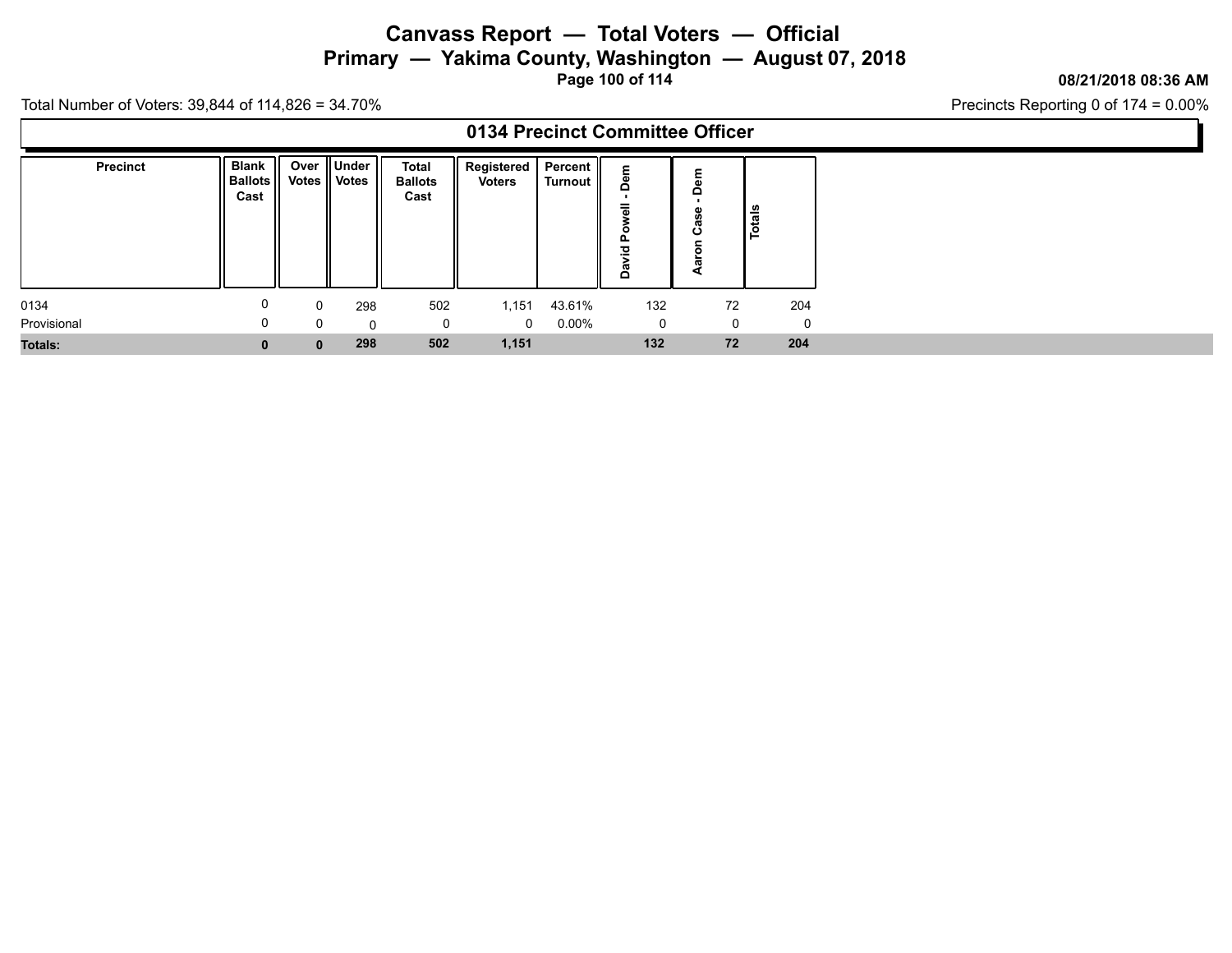# Canvass Report — Total Voters — Official

## Primary — Yakima County, Washington — August 07, 2018

08/21/2018 08:36 AM

Total Number of Voters: 39,844 of 114,826 = 34.70%

Precincts Reporting 0 of 174 = 0.00%

### 0134 Precinct Committee Officer

| Precinct | Blank Ballots Cast | Over Votes | Under Votes | Total Ballots Cast | Registered Voters | Percent Turnout | David Powell - Dem | Aaron Case - Dem | Totals |
|---|---|---|---|---|---|---|---|---|---|
| 0134 | 0 | 0 | 298 | 502 | 1,151 | 43.61% | 132 | 72 | 204 |
| Provisional | 0 | 0 | 0 | 0 | 0 | 0.00% | 0 | 0 | 0 |
| **Totals:** | **0** | **0** | **298** | **502** | **1,151** | | **132** | **72** | **204** |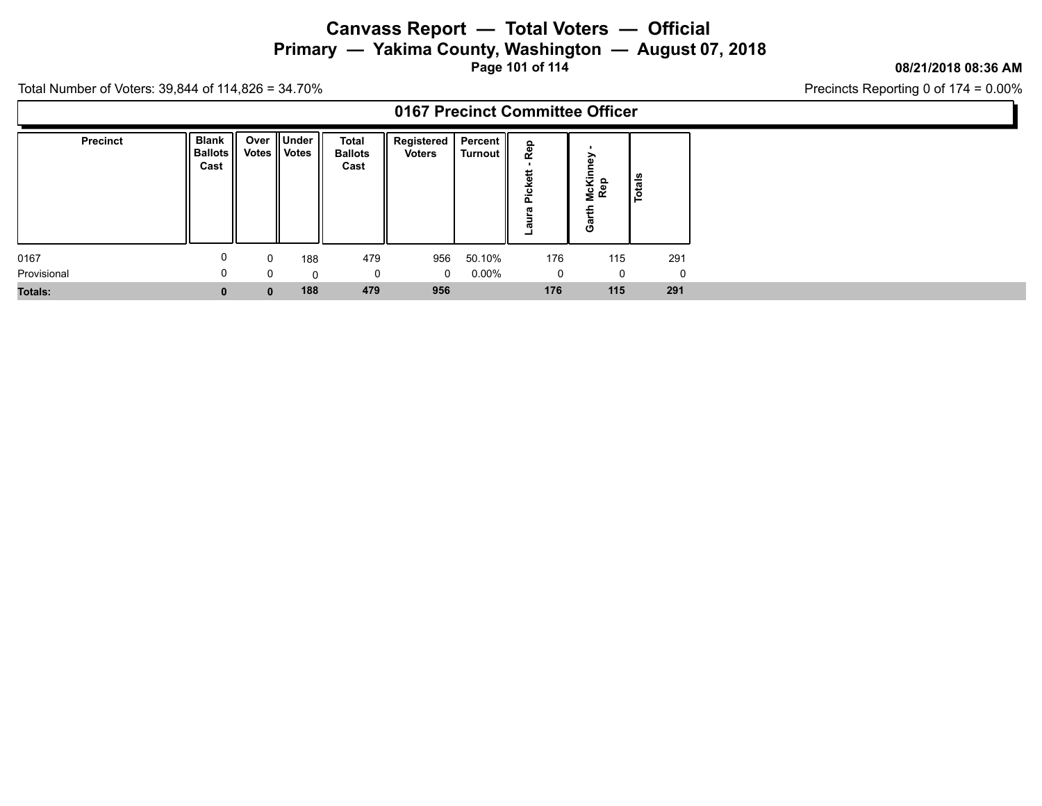# Canvass Report — Total Voters — Official

## Primary — Yakima County, Washington — August 07, 2018

08/21/2018 08:36 AM

Total Number of Voters: 39,844 of 114,826 = 34.70%

Precincts Reporting 0 of 174 = 0.00%

### 0167 Precinct Committee Officer

| Precinct | Blank Ballots Cast | Over Votes | Under Votes | Total Ballots Cast | Registered Voters | Percent Turnout | Laura Pickett - Rep | Garth McKinney - Rep | Totals |
|---|---|---|---|---|---|---|---|---|---|
| 0167 | 0 | 0 | 188 | 479 | 956 | 50.10% | 176 | 115 | 291 |
| Provisional | 0 | 0 | 0 | 0 | 0 | 0.00% | 0 | 0 | 0 |
| **Totals:** | **0** | **0** | **188** | **479** | **956** | | **176** | **115** | **291** |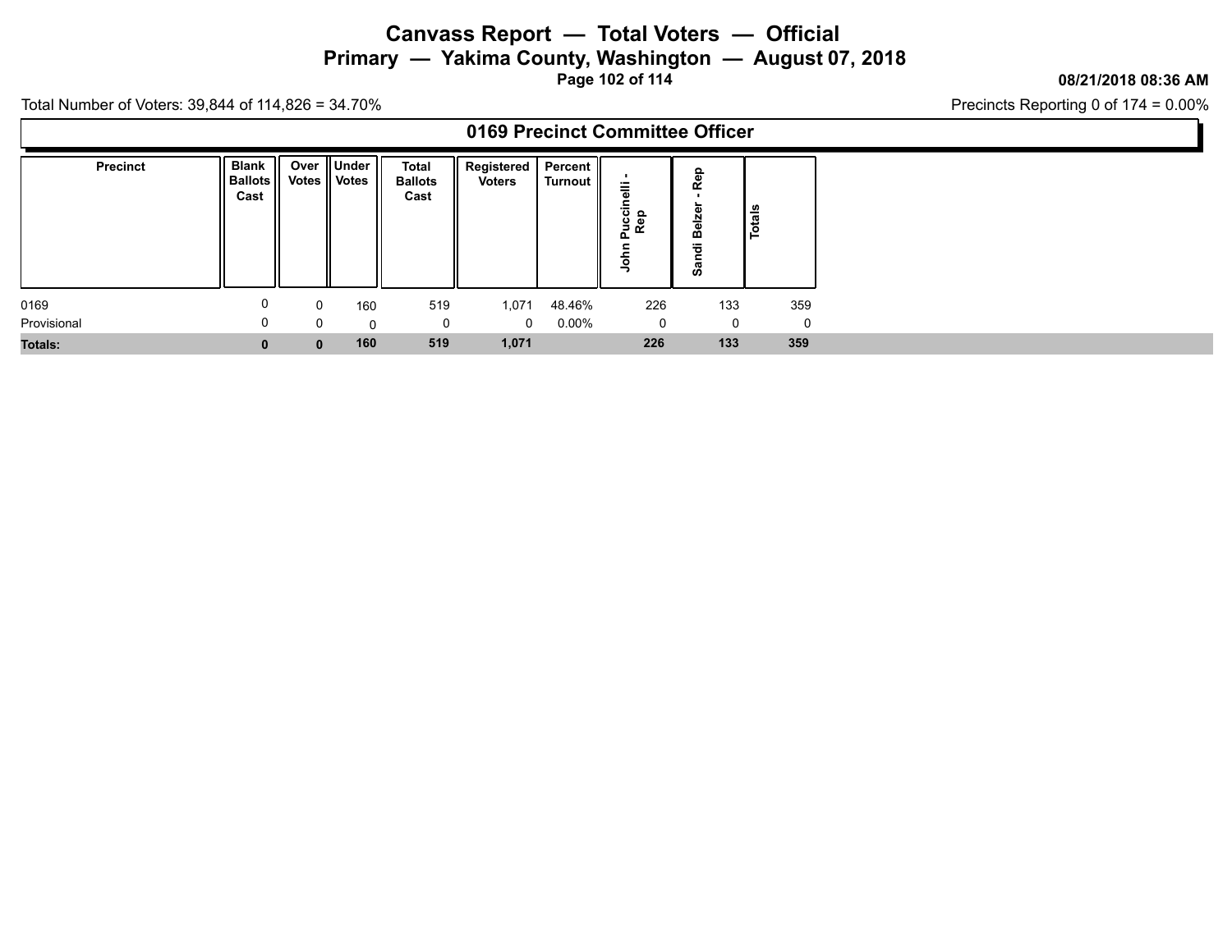# Canvass Report — Total Voters — Official

## Primary — Yakima County, Washington — August 07, 2018

08/21/2018 08:36 AM

Total Number of Voters: 39,844 of 114,826 = 34.70%

Precincts Reporting 0 of 174 = 0.00%

### 0169 Precinct Committee Officer

| Precinct | Blank Ballots Cast | Over Votes | Under Votes | Total Ballots Cast | Registered Voters | Percent Turnout | John Puccinelli - Rep | Sandi Belzer - Rep | Totals |
|---|---|---|---|---|---|---|---|---|---|
| 0169 | 0 | 0 | 160 | 519 | 1,071 | 48.46% | 226 | 133 | 359 |
| Provisional | 0 | 0 | 0 | 0 | 0 | 0.00% | 0 | 0 | 0 |
| **Totals:** | **0** | **0** | **160** | **519** | **1,071** | | **226** | **133** | **359** |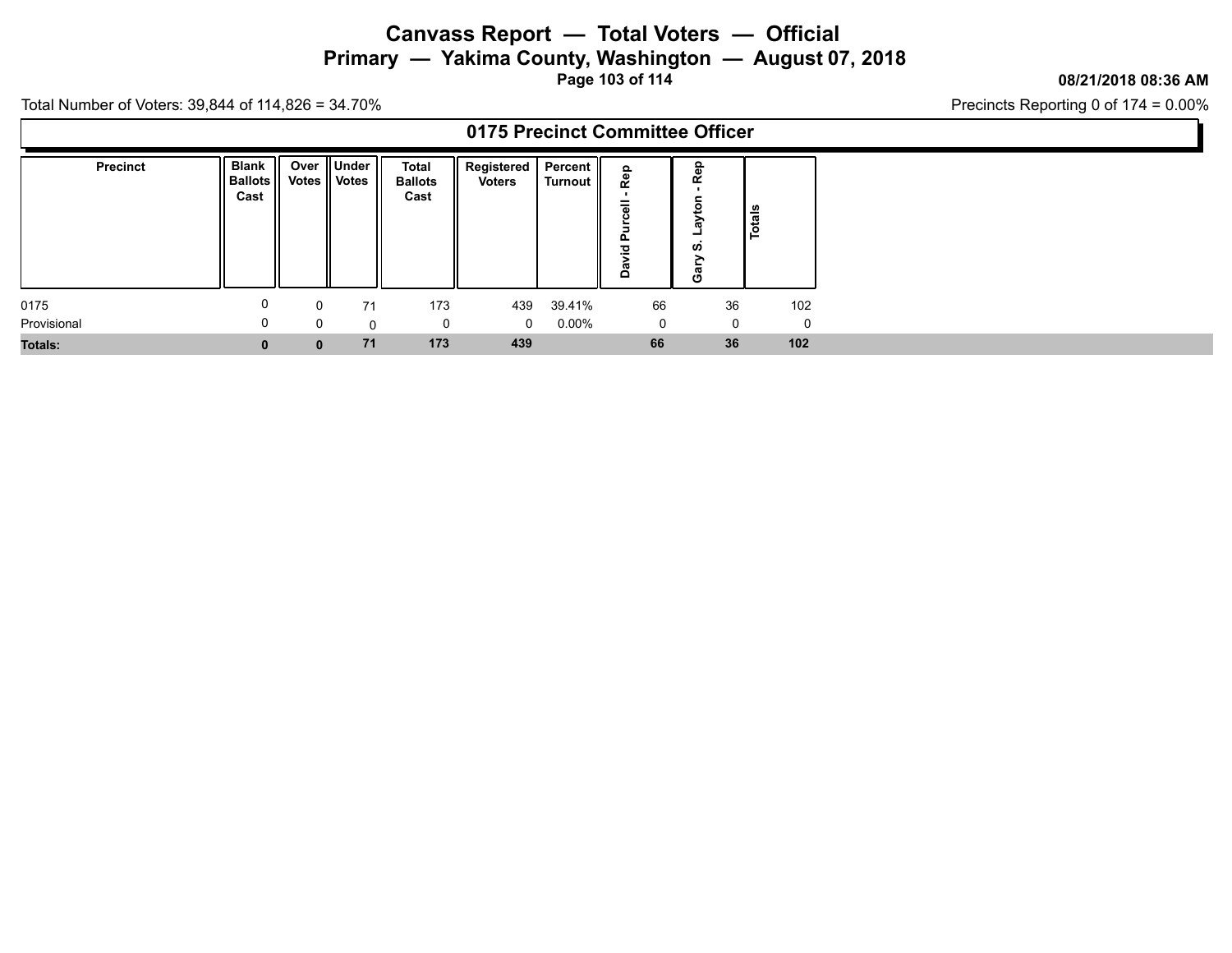# Canvass Report — Total Voters — Official

## Primary — Yakima County, Washington — August 07, 2018

08/21/2018 08:36 AM

Total Number of Voters: 39,844 of 114,826 = 34.70%

Precincts Reporting 0 of 174 = 0.00%

### 0175 Precinct Committee Officer

| Precinct | Blank Ballots Cast | Over Votes | Under Votes | Total Ballots Cast | Registered Voters | Percent Turnout | David Purcell - Rep | Gary S. Layton - Rep | Totals |
|---|---|---|---|---|---|---|---|---|---|
| 0175 | 0 | 0 | 71 | 173 | 439 | 39.41% | 66 | 36 | 102 |
| Provisional | 0 | 0 | 0 | 0 | 0 | 0.00% | 0 | 0 | 0 |
| **Totals:** | **0** | **0** | **71** | **173** | **439** | | **66** | **36** | **102** |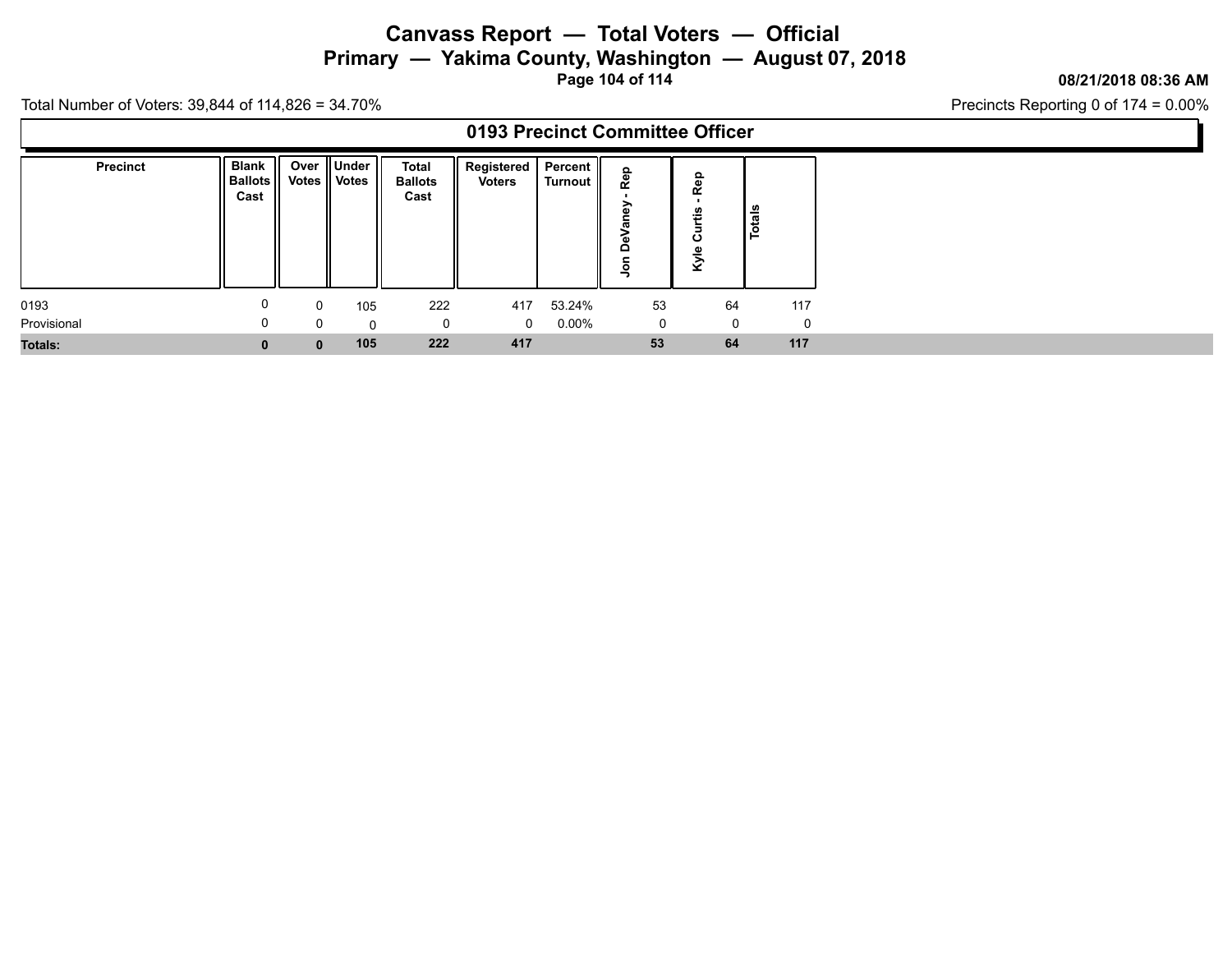# Canvass Report — Total Voters — Official

## Primary — Yakima County, Washington — August 07, 2018

08/21/2018 08:36 AM

Total Number of Voters: 39,844 of 114,826 = 34.70%

Precincts Reporting 0 of 174 = 0.00%

### 0193 Precinct Committee Officer

| Precinct | Blank Ballots Cast | Over Votes | Under Votes | Total Ballots Cast | Registered Voters | Percent Turnout | Jon DeVaney - Rep | Kyle Curtis - Rep | Totals |
|---|---|---|---|---|---|---|---|---|---|
| 0193 | 0 | 0 | 105 | 222 | 417 | 53.24% | 53 | 64 | 117 |
| Provisional | 0 | 0 | 0 | 0 | 0 | 0.00% | 0 | 0 | 0 |
| **Totals:** | **0** | **0** | **105** | **222** | **417** | | **53** | **64** | **117** |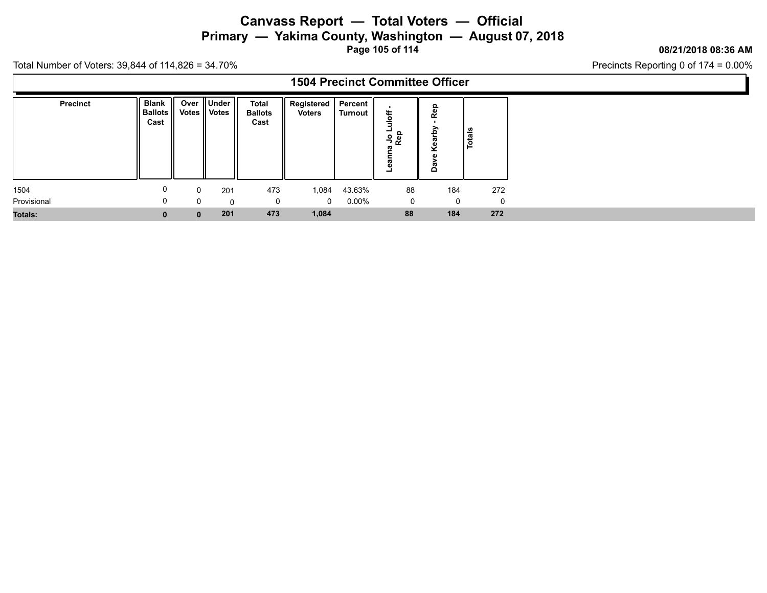# Canvass Report — Total Voters — Official

## Primary — Yakima County, Washington — August 07, 2018

08/21/2018 08:36 AM

Total Number of Voters: 39,844 of 114,826 = 34.70%

Precincts Reporting 0 of 174 = 0.00%

### 1504 Precinct Committee Officer

| Precinct | Blank Ballots Cast | Over Votes | Under Votes | Total Ballots Cast | Registered Voters | Percent Turnout | Leanna Jo Luloff - Rep | Dave Kearby - Rep | Totals |
|---|---|---|---|---|---|---|---|---|---|
| 1504 | 0 | 0 | 201 | 473 | 1,084 | 43.63% | 88 | 184 | 272 |
| Provisional | 0 | 0 | 0 | 0 | 0 | 0.00% | 0 | 0 | 0 |
| **Totals:** | **0** | **0** | **201** | **473** | **1,084** | | **88** | **184** | **272** |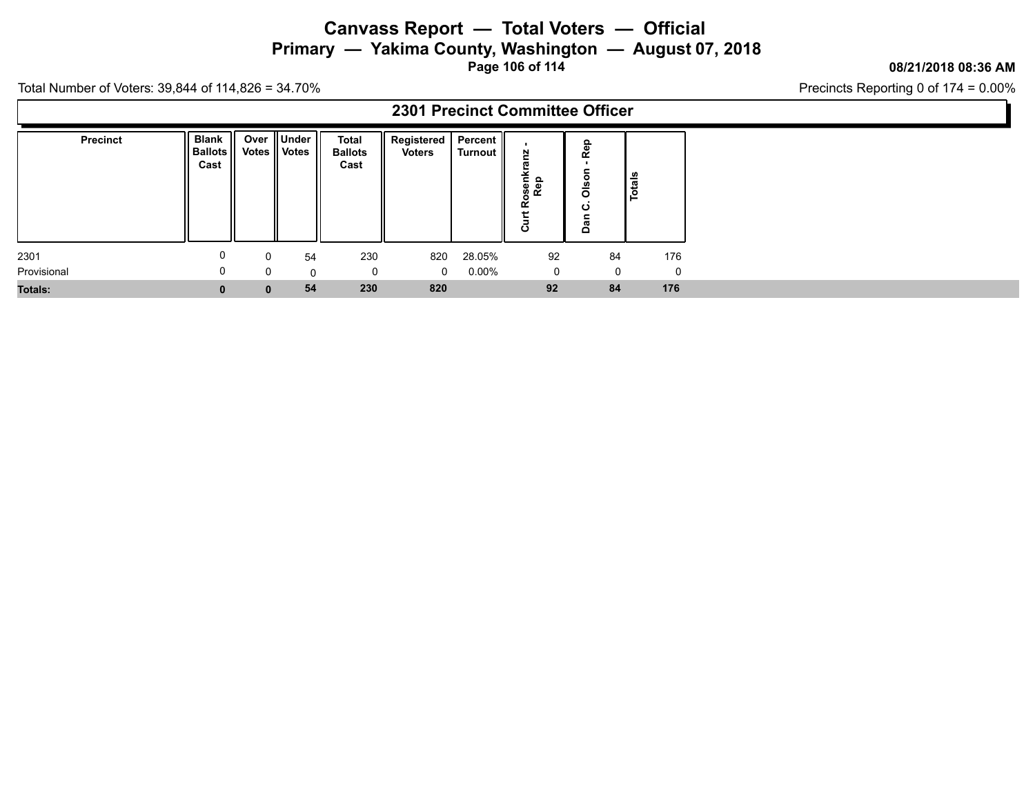# Canvass Report — Total Voters — Official

## Primary — Yakima County, Washington — August 07, 2018

08/21/2018 08:36 AM

Total Number of Voters: 39,844 of 114,826 = 34.70%

Precincts Reporting 0 of 174 = 0.00%

## 2301 Precinct Committee Officer

| Precinct | Blank Ballots Cast | Over Votes | Under Votes | Total Ballots Cast | Registered Voters | Percent Turnout | Curt Rosenkranz - Rep | Dan C. Olson - Rep | Totals |
|---|---|---|---|---|---|---|---|---|---|
| 2301 | 0 | 0 | 54 | 230 | 820 | 28.05% | 92 | 84 | 176 |
| Provisional | 0 | 0 | 0 | 0 | 0 | 0.00% | 0 | 0 | 0 |
| **Totals:** | **0** | **0** | **54** | **230** | **820** | | **92** | **84** | **176** |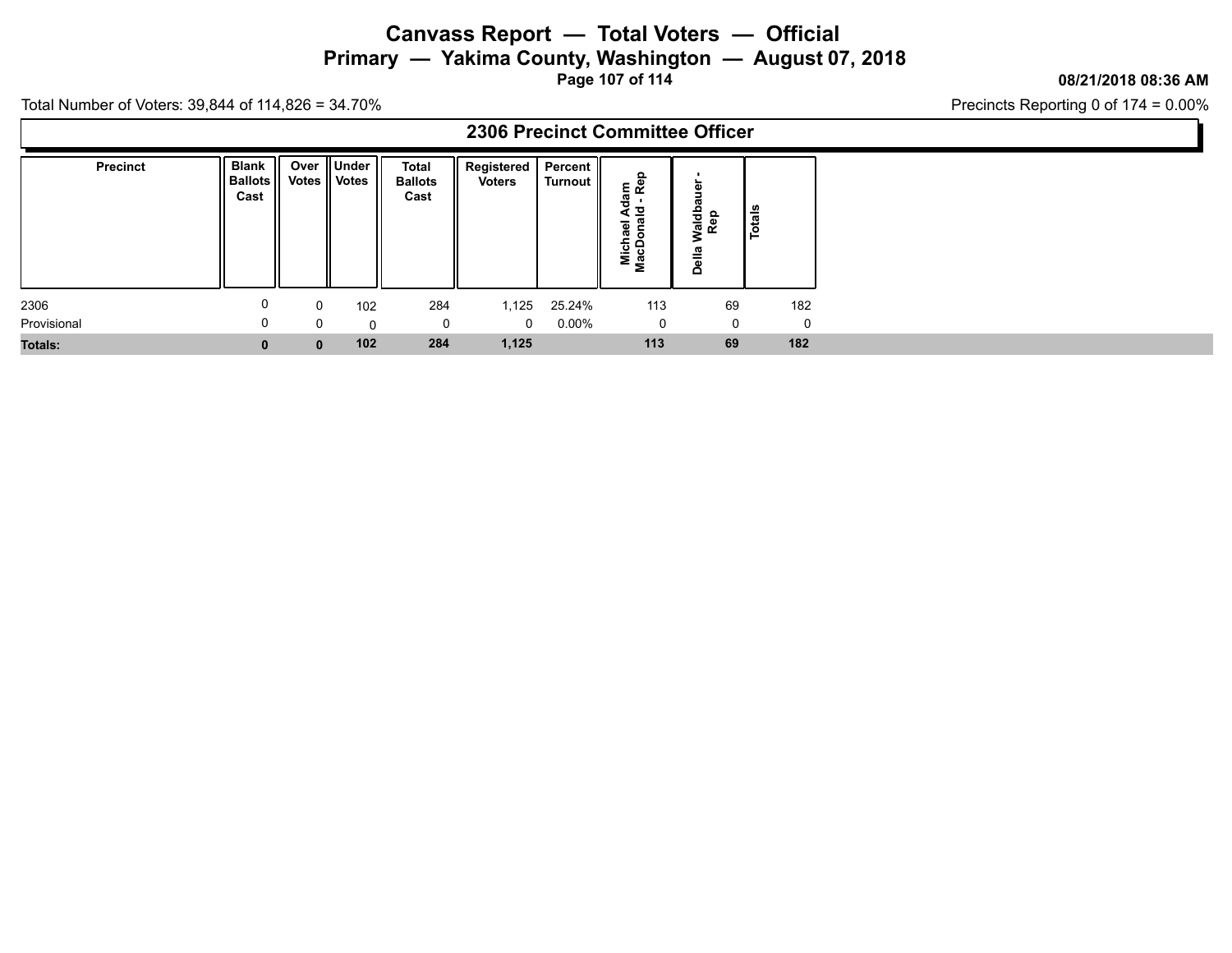# Canvass Report — Total Voters — Official

## Primary — Yakima County, Washington — August 07, 2018

08/21/2018 08:36 AM

Total Number of Voters: 39,844 of 114,826 = 34.70%

Precincts Reporting 0 of 174 = 0.00%

### 2306 Precinct Committee Officer

| Precinct | Blank Ballots Cast | Over Votes | Under Votes | Total Ballots Cast | Registered Voters | Percent Turnout | Michael Adam MacDonald - Rep | Della Waldbauer - Rep | Totals |
|---|---|---|---|---|---|---|---|---|---|
| 2306 | 0 | 0 | 102 | 284 | 1,125 | 25.24% | 113 | 69 | 182 |
| Provisional | 0 | 0 | 0 | 0 | 0 | 0.00% | 0 | 0 | 0 |
| **Totals:** | **0** | **0** | **102** | **284** | **1,125** | | **113** | **69** | **182** |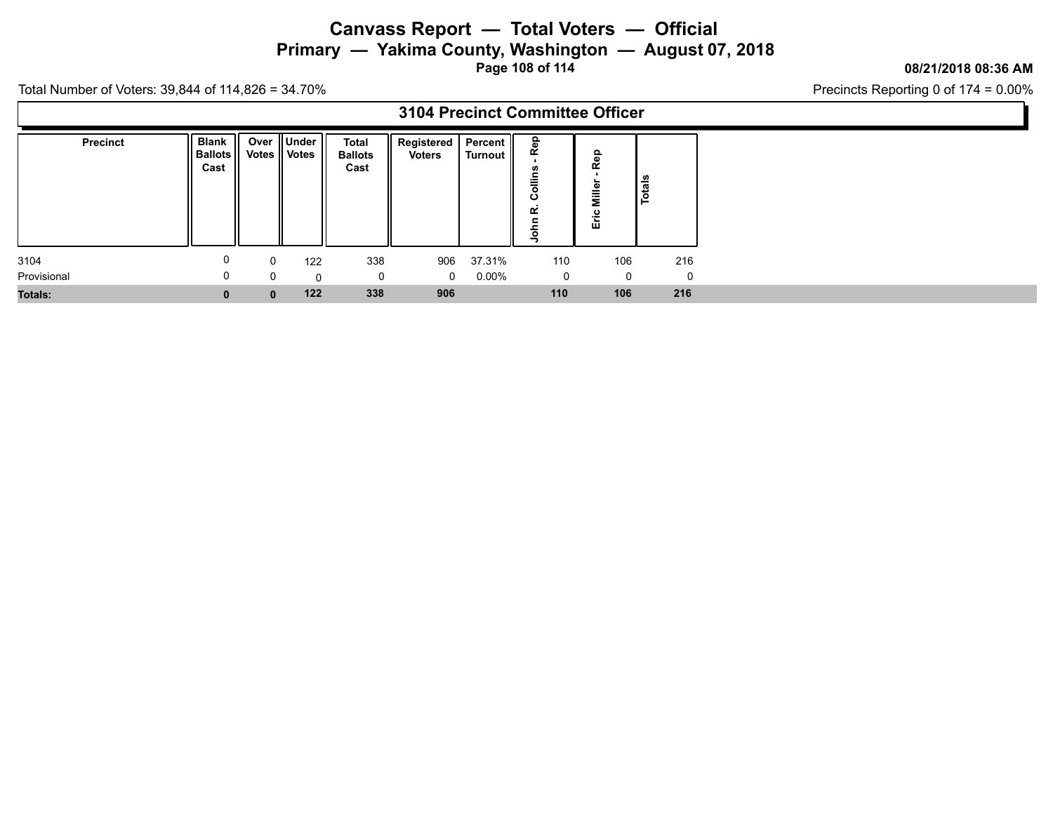# Canvass Report — Total Voters — Official

## Primary — Yakima County, Washington — August 07, 2018

08/21/2018 08:36 AM

Total Number of Voters: 39,844 of 114,826 = 34.70%

Precincts Reporting 0 of 174 = 0.00%

### 3104 Precinct Committee Officer

| Precinct | Blank Ballots Cast | Over Votes | Under Votes | Total Ballots Cast | Registered Voters | Percent Turnout | John R. Collins - Rep | Eric Miller - Rep | Totals |
|---|---|---|---|---|---|---|---|---|---|
| 3104 | 0 | 0 | 122 | 338 | 906 | 37.31% | 110 | 106 | 216 |
| Provisional | 0 | 0 | 0 | 0 | 0 | 0.00% | 0 | 0 | 0 |
| **Totals:** | **0** | **0** | **122** | **338** | **906** | | **110** | **106** | **216** |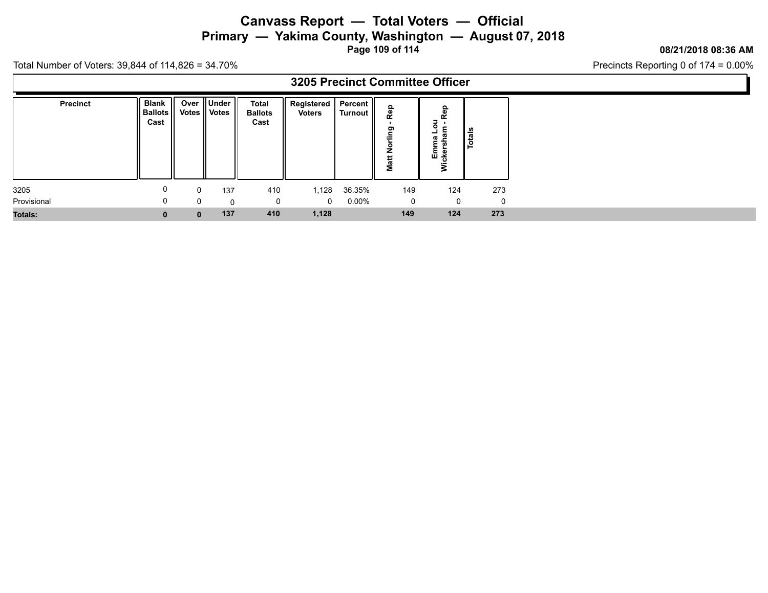# Canvass Report — Total Voters — Official

## Primary — Yakima County, Washington — August 07, 2018

08/21/2018 08:36 AM

Total Number of Voters: 39,844 of 114,826 = 34.70%

Precincts Reporting 0 of 174 = 0.00%

### 3205 Precinct Committee Officer

| Precinct | Blank Ballots Cast | Over Votes | Under Votes | Total Ballots Cast | Registered Voters | Percent Turnout | Matt Norling - Rep | Emma Lou Wickersham - Rep | Totals |
|---|---|---|---|---|---|---|---|---|---|
| 3205 | 0 | 0 | 137 | 410 | 1,128 | 36.35% | 149 | 124 | 273 |
| Provisional | 0 | 0 | 0 | 0 | 0 | 0.00% | 0 | 0 | 0 |
| **Totals:** | **0** | **0** | **137** | **410** | **1,128** | | **149** | **124** | **273** |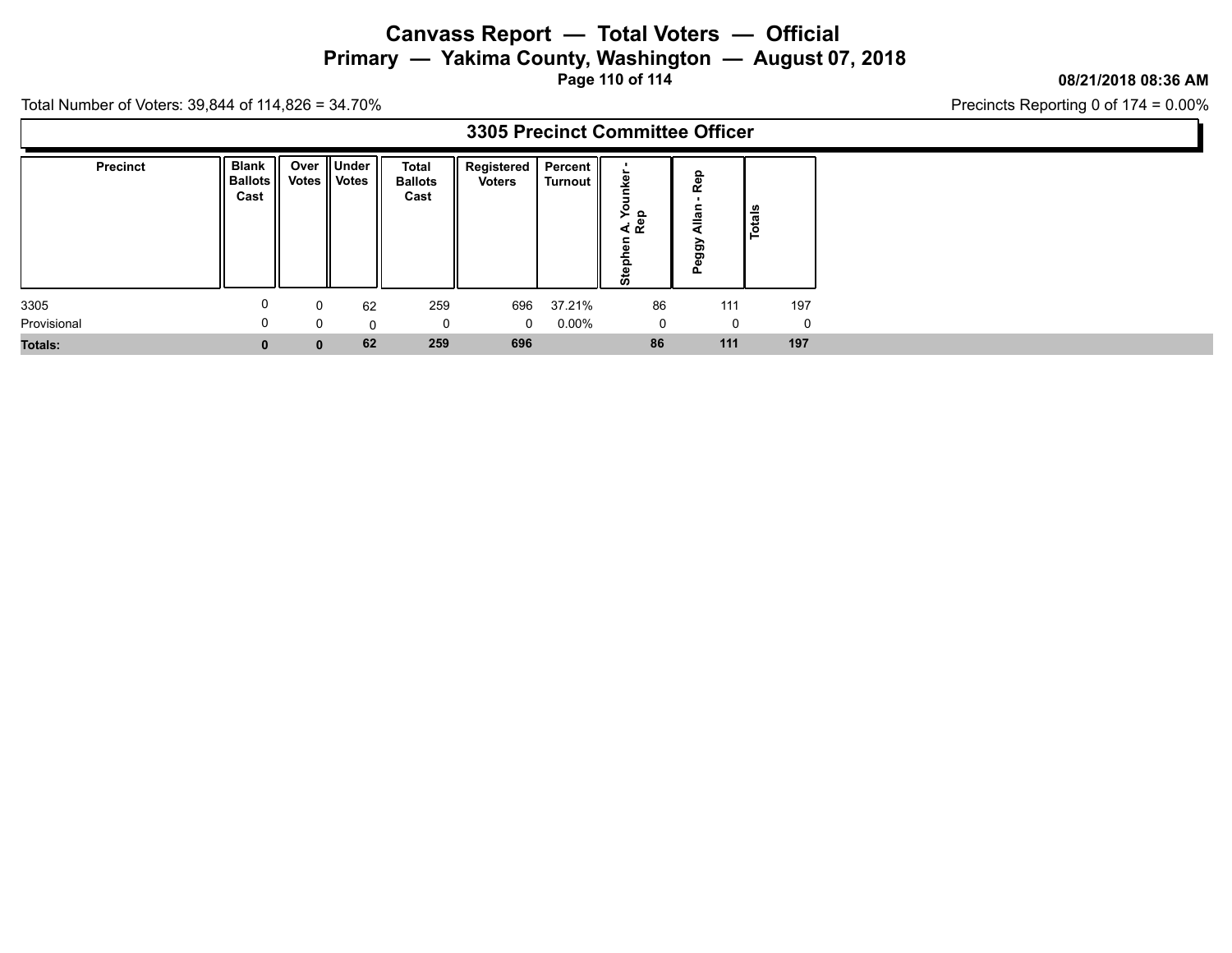# Canvass Report — Total Voters — Official

## Primary — Yakima County, Washington — August 07, 2018

08/21/2018 08:36 AM

Total Number of Voters: 39,844 of 114,826 = 34.70%

Precincts Reporting 0 of 174 = 0.00%

### 3305 Precinct Committee Officer

| Precinct | Blank Ballots Cast | Over Votes | Under Votes | Total Ballots Cast | Registered Voters | Percent Turnout | Stephen A. Younker - Rep | Peggy Allan - Rep | Totals |
|---|---|---|---|---|---|---|---|---|---|
| 3305 | 0 | 0 | 62 | 259 | 696 | 37.21% | 86 | 111 | 197 |
| Provisional | 0 | 0 | 0 | 0 | 0 | 0.00% | 0 | 0 | 0 |
| **Totals:** | **0** | **0** | **62** | **259** | **696** | | **86** | **111** | **197** |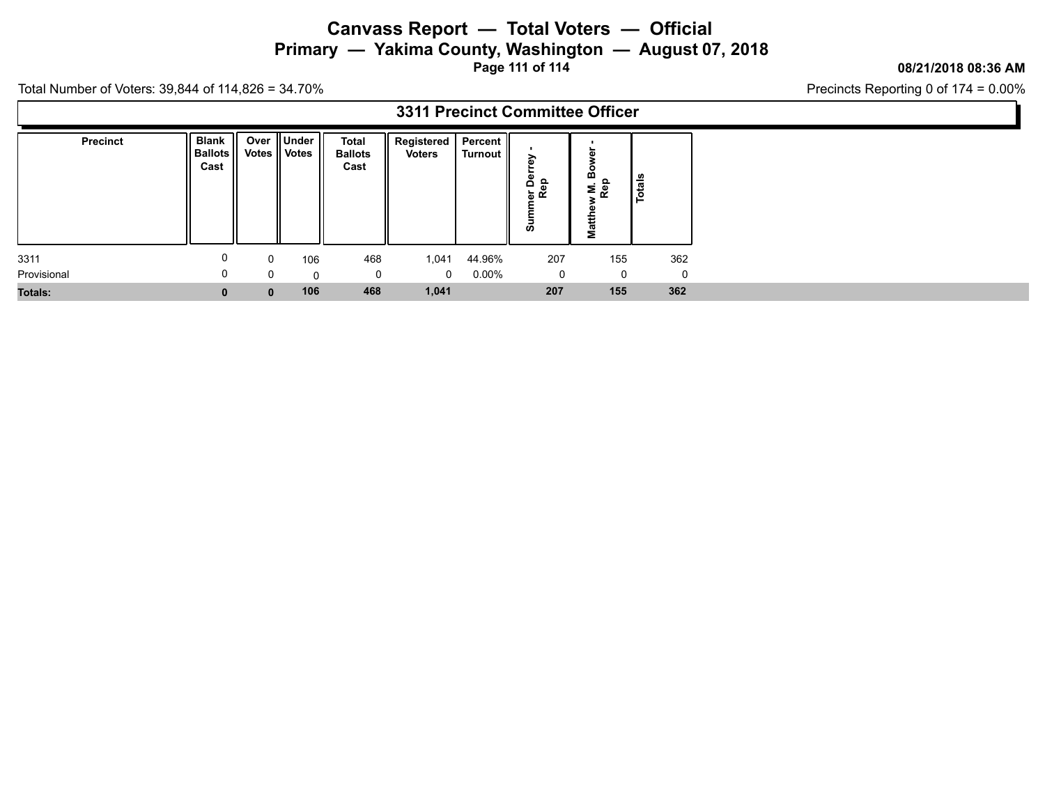# Canvass Report — Total Voters — Official

## Primary — Yakima County, Washington — August 07, 2018

08/21/2018 08:36 AM

Total Number of Voters: 39,844 of 114,826 = 34.70%

Precincts Reporting 0 of 174 = 0.00%

### 3311 Precinct Committee Officer

| Precinct | Blank Ballots Cast | Over Votes | Under Votes | Total Ballots Cast | Registered Voters | Percent Turnout | Summer Derrey - Rep | Matthew M. Bower - Rep | Totals |
|---|---|---|---|---|---|---|---|---|---|
| 3311 | 0 | 0 | 106 | 468 | 1,041 | 44.96% | 207 | 155 | 362 |
| Provisional | 0 | 0 | 0 | 0 | 0 | 0.00% | 0 | 0 | 0 |
| **Totals:** | **0** | **0** | **106** | **468** | **1,041** | | **207** | **155** | **362** |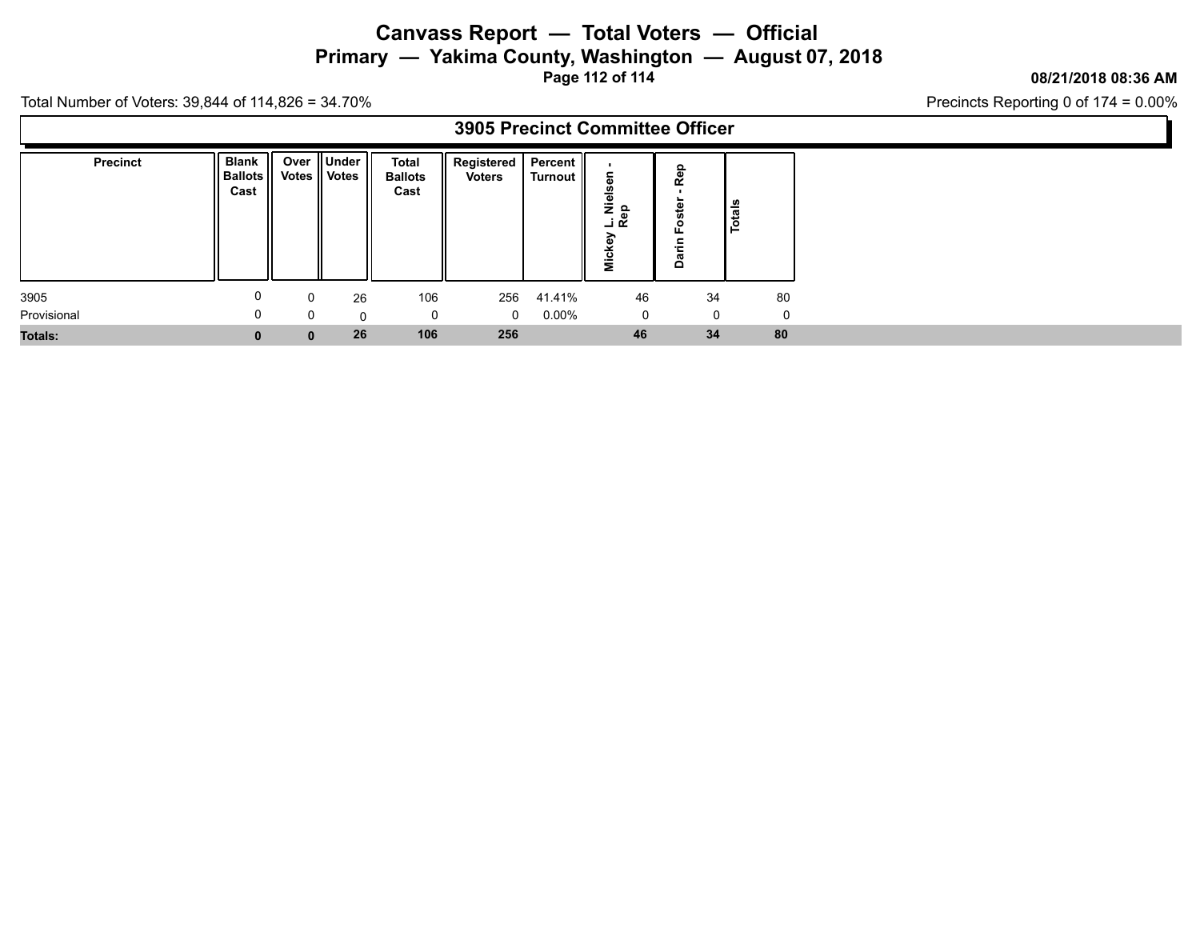# Canvass Report — Total Voters — Official

## Primary — Yakima County, Washington — August 07, 2018

08/21/2018 08:36 AM

Total Number of Voters: 39,844 of 114,826 = 34.70%

Precincts Reporting 0 of 174 = 0.00%

### 3905 Precinct Committee Officer

| Precinct | Blank Ballots Cast | Over Votes | Under Votes | Total Ballots Cast | Registered Voters | Percent Turnout | Mickey L. Nielsen - Rep | Darin Foster - Rep | Totals |
|---|---|---|---|---|---|---|---|---|---|
| 3905 | 0 | 0 | 26 | 106 | 256 | 41.41% | 46 | 34 | 80 |
| Provisional | 0 | 0 | 0 | 0 | 0 | 0.00% | 0 | 0 | 0 |
| **Totals:** | **0** | **0** | **26** | **106** | **256** | | **46** | **34** | **80** |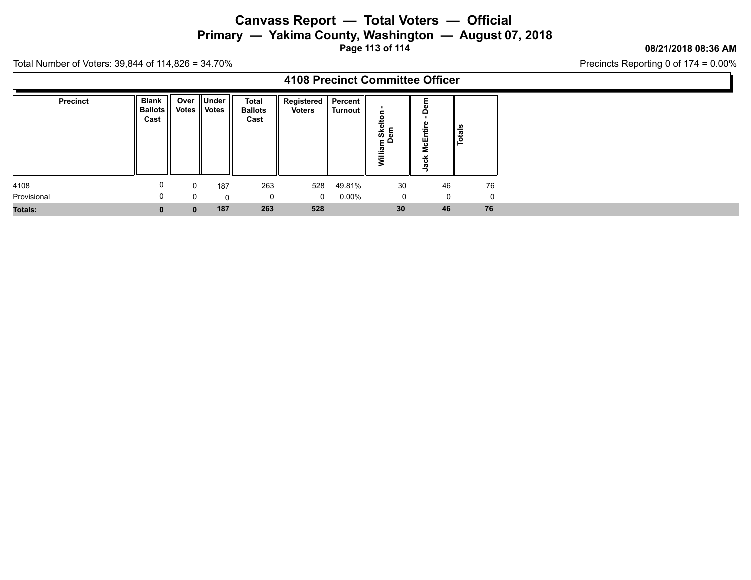# Canvass Report — Total Voters — Official

## Primary — Yakima County, Washington — August 07, 2018

08/21/2018 08:36 AM

Total Number of Voters: 39,844 of 114,826 = 34.70%

Precincts Reporting 0 of 174 = 0.00%

## 4108 Precinct Committee Officer

| Precinct | Blank Ballots Cast | Over Votes | Under Votes | Total Ballots Cast | Registered Voters | Percent Turnout | William Skelton - Dem | Jack McEntire - Dem | Totals |
|---|---|---|---|---|---|---|---|---|---|
| 4108 | 0 | 0 | 187 | 263 | 528 | 49.81% | 30 | 46 | 76 |
| Provisional | 0 | 0 | 0 | 0 | 0 | 0.00% | 0 | 0 | 0 |
| **Totals:** | **0** | **0** | **187** | **263** | **528** | | **30** | **46** | **76** |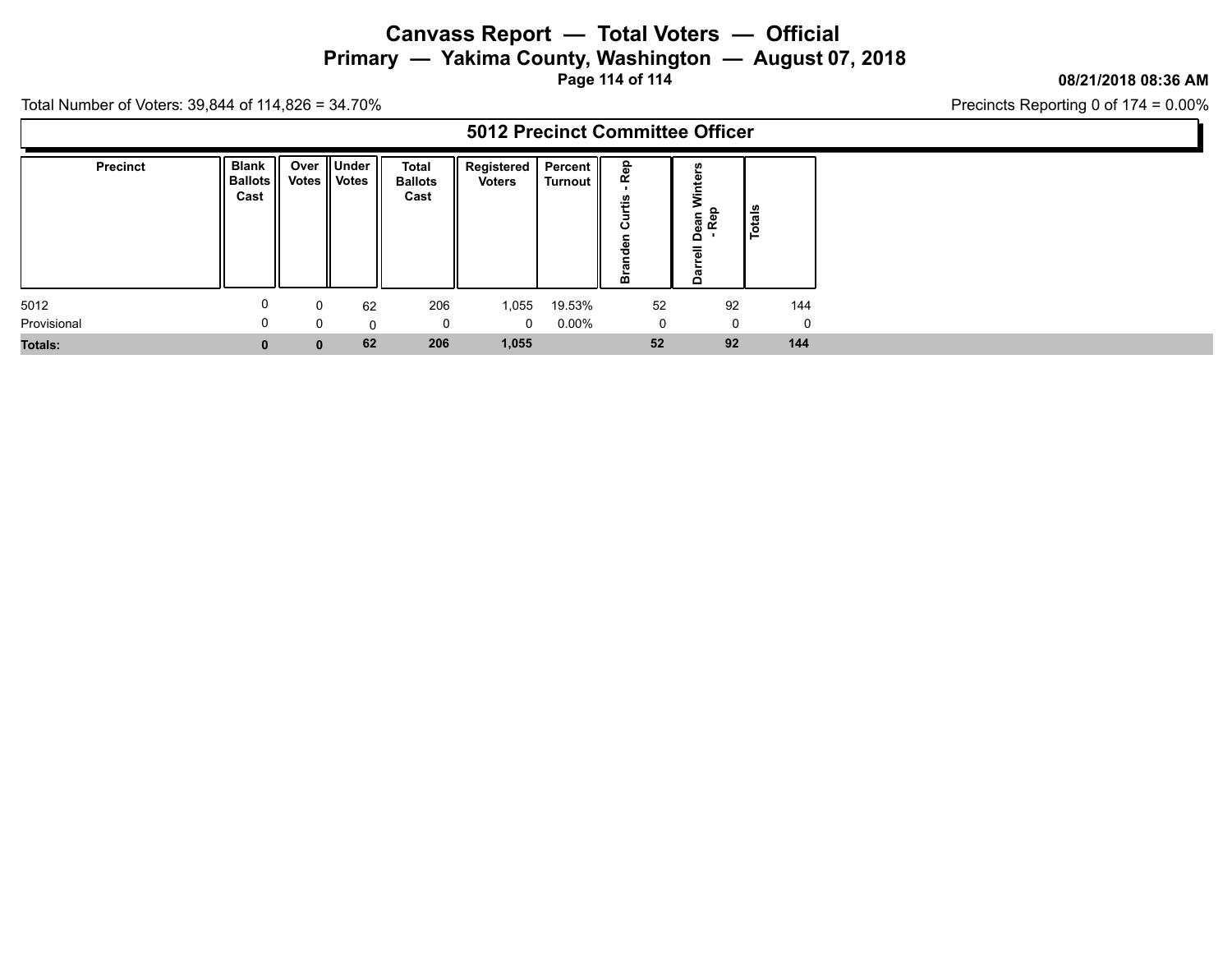# Canvass Report — Total Voters — Official

## Primary — Yakima County, Washington — August 07, 2018

08/21/2018 08:36 AM

Total Number of Voters: 39,844 of 114,826 = 34.70%

Precincts Reporting 0 of 174 = 0.00%

### 5012 Precinct Committee Officer

| Precinct | Blank Ballots Cast | Over Votes | Under Votes | Total Ballots Cast | Registered Voters | Percent Turnout | Branden Curtis - Rep | Darrell Dean Winters - Rep | Totals |
|---|---|---|---|---|---|---|---|---|---|
| 5012 | 0 | 0 | 62 | 206 | 1,055 | 19.53% | 52 | 92 | 144 |
| Provisional | 0 | 0 | 0 | 0 | 0 | 0.00% | 0 | 0 | 0 |
| **Totals:** | **0** | **0** | **62** | **206** | **1,055** | | **52** | **92** | **144** |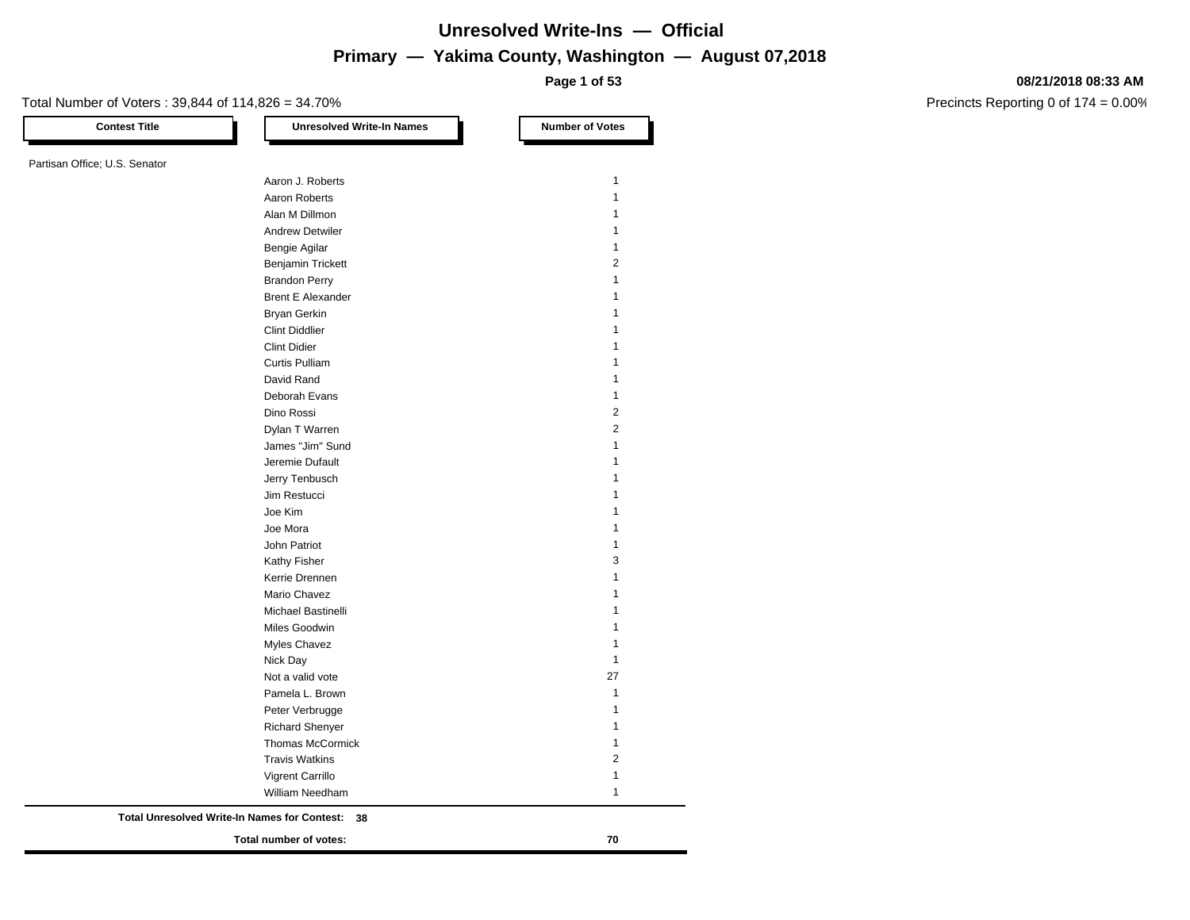# Unresolved Write-Ins — Official

## Primary — Yakima County, Washington — August 07,2018

**08/21/2018 08:33 AM**

Total Number of Voters : 39,844 of 114,826 = 34.70%

Precincts Reporting 0 of 174 = 0.00%

| Contest Title | Unresolved Write-In Names | Number of Votes |
|---|---|---|
| Partisan Office; U.S. Senator | | |
| | Aaron J. Roberts | 1 |
| | Aaron Roberts | 1 |
| | Alan M Dillmon | 1 |
| | Andrew Detwiler | 1 |
| | Bengie Agilar | 1 |
| | Benjamin Trickett | 2 |
| | Brandon Perry | 1 |
| | Brent E Alexander | 1 |
| | Bryan Gerkin | 1 |
| | Clint Diddlier | 1 |
| | Clint Didier | 1 |
| | Curtis Pulliam | 1 |
| | David Rand | 1 |
| | Deborah Evans | 1 |
| | Dino Rossi | 2 |
| | Dylan T Warren | 2 |
| | James "Jim" Sund | 1 |
| | Jeremie Dufault | 1 |
| | Jerry Tenbusch | 1 |
| | Jim Restucci | 1 |
| | Joe Kim | 1 |
| | Joe Mora | 1 |
| | John Patriot | 1 |
| | Kathy Fisher | 3 |
| | Kerrie Drennen | 1 |
| | Mario Chavez | 1 |
| | Michael Bastinelli | 1 |
| | Miles Goodwin | 1 |
| | Myles Chavez | 1 |
| | Nick Day | 1 |
| | Not a valid vote | 27 |
| | Pamela L. Brown | 1 |
| | Peter Verbrugge | 1 |
| | Richard Shenyer | 1 |
| | Thomas McCormick | 1 |
| | Travis Watkins | 2 |
| | Vigrent Carrillo | 1 |
| | William Needham | 1 |

**Total Unresolved Write-In Names for Contest: 38**

**Total number of votes: 70**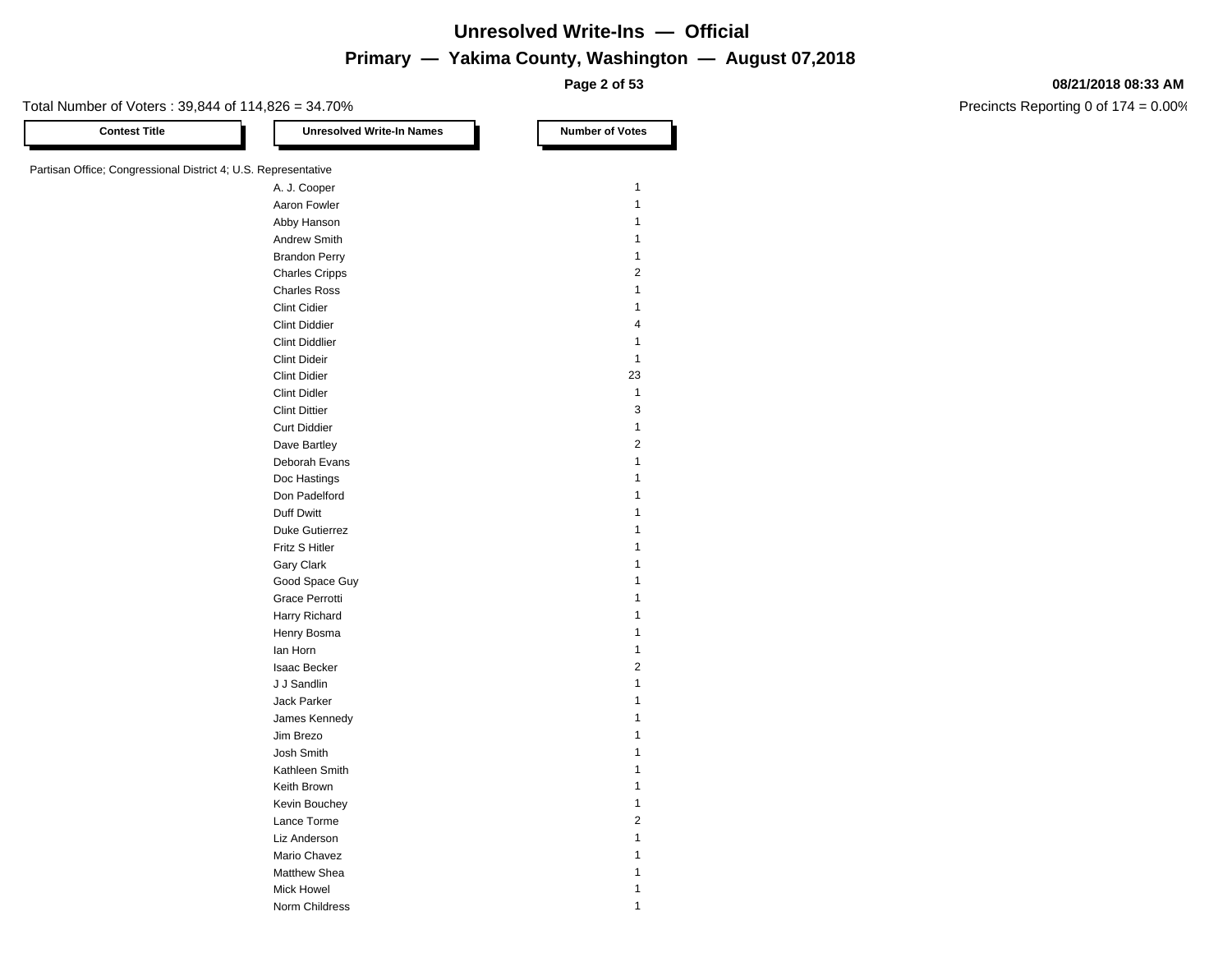# Unresolved Write-Ins — Official

## Primary — Yakima County, Washington — August 07,2018

08/21/2018 08:33 AM

Total Number of Voters : 39,844 of 114,826 = 34.70%

Precincts Reporting 0 of 174 = 0.00%

| Contest Title | Unresolved Write-In Names | Number of Votes |
|---|---|---|
| Partisan Office; Congressional District 4; U.S. Representative | | |
| | A. J. Cooper | 1 |
| | Aaron Fowler | 1 |
| | Abby Hanson | 1 |
| | Andrew Smith | 1 |
| | Brandon Perry | 1 |
| | Charles Cripps | 2 |
| | Charles Ross | 1 |
| | Clint Cidier | 1 |
| | Clint Diddier | 4 |
| | Clint Diddlier | 1 |
| | Clint Dideir | 1 |
| | Clint Didier | 23 |
| | Clint Didler | 1 |
| | Clint Dittier | 3 |
| | Curt Diddier | 1 |
| | Dave Bartley | 2 |
| | Deborah Evans | 1 |
| | Doc Hastings | 1 |
| | Don Padelford | 1 |
| | Duff Dwitt | 1 |
| | Duke Gutierrez | 1 |
| | Fritz S Hitler | 1 |
| | Gary Clark | 1 |
| | Good Space Guy | 1 |
| | Grace Perrotti | 1 |
| | Harry Richard | 1 |
| | Henry Bosma | 1 |
| | Ian Horn | 1 |
| | Isaac Becker | 2 |
| | J J Sandlin | 1 |
| | Jack Parker | 1 |
| | James Kennedy | 1 |
| | Jim Brezo | 1 |
| | Josh Smith | 1 |
| | Kathleen Smith | 1 |
| | Keith Brown | 1 |
| | Kevin Bouchey | 1 |
| | Lance Torme | 2 |
| | Liz Anderson | 1 |
| | Mario Chavez | 1 |
| | Matthew Shea | 1 |
| | Mick Howel | 1 |
| | Norm Childress | 1 |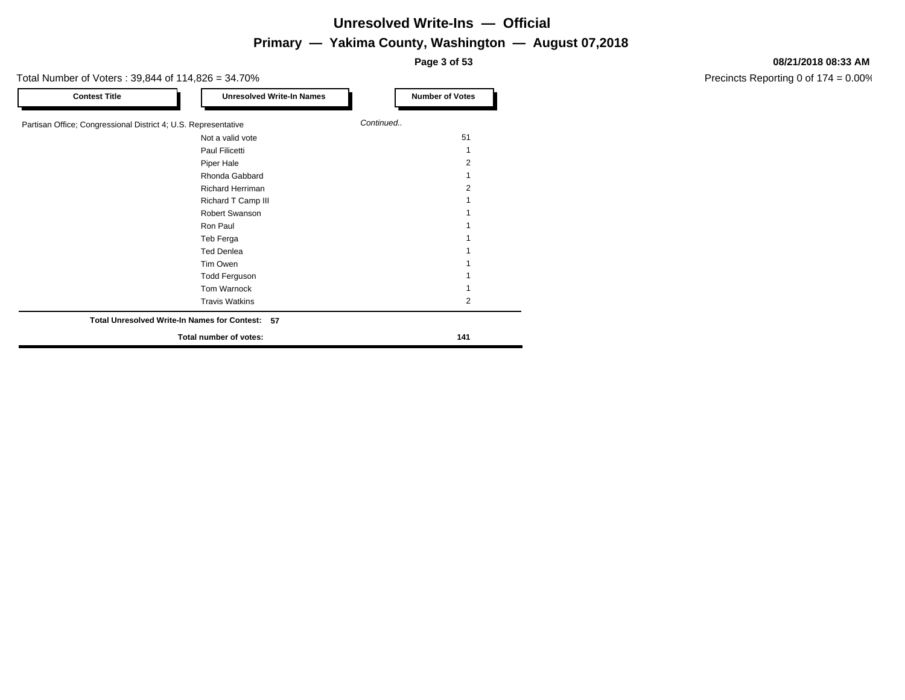# Unresolved Write-Ins — Official

## Primary — Yakima County, Washington — August 07,2018

08/21/2018 08:33 AM

Total Number of Voters : 39,844 of 114,826 = 34.70%

Precincts Reporting 0 of 174 = 0.00%

| Contest Title | Unresolved Write-In Names | Number of Votes |
|---|---|---|
| Partisan Office; Congressional District 4; U.S. Representative | | *Continued..* |
| | Not a valid vote | 51 |
| | Paul Filicetti | 1 |
| | Piper Hale | 2 |
| | Rhonda Gabbard | 1 |
| | Richard Herriman | 2 |
| | Richard T Camp III | 1 |
| | Robert Swanson | 1 |
| | Ron Paul | 1 |
| | Teb Ferga | 1 |
| | Ted Denlea | 1 |
| | Tim Owen | 1 |
| | Todd Ferguson | 1 |
| | Tom Warnock | 1 |
| | Travis Watkins | 2 |
| **Total Unresolved Write-In Names for Contest:** | **57** | |
| | **Total number of votes:** | **141** |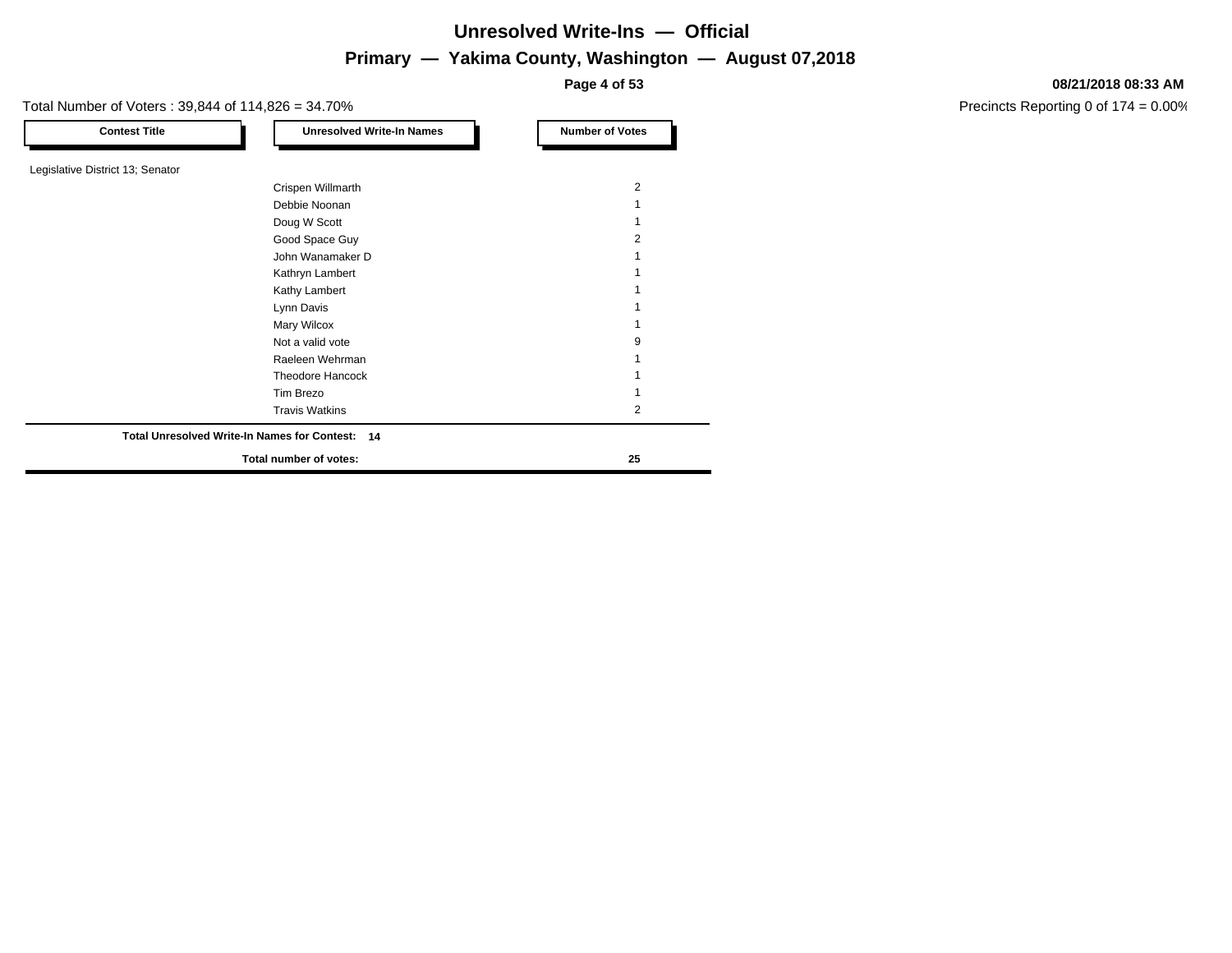# Unresolved Write-Ins — Official

## Primary — Yakima County, Washington — August 07,2018

**08/21/2018 08:33 AM**

Total Number of Voters : 39,844 of 114,826 = 34.70%

Precincts Reporting 0 of 174 = 0.00%

| Contest Title | Unresolved Write-In Names | Number of Votes |
|---|---|---|
| Legislative District 13; Senator | | |
| | Crispen Willmarth | 2 |
| | Debbie Noonan | 1 |
| | Doug W Scott | 1 |
| | Good Space Guy | 2 |
| | John Wanamaker D | 1 |
| | Kathryn Lambert | 1 |
| | Kathy Lambert | 1 |
| | Lynn Davis | 1 |
| | Mary Wilcox | 1 |
| | Not a valid vote | 9 |
| | Raeleen Wehrman | 1 |
| | Theodore Hancock | 1 |
| | Tim Brezo | 1 |
| | Travis Watkins | 2 |
| **Total Unresolved Write-In Names for Contest:** | **14** | |
| | **Total number of votes:** | **25** |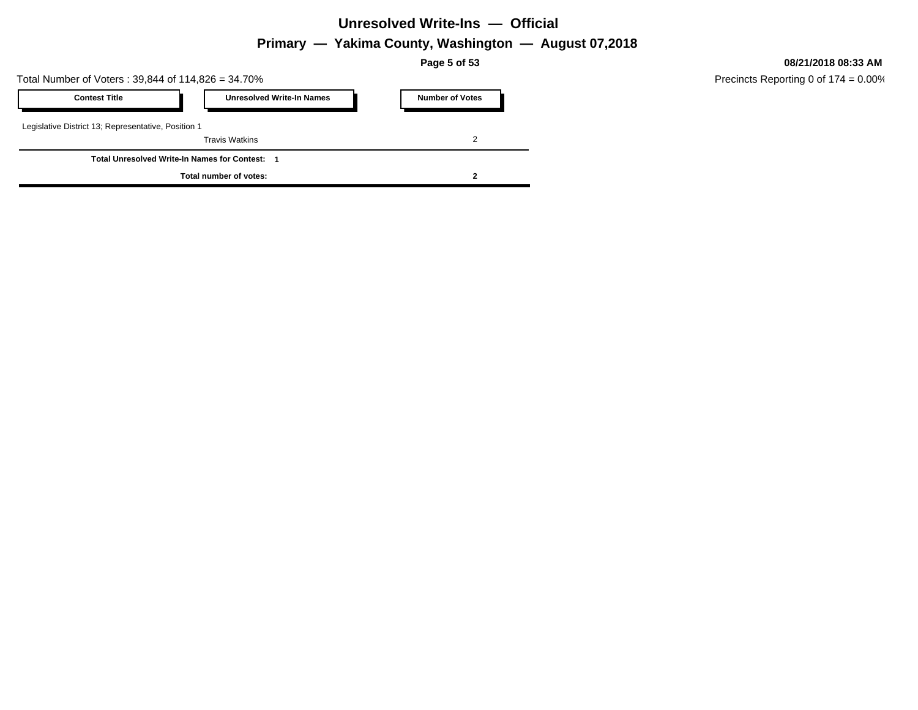# Unresolved Write-Ins — Official

## Primary — Yakima County, Washington — August 07,2018

**08/21/2018 08:33 AM**

Total Number of Voters : 39,844 of 114,826 = 34.70%

Precincts Reporting 0 of 174 = 0.00%

| Contest Title | Unresolved Write-In Names | Number of Votes |
|---|---|---|
| Legislative District 13; Representative, Position 1 | | |
| | Travis Watkins | 2 |
| **Total Unresolved Write-In Names for Contest: 1** | | |
| | **Total number of votes:** | **2** |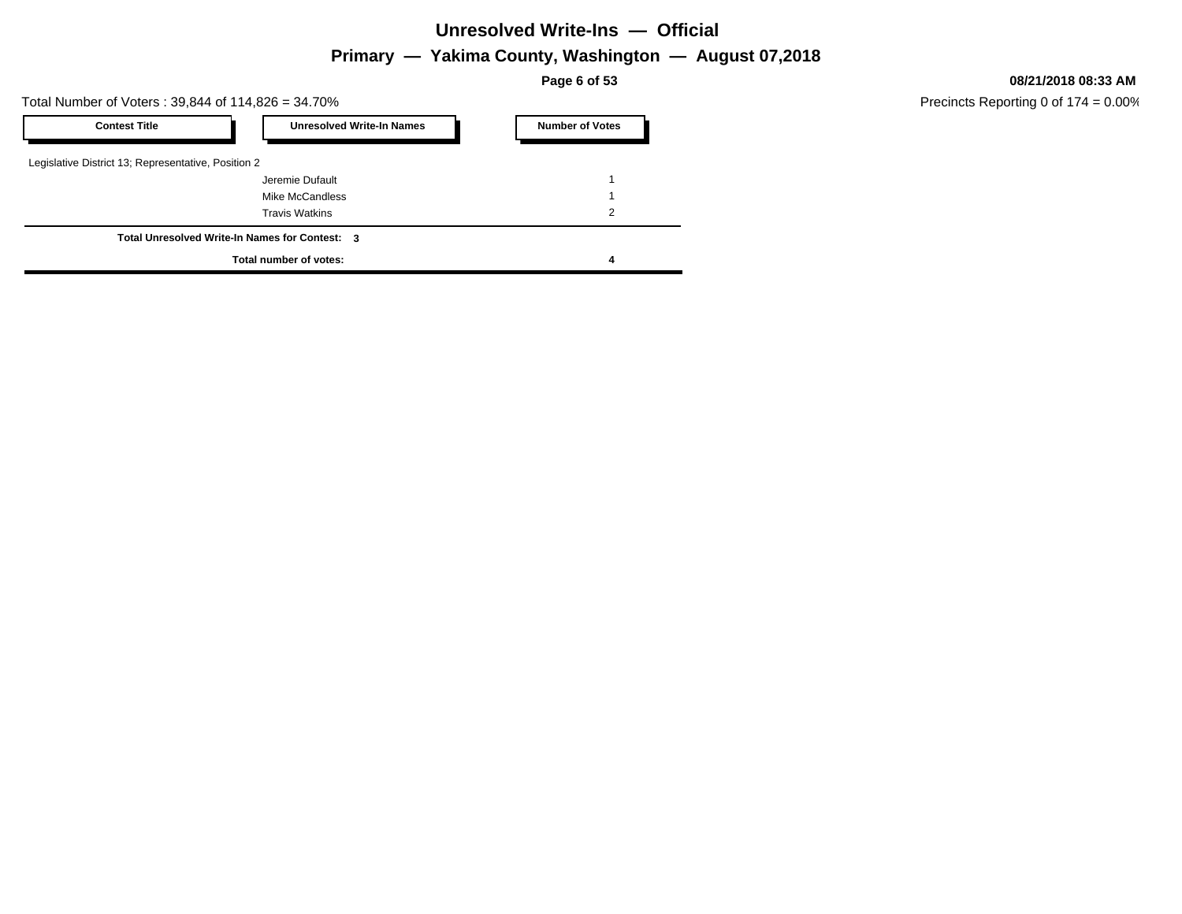# Unresolved Write-Ins — Official

## Primary — Yakima County, Washington — August 07,2018

08/21/2018 08:33 AM

Total Number of Voters : 39,844 of 114,826 = 34.70%

Precincts Reporting 0 of 174 = 0.00%

| Contest Title | Unresolved Write-In Names | Number of Votes |
|---|---|---|
| Legislative District 13; Representative, Position 2 | | |
| | Jeremie Dufault | 1 |
| | Mike McCandless | 1 |
| | Travis Watkins | 2 |
| **Total Unresolved Write-In Names for Contest: 3** | | |
| **Total number of votes:** | | **4** |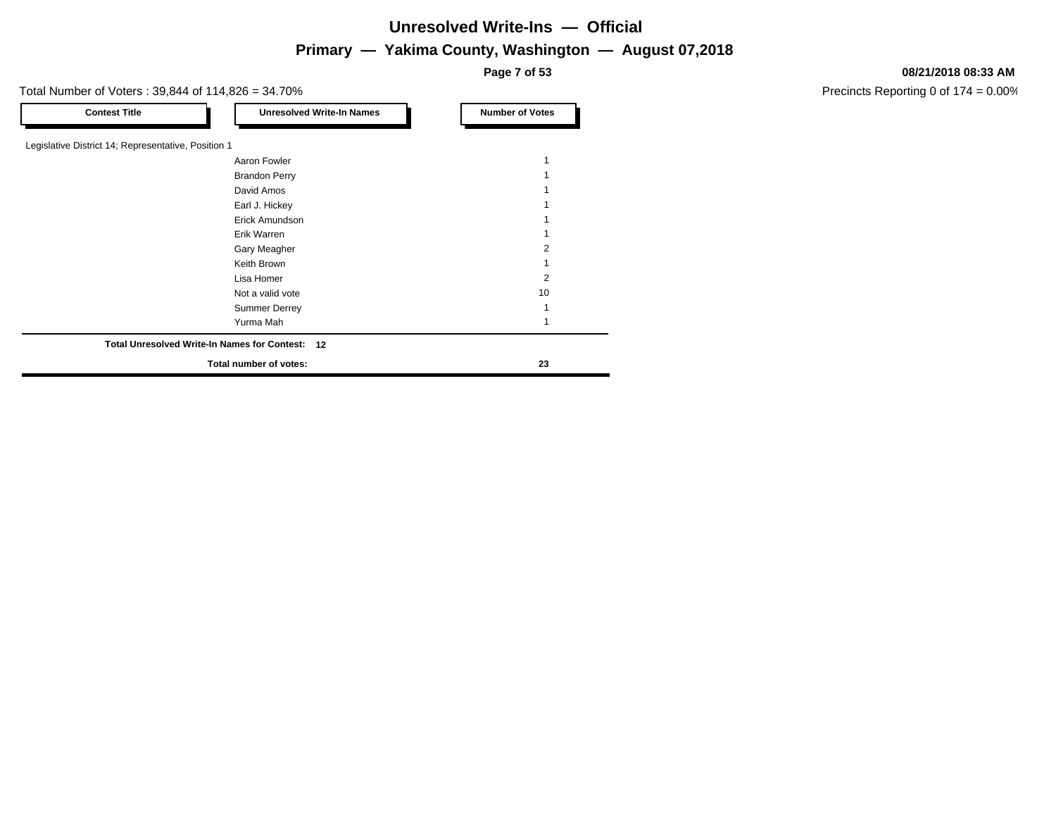# Unresolved Write-Ins — Official

## Primary — Yakima County, Washington — August 07,2018

**08/21/2018 08:33 AM**

Total Number of Voters : 39,844 of 114,826 = 34.70%

Precincts Reporting 0 of 174 = 0.00%

| Contest Title | Unresolved Write-In Names | Number of Votes |
|---|---|---|
| Legislative District 14; Representative, Position 1 | | |
| | Aaron Fowler | 1 |
| | Brandon Perry | 1 |
| | David Amos | 1 |
| | Earl J. Hickey | 1 |
| | Erick Amundson | 1 |
| | Erik Warren | 1 |
| | Gary Meagher | 2 |
| | Keith Brown | 1 |
| | Lisa Homer | 2 |
| | Not a valid vote | 10 |
| | Summer Derrey | 1 |
| | Yurma Mah | 1 |
| **Total Unresolved Write-In Names for Contest:** | **12** | |
| **Total number of votes:** | | **23** |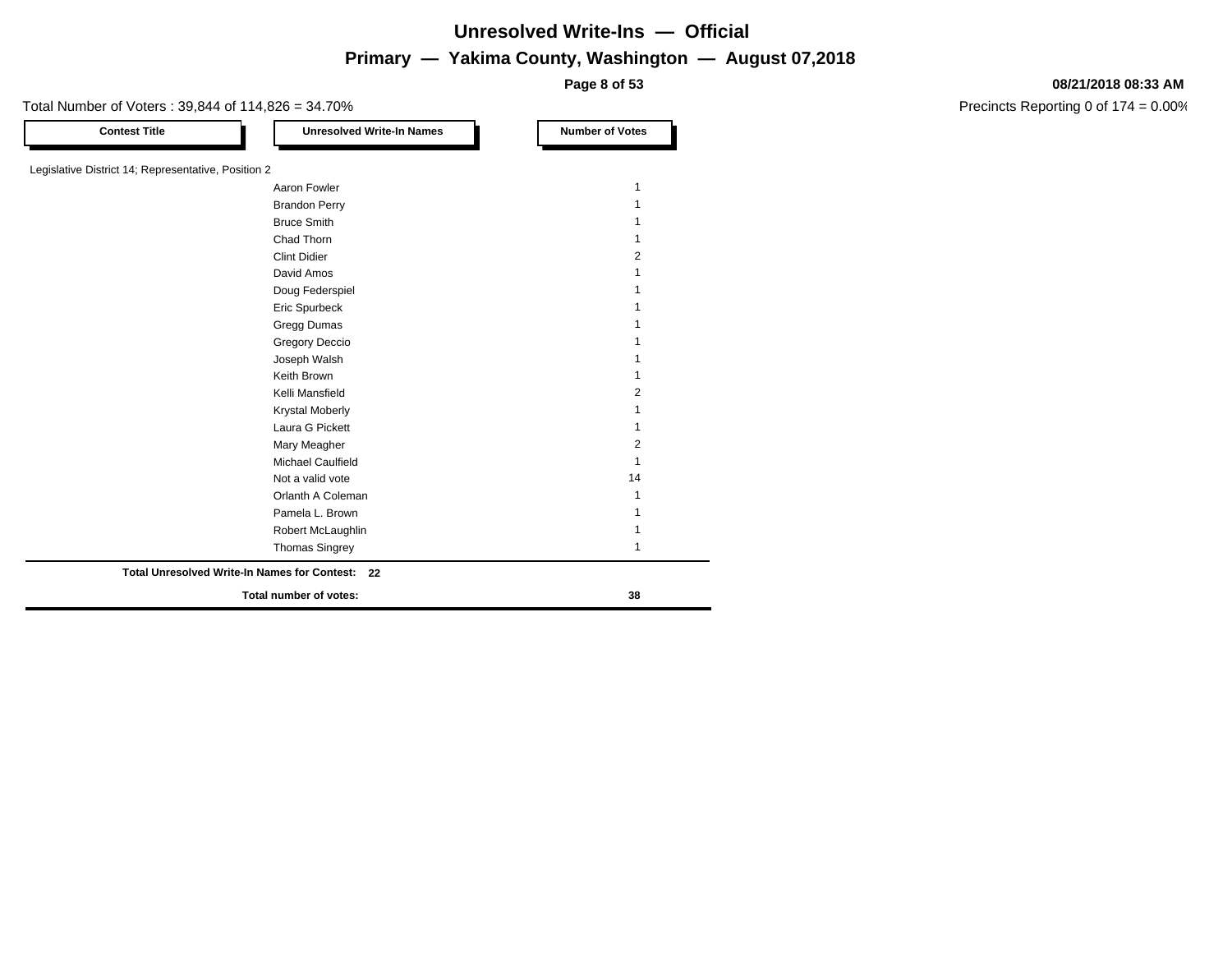# Unresolved Write-Ins — Official

## Primary — Yakima County, Washington — August 07,2018

**08/21/2018 08:33 AM**

Total Number of Voters : 39,844 of 114,826 = 34.70%

Precincts Reporting 0 of 174 = 0.00%

| Contest Title | Unresolved Write-In Names | Number of Votes |
|---|---|---|
| Legislative District 14; Representative, Position 2 | | |
| | Aaron Fowler | 1 |
| | Brandon Perry | 1 |
| | Bruce Smith | 1 |
| | Chad Thorn | 1 |
| | Clint Didier | 2 |
| | David Amos | 1 |
| | Doug Federspiel | 1 |
| | Eric Spurbeck | 1 |
| | Gregg Dumas | 1 |
| | Gregory Deccio | 1 |
| | Joseph Walsh | 1 |
| | Keith Brown | 1 |
| | Kelli Mansfield | 2 |
| | Krystal Moberly | 1 |
| | Laura G Pickett | 1 |
| | Mary Meagher | 2 |
| | Michael Caulfield | 1 |
| | Not a valid vote | 14 |
| | Orlanth A Coleman | 1 |
| | Pamela L. Brown | 1 |
| | Robert McLaughlin | 1 |
| | Thomas Singrey | 1 |
| **Total Unresolved Write-In Names for Contest:** | **22** | |
| | **Total number of votes:** | **38** |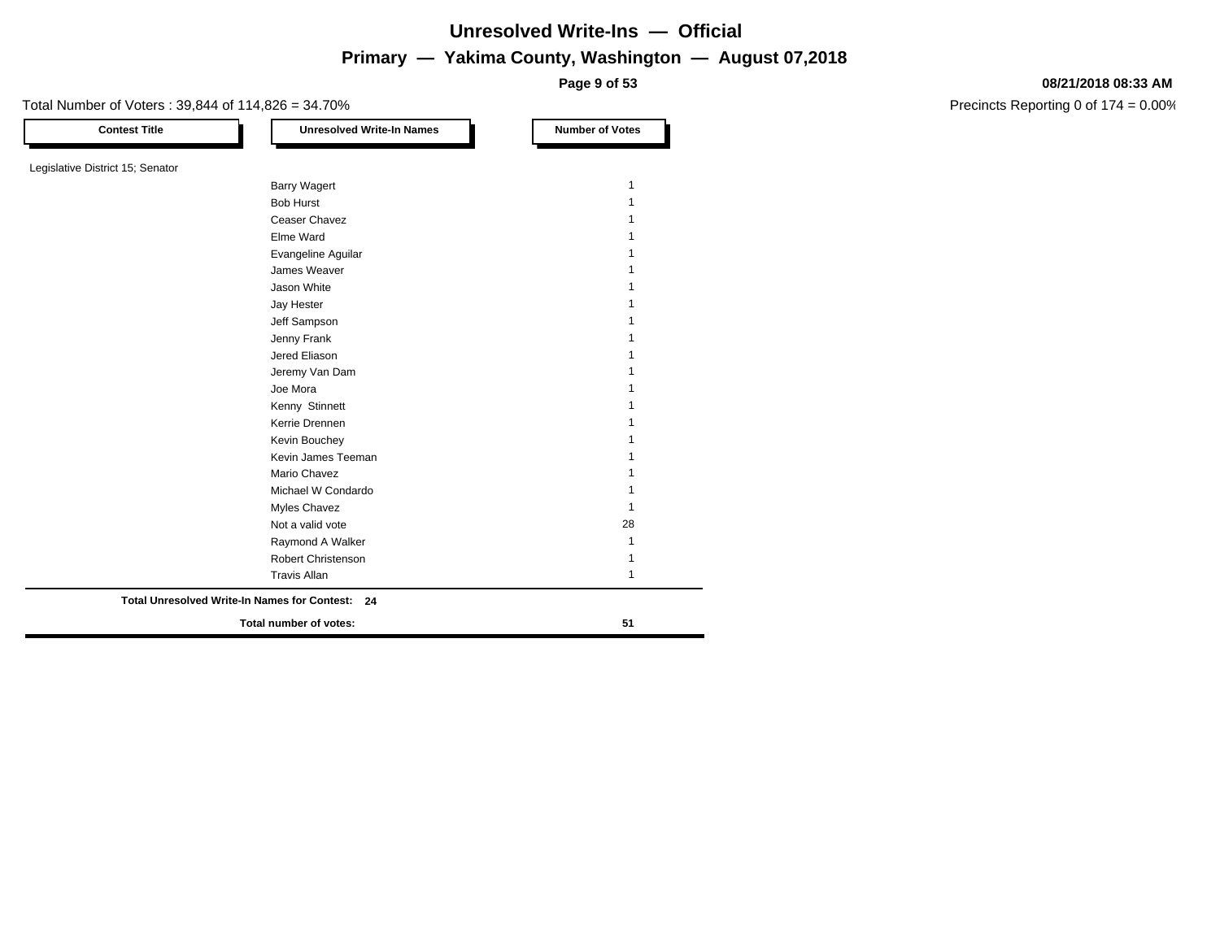# Unresolved Write-Ins — Official

## Primary — Yakima County, Washington — August 07,2018

**08/21/2018 08:33 AM**

Total Number of Voters : 39,844 of 114,826 = 34.70%

Precincts Reporting 0 of 174 = 0.00%

| Contest Title | Unresolved Write-In Names | Number of Votes |
|---|---|---|
| Legislative District 15; Senator | | |
| | Barry Wagert | 1 |
| | Bob Hurst | 1 |
| | Ceaser Chavez | 1 |
| | Elme Ward | 1 |
| | Evangeline Aguilar | 1 |
| | James Weaver | 1 |
| | Jason White | 1 |
| | Jay Hester | 1 |
| | Jeff Sampson | 1 |
| | Jenny Frank | 1 |
| | Jered Eliason | 1 |
| | Jeremy Van Dam | 1 |
| | Joe Mora | 1 |
| | Kenny Stinnett | 1 |
| | Kerrie Drennen | 1 |
| | Kevin Bouchey | 1 |
| | Kevin James Teeman | 1 |
| | Mario Chavez | 1 |
| | Michael W Condardo | 1 |
| | Myles Chavez | 1 |
| | Not a valid vote | 28 |
| | Raymond A Walker | 1 |
| | Robert Christenson | 1 |
| | Travis Allan | 1 |
| **Total Unresolved Write-In Names for Contest:** | **24** | |
| **Total number of votes:** | | **51** |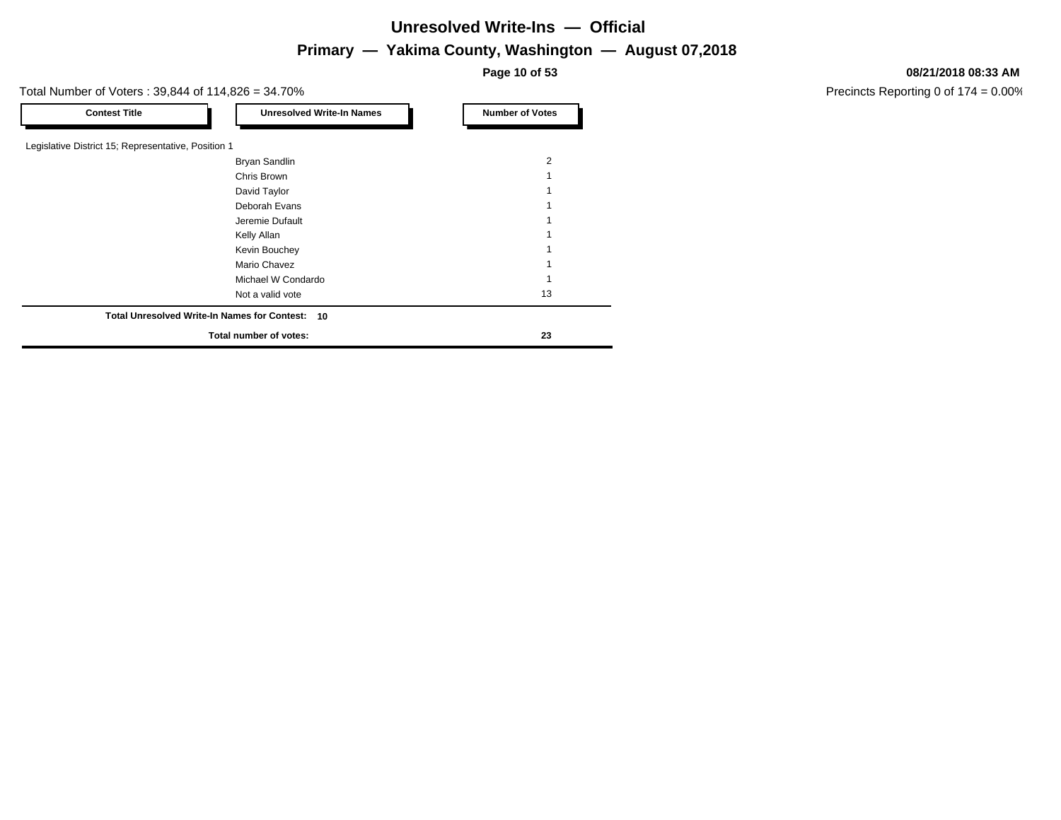# Unresolved Write-Ins — Official

## Primary — Yakima County, Washington — August 07,2018

08/21/2018 08:33 AM

Total Number of Voters : 39,844 of 114,826 = 34.70%

Precincts Reporting 0 of 174 = 0.00%

| Contest Title | Unresolved Write-In Names | Number of Votes |
|---|---|---|
| Legislative District 15; Representative, Position 1 | | |
| | Bryan Sandlin | 2 |
| | Chris Brown | 1 |
| | David Taylor | 1 |
| | Deborah Evans | 1 |
| | Jeremie Dufault | 1 |
| | Kelly Allan | 1 |
| | Kevin Bouchey | 1 |
| | Mario Chavez | 1 |
| | Michael W Condardo | 1 |
| | Not a valid vote | 13 |
| **Total Unresolved Write-In Names for Contest: 10** | | |
| | **Total number of votes:** | **23** |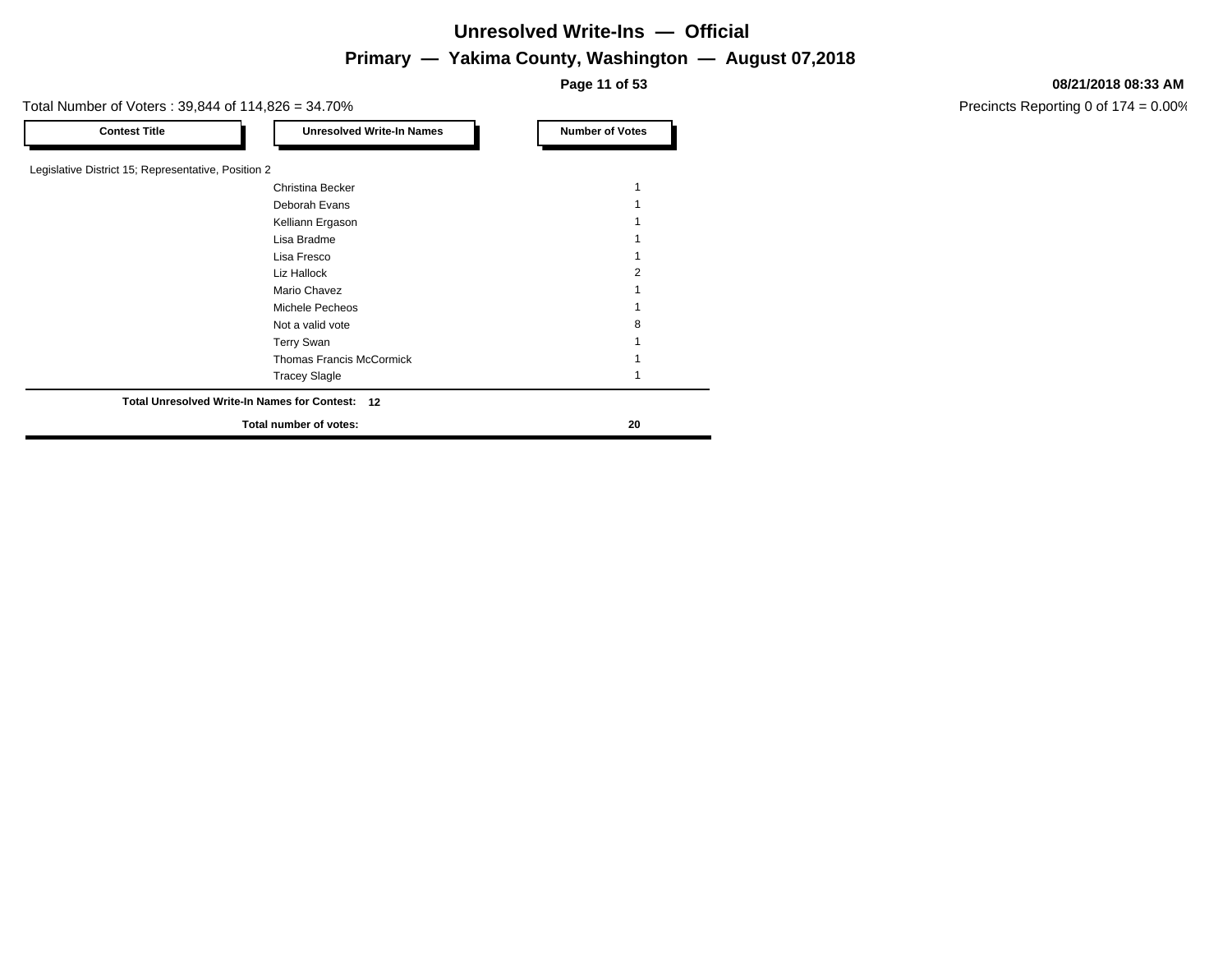# Unresolved Write-Ins — Official

## Primary — Yakima County, Washington — August 07,2018

08/21/2018 08:33 AM

Total Number of Voters : 39,844 of 114,826 = 34.70%

Precincts Reporting 0 of 174 = 0.00%

| Contest Title | Unresolved Write-In Names | Number of Votes |
|---|---|---|
| Legislative District 15; Representative, Position 2 | | |
| | Christina Becker | 1 |
| | Deborah Evans | 1 |
| | Kelliann Ergason | 1 |
| | Lisa Bradme | 1 |
| | Lisa Fresco | 1 |
| | Liz Hallock | 2 |
| | Mario Chavez | 1 |
| | Michele Pecheos | 1 |
| | Not a valid vote | 8 |
| | Terry Swan | 1 |
| | Thomas Francis McCormick | 1 |
| | Tracey Slagle | 1 |
| **Total Unresolved Write-In Names for Contest:** | **12** | |
| **Total number of votes:** | | **20** |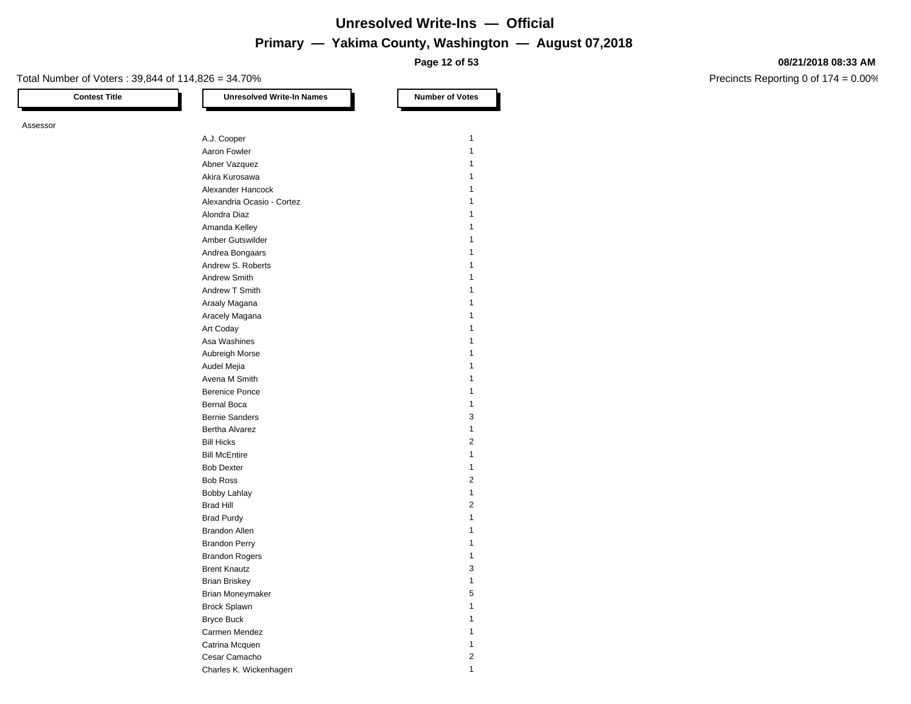# Unresolved Write-Ins — Official

## Primary — Yakima County, Washington — August 07,2018

08/21/2018 08:33 AM

Total Number of Voters : 39,844 of 114,826 = 34.70%

Precincts Reporting 0 of 174 = 0.00%

| Contest Title | Unresolved Write-In Names | Number of Votes |
|---|---|---|
| Assessor | | |
| | A.J. Cooper | 1 |
| | Aaron Fowler | 1 |
| | Abner Vazquez | 1 |
| | Akira Kurosawa | 1 |
| | Alexander Hancock | 1 |
| | Alexandria Ocasio - Cortez | 1 |
| | Alondra Diaz | 1 |
| | Amanda Kelley | 1 |
| | Amber Gutswilder | 1 |
| | Andrea Bongaars | 1 |
| | Andrew S. Roberts | 1 |
| | Andrew Smith | 1 |
| | Andrew T Smith | 1 |
| | Araaly Magana | 1 |
| | Aracely Magana | 1 |
| | Art Coday | 1 |
| | Asa Washines | 1 |
| | Aubreigh Morse | 1 |
| | Audel Mejia | 1 |
| | Avena M Smith | 1 |
| | Berenice Ponce | 1 |
| | Bernal Boca | 1 |
| | Bernie Sanders | 3 |
| | Bertha Alvarez | 1 |
| | Bill Hicks | 2 |
| | Bill McEntire | 1 |
| | Bob Dexter | 1 |
| | Bob Ross | 2 |
| | Bobby Lahlay | 1 |
| | Brad Hill | 2 |
| | Brad Purdy | 1 |
| | Brandon Allen | 1 |
| | Brandon Perry | 1 |
| | Brandon Rogers | 1 |
| | Brent Knautz | 3 |
| | Brian Briskey | 1 |
| | Brian Moneymaker | 5 |
| | Brock Splawn | 1 |
| | Bryce Buck | 1 |
| | Carmen Mendez | 1 |
| | Catrina Mcquen | 1 |
| | Cesar Camacho | 2 |
| | Charles K. Wickenhagen | 1 |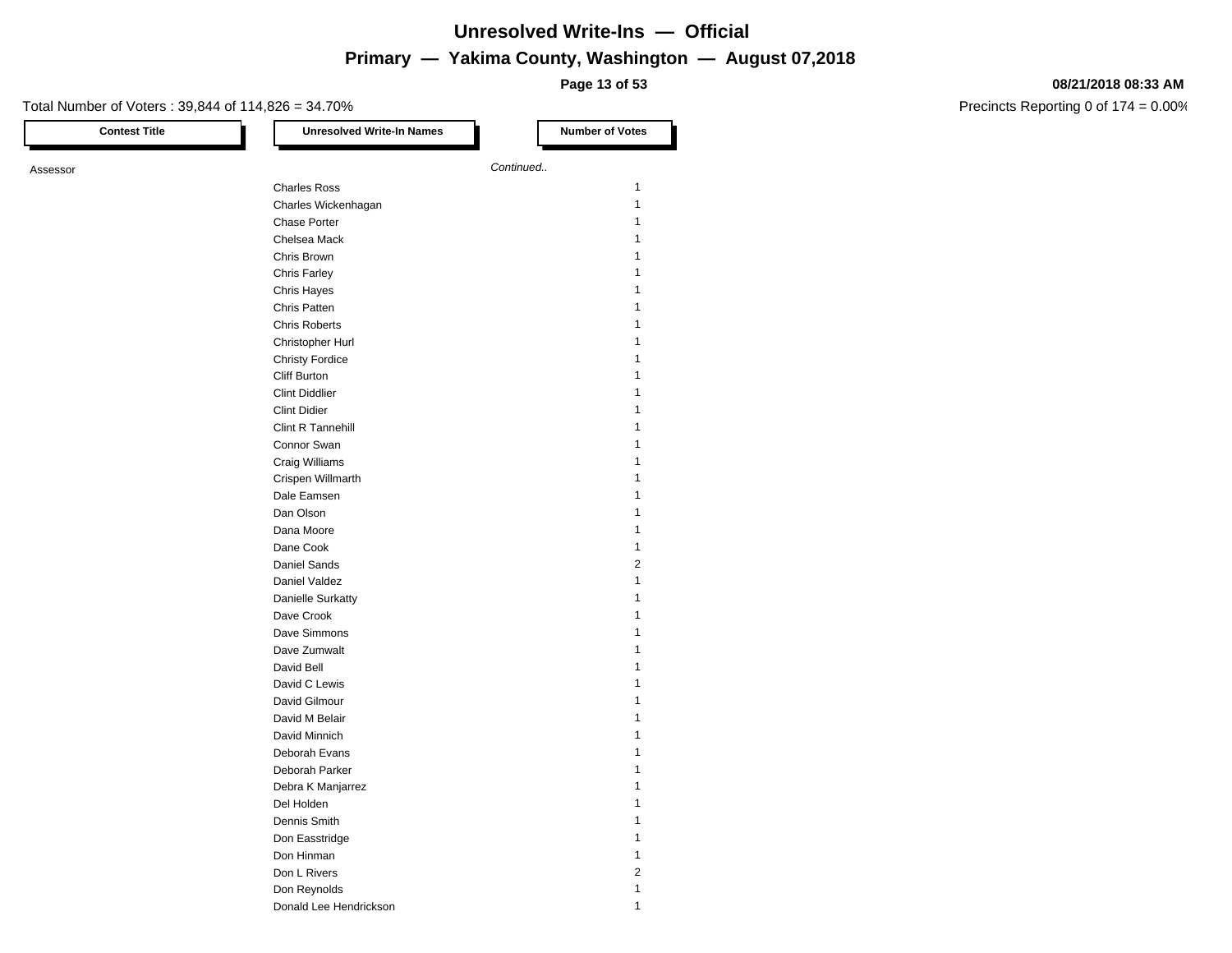# Unresolved Write-Ins — Official

## Primary — Yakima County, Washington — August 07,2018

**08/21/2018 08:33 AM**

Total Number of Voters : 39,844 of 114,826 = 34.70%

Precincts Reporting 0 of 174 = 0.00%

| Contest Title | Unresolved Write-In Names | Number of Votes |
|---|---|---|
| Assessor | *Continued..* | |
| | Charles Ross | 1 |
| | Charles Wickenhagan | 1 |
| | Chase Porter | 1 |
| | Chelsea Mack | 1 |
| | Chris Brown | 1 |
| | Chris Farley | 1 |
| | Chris Hayes | 1 |
| | Chris Patten | 1 |
| | Chris Roberts | 1 |
| | Christopher Hurl | 1 |
| | Christy Fordice | 1 |
| | Cliff Burton | 1 |
| | Clint Diddlier | 1 |
| | Clint Didier | 1 |
| | Clint R Tannehill | 1 |
| | Connor Swan | 1 |
| | Craig Williams | 1 |
| | Crispen Willmarth | 1 |
| | Dale Eamsen | 1 |
| | Dan Olson | 1 |
| | Dana Moore | 1 |
| | Dane Cook | 1 |
| | Daniel Sands | 2 |
| | Daniel Valdez | 1 |
| | Danielle Surkatty | 1 |
| | Dave Crook | 1 |
| | Dave Simmons | 1 |
| | Dave Zumwalt | 1 |
| | David Bell | 1 |
| | David C Lewis | 1 |
| | David Gilmour | 1 |
| | David M Belair | 1 |
| | David Minnich | 1 |
| | Deborah Evans | 1 |
| | Deborah Parker | 1 |
| | Debra K Manjarrez | 1 |
| | Del Holden | 1 |
| | Dennis Smith | 1 |
| | Don Easstridge | 1 |
| | Don Hinman | 1 |
| | Don L Rivers | 2 |
| | Don Reynolds | 1 |
| | Donald Lee Hendrickson | 1 |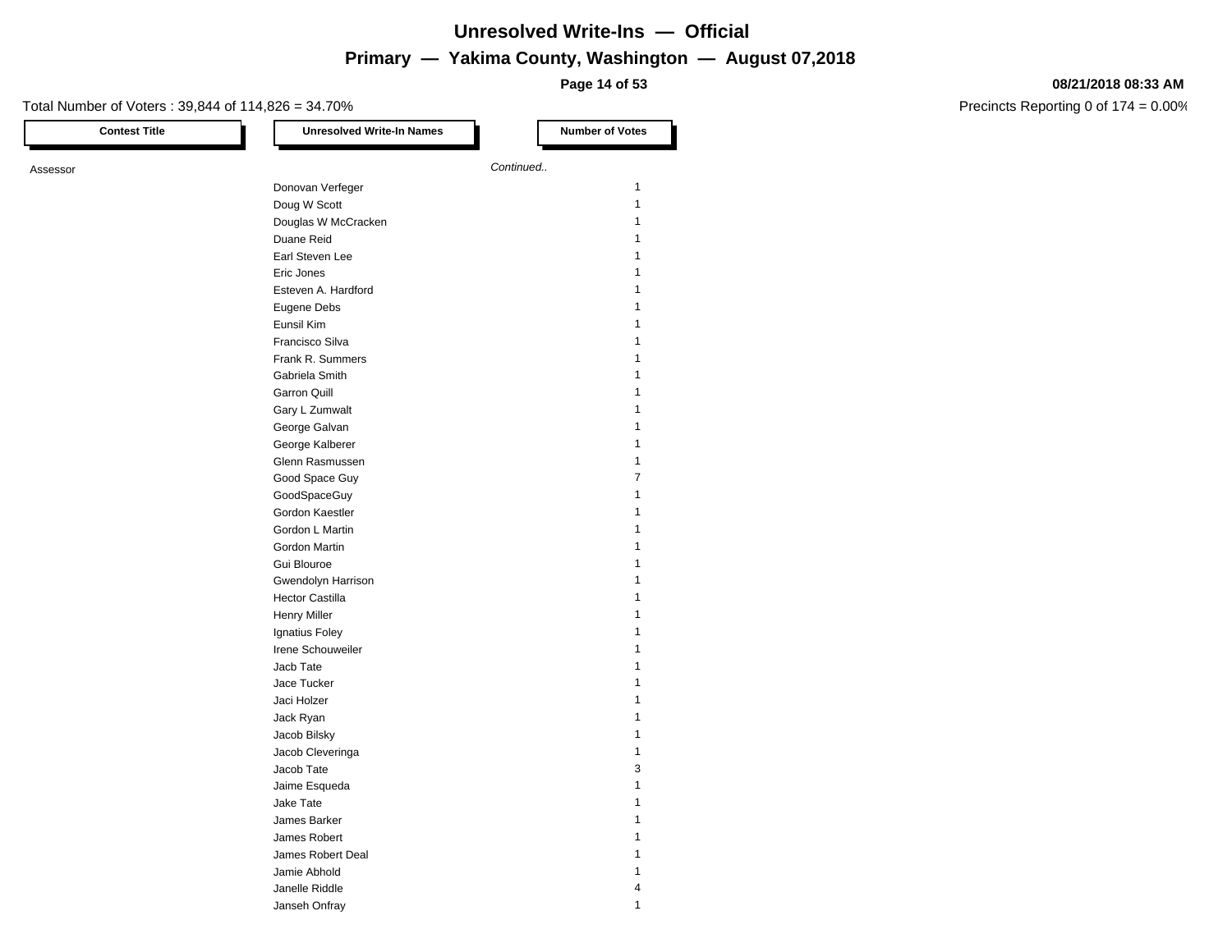# Unresolved Write-Ins — Official

## Primary — Yakima County, Washington — August 07,2018

08/21/2018 08:33 AM

Total Number of Voters : 39,844 of 114,826 = 34.70%

Precincts Reporting 0 of 174 = 0.00%

| Contest Title | Unresolved Write-In Names | Number of Votes |
|---|---|---|
| Assessor | *Continued..* | |
| | Donovan Verfeger | 1 |
| | Doug W Scott | 1 |
| | Douglas W McCracken | 1 |
| | Duane Reid | 1 |
| | Earl Steven Lee | 1 |
| | Eric Jones | 1 |
| | Esteven A. Hardford | 1 |
| | Eugene Debs | 1 |
| | Eunsil Kim | 1 |
| | Francisco Silva | 1 |
| | Frank R. Summers | 1 |
| | Gabriela Smith | 1 |
| | Garron Quill | 1 |
| | Gary L Zumwalt | 1 |
| | George Galvan | 1 |
| | George Kalberer | 1 |
| | Glenn Rasmussen | 1 |
| | Good Space Guy | 7 |
| | GoodSpaceGuy | 1 |
| | Gordon Kaestler | 1 |
| | Gordon L Martin | 1 |
| | Gordon Martin | 1 |
| | Gui Blouroe | 1 |
| | Gwendolyn Harrison | 1 |
| | Hector Castilla | 1 |
| | Henry Miller | 1 |
| | Ignatius Foley | 1 |
| | Irene Schouweiler | 1 |
| | Jacb Tate | 1 |
| | Jace Tucker | 1 |
| | Jaci Holzer | 1 |
| | Jack Ryan | 1 |
| | Jacob Bilsky | 1 |
| | Jacob Cleveringa | 1 |
| | Jacob Tate | 3 |
| | Jaime Esqueda | 1 |
| | Jake Tate | 1 |
| | James Barker | 1 |
| | James Robert | 1 |
| | James Robert Deal | 1 |
| | Jamie Abhold | 1 |
| | Janelle Riddle | 4 |
| | Janseh Onfray | 1 |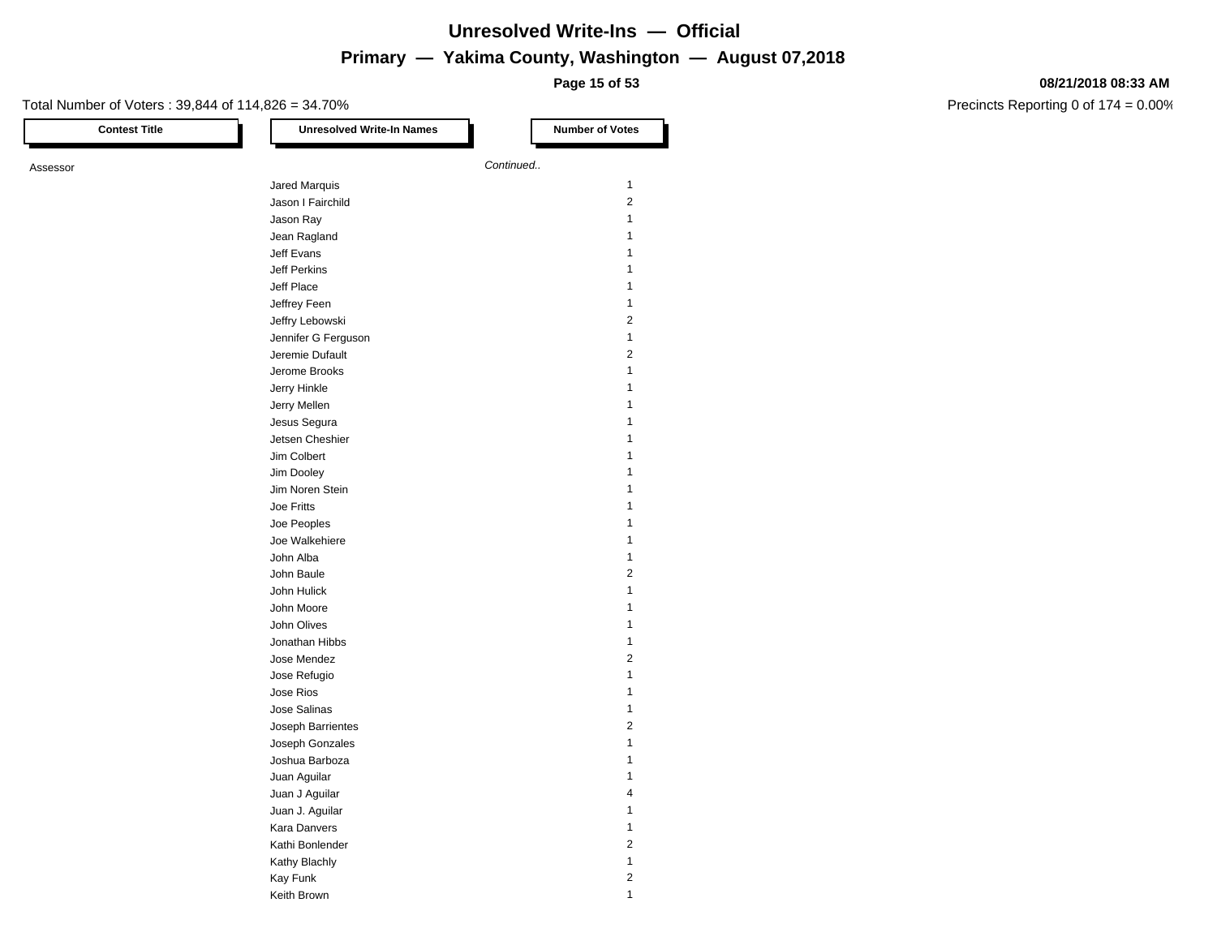# Unresolved Write-Ins — Official

## Primary — Yakima County, Washington — August 07,2018

Total Number of Voters : 39,844 of 114,826 = 34.70%

08/21/2018 08:33 AM

Precincts Reporting 0 of 174 = 0.00%

| Contest Title | Unresolved Write-In Names | Number of Votes |
|---|---|---|
| Assessor | *Continued..* | |
| | Jared Marquis | 1 |
| | Jason I Fairchild | 2 |
| | Jason Ray | 1 |
| | Jean Ragland | 1 |
| | Jeff Evans | 1 |
| | Jeff Perkins | 1 |
| | Jeff Place | 1 |
| | Jeffrey Feen | 1 |
| | Jeffry Lebowski | 2 |
| | Jennifer G Ferguson | 1 |
| | Jeremie Dufault | 2 |
| | Jerome Brooks | 1 |
| | Jerry Hinkle | 1 |
| | Jerry Mellen | 1 |
| | Jesus Segura | 1 |
| | Jetsen Cheshier | 1 |
| | Jim Colbert | 1 |
| | Jim Dooley | 1 |
| | Jim Noren Stein | 1 |
| | Joe Fritts | 1 |
| | Joe Peoples | 1 |
| | Joe Walkehiere | 1 |
| | John Alba | 1 |
| | John Baule | 2 |
| | John Hulick | 1 |
| | John Moore | 1 |
| | John Olives | 1 |
| | Jonathan Hibbs | 1 |
| | Jose Mendez | 2 |
| | Jose Refugio | 1 |
| | Jose Rios | 1 |
| | Jose Salinas | 1 |
| | Joseph Barrientes | 2 |
| | Joseph Gonzales | 1 |
| | Joshua Barboza | 1 |
| | Juan Aguilar | 1 |
| | Juan J Aguilar | 4 |
| | Juan J. Aguilar | 1 |
| | Kara Danvers | 1 |
| | Kathi Bonlender | 2 |
| | Kathy Blachly | 1 |
| | Kay Funk | 2 |
| | Keith Brown | 1 |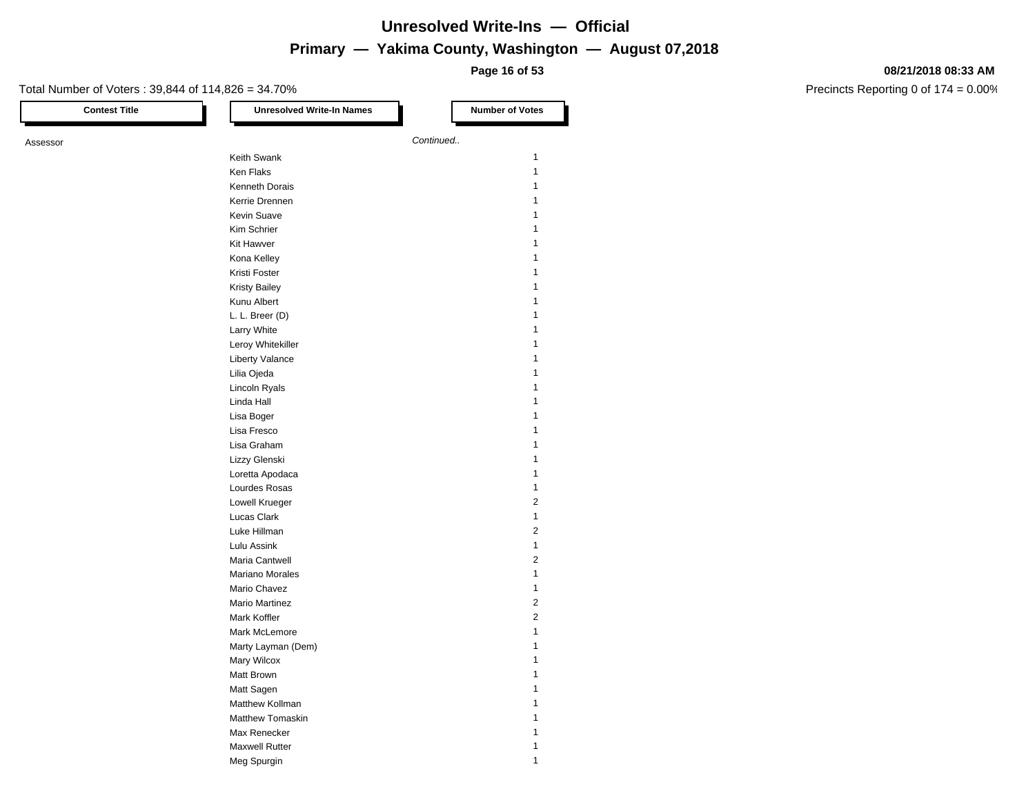# Unresolved Write-Ins — Official

## Primary — Yakima County, Washington — August 07,2018

Total Number of Voters : 39,844 of 114,826 = 34.70%

Precincts Reporting 0 of 174 = 0.00%

08/21/2018 08:33 AM

| Contest Title | Unresolved Write-In Names | Number of Votes |
|---|---|---|
| Assessor | *Continued..* | |
| | Keith Swank | 1 |
| | Ken Flaks | 1 |
| | Kenneth Dorais | 1 |
| | Kerrie Drennen | 1 |
| | Kevin Suave | 1 |
| | Kim Schrier | 1 |
| | Kit Hawver | 1 |
| | Kona Kelley | 1 |
| | Kristi Foster | 1 |
| | Kristy Bailey | 1 |
| | Kunu Albert | 1 |
| | L. L. Breer (D) | 1 |
| | Larry White | 1 |
| | Leroy Whitekiller | 1 |
| | Liberty Valance | 1 |
| | Lilia Ojeda | 1 |
| | Lincoln Ryals | 1 |
| | Linda Hall | 1 |
| | Lisa Boger | 1 |
| | Lisa Fresco | 1 |
| | Lisa Graham | 1 |
| | Lizzy Glenski | 1 |
| | Loretta Apodaca | 1 |
| | Lourdes Rosas | 1 |
| | Lowell Krueger | 2 |
| | Lucas Clark | 1 |
| | Luke Hillman | 2 |
| | Lulu Assink | 1 |
| | Maria Cantwell | 2 |
| | Mariano Morales | 1 |
| | Mario Chavez | 1 |
| | Mario Martinez | 2 |
| | Mark Koffler | 2 |
| | Mark McLemore | 1 |
| | Marty Layman (Dem) | 1 |
| | Mary Wilcox | 1 |
| | Matt Brown | 1 |
| | Matt Sagen | 1 |
| | Matthew Kollman | 1 |
| | Matthew Tomaskin | 1 |
| | Max Renecker | 1 |
| | Maxwell Rutter | 1 |
| | Meg Spurgin | 1 |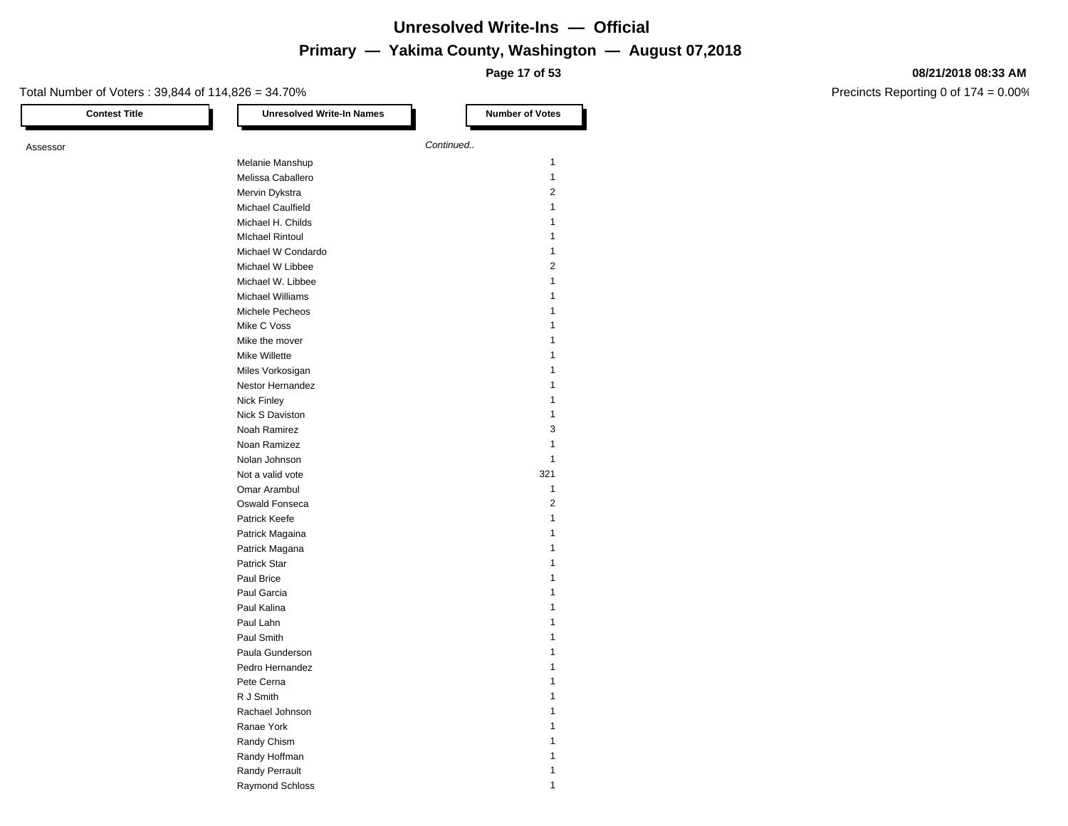# Unresolved Write-Ins — Official

## Primary — Yakima County, Washington — August 07,2018

**08/21/2018 08:33 AM**

Total Number of Voters : 39,844 of 114,826 = 34.70%

Precincts Reporting 0 of 174 = 0.00%

| Contest Title | Unresolved Write-In Names | Number of Votes |
|---|---|---|
| Assessor | *Continued..* | |
| | Melanie Manshup | 1 |
| | Melissa Caballero | 1 |
| | Mervin Dykstra | 2 |
| | Michael Caulfield | 1 |
| | Michael H. Childs | 1 |
| | MIchael Rintoul | 1 |
| | Michael W Condardo | 1 |
| | Michael W Libbee | 2 |
| | Michael W. Libbee | 1 |
| | Michael Williams | 1 |
| | Michele Pecheos | 1 |
| | Mike C Voss | 1 |
| | Mike the mover | 1 |
| | Mike Willette | 1 |
| | Miles Vorkosigan | 1 |
| | Nestor Hernandez | 1 |
| | Nick Finley | 1 |
| | Nick S Daviston | 1 |
| | Noah Ramirez | 3 |
| | Noan Ramizez | 1 |
| | Nolan Johnson | 1 |
| | Not a valid vote | 321 |
| | Omar Arambul | 1 |
| | Oswald Fonseca | 2 |
| | Patrick Keefe | 1 |
| | Patrick Magaina | 1 |
| | Patrick Magana | 1 |
| | Patrick Star | 1 |
| | Paul Brice | 1 |
| | Paul Garcia | 1 |
| | Paul Kalina | 1 |
| | Paul Lahn | 1 |
| | Paul Smith | 1 |
| | Paula Gunderson | 1 |
| | Pedro Hernandez | 1 |
| | Pete Cerna | 1 |
| | R J Smith | 1 |
| | Rachael Johnson | 1 |
| | Ranae York | 1 |
| | Randy Chism | 1 |
| | Randy Hoffman | 1 |
| | Randy Perrault | 1 |
| | Raymond Schloss | 1 |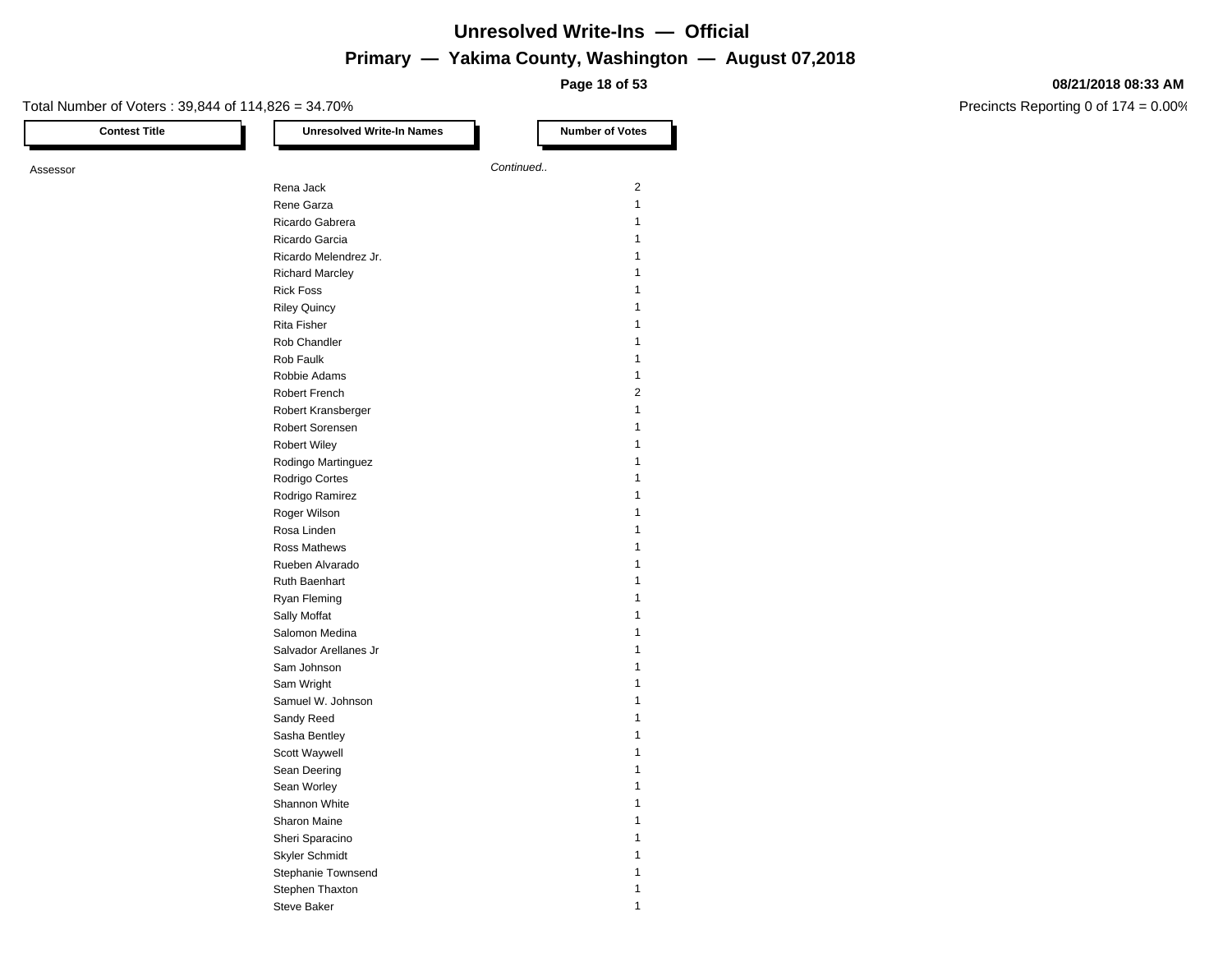# Unresolved Write-Ins — Official

## Primary — Yakima County, Washington — August 07,2018

08/21/2018 08:33 AM

Total Number of Voters : 39,844 of 114,826 = 34.70%

Precincts Reporting 0 of 174 = 0.00%

| Contest Title | Unresolved Write-In Names | Number of Votes |
|---|---|---|
| Assessor | *Continued..* | |
| | Rena Jack | 2 |
| | Rene Garza | 1 |
| | Ricardo Gabrera | 1 |
| | Ricardo Garcia | 1 |
| | Ricardo Melendrez Jr. | 1 |
| | Richard Marcley | 1 |
| | Rick Foss | 1 |
| | Riley Quincy | 1 |
| | Rita Fisher | 1 |
| | Rob Chandler | 1 |
| | Rob Faulk | 1 |
| | Robbie Adams | 1 |
| | Robert French | 2 |
| | Robert Kransberger | 1 |
| | Robert Sorensen | 1 |
| | Robert Wiley | 1 |
| | Rodingo Martinguez | 1 |
| | Rodrigo Cortes | 1 |
| | Rodrigo Ramirez | 1 |
| | Roger Wilson | 1 |
| | Rosa Linden | 1 |
| | Ross Mathews | 1 |
| | Rueben Alvarado | 1 |
| | Ruth Baenhart | 1 |
| | Ryan Fleming | 1 |
| | Sally Moffat | 1 |
| | Salomon Medina | 1 |
| | Salvador Arellanes Jr | 1 |
| | Sam Johnson | 1 |
| | Sam Wright | 1 |
| | Samuel W. Johnson | 1 |
| | Sandy Reed | 1 |
| | Sasha Bentley | 1 |
| | Scott Waywell | 1 |
| | Sean Deering | 1 |
| | Sean Worley | 1 |
| | Shannon White | 1 |
| | Sharon Maine | 1 |
| | Sheri Sparacino | 1 |
| | Skyler Schmidt | 1 |
| | Stephanie Townsend | 1 |
| | Stephen Thaxton | 1 |
| | Steve Baker | 1 |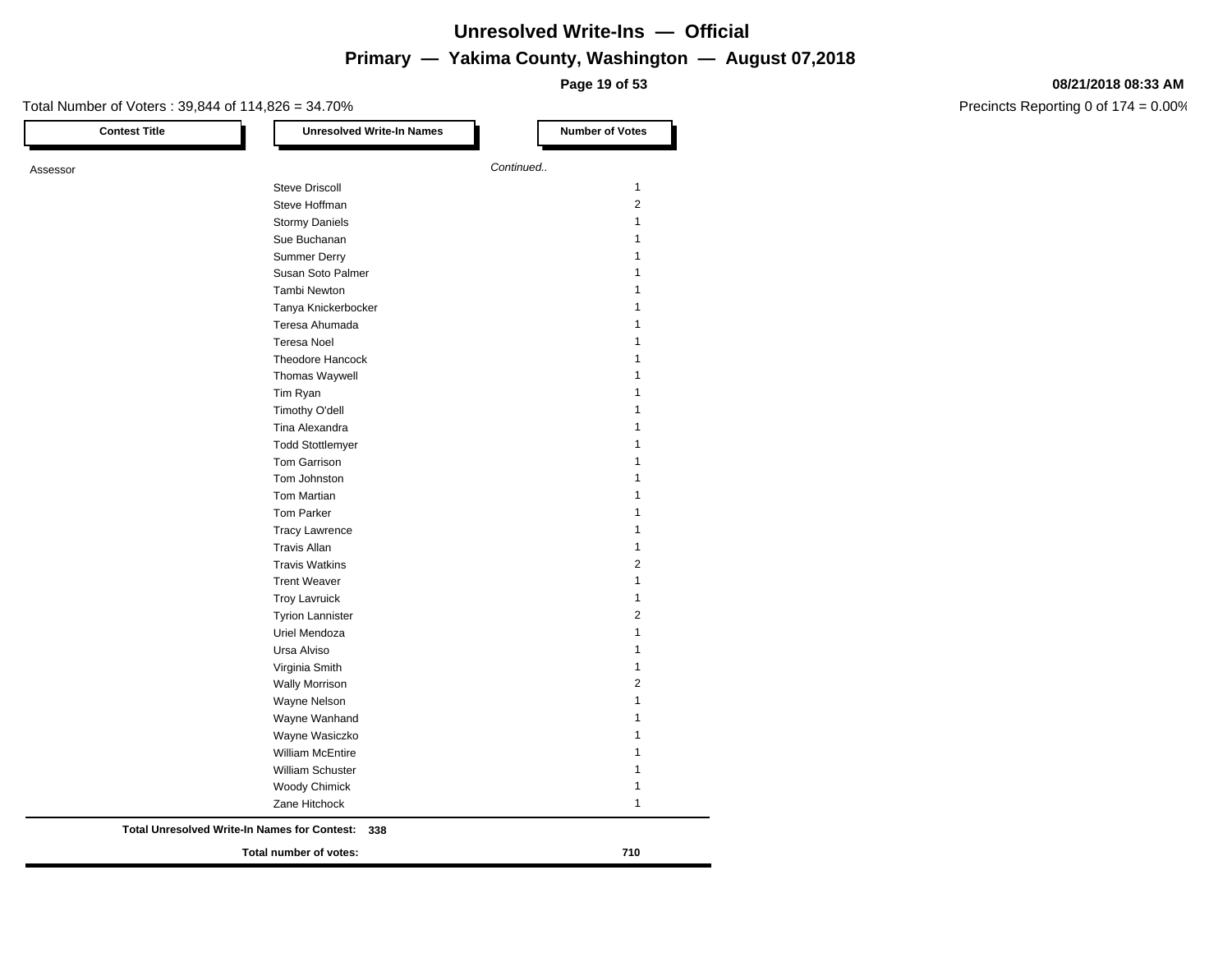# Unresolved Write-Ins — Official

## Primary — Yakima County, Washington — August 07,2018

**08/21/2018 08:33 AM**

Total Number of Voters : 39,844 of 114,826 = 34.70%

Precincts Reporting 0 of 174 = 0.00%

| Contest Title | Unresolved Write-In Names | Number of Votes |
|---|---|---|
| Assessor | *Continued..* | |
| | Steve Driscoll | 1 |
| | Steve Hoffman | 2 |
| | Stormy Daniels | 1 |
| | Sue Buchanan | 1 |
| | Summer Derry | 1 |
| | Susan Soto Palmer | 1 |
| | Tambi Newton | 1 |
| | Tanya Knickerbocker | 1 |
| | Teresa Ahumada | 1 |
| | Teresa Noel | 1 |
| | Theodore Hancock | 1 |
| | Thomas Waywell | 1 |
| | Tim Ryan | 1 |
| | Timothy O'dell | 1 |
| | Tina Alexandra | 1 |
| | Todd Stottlemyer | 1 |
| | Tom Garrison | 1 |
| | Tom Johnston | 1 |
| | Tom Martian | 1 |
| | Tom Parker | 1 |
| | Tracy Lawrence | 1 |
| | Travis Allan | 1 |
| | Travis Watkins | 2 |
| | Trent Weaver | 1 |
| | Troy Lavruick | 1 |
| | Tyrion Lannister | 2 |
| | Uriel Mendoza | 1 |
| | Ursa Alviso | 1 |
| | Virginia Smith | 1 |
| | Wally Morrison | 2 |
| | Wayne Nelson | 1 |
| | Wayne Wanhand | 1 |
| | Wayne Wasiczko | 1 |
| | William McEntire | 1 |
| | William Schuster | 1 |
| | Woody Chimick | 1 |
| | Zane Hitchock | 1 |

**Total Unresolved Write-In Names for Contest:** **338**

**Total number of votes:** **710**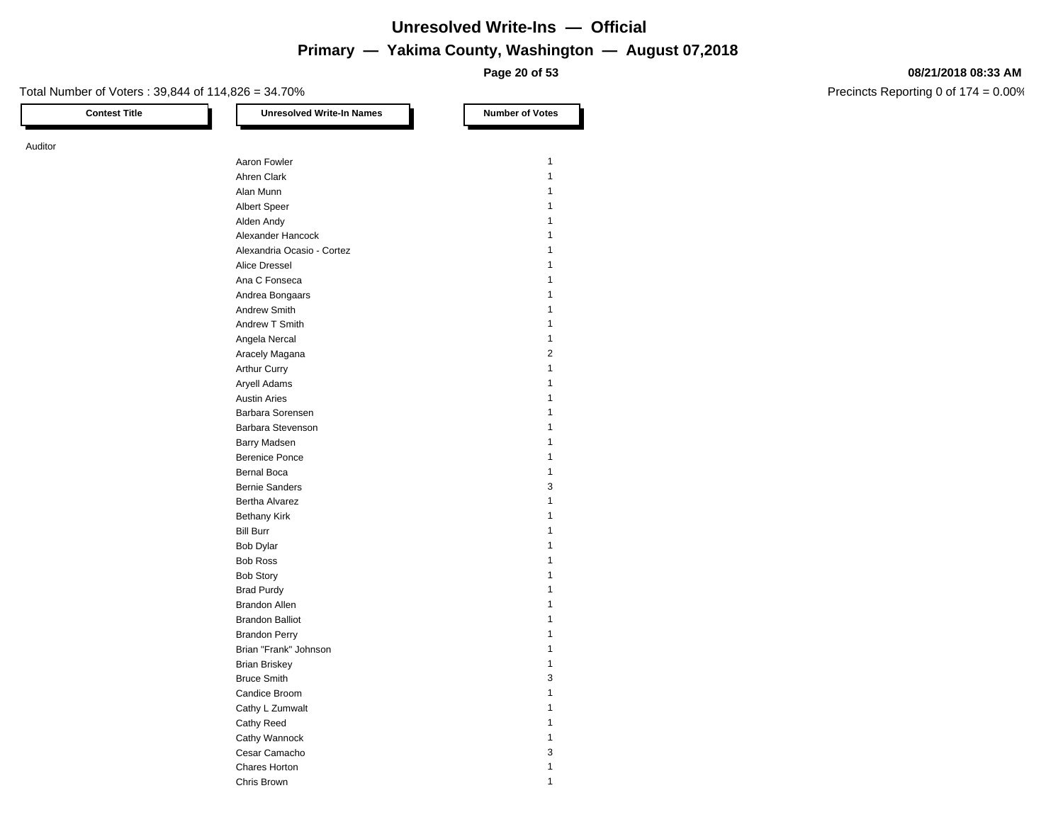# Unresolved Write-Ins — Official

## Primary — Yakima County, Washington — August 07,2018

08/21/2018 08:33 AM

Total Number of Voters : 39,844 of 114,826 = 34.70%

Precincts Reporting 0 of 174 = 0.00%

| Contest Title | Unresolved Write-In Names | Number of Votes |
|---|---|---|
| Auditor | | |
| | Aaron Fowler | 1 |
| | Ahren Clark | 1 |
| | Alan Munn | 1 |
| | Albert Speer | 1 |
| | Alden Andy | 1 |
| | Alexander Hancock | 1 |
| | Alexandria Ocasio - Cortez | 1 |
| | Alice Dressel | 1 |
| | Ana C Fonseca | 1 |
| | Andrea Bongaars | 1 |
| | Andrew Smith | 1 |
| | Andrew T Smith | 1 |
| | Angela Nercal | 1 |
| | Aracely Magana | 2 |
| | Arthur Curry | 1 |
| | Aryell Adams | 1 |
| | Austin Aries | 1 |
| | Barbara Sorensen | 1 |
| | Barbara Stevenson | 1 |
| | Barry Madsen | 1 |
| | Berenice Ponce | 1 |
| | Bernal Boca | 1 |
| | Bernie Sanders | 3 |
| | Bertha Alvarez | 1 |
| | Bethany Kirk | 1 |
| | Bill Burr | 1 |
| | Bob Dylar | 1 |
| | Bob Ross | 1 |
| | Bob Story | 1 |
| | Brad Purdy | 1 |
| | Brandon Allen | 1 |
| | Brandon Balliot | 1 |
| | Brandon Perry | 1 |
| | Brian "Frank" Johnson | 1 |
| | Brian Briskey | 1 |
| | Bruce Smith | 3 |
| | Candice Broom | 1 |
| | Cathy L Zumwalt | 1 |
| | Cathy Reed | 1 |
| | Cathy Wannock | 1 |
| | Cesar Camacho | 3 |
| | Chares Horton | 1 |
| | Chris Brown | 1 |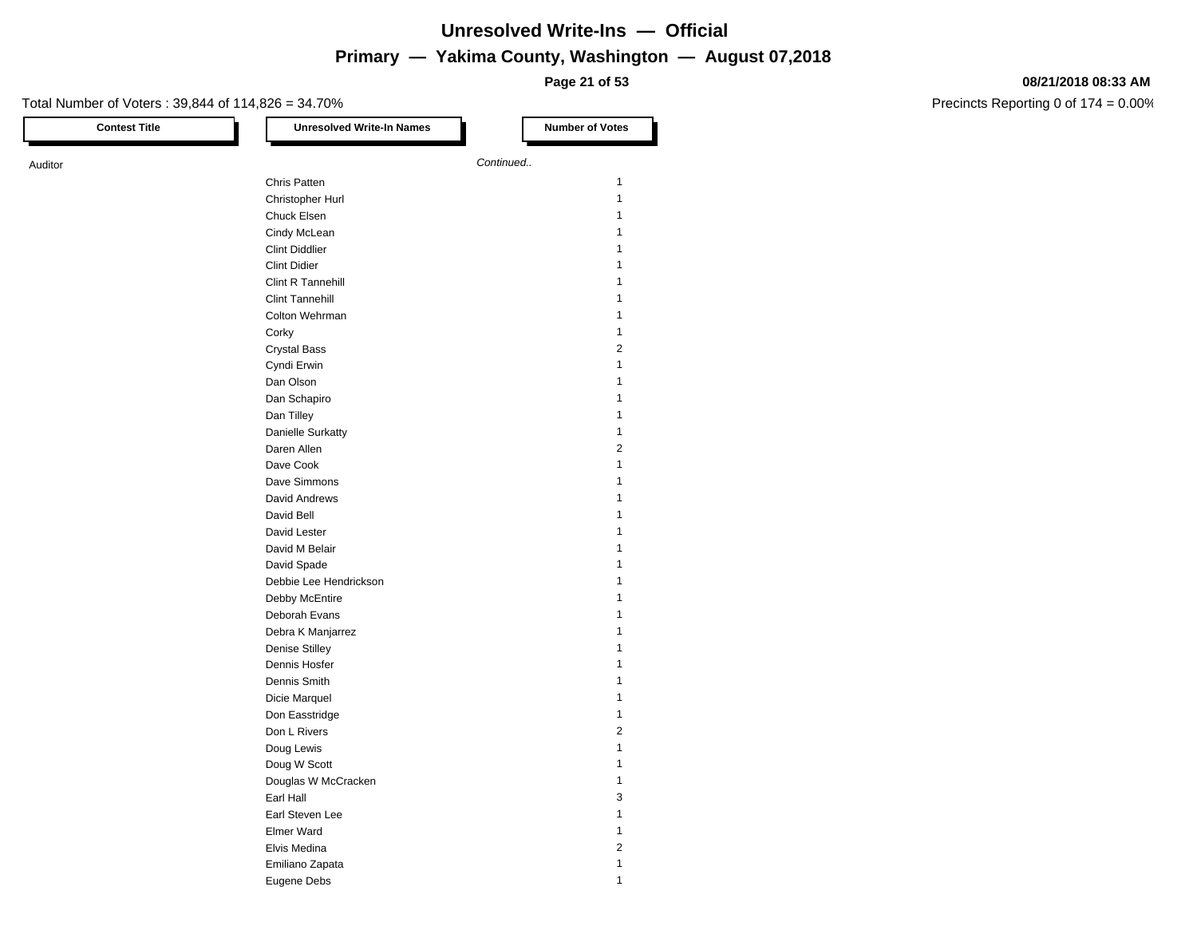# Unresolved Write-Ins — Official

## Primary — Yakima County, Washington — August 07,2018

08/21/2018 08:33 AM

Total Number of Voters : 39,844 of 114,826 = 34.70%

Precincts Reporting 0 of 174 = 0.00%

| Contest Title | Unresolved Write-In Names | Number of Votes |
|---|---|---|
| Auditor | *Continued..* | |
| | Chris Patten | 1 |
| | Christopher Hurl | 1 |
| | Chuck Elsen | 1 |
| | Cindy McLean | 1 |
| | Clint Diddlier | 1 |
| | Clint Didier | 1 |
| | Clint R Tannehill | 1 |
| | Clint Tannehill | 1 |
| | Colton Wehrman | 1 |
| | Corky | 1 |
| | Crystal Bass | 2 |
| | Cyndi Erwin | 1 |
| | Dan Olson | 1 |
| | Dan Schapiro | 1 |
| | Dan Tilley | 1 |
| | Danielle Surkatty | 1 |
| | Daren Allen | 2 |
| | Dave Cook | 1 |
| | Dave Simmons | 1 |
| | David Andrews | 1 |
| | David Bell | 1 |
| | David Lester | 1 |
| | David M Belair | 1 |
| | David Spade | 1 |
| | Debbie Lee Hendrickson | 1 |
| | Debby McEntire | 1 |
| | Deborah Evans | 1 |
| | Debra K Manjarrez | 1 |
| | Denise Stilley | 1 |
| | Dennis Hosfer | 1 |
| | Dennis Smith | 1 |
| | Dicie Marquel | 1 |
| | Don Easstridge | 1 |
| | Don L Rivers | 2 |
| | Doug Lewis | 1 |
| | Doug W Scott | 1 |
| | Douglas W McCracken | 1 |
| | Earl Hall | 3 |
| | Earl Steven Lee | 1 |
| | Elmer Ward | 1 |
| | Elvis Medina | 2 |
| | Emiliano Zapata | 1 |
| | Eugene Debs | 1 |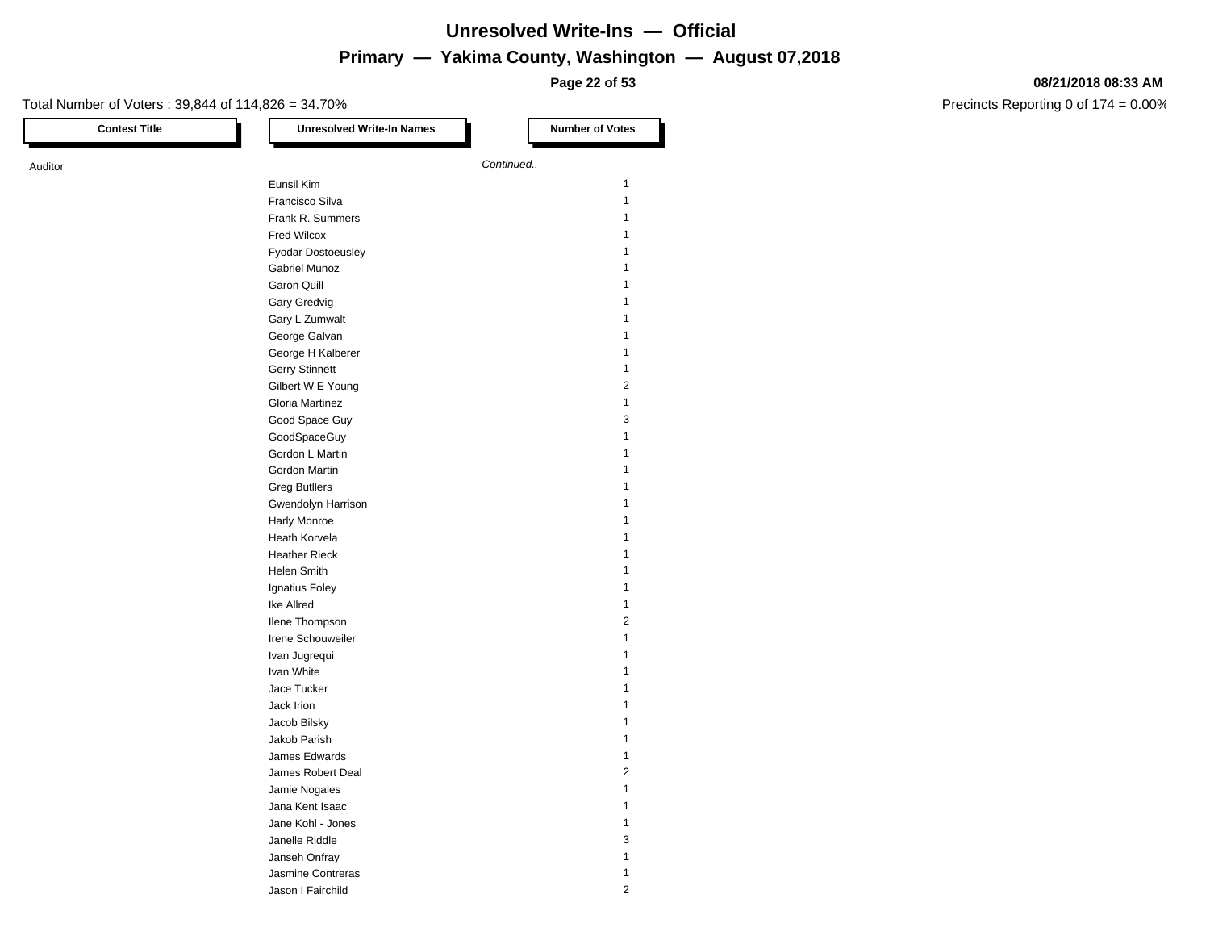# Unresolved Write-Ins — Official

## Primary — Yakima County, Washington — August 07,2018

Total Number of Voters : 39,844 of 114,826 = 34.70%

Precincts Reporting 0 of 174 = 0.00%

08/21/2018 08:33 AM

| Contest Title | Unresolved Write-In Names | Number of Votes |
|---|---|---|
| Auditor | *Continued..* | |
| | Eunsil Kim | 1 |
| | Francisco Silva | 1 |
| | Frank R. Summers | 1 |
| | Fred Wilcox | 1 |
| | Fyodar Dostoeusley | 1 |
| | Gabriel Munoz | 1 |
| | Garon Quill | 1 |
| | Gary Gredvig | 1 |
| | Gary L Zumwalt | 1 |
| | George Galvan | 1 |
| | George H Kalberer | 1 |
| | Gerry Stinnett | 1 |
| | Gilbert W E Young | 2 |
| | Gloria Martinez | 1 |
| | Good Space Guy | 3 |
| | GoodSpaceGuy | 1 |
| | Gordon L Martin | 1 |
| | Gordon Martin | 1 |
| | Greg Butllers | 1 |
| | Gwendolyn Harrison | 1 |
| | Harly Monroe | 1 |
| | Heath Korvela | 1 |
| | Heather Rieck | 1 |
| | Helen Smith | 1 |
| | Ignatius Foley | 1 |
| | Ike Allred | 1 |
| | Ilene Thompson | 2 |
| | Irene Schouweiler | 1 |
| | Ivan Jugrequi | 1 |
| | Ivan White | 1 |
| | Jace Tucker | 1 |
| | Jack Irion | 1 |
| | Jacob Bilsky | 1 |
| | Jakob Parish | 1 |
| | James Edwards | 1 |
| | James Robert Deal | 2 |
| | Jamie Nogales | 1 |
| | Jana Kent Isaac | 1 |
| | Jane Kohl - Jones | 1 |
| | Janelle Riddle | 3 |
| | Janseh Onfray | 1 |
| | Jasmine Contreras | 1 |
| | Jason I Fairchild | 2 |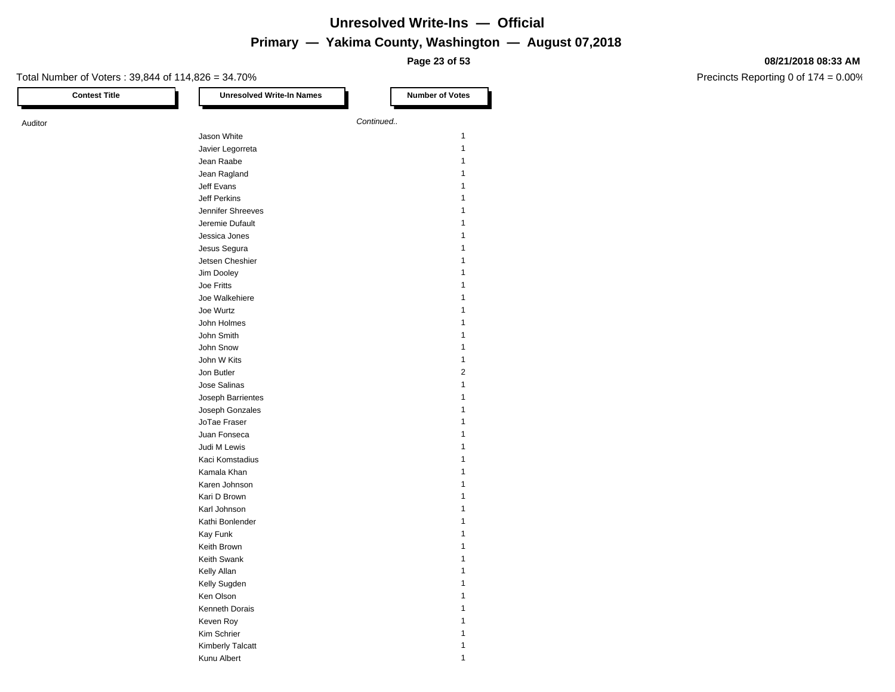# Unresolved Write-Ins — Official

## Primary — Yakima County, Washington — August 07,2018

08/21/2018 08:33 AM

Total Number of Voters : 39,844 of 114,826 = 34.70%

Precincts Reporting 0 of 174 = 0.00%

| Contest Title | Unresolved Write-In Names | Number of Votes |
|---|---|---|
| Auditor | | *Continued..* |
| | Jason White | 1 |
| | Javier Legorreta | 1 |
| | Jean Raabe | 1 |
| | Jean Ragland | 1 |
| | Jeff Evans | 1 |
| | Jeff Perkins | 1 |
| | Jennifer Shreeves | 1 |
| | Jeremie Dufault | 1 |
| | Jessica Jones | 1 |
| | Jesus Segura | 1 |
| | Jetsen Cheshier | 1 |
| | Jim Dooley | 1 |
| | Joe Fritts | 1 |
| | Joe Walkehiere | 1 |
| | Joe Wurtz | 1 |
| | John Holmes | 1 |
| | John Smith | 1 |
| | John Snow | 1 |
| | John W Kits | 1 |
| | Jon Butler | 2 |
| | Jose Salinas | 1 |
| | Joseph Barrientes | 1 |
| | Joseph Gonzales | 1 |
| | JoTae Fraser | 1 |
| | Juan Fonseca | 1 |
| | Judi M Lewis | 1 |
| | Kaci Komstadius | 1 |
| | Kamala Khan | 1 |
| | Karen Johnson | 1 |
| | Kari D Brown | 1 |
| | Karl Johnson | 1 |
| | Kathi Bonlender | 1 |
| | Kay Funk | 1 |
| | Keith Brown | 1 |
| | Keith Swank | 1 |
| | Kelly Allan | 1 |
| | Kelly Sugden | 1 |
| | Ken Olson | 1 |
| | Kenneth Dorais | 1 |
| | Keven Roy | 1 |
| | Kim Schrier | 1 |
| | Kimberly Talcatt | 1 |
| | Kunu Albert | 1 |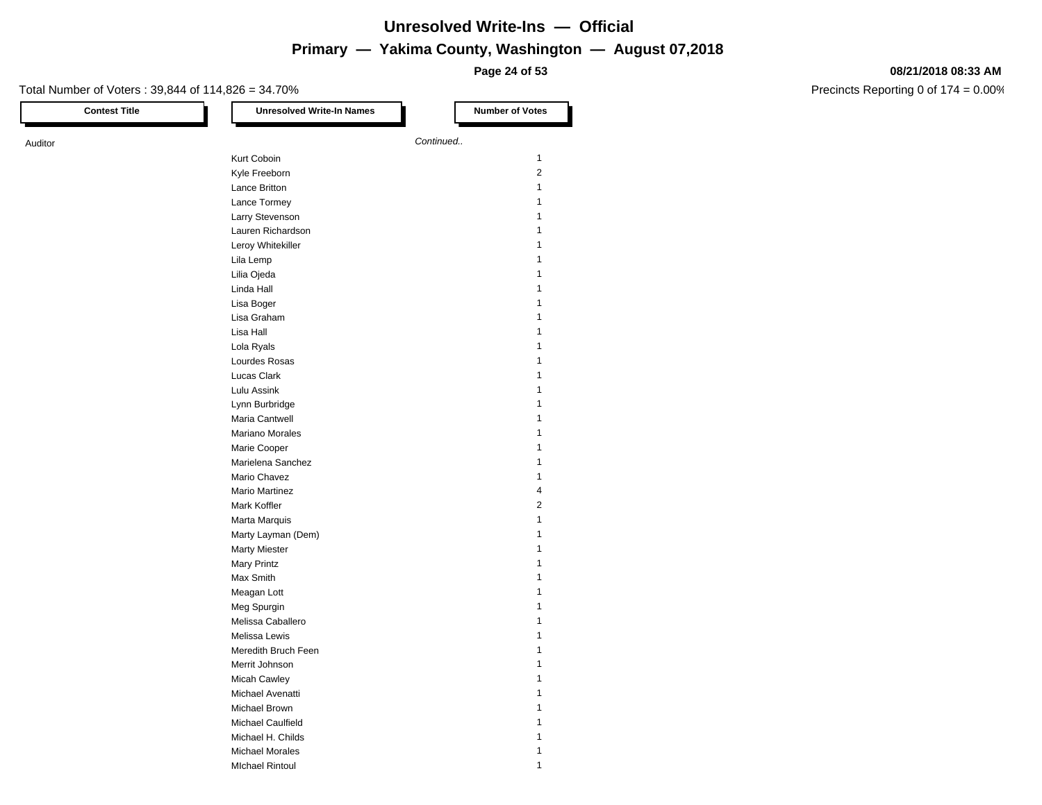# Unresolved Write-Ins — Official

## Primary — Yakima County, Washington — August 07,2018

08/21/2018 08:33 AM

Total Number of Voters : 39,844 of 114,826 = 34.70%

Precincts Reporting 0 of 174 = 0.00%

| Contest Title | Unresolved Write-In Names | Number of Votes |
|---|---|---|
| Auditor | | *Continued..* |
| | Kurt Coboin | 1 |
| | Kyle Freeborn | 2 |
| | Lance Britton | 1 |
| | Lance Tormey | 1 |
| | Larry Stevenson | 1 |
| | Lauren Richardson | 1 |
| | Leroy Whitekiller | 1 |
| | Lila Lemp | 1 |
| | Lilia Ojeda | 1 |
| | Linda Hall | 1 |
| | Lisa Boger | 1 |
| | Lisa Graham | 1 |
| | Lisa Hall | 1 |
| | Lola Ryals | 1 |
| | Lourdes Rosas | 1 |
| | Lucas Clark | 1 |
| | Lulu Assink | 1 |
| | Lynn Burbridge | 1 |
| | Maria Cantwell | 1 |
| | Mariano Morales | 1 |
| | Marie Cooper | 1 |
| | Marielena Sanchez | 1 |
| | Mario Chavez | 1 |
| | Mario Martinez | 4 |
| | Mark Koffler | 2 |
| | Marta Marquis | 1 |
| | Marty Layman (Dem) | 1 |
| | Marty Miester | 1 |
| | Mary Printz | 1 |
| | Max Smith | 1 |
| | Meagan Lott | 1 |
| | Meg Spurgin | 1 |
| | Melissa Caballero | 1 |
| | Melissa Lewis | 1 |
| | Meredith Bruch Feen | 1 |
| | Merrit Johnson | 1 |
| | Micah Cawley | 1 |
| | Michael Avenatti | 1 |
| | Michael Brown | 1 |
| | Michael Caulfield | 1 |
| | Michael H. Childs | 1 |
| | Michael Morales | 1 |
| | MIchael Rintoul | 1 |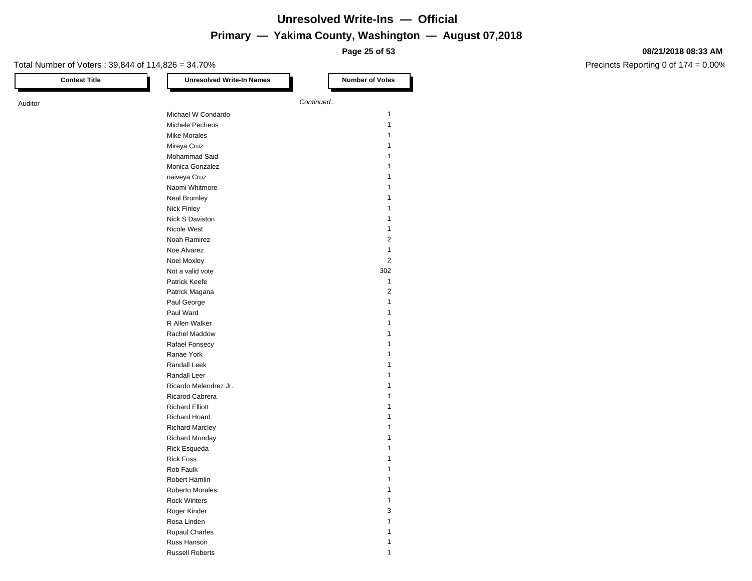# Unresolved Write-Ins — Official

## Primary — Yakima County, Washington — August 07,2018

**08/21/2018 08:33 AM**

Total Number of Voters : 39,844 of 114,826 = 34.70%

Precincts Reporting 0 of 174 = 0.00%

| Contest Title | Unresolved Write-In Names | Number of Votes |
|---|---|---|
| Auditor | *Continued..* | |
| | Michael W Condardo | 1 |
| | Michele Pecheos | 1 |
| | Mike Morales | 1 |
| | Mireya Cruz | 1 |
| | Mohammad Said | 1 |
| | Monica Gonzalez | 1 |
| | naiveya Cruz | 1 |
| | Naomi Whitmore | 1 |
| | Neal Brumley | 1 |
| | Nick Finley | 1 |
| | Nick S Daviston | 1 |
| | Nicole West | 1 |
| | Noah Ramirez | 2 |
| | Noe Alvarez | 1 |
| | Noel Moxley | 2 |
| | Not a valid vote | 302 |
| | Patrick Keefe | 1 |
| | Patrick Magana | 2 |
| | Paul George | 1 |
| | Paul Ward | 1 |
| | R Allen Walker | 1 |
| | Rachel Maddow | 1 |
| | Rafael Fonsecy | 1 |
| | Ranae York | 1 |
| | Randall Leek | 1 |
| | Randall Leer | 1 |
| | Ricardo Melendrez Jr. | 1 |
| | Ricarod Cabrera | 1 |
| | Richard Elliott | 1 |
| | Richard Hoard | 1 |
| | Richard Marcley | 1 |
| | Richard Monday | 1 |
| | Rick Esqueda | 1 |
| | Rick Foss | 1 |
| | Rob Faulk | 1 |
| | Robert Hamlin | 1 |
| | Roberto Morales | 1 |
| | Rock Winters | 1 |
| | Roger Kinder | 3 |
| | Rosa Linden | 1 |
| | Rupaul Charles | 1 |
| | Russ Hanson | 1 |
| | Russell Roberts | 1 |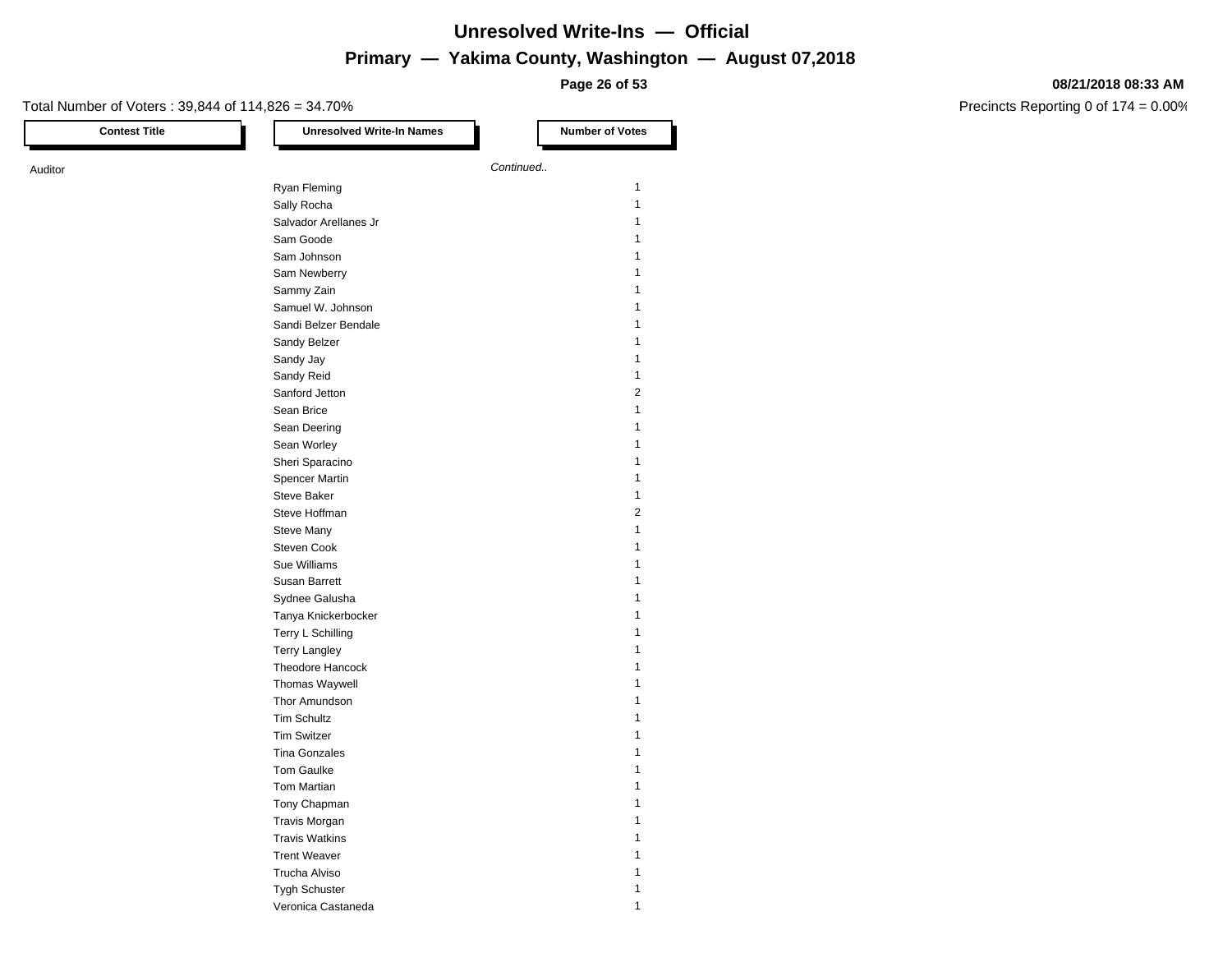# Unresolved Write-Ins — Official

## Primary — Yakima County, Washington — August 07,2018

08/21/2018 08:33 AM

Total Number of Voters : 39,844 of 114,826 = 34.70%

Precincts Reporting 0 of 174 = 0.00%

| Contest Title | Unresolved Write-In Names | Number of Votes |
|---|---|---|
| Auditor | *Continued..* | |
| | Ryan Fleming | 1 |
| | Sally Rocha | 1 |
| | Salvador Arellanes Jr | 1 |
| | Sam Goode | 1 |
| | Sam Johnson | 1 |
| | Sam Newberry | 1 |
| | Sammy Zain | 1 |
| | Samuel W. Johnson | 1 |
| | Sandi Belzer Bendale | 1 |
| | Sandy Belzer | 1 |
| | Sandy Jay | 1 |
| | Sandy Reid | 1 |
| | Sanford Jetton | 2 |
| | Sean Brice | 1 |
| | Sean Deering | 1 |
| | Sean Worley | 1 |
| | Sheri Sparacino | 1 |
| | Spencer Martin | 1 |
| | Steve Baker | 1 |
| | Steve Hoffman | 2 |
| | Steve Many | 1 |
| | Steven Cook | 1 |
| | Sue Williams | 1 |
| | Susan Barrett | 1 |
| | Sydnee Galusha | 1 |
| | Tanya Knickerbocker | 1 |
| | Terry L Schilling | 1 |
| | Terry Langley | 1 |
| | Theodore Hancock | 1 |
| | Thomas Waywell | 1 |
| | Thor Amundson | 1 |
| | Tim Schultz | 1 |
| | Tim Switzer | 1 |
| | Tina Gonzales | 1 |
| | Tom Gaulke | 1 |
| | Tom Martian | 1 |
| | Tony Chapman | 1 |
| | Travis Morgan | 1 |
| | Travis Watkins | 1 |
| | Trent Weaver | 1 |
| | Trucha Alviso | 1 |
| | Tygh Schuster | 1 |
| | Veronica Castaneda | 1 |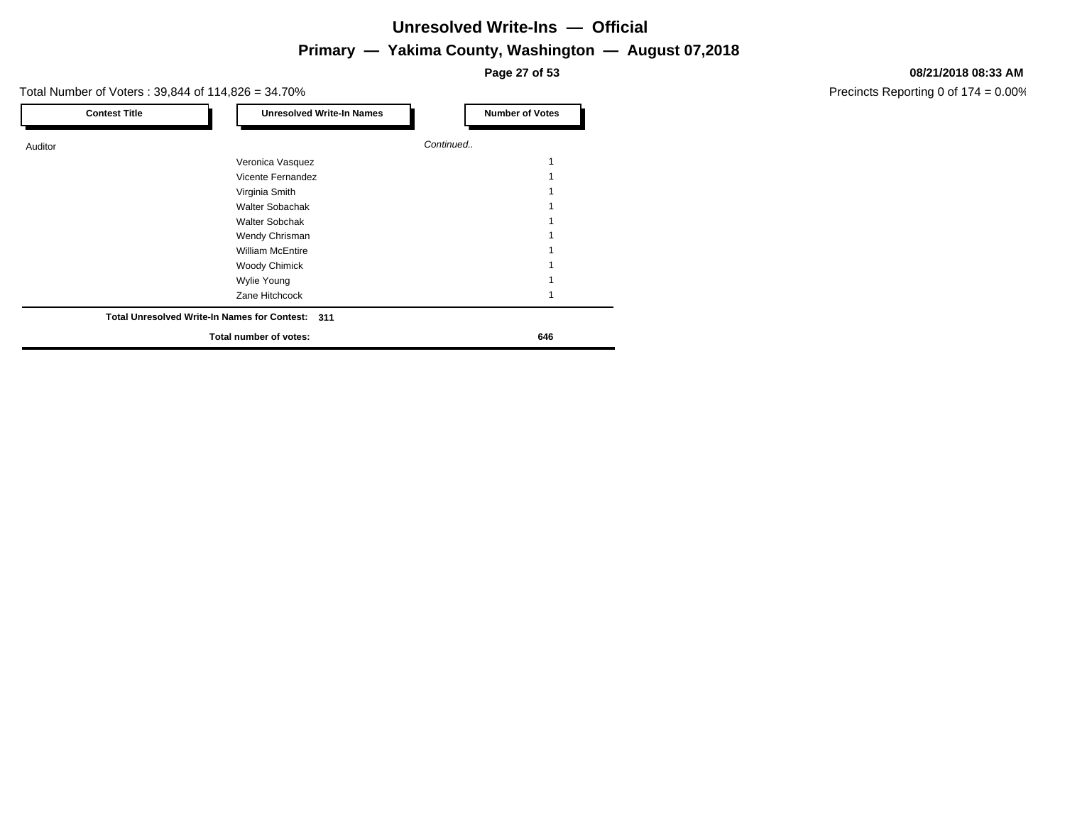# Unresolved Write-Ins — Official

## Primary — Yakima County, Washington — August 07,2018

**08/21/2018 08:33 AM**

Total Number of Voters : 39,844 of 114,826 = 34.70%

Precincts Reporting 0 of 174 = 0.00%

| Contest Title | Unresolved Write-In Names | Number of Votes |
|---|---|---|
| Auditor | *Continued..* | |
| | Veronica Vasquez | 1 |
| | Vicente Fernandez | 1 |
| | Virginia Smith | 1 |
| | Walter Sobachak | 1 |
| | Walter Sobchak | 1 |
| | Wendy Chrisman | 1 |
| | William McEntire | 1 |
| | Woody Chimick | 1 |
| | Wylie Young | 1 |
| | Zane Hitchcock | 1 |

**Total Unresolved Write-In Names for Contest: 311**

**Total number of votes: 646**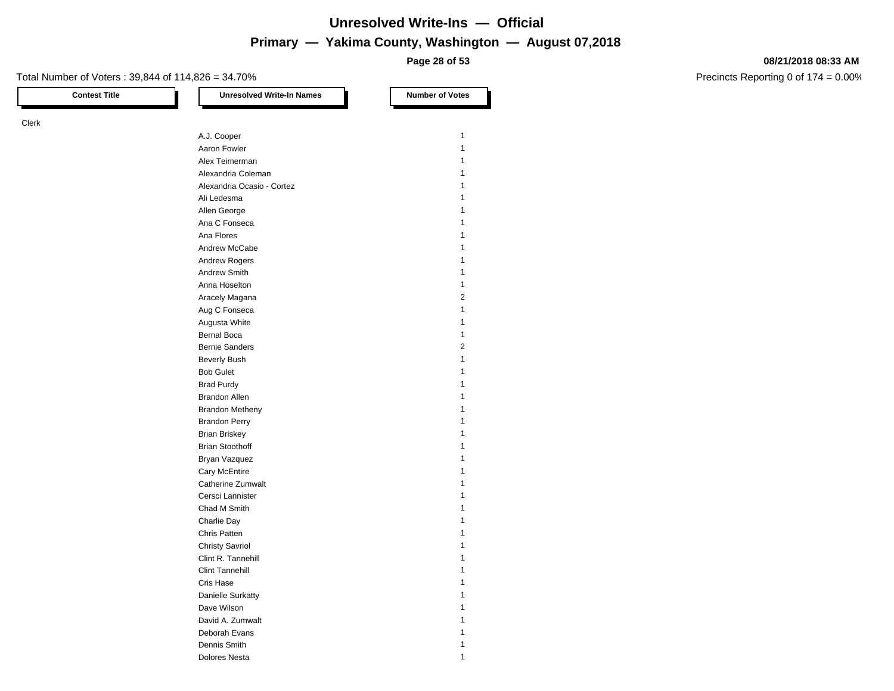# Unresolved Write-Ins — Official

## Primary — Yakima County, Washington — August 07,2018

08/21/2018 08:33 AM

Total Number of Voters : 39,844 of 114,826 = 34.70%

Precincts Reporting 0 of 174 = 0.00%

| Contest Title | Unresolved Write-In Names | Number of Votes |
|---|---|---|
| Clerk | | |
| | A.J. Cooper | 1 |
| | Aaron Fowler | 1 |
| | Alex Teimerman | 1 |
| | Alexandria Coleman | 1 |
| | Alexandria Ocasio - Cortez | 1 |
| | Ali Ledesma | 1 |
| | Allen George | 1 |
| | Ana C Fonseca | 1 |
| | Ana Flores | 1 |
| | Andrew McCabe | 1 |
| | Andrew Rogers | 1 |
| | Andrew Smith | 1 |
| | Anna Hoselton | 1 |
| | Aracely Magana | 2 |
| | Aug C Fonseca | 1 |
| | Augusta White | 1 |
| | Bernal Boca | 1 |
| | Bernie Sanders | 2 |
| | Beverly Bush | 1 |
| | Bob Gulet | 1 |
| | Brad Purdy | 1 |
| | Brandon Allen | 1 |
| | Brandon Metheny | 1 |
| | Brandon Perry | 1 |
| | Brian Briskey | 1 |
| | Brian Stoothoff | 1 |
| | Bryan Vazquez | 1 |
| | Cary McEntire | 1 |
| | Catherine Zumwalt | 1 |
| | Cersci Lannister | 1 |
| | Chad M Smith | 1 |
| | Charlie Day | 1 |
| | Chris Patten | 1 |
| | Christy Savriol | 1 |
| | Clint R. Tannehill | 1 |
| | Clint Tannehill | 1 |
| | Cris Hase | 1 |
| | Danielle Surkatty | 1 |
| | Dave Wilson | 1 |
| | David A. Zumwalt | 1 |
| | Deborah Evans | 1 |
| | Dennis Smith | 1 |
| | Dolores Nesta | 1 |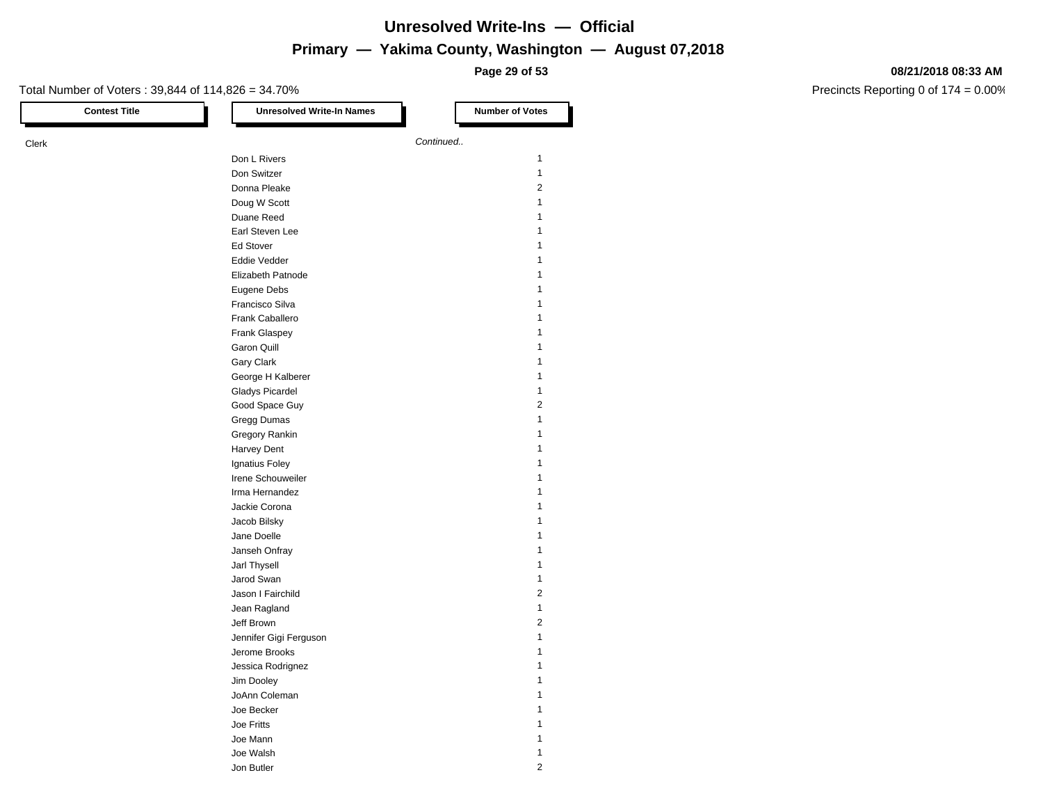# Unresolved Write-Ins — Official

## Primary — Yakima County, Washington — August 07,2018

Total Number of Voters : 39,844 of 114,826 = 34.70%

Precincts Reporting 0 of 174 = 0.00%

| Contest Title | Unresolved Write-In Names | Number of Votes |
|---|---|---|
| Clerk | *Continued..* | |
| | Don L Rivers | 1 |
| | Don Switzer | 1 |
| | Donna Pleake | 2 |
| | Doug W Scott | 1 |
| | Duane Reed | 1 |
| | Earl Steven Lee | 1 |
| | Ed Stover | 1 |
| | Eddie Vedder | 1 |
| | Elizabeth Patnode | 1 |
| | Eugene Debs | 1 |
| | Francisco Silva | 1 |
| | Frank Caballero | 1 |
| | Frank Glaspey | 1 |
| | Garon Quill | 1 |
| | Gary Clark | 1 |
| | George H Kalberer | 1 |
| | Gladys Picardel | 1 |
| | Good Space Guy | 2 |
| | Gregg Dumas | 1 |
| | Gregory Rankin | 1 |
| | Harvey Dent | 1 |
| | Ignatius Foley | 1 |
| | Irene Schouweiler | 1 |
| | Irma Hernandez | 1 |
| | Jackie Corona | 1 |
| | Jacob Bilsky | 1 |
| | Jane Doelle | 1 |
| | Janseh Onfray | 1 |
| | Jarl Thysell | 1 |
| | Jarod Swan | 1 |
| | Jason I Fairchild | 2 |
| | Jean Ragland | 1 |
| | Jeff Brown | 2 |
| | Jennifer Gigi Ferguson | 1 |
| | Jerome Brooks | 1 |
| | Jessica Rodrignez | 1 |
| | Jim Dooley | 1 |
| | JoAnn Coleman | 1 |
| | Joe Becker | 1 |
| | Joe Fritts | 1 |
| | Joe Mann | 1 |
| | Joe Walsh | 1 |
| | Jon Butler | 2 |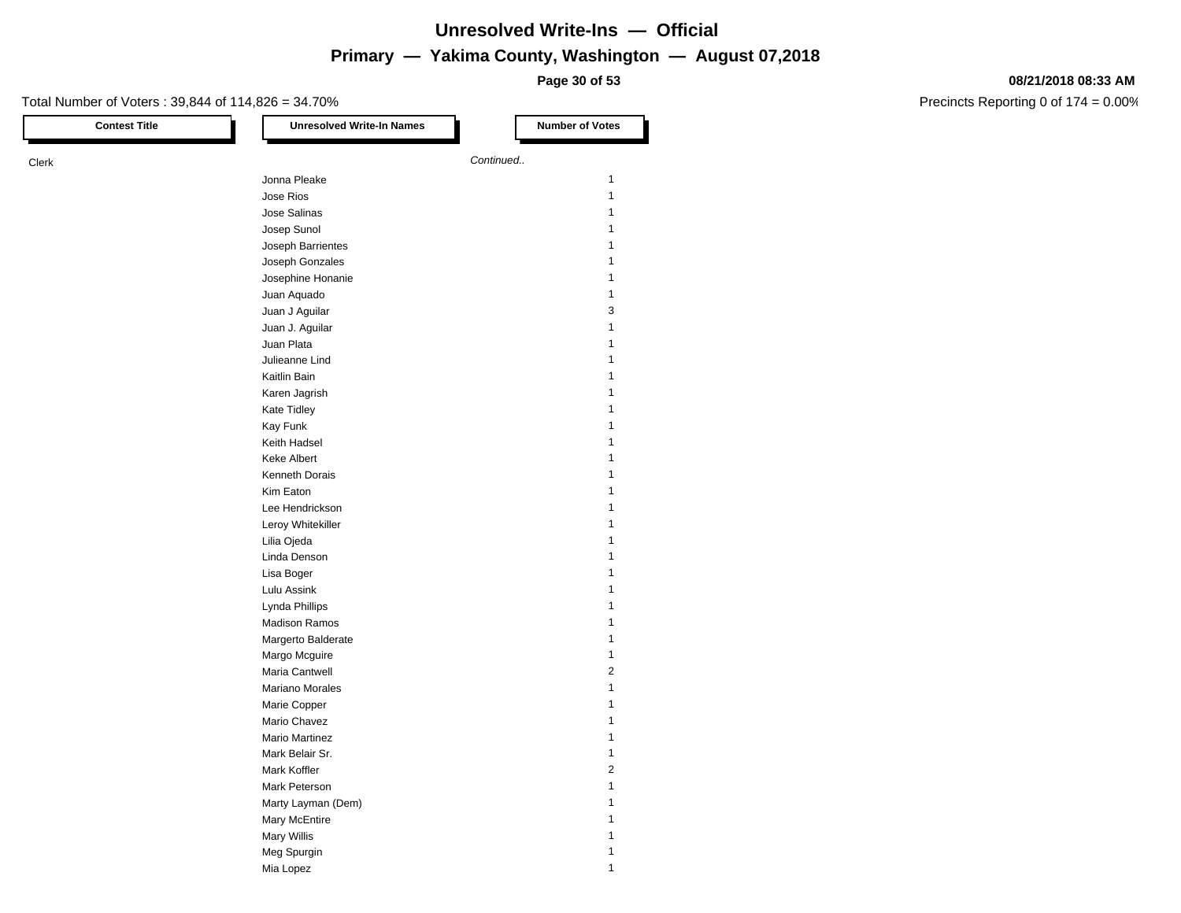# Unresolved Write-Ins — Official

## Primary — Yakima County, Washington — August 07,2018

Total Number of Voters : 39,844 of 114,826 = 34.70%

Precincts Reporting 0 of 174 = 0.00%

| Contest Title | Unresolved Write-In Names | Number of Votes |
|---|---|---|
| Clerk | *Continued..* | |
| | Jonna Pleake | 1 |
| | Jose Rios | 1 |
| | Jose Salinas | 1 |
| | Josep Sunol | 1 |
| | Joseph Barrientes | 1 |
| | Joseph Gonzales | 1 |
| | Josephine Honanie | 1 |
| | Juan Aquado | 1 |
| | Juan J Aguilar | 3 |
| | Juan J. Aguilar | 1 |
| | Juan Plata | 1 |
| | Julieanne Lind | 1 |
| | Kaitlin Bain | 1 |
| | Karen Jagrish | 1 |
| | Kate Tidley | 1 |
| | Kay Funk | 1 |
| | Keith Hadsel | 1 |
| | Keke Albert | 1 |
| | Kenneth Dorais | 1 |
| | Kim Eaton | 1 |
| | Lee Hendrickson | 1 |
| | Leroy Whitekiller | 1 |
| | Lilia Ojeda | 1 |
| | Linda Denson | 1 |
| | Lisa Boger | 1 |
| | Lulu Assink | 1 |
| | Lynda Phillips | 1 |
| | Madison Ramos | 1 |
| | Margerto Balderate | 1 |
| | Margo Mcguire | 1 |
| | Maria Cantwell | 2 |
| | Mariano Morales | 1 |
| | Marie Copper | 1 |
| | Mario Chavez | 1 |
| | Mario Martinez | 1 |
| | Mark Belair Sr. | 1 |
| | Mark Koffler | 2 |
| | Mark Peterson | 1 |
| | Marty Layman (Dem) | 1 |
| | Mary McEntire | 1 |
| | Mary Willis | 1 |
| | Meg Spurgin | 1 |
| | Mia Lopez | 1 |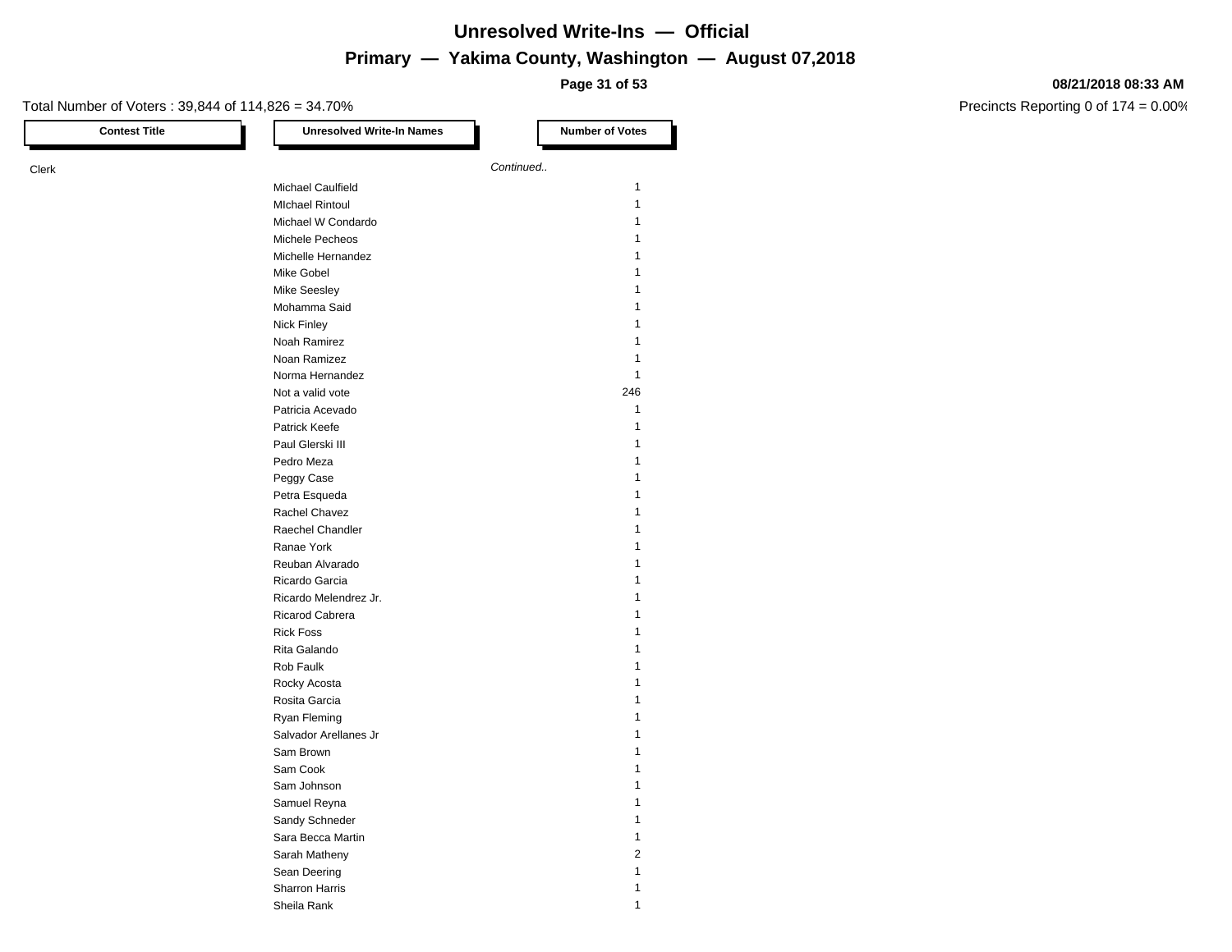# Unresolved Write-Ins — Official

## Primary — Yakima County, Washington — August 07,2018

08/21/2018 08:33 AM

Total Number of Voters : 39,844 of 114,826 = 34.70%

Precincts Reporting 0 of 174 = 0.00%

| Contest Title | Unresolved Write-In Names | Number of Votes |
|---|---|---|
| Clerk | *Continued..* | |
| | Michael Caulfield | 1 |
| | MIchael Rintoul | 1 |
| | Michael W Condardo | 1 |
| | Michele Pecheos | 1 |
| | Michelle Hernandez | 1 |
| | Mike Gobel | 1 |
| | Mike Seesley | 1 |
| | Mohamma Said | 1 |
| | Nick Finley | 1 |
| | Noah Ramirez | 1 |
| | Noan Ramizez | 1 |
| | Norma Hernandez | 1 |
| | Not a valid vote | 246 |
| | Patricia Acevado | 1 |
| | Patrick Keefe | 1 |
| | Paul Glerski III | 1 |
| | Pedro Meza | 1 |
| | Peggy Case | 1 |
| | Petra Esqueda | 1 |
| | Rachel Chavez | 1 |
| | Raechel Chandler | 1 |
| | Ranae York | 1 |
| | Reuban Alvarado | 1 |
| | Ricardo Garcia | 1 |
| | Ricardo Melendrez Jr. | 1 |
| | Ricarod Cabrera | 1 |
| | Rick Foss | 1 |
| | Rita Galando | 1 |
| | Rob Faulk | 1 |
| | Rocky Acosta | 1 |
| | Rosita Garcia | 1 |
| | Ryan Fleming | 1 |
| | Salvador Arellanes Jr | 1 |
| | Sam Brown | 1 |
| | Sam Cook | 1 |
| | Sam Johnson | 1 |
| | Samuel Reyna | 1 |
| | Sandy Schneder | 1 |
| | Sara Becca Martin | 1 |
| | Sarah Matheny | 2 |
| | Sean Deering | 1 |
| | Sharron Harris | 1 |
| | Sheila Rank | 1 |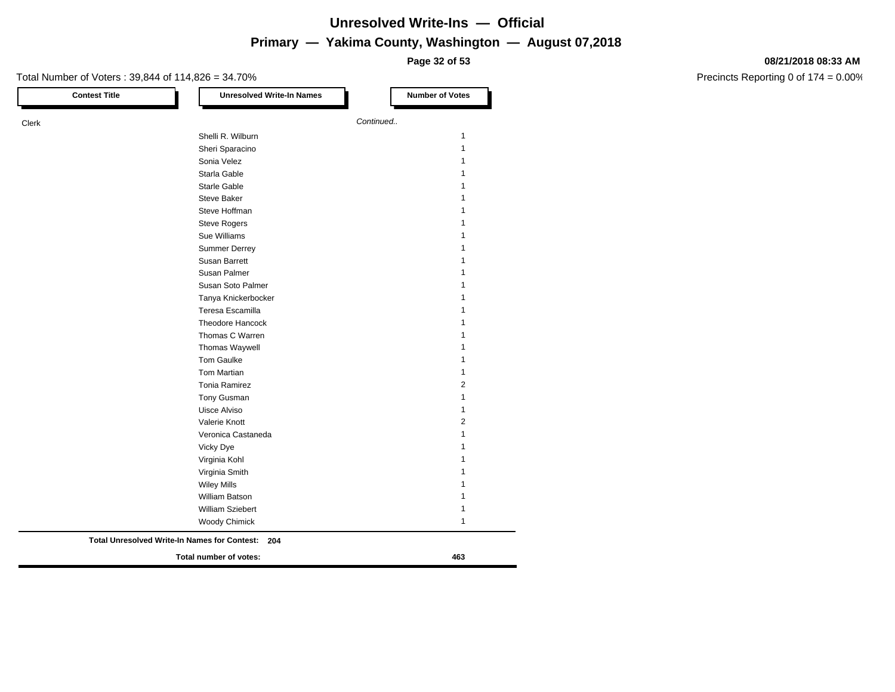# Unresolved Write-Ins — Official

## Primary — Yakima County, Washington — August 07,2018

Total Number of Voters : 39,844 of 114,826 = 34.70%

Precincts Reporting 0 of 174 = 0.00%

| Contest Title | Unresolved Write-In Names | Number of Votes |
|---|---|---|
| Clerk | *Continued..* | |
| | Shelli R. Wilburn | 1 |
| | Sheri Sparacino | 1 |
| | Sonia Velez | 1 |
| | Starla Gable | 1 |
| | Starle Gable | 1 |
| | Steve Baker | 1 |
| | Steve Hoffman | 1 |
| | Steve Rogers | 1 |
| | Sue Williams | 1 |
| | Summer Derrey | 1 |
| | Susan Barrett | 1 |
| | Susan Palmer | 1 |
| | Susan Soto Palmer | 1 |
| | Tanya Knickerbocker | 1 |
| | Teresa Escamilla | 1 |
| | Theodore Hancock | 1 |
| | Thomas C Warren | 1 |
| | Thomas Waywell | 1 |
| | Tom Gaulke | 1 |
| | Tom Martian | 1 |
| | Tonia Ramirez | 2 |
| | Tony Gusman | 1 |
| | Uisce Alviso | 1 |
| | Valerie Knott | 2 |
| | Veronica Castaneda | 1 |
| | Vicky Dye | 1 |
| | Virginia Kohl | 1 |
| | Virginia Smith | 1 |
| | Wiley Mills | 1 |
| | William Batson | 1 |
| | William Sziebert | 1 |
| | Woody Chimick | 1 |

**Total Unresolved Write-In Names for Contest: 204**

**Total number of votes: 463**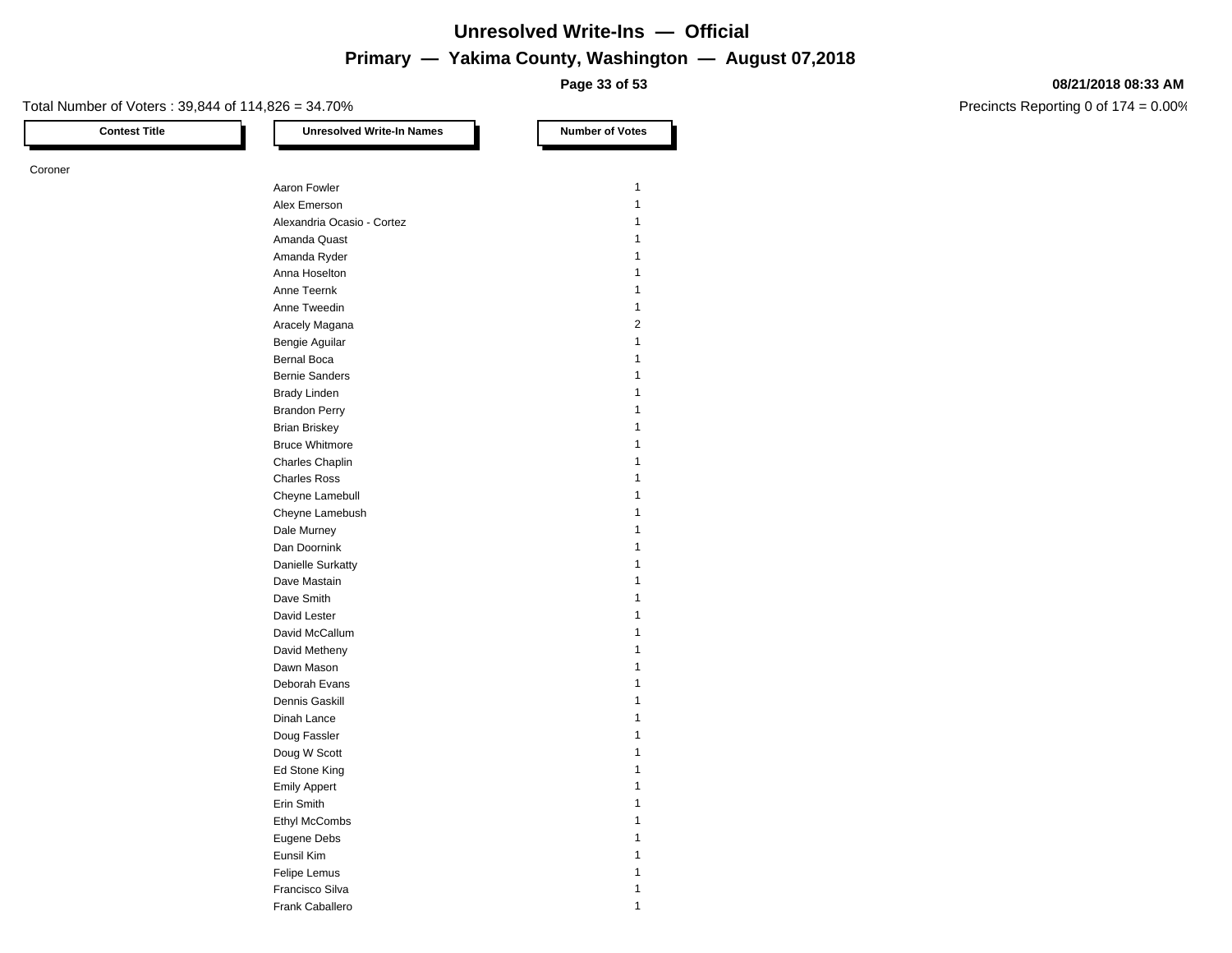# Unresolved Write-Ins — Official

## Primary — Yakima County, Washington — August 07,2018

08/21/2018 08:33 AM

Total Number of Voters : 39,844 of 114,826 = 34.70%

Precincts Reporting 0 of 174 = 0.00%

| Contest Title | Unresolved Write-In Names | Number of Votes |
|---|---|---|
| Coroner | | |
| | Aaron Fowler | 1 |
| | Alex Emerson | 1 |
| | Alexandria Ocasio - Cortez | 1 |
| | Amanda Quast | 1 |
| | Amanda Ryder | 1 |
| | Anna Hoselton | 1 |
| | Anne Teernk | 1 |
| | Anne Tweedin | 1 |
| | Aracely Magana | 2 |
| | Bengie Aguilar | 1 |
| | Bernal Boca | 1 |
| | Bernie Sanders | 1 |
| | Brady Linden | 1 |
| | Brandon Perry | 1 |
| | Brian Briskey | 1 |
| | Bruce Whitmore | 1 |
| | Charles Chaplin | 1 |
| | Charles Ross | 1 |
| | Cheyne Lamebull | 1 |
| | Cheyne Lamebush | 1 |
| | Dale Murney | 1 |
| | Dan Doornink | 1 |
| | Danielle Surkatty | 1 |
| | Dave Mastain | 1 |
| | Dave Smith | 1 |
| | David Lester | 1 |
| | David McCallum | 1 |
| | David Metheny | 1 |
| | Dawn Mason | 1 |
| | Deborah Evans | 1 |
| | Dennis Gaskill | 1 |
| | Dinah Lance | 1 |
| | Doug Fassler | 1 |
| | Doug W Scott | 1 |
| | Ed Stone King | 1 |
| | Emily Appert | 1 |
| | Erin Smith | 1 |
| | Ethyl McCombs | 1 |
| | Eugene Debs | 1 |
| | Eunsil Kim | 1 |
| | Felipe Lemus | 1 |
| | Francisco Silva | 1 |
| | Frank Caballero | 1 |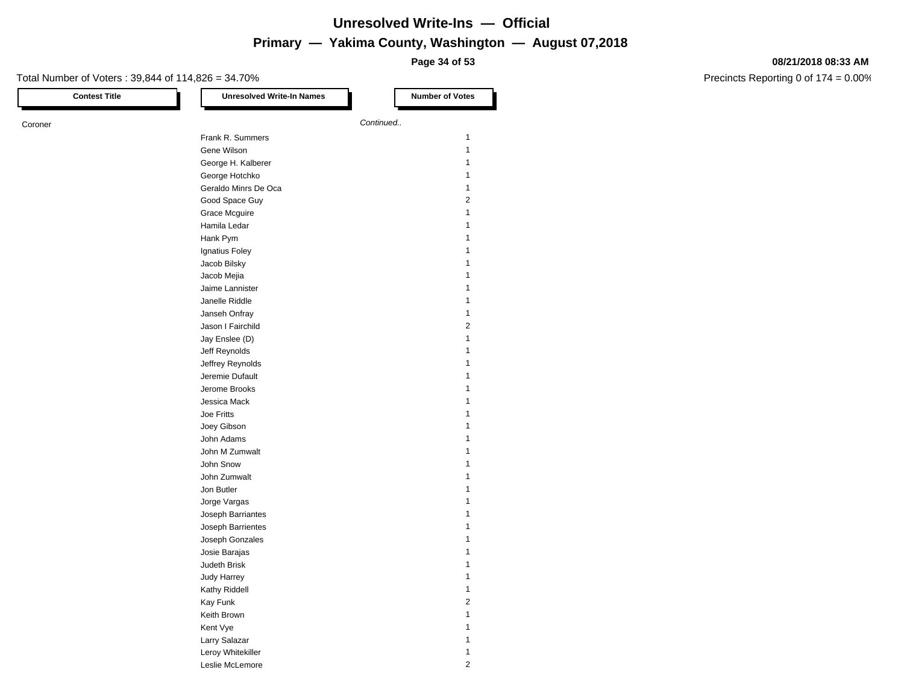# Unresolved Write-Ins — Official

## Primary — Yakima County, Washington — August 07,2018

Total Number of Voters : 39,844 of 114,826 = 34.70%

Precincts Reporting 0 of 174 = 0.00%

08/21/2018 08:33 AM

| Contest Title | Unresolved Write-In Names | Number of Votes |
|---|---|---|
| Coroner | *Continued..* | |
| | Frank R. Summers | 1 |
| | Gene Wilson | 1 |
| | George H. Kalberer | 1 |
| | George Hotchko | 1 |
| | Geraldo Minrs De Oca | 1 |
| | Good Space Guy | 2 |
| | Grace Mcguire | 1 |
| | Hamila Ledar | 1 |
| | Hank Pym | 1 |
| | Ignatius Foley | 1 |
| | Jacob Bilsky | 1 |
| | Jacob Mejia | 1 |
| | Jaime Lannister | 1 |
| | Janelle Riddle | 1 |
| | Janseh Onfray | 1 |
| | Jason I Fairchild | 2 |
| | Jay Enslee (D) | 1 |
| | Jeff Reynolds | 1 |
| | Jeffrey Reynolds | 1 |
| | Jeremie Dufault | 1 |
| | Jerome Brooks | 1 |
| | Jessica Mack | 1 |
| | Joe Fritts | 1 |
| | Joey Gibson | 1 |
| | John Adams | 1 |
| | John M Zumwalt | 1 |
| | John Snow | 1 |
| | John Zumwalt | 1 |
| | Jon Butler | 1 |
| | Jorge Vargas | 1 |
| | Joseph Barriantes | 1 |
| | Joseph Barrientes | 1 |
| | Joseph Gonzales | 1 |
| | Josie Barajas | 1 |
| | Judeth Brisk | 1 |
| | Judy Harrey | 1 |
| | Kathy Riddell | 1 |
| | Kay Funk | 2 |
| | Keith Brown | 1 |
| | Kent Vye | 1 |
| | Larry Salazar | 1 |
| | Leroy Whitekiller | 1 |
| | Leslie McLemore | 2 |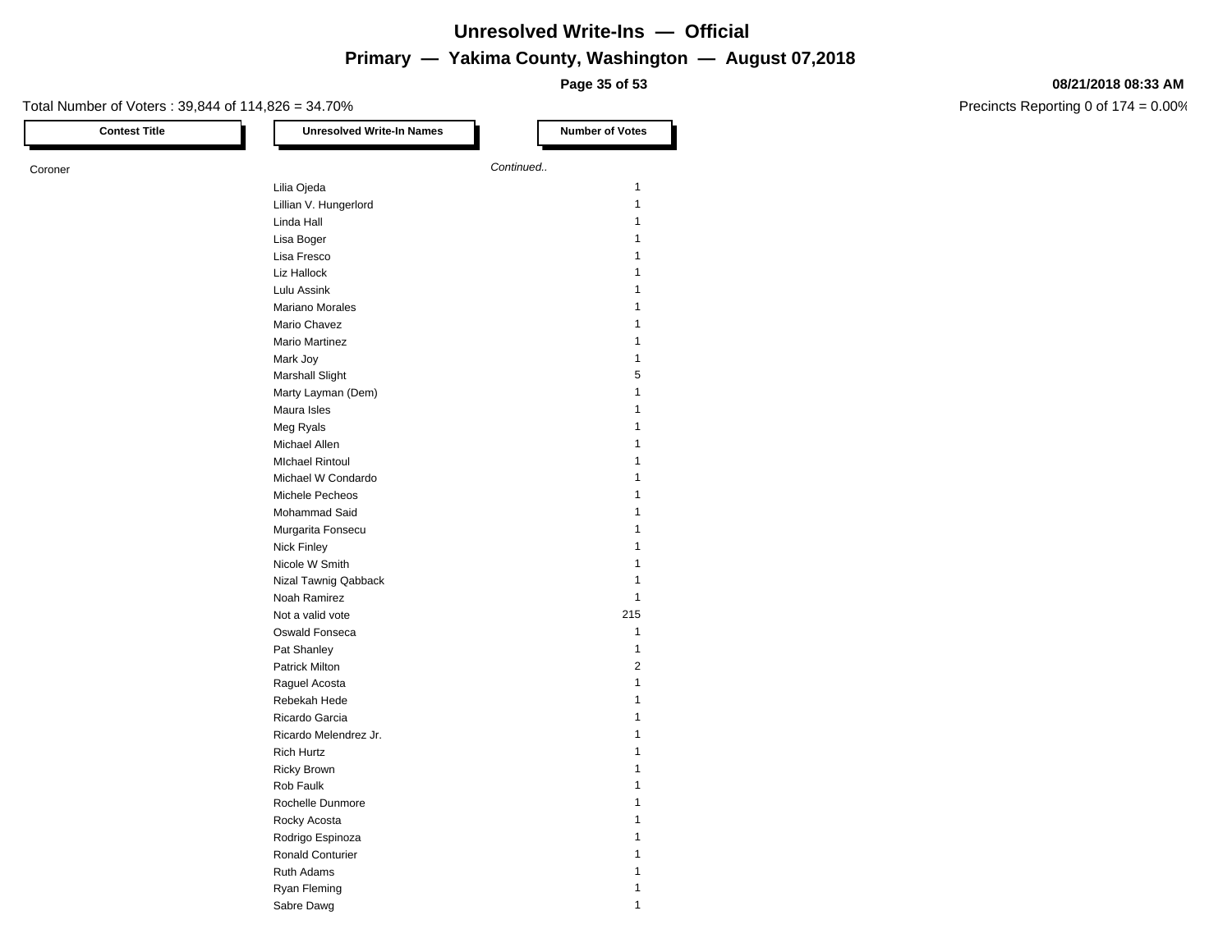# Unresolved Write-Ins — Official

## Primary — Yakima County, Washington — August 07,2018

08/21/2018 08:33 AM

Total Number of Voters : 39,844 of 114,826 = 34.70%

Precincts Reporting 0 of 174 = 0.00%

| Contest Title | Unresolved Write-In Names | Number of Votes |
|---|---|---|
| Coroner | *Continued..* | |
| | Lilia Ojeda | 1 |
| | Lillian V. Hungerlord | 1 |
| | Linda Hall | 1 |
| | Lisa Boger | 1 |
| | Lisa Fresco | 1 |
| | Liz Hallock | 1 |
| | Lulu Assink | 1 |
| | Mariano Morales | 1 |
| | Mario Chavez | 1 |
| | Mario Martinez | 1 |
| | Mark Joy | 1 |
| | Marshall Slight | 5 |
| | Marty Layman (Dem) | 1 |
| | Maura Isles | 1 |
| | Meg Ryals | 1 |
| | Michael Allen | 1 |
| | MIchael Rintoul | 1 |
| | Michael W Condardo | 1 |
| | Michele Pecheos | 1 |
| | Mohammad Said | 1 |
| | Murgarita Fonsecu | 1 |
| | Nick Finley | 1 |
| | Nicole W Smith | 1 |
| | Nizal Tawnig Qabback | 1 |
| | Noah Ramirez | 1 |
| | Not a valid vote | 215 |
| | Oswald Fonseca | 1 |
| | Pat Shanley | 1 |
| | Patrick Milton | 2 |
| | Raguel Acosta | 1 |
| | Rebekah Hede | 1 |
| | Ricardo Garcia | 1 |
| | Ricardo Melendrez Jr. | 1 |
| | Rich Hurtz | 1 |
| | Ricky Brown | 1 |
| | Rob Faulk | 1 |
| | Rochelle Dunmore | 1 |
| | Rocky Acosta | 1 |
| | Rodrigo Espinoza | 1 |
| | Ronald Conturier | 1 |
| | Ruth Adams | 1 |
| | Ryan Fleming | 1 |
| | Sabre Dawg | 1 |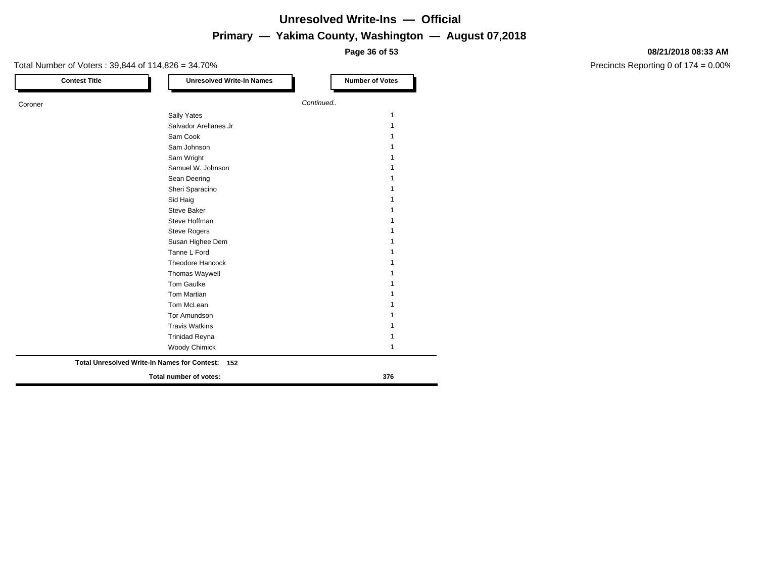# Unresolved Write-Ins — Official

## Primary — Yakima County, Washington — August 07,2018

**08/21/2018 08:33 AM**

Total Number of Voters : 39,844 of 114,826 = 34.70%

Precincts Reporting 0 of 174 = 0.00%

| Contest Title | Unresolved Write-In Names | Number of Votes |
|---|---|---|
| Coroner | *Continued..* | |
| | Sally Yates | 1 |
| | Salvador Arellanes Jr | 1 |
| | Sam Cook | 1 |
| | Sam Johnson | 1 |
| | Sam Wright | 1 |
| | Samuel W. Johnson | 1 |
| | Sean Deering | 1 |
| | Sheri Sparacino | 1 |
| | Sid Haig | 1 |
| | Steve Baker | 1 |
| | Steve Hoffman | 1 |
| | Steve Rogers | 1 |
| | Susan Highee Dem | 1 |
| | Tanne L Ford | 1 |
| | Theodore Hancock | 1 |
| | Thomas Waywell | 1 |
| | Tom Gaulke | 1 |
| | Tom Martian | 1 |
| | Tom McLean | 1 |
| | Tor Amundson | 1 |
| | Travis Watkins | 1 |
| | Trinidad Reyna | 1 |
| | Woody Chimick | 1 |

**Total Unresolved Write-In Names for Contest: 152**

**Total number of votes: 376**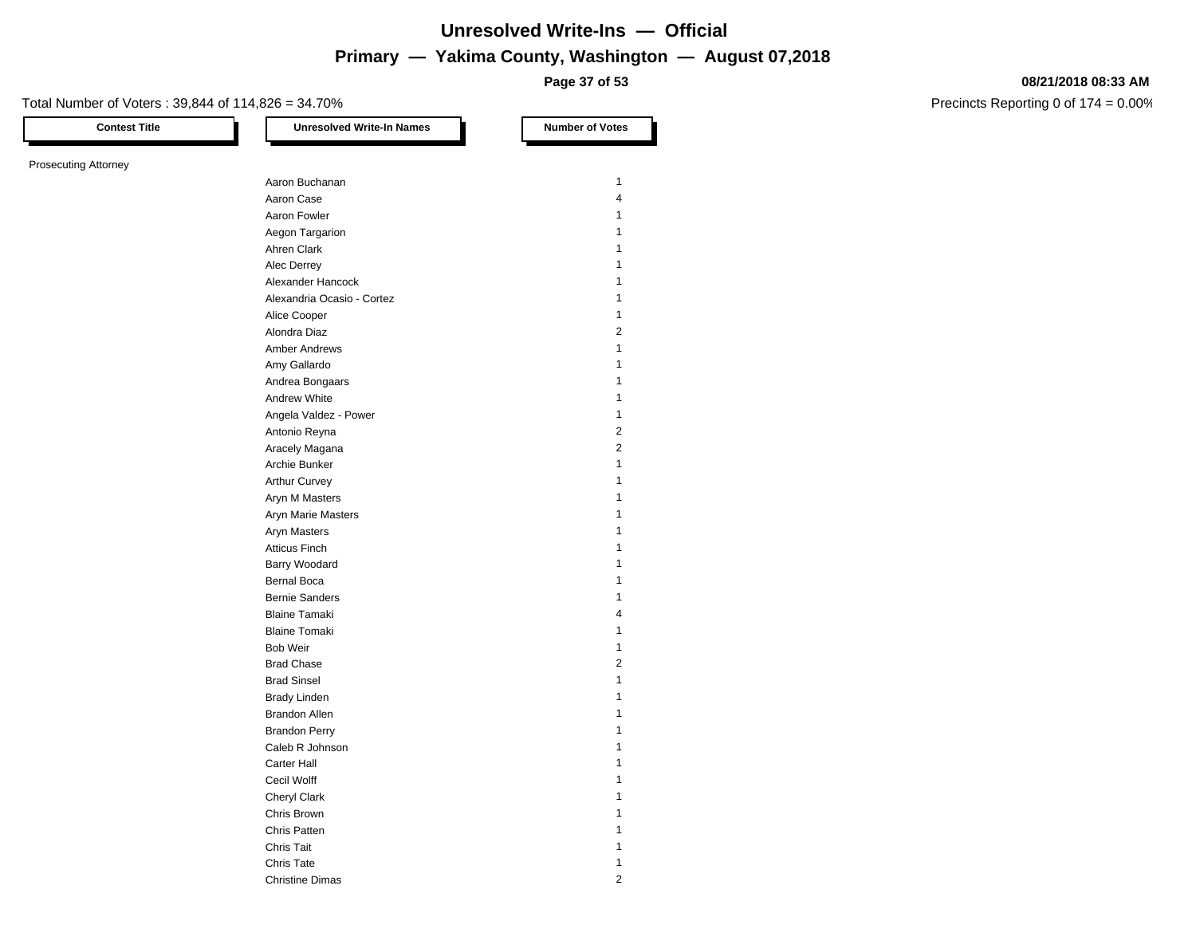# Unresolved Write-Ins — Official

## Primary — Yakima County, Washington — August 07,2018

08/21/2018 08:33 AM

Total Number of Voters : 39,844 of 114,826 = 34.70%

Precincts Reporting 0 of 174 = 0.00%

| Contest Title | Unresolved Write-In Names | Number of Votes |
|---|---|---|
| Prosecuting Attorney | | |
| | Aaron Buchanan | 1 |
| | Aaron Case | 4 |
| | Aaron Fowler | 1 |
| | Aegon Targarion | 1 |
| | Ahren Clark | 1 |
| | Alec Derrey | 1 |
| | Alexander Hancock | 1 |
| | Alexandria Ocasio - Cortez | 1 |
| | Alice Cooper | 1 |
| | Alondra Diaz | 2 |
| | Amber Andrews | 1 |
| | Amy Gallardo | 1 |
| | Andrea Bongaars | 1 |
| | Andrew White | 1 |
| | Angela Valdez - Power | 1 |
| | Antonio Reyna | 2 |
| | Aracely Magana | 2 |
| | Archie Bunker | 1 |
| | Arthur Curvey | 1 |
| | Aryn M Masters | 1 |
| | Aryn Marie Masters | 1 |
| | Aryn Masters | 1 |
| | Atticus Finch | 1 |
| | Barry Woodard | 1 |
| | Bernal Boca | 1 |
| | Bernie Sanders | 1 |
| | Blaine Tamaki | 4 |
| | Blaine Tomaki | 1 |
| | Bob Weir | 1 |
| | Brad Chase | 2 |
| | Brad Sinsel | 1 |
| | Brady Linden | 1 |
| | Brandon Allen | 1 |
| | Brandon Perry | 1 |
| | Caleb R Johnson | 1 |
| | Carter Hall | 1 |
| | Cecil Wolff | 1 |
| | Cheryl Clark | 1 |
| | Chris Brown | 1 |
| | Chris Patten | 1 |
| | Chris Tait | 1 |
| | Chris Tate | 1 |
| | Christine Dimas | 2 |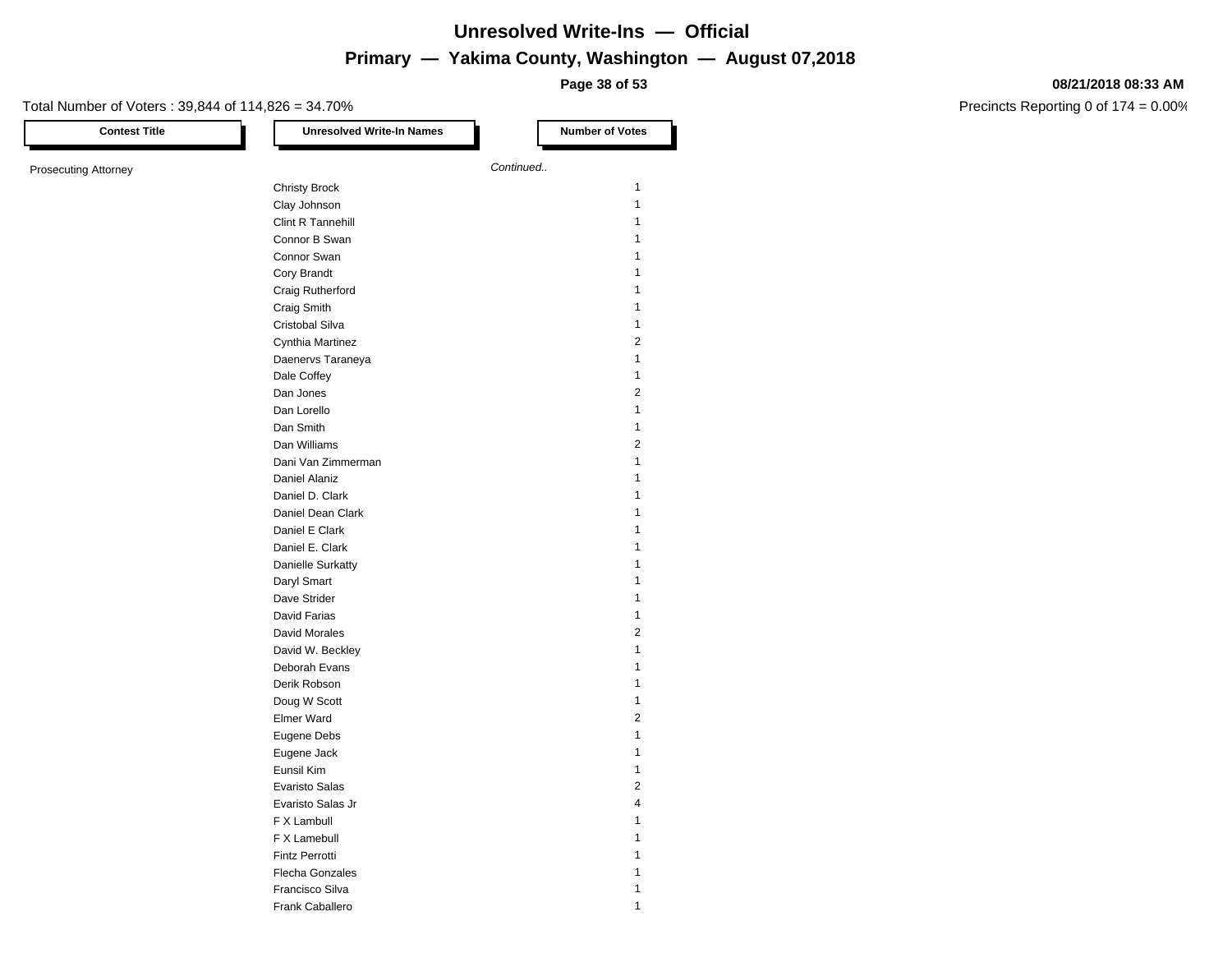# Unresolved Write-Ins — Official

## Primary — Yakima County, Washington — August 07,2018

Total Number of Voters : 39,844 of 114,826 = 34.70%

Precincts Reporting 0 of 174 = 0.00%

08/21/2018 08:33 AM

| Contest Title | Unresolved Write-In Names | Number of Votes |
|---|---|---|
| Prosecuting Attorney | *Continued..* | |
| | Christy Brock | 1 |
| | Clay Johnson | 1 |
| | Clint R Tannehill | 1 |
| | Connor B Swan | 1 |
| | Connor Swan | 1 |
| | Cory Brandt | 1 |
| | Craig Rutherford | 1 |
| | Craig Smith | 1 |
| | Cristobal Silva | 1 |
| | Cynthia Martinez | 2 |
| | Daenervs Taraneya | 1 |
| | Dale Coffey | 1 |
| | Dan Jones | 2 |
| | Dan Lorello | 1 |
| | Dan Smith | 1 |
| | Dan Williams | 2 |
| | Dani Van Zimmerman | 1 |
| | Daniel Alaniz | 1 |
| | Daniel D. Clark | 1 |
| | Daniel Dean Clark | 1 |
| | Daniel E Clark | 1 |
| | Daniel E. Clark | 1 |
| | Danielle Surkatty | 1 |
| | Daryl Smart | 1 |
| | Dave Strider | 1 |
| | David Farias | 1 |
| | David Morales | 2 |
| | David W. Beckley | 1 |
| | Deborah Evans | 1 |
| | Derik Robson | 1 |
| | Doug W Scott | 1 |
| | Elmer Ward | 2 |
| | Eugene Debs | 1 |
| | Eugene Jack | 1 |
| | Eunsil Kim | 1 |
| | Evaristo Salas | 2 |
| | Evaristo Salas Jr | 4 |
| | F X Lambull | 1 |
| | F X Lamebull | 1 |
| | Fintz Perrotti | 1 |
| | Flecha Gonzales | 1 |
| | Francisco Silva | 1 |
| | Frank Caballero | 1 |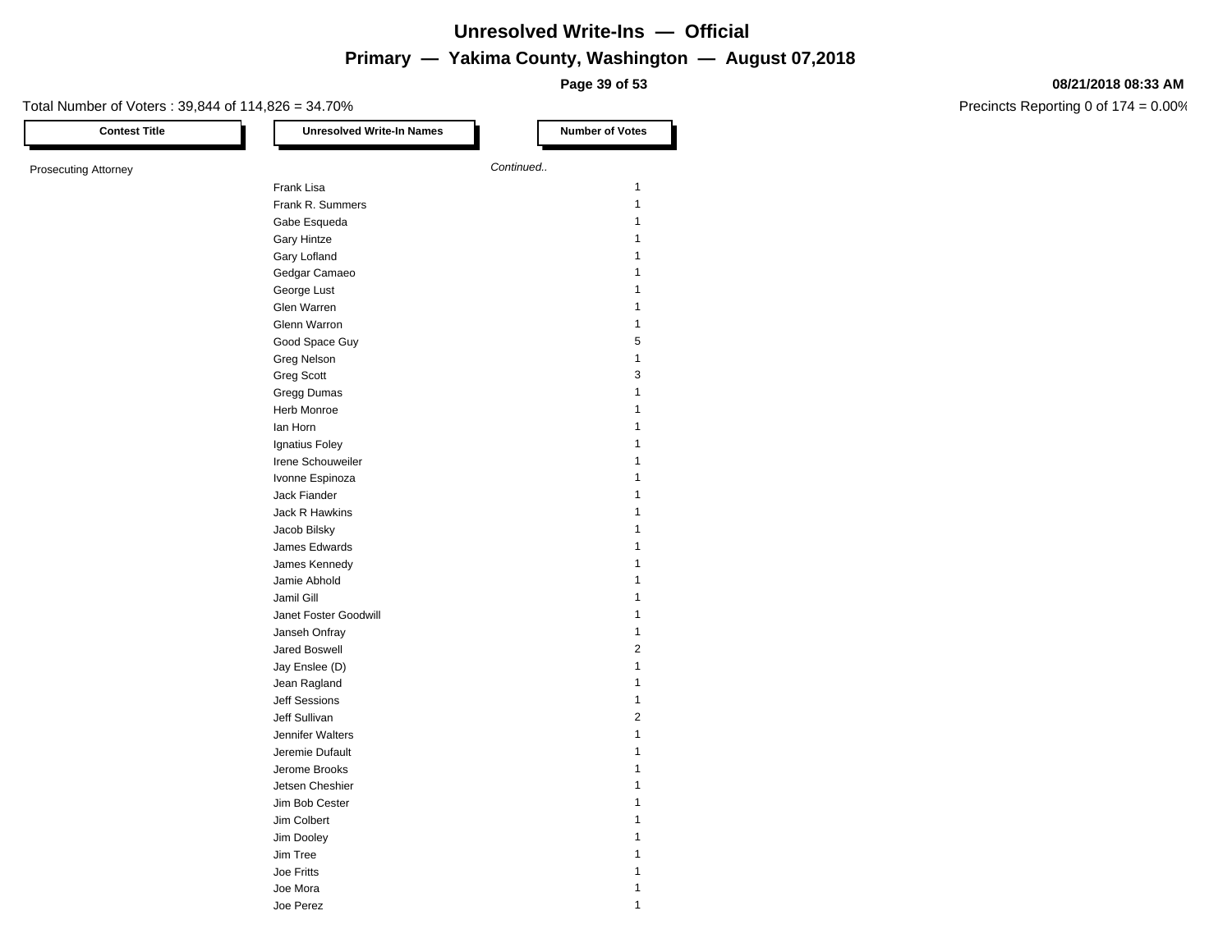# Unresolved Write-Ins — Official

## Primary — Yakima County, Washington — August 07,2018

Total Number of Voters : 39,844 of 114,826 = 34.70%

Precincts Reporting 0 of 174 = 0.00%

| Contest Title | Unresolved Write-In Names | Number of Votes |
|---|---|---|
| Prosecuting Attorney | *Continued..* | |
| | Frank Lisa | 1 |
| | Frank R. Summers | 1 |
| | Gabe Esqueda | 1 |
| | Gary Hintze | 1 |
| | Gary Lofland | 1 |
| | Gedgar Camaeo | 1 |
| | George Lust | 1 |
| | Glen Warren | 1 |
| | Glenn Warron | 1 |
| | Good Space Guy | 5 |
| | Greg Nelson | 1 |
| | Greg Scott | 3 |
| | Gregg Dumas | 1 |
| | Herb Monroe | 1 |
| | Ian Horn | 1 |
| | Ignatius Foley | 1 |
| | Irene Schouweiler | 1 |
| | Ivonne Espinoza | 1 |
| | Jack Fiander | 1 |
| | Jack R Hawkins | 1 |
| | Jacob Bilsky | 1 |
| | James Edwards | 1 |
| | James Kennedy | 1 |
| | Jamie Abhold | 1 |
| | Jamil Gill | 1 |
| | Janet Foster Goodwill | 1 |
| | Janseh Onfray | 1 |
| | Jared Boswell | 2 |
| | Jay Enslee (D) | 1 |
| | Jean Ragland | 1 |
| | Jeff Sessions | 1 |
| | Jeff Sullivan | 2 |
| | Jennifer Walters | 1 |
| | Jeremie Dufault | 1 |
| | Jerome Brooks | 1 |
| | Jetsen Cheshier | 1 |
| | Jim Bob Cester | 1 |
| | Jim Colbert | 1 |
| | Jim Dooley | 1 |
| | Jim Tree | 1 |
| | Joe Fritts | 1 |
| | Joe Mora | 1 |
| | Joe Perez | 1 |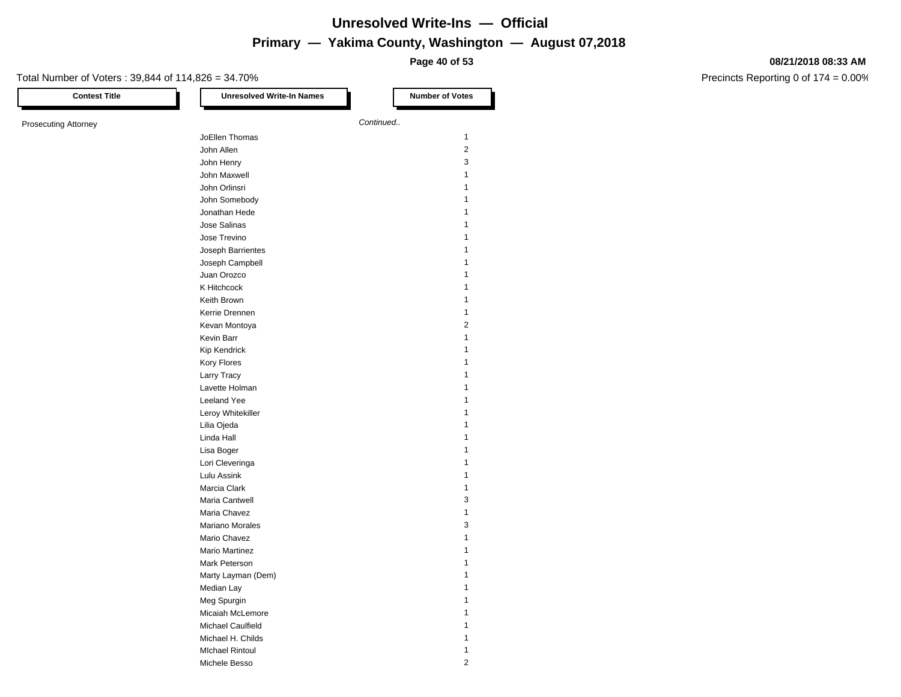# Unresolved Write-Ins — Official

## Primary — Yakima County, Washington — August 07,2018

08/21/2018 08:33 AM

Total Number of Voters : 39,844 of 114,826 = 34.70%

Precincts Reporting 0 of 174 = 0.00%

| Contest Title | Unresolved Write-In Names | Number of Votes |
|---|---|---|
| Prosecuting Attorney | | *Continued..* |
| | JoEllen Thomas | 1 |
| | John Allen | 2 |
| | John Henry | 3 |
| | John Maxwell | 1 |
| | John Orlinsri | 1 |
| | John Somebody | 1 |
| | Jonathan Hede | 1 |
| | Jose Salinas | 1 |
| | Jose Trevino | 1 |
| | Joseph Barrientes | 1 |
| | Joseph Campbell | 1 |
| | Juan Orozco | 1 |
| | K Hitchcock | 1 |
| | Keith Brown | 1 |
| | Kerrie Drennen | 1 |
| | Kevan Montoya | 2 |
| | Kevin Barr | 1 |
| | Kip Kendrick | 1 |
| | Kory Flores | 1 |
| | Larry Tracy | 1 |
| | Lavette Holman | 1 |
| | Leeland Yee | 1 |
| | Leroy Whitekiller | 1 |
| | Lilia Ojeda | 1 |
| | Linda Hall | 1 |
| | Lisa Boger | 1 |
| | Lori Cleveringa | 1 |
| | Lulu Assink | 1 |
| | Marcia Clark | 1 |
| | Maria Cantwell | 3 |
| | Maria Chavez | 1 |
| | Mariano Morales | 3 |
| | Mario Chavez | 1 |
| | Mario Martinez | 1 |
| | Mark Peterson | 1 |
| | Marty Layman (Dem) | 1 |
| | Median Lay | 1 |
| | Meg Spurgin | 1 |
| | Micaiah McLemore | 1 |
| | Michael Caulfield | 1 |
| | Michael H. Childs | 1 |
| | MIchael Rintoul | 1 |
| | Michele Besso | 2 |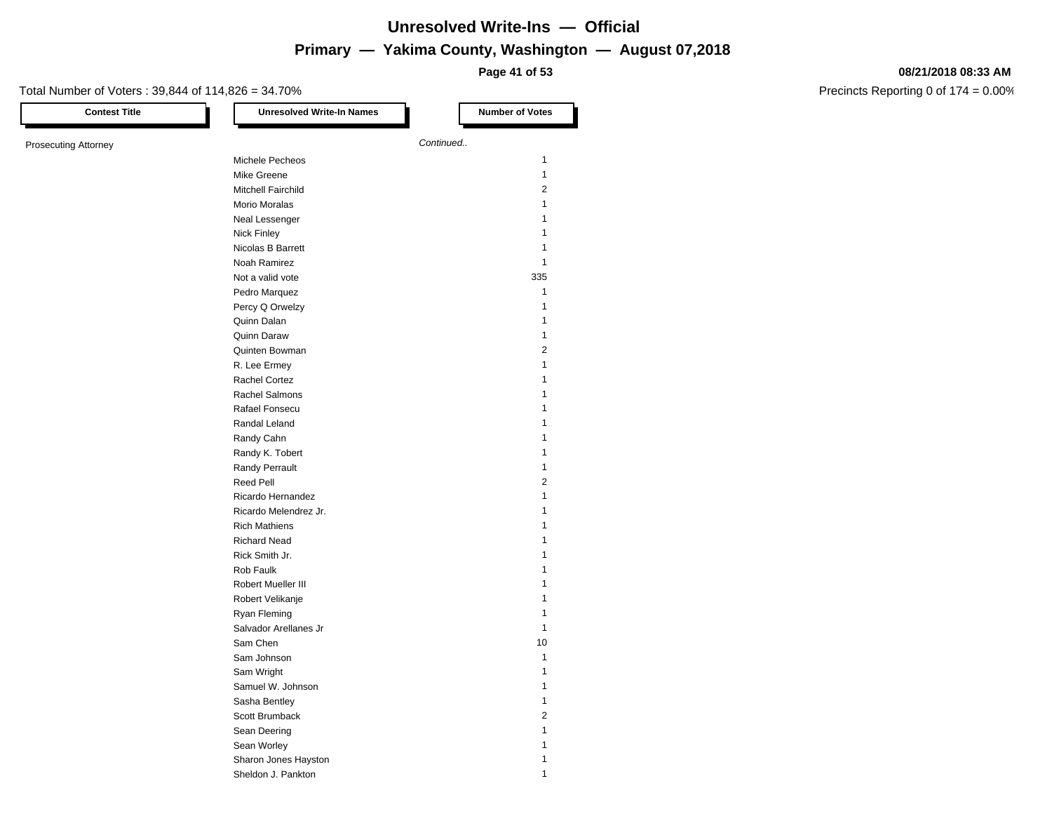# Unresolved Write-Ins — Official

## Primary — Yakima County, Washington — August 07,2018

08/21/2018 08:33 AM

Total Number of Voters : 39,844 of 114,826 = 34.70%

Precincts Reporting 0 of 174 = 0.00%

| Contest Title | Unresolved Write-In Names | Number of Votes |
|---|---|---|
| Prosecuting Attorney | *Continued..* | |
| | Michele Pecheos | 1 |
| | Mike Greene | 1 |
| | Mitchell Fairchild | 2 |
| | Morio Moralas | 1 |
| | Neal Lessenger | 1 |
| | Nick Finley | 1 |
| | Nicolas B Barrett | 1 |
| | Noah Ramirez | 1 |
| | Not a valid vote | 335 |
| | Pedro Marquez | 1 |
| | Percy Q Orwelzy | 1 |
| | Quinn Dalan | 1 |
| | Quinn Daraw | 1 |
| | Quinten Bowman | 2 |
| | R. Lee Ermey | 1 |
| | Rachel Cortez | 1 |
| | Rachel Salmons | 1 |
| | Rafael Fonsecu | 1 |
| | Randal Leland | 1 |
| | Randy Cahn | 1 |
| | Randy K. Tobert | 1 |
| | Randy Perrault | 1 |
| | Reed Pell | 2 |
| | Ricardo Hernandez | 1 |
| | Ricardo Melendrez Jr. | 1 |
| | Rich Mathiens | 1 |
| | Richard Nead | 1 |
| | Rick Smith Jr. | 1 |
| | Rob Faulk | 1 |
| | Robert Mueller III | 1 |
| | Robert Velikanje | 1 |
| | Ryan Fleming | 1 |
| | Salvador Arellanes Jr | 1 |
| | Sam Chen | 10 |
| | Sam Johnson | 1 |
| | Sam Wright | 1 |
| | Samuel W. Johnson | 1 |
| | Sasha Bentley | 1 |
| | Scott Brumback | 2 |
| | Sean Deering | 1 |
| | Sean Worley | 1 |
| | Sharon Jones Hayston | 1 |
| | Sheldon J. Pankton | 1 |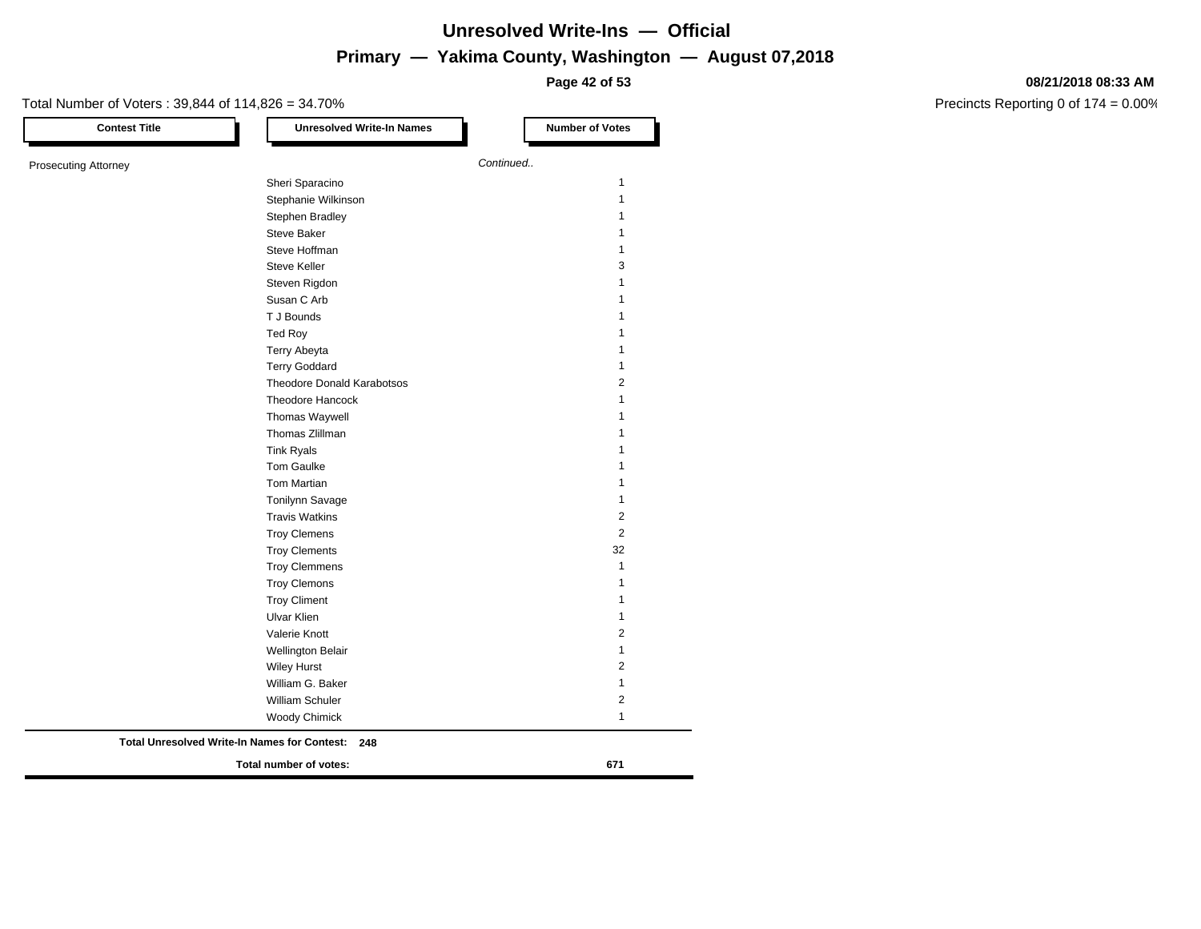# Unresolved Write-Ins — Official

## Primary — Yakima County, Washington — August 07,2018

**08/21/2018 08:33 AM**

Total Number of Voters : 39,844 of 114,826 = 34.70%

Precincts Reporting 0 of 174 = 0.00%

| Contest Title | Unresolved Write-In Names | Number of Votes |
|---|---|---|
| Prosecuting Attorney | *Continued..* | |
| | Sheri Sparacino | 1 |
| | Stephanie Wilkinson | 1 |
| | Stephen Bradley | 1 |
| | Steve Baker | 1 |
| | Steve Hoffman | 1 |
| | Steve Keller | 3 |
| | Steven Rigdon | 1 |
| | Susan C Arb | 1 |
| | T J Bounds | 1 |
| | Ted Roy | 1 |
| | Terry Abeyta | 1 |
| | Terry Goddard | 1 |
| | Theodore Donald Karabotsos | 2 |
| | Theodore Hancock | 1 |
| | Thomas Waywell | 1 |
| | Thomas Zlillman | 1 |
| | Tink Ryals | 1 |
| | Tom Gaulke | 1 |
| | Tom Martian | 1 |
| | Tonilynn Savage | 1 |
| | Travis Watkins | 2 |
| | Troy Clemens | 2 |
| | Troy Clements | 32 |
| | Troy Clemmens | 1 |
| | Troy Clemons | 1 |
| | Troy Climent | 1 |
| | Ulvar Klien | 1 |
| | Valerie Knott | 2 |
| | Wellington Belair | 1 |
| | Wiley Hurst | 2 |
| | William G. Baker | 1 |
| | William Schuler | 2 |
| | Woody Chimick | 1 |

**Total Unresolved Write-In Names for Contest: 248**

**Total number of votes: 671**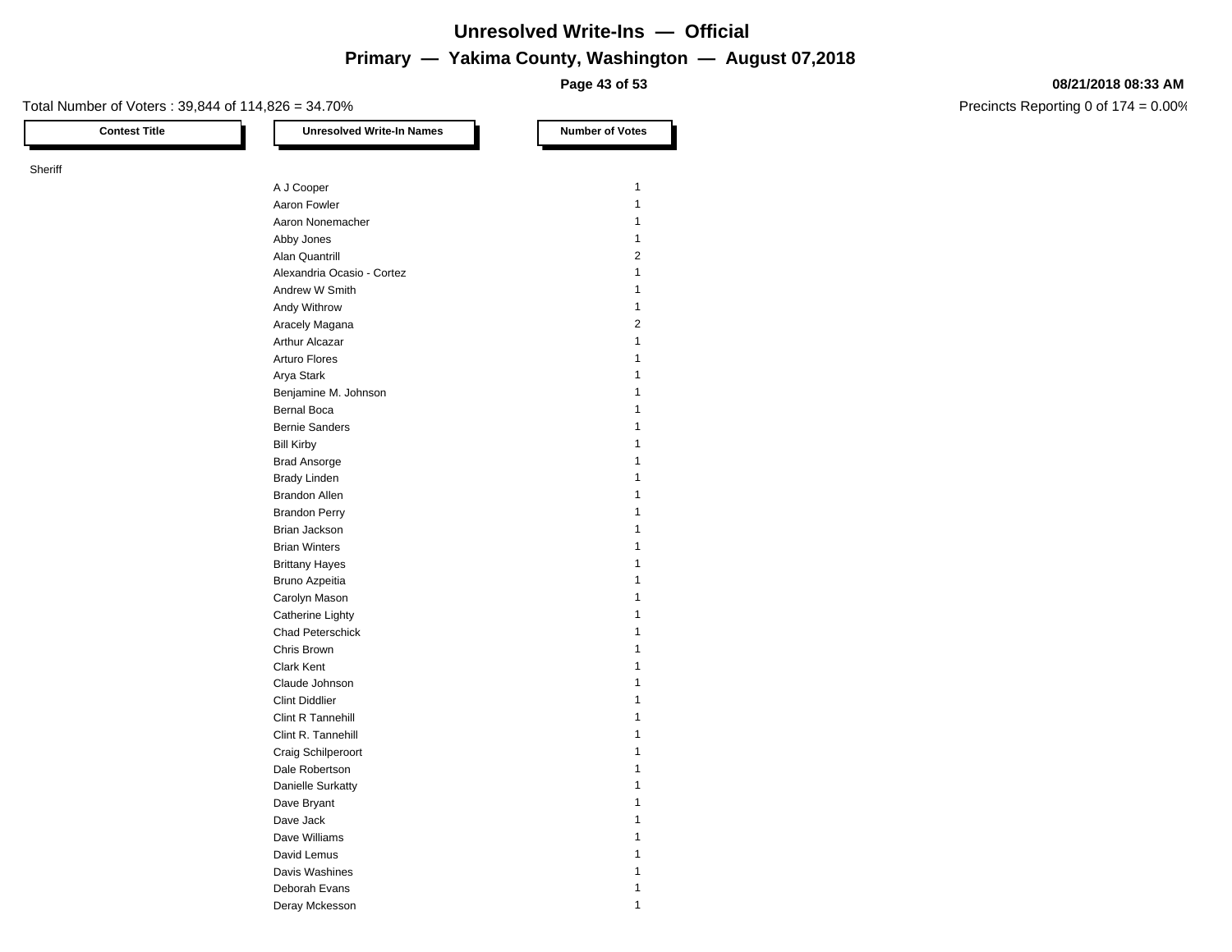# Unresolved Write-Ins — Official

## Primary — Yakima County, Washington — August 07,2018

08/21/2018 08:33 AM

Total Number of Voters : 39,844 of 114,826 = 34.70%

Precincts Reporting 0 of 174 = 0.00%

| Contest Title | Unresolved Write-In Names | Number of Votes |
|---|---|---|
| Sheriff | | |
| | A J Cooper | 1 |
| | Aaron Fowler | 1 |
| | Aaron Nonemacher | 1 |
| | Abby Jones | 1 |
| | Alan Quantrill | 2 |
| | Alexandria Ocasio - Cortez | 1 |
| | Andrew W Smith | 1 |
| | Andy Withrow | 1 |
| | Aracely Magana | 2 |
| | Arthur Alcazar | 1 |
| | Arturo Flores | 1 |
| | Arya Stark | 1 |
| | Benjamine M. Johnson | 1 |
| | Bernal Boca | 1 |
| | Bernie Sanders | 1 |
| | Bill Kirby | 1 |
| | Brad Ansorge | 1 |
| | Brady Linden | 1 |
| | Brandon Allen | 1 |
| | Brandon Perry | 1 |
| | Brian Jackson | 1 |
| | Brian Winters | 1 |
| | Brittany Hayes | 1 |
| | Bruno Azpeitia | 1 |
| | Carolyn Mason | 1 |
| | Catherine Lighty | 1 |
| | Chad Peterschick | 1 |
| | Chris Brown | 1 |
| | Clark Kent | 1 |
| | Claude Johnson | 1 |
| | Clint Diddlier | 1 |
| | Clint R Tannehill | 1 |
| | Clint R. Tannehill | 1 |
| | Craig Schilperoort | 1 |
| | Dale Robertson | 1 |
| | Danielle Surkatty | 1 |
| | Dave Bryant | 1 |
| | Dave Jack | 1 |
| | Dave Williams | 1 |
| | David Lemus | 1 |
| | Davis Washines | 1 |
| | Deborah Evans | 1 |
| | Deray Mckesson | 1 |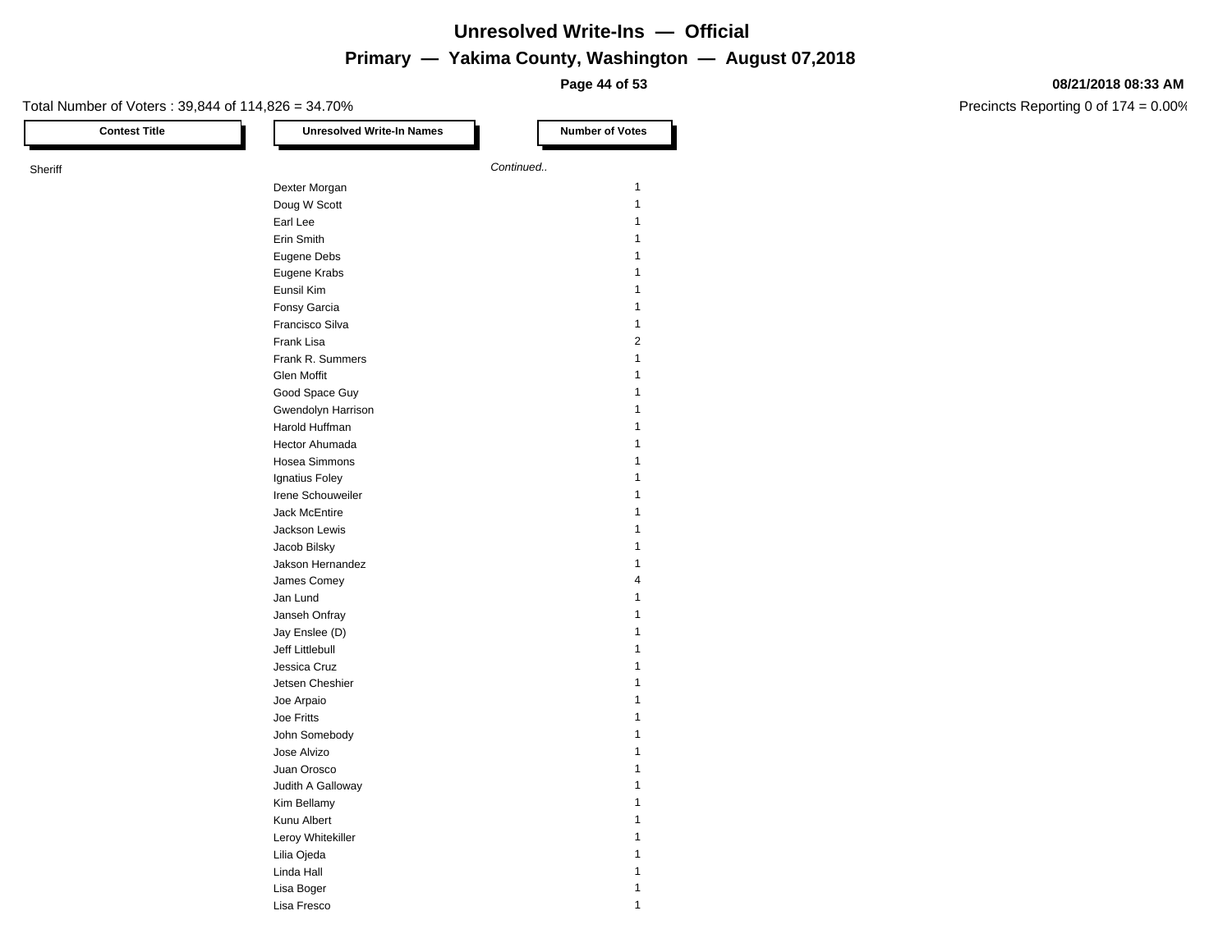# Unresolved Write-Ins — Official

## Primary — Yakima County, Washington — August 07,2018

**08/21/2018 08:33 AM**

Total Number of Voters : 39,844 of 114,826 = 34.70%

Precincts Reporting 0 of 174 = 0.00%

| Contest Title | Unresolved Write-In Names | Number of Votes |
|---|---|---|
| Sheriff | *Continued..* | |
| | Dexter Morgan | 1 |
| | Doug W Scott | 1 |
| | Earl Lee | 1 |
| | Erin Smith | 1 |
| | Eugene Debs | 1 |
| | Eugene Krabs | 1 |
| | Eunsil Kim | 1 |
| | Fonsy Garcia | 1 |
| | Francisco Silva | 1 |
| | Frank Lisa | 2 |
| | Frank R. Summers | 1 |
| | Glen Moffit | 1 |
| | Good Space Guy | 1 |
| | Gwendolyn Harrison | 1 |
| | Harold Huffman | 1 |
| | Hector Ahumada | 1 |
| | Hosea Simmons | 1 |
| | Ignatius Foley | 1 |
| | Irene Schouweiler | 1 |
| | Jack McEntire | 1 |
| | Jackson Lewis | 1 |
| | Jacob Bilsky | 1 |
| | Jakson Hernandez | 1 |
| | James Comey | 4 |
| | Jan Lund | 1 |
| | Janseh Onfray | 1 |
| | Jay Enslee (D) | 1 |
| | Jeff Littlebull | 1 |
| | Jessica Cruz | 1 |
| | Jetsen Cheshier | 1 |
| | Joe Arpaio | 1 |
| | Joe Fritts | 1 |
| | John Somebody | 1 |
| | Jose Alvizo | 1 |
| | Juan Orosco | 1 |
| | Judith A Galloway | 1 |
| | Kim Bellamy | 1 |
| | Kunu Albert | 1 |
| | Leroy Whitekiller | 1 |
| | Lilia Ojeda | 1 |
| | Linda Hall | 1 |
| | Lisa Boger | 1 |
| | Lisa Fresco | 1 |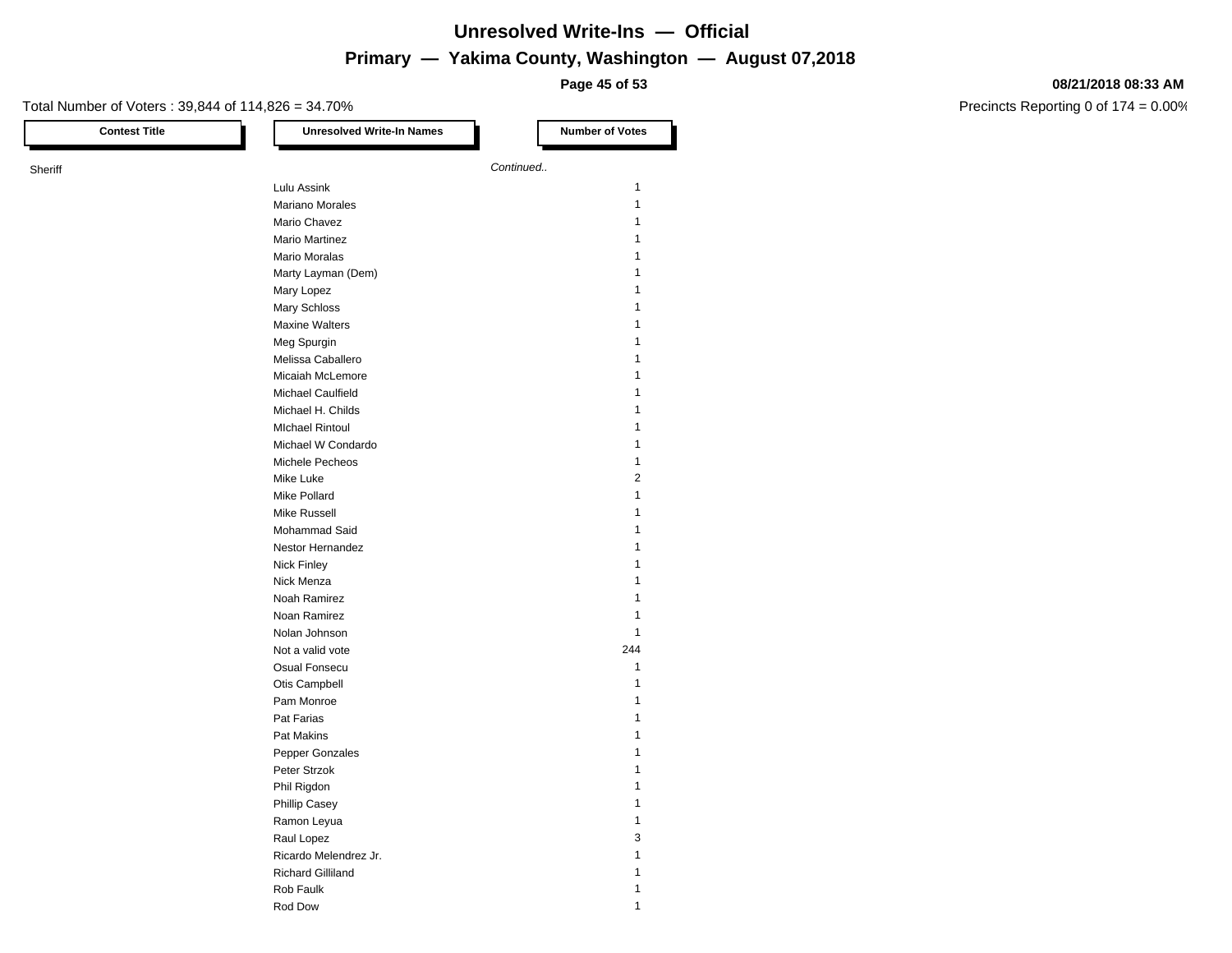# Unresolved Write-Ins — Official

## Primary — Yakima County, Washington — August 07,2018

08/21/2018 08:33 AM

Total Number of Voters : 39,844 of 114,826 = 34.70%

Precincts Reporting 0 of 174 = 0.00%

| Contest Title | Unresolved Write-In Names | Number of Votes |
|---|---|---|
| Sheriff | *Continued..* | |
| | Lulu Assink | 1 |
| | Mariano Morales | 1 |
| | Mario Chavez | 1 |
| | Mario Martinez | 1 |
| | Mario Moralas | 1 |
| | Marty Layman (Dem) | 1 |
| | Mary Lopez | 1 |
| | Mary Schloss | 1 |
| | Maxine Walters | 1 |
| | Meg Spurgin | 1 |
| | Melissa Caballero | 1 |
| | Micaiah McLemore | 1 |
| | Michael Caulfield | 1 |
| | Michael H. Childs | 1 |
| | MIchael Rintoul | 1 |
| | Michael W Condardo | 1 |
| | Michele Pecheos | 1 |
| | Mike Luke | 2 |
| | Mike Pollard | 1 |
| | Mike Russell | 1 |
| | Mohammad Said | 1 |
| | Nestor Hernandez | 1 |
| | Nick Finley | 1 |
| | Nick Menza | 1 |
| | Noah Ramirez | 1 |
| | Noan Ramirez | 1 |
| | Nolan Johnson | 1 |
| | Not a valid vote | 244 |
| | Osual Fonsecu | 1 |
| | Otis Campbell | 1 |
| | Pam Monroe | 1 |
| | Pat Farias | 1 |
| | Pat Makins | 1 |
| | Pepper Gonzales | 1 |
| | Peter Strzok | 1 |
| | Phil Rigdon | 1 |
| | Phillip Casey | 1 |
| | Ramon Leyua | 1 |
| | Raul Lopez | 3 |
| | Ricardo Melendrez Jr. | 1 |
| | Richard Gilliland | 1 |
| | Rob Faulk | 1 |
| | Rod Dow | 1 |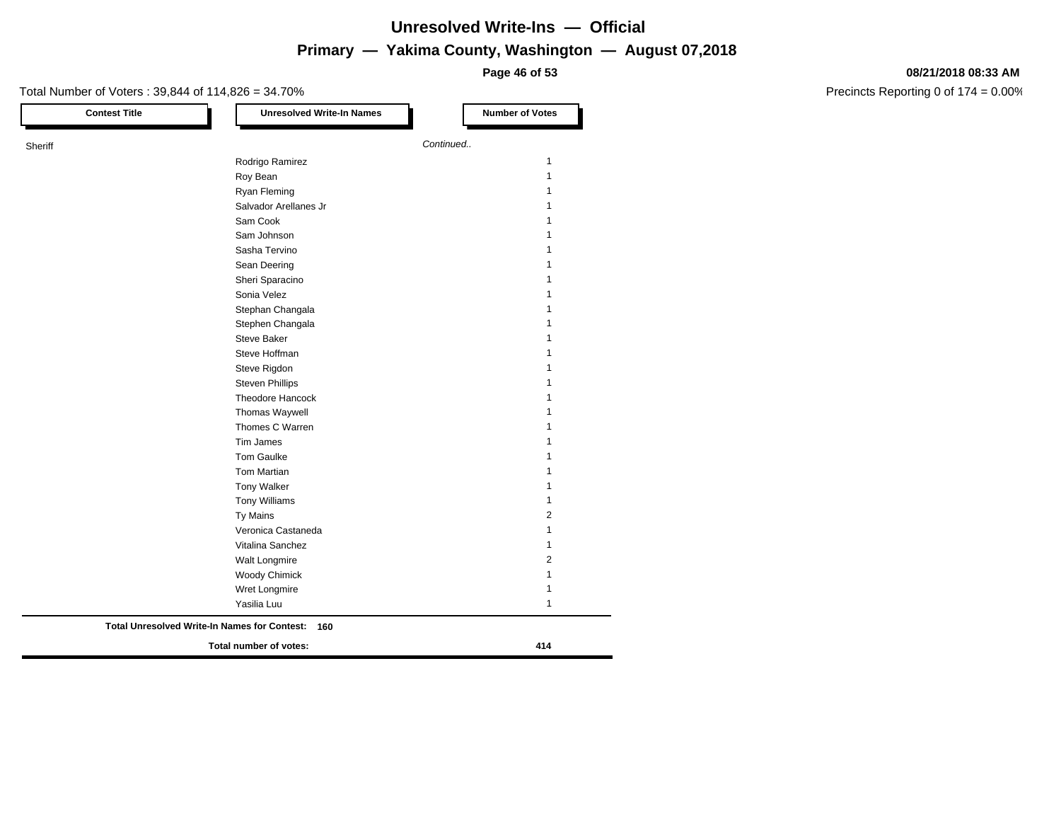# Unresolved Write-Ins — Official

## Primary — Yakima County, Washington — August 07,2018

**08/21/2018 08:33 AM**

Total Number of Voters : 39,844 of 114,826 = 34.70%

Precincts Reporting 0 of 174 = 0.00%

| Contest Title | Unresolved Write-In Names | Number of Votes |
|---|---|---|
| Sheriff | *Continued..* | |
| | Rodrigo Ramirez | 1 |
| | Roy Bean | 1 |
| | Ryan Fleming | 1 |
| | Salvador Arellanes Jr | 1 |
| | Sam Cook | 1 |
| | Sam Johnson | 1 |
| | Sasha Tervino | 1 |
| | Sean Deering | 1 |
| | Sheri Sparacino | 1 |
| | Sonia Velez | 1 |
| | Stephan Changala | 1 |
| | Stephen Changala | 1 |
| | Steve Baker | 1 |
| | Steve Hoffman | 1 |
| | Steve Rigdon | 1 |
| | Steven Phillips | 1 |
| | Theodore Hancock | 1 |
| | Thomas Waywell | 1 |
| | Thomes C Warren | 1 |
| | Tim James | 1 |
| | Tom Gaulke | 1 |
| | Tom Martian | 1 |
| | Tony Walker | 1 |
| | Tony Williams | 1 |
| | Ty Mains | 2 |
| | Veronica Castaneda | 1 |
| | Vitalina Sanchez | 1 |
| | Walt Longmire | 2 |
| | Woody Chimick | 1 |
| | Wret Longmire | 1 |
| | Yasilia Luu | 1 |
| **Total Unresolved Write-In Names for Contest:** | **160** | |
| | **Total number of votes:** | **414** |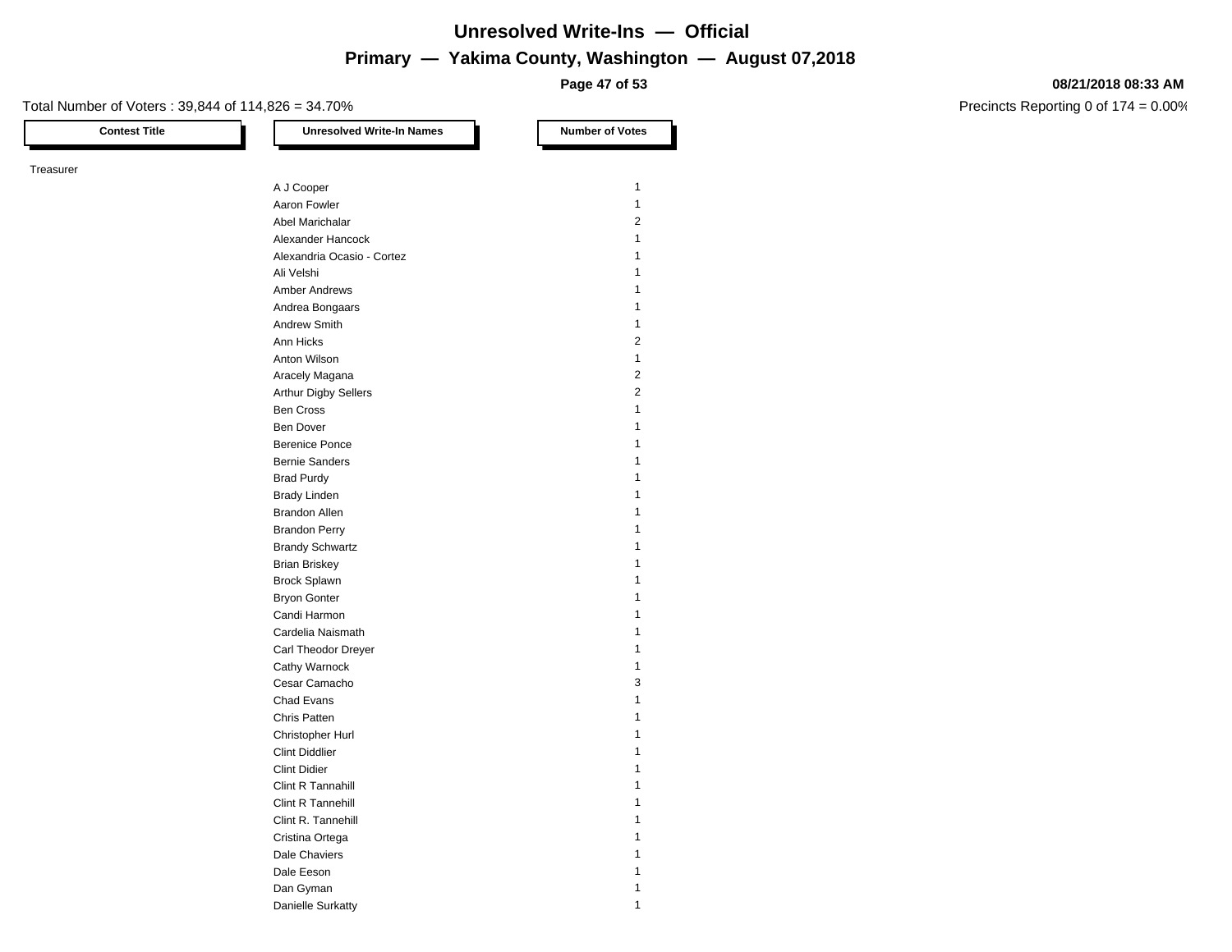# Unresolved Write-Ins — Official

## Primary — Yakima County, Washington — August 07,2018

**08/21/2018 08:33 AM**

Total Number of Voters : 39,844 of 114,826 = 34.70%

Precincts Reporting 0 of 174 = 0.00%

| Contest Title | Unresolved Write-In Names | Number of Votes |
|---|---|---|
| Treasurer | | |
| | A J Cooper | 1 |
| | Aaron Fowler | 1 |
| | Abel Marichalar | 2 |
| | Alexander Hancock | 1 |
| | Alexandria Ocasio - Cortez | 1 |
| | Ali Velshi | 1 |
| | Amber Andrews | 1 |
| | Andrea Bongaars | 1 |
| | Andrew Smith | 1 |
| | Ann Hicks | 2 |
| | Anton Wilson | 1 |
| | Aracely Magana | 2 |
| | Arthur Digby Sellers | 2 |
| | Ben Cross | 1 |
| | Ben Dover | 1 |
| | Berenice Ponce | 1 |
| | Bernie Sanders | 1 |
| | Brad Purdy | 1 |
| | Brady Linden | 1 |
| | Brandon Allen | 1 |
| | Brandon Perry | 1 |
| | Brandy Schwartz | 1 |
| | Brian Briskey | 1 |
| | Brock Splawn | 1 |
| | Bryon Gonter | 1 |
| | Candi Harmon | 1 |
| | Cardelia Naismath | 1 |
| | Carl Theodor Dreyer | 1 |
| | Cathy Warnock | 1 |
| | Cesar Camacho | 3 |
| | Chad Evans | 1 |
| | Chris Patten | 1 |
| | Christopher Hurl | 1 |
| | Clint Diddlier | 1 |
| | Clint Didier | 1 |
| | Clint R Tannahill | 1 |
| | Clint R Tannehill | 1 |
| | Clint R. Tannehill | 1 |
| | Cristina Ortega | 1 |
| | Dale Chaviers | 1 |
| | Dale Eeson | 1 |
| | Dan Gyman | 1 |
| | Danielle Surkatty | 1 |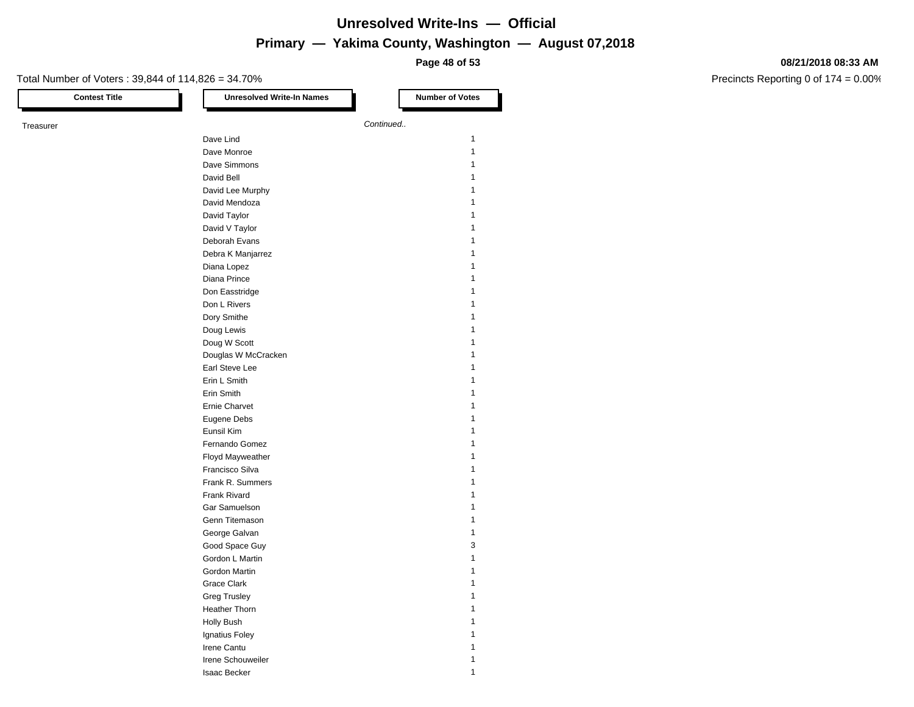# Unresolved Write-Ins — Official

## Primary — Yakima County, Washington — August 07,2018

Total Number of Voters : 39,844 of 114,826 = 34.70%

Precincts Reporting 0 of 174 = 0.00%

08/21/2018 08:33 AM

| Contest Title | Unresolved Write-In Names | Number of Votes |
|---|---|---|
| Treasurer | *Continued..* | |
| | Dave Lind | 1 |
| | Dave Monroe | 1 |
| | Dave Simmons | 1 |
| | David Bell | 1 |
| | David Lee Murphy | 1 |
| | David Mendoza | 1 |
| | David Taylor | 1 |
| | David V Taylor | 1 |
| | Deborah Evans | 1 |
| | Debra K Manjarrez | 1 |
| | Diana Lopez | 1 |
| | Diana Prince | 1 |
| | Don Easstridge | 1 |
| | Don L Rivers | 1 |
| | Dory Smithe | 1 |
| | Doug Lewis | 1 |
| | Doug W Scott | 1 |
| | Douglas W McCracken | 1 |
| | Earl Steve Lee | 1 |
| | Erin L Smith | 1 |
| | Erin Smith | 1 |
| | Ernie Charvet | 1 |
| | Eugene Debs | 1 |
| | Eunsil Kim | 1 |
| | Fernando Gomez | 1 |
| | Floyd Mayweather | 1 |
| | Francisco Silva | 1 |
| | Frank R. Summers | 1 |
| | Frank Rivard | 1 |
| | Gar Samuelson | 1 |
| | Genn Titemason | 1 |
| | George Galvan | 1 |
| | Good Space Guy | 3 |
| | Gordon L Martin | 1 |
| | Gordon Martin | 1 |
| | Grace Clark | 1 |
| | Greg Trusley | 1 |
| | Heather Thorn | 1 |
| | Holly Bush | 1 |
| | Ignatius Foley | 1 |
| | Irene Cantu | 1 |
| | Irene Schouweiler | 1 |
| | Isaac Becker | 1 |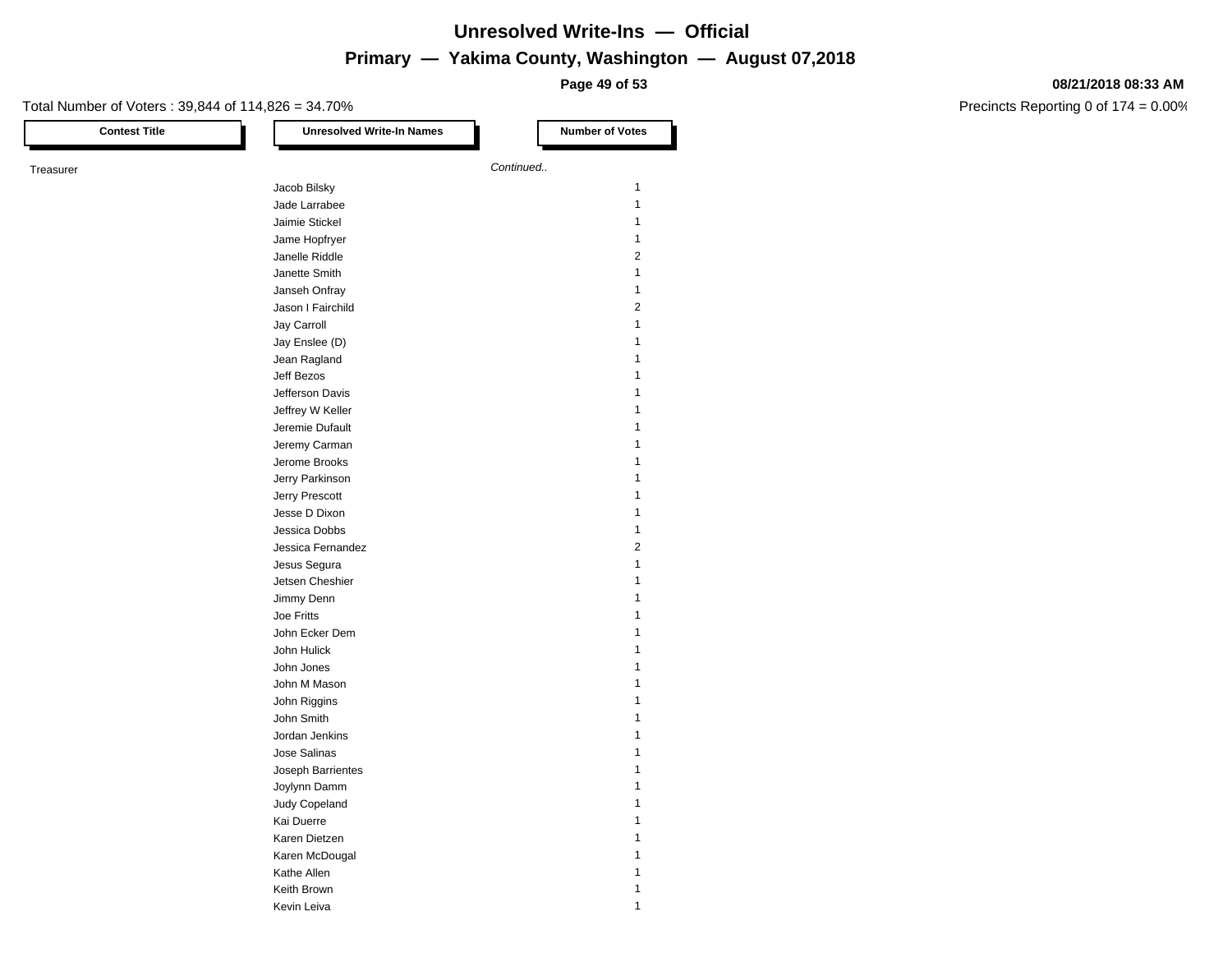# Unresolved Write-Ins — Official

## Primary — Yakima County, Washington — August 07,2018

08/21/2018 08:33 AM

Total Number of Voters : 39,844 of 114,826 = 34.70%

Precincts Reporting 0 of 174 = 0.00%

| Contest Title | Unresolved Write-In Names | Number of Votes |
|---|---|---|
| Treasurer | | *Continued..* |
| | Jacob Bilsky | 1 |
| | Jade Larrabee | 1 |
| | Jaimie Stickel | 1 |
| | Jame Hopfryer | 1 |
| | Janelle Riddle | 2 |
| | Janette Smith | 1 |
| | Janseh Onfray | 1 |
| | Jason I Fairchild | 2 |
| | Jay Carroll | 1 |
| | Jay Enslee (D) | 1 |
| | Jean Ragland | 1 |
| | Jeff Bezos | 1 |
| | Jefferson Davis | 1 |
| | Jeffrey W Keller | 1 |
| | Jeremie Dufault | 1 |
| | Jeremy Carman | 1 |
| | Jerome Brooks | 1 |
| | Jerry Parkinson | 1 |
| | Jerry Prescott | 1 |
| | Jesse D Dixon | 1 |
| | Jessica Dobbs | 1 |
| | Jessica Fernandez | 2 |
| | Jesus Segura | 1 |
| | Jetsen Cheshier | 1 |
| | Jimmy Denn | 1 |
| | Joe Fritts | 1 |
| | John Ecker Dem | 1 |
| | John Hulick | 1 |
| | John Jones | 1 |
| | John M Mason | 1 |
| | John Riggins | 1 |
| | John Smith | 1 |
| | Jordan Jenkins | 1 |
| | Jose Salinas | 1 |
| | Joseph Barrientes | 1 |
| | Joylynn Damm | 1 |
| | Judy Copeland | 1 |
| | Kai Duerre | 1 |
| | Karen Dietzen | 1 |
| | Karen McDougal | 1 |
| | Kathe Allen | 1 |
| | Keith Brown | 1 |
| | Kevin Leiva | 1 |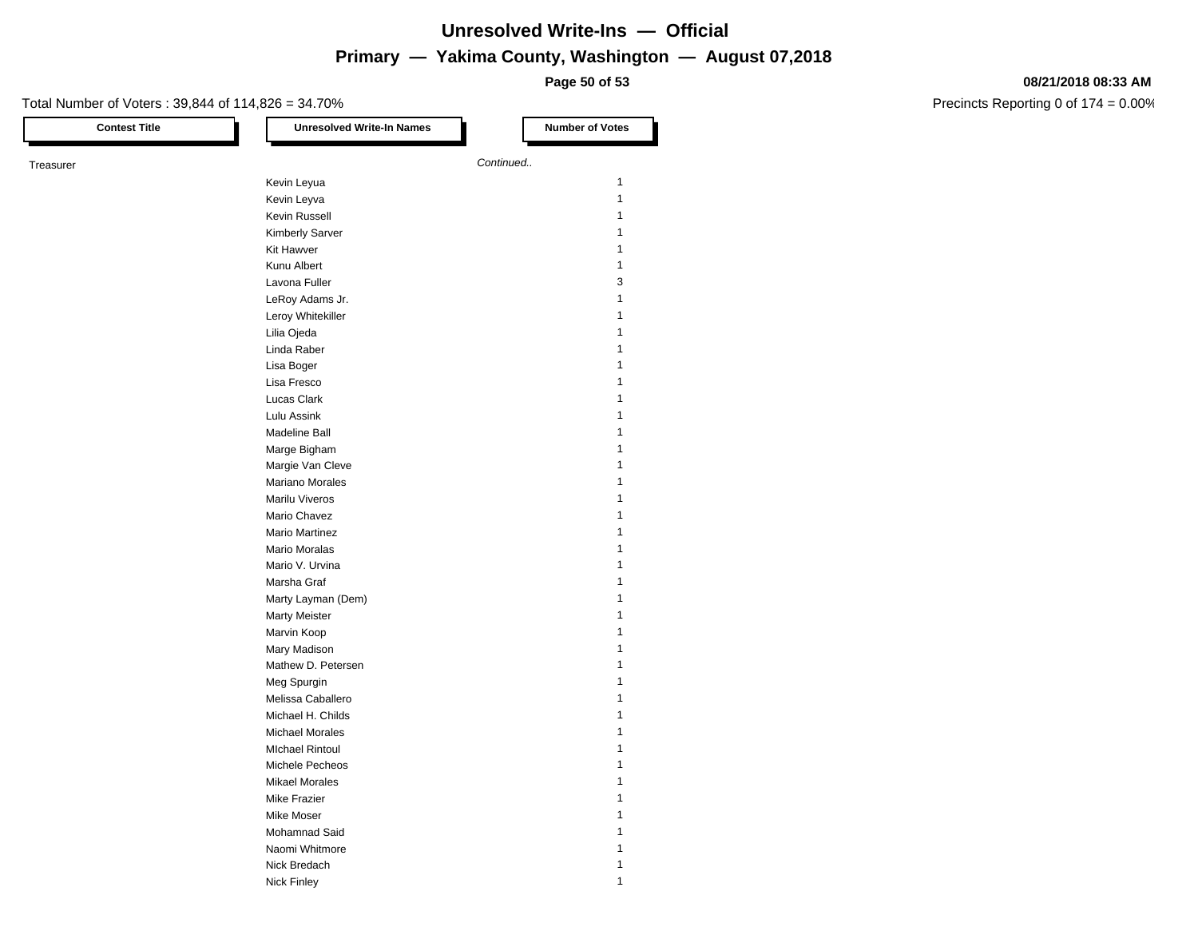# Unresolved Write-Ins — Official

## Primary — Yakima County, Washington — August 07,2018

**08/21/2018 08:33 AM**

Total Number of Voters : 39,844 of 114,826 = 34.70%

Precincts Reporting 0 of 174 = 0.00%

| Contest Title | Unresolved Write-In Names | Number of Votes |
|---|---|---|
| Treasurer | *Continued..* | |
| | Kevin Leyua | 1 |
| | Kevin Leyva | 1 |
| | Kevin Russell | 1 |
| | Kimberly Sarver | 1 |
| | Kit Hawver | 1 |
| | Kunu Albert | 1 |
| | Lavona Fuller | 3 |
| | LeRoy Adams Jr. | 1 |
| | Leroy Whitekiller | 1 |
| | Lilia Ojeda | 1 |
| | Linda Raber | 1 |
| | Lisa Boger | 1 |
| | Lisa Fresco | 1 |
| | Lucas Clark | 1 |
| | Lulu Assink | 1 |
| | Madeline Ball | 1 |
| | Marge Bigham | 1 |
| | Margie Van Cleve | 1 |
| | Mariano Morales | 1 |
| | Marilu Viveros | 1 |
| | Mario Chavez | 1 |
| | Mario Martinez | 1 |
| | Mario Moralas | 1 |
| | Mario V. Urvina | 1 |
| | Marsha Graf | 1 |
| | Marty Layman (Dem) | 1 |
| | Marty Meister | 1 |
| | Marvin Koop | 1 |
| | Mary Madison | 1 |
| | Mathew D. Petersen | 1 |
| | Meg Spurgin | 1 |
| | Melissa Caballero | 1 |
| | Michael H. Childs | 1 |
| | Michael Morales | 1 |
| | MIchael Rintoul | 1 |
| | Michele Pecheos | 1 |
| | Mikael Morales | 1 |
| | Mike Frazier | 1 |
| | Mike Moser | 1 |
| | Mohamnad Said | 1 |
| | Naomi Whitmore | 1 |
| | Nick Bredach | 1 |
| | Nick Finley | 1 |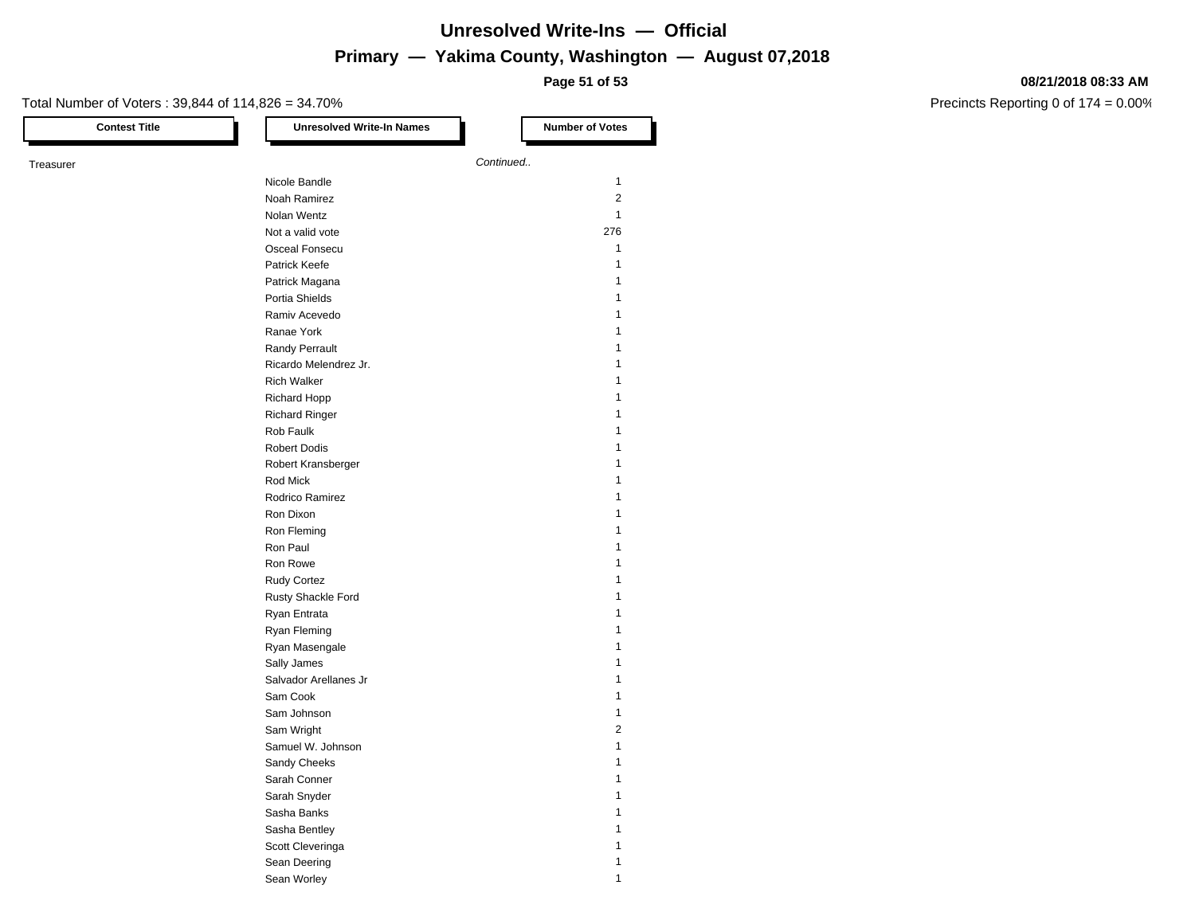# Unresolved Write-Ins — Official

## Primary — Yakima County, Washington — August 07,2018

08/21/2018 08:33 AM

Total Number of Voters : 39,844 of 114,826 = 34.70%

Precincts Reporting 0 of 174 = 0.00%

| Contest Title | Unresolved Write-In Names | Number of Votes |
|---|---|---|
| Treasurer | | *Continued..* |
| | Nicole Bandle | 1 |
| | Noah Ramirez | 2 |
| | Nolan Wentz | 1 |
| | Not a valid vote | 276 |
| | Osceal Fonsecu | 1 |
| | Patrick Keefe | 1 |
| | Patrick Magana | 1 |
| | Portia Shields | 1 |
| | Ramiv Acevedo | 1 |
| | Ranae York | 1 |
| | Randy Perrault | 1 |
| | Ricardo Melendrez Jr. | 1 |
| | Rich Walker | 1 |
| | Richard Hopp | 1 |
| | Richard Ringer | 1 |
| | Rob Faulk | 1 |
| | Robert Dodis | 1 |
| | Robert Kransberger | 1 |
| | Rod Mick | 1 |
| | Rodrico Ramirez | 1 |
| | Ron Dixon | 1 |
| | Ron Fleming | 1 |
| | Ron Paul | 1 |
| | Ron Rowe | 1 |
| | Rudy Cortez | 1 |
| | Rusty Shackle Ford | 1 |
| | Ryan Entrata | 1 |
| | Ryan Fleming | 1 |
| | Ryan Masengale | 1 |
| | Sally James | 1 |
| | Salvador Arellanes Jr | 1 |
| | Sam Cook | 1 |
| | Sam Johnson | 1 |
| | Sam Wright | 2 |
| | Samuel W. Johnson | 1 |
| | Sandy Cheeks | 1 |
| | Sarah Conner | 1 |
| | Sarah Snyder | 1 |
| | Sasha Banks | 1 |
| | Sasha Bentley | 1 |
| | Scott Cleveringa | 1 |
| | Sean Deering | 1 |
| | Sean Worley | 1 |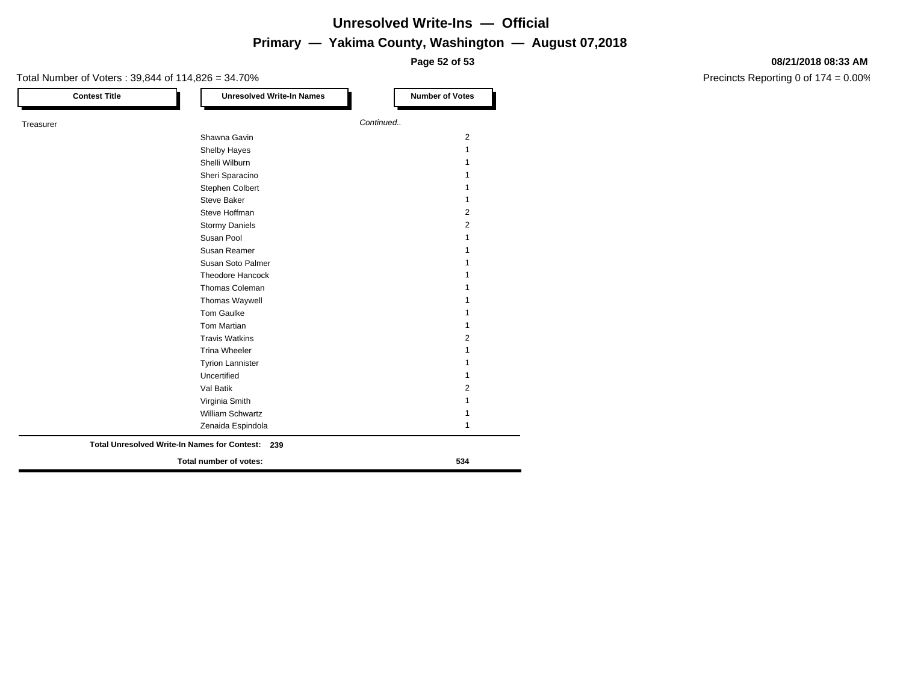# Unresolved Write-Ins — Official

## Primary — Yakima County, Washington — August 07,2018

08/21/2018 08:33 AM

Total Number of Voters : 39,844 of 114,826 = 34.70%

Precincts Reporting 0 of 174 = 0.00%

| Contest Title | Unresolved Write-In Names | Number of Votes |
|---|---|---|
| Treasurer | *Continued..* | |
| | Shawna Gavin | 2 |
| | Shelby Hayes | 1 |
| | Shelli Wilburn | 1 |
| | Sheri Sparacino | 1 |
| | Stephen Colbert | 1 |
| | Steve Baker | 1 |
| | Steve Hoffman | 2 |
| | Stormy Daniels | 2 |
| | Susan Pool | 1 |
| | Susan Reamer | 1 |
| | Susan Soto Palmer | 1 |
| | Theodore Hancock | 1 |
| | Thomas Coleman | 1 |
| | Thomas Waywell | 1 |
| | Tom Gaulke | 1 |
| | Tom Martian | 1 |
| | Travis Watkins | 2 |
| | Trina Wheeler | 1 |
| | Tyrion Lannister | 1 |
| | Uncertified | 1 |
| | Val Batik | 2 |
| | Virginia Smith | 1 |
| | William Schwartz | 1 |
| | Zenaida Espindola | 1 |

**Total Unresolved Write-In Names for Contest: 239**

**Total number of votes: 534**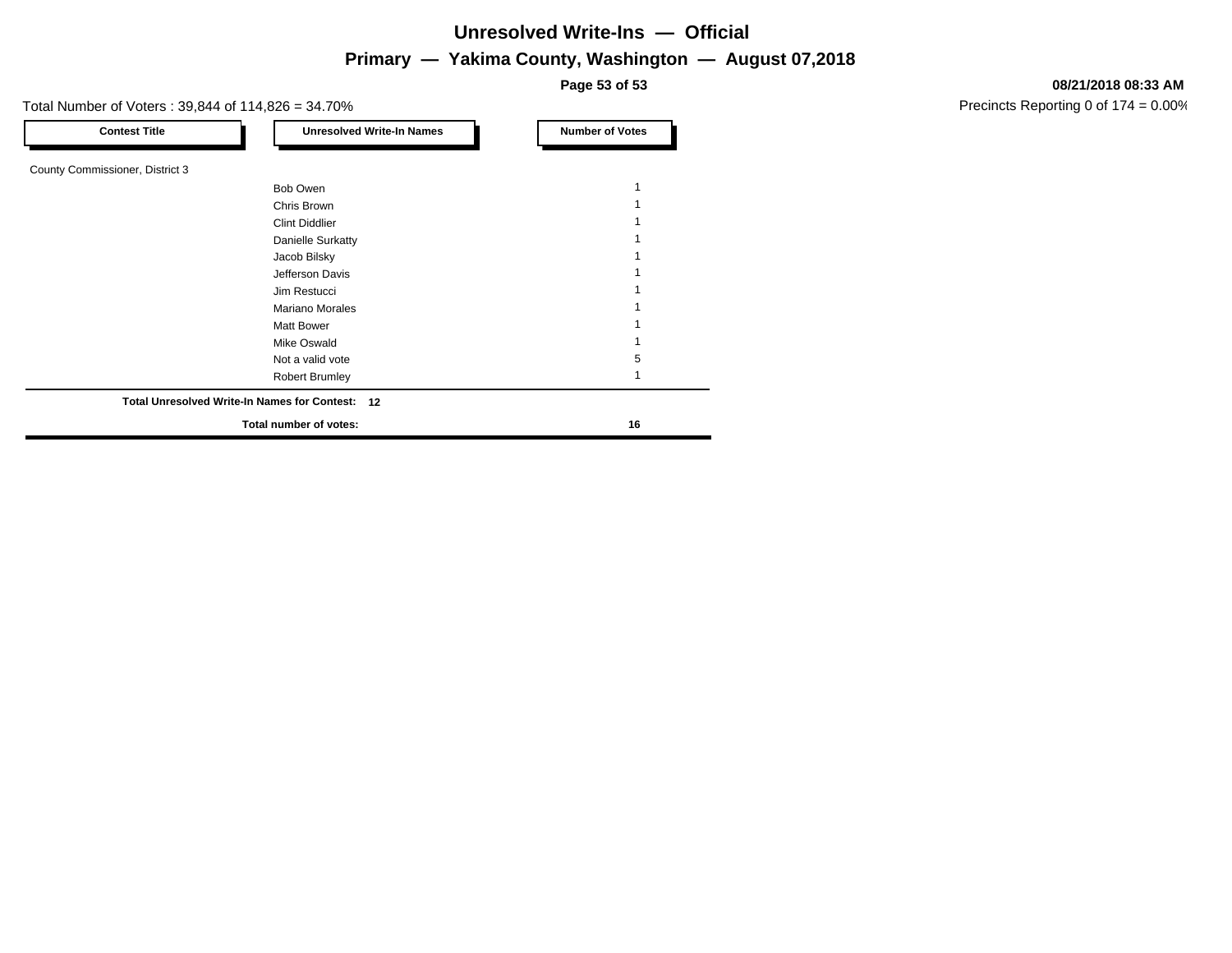# Unresolved Write-Ins — Official

## Primary — Yakima County, Washington — August 07,2018

**08/21/2018 08:33 AM**

Total Number of Voters : 39,844 of 114,826 = 34.70%

Precincts Reporting 0 of 174 = 0.00%

| Contest Title | Unresolved Write-In Names | Number of Votes |
|---|---|---|
| County Commissioner, District 3 | | |
| | Bob Owen | 1 |
| | Chris Brown | 1 |
| | Clint Diddlier | 1 |
| | Danielle Surkatty | 1 |
| | Jacob Bilsky | 1 |
| | Jefferson Davis | 1 |
| | Jim Restucci | 1 |
| | Mariano Morales | 1 |
| | Matt Bower | 1 |
| | Mike Oswald | 1 |
| | Not a valid vote | 5 |
| | Robert Brumley | 1 |
| **Total Unresolved Write-In Names for Contest:** | **12** | |
| | **Total number of votes:** | **16** |